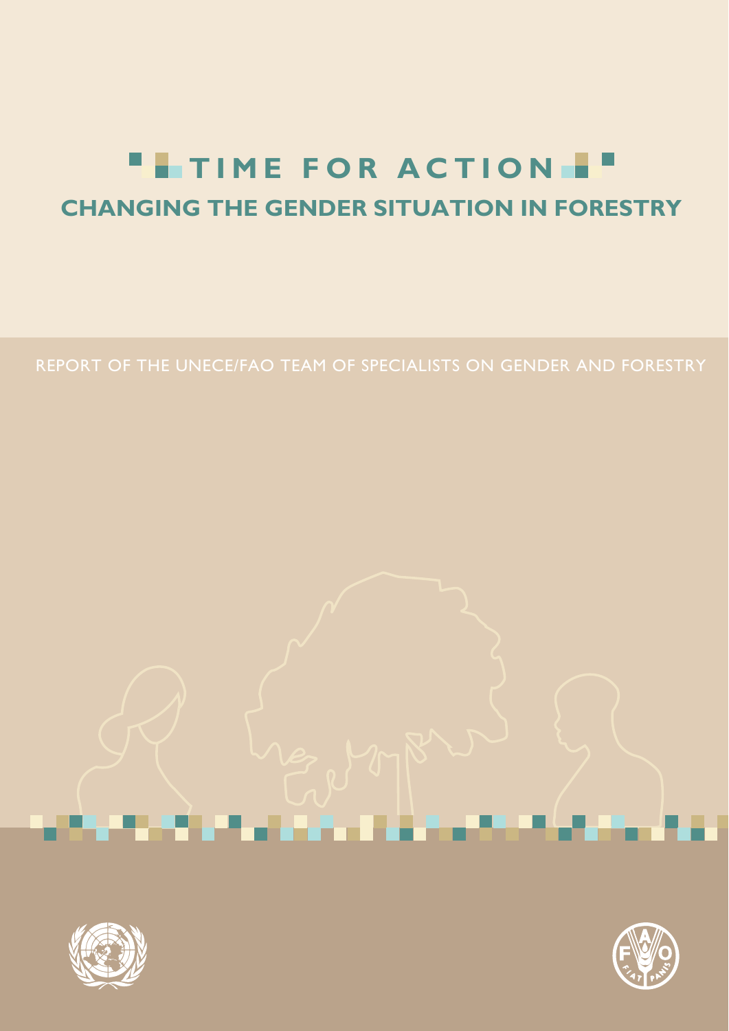# TIME FOR ACTION

## CHANGING THE GENDER SITUATION IN FORESTRY

REPORT OF THE UNECE/FAO TEAM OF SPECIALISTS ON GENDER AND FORESTRY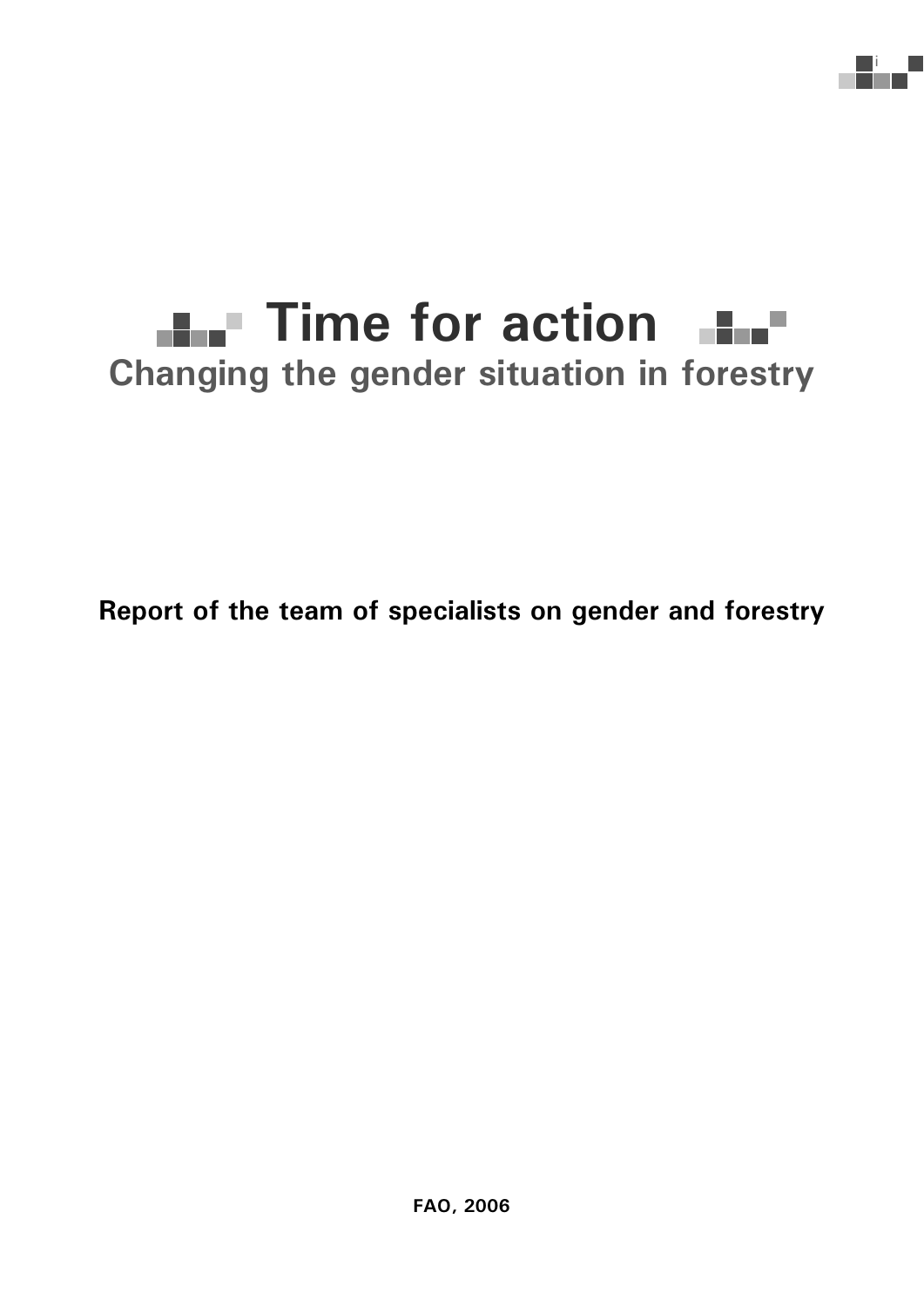# Time for action

## Changing the gender situation in forestry

**Report of the team of specialists on gender and forestry**

**FAO, 2006**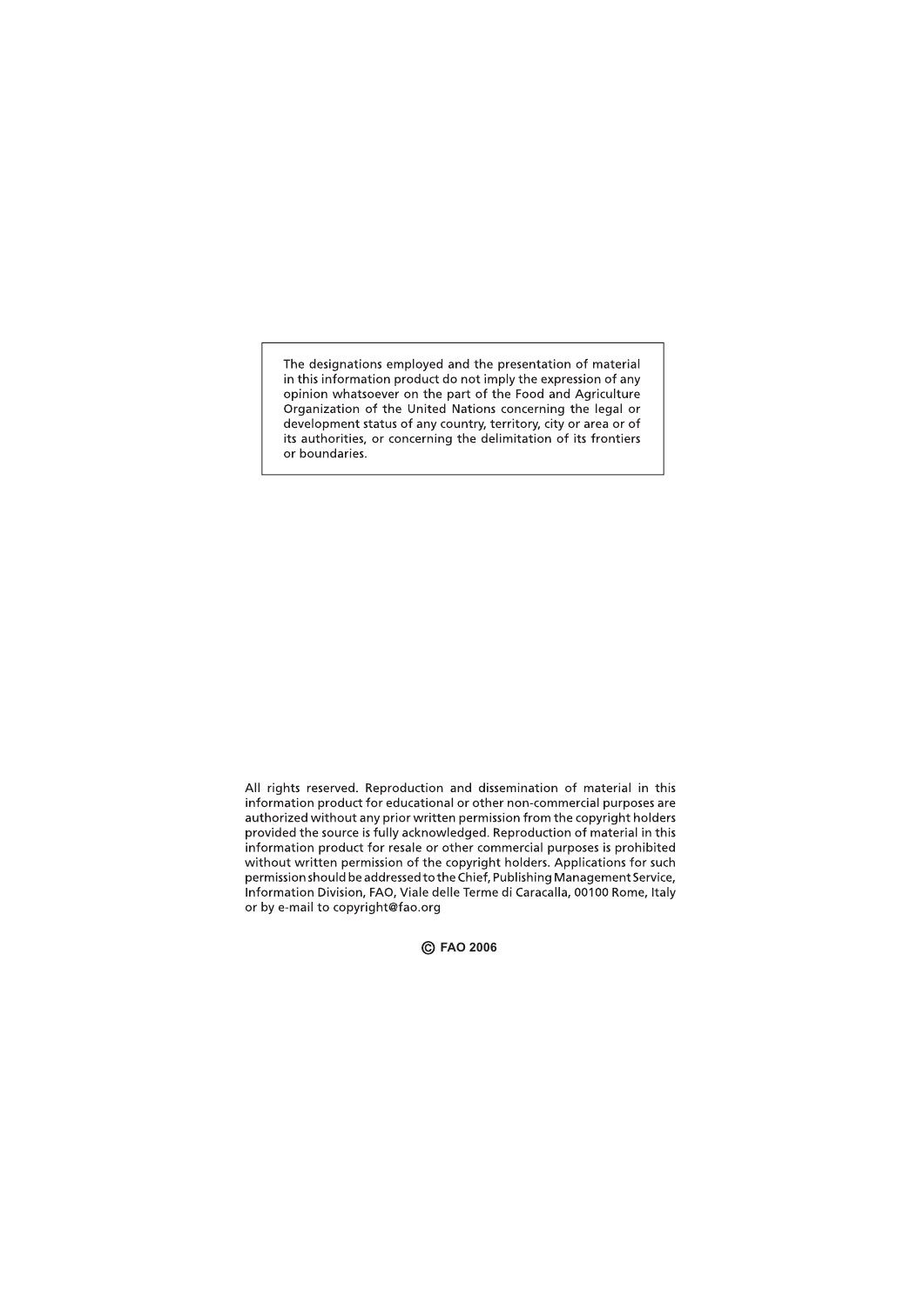The designations employed and the presentation of material in this information product do not imply the expression of any opinion whatsoever on the part of the Food and Agriculture Organization of the United Nations concerning the legal or development status of any country, territory, city or area or of its authorities, or concerning the delimitation of its frontiers or boundaries.

All rights reserved. Reproduction and dissemination of material in this information product for educational or other non-commercial purposes are authorized without any prior written permission from the copyright holders provided the source is fully acknowledged. Reproduction of material in this information product for resale or other commercial purposes is prohibited without written permission of the copyright holders. Applications for such permission should be addressed to the Chief, Publishing Management Service, Information Division, FAO, Viale delle Terme di Caracalla, 00100 Rome, Italy or by e-mail to copyright@fao.org

**© FAO 2006**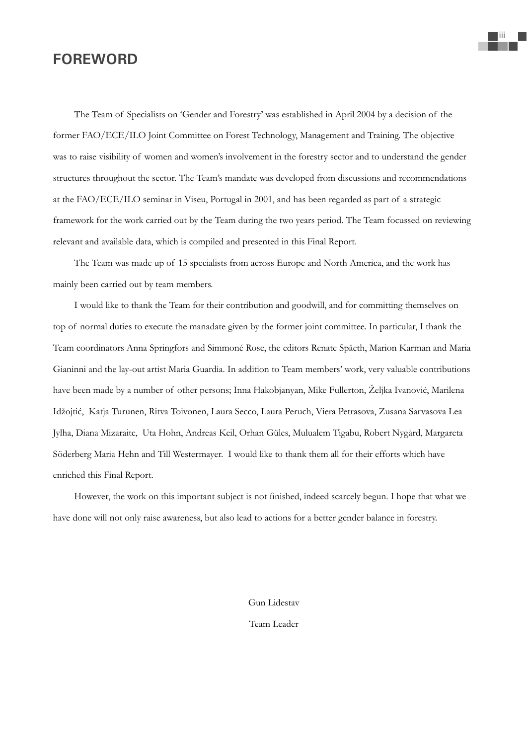# FOREWORD

The Team of Specialists on 'Gender and Forestry' was established in April 2004 by a decision of the former FAO/ECE/ILO Joint Committee on Forest Technology, Management and Training. The objective was to raise visibility of women and women's involvement in the forestry sector and to understand the gender structures throughout the sector. The Team's mandate was developed from discussions and recommendations at the FAO/ECE/ILO seminar in Viseu, Portugal in 2001, and has been regarded as part of a strategic framework for the work carried out by the Team during the two years period. The Team focussed on reviewing relevant and available data, which is compiled and presented in this Final Report.

The Team was made up of 15 specialists from across Europe and North America, and the work has mainly been carried out by team members.

I would like to thank the Team for their contribution and goodwill, and for committing themselves on top of normal duties to execute the manadate given by the former joint committee. In particular, I thank the Team coordinators Anna Springfors and Simmoné Rose, the editors Renate Späeth, Marion Karman and Maria Gianinni and the lay-out artist Maria Guardia. In addition to Team members' work, very valuable contributions have been made by a number of other persons; Inna Hakobjanyan, Mike Fullerton, Željka Ivanović, Marilena Idžojtić, Katja Turunen, Ritva Toivonen, Laura Secco, Laura Peruch, Viera Petrasova, Zusana Sarvasova Lea Jylha, Diana Mizaraite, Uta Hohn, Andreas Keil, Orhan Güles, Mulualem Tigabu, Robert Nygård, Margareta Söderberg Maria Hehn and Till Westermayer. I would like to thank them all for their efforts which have enriched this Final Report.

However, the work on this important subject is not finished, indeed scarcely begun. I hope that what we have done will not only raise awareness, but also lead to actions for a better gender balance in forestry.

Gun Lidestav

Team Leader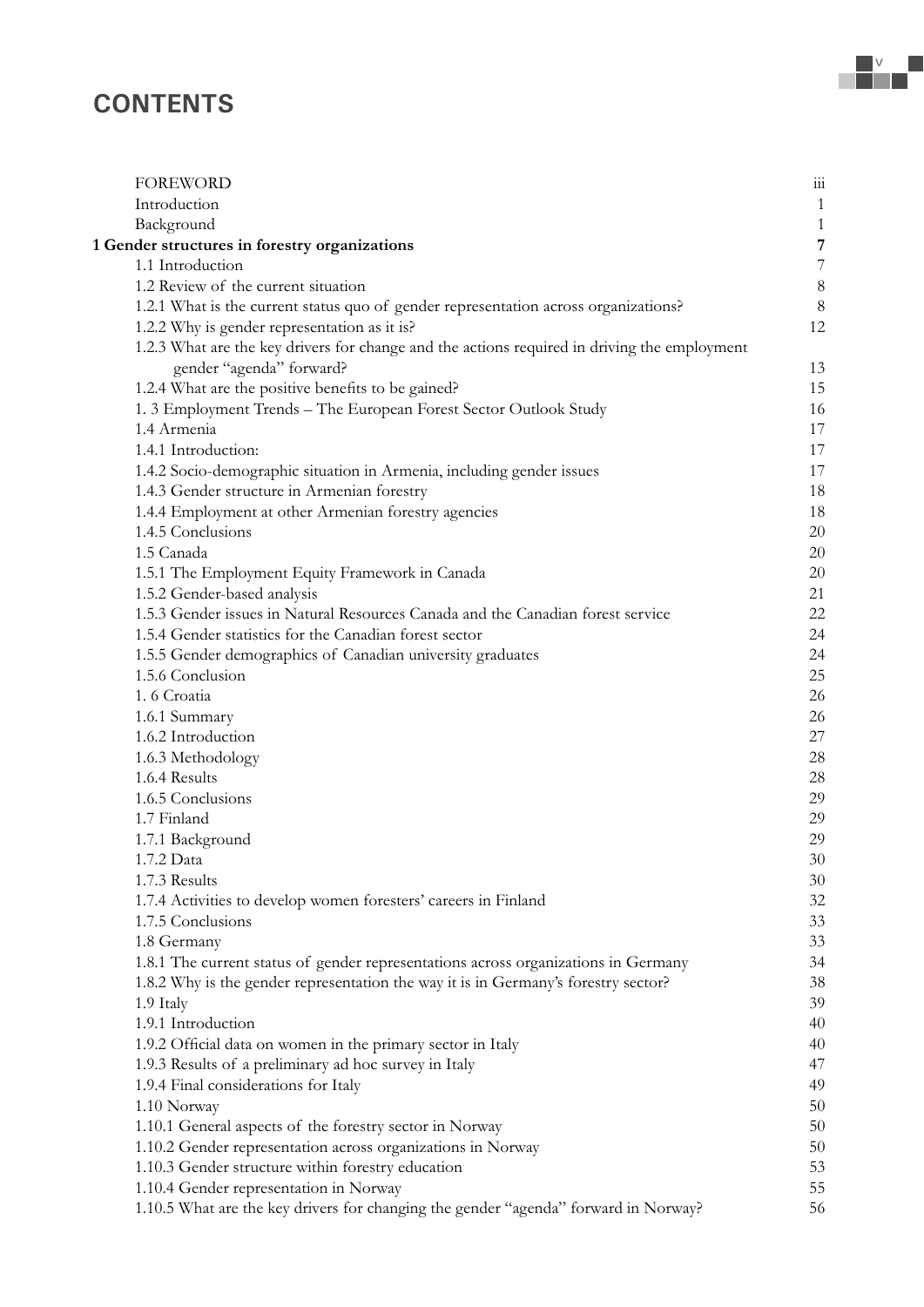# CONTENTS

| | |
|---|---|
| FOREWORD | iii |
| Introduction | 1 |
| Background | 1 |
| **1 Gender structures in forestry organizations** | **7** |
| 1.1 Introduction | 7 |
| 1.2 Review of the current situation | 8 |
| 1.2.1 What is the current status quo of gender representation across organizations? | 8 |
| 1.2.2 Why is gender representation as it is? | 12 |
| 1.2.3 What are the key drivers for change and the actions required in driving the employment gender "agenda" forward? | 13 |
| 1.2.4 What are the positive benefits to be gained? | 15 |
| 1. 3 Employment Trends – The European Forest Sector Outlook Study | 16 |
| 1.4 Armenia | 17 |
| 1.4.1 Introduction: | 17 |
| 1.4.2 Socio-demographic situation in Armenia, including gender issues | 17 |
| 1.4.3 Gender structure in Armenian forestry | 18 |
| 1.4.4 Employment at other Armenian forestry agencies | 18 |
| 1.4.5 Conclusions | 20 |
| 1.5 Canada | 20 |
| 1.5.1 The Employment Equity Framework in Canada | 20 |
| 1.5.2 Gender-based analysis | 21 |
| 1.5.3 Gender issues in Natural Resources Canada and the Canadian forest service | 22 |
| 1.5.4 Gender statistics for the Canadian forest sector | 24 |
| 1.5.5 Gender demographics of Canadian university graduates | 24 |
| 1.5.6 Conclusion | 25 |
| 1. 6 Croatia | 26 |
| 1.6.1 Summary | 26 |
| 1.6.2 Introduction | 27 |
| 1.6.3 Methodology | 28 |
| 1.6.4 Results | 28 |
| 1.6.5 Conclusions | 29 |
| 1.7 Finland | 29 |
| 1.7.1 Background | 29 |
| 1.7.2 Data | 30 |
| 1.7.3 Results | 30 |
| 1.7.4 Activities to develop women foresters' careers in Finland | 32 |
| 1.7.5 Conclusions | 33 |
| 1.8 Germany | 33 |
| 1.8.1 The current status of gender representations across organizations in Germany | 34 |
| 1.8.2 Why is the gender representation the way it is in Germany's forestry sector? | 38 |
| 1.9 Italy | 39 |
| 1.9.1 Introduction | 40 |
| 1.9.2 Official data on women in the primary sector in Italy | 40 |
| 1.9.3 Results of a preliminary ad hoc survey in Italy | 47 |
| 1.9.4 Final considerations for Italy | 49 |
| 1.10 Norway | 50 |
| 1.10.1 General aspects of the forestry sector in Norway | 50 |
| 1.10.2 Gender representation across organizations in Norway | 50 |
| 1.10.3 Gender structure within forestry education | 53 |
| 1.10.4 Gender representation in Norway | 55 |
| 1.10.5 What are the key drivers for changing the gender "agenda" forward in Norway? | 56 |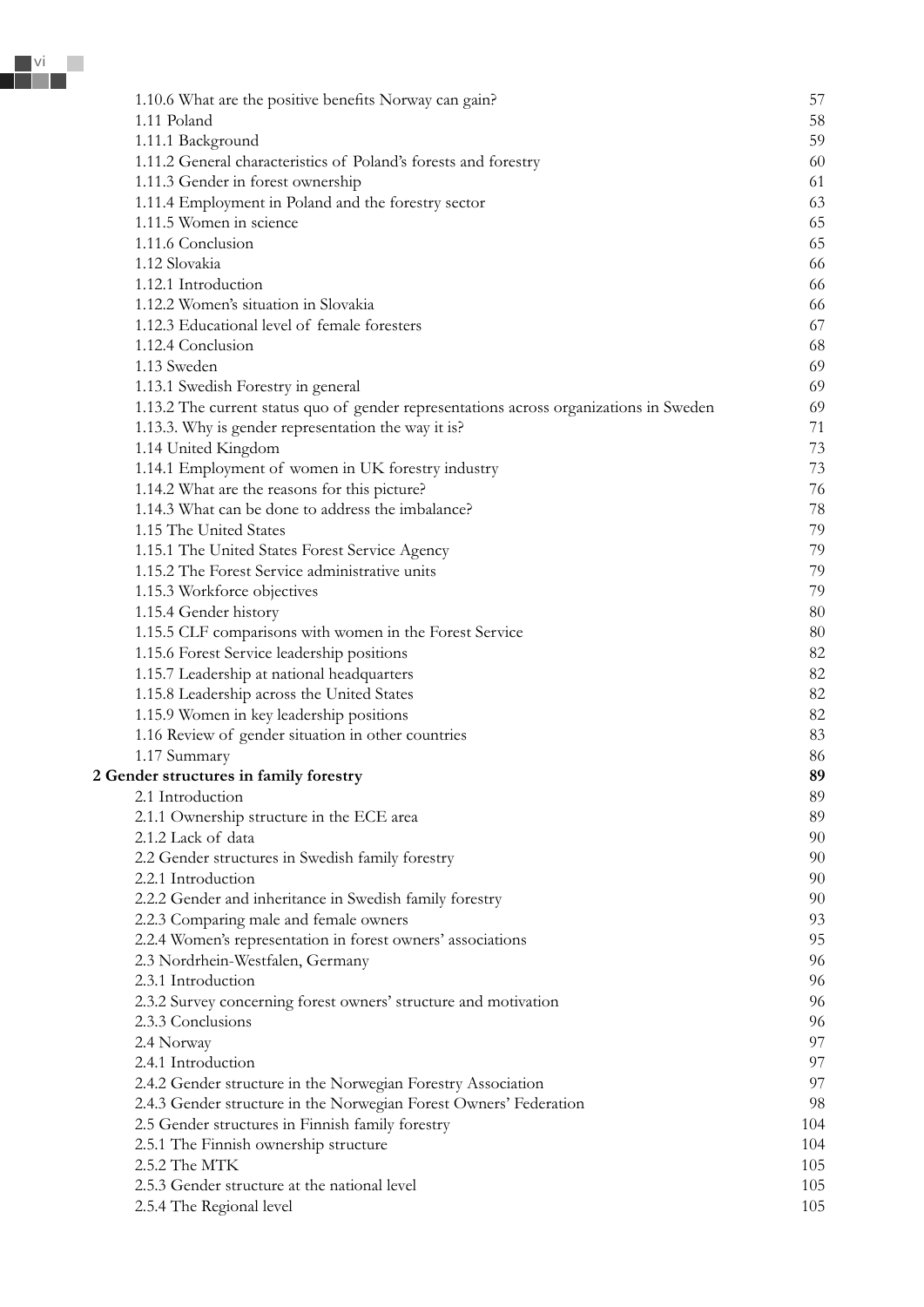| | |
|---|---|
| 1.10.6 What are the positive benefits Norway can gain? | 57 |
| 1.11 Poland | 58 |
| 1.11.1 Background | 59 |
| 1.11.2 General characteristics of Poland's forests and forestry | 60 |
| 1.11.3 Gender in forest ownership | 61 |
| 1.11.4 Employment in Poland and the forestry sector | 63 |
| 1.11.5 Women in science | 65 |
| 1.11.6 Conclusion | 65 |
| 1.12 Slovakia | 66 |
| 1.12.1 Introduction | 66 |
| 1.12.2 Women's situation in Slovakia | 66 |
| 1.12.3 Educational level of female foresters | 67 |
| 1.12.4 Conclusion | 68 |
| 1.13 Sweden | 69 |
| 1.13.1 Swedish Forestry in general | 69 |
| 1.13.2 The current status quo of gender representations across organizations in Sweden | 69 |
| 1.13.3. Why is gender representation the way it is? | 71 |
| 1.14 United Kingdom | 73 |
| 1.14.1 Employment of women in UK forestry industry | 73 |
| 1.14.2 What are the reasons for this picture? | 76 |
| 1.14.3 What can be done to address the imbalance? | 78 |
| 1.15 The United States | 79 |
| 1.15.1 The United States Forest Service Agency | 79 |
| 1.15.2 The Forest Service administrative units | 79 |
| 1.15.3 Workforce objectives | 79 |
| 1.15.4 Gender history | 80 |
| 1.15.5 CLF comparisons with women in the Forest Service | 80 |
| 1.15.6 Forest Service leadership positions | 82 |
| 1.15.7 Leadership at national headquarters | 82 |
| 1.15.8 Leadership across the United States | 82 |
| 1.15.9 Women in key leadership positions | 82 |
| 1.16 Review of gender situation in other countries | 83 |
| 1.17 Summary | 86 |
| **2 Gender structures in family forestry** | **89** |
| 2.1 Introduction | 89 |
| 2.1.1 Ownership structure in the ECE area | 89 |
| 2.1.2 Lack of data | 90 |
| 2.2 Gender structures in Swedish family forestry | 90 |
| 2.2.1 Introduction | 90 |
| 2.2.2 Gender and inheritance in Swedish family forestry | 90 |
| 2.2.3 Comparing male and female owners | 93 |
| 2.2.4 Women's representation in forest owners' associations | 95 |
| 2.3 Nordrhein-Westfalen, Germany | 96 |
| 2.3.1 Introduction | 96 |
| 2.3.2 Survey concerning forest owners' structure and motivation | 96 |
| 2.3.3 Conclusions | 96 |
| 2.4 Norway | 97 |
| 2.4.1 Introduction | 97 |
| 2.4.2 Gender structure in the Norwegian Forestry Association | 97 |
| 2.4.3 Gender structure in the Norwegian Forest Owners' Federation | 98 |
| 2.5 Gender structures in Finnish family forestry | 104 |
| 2.5.1 The Finnish ownership structure | 104 |
| 2.5.2 The MTK | 105 |
| 2.5.3 Gender structure at the national level | 105 |
| 2.5.4 The Regional level | 105 |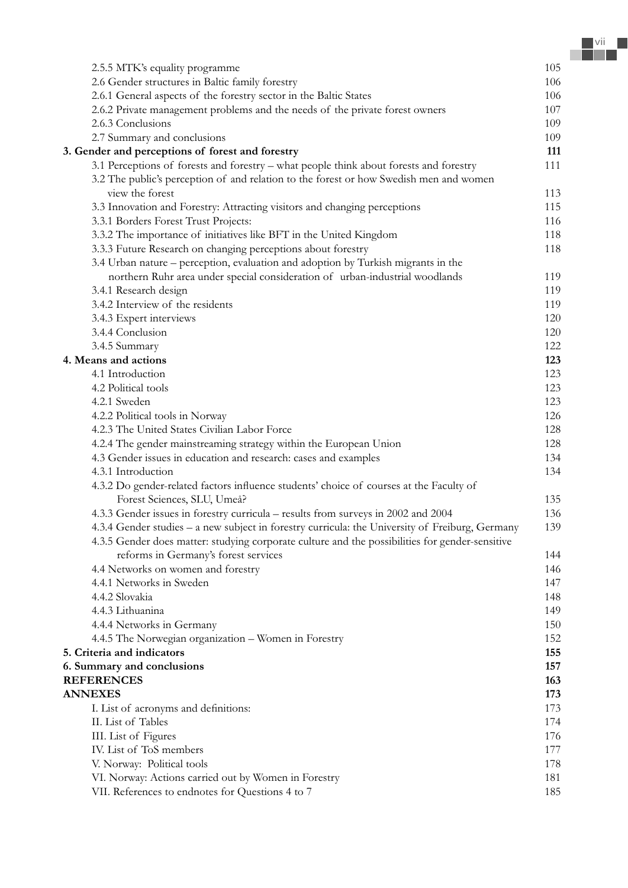| | |
|---|---|
| 2.5.5 MTK's equality programme | 105 |
| 2.6 Gender structures in Baltic family forestry | 106 |
| 2.6.1 General aspects of the forestry sector in the Baltic States | 106 |
| 2.6.2 Private management problems and the needs of the private forest owners | 107 |
| 2.6.3 Conclusions | 109 |
| 2.7 Summary and conclusions | 109 |
| **3. Gender and perceptions of forest and forestry** | **111** |
| 3.1 Perceptions of forests and forestry – what people think about forests and forestry | 111 |
| 3.2 The public's perception of and relation to the forest or how Swedish men and women view the forest | 113 |
| 3.3 Innovation and Forestry: Attracting visitors and changing perceptions | 115 |
| 3.3.1 Borders Forest Trust Projects: | 116 |
| 3.3.2 The importance of initiatives like BFT in the United Kingdom | 118 |
| 3.3.3 Future Research on changing perceptions about forestry | 118 |
| 3.4 Urban nature – perception, evaluation and adoption by Turkish migrants in the northern Ruhr area under special consideration of urban-industrial woodlands | 119 |
| 3.4.1 Research design | 119 |
| 3.4.2 Interview of the residents | 119 |
| 3.4.3 Expert interviews | 120 |
| 3.4.4 Conclusion | 120 |
| 3.4.5 Summary | 122 |
| **4. Means and actions** | **123** |
| 4.1 Introduction | 123 |
| 4.2 Political tools | 123 |
| 4.2.1 Sweden | 123 |
| 4.2.2 Political tools in Norway | 126 |
| 4.2.3 The United States Civilian Labor Force | 128 |
| 4.2.4 The gender mainstreaming strategy within the European Union | 128 |
| 4.3 Gender issues in education and research: cases and examples | 134 |
| 4.3.1 Introduction | 134 |
| 4.3.2 Do gender-related factors influence students' choice of courses at the Faculty of Forest Sciences, SLU, Umeå? | 135 |
| 4.3.3 Gender issues in forestry curricula – results from surveys in 2002 and 2004 | 136 |
| 4.3.4 Gender studies – a new subject in forestry curricula: the University of Freiburg, Germany | 139 |
| 4.3.5 Gender does matter: studying corporate culture and the possibilities for gender-sensitive reforms in Germany's forest services | 144 |
| 4.4 Networks on women and forestry | 146 |
| 4.4.1 Networks in Sweden | 147 |
| 4.4.2 Slovakia | 148 |
| 4.4.3 Lithuanina | 149 |
| 4.4.4 Networks in Germany | 150 |
| 4.4.5 The Norwegian organization – Women in Forestry | 152 |
| **5. Criteria and indicators** | **155** |
| **6. Summary and conclusions** | **157** |
| **REFERENCES** | **163** |
| **ANNEXES** | **173** |
| I. List of acronyms and definitions: | 173 |
| II. List of Tables | 174 |
| III. List of Figures | 176 |
| IV. List of ToS members | 177 |
| V. Norway: Political tools | 178 |
| VI. Norway: Actions carried out by Women in Forestry | 181 |
| VII. References to endnotes for Questions 4 to 7 | 185 |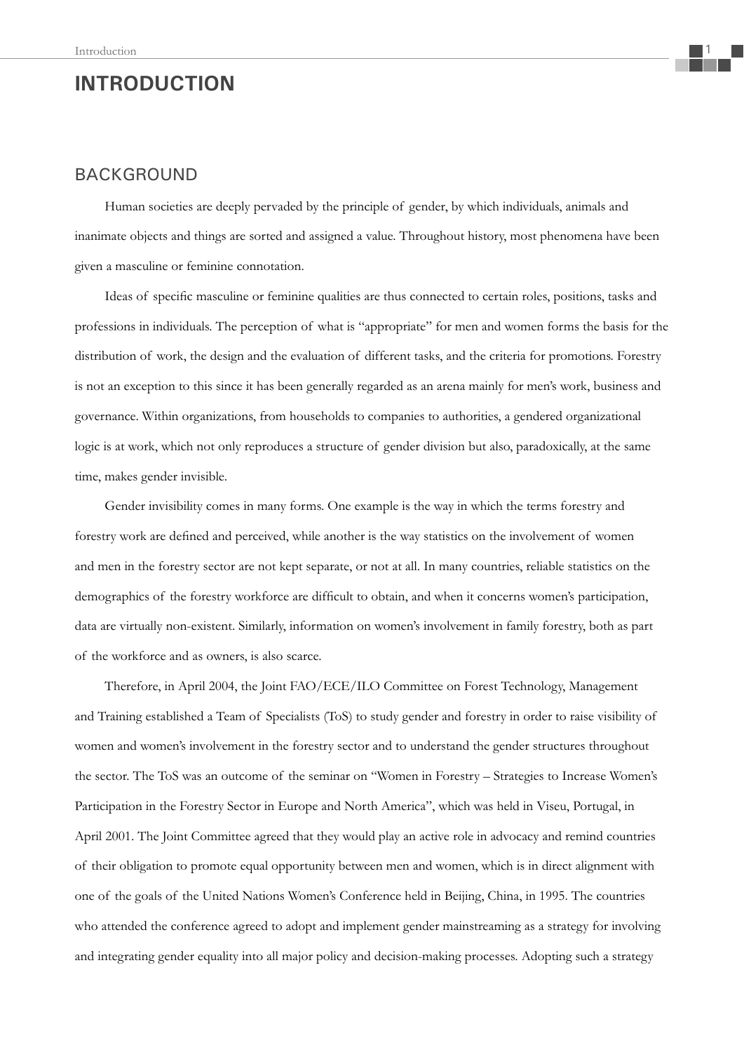# INTRODUCTION

## BACKGROUND

Human societies are deeply pervaded by the principle of gender, by which individuals, animals and inanimate objects and things are sorted and assigned a value. Throughout history, most phenomena have been given a masculine or feminine connotation.

Ideas of specific masculine or feminine qualities are thus connected to certain roles, positions, tasks and professions in individuals. The perception of what is "appropriate" for men and women forms the basis for the distribution of work, the design and the evaluation of different tasks, and the criteria for promotions. Forestry is not an exception to this since it has been generally regarded as an arena mainly for men's work, business and governance. Within organizations, from households to companies to authorities, a gendered organizational logic is at work, which not only reproduces a structure of gender division but also, paradoxically, at the same time, makes gender invisible.

Gender invisibility comes in many forms. One example is the way in which the terms forestry and forestry work are defined and perceived, while another is the way statistics on the involvement of women and men in the forestry sector are not kept separate, or not at all. In many countries, reliable statistics on the demographics of the forestry workforce are difficult to obtain, and when it concerns women's participation, data are virtually non-existent. Similarly, information on women's involvement in family forestry, both as part of the workforce and as owners, is also scarce.

Therefore, in April 2004, the Joint FAO/ECE/ILO Committee on Forest Technology, Management and Training established a Team of Specialists (ToS) to study gender and forestry in order to raise visibility of women and women's involvement in the forestry sector and to understand the gender structures throughout the sector. The ToS was an outcome of the seminar on "Women in Forestry – Strategies to Increase Women's Participation in the Forestry Sector in Europe and North America", which was held in Viseu, Portugal, in April 2001. The Joint Committee agreed that they would play an active role in advocacy and remind countries of their obligation to promote equal opportunity between men and women, which is in direct alignment with one of the goals of the United Nations Women's Conference held in Beijing, China, in 1995. The countries who attended the conference agreed to adopt and implement gender mainstreaming as a strategy for involving and integrating gender equality into all major policy and decision-making processes. Adopting such a strategy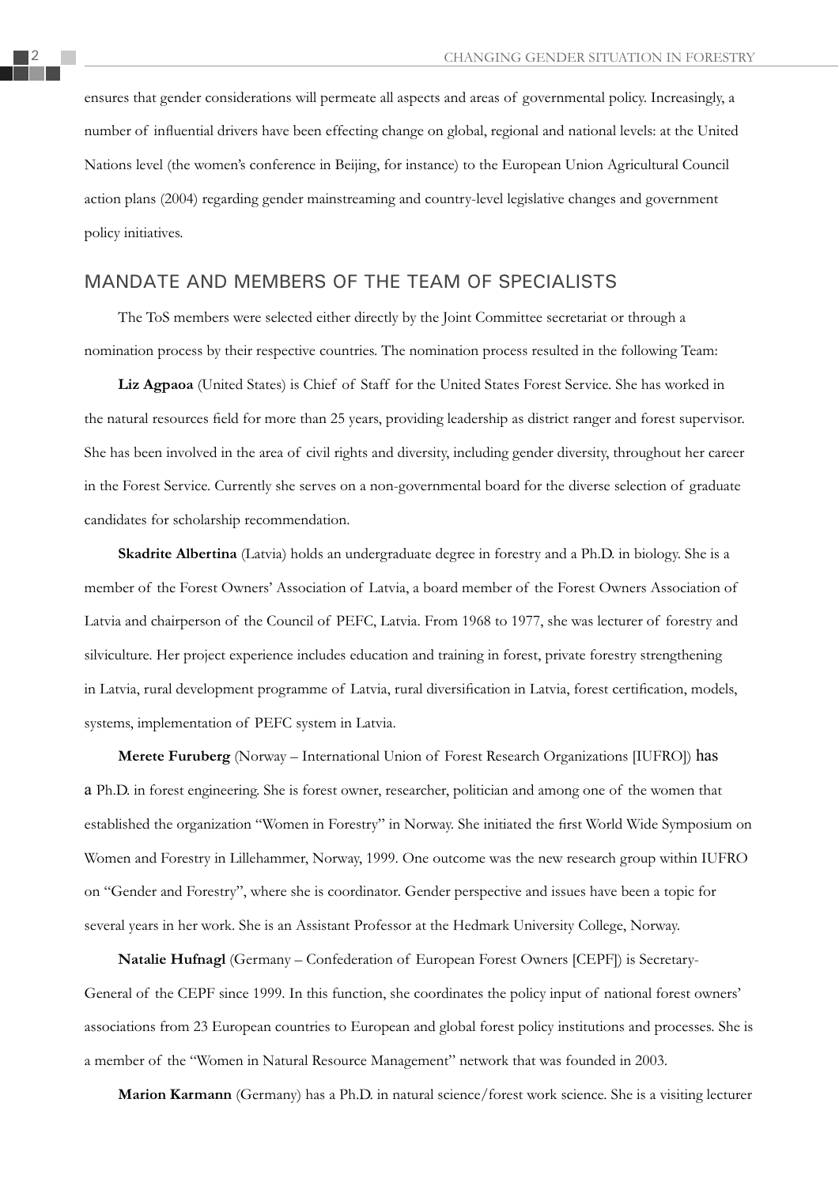ensures that gender considerations will permeate all aspects and areas of governmental policy. Increasingly, a number of influential drivers have been effecting change on global, regional and national levels: at the United Nations level (the women's conference in Beijing, for instance) to the European Union Agricultural Council action plans (2004) regarding gender mainstreaming and country-level legislative changes and government policy initiatives.

## MANDATE AND MEMBERS OF THE TEAM OF SPECIALISTS

The ToS members were selected either directly by the Joint Committee secretariat or through a nomination process by their respective countries. The nomination process resulted in the following Team:

**Liz Agpaoa** (United States) is Chief of Staff for the United States Forest Service. She has worked in the natural resources field for more than 25 years, providing leadership as district ranger and forest supervisor. She has been involved in the area of civil rights and diversity, including gender diversity, throughout her career in the Forest Service. Currently she serves on a non-governmental board for the diverse selection of graduate candidates for scholarship recommendation.

**Skadrite Albertina** (Latvia) holds an undergraduate degree in forestry and a Ph.D. in biology. She is a member of the Forest Owners' Association of Latvia, a board member of the Forest Owners Association of Latvia and chairperson of the Council of PEFC, Latvia. From 1968 to 1977, she was lecturer of forestry and silviculture. Her project experience includes education and training in forest, private forestry strengthening in Latvia, rural development programme of Latvia, rural diversification in Latvia, forest certification, models, systems, implementation of PEFC system in Latvia.

**Merete Furuberg** (Norway – International Union of Forest Research Organizations [IUFRO]) has a Ph.D. in forest engineering. She is forest owner, researcher, politician and among one of the women that established the organization "Women in Forestry" in Norway. She initiated the first World Wide Symposium on Women and Forestry in Lillehammer, Norway, 1999. One outcome was the new research group within IUFRO on "Gender and Forestry", where she is coordinator. Gender perspective and issues have been a topic for several years in her work. She is an Assistant Professor at the Hedmark University College, Norway.

**Natalie Hufnagl** (Germany – Confederation of European Forest Owners [CEPF]) is Secretary-General of the CEPF since 1999. In this function, she coordinates the policy input of national forest owners' associations from 23 European countries to European and global forest policy institutions and processes. She is a member of the "Women in Natural Resource Management" network that was founded in 2003.

**Marion Karmann** (Germany) has a Ph.D. in natural science/forest work science. She is a visiting lecturer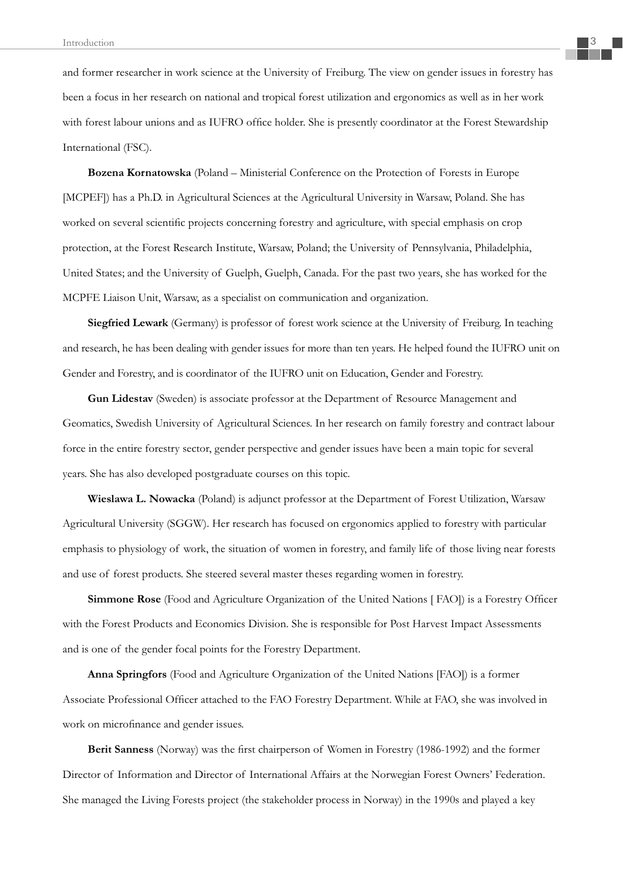and former researcher in work science at the University of Freiburg. The view on gender issues in forestry has been a focus in her research on national and tropical forest utilization and ergonomics as well as in her work with forest labour unions and as IUFRO office holder. She is presently coordinator at the Forest Stewardship International (FSC).

**Bozena Kornatowska** (Poland – Ministerial Conference on the Protection of Forests in Europe [MCPEF]) has a Ph.D. in Agricultural Sciences at the Agricultural University in Warsaw, Poland. She has worked on several scientific projects concerning forestry and agriculture, with special emphasis on crop protection, at the Forest Research Institute, Warsaw, Poland; the University of Pennsylvania, Philadelphia, United States; and the University of Guelph, Guelph, Canada. For the past two years, she has worked for the MCPFE Liaison Unit, Warsaw, as a specialist on communication and organization.

**Siegfried Lewark** (Germany) is professor of forest work science at the University of Freiburg. In teaching and research, he has been dealing with gender issues for more than ten years. He helped found the IUFRO unit on Gender and Forestry, and is coordinator of the IUFRO unit on Education, Gender and Forestry.

**Gun Lidestav** (Sweden) is associate professor at the Department of Resource Management and Geomatics, Swedish University of Agricultural Sciences. In her research on family forestry and contract labour force in the entire forestry sector, gender perspective and gender issues have been a main topic for several years. She has also developed postgraduate courses on this topic.

**Wieslawa L. Nowacka** (Poland) is adjunct professor at the Department of Forest Utilization, Warsaw Agricultural University (SGGW). Her research has focused on ergonomics applied to forestry with particular emphasis to physiology of work, the situation of women in forestry, and family life of those living near forests and use of forest products. She steered several master theses regarding women in forestry.

**Simmone Rose** (Food and Agriculture Organization of the United Nations [ FAO]) is a Forestry Officer with the Forest Products and Economics Division. She is responsible for Post Harvest Impact Assessments and is one of the gender focal points for the Forestry Department.

**Anna Springfors** (Food and Agriculture Organization of the United Nations [FAO]) is a former Associate Professional Officer attached to the FAO Forestry Department. While at FAO, she was involved in work on microfinance and gender issues.

**Berit Sanness** (Norway) was the first chairperson of Women in Forestry (1986-1992) and the former Director of Information and Director of International Affairs at the Norwegian Forest Owners' Federation. She managed the Living Forests project (the stakeholder process in Norway) in the 1990s and played a key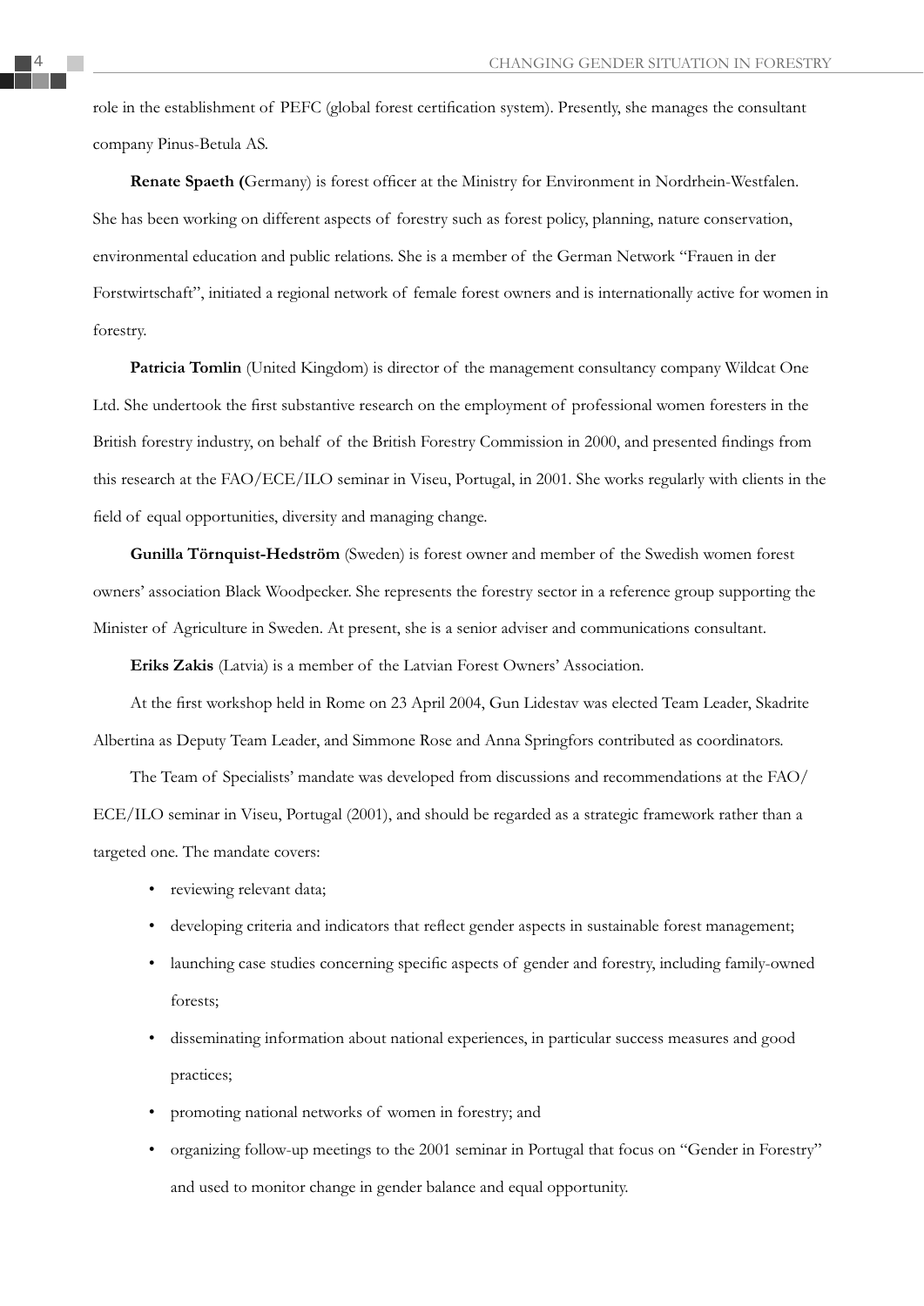role in the establishment of PEFC (global forest certification system). Presently, she manages the consultant company Pinus-Betula AS.

**Renate Spaeth (**Germany) is forest officer at the Ministry for Environment in Nordrhein-Westfalen. She has been working on different aspects of forestry such as forest policy, planning, nature conservation, environmental education and public relations. She is a member of the German Network "Frauen in der Forstwirtschaft", initiated a regional network of female forest owners and is internationally active for women in forestry.

**Patricia Tomlin** (United Kingdom) is director of the management consultancy company Wildcat One Ltd. She undertook the first substantive research on the employment of professional women foresters in the British forestry industry, on behalf of the British Forestry Commission in 2000, and presented findings from this research at the FAO/ECE/ILO seminar in Viseu, Portugal, in 2001. She works regularly with clients in the field of equal opportunities, diversity and managing change.

**Gunilla Törnquist-Hedström** (Sweden) is forest owner and member of the Swedish women forest owners' association Black Woodpecker. She represents the forestry sector in a reference group supporting the Minister of Agriculture in Sweden. At present, she is a senior adviser and communications consultant.

**Eriks Zakis** (Latvia) is a member of the Latvian Forest Owners' Association.

At the first workshop held in Rome on 23 April 2004, Gun Lidestav was elected Team Leader, Skadrite Albertina as Deputy Team Leader, and Simmone Rose and Anna Springfors contributed as coordinators.

The Team of Specialists' mandate was developed from discussions and recommendations at the FAO/ECE/ILO seminar in Viseu, Portugal (2001), and should be regarded as a strategic framework rather than a targeted one. The mandate covers:

- reviewing relevant data;
- developing criteria and indicators that reflect gender aspects in sustainable forest management;
- launching case studies concerning specific aspects of gender and forestry, including family-owned forests;
- disseminating information about national experiences, in particular success measures and good practices;
- promoting national networks of women in forestry; and
- organizing follow-up meetings to the 2001 seminar in Portugal that focus on "Gender in Forestry" and used to monitor change in gender balance and equal opportunity.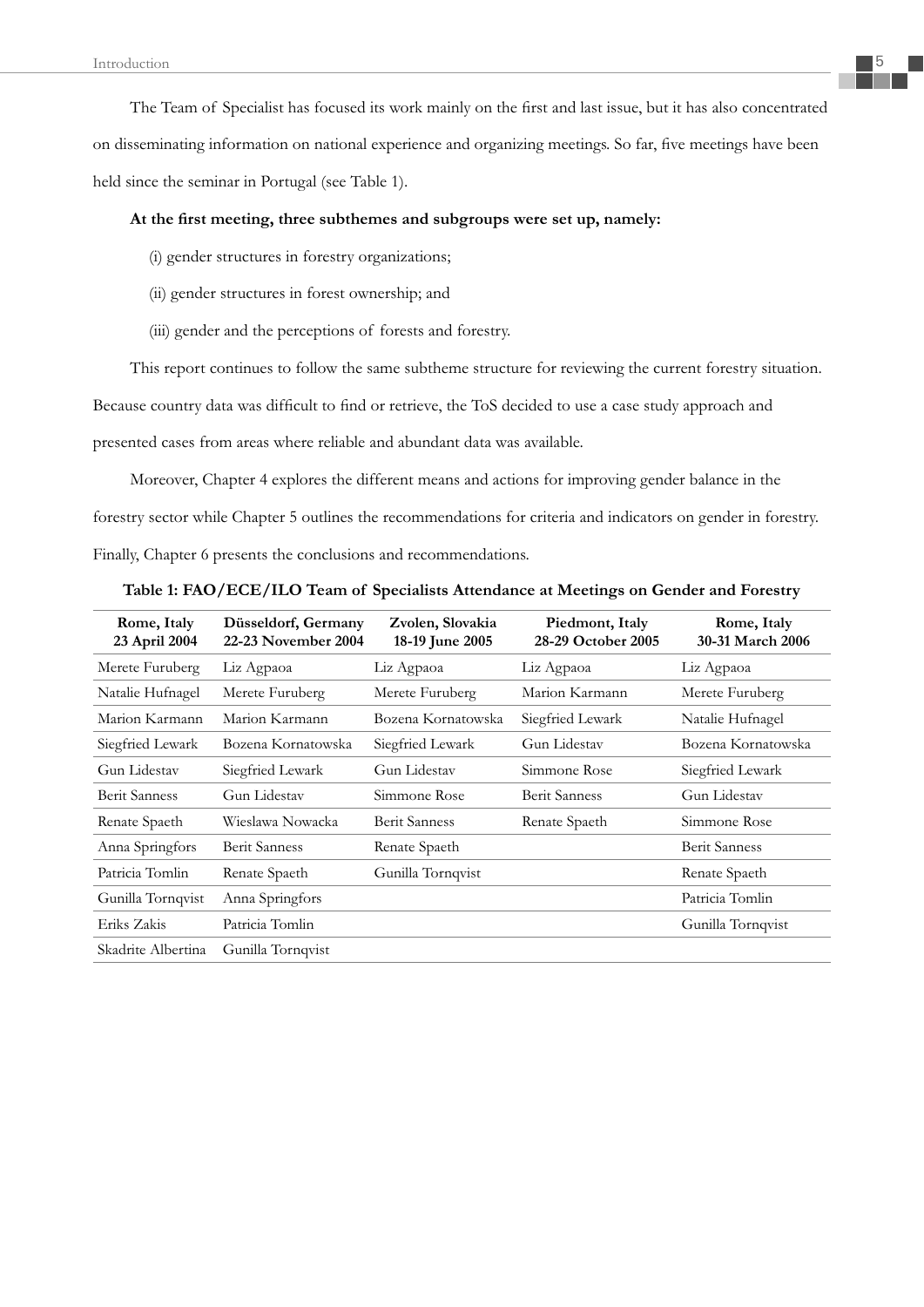The Team of Specialist has focused its work mainly on the first and last issue, but it has also concentrated on disseminating information on national experience and organizing meetings. So far, five meetings have been held since the seminar in Portugal (see Table 1).

**At the first meeting, three subthemes and subgroups were set up, namely:**

(i) gender structures in forestry organizations;

(ii) gender structures in forest ownership; and

(iii) gender and the perceptions of forests and forestry.

This report continues to follow the same subtheme structure for reviewing the current forestry situation. Because country data was difficult to find or retrieve, the ToS decided to use a case study approach and presented cases from areas where reliable and abundant data was available.

Moreover, Chapter 4 explores the different means and actions for improving gender balance in the forestry sector while Chapter 5 outlines the recommendations for criteria and indicators on gender in forestry. Finally, Chapter 6 presents the conclusions and recommendations.

**Table 1: FAO/ECE/ILO Team of Specialists Attendance at Meetings on Gender and Forestry**

| Rome, Italy 23 April 2004 | Düsseldorf, Germany 22-23 November 2004 | Zvolen, Slovakia 18-19 June 2005 | Piedmont, Italy 28-29 October 2005 | Rome, Italy 30-31 March 2006 |
|---|---|---|---|---|
| Merete Furuberg | Liz Agpaoa | Liz Agpaoa | Liz Agpaoa | Liz Agpaoa |
| Natalie Hufnagel | Merete Furuberg | Merete Furuberg | Marion Karmann | Merete Furuberg |
| Marion Karmann | Marion Karmann | Bozena Kornatowska | Siegfried Lewark | Natalie Hufnagel |
| Siegfried Lewark | Bozena Kornatowska | Siegfried Lewark | Gun Lidestav | Bozena Kornatowska |
| Gun Lidestav | Siegfried Lewark | Gun Lidestav | Simmone Rose | Siegfried Lewark |
| Berit Sanness | Gun Lidestav | Simmone Rose | Berit Sanness | Gun Lidestav |
| Renate Spaeth | Wieslawa Nowacka | Berit Sanness | Renate Spaeth | Simmone Rose |
| Anna Springfors | Berit Sanness | Renate Spaeth | | Berit Sanness |
| Patricia Tomlin | Renate Spaeth | Gunilla Tornqvist | | Renate Spaeth |
| Gunilla Tornqvist | Anna Springfors | | | Patricia Tomlin |
| Eriks Zakis | Patricia Tomlin | | | Gunilla Tornqvist |
| Skadrite Albertina | Gunilla Tornqvist | | | |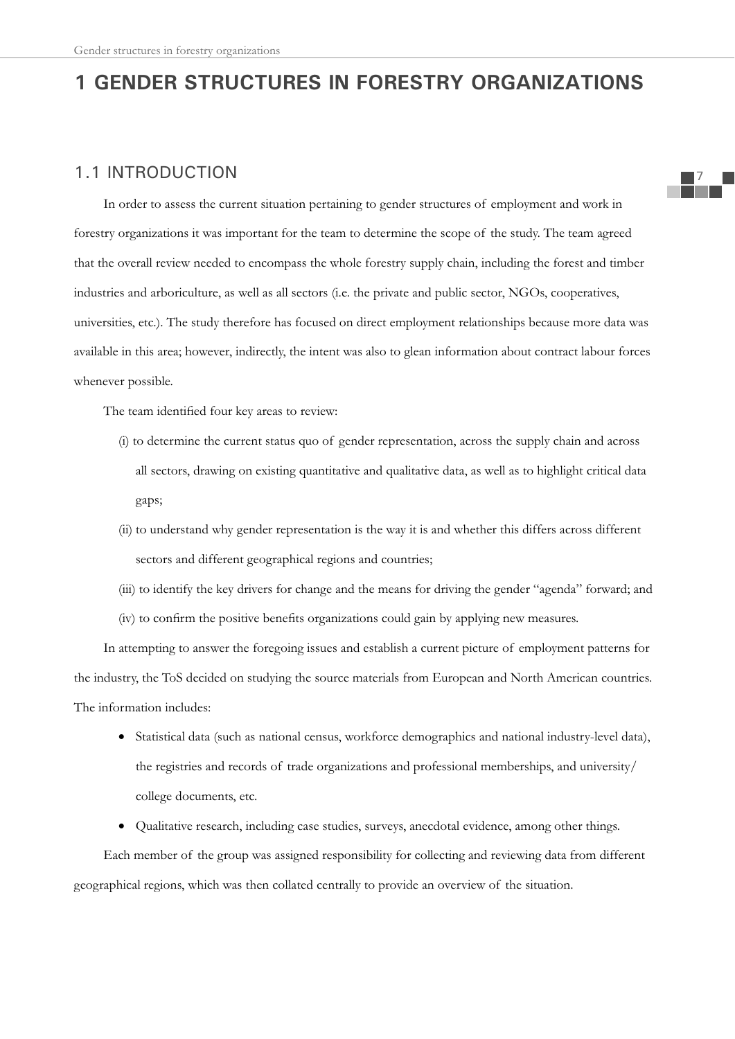# 1 GENDER STRUCTURES IN FORESTRY ORGANIZATIONS

## 1.1 INTRODUCTION

In order to assess the current situation pertaining to gender structures of employment and work in forestry organizations it was important for the team to determine the scope of the study. The team agreed that the overall review needed to encompass the whole forestry supply chain, including the forest and timber industries and arboriculture, as well as all sectors (i.e. the private and public sector, NGOs, cooperatives, universities, etc.). The study therefore has focused on direct employment relationships because more data was available in this area; however, indirectly, the intent was also to glean information about contract labour forces whenever possible.

The team identified four key areas to review:

(i) to determine the current status quo of gender representation, across the supply chain and across all sectors, drawing on existing quantitative and qualitative data, as well as to highlight critical data gaps;

(ii) to understand why gender representation is the way it is and whether this differs across different sectors and different geographical regions and countries;

(iii) to identify the key drivers for change and the means for driving the gender "agenda" forward; and

(iv) to confirm the positive benefits organizations could gain by applying new measures.

In attempting to answer the foregoing issues and establish a current picture of employment patterns for the industry, the ToS decided on studying the source materials from European and North American countries. The information includes:

- Statistical data (such as national census, workforce demographics and national industry-level data), the registries and records of trade organizations and professional memberships, and university/college documents, etc.
- Qualitative research, including case studies, surveys, anecdotal evidence, among other things.

Each member of the group was assigned responsibility for collecting and reviewing data from different geographical regions, which was then collated centrally to provide an overview of the situation.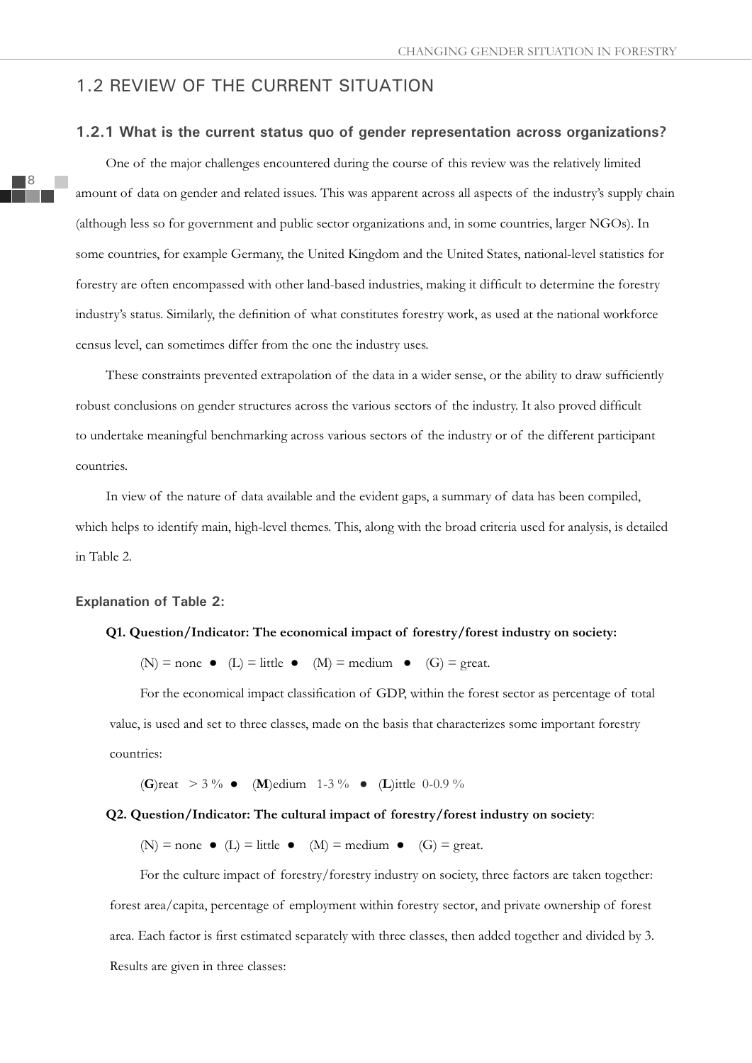## 1.2 REVIEW OF THE CURRENT SITUATION

### 1.2.1 What is the current status quo of gender representation across organizations?

One of the major challenges encountered during the course of this review was the relatively limited amount of data on gender and related issues. This was apparent across all aspects of the industry's supply chain (although less so for government and public sector organizations and, in some countries, larger NGOs). In some countries, for example Germany, the United Kingdom and the United States, national-level statistics for forestry are often encompassed with other land-based industries, making it difficult to determine the forestry industry's status. Similarly, the definition of what constitutes forestry work, as used at the national workforce census level, can sometimes differ from the one the industry uses.

These constraints prevented extrapolation of the data in a wider sense, or the ability to draw sufficiently robust conclusions on gender structures across the various sectors of the industry. It also proved difficult to undertake meaningful benchmarking across various sectors of the industry or of the different participant countries.

In view of the nature of data available and the evident gaps, a summary of data has been compiled, which helps to identify main, high-level themes. This, along with the broad criteria used for analysis, is detailed in Table 2.

#### Explanation of Table 2:

**Q1. Question/Indicator: The economical impact of forestry/forest industry on society:**

(N) = none ● (L) = little ● (M) = medium ● (G) = great.

For the economical impact classification of GDP, within the forest sector as percentage of total value, is used and set to three classes, made on the basis that characterizes some important forestry countries:

(**G**)reat > 3 % ● (**M**)edium 1-3 % ● (**L**)ittle 0-0.9 %

**Q2. Question/Indicator: The cultural impact of forestry/forest industry on society**:

(N) = none ● (L) = little ● (M) = medium ● (G) = great.

For the culture impact of forestry/forestry industry on society, three factors are taken together: forest area/capita, percentage of employment within forestry sector, and private ownership of forest area. Each factor is first estimated separately with three classes, then added together and divided by 3. Results are given in three classes: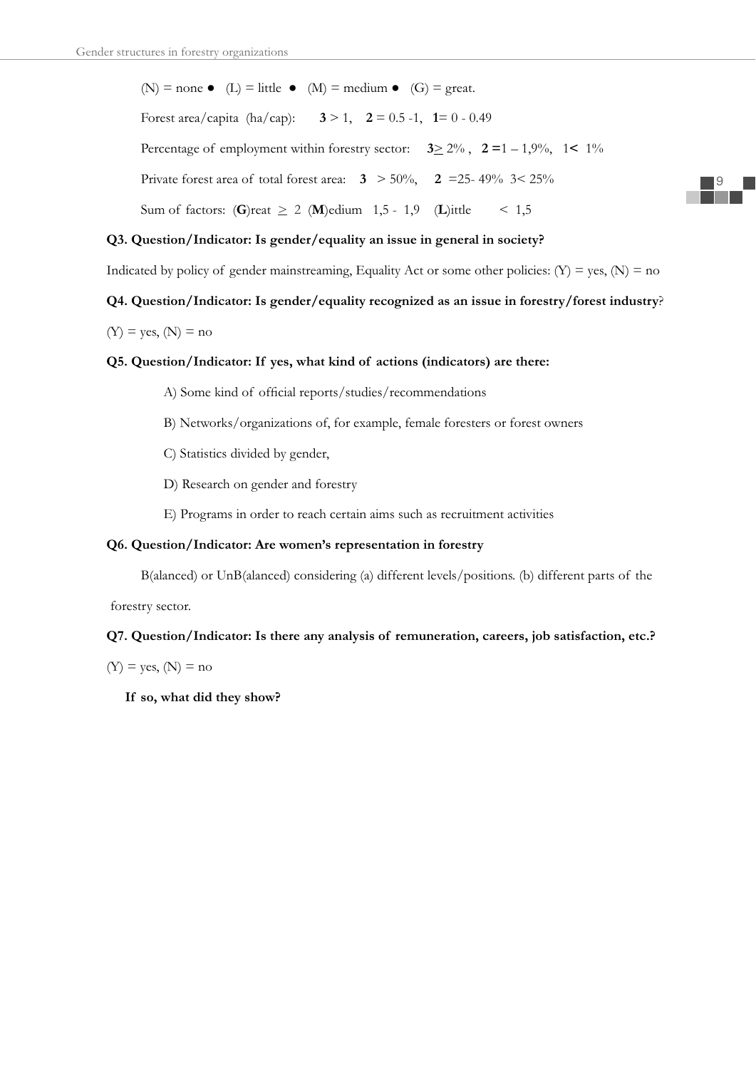(N) = none ● (L) = little ● (M) = medium ● (G) = great.

Forest area/capita (ha/cap): **3** > 1, **2** = 0.5 -1, **1**= 0 - 0.49

Percentage of employment within forestry sector: **3**≥ 2% , **2** =1 – 1,9%, 1**<** 1%

Private forest area of total forest area: **3** > 50%, **2** =25- 49% 3< 25%

Sum of factors: (**G**)reat ≥ 2 (**M**)edium 1,5 - 1,9 (**L**)ittle < 1,5

**Q3. Question/Indicator: Is gender/equality an issue in general in society?**

Indicated by policy of gender mainstreaming, Equality Act or some other policies: (Y) = yes, (N) = no

**Q4. Question/Indicator: Is gender/equality recognized as an issue in forestry/forest industry**?

(Y) = yes, (N) = no

**Q5. Question/Indicator: If yes, what kind of actions (indicators) are there:**

A) Some kind of official reports/studies/recommendations

B) Networks/organizations of, for example, female foresters or forest owners

C) Statistics divided by gender,

D) Research on gender and forestry

E) Programs in order to reach certain aims such as recruitment activities

**Q6. Question/Indicator: Are women's representation in forestry**

B(alanced) or UnB(alanced) considering (a) different levels/positions. (b) different parts of the forestry sector.

**Q7. Question/Indicator: Is there any analysis of remuneration, careers, job satisfaction, etc.?**

(Y) = yes, (N) = no

**If so, what did they show?**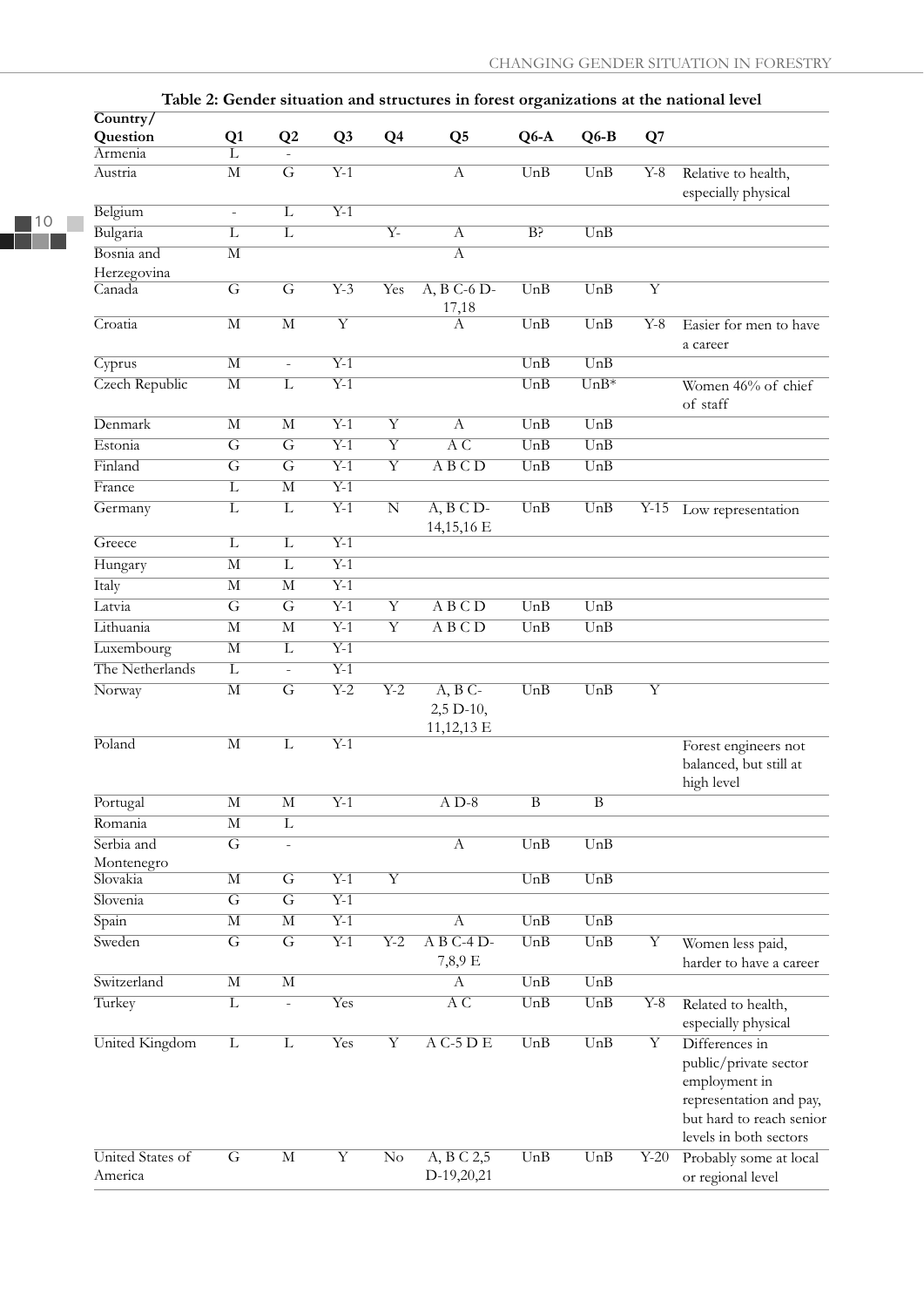**Table 2: Gender situation and structures in forest organizations at the national level**

| Country/ Question | Q1 | Q2 | Q3 | Q4 | Q5 | Q6-A | Q6-B | Q7 | |
|---|---|---|---|---|---|---|---|---|---|
| Armenia | L | - | | | | | | | |
| Austria | M | G | Y-1 | | A | UnB | UnB | Y-8 | Relative to health, especially physical |
| Belgium | - | L | Y-1 | | | | | | |
| Bulgaria | L | L | | Y- | A | B? | UnB | | |
| Bosnia and Herzegovina | M | | | | A | | | | |
| Canada | G | G | Y-3 | Yes | A, B C-6 D-17,18 | UnB | UnB | Y | |
| Croatia | M | M | Y | | A | UnB | UnB | Y-8 | Easier for men to have a career |
| Cyprus | M | - | Y-1 | | | UnB | UnB | | |
| Czech Republic | M | L | Y-1 | | | UnB | UnB* | | Women 46% of chief of staff |
| Denmark | M | M | Y-1 | Y | A | UnB | UnB | | |
| Estonia | G | G | Y-1 | Y | A C | UnB | UnB | | |
| Finland | G | G | Y-1 | Y | A B C D | UnB | UnB | | |
| France | L | M | Y-1 | | | | | | |
| Germany | L | L | Y-1 | N | A, B C D-14,15,16 E | UnB | UnB | Y-15 | Low representation |
| Greece | L | L | Y-1 | | | | | | |
| Hungary | M | L | Y-1 | | | | | | |
| Italy | M | M | Y-1 | | | | | | |
| Latvia | G | G | Y-1 | Y | A B C D | UnB | UnB | | |
| Lithuania | M | M | Y-1 | Y | A B C D | UnB | UnB | | |
| Luxembourg | M | L | Y-1 | | | | | | |
| The Netherlands | L | - | Y-1 | | | | | | |
| Norway | M | G | Y-2 | Y-2 | A, B C-2,5 D-10, 11,12,13 E | UnB | UnB | Y | |
| Poland | M | L | Y-1 | | | | | | Forest engineers not balanced, but still at high level |
| Portugal | M | M | Y-1 | | A D-8 | B | B | | |
| Romania | M | L | | | | | | | |
| Serbia and Montenegro | G | - | | | A | UnB | UnB | | |
| Slovakia | M | G | Y-1 | Y | | UnB | UnB | | |
| Slovenia | G | G | Y-1 | | | | | | |
| Spain | M | M | Y-1 | | A | UnB | UnB | | |
| Sweden | G | G | Y-1 | Y-2 | A B C-4 D-7,8,9 E | UnB | UnB | Y | Women less paid, harder to have a career |
| Switzerland | M | M | | | A | UnB | UnB | | |
| Turkey | L | - | Yes | | A C | UnB | UnB | Y-8 | Related to health, especially physical |
| United Kingdom | L | L | Yes | Y | A C-5 D E | UnB | UnB | Y | Differences in public/private sector employment in representation and pay, but hard to reach senior levels in both sectors |
| United States of America | G | M | Y | No | A, B C 2,5 D-19,20,21 | UnB | UnB | Y-20 | Probably some at local or regional level |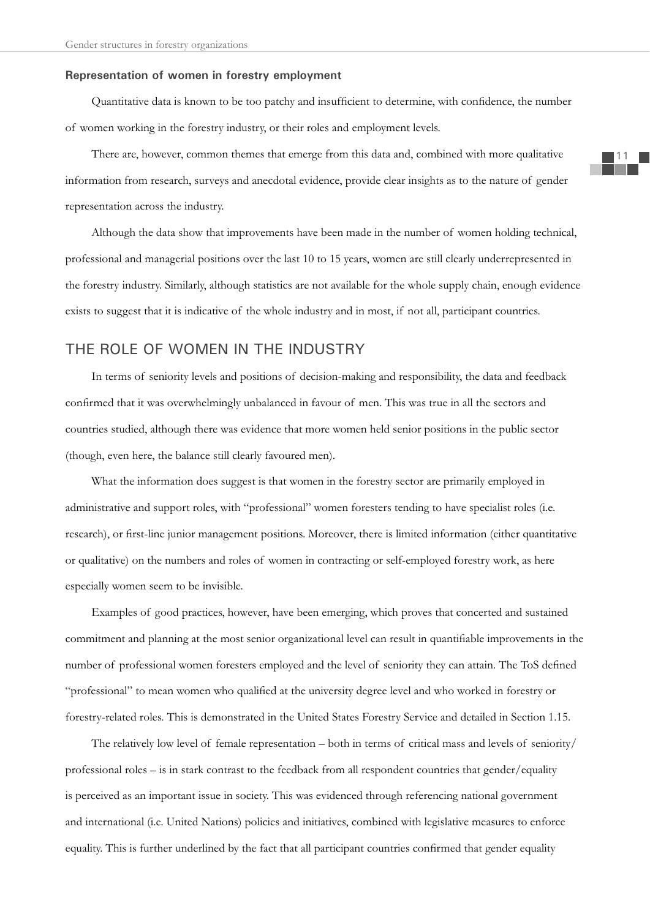**Representation of women in forestry employment**

Quantitative data is known to be too patchy and insufficient to determine, with confidence, the number of women working in the forestry industry, or their roles and employment levels.

There are, however, common themes that emerge from this data and, combined with more qualitative information from research, surveys and anecdotal evidence, provide clear insights as to the nature of gender representation across the industry.

Although the data show that improvements have been made in the number of women holding technical, professional and managerial positions over the last 10 to 15 years, women are still clearly underrepresented in the forestry industry. Similarly, although statistics are not available for the whole supply chain, enough evidence exists to suggest that it is indicative of the whole industry and in most, if not all, participant countries.

## THE ROLE OF WOMEN IN THE INDUSTRY

In terms of seniority levels and positions of decision-making and responsibility, the data and feedback confirmed that it was overwhelmingly unbalanced in favour of men. This was true in all the sectors and countries studied, although there was evidence that more women held senior positions in the public sector (though, even here, the balance still clearly favoured men).

What the information does suggest is that women in the forestry sector are primarily employed in administrative and support roles, with "professional" women foresters tending to have specialist roles (i.e. research), or first-line junior management positions. Moreover, there is limited information (either quantitative or qualitative) on the numbers and roles of women in contracting or self-employed forestry work, as here especially women seem to be invisible.

Examples of good practices, however, have been emerging, which proves that concerted and sustained commitment and planning at the most senior organizational level can result in quantifiable improvements in the number of professional women foresters employed and the level of seniority they can attain. The ToS defined "professional" to mean women who qualified at the university degree level and who worked in forestry or forestry-related roles. This is demonstrated in the United States Forestry Service and detailed in Section 1.15.

The relatively low level of female representation – both in terms of critical mass and levels of seniority/ professional roles – is in stark contrast to the feedback from all respondent countries that gender/equality is perceived as an important issue in society. This was evidenced through referencing national government and international (i.e. United Nations) policies and initiatives, combined with legislative measures to enforce equality. This is further underlined by the fact that all participant countries confirmed that gender equality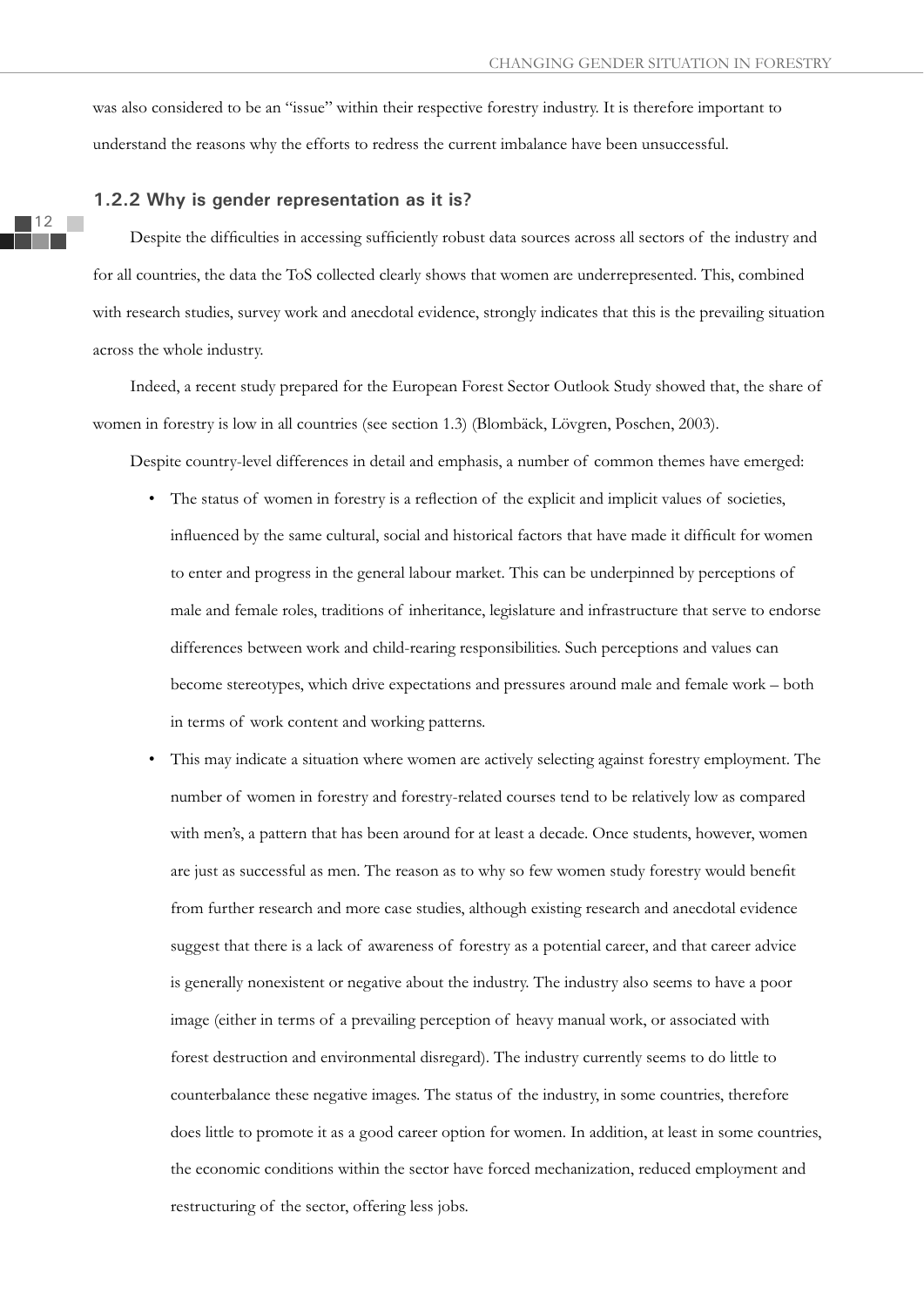was also considered to be an "issue" within their respective forestry industry. It is therefore important to understand the reasons why the efforts to redress the current imbalance have been unsuccessful.

### 1.2.2 Why is gender representation as it is?

Despite the difficulties in accessing sufficiently robust data sources across all sectors of the industry and for all countries, the data the ToS collected clearly shows that women are underrepresented. This, combined with research studies, survey work and anecdotal evidence, strongly indicates that this is the prevailing situation across the whole industry.

Indeed, a recent study prepared for the European Forest Sector Outlook Study showed that, the share of women in forestry is low in all countries (see section 1.3) (Blombäck, Lövgren, Poschen, 2003).

Despite country-level differences in detail and emphasis, a number of common themes have emerged:

- The status of women in forestry is a reflection of the explicit and implicit values of societies, influenced by the same cultural, social and historical factors that have made it difficult for women to enter and progress in the general labour market. This can be underpinned by perceptions of male and female roles, traditions of inheritance, legislature and infrastructure that serve to endorse differences between work and child-rearing responsibilities. Such perceptions and values can become stereotypes, which drive expectations and pressures around male and female work – both in terms of work content and working patterns.
- This may indicate a situation where women are actively selecting against forestry employment. The number of women in forestry and forestry-related courses tend to be relatively low as compared with men's, a pattern that has been around for at least a decade. Once students, however, women are just as successful as men. The reason as to why so few women study forestry would benefit from further research and more case studies, although existing research and anecdotal evidence suggest that there is a lack of awareness of forestry as a potential career, and that career advice is generally nonexistent or negative about the industry. The industry also seems to have a poor image (either in terms of a prevailing perception of heavy manual work, or associated with forest destruction and environmental disregard). The industry currently seems to do little to counterbalance these negative images. The status of the industry, in some countries, therefore does little to promote it as a good career option for women. In addition, at least in some countries, the economic conditions within the sector have forced mechanization, reduced employment and restructuring of the sector, offering less jobs.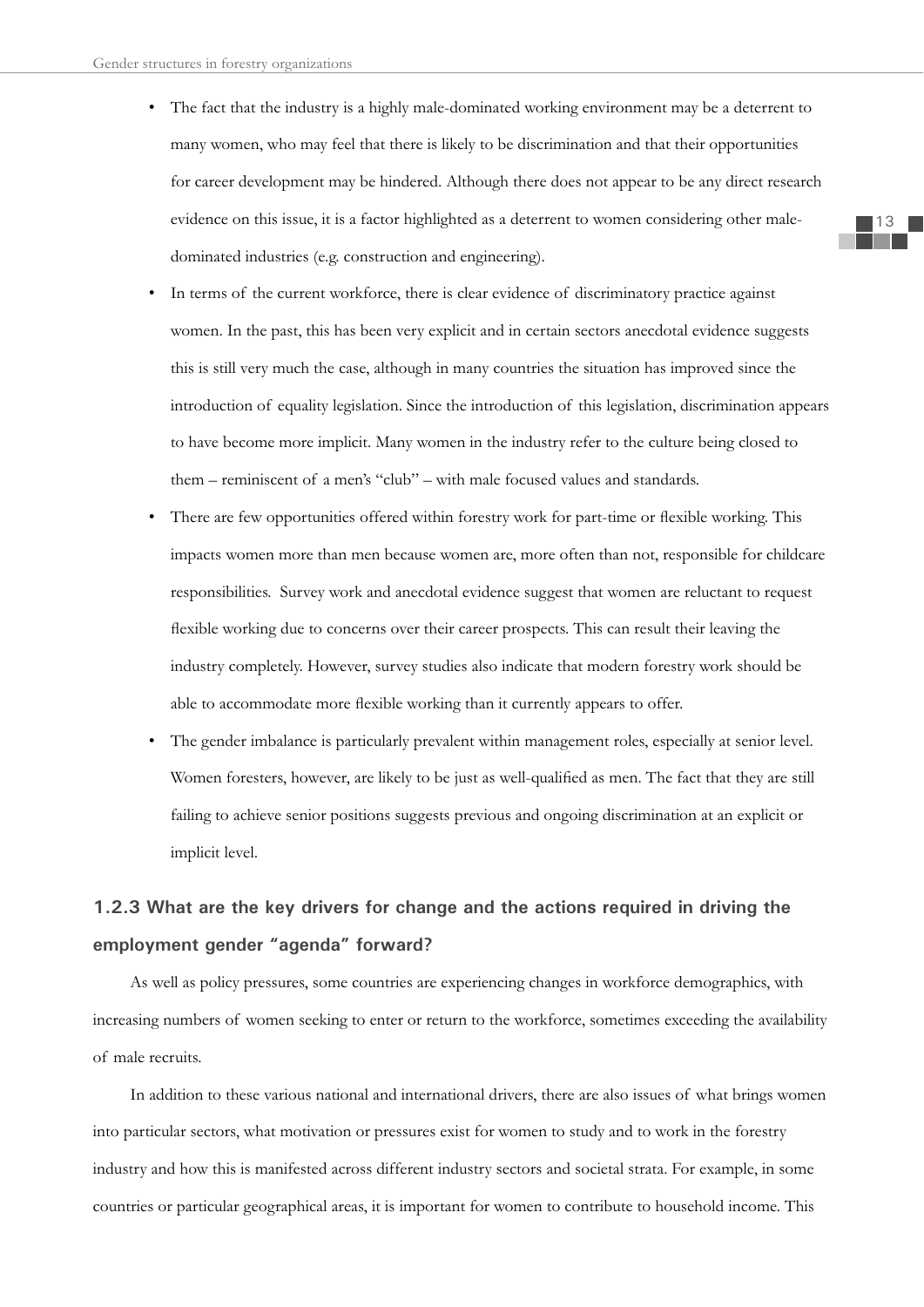- The fact that the industry is a highly male-dominated working environment may be a deterrent to many women, who may feel that there is likely to be discrimination and that their opportunities for career development may be hindered. Although there does not appear to be any direct research evidence on this issue, it is a factor highlighted as a deterrent to women considering other male-dominated industries (e.g. construction and engineering).
- In terms of the current workforce, there is clear evidence of discriminatory practice against women. In the past, this has been very explicit and in certain sectors anecdotal evidence suggests this is still very much the case, although in many countries the situation has improved since the introduction of equality legislation. Since the introduction of this legislation, discrimination appears to have become more implicit. Many women in the industry refer to the culture being closed to them – reminiscent of a men's "club" – with male focused values and standards.
- There are few opportunities offered within forestry work for part-time or flexible working. This impacts women more than men because women are, more often than not, responsible for childcare responsibilities. Survey work and anecdotal evidence suggest that women are reluctant to request flexible working due to concerns over their career prospects. This can result their leaving the industry completely. However, survey studies also indicate that modern forestry work should be able to accommodate more flexible working than it currently appears to offer.
- The gender imbalance is particularly prevalent within management roles, especially at senior level. Women foresters, however, are likely to be just as well-qualified as men. The fact that they are still failing to achieve senior positions suggests previous and ongoing discrimination at an explicit or implicit level.

### 1.2.3 What are the key drivers for change and the actions required in driving the employment gender "agenda" forward?

As well as policy pressures, some countries are experiencing changes in workforce demographics, with increasing numbers of women seeking to enter or return to the workforce, sometimes exceeding the availability of male recruits.

In addition to these various national and international drivers, there are also issues of what brings women into particular sectors, what motivation or pressures exist for women to study and to work in the forestry industry and how this is manifested across different industry sectors and societal strata. For example, in some countries or particular geographical areas, it is important for women to contribute to household income. This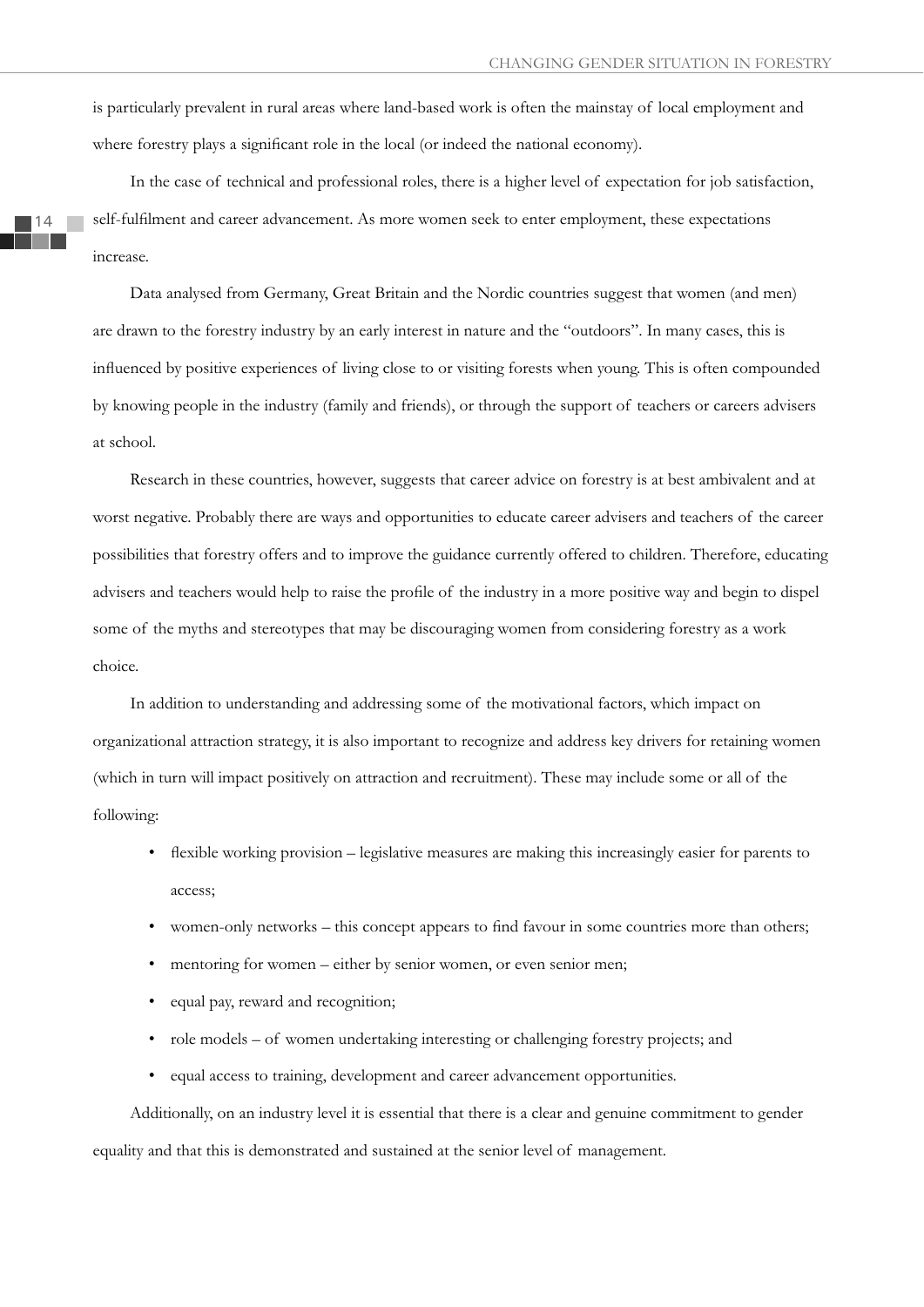is particularly prevalent in rural areas where land-based work is often the mainstay of local employment and where forestry plays a significant role in the local (or indeed the national economy).

In the case of technical and professional roles, there is a higher level of expectation for job satisfaction, self-fulfilment and career advancement. As more women seek to enter employment, these expectations increase.

Data analysed from Germany, Great Britain and the Nordic countries suggest that women (and men) are drawn to the forestry industry by an early interest in nature and the "outdoors". In many cases, this is influenced by positive experiences of living close to or visiting forests when young. This is often compounded by knowing people in the industry (family and friends), or through the support of teachers or careers advisers at school.

Research in these countries, however, suggests that career advice on forestry is at best ambivalent and at worst negative. Probably there are ways and opportunities to educate career advisers and teachers of the career possibilities that forestry offers and to improve the guidance currently offered to children. Therefore, educating advisers and teachers would help to raise the profile of the industry in a more positive way and begin to dispel some of the myths and stereotypes that may be discouraging women from considering forestry as a work choice.

In addition to understanding and addressing some of the motivational factors, which impact on organizational attraction strategy, it is also important to recognize and address key drivers for retaining women (which in turn will impact positively on attraction and recruitment). These may include some or all of the following:

- flexible working provision – legislative measures are making this increasingly easier for parents to access;
- women-only networks – this concept appears to find favour in some countries more than others;
- mentoring for women – either by senior women, or even senior men;
- equal pay, reward and recognition;
- role models – of women undertaking interesting or challenging forestry projects; and
- equal access to training, development and career advancement opportunities.

Additionally, on an industry level it is essential that there is a clear and genuine commitment to gender equality and that this is demonstrated and sustained at the senior level of management.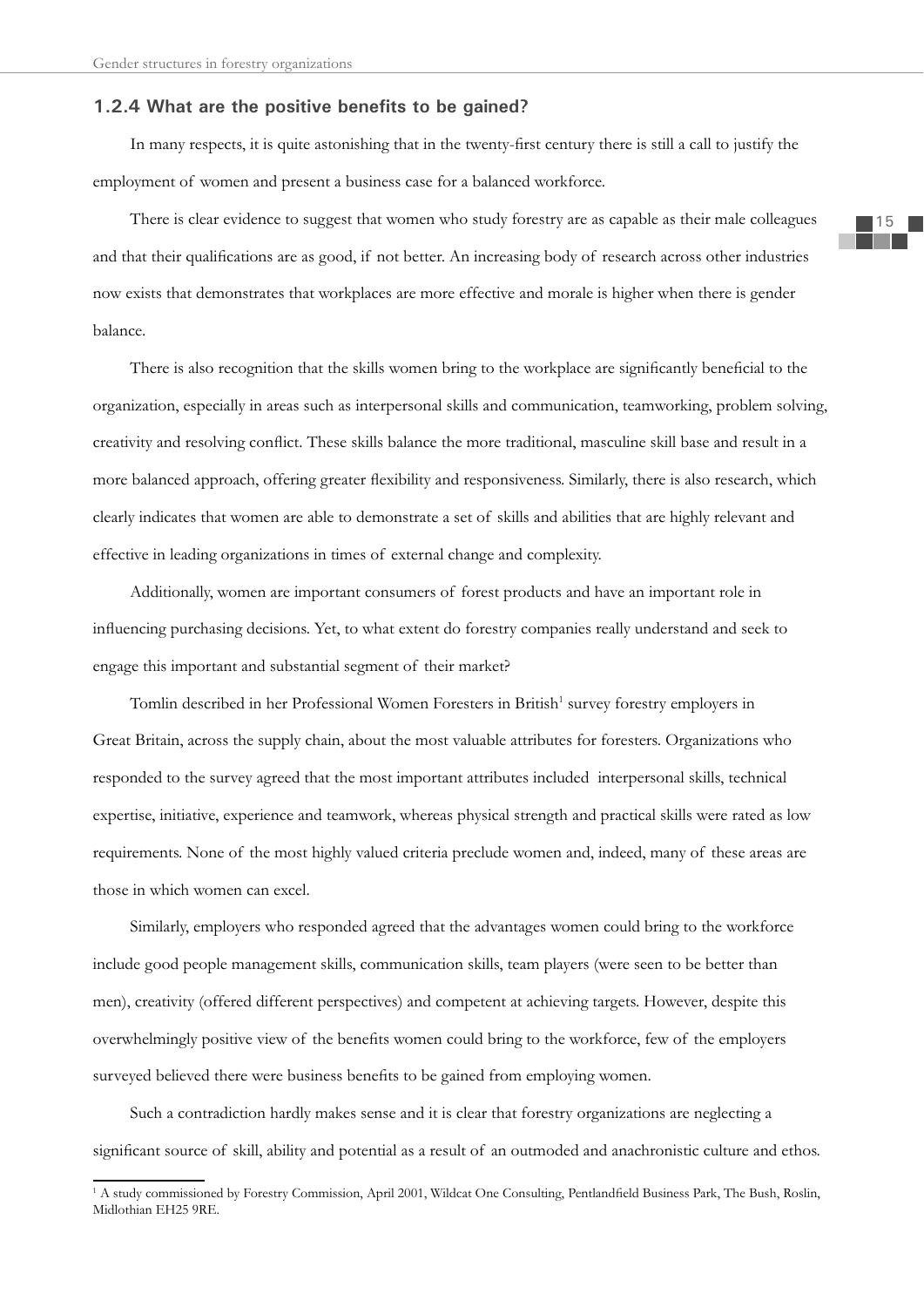### 1.2.4 What are the positive benefits to be gained?

In many respects, it is quite astonishing that in the twenty-first century there is still a call to justify the employment of women and present a business case for a balanced workforce.

There is clear evidence to suggest that women who study forestry are as capable as their male colleagues and that their qualifications are as good, if not better. An increasing body of research across other industries now exists that demonstrates that workplaces are more effective and morale is higher when there is gender balance.

There is also recognition that the skills women bring to the workplace are significantly beneficial to the organization, especially in areas such as interpersonal skills and communication, teamworking, problem solving, creativity and resolving conflict. These skills balance the more traditional, masculine skill base and result in a more balanced approach, offering greater flexibility and responsiveness. Similarly, there is also research, which clearly indicates that women are able to demonstrate a set of skills and abilities that are highly relevant and effective in leading organizations in times of external change and complexity.

Additionally, women are important consumers of forest products and have an important role in influencing purchasing decisions. Yet, to what extent do forestry companies really understand and seek to engage this important and substantial segment of their market?

Tomlin described in her Professional Women Foresters in British[1] survey forestry employers in Great Britain, across the supply chain, about the most valuable attributes for foresters. Organizations who responded to the survey agreed that the most important attributes included interpersonal skills, technical expertise, initiative, experience and teamwork, whereas physical strength and practical skills were rated as low requirements. None of the most highly valued criteria preclude women and, indeed, many of these areas are those in which women can excel.

Similarly, employers who responded agreed that the advantages women could bring to the workforce include good people management skills, communication skills, team players (were seen to be better than men), creativity (offered different perspectives) and competent at achieving targets. However, despite this overwhelmingly positive view of the benefits women could bring to the workforce, few of the employers surveyed believed there were business benefits to be gained from employing women.

Such a contradiction hardly makes sense and it is clear that forestry organizations are neglecting a significant source of skill, ability and potential as a result of an outmoded and anachronistic culture and ethos.

---

[1] A study commissioned by Forestry Commission, April 2001, Wildcat One Consulting, Pentlandfield Business Park, The Bush, Roslin, Midlothian EH25 9RE.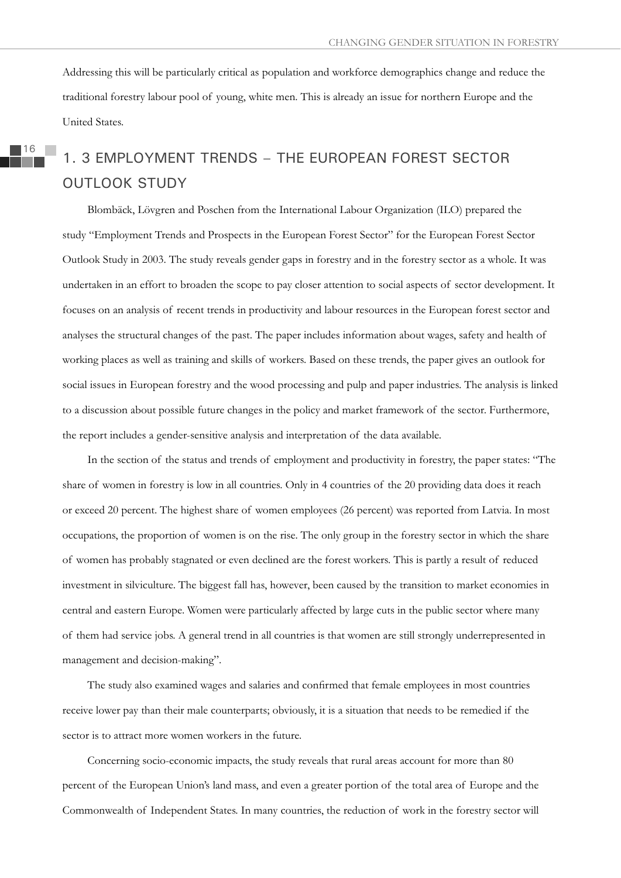Addressing this will be particularly critical as population and workforce demographics change and reduce the traditional forestry labour pool of young, white men. This is already an issue for northern Europe and the United States.

## 1. 3 EMPLOYMENT TRENDS – THE EUROPEAN FOREST SECTOR OUTLOOK STUDY

Blombäck, Lövgren and Poschen from the International Labour Organization (ILO) prepared the study "Employment Trends and Prospects in the European Forest Sector" for the European Forest Sector Outlook Study in 2003. The study reveals gender gaps in forestry and in the forestry sector as a whole. It was undertaken in an effort to broaden the scope to pay closer attention to social aspects of sector development. It focuses on an analysis of recent trends in productivity and labour resources in the European forest sector and analyses the structural changes of the past. The paper includes information about wages, safety and health of working places as well as training and skills of workers. Based on these trends, the paper gives an outlook for social issues in European forestry and the wood processing and pulp and paper industries. The analysis is linked to a discussion about possible future changes in the policy and market framework of the sector. Furthermore, the report includes a gender-sensitive analysis and interpretation of the data available.

In the section of the status and trends of employment and productivity in forestry, the paper states: "The share of women in forestry is low in all countries. Only in 4 countries of the 20 providing data does it reach or exceed 20 percent. The highest share of women employees (26 percent) was reported from Latvia. In most occupations, the proportion of women is on the rise. The only group in the forestry sector in which the share of women has probably stagnated or even declined are the forest workers. This is partly a result of reduced investment in silviculture. The biggest fall has, however, been caused by the transition to market economies in central and eastern Europe. Women were particularly affected by large cuts in the public sector where many of them had service jobs. A general trend in all countries is that women are still strongly underrepresented in management and decision-making".

The study also examined wages and salaries and confirmed that female employees in most countries receive lower pay than their male counterparts; obviously, it is a situation that needs to be remedied if the sector is to attract more women workers in the future.

Concerning socio-economic impacts, the study reveals that rural areas account for more than 80 percent of the European Union's land mass, and even a greater portion of the total area of Europe and the Commonwealth of Independent States. In many countries, the reduction of work in the forestry sector will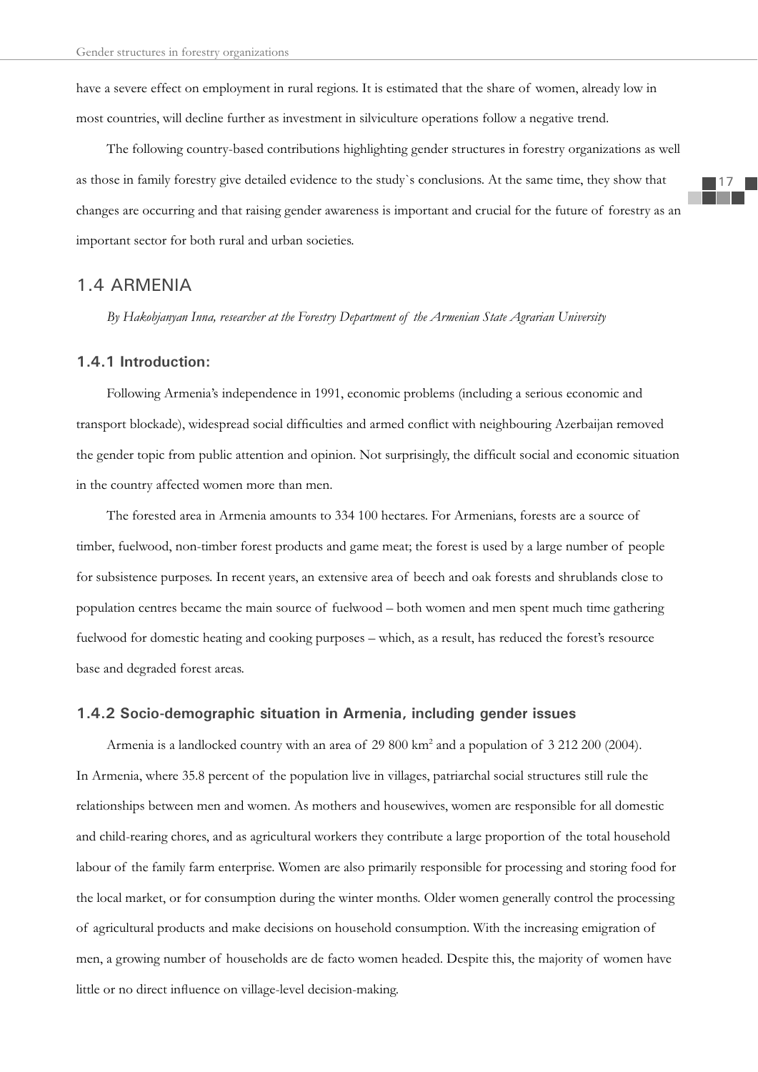have a severe effect on employment in rural regions. It is estimated that the share of women, already low in most countries, will decline further as investment in silviculture operations follow a negative trend.

The following country-based contributions highlighting gender structures in forestry organizations as well as those in family forestry give detailed evidence to the study`s conclusions. At the same time, they show that changes are occurring and that raising gender awareness is important and crucial for the future of forestry as an important sector for both rural and urban societies.

## 1.4 ARMENIA

*By Hakobjanyan Inna, researcher at the Forestry Department of the Armenian State Agrarian University*

### 1.4.1 Introduction:

Following Armenia's independence in 1991, economic problems (including a serious economic and transport blockade), widespread social difficulties and armed conflict with neighbouring Azerbaijan removed the gender topic from public attention and opinion. Not surprisingly, the difficult social and economic situation in the country affected women more than men.

The forested area in Armenia amounts to 334 100 hectares. For Armenians, forests are a source of timber, fuelwood, non-timber forest products and game meat; the forest is used by a large number of people for subsistence purposes. In recent years, an extensive area of beech and oak forests and shrublands close to population centres became the main source of fuelwood – both women and men spent much time gathering fuelwood for domestic heating and cooking purposes – which, as a result, has reduced the forest's resource base and degraded forest areas.

### 1.4.2 Socio-demographic situation in Armenia, including gender issues

Armenia is a landlocked country with an area of 29 800 km$^2$ and a population of 3 212 200 (2004). In Armenia, where 35.8 percent of the population live in villages, patriarchal social structures still rule the relationships between men and women. As mothers and housewives, women are responsible for all domestic and child-rearing chores, and as agricultural workers they contribute a large proportion of the total household labour of the family farm enterprise. Women are also primarily responsible for processing and storing food for the local market, or for consumption during the winter months. Older women generally control the processing of agricultural products and make decisions on household consumption. With the increasing emigration of men, a growing number of households are de facto women headed. Despite this, the majority of women have little or no direct influence on village-level decision-making.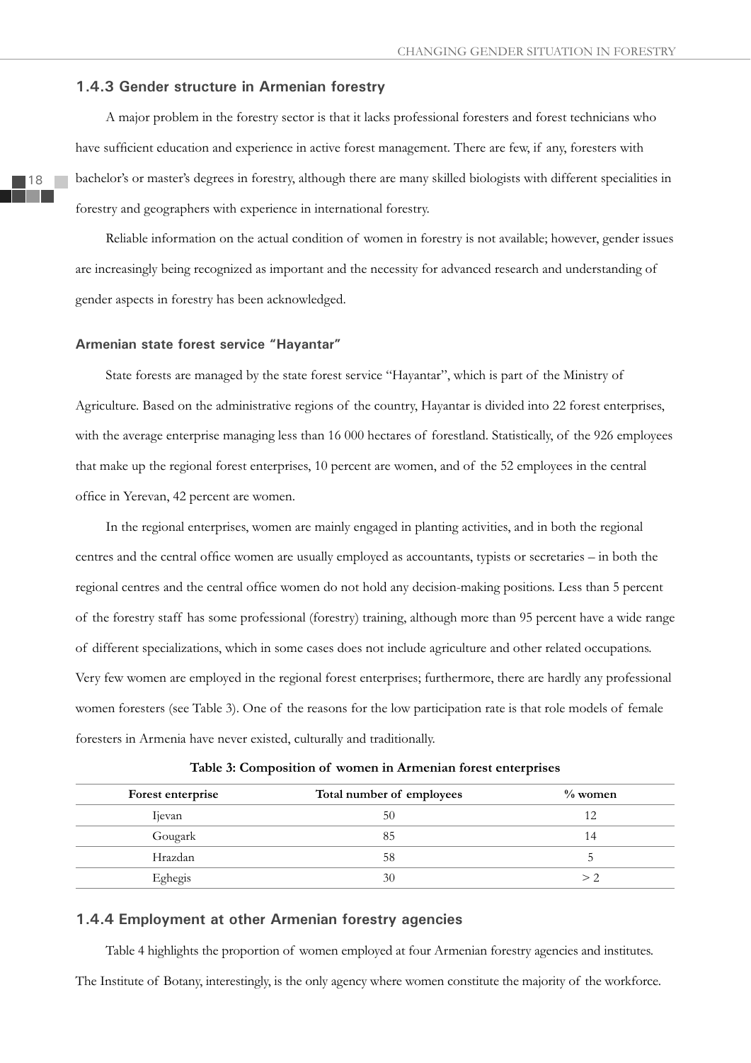### 1.4.3 Gender structure in Armenian forestry

A major problem in the forestry sector is that it lacks professional foresters and forest technicians who have sufficient education and experience in active forest management. There are few, if any, foresters with bachelor's or master's degrees in forestry, although there are many skilled biologists with different specialities in forestry and geographers with experience in international forestry.

Reliable information on the actual condition of women in forestry is not available; however, gender issues are increasingly being recognized as important and the necessity for advanced research and understanding of gender aspects in forestry has been acknowledged.

#### Armenian state forest service "Hayantar"

State forests are managed by the state forest service "Hayantar", which is part of the Ministry of Agriculture. Based on the administrative regions of the country, Hayantar is divided into 22 forest enterprises, with the average enterprise managing less than 16 000 hectares of forestland. Statistically, of the 926 employees that make up the regional forest enterprises, 10 percent are women, and of the 52 employees in the central office in Yerevan, 42 percent are women.

In the regional enterprises, women are mainly engaged in planting activities, and in both the regional centres and the central office women are usually employed as accountants, typists or secretaries – in both the regional centres and the central office women do not hold any decision-making positions. Less than 5 percent of the forestry staff has some professional (forestry) training, although more than 95 percent have a wide range of different specializations, which in some cases does not include agriculture and other related occupations. Very few women are employed in the regional forest enterprises; furthermore, there are hardly any professional women foresters (see Table 3). One of the reasons for the low participation rate is that role models of female foresters in Armenia have never existed, culturally and traditionally.

**Table 3: Composition of women in Armenian forest enterprises**

| Forest enterprise | Total number of employees | % women |
|---|---|---|
| Ijevan | 50 | 12 |
| Gougark | 85 | 14 |
| Hrazdan | 58 | 5 |
| Eghegis | 30 | > 2 |

### 1.4.4 Employment at other Armenian forestry agencies

Table 4 highlights the proportion of women employed at four Armenian forestry agencies and institutes. The Institute of Botany, interestingly, is the only agency where women constitute the majority of the workforce.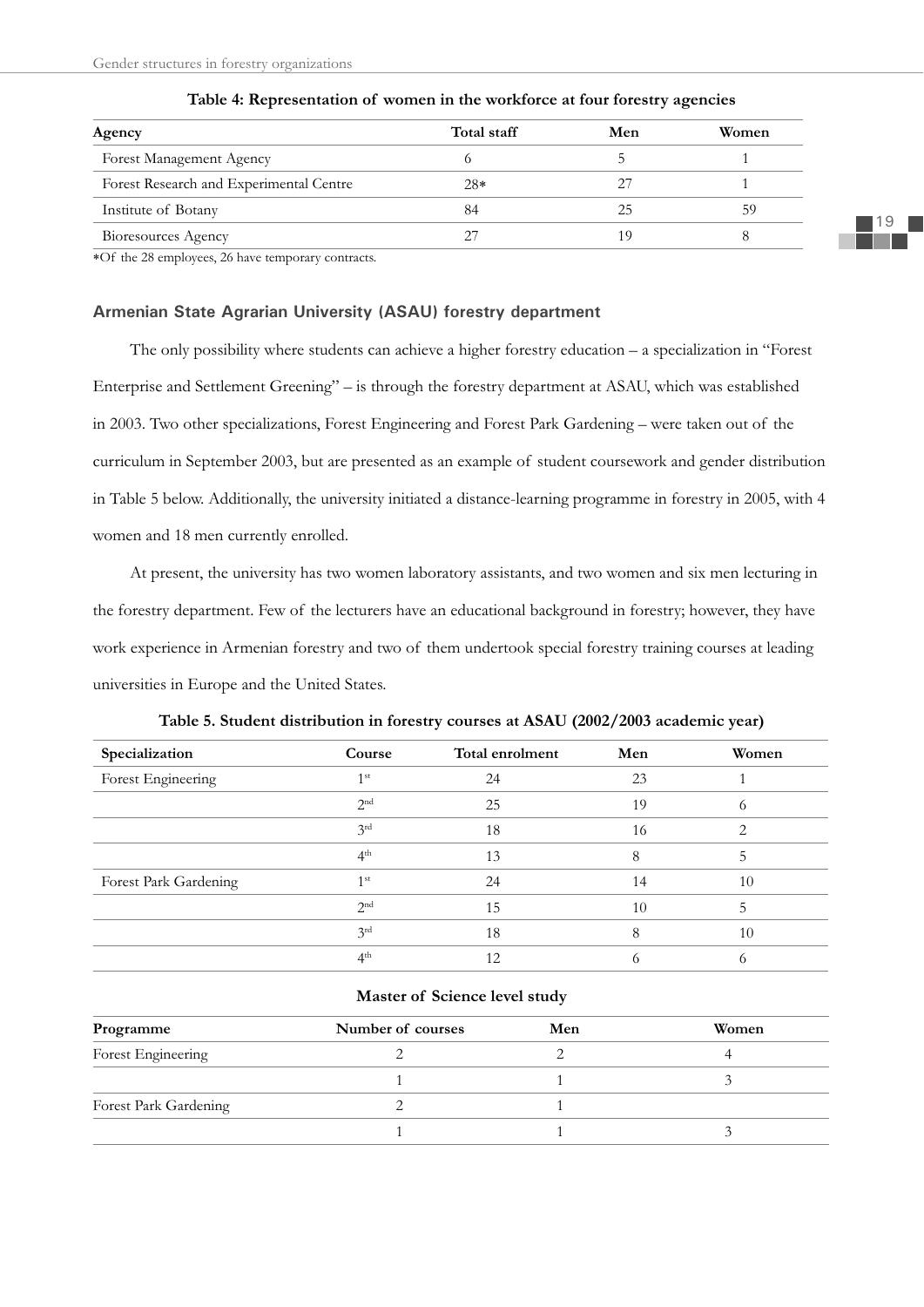**Table 4: Representation of women in the workforce at four forestry agencies**

| Agency | Total staff | Men | Women |
|---|---|---|---|
| Forest Management Agency | 6 | 5 | 1 |
| Forest Research and Experimental Centre | 28* | 27 | 1 |
| Institute of Botany | 84 | 25 | 59 |
| Bioresources Agency | 27 | 19 | 8 |

*Of the 28 employees, 26 have temporary contracts.

### Armenian State Agrarian University (ASAU) forestry department

The only possibility where students can achieve a higher forestry education – a specialization in "Forest Enterprise and Settlement Greening" – is through the forestry department at ASAU, which was established in 2003. Two other specializations, Forest Engineering and Forest Park Gardening – were taken out of the curriculum in September 2003, but are presented as an example of student coursework and gender distribution in Table 5 below. Additionally, the university initiated a distance-learning programme in forestry in 2005, with 4 women and 18 men currently enrolled.

At present, the university has two women laboratory assistants, and two women and six men lecturing in the forestry department. Few of the lecturers have an educational background in forestry; however, they have work experience in Armenian forestry and two of them undertook special forestry training courses at leading universities in Europe and the United States.

**Table 5. Student distribution in forestry courses at ASAU (2002/2003 academic year)**

| Specialization | Course | Total enrolment | Men | Women |
|---|---|---|---|---|
| Forest Engineering | 1st | 24 | 23 | 1 |
| | 2nd | 25 | 19 | 6 |
| | 3rd | 18 | 16 | 2 |
| | 4th | 13 | 8 | 5 |
| Forest Park Gardening | 1st | 24 | 14 | 10 |
| | 2nd | 15 | 10 | 5 |
| | 3rd | 18 | 8 | 10 |
| | 4th | 12 | 6 | 6 |

**Master of Science level study**

| Programme | Number of courses | Men | Women |
|---|---|---|---|
| Forest Engineering | 2 | 2 | 4 |
| | 1 | 1 | 3 |
| Forest Park Gardening | 2 | 1 | |
| | 1 | 1 | 3 |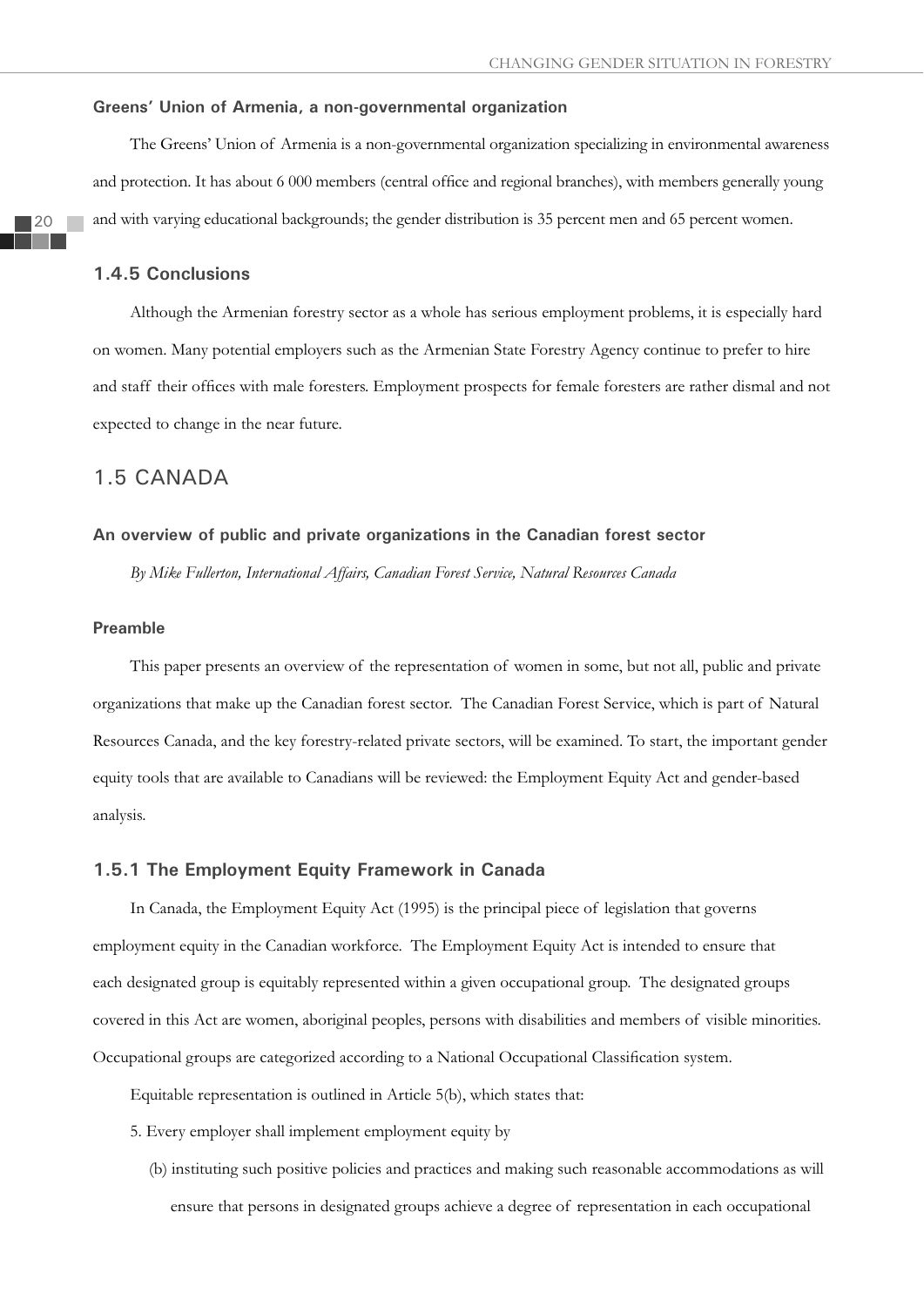**Greens' Union of Armenia, a non-governmental organization**

The Greens' Union of Armenia is a non-governmental organization specializing in environmental awareness and protection. It has about 6 000 members (central office and regional branches), with members generally young and with varying educational backgrounds; the gender distribution is 35 percent men and 65 percent women.

### 1.4.5 Conclusions

Although the Armenian forestry sector as a whole has serious employment problems, it is especially hard on women. Many potential employers such as the Armenian State Forestry Agency continue to prefer to hire and staff their offices with male foresters. Employment prospects for female foresters are rather dismal and not expected to change in the near future.

## 1.5 CANADA

### An overview of public and private organizations in the Canadian forest sector

*By Mike Fullerton, International Affairs, Canadian Forest Service, Natural Resources Canada*

**Preamble**

This paper presents an overview of the representation of women in some, but not all, public and private organizations that make up the Canadian forest sector. The Canadian Forest Service, which is part of Natural Resources Canada, and the key forestry-related private sectors, will be examined. To start, the important gender equity tools that are available to Canadians will be reviewed: the Employment Equity Act and gender-based analysis.

### 1.5.1 The Employment Equity Framework in Canada

In Canada, the Employment Equity Act (1995) is the principal piece of legislation that governs employment equity in the Canadian workforce. The Employment Equity Act is intended to ensure that each designated group is equitably represented within a given occupational group. The designated groups covered in this Act are women, aboriginal peoples, persons with disabilities and members of visible minorities. Occupational groups are categorized according to a National Occupational Classification system.

Equitable representation is outlined in Article 5(b), which states that:

5. Every employer shall implement employment equity by

   (b) instituting such positive policies and practices and making such reasonable accommodations as will ensure that persons in designated groups achieve a degree of representation in each occupational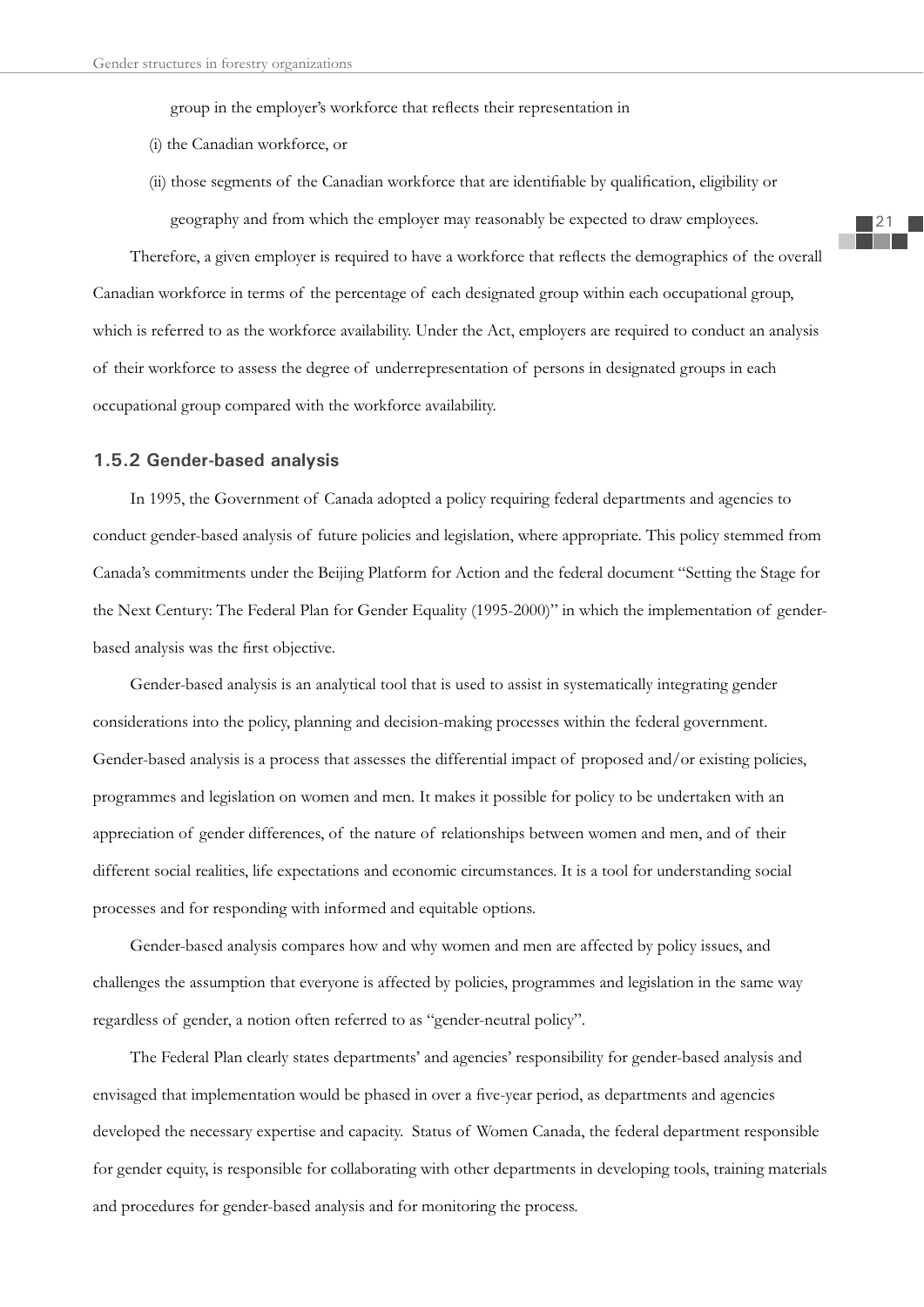group in the employer's workforce that reflects their representation in

(i) the Canadian workforce, or

(ii) those segments of the Canadian workforce that are identifiable by qualification, eligibility or geography and from which the employer may reasonably be expected to draw employees.

Therefore, a given employer is required to have a workforce that reflects the demographics of the overall Canadian workforce in terms of the percentage of each designated group within each occupational group, which is referred to as the workforce availability. Under the Act, employers are required to conduct an analysis of their workforce to assess the degree of underrepresentation of persons in designated groups in each occupational group compared with the workforce availability.

### 1.5.2 Gender-based analysis

In 1995, the Government of Canada adopted a policy requiring federal departments and agencies to conduct gender-based analysis of future policies and legislation, where appropriate. This policy stemmed from Canada's commitments under the Beijing Platform for Action and the federal document "Setting the Stage for the Next Century: The Federal Plan for Gender Equality (1995-2000)" in which the implementation of gender-based analysis was the first objective.

Gender-based analysis is an analytical tool that is used to assist in systematically integrating gender considerations into the policy, planning and decision-making processes within the federal government. Gender-based analysis is a process that assesses the differential impact of proposed and/or existing policies, programmes and legislation on women and men. It makes it possible for policy to be undertaken with an appreciation of gender differences, of the nature of relationships between women and men, and of their different social realities, life expectations and economic circumstances. It is a tool for understanding social processes and for responding with informed and equitable options.

Gender-based analysis compares how and why women and men are affected by policy issues, and challenges the assumption that everyone is affected by policies, programmes and legislation in the same way regardless of gender, a notion often referred to as "gender-neutral policy".

The Federal Plan clearly states departments' and agencies' responsibility for gender-based analysis and envisaged that implementation would be phased in over a five-year period, as departments and agencies developed the necessary expertise and capacity. Status of Women Canada, the federal department responsible for gender equity, is responsible for collaborating with other departments in developing tools, training materials and procedures for gender-based analysis and for monitoring the process.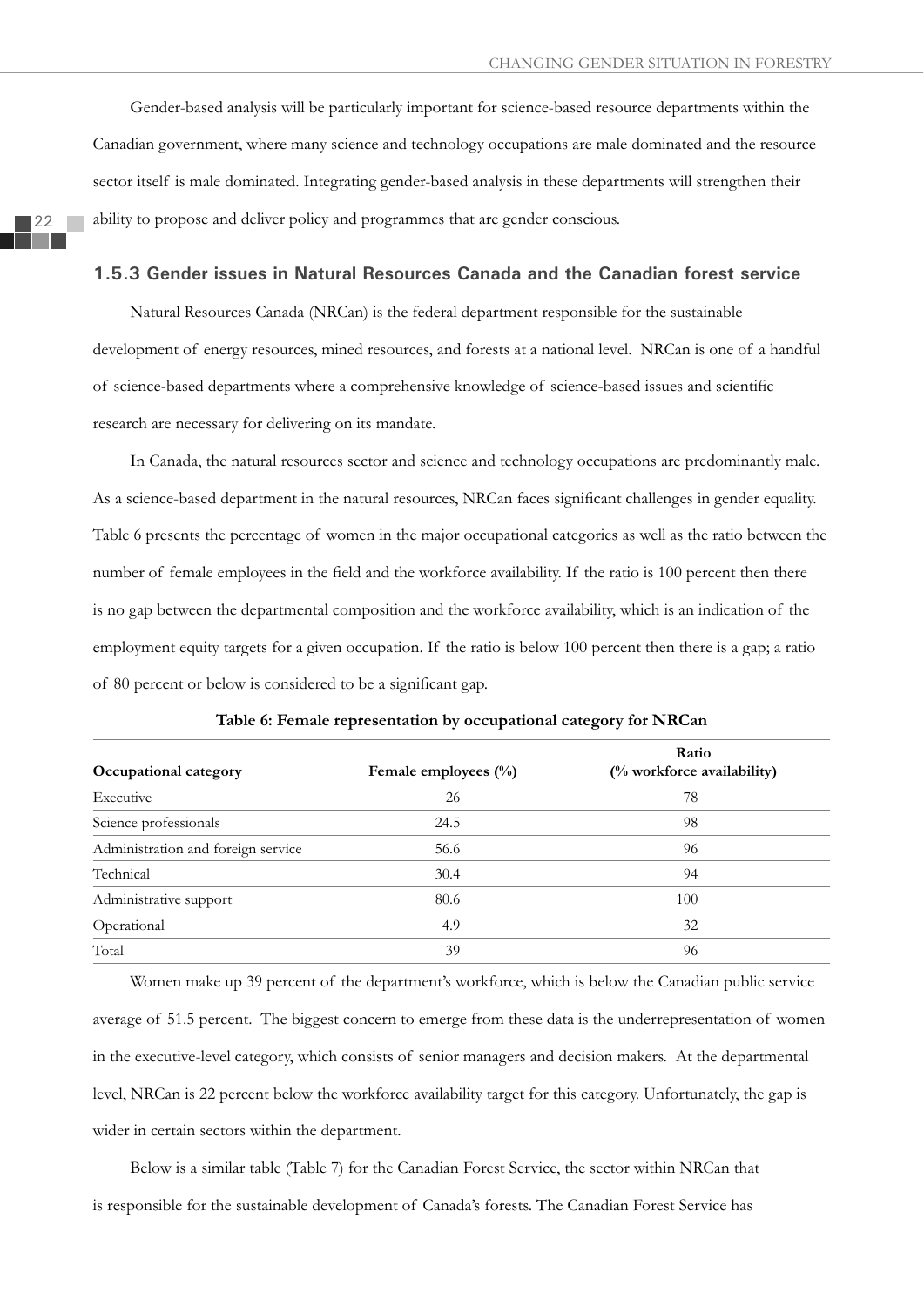Gender-based analysis will be particularly important for science-based resource departments within the Canadian government, where many science and technology occupations are male dominated and the resource sector itself is male dominated. Integrating gender-based analysis in these departments will strengthen their ability to propose and deliver policy and programmes that are gender conscious.

### 1.5.3 Gender issues in Natural Resources Canada and the Canadian forest service

Natural Resources Canada (NRCan) is the federal department responsible for the sustainable development of energy resources, mined resources, and forests at a national level. NRCan is one of a handful of science-based departments where a comprehensive knowledge of science-based issues and scientific research are necessary for delivering on its mandate.

In Canada, the natural resources sector and science and technology occupations are predominantly male. As a science-based department in the natural resources, NRCan faces significant challenges in gender equality. Table 6 presents the percentage of women in the major occupational categories as well as the ratio between the number of female employees in the field and the workforce availability. If the ratio is 100 percent then there is no gap between the departmental composition and the workforce availability, which is an indication of the employment equity targets for a given occupation. If the ratio is below 100 percent then there is a gap; a ratio of 80 percent or below is considered to be a significant gap.

**Table 6: Female representation by occupational category for NRCan**

| Occupational category | Female employees (%) | Ratio (% workforce availability) |
|---|---|---|
| Executive | 26 | 78 |
| Science professionals | 24.5 | 98 |
| Administration and foreign service | 56.6 | 96 |
| Technical | 30.4 | 94 |
| Administrative support | 80.6 | 100 |
| Operational | 4.9 | 32 |
| Total | 39 | 96 |

Women make up 39 percent of the department's workforce, which is below the Canadian public service average of 51.5 percent. The biggest concern to emerge from these data is the underrepresentation of women in the executive-level category, which consists of senior managers and decision makers. At the departmental level, NRCan is 22 percent below the workforce availability target for this category. Unfortunately, the gap is wider in certain sectors within the department.

Below is a similar table (Table 7) for the Canadian Forest Service, the sector within NRCan that is responsible for the sustainable development of Canada's forests. The Canadian Forest Service has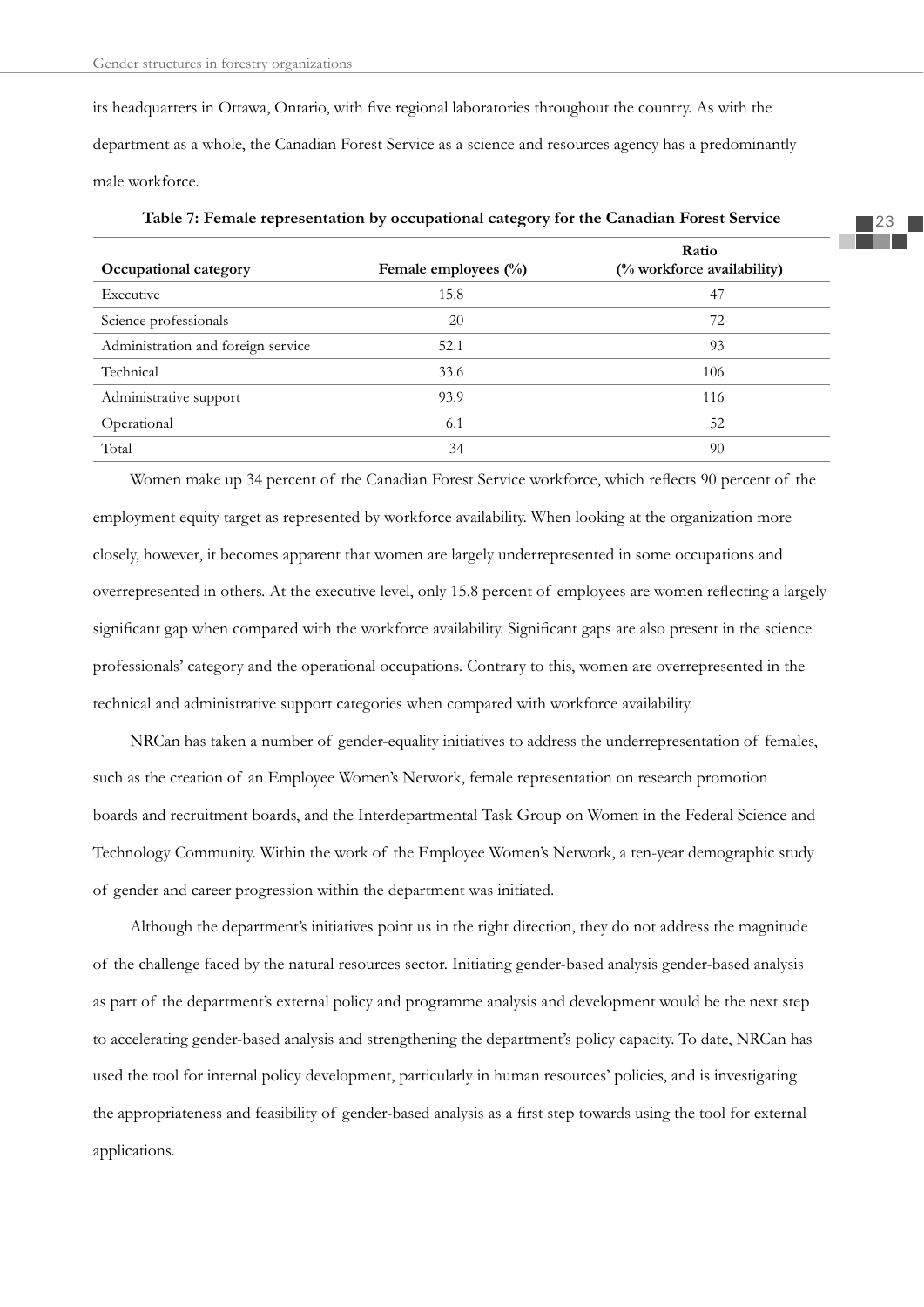its headquarters in Ottawa, Ontario, with five regional laboratories throughout the country. As with the department as a whole, the Canadian Forest Service as a science and resources agency has a predominantly male workforce.

**Table 7: Female representation by occupational category for the Canadian Forest Service**

| Occupational category | Female employees (%) | Ratio (% workforce availability) |
|---|---|---|
| Executive | 15.8 | 47 |
| Science professionals | 20 | 72 |
| Administration and foreign service | 52.1 | 93 |
| Technical | 33.6 | 106 |
| Administrative support | 93.9 | 116 |
| Operational | 6.1 | 52 |
| Total | 34 | 90 |

Women make up 34 percent of the Canadian Forest Service workforce, which reflects 90 percent of the employment equity target as represented by workforce availability. When looking at the organization more closely, however, it becomes apparent that women are largely underrepresented in some occupations and overrepresented in others. At the executive level, only 15.8 percent of employees are women reflecting a largely significant gap when compared with the workforce availability. Significant gaps are also present in the science professionals' category and the operational occupations. Contrary to this, women are overrepresented in the technical and administrative support categories when compared with workforce availability.

NRCan has taken a number of gender-equality initiatives to address the underrepresentation of females, such as the creation of an Employee Women's Network, female representation on research promotion boards and recruitment boards, and the Interdepartmental Task Group on Women in the Federal Science and Technology Community. Within the work of the Employee Women's Network, a ten-year demographic study of gender and career progression within the department was initiated.

Although the department's initiatives point us in the right direction, they do not address the magnitude of the challenge faced by the natural resources sector. Initiating gender-based analysis gender-based analysis as part of the department's external policy and programme analysis and development would be the next step to accelerating gender-based analysis and strengthening the department's policy capacity. To date, NRCan has used the tool for internal policy development, particularly in human resources' policies, and is investigating the appropriateness and feasibility of gender-based analysis as a first step towards using the tool for external applications.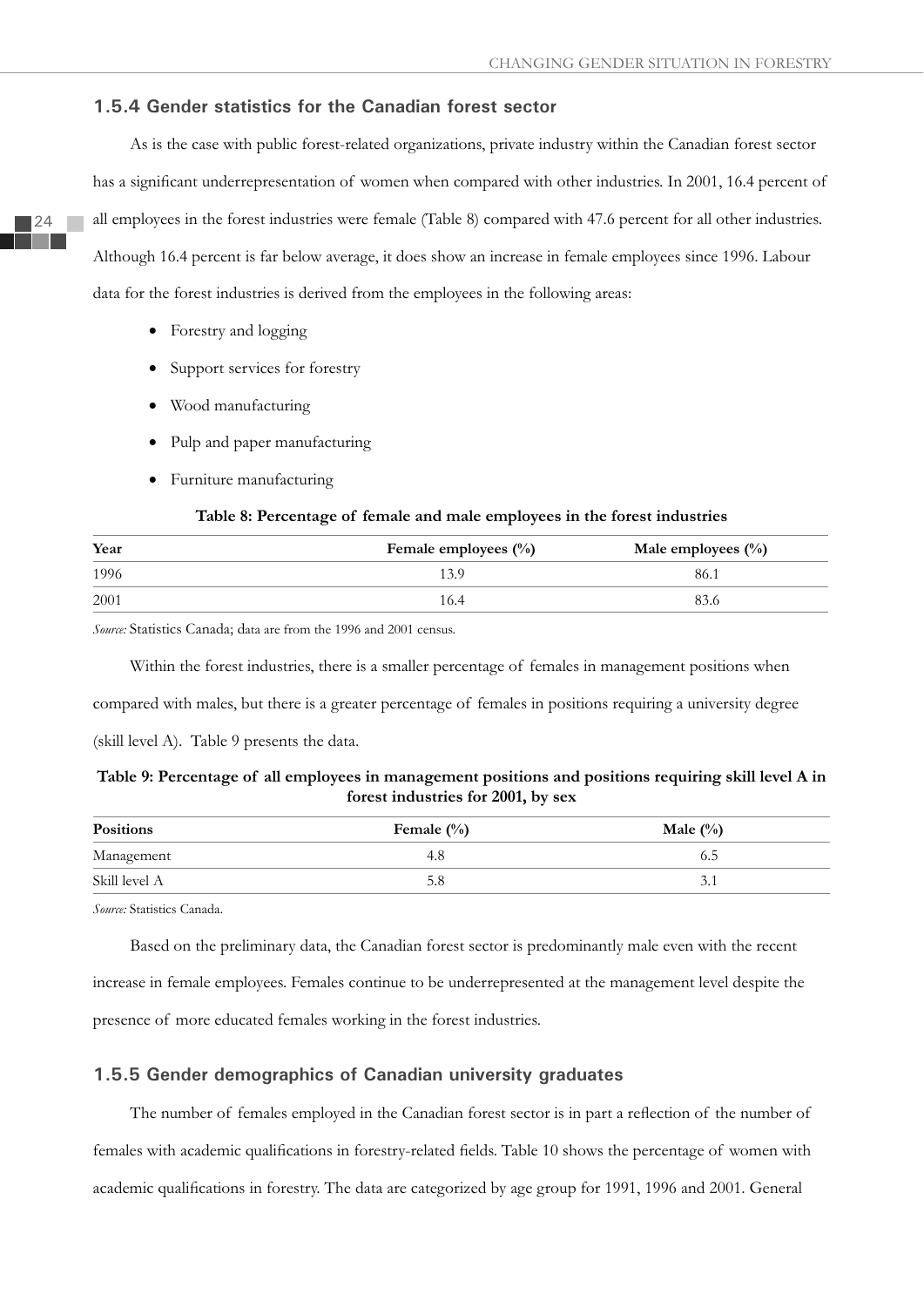### 1.5.4 Gender statistics for the Canadian forest sector

As is the case with public forest-related organizations, private industry within the Canadian forest sector has a significant underrepresentation of women when compared with other industries. In 2001, 16.4 percent of all employees in the forest industries were female (Table 8) compared with 47.6 percent for all other industries. Although 16.4 percent is far below average, it does show an increase in female employees since 1996. Labour data for the forest industries is derived from the employees in the following areas:

- Forestry and logging
- Support services for forestry
- Wood manufacturing
- Pulp and paper manufacturing
- Furniture manufacturing

**Table 8: Percentage of female and male employees in the forest industries**

| Year | Female employees (%) | Male employees (%) |
|---|---|---|
| 1996 | 13.9 | 86.1 |
| 2001 | 16.4 | 83.6 |

*Source:* Statistics Canada; data are from the 1996 and 2001 census.

Within the forest industries, there is a smaller percentage of females in management positions when compared with males, but there is a greater percentage of females in positions requiring a university degree (skill level A). Table 9 presents the data.

**Table 9: Percentage of all employees in management positions and positions requiring skill level A in forest industries for 2001, by sex**

| Positions | Female (%) | Male (%) |
|---|---|---|
| Management | 4.8 | 6.5 |
| Skill level A | 5.8 | 3.1 |

*Source:* Statistics Canada.

Based on the preliminary data, the Canadian forest sector is predominantly male even with the recent increase in female employees. Females continue to be underrepresented at the management level despite the presence of more educated females working in the forest industries.

### 1.5.5 Gender demographics of Canadian university graduates

The number of females employed in the Canadian forest sector is in part a reflection of the number of females with academic qualifications in forestry-related fields. Table 10 shows the percentage of women with academic qualifications in forestry. The data are categorized by age group for 1991, 1996 and 2001. General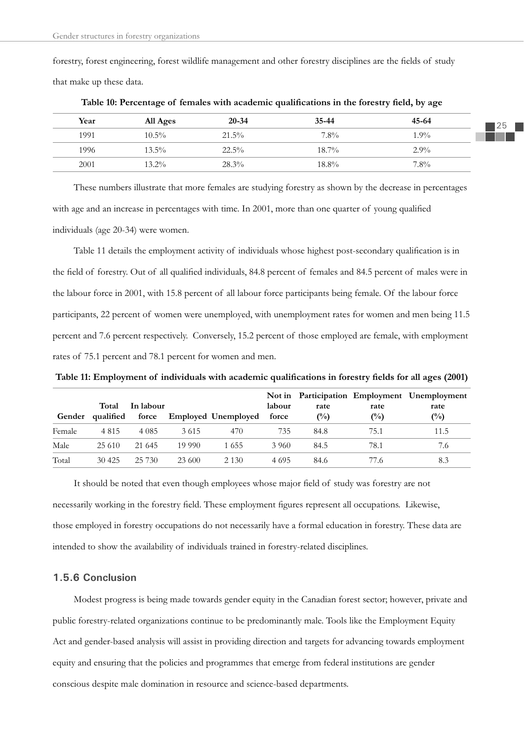forestry, forest engineering, forest wildlife management and other forestry disciplines are the fields of study that make up these data.

**Table 10: Percentage of females with academic qualifications in the forestry field, by age**

| Year | All Ages | 20-34 | 35-44 | 45-64 |
|---|---|---|---|---|
| 1991 | 10.5% | 21.5% | 7.8% | 1.9% |
| 1996 | 13.5% | 22.5% | 18.7% | 2.9% |
| 2001 | 13.2% | 28.3% | 18.8% | 7.8% |

These numbers illustrate that more females are studying forestry as shown by the decrease in percentages with age and an increase in percentages with time. In 2001, more than one quarter of young qualified individuals (age 20-34) were women.

Table 11 details the employment activity of individuals whose highest post-secondary qualification is in the field of forestry. Out of all qualified individuals, 84.8 percent of females and 84.5 percent of males were in the labour force in 2001, with 15.8 percent of all labour force participants being female. Of the labour force participants, 22 percent of women were unemployed, with unemployment rates for women and men being 11.5 percent and 7.6 percent respectively. Conversely, 15.2 percent of those employed are female, with employment rates of 75.1 percent and 78.1 percent for women and men.

**Table 11: Employment of individuals with academic qualifications in forestry fields for all ages (2001)**

| Gender | Total qualified | In labour force | Employed | Unemployed | Not in labour force | Participation rate (%) | Employment rate (%) | Unemployment rate (%) |
|---|---|---|---|---|---|---|---|---|
| Female | 4 815 | 4 085 | 3 615 | 470 | 735 | 84.8 | 75.1 | 11.5 |
| Male | 25 610 | 21 645 | 19 990 | 1 655 | 3 960 | 84.5 | 78.1 | 7.6 |
| Total | 30 425 | 25 730 | 23 600 | 2 130 | 4 695 | 84.6 | 77.6 | 8.3 |

It should be noted that even though employees whose major field of study was forestry are not necessarily working in the forestry field. These employment figures represent all occupations. Likewise, those employed in forestry occupations do not necessarily have a formal education in forestry. These data are intended to show the availability of individuals trained in forestry-related disciplines.

### 1.5.6 Conclusion

Modest progress is being made towards gender equity in the Canadian forest sector; however, private and public forestry-related organizations continue to be predominantly male. Tools like the Employment Equity Act and gender-based analysis will assist in providing direction and targets for advancing towards employment equity and ensuring that the policies and programmes that emerge from federal institutions are gender conscious despite male domination in resource and science-based departments.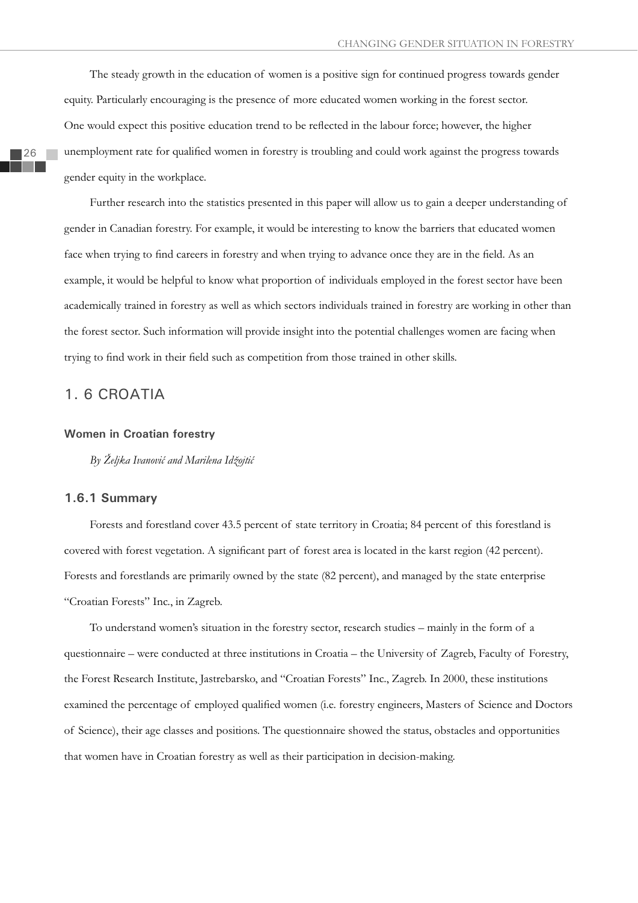The steady growth in the education of women is a positive sign for continued progress towards gender equity. Particularly encouraging is the presence of more educated women working in the forest sector. One would expect this positive education trend to be reflected in the labour force; however, the higher unemployment rate for qualified women in forestry is troubling and could work against the progress towards gender equity in the workplace.

Further research into the statistics presented in this paper will allow us to gain a deeper understanding of gender in Canadian forestry. For example, it would be interesting to know the barriers that educated women face when trying to find careers in forestry and when trying to advance once they are in the field. As an example, it would be helpful to know what proportion of individuals employed in the forest sector have been academically trained in forestry as well as which sectors individuals trained in forestry are working in other than the forest sector. Such information will provide insight into the potential challenges women are facing when trying to find work in their field such as competition from those trained in other skills.

## 1. 6 CROATIA

### Women in Croatian forestry

*By Željka Ivanović and Marilena Idžojtić*

### 1.6.1 Summary

Forests and forestland cover 43.5 percent of state territory in Croatia; 84 percent of this forestland is covered with forest vegetation. A significant part of forest area is located in the karst region (42 percent). Forests and forestlands are primarily owned by the state (82 percent), and managed by the state enterprise "Croatian Forests" Inc., in Zagreb.

To understand women's situation in the forestry sector, research studies – mainly in the form of a questionnaire – were conducted at three institutions in Croatia – the University of Zagreb, Faculty of Forestry, the Forest Research Institute, Jastrebarsko, and "Croatian Forests" Inc., Zagreb. In 2000, these institutions examined the percentage of employed qualified women (i.e. forestry engineers, Masters of Science and Doctors of Science), their age classes and positions. The questionnaire showed the status, obstacles and opportunities that women have in Croatian forestry as well as their participation in decision-making.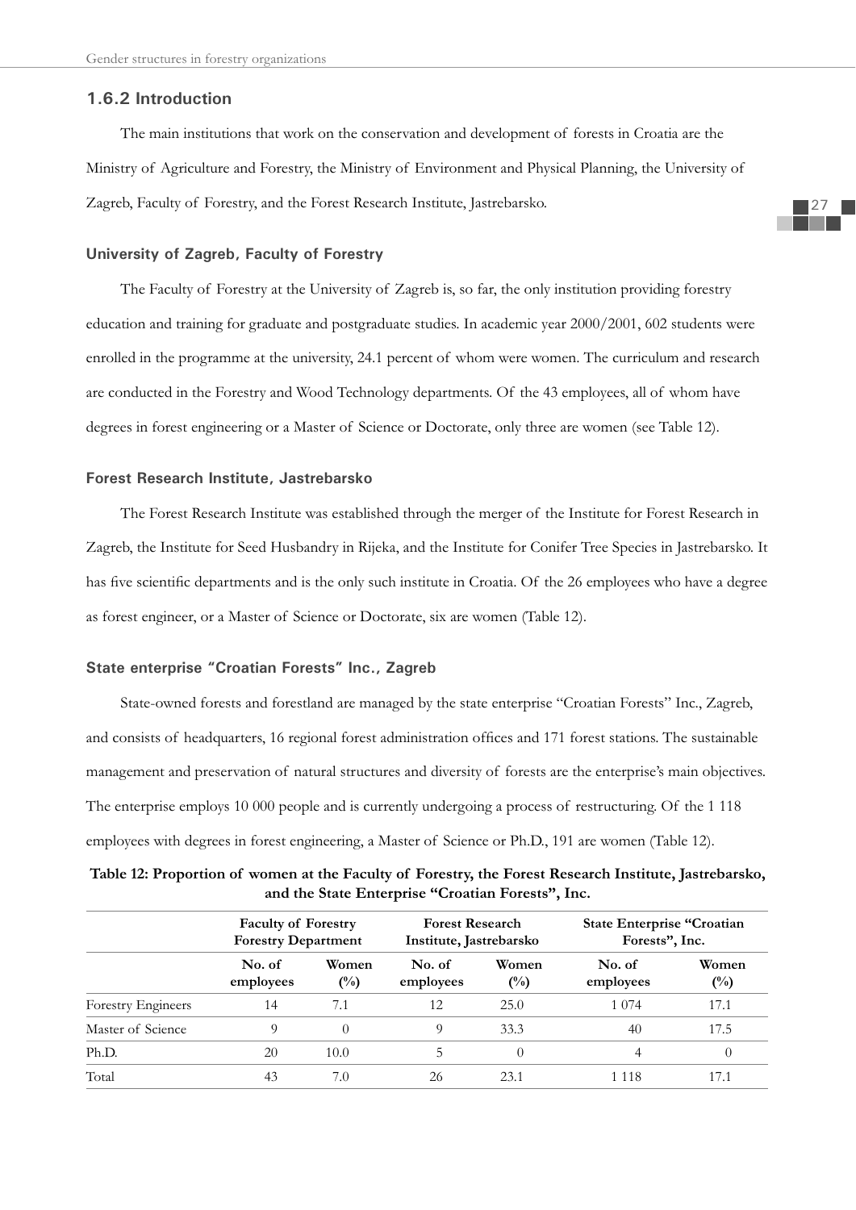### 1.6.2 Introduction

The main institutions that work on the conservation and development of forests in Croatia are the Ministry of Agriculture and Forestry, the Ministry of Environment and Physical Planning, the University of Zagreb, Faculty of Forestry, and the Forest Research Institute, Jastrebarsko.

#### University of Zagreb, Faculty of Forestry

The Faculty of Forestry at the University of Zagreb is, so far, the only institution providing forestry education and training for graduate and postgraduate studies. In academic year 2000/2001, 602 students were enrolled in the programme at the university, 24.1 percent of whom were women. The curriculum and research are conducted in the Forestry and Wood Technology departments. Of the 43 employees, all of whom have degrees in forest engineering or a Master of Science or Doctorate, only three are women (see Table 12).

#### Forest Research Institute, Jastrebarsko

The Forest Research Institute was established through the merger of the Institute for Forest Research in Zagreb, the Institute for Seed Husbandry in Rijeka, and the Institute for Conifer Tree Species in Jastrebarsko. It has five scientific departments and is the only such institute in Croatia. Of the 26 employees who have a degree as forest engineer, or a Master of Science or Doctorate, six are women (Table 12).

#### State enterprise "Croatian Forests" Inc., Zagreb

State-owned forests and forestland are managed by the state enterprise "Croatian Forests" Inc., Zagreb, and consists of headquarters, 16 regional forest administration offices and 171 forest stations. The sustainable management and preservation of natural structures and diversity of forests are the enterprise's main objectives. The enterprise employs 10 000 people and is currently undergoing a process of restructuring. Of the 1 118 employees with degrees in forest engineering, a Master of Science or Ph.D., 191 are women (Table 12).

**Table 12: Proportion of women at the Faculty of Forestry, the Forest Research Institute, Jastrebarsko, and the State Enterprise "Croatian Forests", Inc.**

| | Faculty of Forestry Forestry Department | | Forest Research Institute, Jastrebarsko | | State Enterprise "Croatian Forests", Inc. | |
|---|---|---|---|---|---|---|
| | No. of employees | Women (%) | No. of employees | Women (%) | No. of employees | Women (%) |
| Forestry Engineers | 14 | 7.1 | 12 | 25.0 | 1 074 | 17.1 |
| Master of Science | 9 | 0 | 9 | 33.3 | 40 | 17.5 |
| Ph.D. | 20 | 10.0 | 5 | 0 | 4 | 0 |
| Total | 43 | 7.0 | 26 | 23.1 | 1 118 | 17.1 |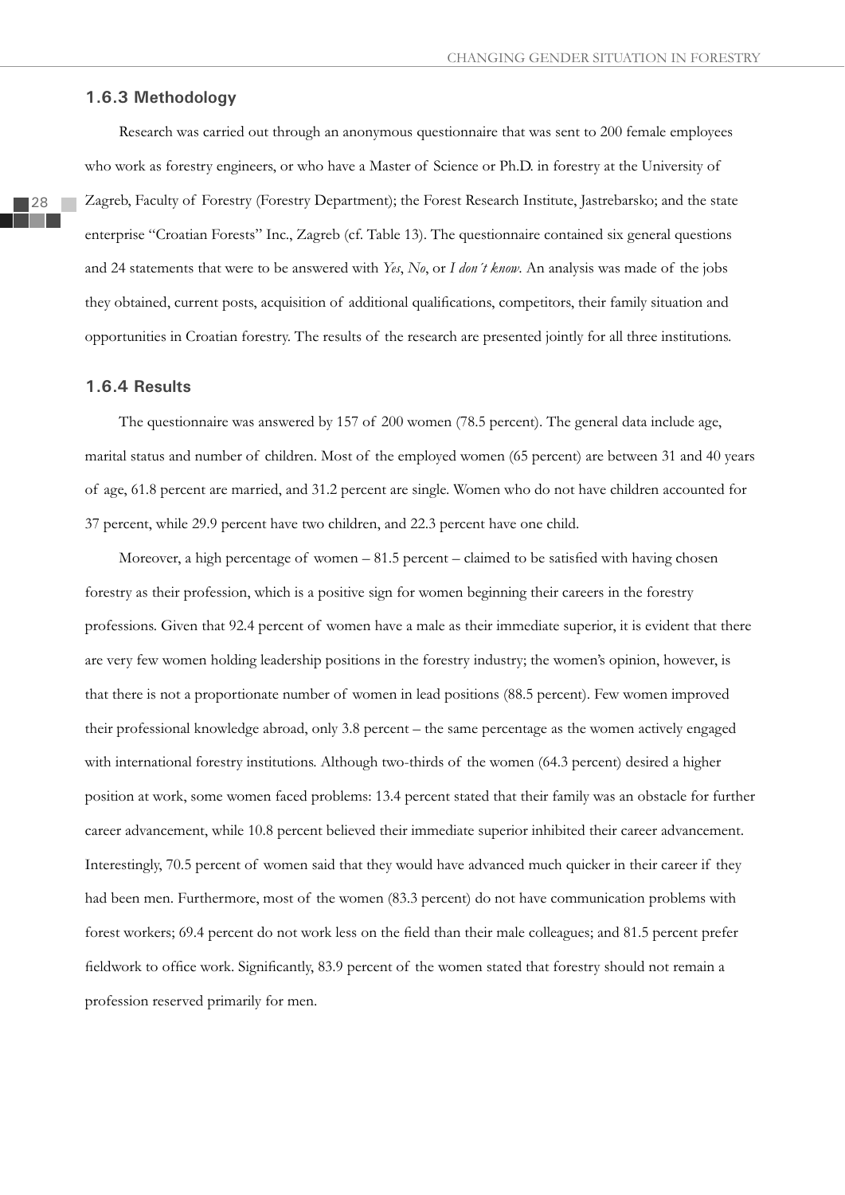### 1.6.3 Methodology

Research was carried out through an anonymous questionnaire that was sent to 200 female employees who work as forestry engineers, or who have a Master of Science or Ph.D. in forestry at the University of Zagreb, Faculty of Forestry (Forestry Department); the Forest Research Institute, Jastrebarsko; and the state enterprise "Croatian Forests" Inc., Zagreb (cf. Table 13). The questionnaire contained six general questions and 24 statements that were to be answered with *Yes*, *No*, or *I don´t know*. An analysis was made of the jobs they obtained, current posts, acquisition of additional qualifications, competitors, their family situation and opportunities in Croatian forestry. The results of the research are presented jointly for all three institutions.

### 1.6.4 Results

The questionnaire was answered by 157 of 200 women (78.5 percent). The general data include age, marital status and number of children. Most of the employed women (65 percent) are between 31 and 40 years of age, 61.8 percent are married, and 31.2 percent are single. Women who do not have children accounted for 37 percent, while 29.9 percent have two children, and 22.3 percent have one child.

Moreover, a high percentage of women – 81.5 percent – claimed to be satisfied with having chosen forestry as their profession, which is a positive sign for women beginning their careers in the forestry professions. Given that 92.4 percent of women have a male as their immediate superior, it is evident that there are very few women holding leadership positions in the forestry industry; the women's opinion, however, is that there is not a proportionate number of women in lead positions (88.5 percent). Few women improved their professional knowledge abroad, only 3.8 percent – the same percentage as the women actively engaged with international forestry institutions. Although two-thirds of the women (64.3 percent) desired a higher position at work, some women faced problems: 13.4 percent stated that their family was an obstacle for further career advancement, while 10.8 percent believed their immediate superior inhibited their career advancement. Interestingly, 70.5 percent of women said that they would have advanced much quicker in their career if they had been men. Furthermore, most of the women (83.3 percent) do not have communication problems with forest workers; 69.4 percent do not work less on the field than their male colleagues; and 81.5 percent prefer fieldwork to office work. Significantly, 83.9 percent of the women stated that forestry should not remain a profession reserved primarily for men.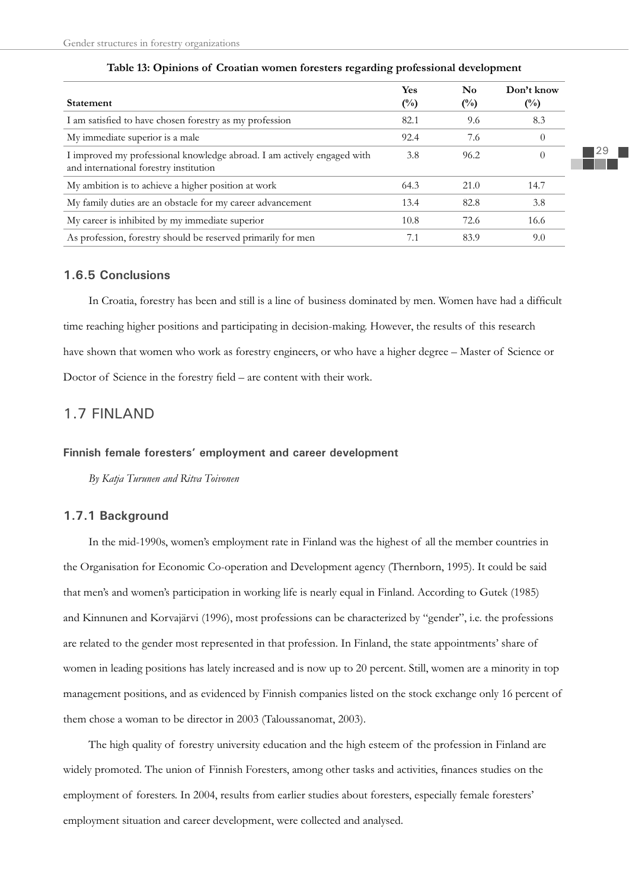**Table 13: Opinions of Croatian women foresters regarding professional development**

| Statement | Yes (%) | No (%) | Don't know (%) |
|---|---|---|---|
| I am satisfied to have chosen forestry as my profession | 82.1 | 9.6 | 8.3 |
| My immediate superior is a male | 92.4 | 7.6 | 0 |
| I improved my professional knowledge abroad. I am actively engaged with and international forestry institution | 3.8 | 96.2 | 0 |
| My ambition is to achieve a higher position at work | 64.3 | 21.0 | 14.7 |
| My family duties are an obstacle for my career advancement | 13.4 | 82.8 | 3.8 |
| My career is inhibited by my immediate superior | 10.8 | 72.6 | 16.6 |
| As profession, forestry should be reserved primarily for men | 7.1 | 83.9 | 9.0 |

### 1.6.5 Conclusions

In Croatia, forestry has been and still is a line of business dominated by men. Women have had a difficult time reaching higher positions and participating in decision-making. However, the results of this research have shown that women who work as forestry engineers, or who have a higher degree – Master of Science or Doctor of Science in the forestry field – are content with their work.

## 1.7 FINLAND

#### Finnish female foresters' employment and career development

*By Katja Turunen and Ritva Toivonen*

### 1.7.1 Background

In the mid-1990s, women's employment rate in Finland was the highest of all the member countries in the Organisation for Economic Co-operation and Development agency (Thernborn, 1995). It could be said that men's and women's participation in working life is nearly equal in Finland. According to Gutek (1985) and Kinnunen and Korvajärvi (1996), most professions can be characterized by "gender", i.e. the professions are related to the gender most represented in that profession. In Finland, the state appointments' share of women in leading positions has lately increased and is now up to 20 percent. Still, women are a minority in top management positions, and as evidenced by Finnish companies listed on the stock exchange only 16 percent of them chose a woman to be director in 2003 (Taloussanomat, 2003).

The high quality of forestry university education and the high esteem of the profession in Finland are widely promoted. The union of Finnish Foresters, among other tasks and activities, finances studies on the employment of foresters. In 2004, results from earlier studies about foresters, especially female foresters' employment situation and career development, were collected and analysed.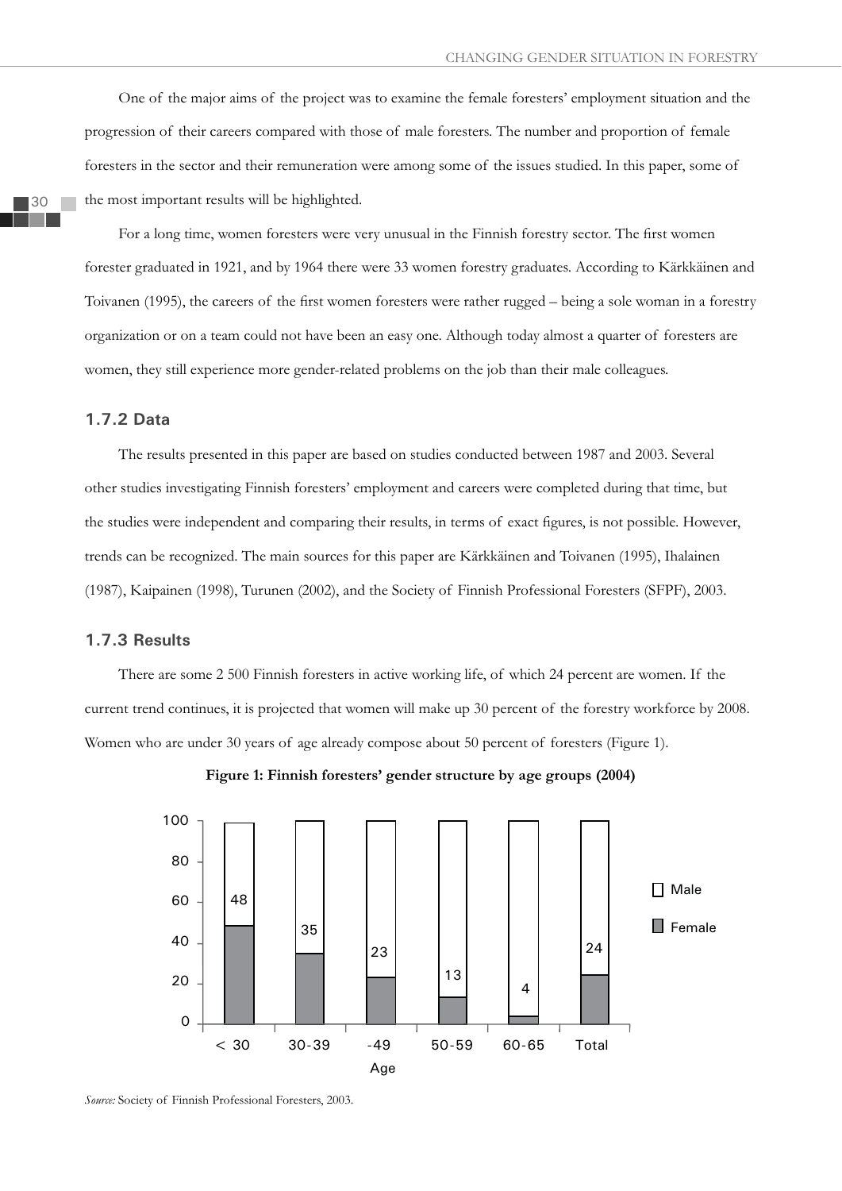One of the major aims of the project was to examine the female foresters' employment situation and the progression of their careers compared with those of male foresters. The number and proportion of female foresters in the sector and their remuneration were among some of the issues studied. In this paper, some of the most important results will be highlighted.

For a long time, women foresters were very unusual in the Finnish forestry sector. The first women forester graduated in 1921, and by 1964 there were 33 women forestry graduates. According to Kärkkäinen and Toivanen (1995), the careers of the first women foresters were rather rugged – being a sole woman in a forestry organization or on a team could not have been an easy one. Although today almost a quarter of foresters are women, they still experience more gender-related problems on the job than their male colleagues.

### 1.7.2 Data

The results presented in this paper are based on studies conducted between 1987 and 2003. Several other studies investigating Finnish foresters' employment and careers were completed during that time, but the studies were independent and comparing their results, in terms of exact figures, is not possible. However, trends can be recognized. The main sources for this paper are Kärkkäinen and Toivanen (1995), Ihalainen (1987), Kaipainen (1998), Turunen (2002), and the Society of Finnish Professional Foresters (SFPF), 2003.

### 1.7.3 Results

There are some 2 500 Finnish foresters in active working life, of which 24 percent are women. If the current trend continues, it is projected that women will make up 30 percent of the forestry workforce by 2008. Women who are under 30 years of age already compose about 50 percent of foresters (Figure 1).

**Figure 1: Finnish foresters' gender structure by age groups (2004)**

| Age | < 30 | 30-39 | -49 | 50-59 | 60-65 | Total |
|---|---|---|---|---|---|---|
| Female (%) | 48 | 35 | 23 | 13 | 4 | 24 |

*Source:* Society of Finnish Professional Foresters, 2003.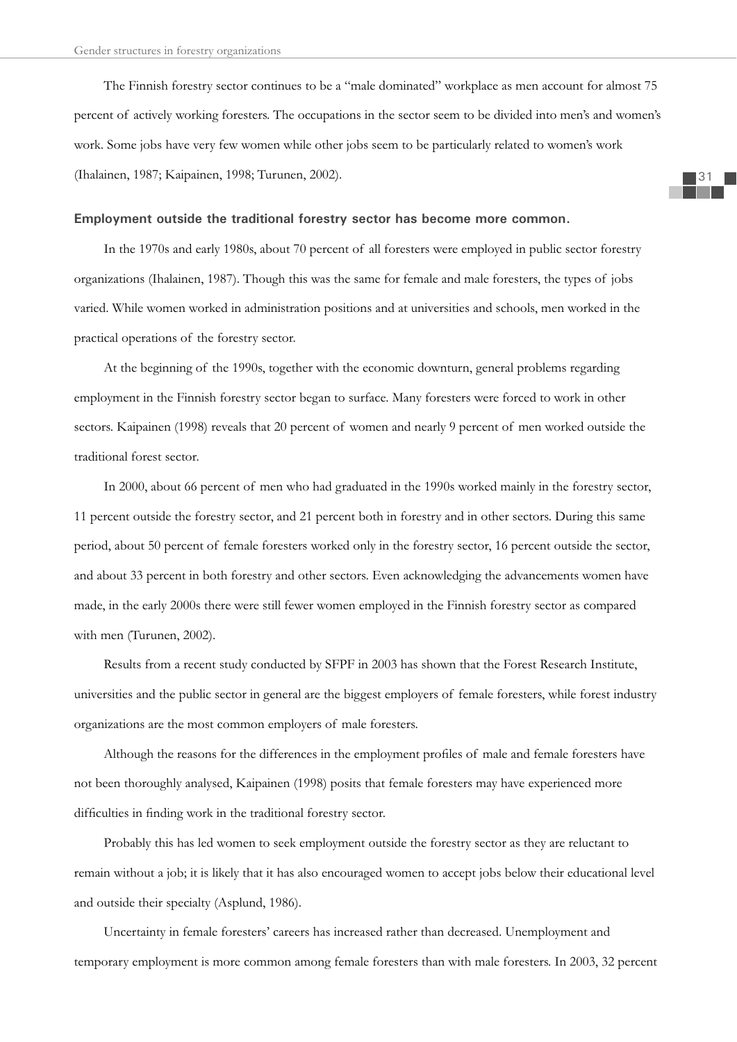The Finnish forestry sector continues to be a "male dominated" workplace as men account for almost 75 percent of actively working foresters. The occupations in the sector seem to be divided into men's and women's work. Some jobs have very few women while other jobs seem to be particularly related to women's work (Ihalainen, 1987; Kaipainen, 1998; Turunen, 2002).

**Employment outside the traditional forestry sector has become more common.**

In the 1970s and early 1980s, about 70 percent of all foresters were employed in public sector forestry organizations (Ihalainen, 1987). Though this was the same for female and male foresters, the types of jobs varied. While women worked in administration positions and at universities and schools, men worked in the practical operations of the forestry sector.

At the beginning of the 1990s, together with the economic downturn, general problems regarding employment in the Finnish forestry sector began to surface. Many foresters were forced to work in other sectors. Kaipainen (1998) reveals that 20 percent of women and nearly 9 percent of men worked outside the traditional forest sector.

In 2000, about 66 percent of men who had graduated in the 1990s worked mainly in the forestry sector, 11 percent outside the forestry sector, and 21 percent both in forestry and in other sectors. During this same period, about 50 percent of female foresters worked only in the forestry sector, 16 percent outside the sector, and about 33 percent in both forestry and other sectors. Even acknowledging the advancements women have made, in the early 2000s there were still fewer women employed in the Finnish forestry sector as compared with men (Turunen, 2002).

Results from a recent study conducted by SFPF in 2003 has shown that the Forest Research Institute, universities and the public sector in general are the biggest employers of female foresters, while forest industry organizations are the most common employers of male foresters.

Although the reasons for the differences in the employment profiles of male and female foresters have not been thoroughly analysed, Kaipainen (1998) posits that female foresters may have experienced more difficulties in finding work in the traditional forestry sector.

Probably this has led women to seek employment outside the forestry sector as they are reluctant to remain without a job; it is likely that it has also encouraged women to accept jobs below their educational level and outside their specialty (Asplund, 1986).

Uncertainty in female foresters' careers has increased rather than decreased. Unemployment and temporary employment is more common among female foresters than with male foresters. In 2003, 32 percent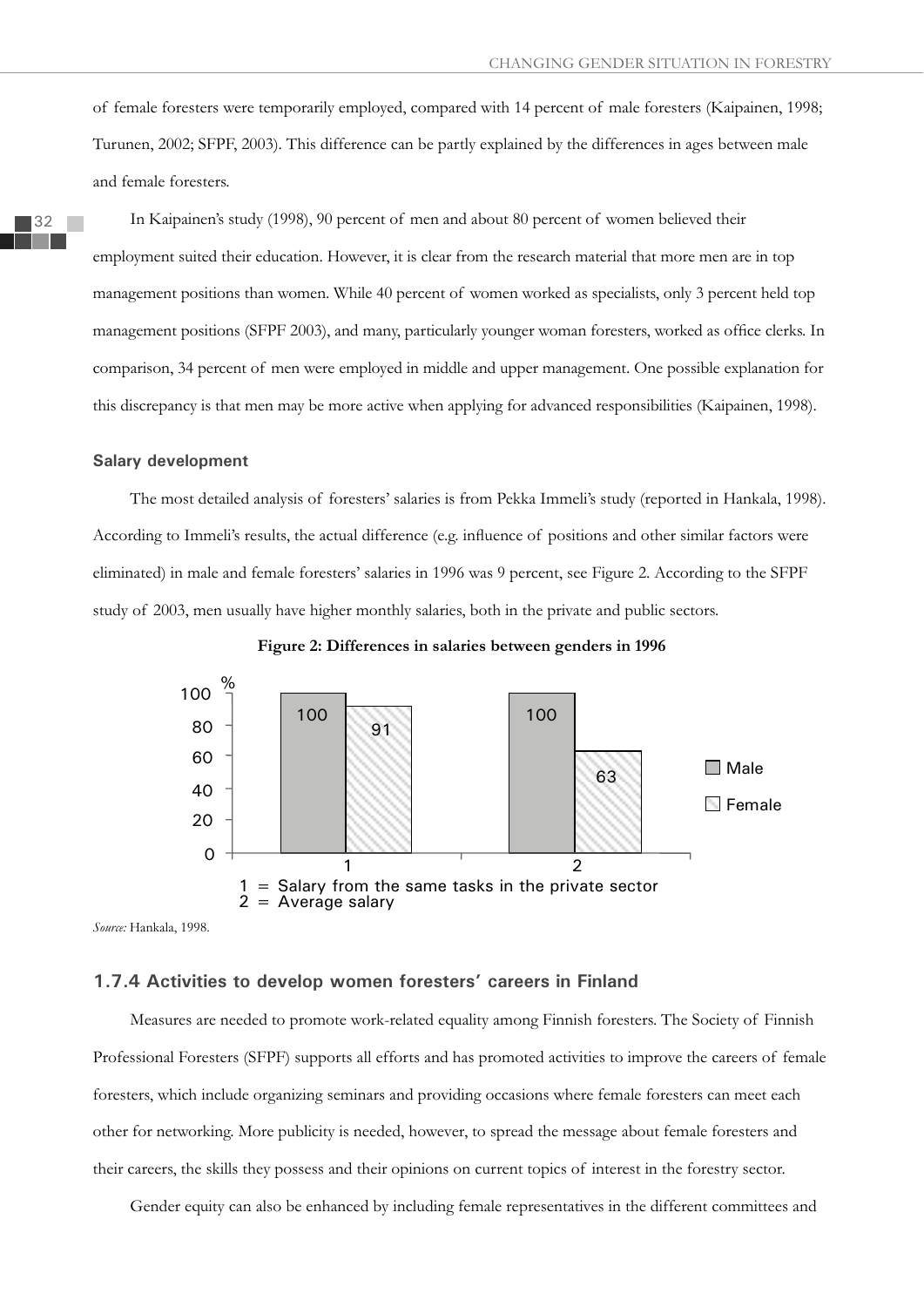of female foresters were temporarily employed, compared with 14 percent of male foresters (Kaipainen, 1998; Turunen, 2002; SFPF, 2003). This difference can be partly explained by the differences in ages between male and female foresters.

In Kaipainen's study (1998), 90 percent of men and about 80 percent of women believed their employment suited their education. However, it is clear from the research material that more men are in top management positions than women. While 40 percent of women worked as specialists, only 3 percent held top management positions (SFPF 2003), and many, particularly younger woman foresters, worked as office clerks. In comparison, 34 percent of men were employed in middle and upper management. One possible explanation for this discrepancy is that men may be more active when applying for advanced responsibilities (Kaipainen, 1998).

#### Salary development

The most detailed analysis of foresters' salaries is from Pekka Immeli's study (reported in Hankala, 1998). According to Immeli's results, the actual difference (e.g. influence of positions and other similar factors were eliminated) in male and female foresters' salaries in 1996 was 9 percent, see Figure 2. According to the SFPF study of 2003, men usually have higher monthly salaries, both in the private and public sectors.

**Figure 2: Differences in salaries between genders in 1996**

| % | Male | Female |
|---|---|---|
| 1 | 100 | 91 |
| 2 | 100 | 63 |

1 = Salary from the same tasks in the private sector
2 = Average salary

*Source:* Hankala, 1998.

### 1.7.4 Activities to develop women foresters' careers in Finland

Measures are needed to promote work-related equality among Finnish foresters. The Society of Finnish Professional Foresters (SFPF) supports all efforts and has promoted activities to improve the careers of female foresters, which include organizing seminars and providing occasions where female foresters can meet each other for networking. More publicity is needed, however, to spread the message about female foresters and their careers, the skills they possess and their opinions on current topics of interest in the forestry sector.

Gender equity can also be enhanced by including female representatives in the different committees and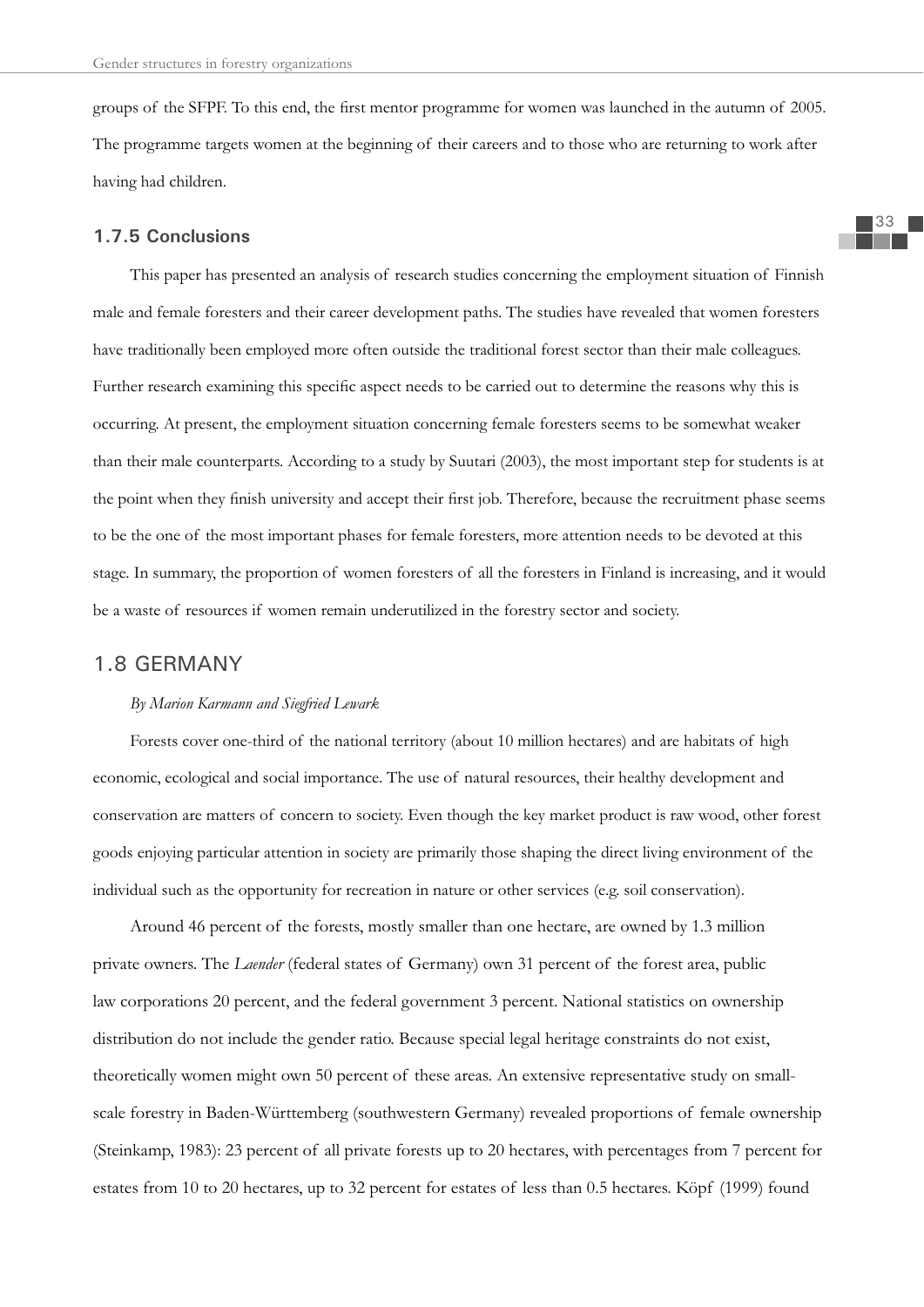groups of the SFPF. To this end, the first mentor programme for women was launched in the autumn of 2005. The programme targets women at the beginning of their careers and to those who are returning to work after having had children.

### 1.7.5 Conclusions

This paper has presented an analysis of research studies concerning the employment situation of Finnish male and female foresters and their career development paths. The studies have revealed that women foresters have traditionally been employed more often outside the traditional forest sector than their male colleagues. Further research examining this specific aspect needs to be carried out to determine the reasons why this is occurring. At present, the employment situation concerning female foresters seems to be somewhat weaker than their male counterparts. According to a study by Suutari (2003), the most important step for students is at the point when they finish university and accept their first job. Therefore, because the recruitment phase seems to be the one of the most important phases for female foresters, more attention needs to be devoted at this stage. In summary, the proportion of women foresters of all the foresters in Finland is increasing, and it would be a waste of resources if women remain underutilized in the forestry sector and society.

## 1.8 GERMANY

*By Marion Karmann and Siegfried Lewark*

Forests cover one-third of the national territory (about 10 million hectares) and are habitats of high economic, ecological and social importance. The use of natural resources, their healthy development and conservation are matters of concern to society. Even though the key market product is raw wood, other forest goods enjoying particular attention in society are primarily those shaping the direct living environment of the individual such as the opportunity for recreation in nature or other services (e.g. soil conservation).

Around 46 percent of the forests, mostly smaller than one hectare, are owned by 1.3 million private owners. The *Laender* (federal states of Germany) own 31 percent of the forest area, public law corporations 20 percent, and the federal government 3 percent. National statistics on ownership distribution do not include the gender ratio. Because special legal heritage constraints do not exist, theoretically women might own 50 percent of these areas. An extensive representative study on small-scale forestry in Baden-Württemberg (southwestern Germany) revealed proportions of female ownership (Steinkamp, 1983): 23 percent of all private forests up to 20 hectares, with percentages from 7 percent for estates from 10 to 20 hectares, up to 32 percent for estates of less than 0.5 hectares. Köpf (1999) found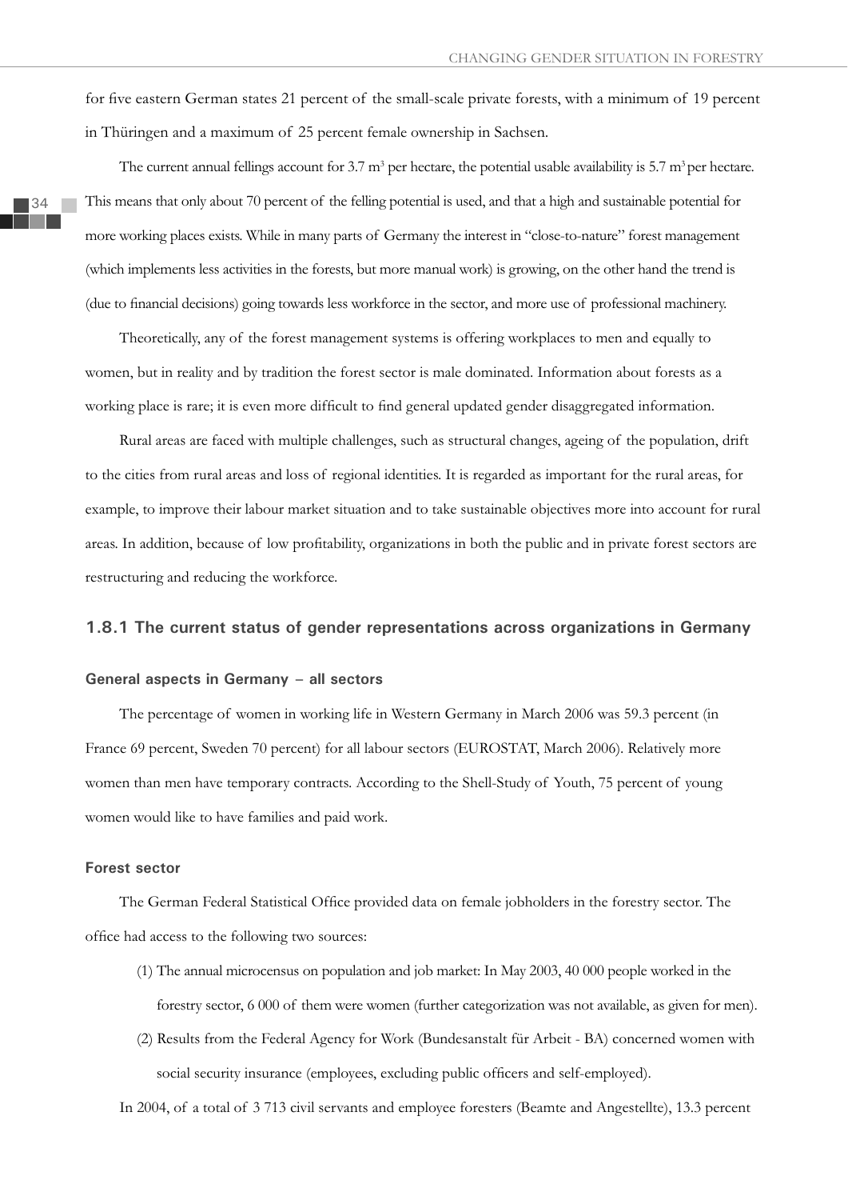for five eastern German states 21 percent of the small-scale private forests, with a minimum of 19 percent in Thüringen and a maximum of 25 percent female ownership in Sachsen.

The current annual fellings account for 3.7 $m^3$ per hectare, the potential usable availability is 5.7 $m^3$ per hectare. This means that only about 70 percent of the felling potential is used, and that a high and sustainable potential for more working places exists. While in many parts of Germany the interest in "close-to-nature" forest management (which implements less activities in the forests, but more manual work) is growing, on the other hand the trend is (due to financial decisions) going towards less workforce in the sector, and more use of professional machinery.

Theoretically, any of the forest management systems is offering workplaces to men and equally to women, but in reality and by tradition the forest sector is male dominated. Information about forests as a working place is rare; it is even more difficult to find general updated gender disaggregated information.

Rural areas are faced with multiple challenges, such as structural changes, ageing of the population, drift to the cities from rural areas and loss of regional identities. It is regarded as important for the rural areas, for example, to improve their labour market situation and to take sustainable objectives more into account for rural areas. In addition, because of low profitability, organizations in both the public and in private forest sectors are restructuring and reducing the workforce.

### 1.8.1 The current status of gender representations across organizations in Germany

#### General aspects in Germany – all sectors

The percentage of women in working life in Western Germany in March 2006 was 59.3 percent (in France 69 percent, Sweden 70 percent) for all labour sectors (EUROSTAT, March 2006). Relatively more women than men have temporary contracts. According to the Shell-Study of Youth, 75 percent of young women would like to have families and paid work.

#### Forest sector

The German Federal Statistical Office provided data on female jobholders in the forestry sector. The office had access to the following two sources:

(1) The annual microcensus on population and job market: In May 2003, 40 000 people worked in the forestry sector, 6 000 of them were women (further categorization was not available, as given for men).

(2) Results from the Federal Agency for Work (Bundesanstalt für Arbeit - BA) concerned women with social security insurance (employees, excluding public officers and self-employed).

In 2004, of a total of 3 713 civil servants and employee foresters (Beamte and Angestellte), 13.3 percent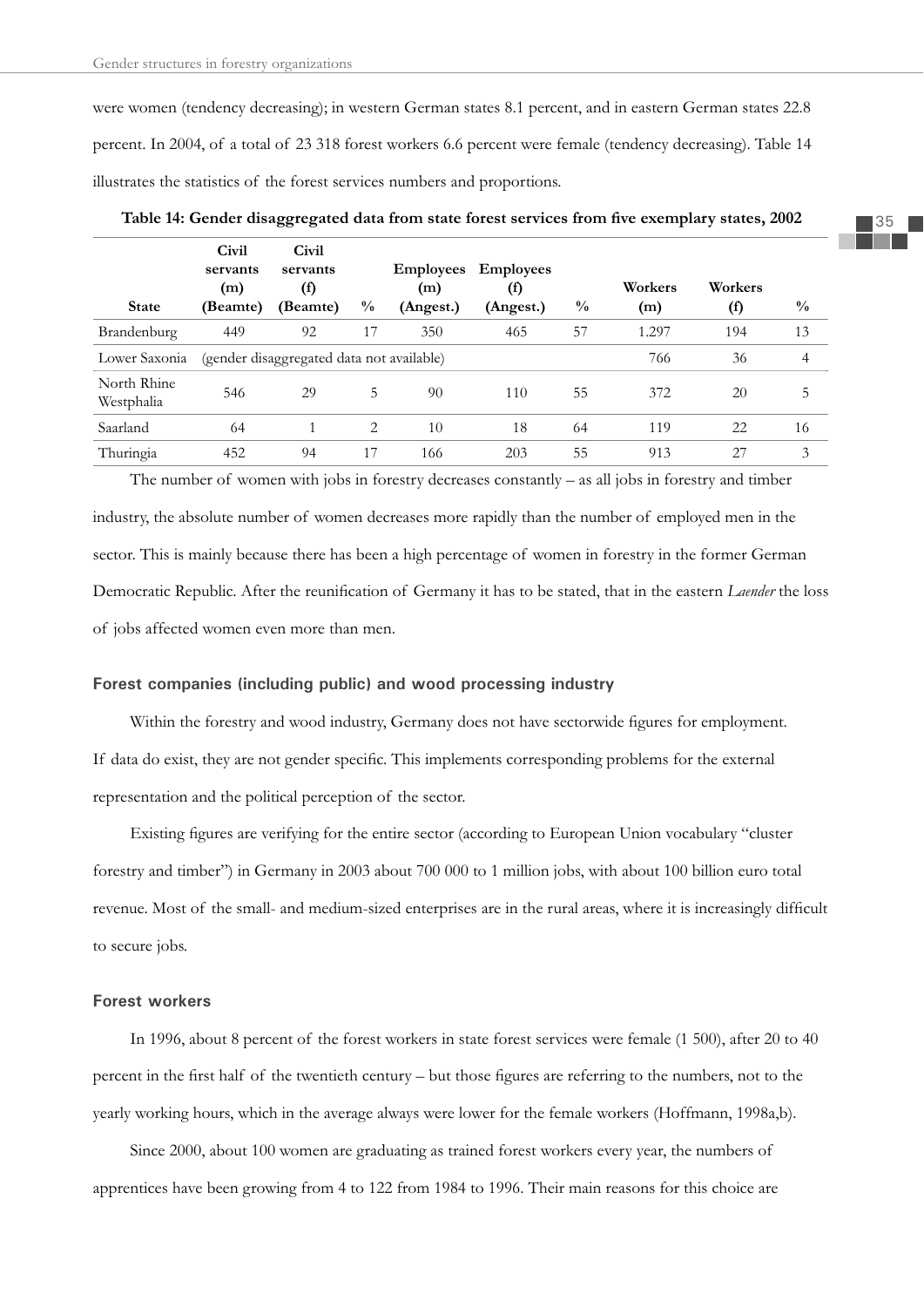were women (tendency decreasing); in western German states 8.1 percent, and in eastern German states 22.8 percent. In 2004, of a total of 23 318 forest workers 6.6 percent were female (tendency decreasing). Table 14 illustrates the statistics of the forest services numbers and proportions.

**Table 14: Gender disaggregated data from state forest services from five exemplary states, 2002**

| State | Civil servants (m) (Beamte) | Civil servants (f) (Beamte) | % | Employees (m) (Angest.) | Employees (f) (Angest.) | % | Workers (m) | Workers (f) | % |
|---|---|---|---|---|---|---|---|---|---|
| Brandenburg | 449 | 92 | 17 | 350 | 465 | 57 | 1.297 | 194 | 13 |
| Lower Saxonia | (gender disaggregated data not available) | | | | | | 766 | 36 | 4 |
| North Rhine Westphalia | 546 | 29 | 5 | 90 | 110 | 55 | 372 | 20 | 5 |
| Saarland | 64 | 1 | 2 | 10 | 18 | 64 | 119 | 22 | 16 |
| Thuringia | 452 | 94 | 17 | 166 | 203 | 55 | 913 | 27 | 3 |

The number of women with jobs in forestry decreases constantly – as all jobs in forestry and timber industry, the absolute number of women decreases more rapidly than the number of employed men in the sector. This is mainly because there has been a high percentage of women in forestry in the former German Democratic Republic. After the reunification of Germany it has to be stated, that in the eastern *Laender* the loss of jobs affected women even more than men.

### Forest companies (including public) and wood processing industry

Within the forestry and wood industry, Germany does not have sectorwide figures for employment. If data do exist, they are not gender specific. This implements corresponding problems for the external representation and the political perception of the sector.

Existing figures are verifying for the entire sector (according to European Union vocabulary "cluster forestry and timber") in Germany in 2003 about 700 000 to 1 million jobs, with about 100 billion euro total revenue. Most of the small- and medium-sized enterprises are in the rural areas, where it is increasingly difficult to secure jobs.

### Forest workers

In 1996, about 8 percent of the forest workers in state forest services were female (1 500), after 20 to 40 percent in the first half of the twentieth century – but those figures are referring to the numbers, not to the yearly working hours, which in the average always were lower for the female workers (Hoffmann, 1998a,b).

Since 2000, about 100 women are graduating as trained forest workers every year, the numbers of apprentices have been growing from 4 to 122 from 1984 to 1996. Their main reasons for this choice are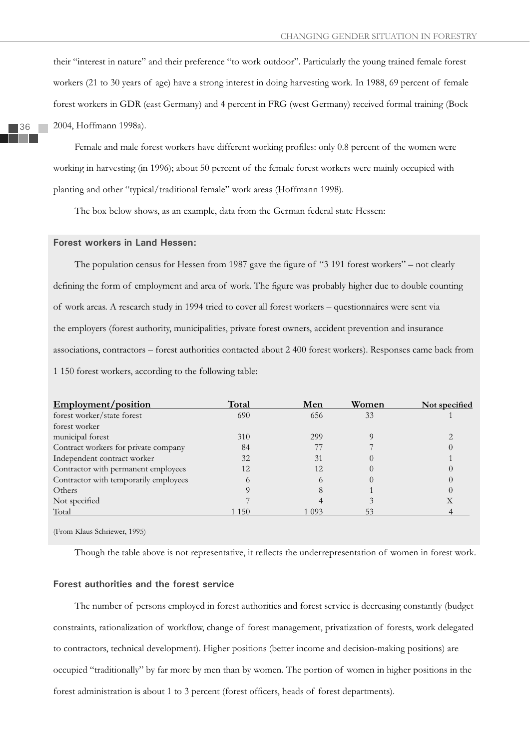their "interest in nature" and their preference "to work outdoor". Particularly the young trained female forest workers (21 to 30 years of age) have a strong interest in doing harvesting work. In 1988, 69 percent of female forest workers in GDR (east Germany) and 4 percent in FRG (west Germany) received formal training (Bock 2004, Hoffmann 1998a).

Female and male forest workers have different working profiles: only 0.8 percent of the women were working in harvesting (in 1996); about 50 percent of the female forest workers were mainly occupied with planting and other "typical/traditional female" work areas (Hoffmann 1998).

The box below shows, as an example, data from the German federal state Hessen:

**Forest workers in Land Hessen:**

The population census for Hessen from 1987 gave the figure of "3 191 forest workers" – not clearly defining the form of employment and area of work. The figure was probably higher due to double counting of work areas. A research study in 1994 tried to cover all forest workers – questionnaires were sent via the employers (forest authority, municipalities, private forest owners, accident prevention and insurance associations, contractors – forest authorities contacted about 2 400 forest workers). Responses came back from 1 150 forest workers, according to the following table:

| Employment/position | Total | Men | Women | Not specified |
|---|---|---|---|---|
| forest worker/state forest | 690 | 656 | 33 | 1 |
| forest worker municipal forest | 310 | 299 | 9 | 2 |
| Contract workers for private company | 84 | 77 | 7 | 0 |
| Independent contract worker | 32 | 31 | 0 | 1 |
| Contractor with permanent employees | 12 | 12 | 0 | 0 |
| Contractor with temporarily employees | 6 | 6 | 0 | 0 |
| Others | 9 | 8 | 1 | 0 |
| Not specified | 7 | 4 | 3 | X |
| Total | 1 150 | 1 093 | 53 | 4 |

(From Klaus Schriewer, 1995)

Though the table above is not representative, it reflects the underrepresentation of women in forest work.

### Forest authorities and the forest service

The number of persons employed in forest authorities and forest service is decreasing constantly (budget constraints, rationalization of workflow, change of forest management, privatization of forests, work delegated to contractors, technical development). Higher positions (better income and decision-making positions) are occupied "traditionally" by far more by men than by women. The portion of women in higher positions in the forest administration is about 1 to 3 percent (forest officers, heads of forest departments).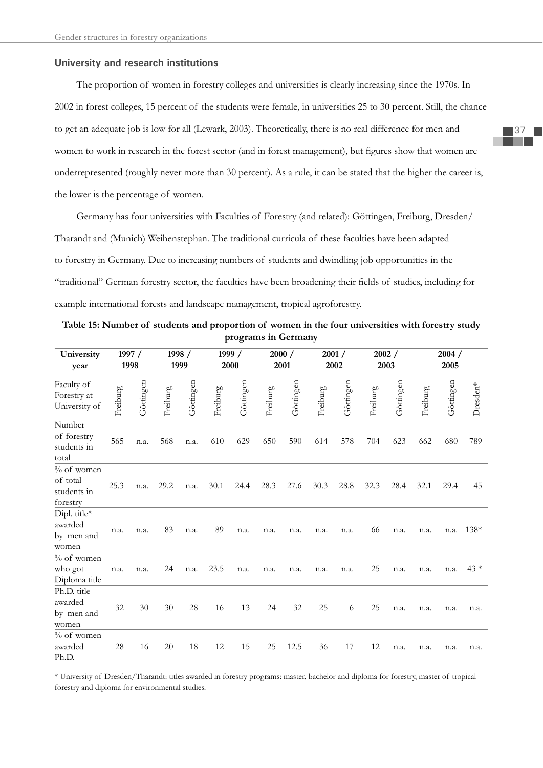### University and research institutions

The proportion of women in forestry colleges and universities is clearly increasing since the 1970s. In 2002 in forest colleges, 15 percent of the students were female, in universities 25 to 30 percent. Still, the chance to get an adequate job is low for all (Lewark, 2003). Theoretically, there is no real difference for men and women to work in research in the forest sector (and in forest management), but figures show that women are underrepresented (roughly never more than 30 percent). As a rule, it can be stated that the higher the career is, the lower is the percentage of women.

Germany has four universities with Faculties of Forestry (and related): Göttingen, Freiburg, Dresden/Tharandt and (Munich) Weihenstephan. The traditional curricula of these faculties have been adapted to forestry in Germany. Due to increasing numbers of students and dwindling job opportunities in the "traditional" German forestry sector, the faculties have been broadening their fields of studies, including for example international forests and landscape management, tropical agroforestry.

**Table 15: Number of students and proportion of women in the four universities with forestry study programs in Germany**

| University year | 1997 / 1998 | | 1998 / 1999 | | 1999 / 2000 | | 2000 / 2001 | | 2001 / 2002 | | 2002 / 2003 | | 2004 / 2005 | | |
|---|---|---|---|---|---|---|---|---|---|---|---|---|---|---|---|
| Faculty of Forestry at University of | Freiburg | Göttingen | Freiburg | Göttingen | Freiburg | Göttingen | Freiburg | Göttingen | Freiburg | Göttingen | Freiburg | Göttingen | Freiburg | Göttingen | Dresden* |
| Number of forestry students in total | 565 | n.a. | 568 | n.a. | 610 | 629 | 650 | 590 | 614 | 578 | 704 | 623 | 662 | 680 | 789 |
| % of women of total students in forestry | 25.3 | n.a. | 29.2 | n.a. | 30.1 | 24.4 | 28.3 | 27.6 | 30.3 | 28.8 | 32.3 | 28.4 | 32.1 | 29.4 | 45 |
| Dipl. title* awarded by men and women | n.a. | n.a. | 83 | n.a. | 89 | n.a. | n.a. | n.a. | n.a. | n.a. | 66 | n.a. | n.a. | n.a. | 138* |
| % of women who got Diploma title | n.a. | n.a. | 24 | n.a. | 23.5 | n.a. | n.a. | n.a. | n.a. | n.a. | 25 | n.a. | n.a. | n.a. | 43 * |
| Ph.D. title awarded by men and women | 32 | 30 | 30 | 28 | 16 | 13 | 24 | 32 | 25 | 6 | 25 | n.a. | n.a. | n.a. | n.a. |
| % of women awarded Ph.D. | 28 | 16 | 20 | 18 | 12 | 15 | 25 | 12.5 | 36 | 17 | 12 | n.a. | n.a. | n.a. | n.a. |

* University of Dresden/Tharandt: titles awarded in forestry programs: master, bachelor and diploma for forestry, master of tropical forestry and diploma for environmental studies.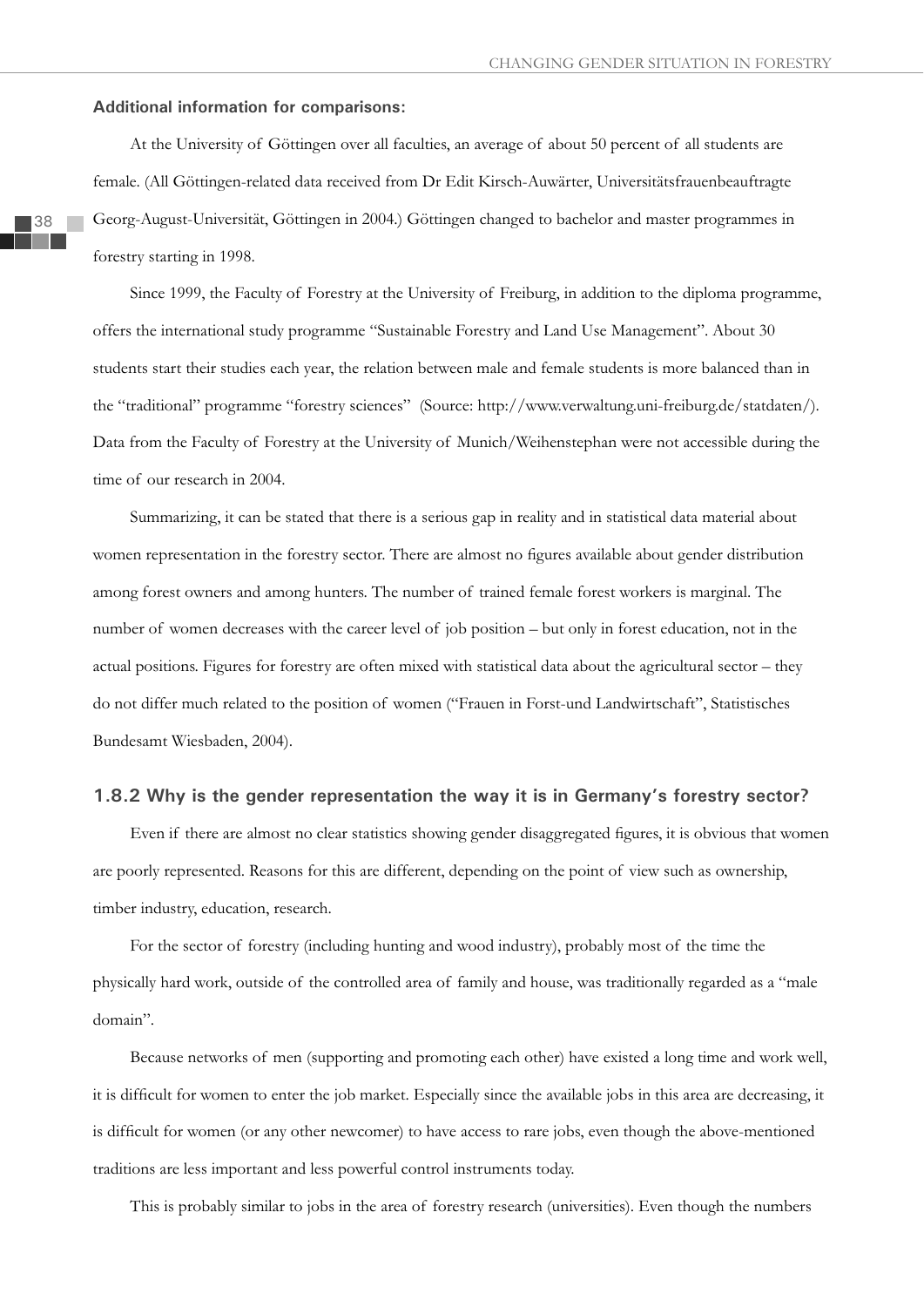**Additional information for comparisons:**

At the University of Göttingen over all faculties, an average of about 50 percent of all students are female. (All Göttingen-related data received from Dr Edit Kirsch-Auwärter, Universitätsfrauenbeauftragte Georg-August-Universität, Göttingen in 2004.) Göttingen changed to bachelor and master programmes in forestry starting in 1998.

Since 1999, the Faculty of Forestry at the University of Freiburg, in addition to the diploma programme, offers the international study programme "Sustainable Forestry and Land Use Management". About 30 students start their studies each year, the relation between male and female students is more balanced than in the "traditional" programme "forestry sciences" (Source: http://www.verwaltung.uni-freiburg.de/statdaten/). Data from the Faculty of Forestry at the University of Munich/Weihenstephan were not accessible during the time of our research in 2004.

Summarizing, it can be stated that there is a serious gap in reality and in statistical data material about women representation in the forestry sector. There are almost no figures available about gender distribution among forest owners and among hunters. The number of trained female forest workers is marginal. The number of women decreases with the career level of job position – but only in forest education, not in the actual positions. Figures for forestry are often mixed with statistical data about the agricultural sector – they do not differ much related to the position of women ("Frauen in Forst-und Landwirtschaft", Statistisches Bundesamt Wiesbaden, 2004).

### 1.8.2 Why is the gender representation the way it is in Germany's forestry sector?

Even if there are almost no clear statistics showing gender disaggregated figures, it is obvious that women are poorly represented. Reasons for this are different, depending on the point of view such as ownership, timber industry, education, research.

For the sector of forestry (including hunting and wood industry), probably most of the time the physically hard work, outside of the controlled area of family and house, was traditionally regarded as a "male domain".

Because networks of men (supporting and promoting each other) have existed a long time and work well, it is difficult for women to enter the job market. Especially since the available jobs in this area are decreasing, it is difficult for women (or any other newcomer) to have access to rare jobs, even though the above-mentioned traditions are less important and less powerful control instruments today.

This is probably similar to jobs in the area of forestry research (universities). Even though the numbers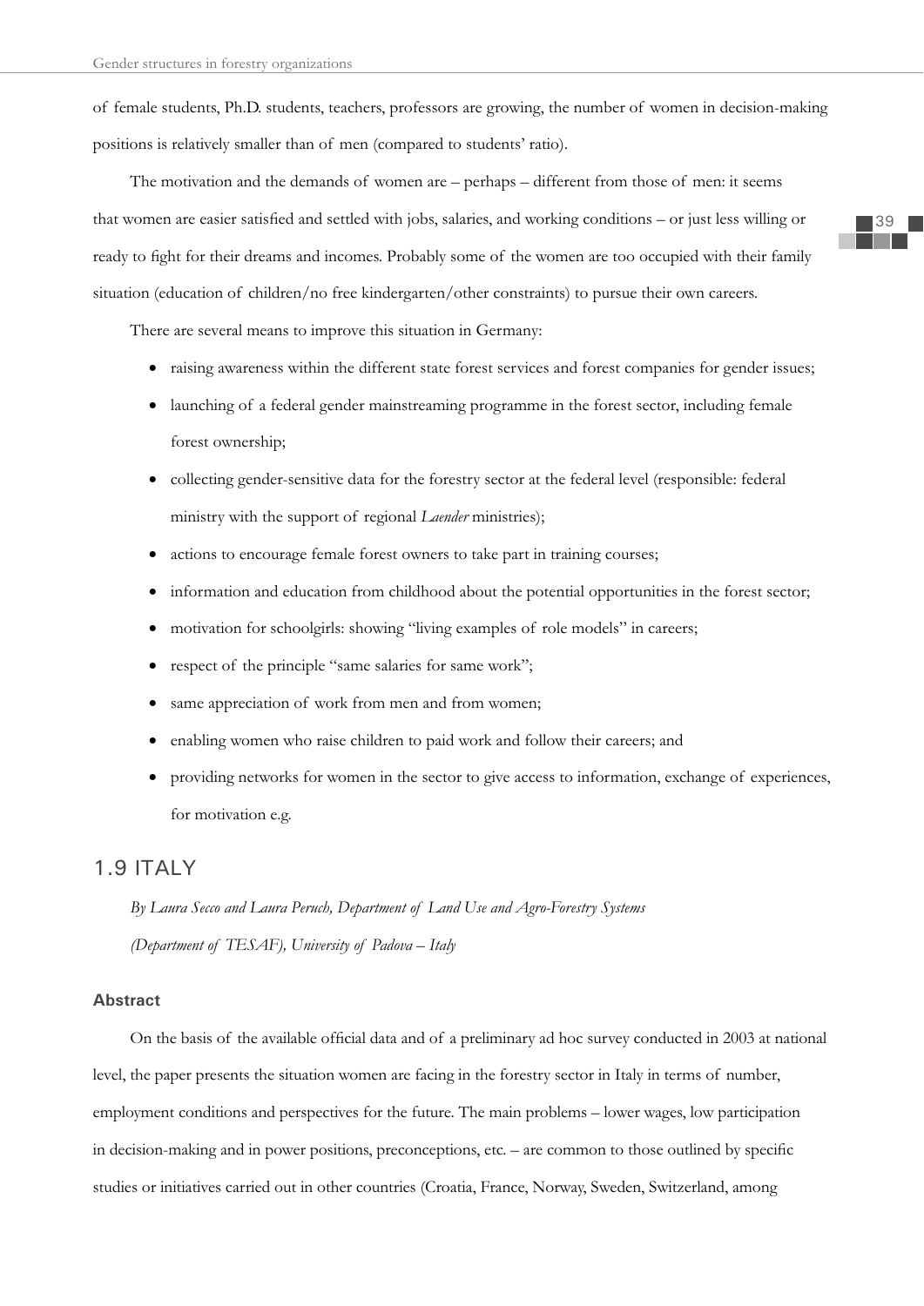of female students, Ph.D. students, teachers, professors are growing, the number of women in decision-making positions is relatively smaller than of men (compared to students' ratio).

The motivation and the demands of women are – perhaps – different from those of men: it seems that women are easier satisfied and settled with jobs, salaries, and working conditions – or just less willing or ready to fight for their dreams and incomes. Probably some of the women are too occupied with their family situation (education of children/no free kindergarten/other constraints) to pursue their own careers.

There are several means to improve this situation in Germany:

- raising awareness within the different state forest services and forest companies for gender issues;
- launching of a federal gender mainstreaming programme in the forest sector, including female forest ownership;
- collecting gender-sensitive data for the forestry sector at the federal level (responsible: federal ministry with the support of regional *Laender* ministries);
- actions to encourage female forest owners to take part in training courses;
- information and education from childhood about the potential opportunities in the forest sector;
- motivation for schoolgirls: showing "living examples of role models" in careers;
- respect of the principle "same salaries for same work";
- same appreciation of work from men and from women;
- enabling women who raise children to paid work and follow their careers; and
- providing networks for women in the sector to give access to information, exchange of experiences, for motivation e.g.

## 1.9 ITALY

*By Laura Secco and Laura Peruch, Department of Land Use and Agro-Forestry Systems (Department of TESAF), University of Padova – Italy*

### Abstract

On the basis of the available official data and of a preliminary ad hoc survey conducted in 2003 at national level, the paper presents the situation women are facing in the forestry sector in Italy in terms of number, employment conditions and perspectives for the future. The main problems – lower wages, low participation in decision-making and in power positions, preconceptions, etc. – are common to those outlined by specific studies or initiatives carried out in other countries (Croatia, France, Norway, Sweden, Switzerland, among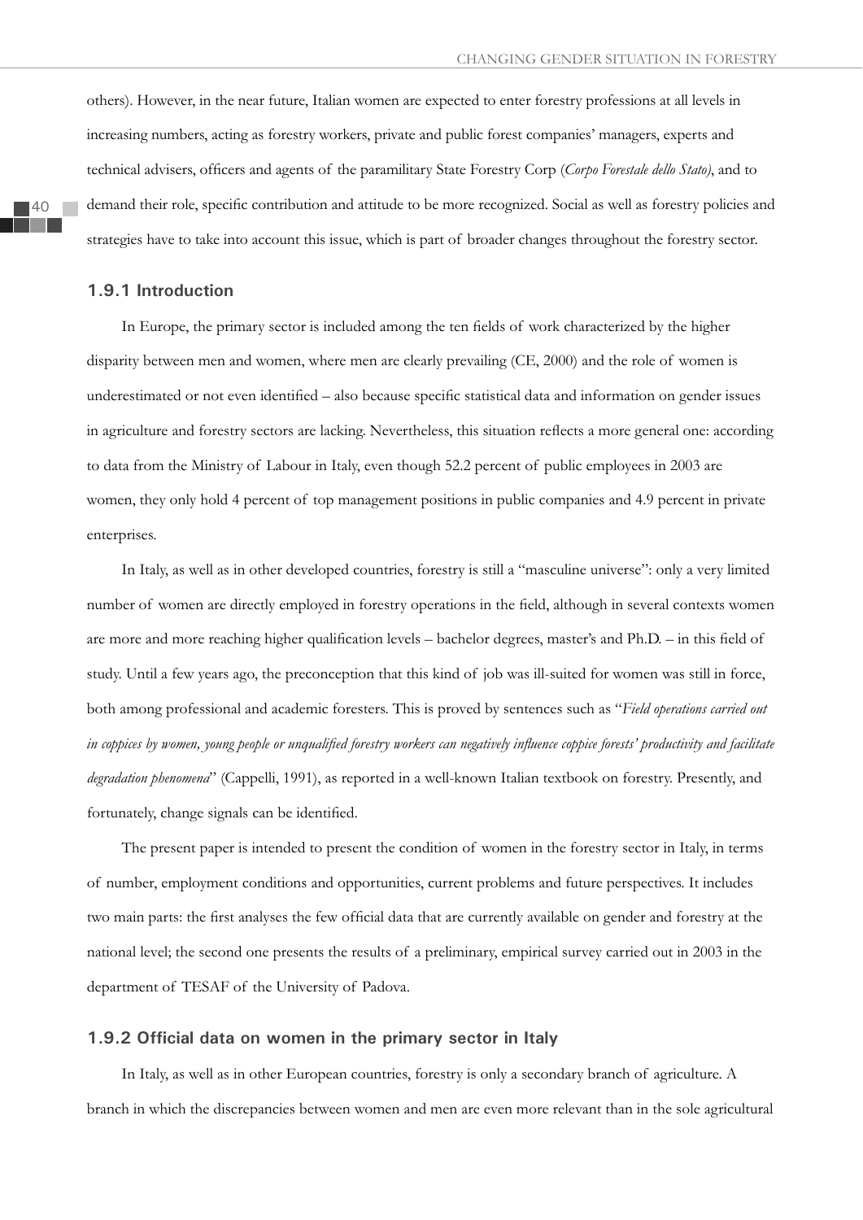others). However, in the near future, Italian women are expected to enter forestry professions at all levels in increasing numbers, acting as forestry workers, private and public forest companies' managers, experts and technical advisers, officers and agents of the paramilitary State Forestry Corp (*Corpo Forestale dello Stato)*, and to demand their role, specific contribution and attitude to be more recognized. Social as well as forestry policies and strategies have to take into account this issue, which is part of broader changes throughout the forestry sector.

### 1.9.1 Introduction

In Europe, the primary sector is included among the ten fields of work characterized by the higher disparity between men and women, where men are clearly prevailing (CE, 2000) and the role of women is underestimated or not even identified – also because specific statistical data and information on gender issues in agriculture and forestry sectors are lacking. Nevertheless, this situation reflects a more general one: according to data from the Ministry of Labour in Italy, even though 52.2 percent of public employees in 2003 are women, they only hold 4 percent of top management positions in public companies and 4.9 percent in private enterprises.

In Italy, as well as in other developed countries, forestry is still a "masculine universe": only a very limited number of women are directly employed in forestry operations in the field, although in several contexts women are more and more reaching higher qualification levels – bachelor degrees, master's and Ph.D. – in this field of study. Until a few years ago, the preconception that this kind of job was ill-suited for women was still in force, both among professional and academic foresters. This is proved by sentences such as "*Field operations carried out in coppices by women, young people or unqualified forestry workers can negatively influence coppice forests' productivity and facilitate degradation phenomena*" (Cappelli, 1991), as reported in a well-known Italian textbook on forestry. Presently, and fortunately, change signals can be identified.

The present paper is intended to present the condition of women in the forestry sector in Italy, in terms of number, employment conditions and opportunities, current problems and future perspectives. It includes two main parts: the first analyses the few official data that are currently available on gender and forestry at the national level; the second one presents the results of a preliminary, empirical survey carried out in 2003 in the department of TESAF of the University of Padova.

### 1.9.2 Official data on women in the primary sector in Italy

In Italy, as well as in other European countries, forestry is only a secondary branch of agriculture. A branch in which the discrepancies between women and men are even more relevant than in the sole agricultural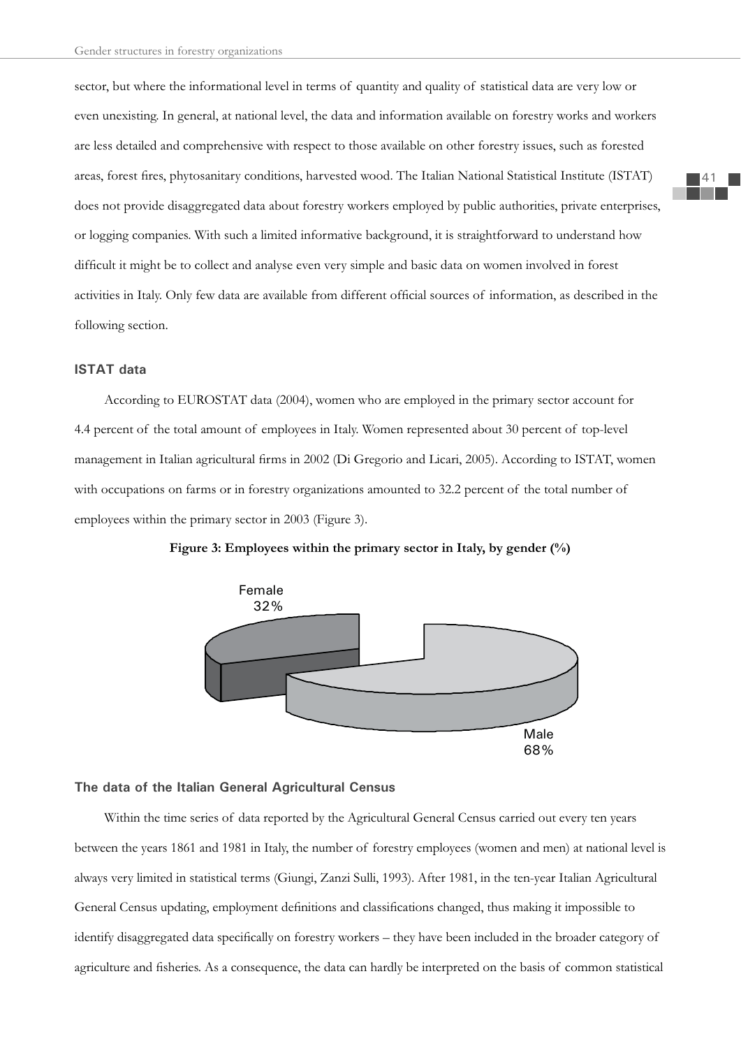sector, but where the informational level in terms of quantity and quality of statistical data are very low or even unexisting. In general, at national level, the data and information available on forestry works and workers are less detailed and comprehensive with respect to those available on other forestry issues, such as forested areas, forest fires, phytosanitary conditions, harvested wood. The Italian National Statistical Institute (ISTAT) does not provide disaggregated data about forestry workers employed by public authorities, private enterprises, or logging companies. With such a limited informative background, it is straightforward to understand how difficult it might be to collect and analyse even very simple and basic data on women involved in forest activities in Italy. Only few data are available from different official sources of information, as described in the following section.

### ISTAT data

According to EUROSTAT data (2004), women who are employed in the primary sector account for 4.4 percent of the total amount of employees in Italy. Women represented about 30 percent of top-level management in Italian agricultural firms in 2002 (Di Gregorio and Licari, 2005). According to ISTAT, women with occupations on farms or in forestry organizations amounted to 32.2 percent of the total number of employees within the primary sector in 2003 (Figure 3).

**Figure 3: Employees within the primary sector in Italy, by gender (%)**

Female 32%

Male 68%

### The data of the Italian General Agricultural Census

Within the time series of data reported by the Agricultural General Census carried out every ten years between the years 1861 and 1981 in Italy, the number of forestry employees (women and men) at national level is always very limited in statistical terms (Giungi, Zanzi Sulli, 1993). After 1981, in the ten-year Italian Agricultural General Census updating, employment definitions and classifications changed, thus making it impossible to identify disaggregated data specifically on forestry workers – they have been included in the broader category of agriculture and fisheries. As a consequence, the data can hardly be interpreted on the basis of common statistical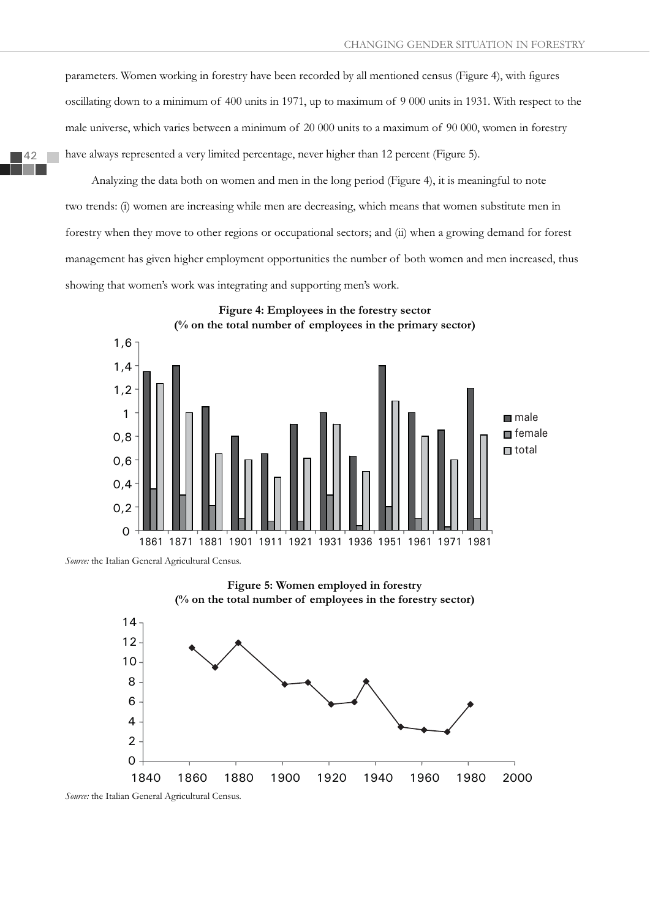parameters. Women working in forestry have been recorded by all mentioned census (Figure 4), with figures oscillating down to a minimum of 400 units in 1971, up to maximum of 9 000 units in 1931. With respect to the male universe, which varies between a minimum of 20 000 units to a maximum of 90 000, women in forestry have always represented a very limited percentage, never higher than 12 percent (Figure 5).

Analyzing the data both on women and men in the long period (Figure 4), it is meaningful to note two trends: (i) women are increasing while men are decreasing, which means that women substitute men in forestry when they move to other regions or occupational sectors; and (ii) when a growing demand for forest management has given higher employment opportunities the number of both women and men increased, thus showing that women's work was integrating and supporting men's work.

**Figure 4: Employees in the forestry sector (% on the total number of employees in the primary sector)**

*Source:* the Italian General Agricultural Census.

**Figure 5: Women employed in forestry (% on the total number of employees in the forestry sector)**

*Source:* the Italian General Agricultural Census.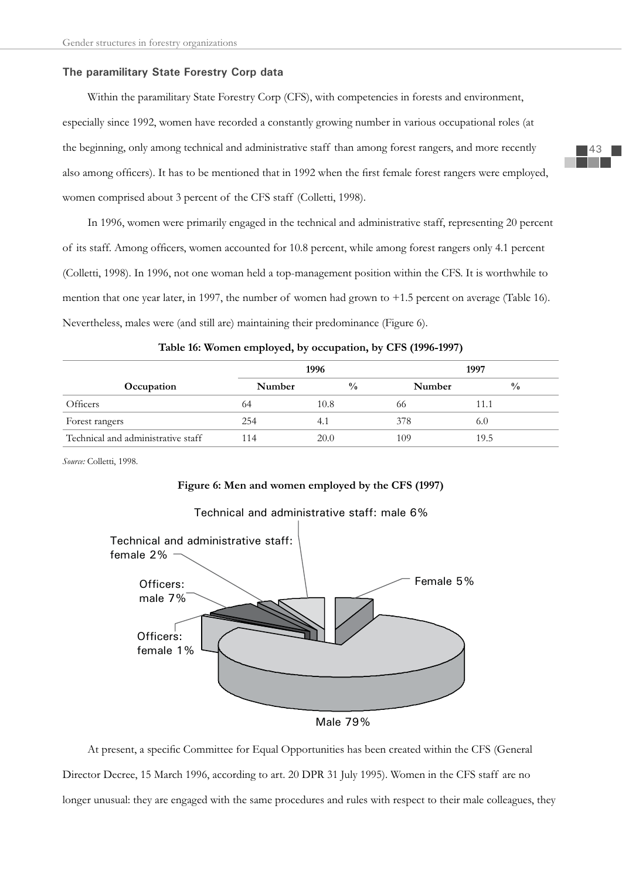### The paramilitary State Forestry Corp data

Within the paramilitary State Forestry Corp (CFS), with competencies in forests and environment, especially since 1992, women have recorded a constantly growing number in various occupational roles (at the beginning, only among technical and administrative staff than among forest rangers, and more recently also among officers). It has to be mentioned that in 1992 when the first female forest rangers were employed, women comprised about 3 percent of the CFS staff (Colletti, 1998).

In 1996, women were primarily engaged in the technical and administrative staff, representing 20 percent of its staff. Among officers, women accounted for 10.8 percent, while among forest rangers only 4.1 percent (Colletti, 1998). In 1996, not one woman held a top-management position within the CFS. It is worthwhile to mention that one year later, in 1997, the number of women had grown to +1.5 percent on average (Table 16). Nevertheless, males were (and still are) maintaining their predominance (Figure 6).

**Table 16: Women employed, by occupation, by CFS (1996-1997)**

| | 1996 | | 1997 | |
|---|---|---|---|---|
| Occupation | Number | % | Number | % |
| Officers | 64 | 10.8 | 66 | 11.1 |
| Forest rangers | 254 | 4.1 | 378 | 6.0 |
| Technical and administrative staff | 114 | 20.0 | 109 | 19.5 |

*Source:* Colletti, 1998.

**Figure 6: Men and women employed by the CFS (1997)**

Technical and administrative staff: male 6%

Technical and administrative staff: female 2%

Officers: male 7%

Officers: female 1%

Female 5%

Male 79%

At present, a specific Committee for Equal Opportunities has been created within the CFS (General Director Decree, 15 March 1996, according to art. 20 DPR 31 July 1995). Women in the CFS staff are no longer unusual: they are engaged with the same procedures and rules with respect to their male colleagues, they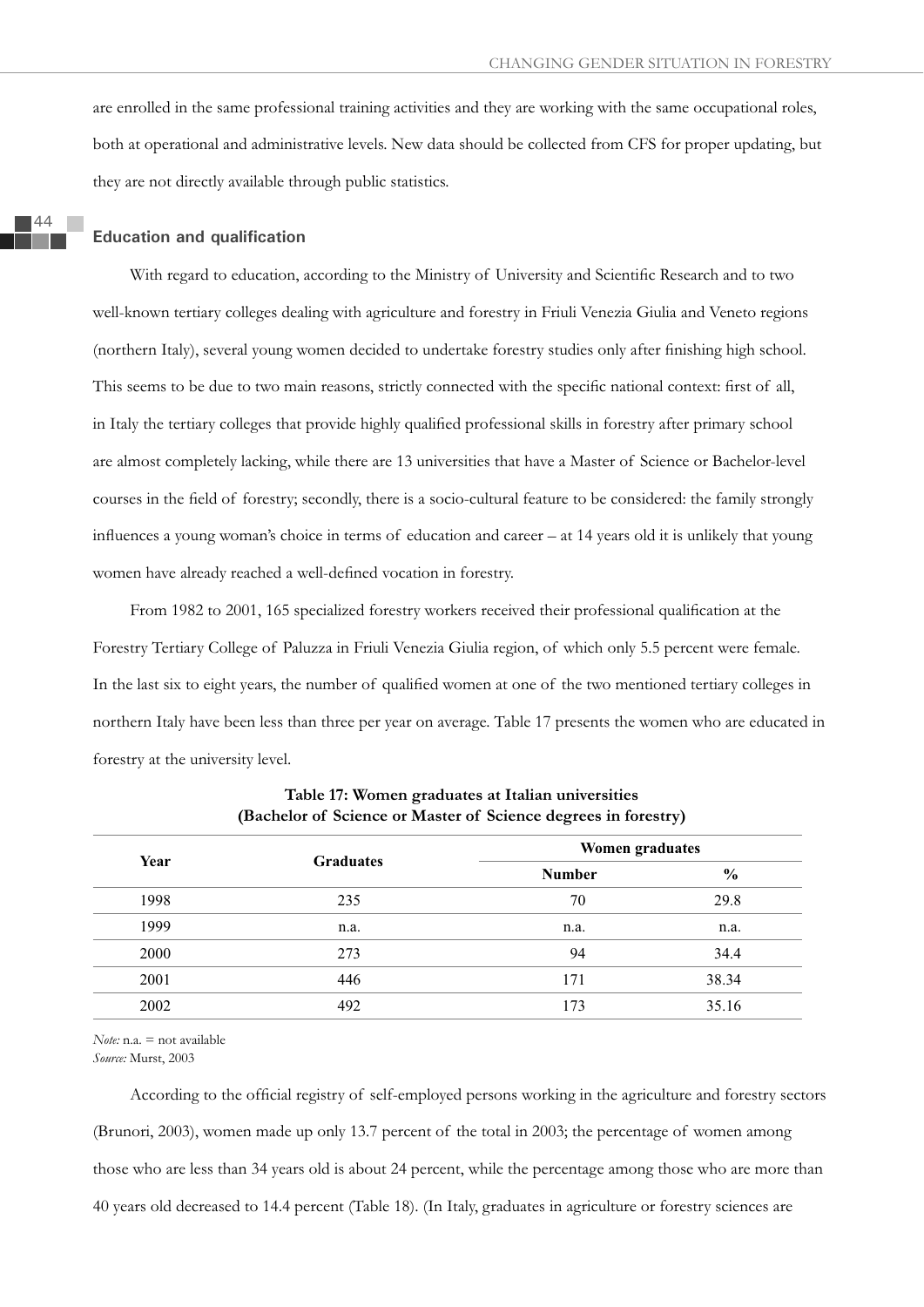are enrolled in the same professional training activities and they are working with the same occupational roles, both at operational and administrative levels. New data should be collected from CFS for proper updating, but they are not directly available through public statistics.

### Education and qualification

With regard to education, according to the Ministry of University and Scientific Research and to two well-known tertiary colleges dealing with agriculture and forestry in Friuli Venezia Giulia and Veneto regions (northern Italy), several young women decided to undertake forestry studies only after finishing high school. This seems to be due to two main reasons, strictly connected with the specific national context: first of all, in Italy the tertiary colleges that provide highly qualified professional skills in forestry after primary school are almost completely lacking, while there are 13 universities that have a Master of Science or Bachelor-level courses in the field of forestry; secondly, there is a socio-cultural feature to be considered: the family strongly influences a young woman's choice in terms of education and career – at 14 years old it is unlikely that young women have already reached a well-defined vocation in forestry.

From 1982 to 2001, 165 specialized forestry workers received their professional qualification at the Forestry Tertiary College of Paluzza in Friuli Venezia Giulia region, of which only 5.5 percent were female. In the last six to eight years, the number of qualified women at one of the two mentioned tertiary colleges in northern Italy have been less than three per year on average. Table 17 presents the women who are educated in forestry at the university level.

**Table 17: Women graduates at Italian universities (Bachelor of Science or Master of Science degrees in forestry)**

| Year | Graduates | Women graduates | |
|---|---|---|---|
| | | Number | % |
| 1998 | 235 | 70 | 29.8 |
| 1999 | n.a. | n.a. | n.a. |
| 2000 | 273 | 94 | 34.4 |
| 2001 | 446 | 171 | 38.34 |
| 2002 | 492 | 173 | 35.16 |

*Note:* n.a. = not available
*Source:* Murst, 2003

According to the official registry of self-employed persons working in the agriculture and forestry sectors (Brunori, 2003), women made up only 13.7 percent of the total in 2003; the percentage of women among those who are less than 34 years old is about 24 percent, while the percentage among those who are more than 40 years old decreased to 14.4 percent (Table 18). (In Italy, graduates in agriculture or forestry sciences are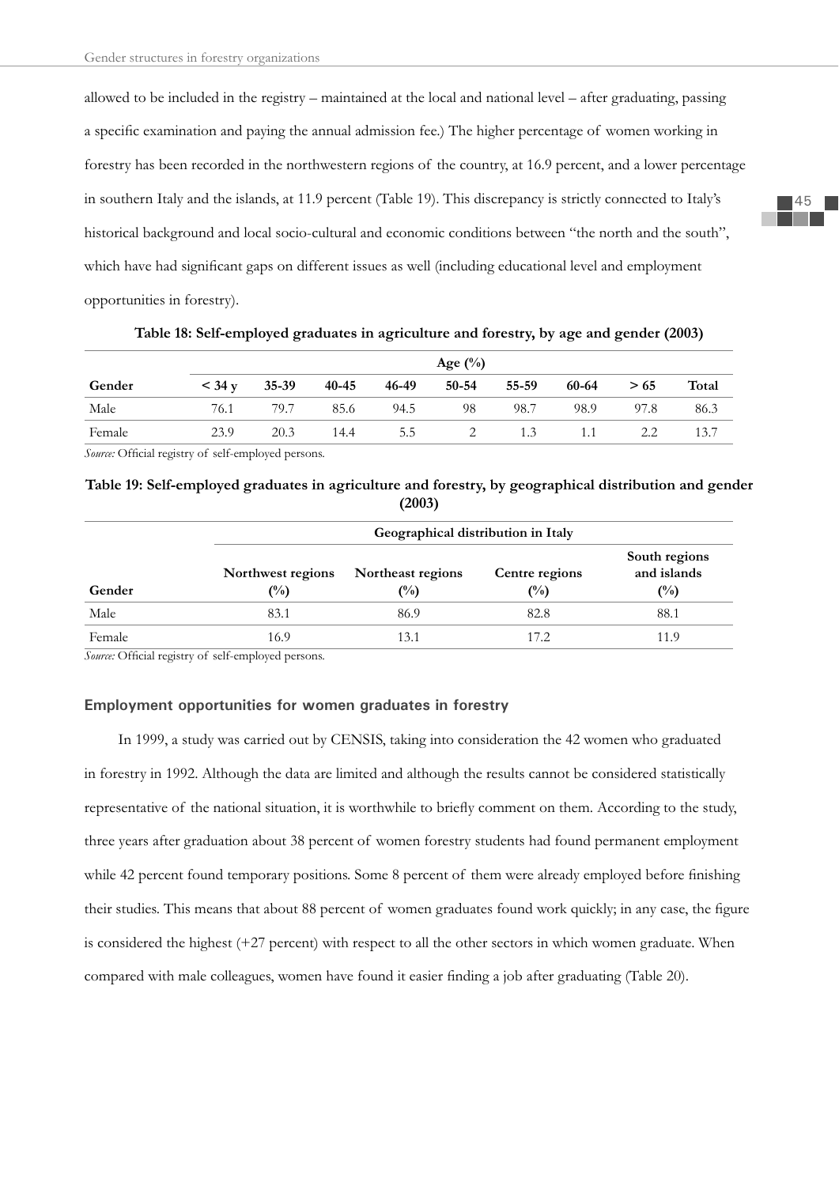allowed to be included in the registry – maintained at the local and national level – after graduating, passing a specific examination and paying the annual admission fee.) The higher percentage of women working in forestry has been recorded in the northwestern regions of the country, at 16.9 percent, and a lower percentage in southern Italy and the islands, at 11.9 percent (Table 19). This discrepancy is strictly connected to Italy's historical background and local socio-cultural and economic conditions between "the north and the south", which have had significant gaps on different issues as well (including educational level and employment opportunities in forestry).

**Table 18: Self-employed graduates in agriculture and forestry, by age and gender (2003)**

| | Age (%) | | | | | | | | |
|---|---|---|---|---|---|---|---|---|---|
| **Gender** | **< 34 y** | **35-39** | **40-45** | **46-49** | **50-54** | **55-59** | **60-64** | **> 65** | **Total** |
| Male | 76.1 | 79.7 | 85.6 | 94.5 | 98 | 98.7 | 98.9 | 97.8 | 86.3 |
| Female | 23.9 | 20.3 | 14.4 | 5.5 | 2 | 1.3 | 1.1 | 2.2 | 13.7 |

*Source:* Official registry of self-employed persons.

**Table 19: Self-employed graduates in agriculture and forestry, by geographical distribution and gender (2003)**

| | Geographical distribution in Italy | | | |
|---|---|---|---|---|
| **Gender** | **Northwest regions (%)** | **Northeast regions (%)** | **Centre regions (%)** | **South regions and islands (%)** |
| Male | 83.1 | 86.9 | 82.8 | 88.1 |
| Female | 16.9 | 13.1 | 17.2 | 11.9 |

*Source:* Official registry of self-employed persons.

### Employment opportunities for women graduates in forestry

In 1999, a study was carried out by CENSIS, taking into consideration the 42 women who graduated in forestry in 1992. Although the data are limited and although the results cannot be considered statistically representative of the national situation, it is worthwhile to briefly comment on them. According to the study, three years after graduation about 38 percent of women forestry students had found permanent employment while 42 percent found temporary positions. Some 8 percent of them were already employed before finishing their studies. This means that about 88 percent of women graduates found work quickly; in any case, the figure is considered the highest (+27 percent) with respect to all the other sectors in which women graduate. When compared with male colleagues, women have found it easier finding a job after graduating (Table 20).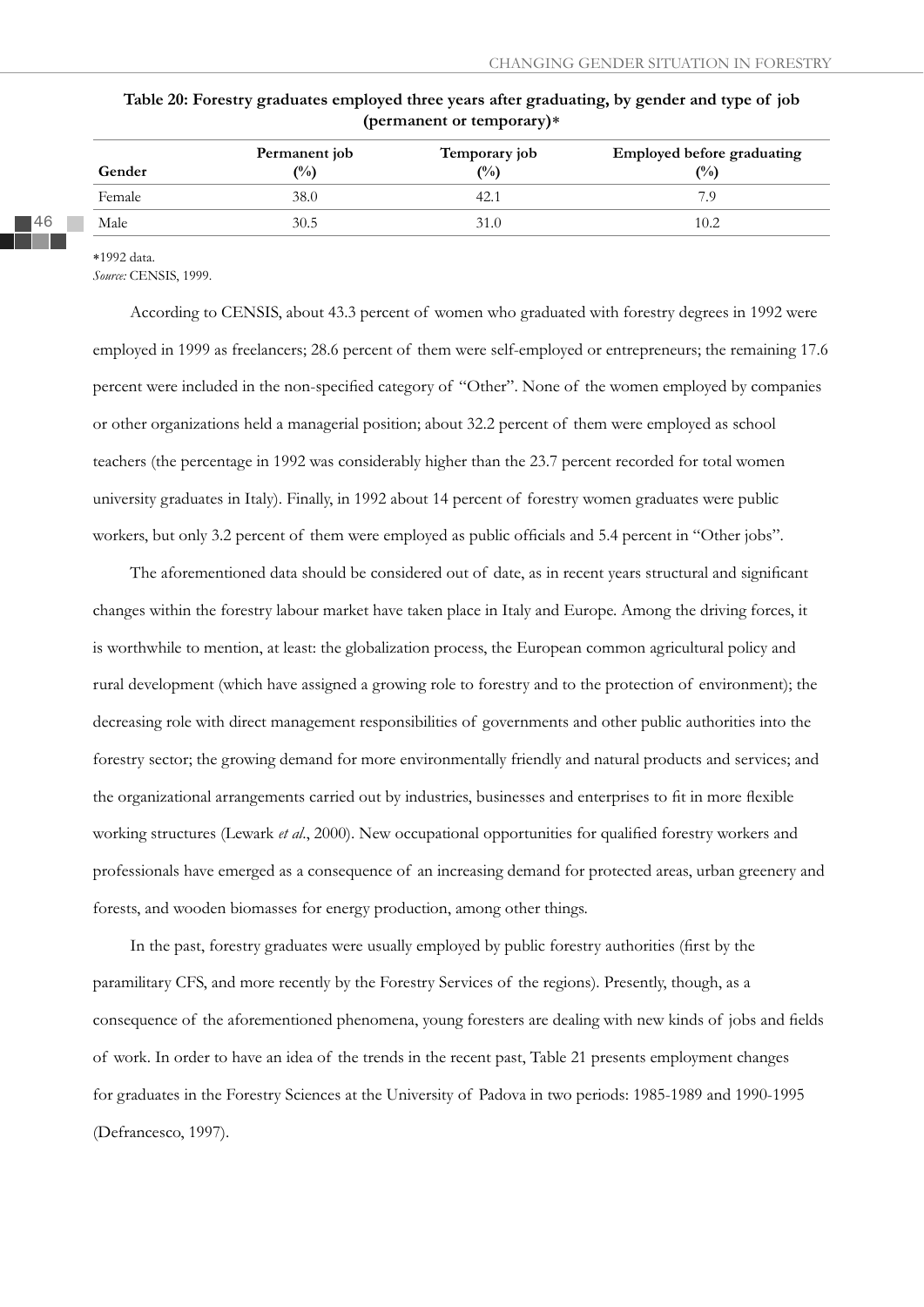**Table 20: Forestry graduates employed three years after graduating, by gender and type of job (permanent or temporary)***

| Gender | Permanent job (%) | Temporary job (%) | Employed before graduating (%) |
|---|---|---|---|
| Female | 38.0 | 42.1 | 7.9 |
| Male | 30.5 | 31.0 | 10.2 |

*1992 data.
*Source:* CENSIS, 1999.

According to CENSIS, about 43.3 percent of women who graduated with forestry degrees in 1992 were employed in 1999 as freelancers; 28.6 percent of them were self-employed or entrepreneurs; the remaining 17.6 percent were included in the non-specified category of "Other". None of the women employed by companies or other organizations held a managerial position; about 32.2 percent of them were employed as school teachers (the percentage in 1992 was considerably higher than the 23.7 percent recorded for total women university graduates in Italy). Finally, in 1992 about 14 percent of forestry women graduates were public workers, but only 3.2 percent of them were employed as public officials and 5.4 percent in "Other jobs".

The aforementioned data should be considered out of date, as in recent years structural and significant changes within the forestry labour market have taken place in Italy and Europe. Among the driving forces, it is worthwhile to mention, at least: the globalization process, the European common agricultural policy and rural development (which have assigned a growing role to forestry and to the protection of environment); the decreasing role with direct management responsibilities of governments and other public authorities into the forestry sector; the growing demand for more environmentally friendly and natural products and services; and the organizational arrangements carried out by industries, businesses and enterprises to fit in more flexible working structures (Lewark *et al*., 2000). New occupational opportunities for qualified forestry workers and professionals have emerged as a consequence of an increasing demand for protected areas, urban greenery and forests, and wooden biomasses for energy production, among other things.

In the past, forestry graduates were usually employed by public forestry authorities (first by the paramilitary CFS, and more recently by the Forestry Services of the regions). Presently, though, as a consequence of the aforementioned phenomena, young foresters are dealing with new kinds of jobs and fields of work. In order to have an idea of the trends in the recent past, Table 21 presents employment changes for graduates in the Forestry Sciences at the University of Padova in two periods: 1985-1989 and 1990-1995 (Defrancesco, 1997).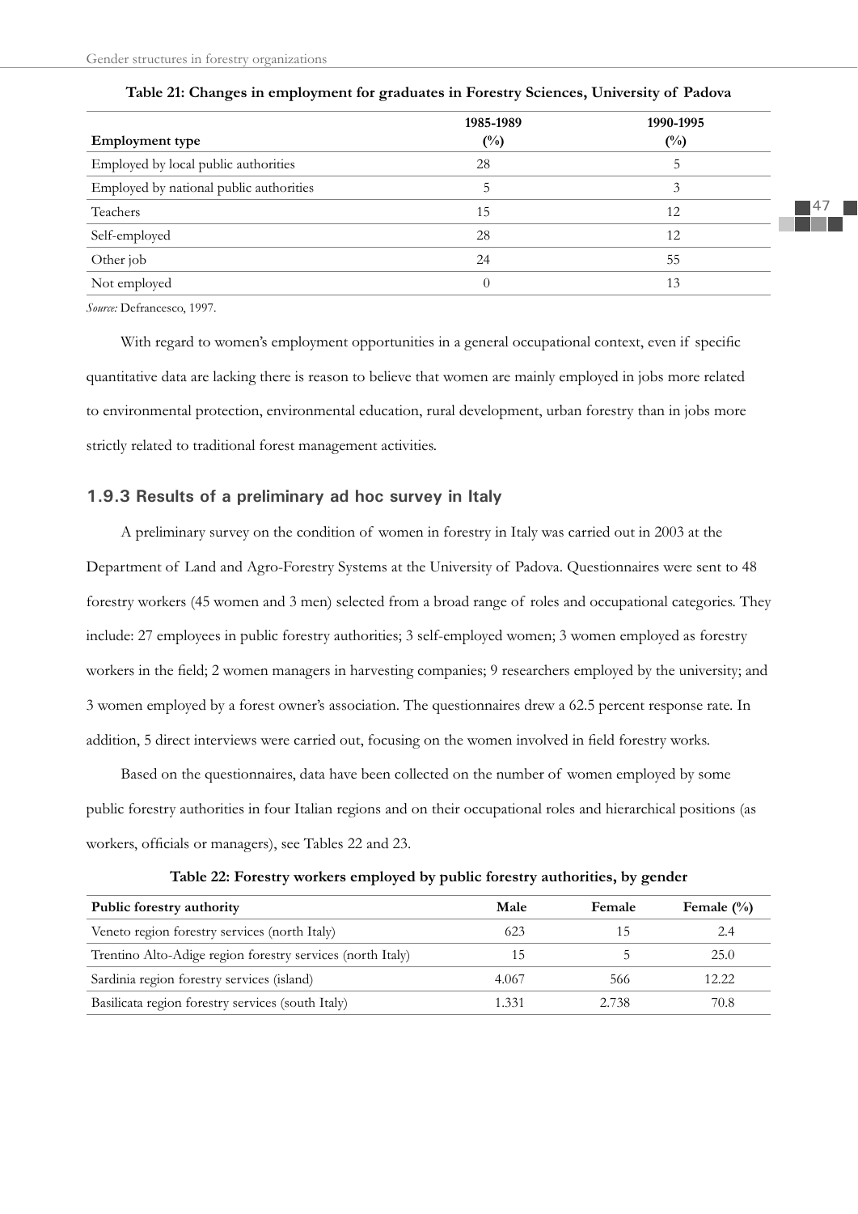**Table 21: Changes in employment for graduates in Forestry Sciences, University of Padova**

| Employment type | 1985-1989 (%) | 1990-1995 (%) |
|---|---|---|
| Employed by local public authorities | 28 | 5 |
| Employed by national public authorities | 5 | 3 |
| Teachers | 15 | 12 |
| Self-employed | 28 | 12 |
| Other job | 24 | 55 |
| Not employed | 0 | 13 |

*Source:* Defrancesco, 1997.

With regard to women's employment opportunities in a general occupational context, even if specific quantitative data are lacking there is reason to believe that women are mainly employed in jobs more related to environmental protection, environmental education, rural development, urban forestry than in jobs more strictly related to traditional forest management activities.

### 1.9.3 Results of a preliminary ad hoc survey in Italy

A preliminary survey on the condition of women in forestry in Italy was carried out in 2003 at the Department of Land and Agro-Forestry Systems at the University of Padova. Questionnaires were sent to 48 forestry workers (45 women and 3 men) selected from a broad range of roles and occupational categories. They include: 27 employees in public forestry authorities; 3 self-employed women; 3 women employed as forestry workers in the field; 2 women managers in harvesting companies; 9 researchers employed by the university; and 3 women employed by a forest owner's association. The questionnaires drew a 62.5 percent response rate. In addition, 5 direct interviews were carried out, focusing on the women involved in field forestry works.

Based on the questionnaires, data have been collected on the number of women employed by some public forestry authorities in four Italian regions and on their occupational roles and hierarchical positions (as workers, officials or managers), see Tables 22 and 23.

**Table 22: Forestry workers employed by public forestry authorities, by gender**

| Public forestry authority | Male | Female | Female (%) |
|---|---|---|---|
| Veneto region forestry services (north Italy) | 623 | 15 | 2.4 |
| Trentino Alto-Adige region forestry services (north Italy) | 15 | 5 | 25.0 |
| Sardinia region forestry services (island) | 4.067 | 566 | 12.22 |
| Basilicata region forestry services (south Italy) | 1.331 | 2.738 | 70.8 |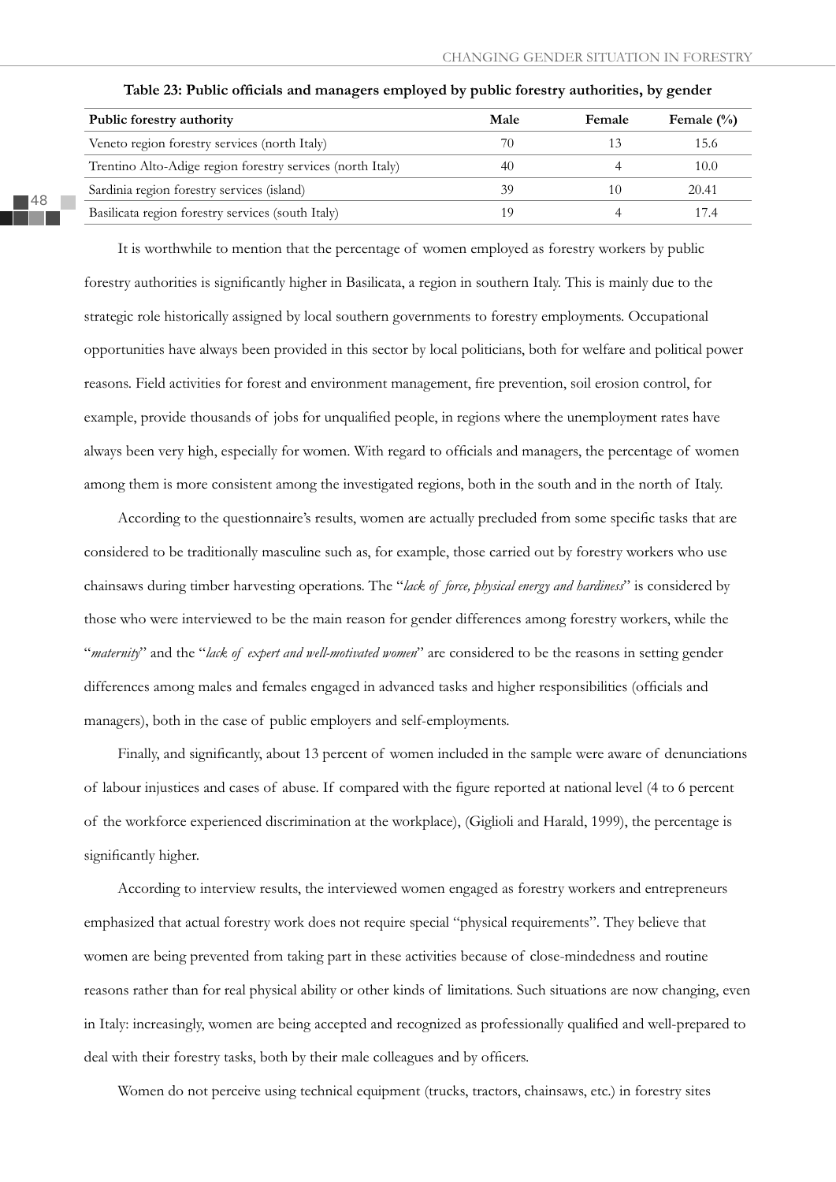**Table 23: Public officials and managers employed by public forestry authorities, by gender**

| Public forestry authority | Male | Female | Female (%) |
|---|---|---|---|
| Veneto region forestry services (north Italy) | 70 | 13 | 15.6 |
| Trentino Alto-Adige region forestry services (north Italy) | 40 | 4 | 10.0 |
| Sardinia region forestry services (island) | 39 | 10 | 20.41 |
| Basilicata region forestry services (south Italy) | 19 | 4 | 17.4 |

It is worthwhile to mention that the percentage of women employed as forestry workers by public forestry authorities is significantly higher in Basilicata, a region in southern Italy. This is mainly due to the strategic role historically assigned by local southern governments to forestry employments. Occupational opportunities have always been provided in this sector by local politicians, both for welfare and political power reasons. Field activities for forest and environment management, fire prevention, soil erosion control, for example, provide thousands of jobs for unqualified people, in regions where the unemployment rates have always been very high, especially for women. With regard to officials and managers, the percentage of women among them is more consistent among the investigated regions, both in the south and in the north of Italy.

According to the questionnaire's results, women are actually precluded from some specific tasks that are considered to be traditionally masculine such as, for example, those carried out by forestry workers who use chainsaws during timber harvesting operations. The "*lack of force, physical energy and hardiness*" is considered by those who were interviewed to be the main reason for gender differences among forestry workers, while the "*maternity*" and the "*lack of expert and well-motivated women*" are considered to be the reasons in setting gender differences among males and females engaged in advanced tasks and higher responsibilities (officials and managers), both in the case of public employers and self-employments.

Finally, and significantly, about 13 percent of women included in the sample were aware of denunciations of labour injustices and cases of abuse. If compared with the figure reported at national level (4 to 6 percent of the workforce experienced discrimination at the workplace), (Giglioli and Harald, 1999), the percentage is significantly higher.

According to interview results, the interviewed women engaged as forestry workers and entrepreneurs emphasized that actual forestry work does not require special "physical requirements". They believe that women are being prevented from taking part in these activities because of close-mindedness and routine reasons rather than for real physical ability or other kinds of limitations. Such situations are now changing, even in Italy: increasingly, women are being accepted and recognized as professionally qualified and well-prepared to deal with their forestry tasks, both by their male colleagues and by officers.

Women do not perceive using technical equipment (trucks, tractors, chainsaws, etc.) in forestry sites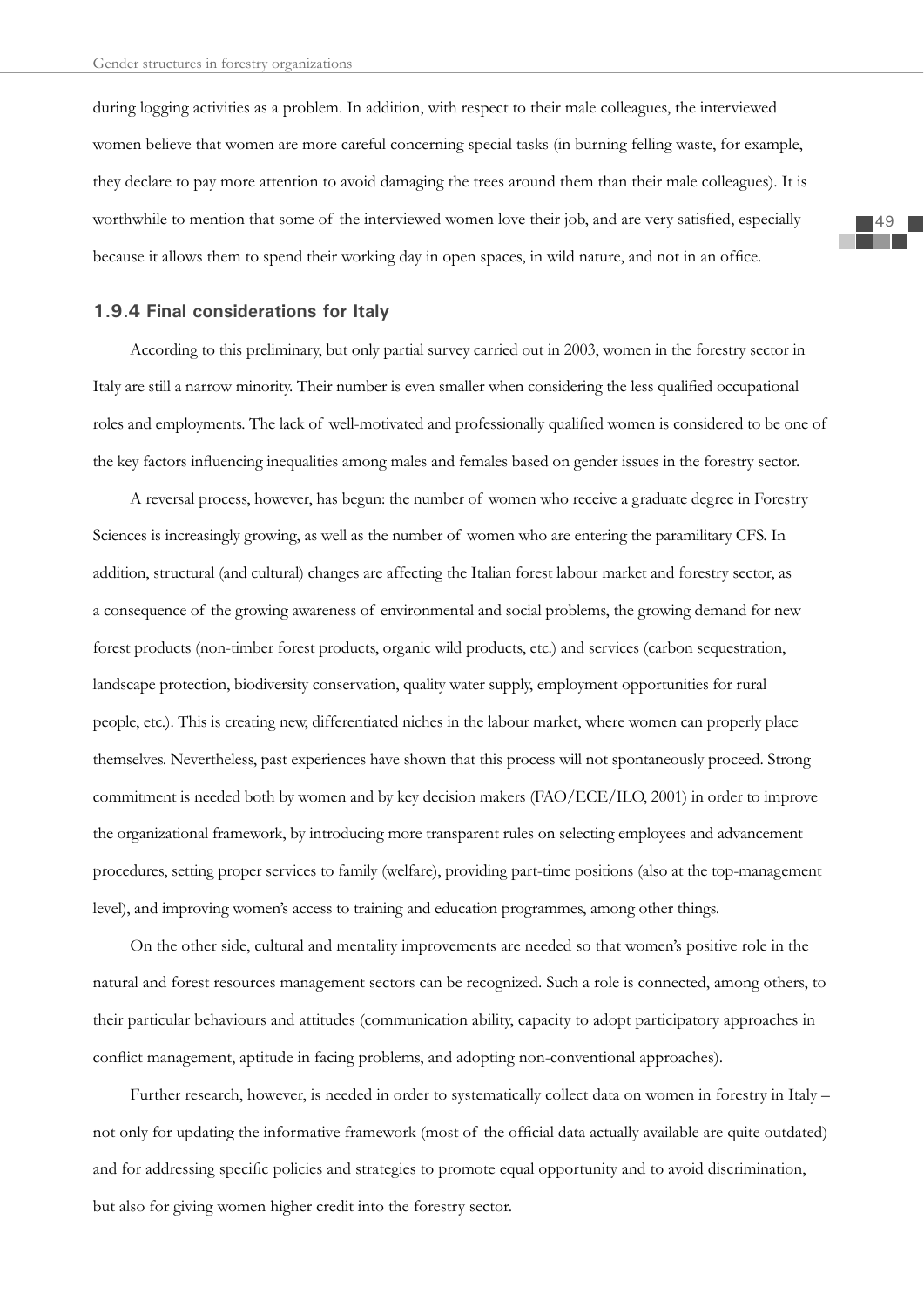during logging activities as a problem. In addition, with respect to their male colleagues, the interviewed women believe that women are more careful concerning special tasks (in burning felling waste, for example, they declare to pay more attention to avoid damaging the trees around them than their male colleagues). It is worthwhile to mention that some of the interviewed women love their job, and are very satisfied, especially because it allows them to spend their working day in open spaces, in wild nature, and not in an office.

### 1.9.4 Final considerations for Italy

According to this preliminary, but only partial survey carried out in 2003, women in the forestry sector in Italy are still a narrow minority. Their number is even smaller when considering the less qualified occupational roles and employments. The lack of well-motivated and professionally qualified women is considered to be one of the key factors influencing inequalities among males and females based on gender issues in the forestry sector.

A reversal process, however, has begun: the number of women who receive a graduate degree in Forestry Sciences is increasingly growing, as well as the number of women who are entering the paramilitary CFS. In addition, structural (and cultural) changes are affecting the Italian forest labour market and forestry sector, as a consequence of the growing awareness of environmental and social problems, the growing demand for new forest products (non-timber forest products, organic wild products, etc.) and services (carbon sequestration, landscape protection, biodiversity conservation, quality water supply, employment opportunities for rural people, etc.). This is creating new, differentiated niches in the labour market, where women can properly place themselves. Nevertheless, past experiences have shown that this process will not spontaneously proceed. Strong commitment is needed both by women and by key decision makers (FAO/ECE/ILO, 2001) in order to improve the organizational framework, by introducing more transparent rules on selecting employees and advancement procedures, setting proper services to family (welfare), providing part-time positions (also at the top-management level), and improving women's access to training and education programmes, among other things.

On the other side, cultural and mentality improvements are needed so that women's positive role in the natural and forest resources management sectors can be recognized. Such a role is connected, among others, to their particular behaviours and attitudes (communication ability, capacity to adopt participatory approaches in conflict management, aptitude in facing problems, and adopting non-conventional approaches).

Further research, however, is needed in order to systematically collect data on women in forestry in Italy – not only for updating the informative framework (most of the official data actually available are quite outdated) and for addressing specific policies and strategies to promote equal opportunity and to avoid discrimination, but also for giving women higher credit into the forestry sector.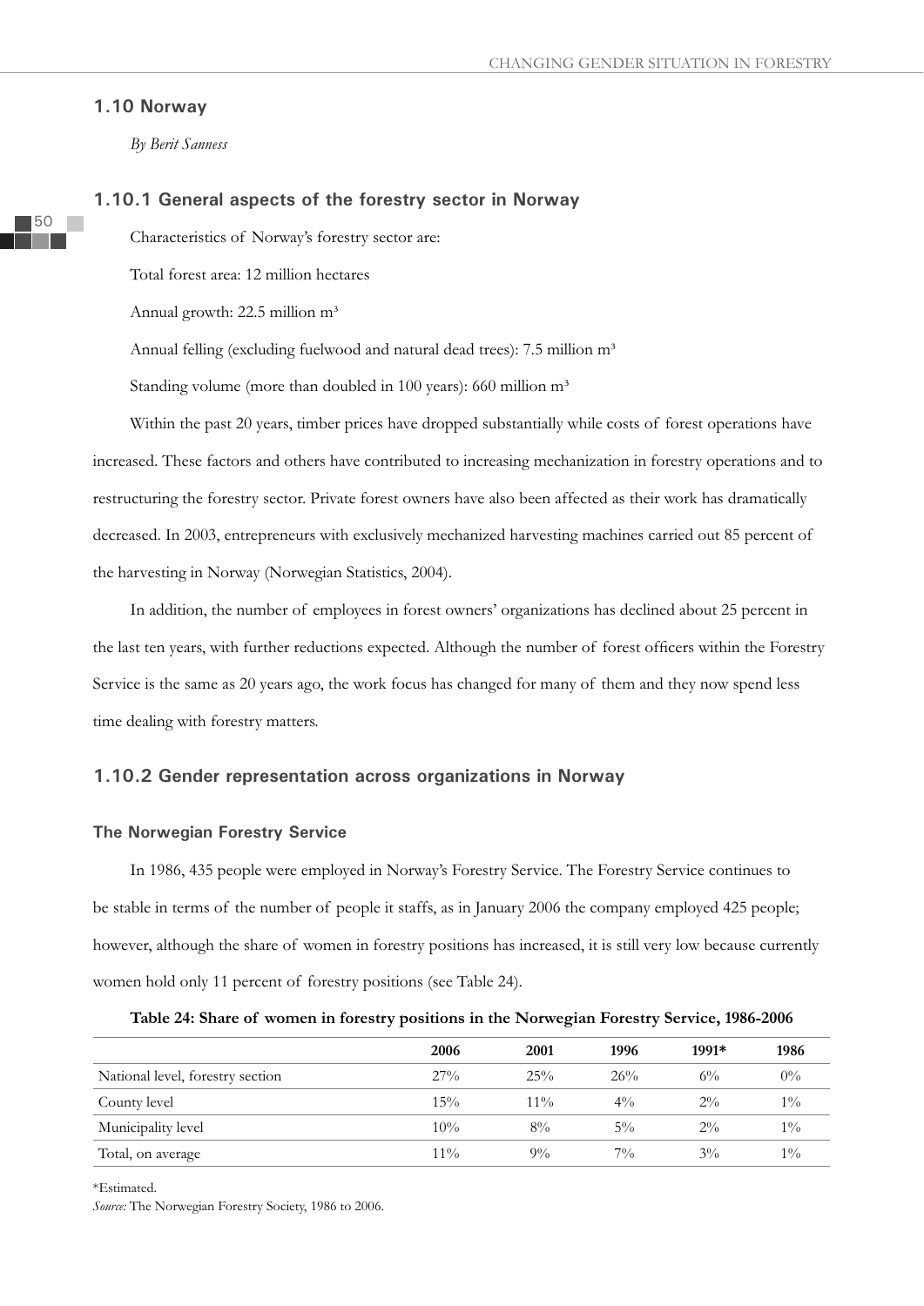## 1.10 Norway

*By Berit Sanness*

### 1.10.1 General aspects of the forestry sector in Norway

Characteristics of Norway's forestry sector are:

Total forest area: 12 million hectares

Annual growth: 22.5 million $m^3$

Annual felling (excluding fuelwood and natural dead trees): 7.5 million $m^3$

Standing volume (more than doubled in 100 years): 660 million $m^3$

Within the past 20 years, timber prices have dropped substantially while costs of forest operations have increased. These factors and others have contributed to increasing mechanization in forestry operations and to restructuring the forestry sector. Private forest owners have also been affected as their work has dramatically decreased. In 2003, entrepreneurs with exclusively mechanized harvesting machines carried out 85 percent of the harvesting in Norway (Norwegian Statistics, 2004).

In addition, the number of employees in forest owners' organizations has declined about 25 percent in the last ten years, with further reductions expected. Although the number of forest officers within the Forestry Service is the same as 20 years ago, the work focus has changed for many of them and they now spend less time dealing with forestry matters.

### 1.10.2 Gender representation across organizations in Norway

#### The Norwegian Forestry Service

In 1986, 435 people were employed in Norway's Forestry Service. The Forestry Service continues to be stable in terms of the number of people it staffs, as in January 2006 the company employed 425 people; however, although the share of women in forestry positions has increased, it is still very low because currently women hold only 11 percent of forestry positions (see Table 24).

**Table 24: Share of women in forestry positions in the Norwegian Forestry Service, 1986-2006**

| | 2006 | 2001 | 1996 | 1991* | 1986 |
|---|---|---|---|---|---|
| National level, forestry section | 27% | 25% | 26% | 6% | 0% |
| County level | 15% | 11% | 4% | 2% | 1% |
| Municipality level | 10% | 8% | 5% | 2% | 1% |
| Total, on average | 11% | 9% | 7% | 3% | 1% |

*Estimated.

*Source:* The Norwegian Forestry Society, 1986 to 2006.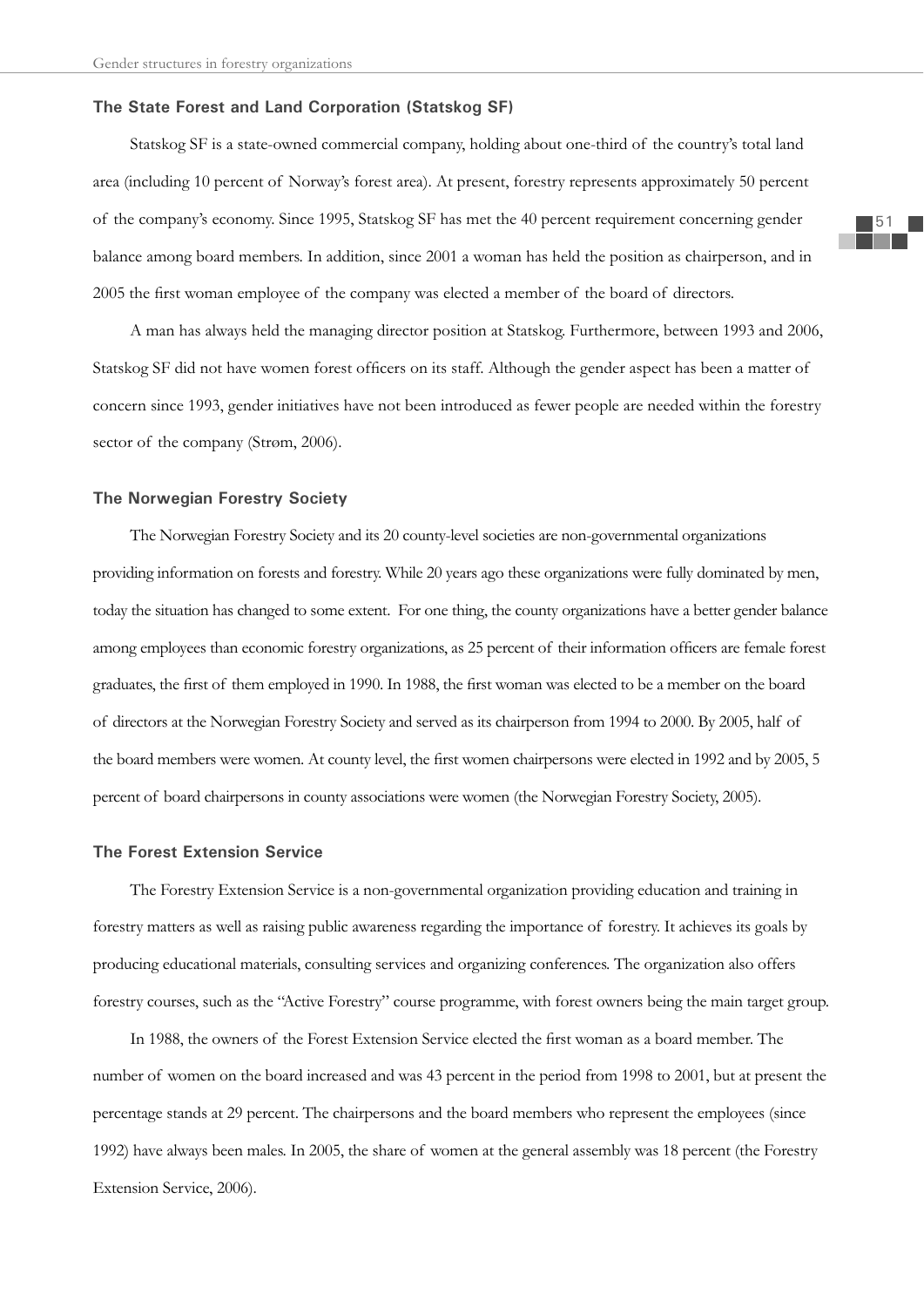### The State Forest and Land Corporation (Statskog SF)

Statskog SF is a state-owned commercial company, holding about one-third of the country's total land area (including 10 percent of Norway's forest area). At present, forestry represents approximately 50 percent of the company's economy. Since 1995, Statskog SF has met the 40 percent requirement concerning gender balance among board members. In addition, since 2001 a woman has held the position as chairperson, and in 2005 the first woman employee of the company was elected a member of the board of directors.

A man has always held the managing director position at Statskog. Furthermore, between 1993 and 2006, Statskog SF did not have women forest officers on its staff. Although the gender aspect has been a matter of concern since 1993, gender initiatives have not been introduced as fewer people are needed within the forestry sector of the company (Strøm, 2006).

### The Norwegian Forestry Society

The Norwegian Forestry Society and its 20 county-level societies are non-governmental organizations providing information on forests and forestry. While 20 years ago these organizations were fully dominated by men, today the situation has changed to some extent. For one thing, the county organizations have a better gender balance among employees than economic forestry organizations, as 25 percent of their information officers are female forest graduates, the first of them employed in 1990. In 1988, the first woman was elected to be a member on the board of directors at the Norwegian Forestry Society and served as its chairperson from 1994 to 2000. By 2005, half of the board members were women. At county level, the first women chairpersons were elected in 1992 and by 2005, 5 percent of board chairpersons in county associations were women (the Norwegian Forestry Society, 2005).

### The Forest Extension Service

The Forestry Extension Service is a non-governmental organization providing education and training in forestry matters as well as raising public awareness regarding the importance of forestry. It achieves its goals by producing educational materials, consulting services and organizing conferences. The organization also offers forestry courses, such as the "Active Forestry" course programme, with forest owners being the main target group.

In 1988, the owners of the Forest Extension Service elected the first woman as a board member. The number of women on the board increased and was 43 percent in the period from 1998 to 2001, but at present the percentage stands at 29 percent. The chairpersons and the board members who represent the employees (since 1992) have always been males. In 2005, the share of women at the general assembly was 18 percent (the Forestry Extension Service, 2006).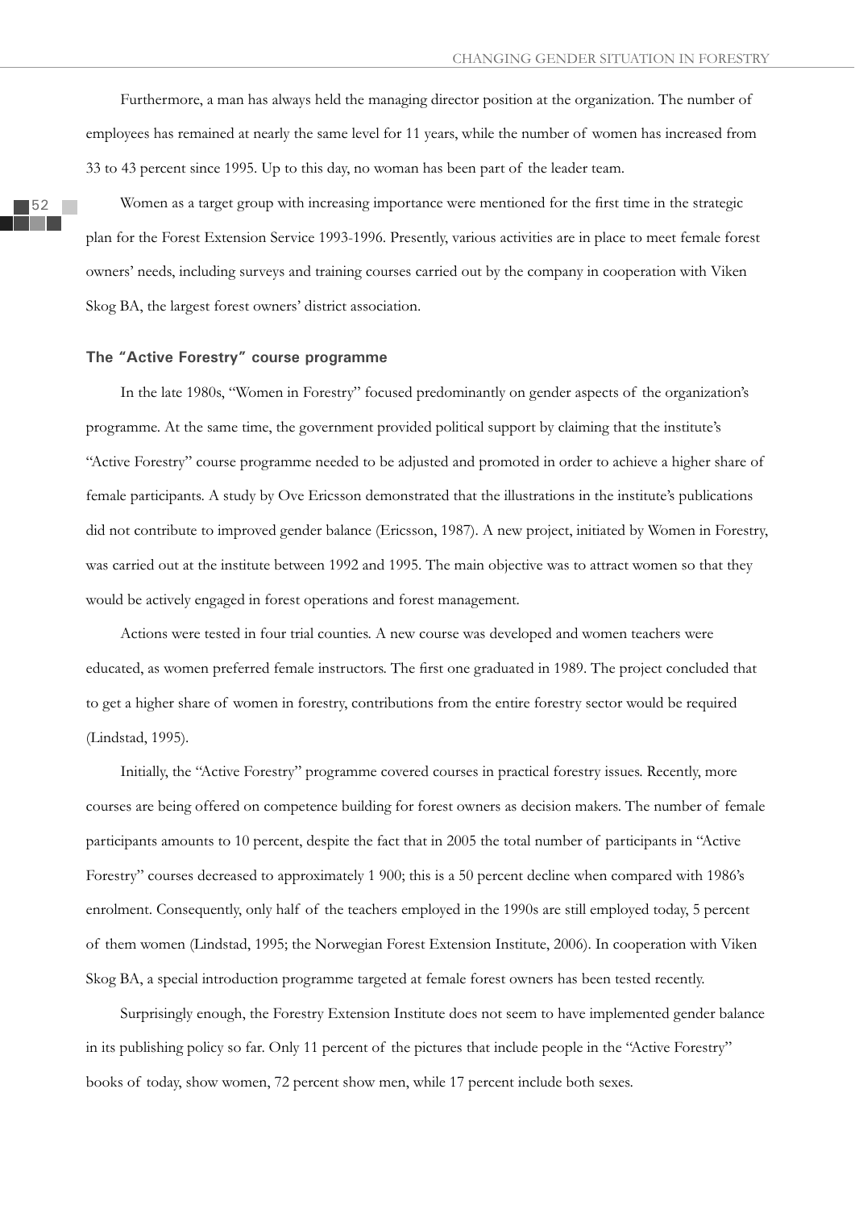Furthermore, a man has always held the managing director position at the organization. The number of employees has remained at nearly the same level for 11 years, while the number of women has increased from 33 to 43 percent since 1995. Up to this day, no woman has been part of the leader team.

Women as a target group with increasing importance were mentioned for the first time in the strategic plan for the Forest Extension Service 1993-1996. Presently, various activities are in place to meet female forest owners' needs, including surveys and training courses carried out by the company in cooperation with Viken Skog BA, the largest forest owners' district association.

### The "Active Forestry" course programme

In the late 1980s, "Women in Forestry" focused predominantly on gender aspects of the organization's programme. At the same time, the government provided political support by claiming that the institute's "Active Forestry" course programme needed to be adjusted and promoted in order to achieve a higher share of female participants. A study by Ove Ericsson demonstrated that the illustrations in the institute's publications did not contribute to improved gender balance (Ericsson, 1987). A new project, initiated by Women in Forestry, was carried out at the institute between 1992 and 1995. The main objective was to attract women so that they would be actively engaged in forest operations and forest management.

Actions were tested in four trial counties. A new course was developed and women teachers were educated, as women preferred female instructors. The first one graduated in 1989. The project concluded that to get a higher share of women in forestry, contributions from the entire forestry sector would be required (Lindstad, 1995).

Initially, the "Active Forestry" programme covered courses in practical forestry issues. Recently, more courses are being offered on competence building for forest owners as decision makers. The number of female participants amounts to 10 percent, despite the fact that in 2005 the total number of participants in "Active Forestry" courses decreased to approximately 1 900; this is a 50 percent decline when compared with 1986's enrolment. Consequently, only half of the teachers employed in the 1990s are still employed today, 5 percent of them women (Lindstad, 1995; the Norwegian Forest Extension Institute, 2006). In cooperation with Viken Skog BA, a special introduction programme targeted at female forest owners has been tested recently.

Surprisingly enough, the Forestry Extension Institute does not seem to have implemented gender balance in its publishing policy so far. Only 11 percent of the pictures that include people in the "Active Forestry" books of today, show women, 72 percent show men, while 17 percent include both sexes.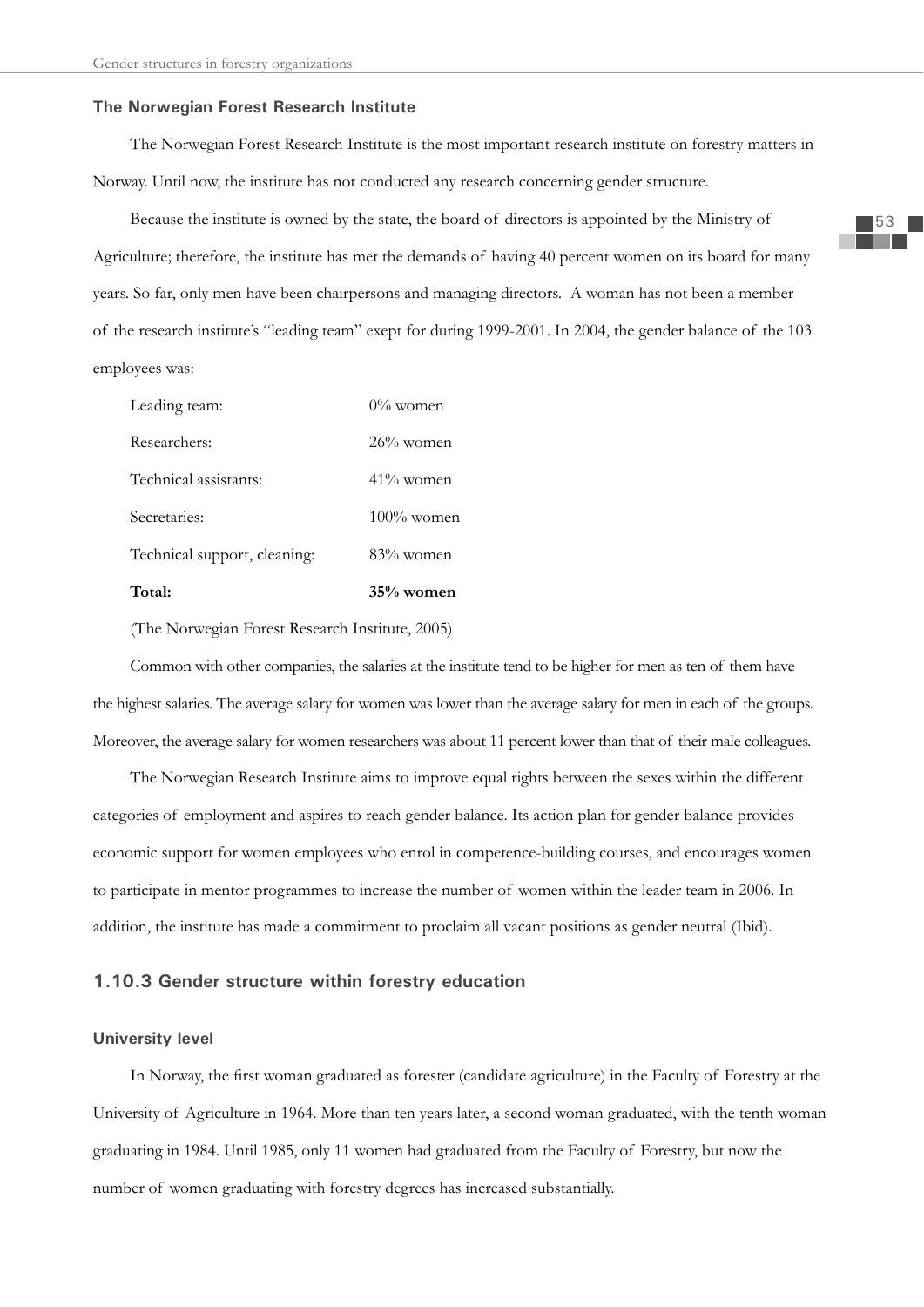### The Norwegian Forest Research Institute

The Norwegian Forest Research Institute is the most important research institute on forestry matters in Norway. Until now, the institute has not conducted any research concerning gender structure.

Because the institute is owned by the state, the board of directors is appointed by the Ministry of Agriculture; therefore, the institute has met the demands of having 40 percent women on its board for many years. So far, only men have been chairpersons and managing directors. A woman has not been a member of the research institute's "leading team" exept for during 1999-2001. In 2004, the gender balance of the 103 employees was:

| | |
|---|---|
| Leading team: | 0% women |
| Researchers: | 26% women |
| Technical assistants: | 41% women |
| Secretaries: | 100% women |
| Technical support, cleaning: | 83% women |
| **Total:** | **35% women** |

(The Norwegian Forest Research Institute, 2005)

Common with other companies, the salaries at the institute tend to be higher for men as ten of them have the highest salaries. The average salary for women was lower than the average salary for men in each of the groups. Moreover, the average salary for women researchers was about 11 percent lower than that of their male colleagues.

The Norwegian Research Institute aims to improve equal rights between the sexes within the different categories of employment and aspires to reach gender balance. Its action plan for gender balance provides economic support for women employees who enrol in competence-building courses, and encourages women to participate in mentor programmes to increase the number of women within the leader team in 2006. In addition, the institute has made a commitment to proclaim all vacant positions as gender neutral (Ibid).

## 1.10.3 Gender structure within forestry education

### University level

In Norway, the first woman graduated as forester (candidate agriculture) in the Faculty of Forestry at the University of Agriculture in 1964. More than ten years later, a second woman graduated, with the tenth woman graduating in 1984. Until 1985, only 11 women had graduated from the Faculty of Forestry, but now the number of women graduating with forestry degrees has increased substantially.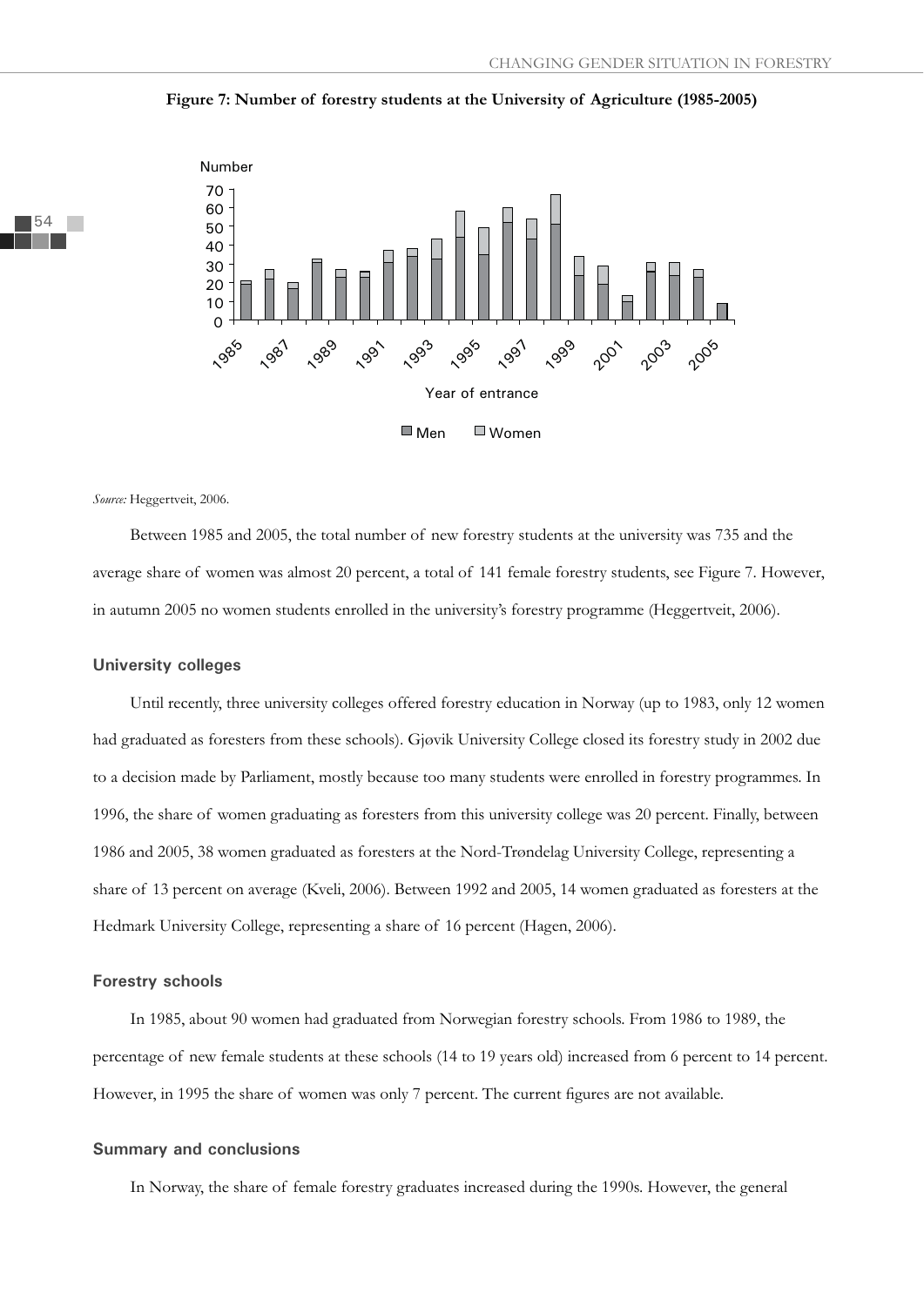**Figure 7: Number of forestry students at the University of Agriculture (1985-2005)**

*Source:* Heggertveit, 2006.

Between 1985 and 2005, the total number of new forestry students at the university was 735 and the average share of women was almost 20 percent, a total of 141 female forestry students, see Figure 7. However, in autumn 2005 no women students enrolled in the university's forestry programme (Heggertveit, 2006).

### University colleges

Until recently, three university colleges offered forestry education in Norway (up to 1983, only 12 women had graduated as foresters from these schools). Gjøvik University College closed its forestry study in 2002 due to a decision made by Parliament, mostly because too many students were enrolled in forestry programmes. In 1996, the share of women graduating as foresters from this university college was 20 percent. Finally, between 1986 and 2005, 38 women graduated as foresters at the Nord-Trøndelag University College, representing a share of 13 percent on average (Kveli, 2006). Between 1992 and 2005, 14 women graduated as foresters at the Hedmark University College, representing a share of 16 percent (Hagen, 2006).

### Forestry schools

In 1985, about 90 women had graduated from Norwegian forestry schools. From 1986 to 1989, the percentage of new female students at these schools (14 to 19 years old) increased from 6 percent to 14 percent. However, in 1995 the share of women was only 7 percent. The current figures are not available.

### Summary and conclusions

In Norway, the share of female forestry graduates increased during the 1990s. However, the general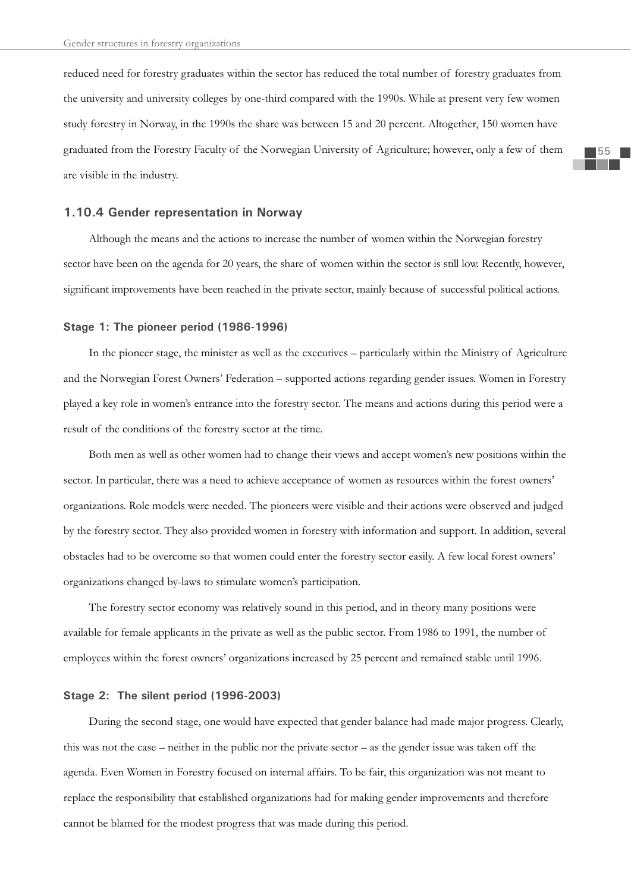reduced need for forestry graduates within the sector has reduced the total number of forestry graduates from the university and university colleges by one-third compared with the 1990s. While at present very few women study forestry in Norway, in the 1990s the share was between 15 and 20 percent. Altogether, 150 women have graduated from the Forestry Faculty of the Norwegian University of Agriculture; however, only a few of them are visible in the industry.

### 1.10.4 Gender representation in Norway

Although the means and the actions to increase the number of women within the Norwegian forestry sector have been on the agenda for 20 years, the share of women within the sector is still low. Recently, however, significant improvements have been reached in the private sector, mainly because of successful political actions.

#### Stage 1: The pioneer period (1986-1996)

In the pioneer stage, the minister as well as the executives – particularly within the Ministry of Agriculture and the Norwegian Forest Owners' Federation – supported actions regarding gender issues. Women in Forestry played a key role in women's entrance into the forestry sector. The means and actions during this period were a result of the conditions of the forestry sector at the time.

Both men as well as other women had to change their views and accept women's new positions within the sector. In particular, there was a need to achieve acceptance of women as resources within the forest owners' organizations. Role models were needed. The pioneers were visible and their actions were observed and judged by the forestry sector. They also provided women in forestry with information and support. In addition, several obstacles had to be overcome so that women could enter the forestry sector easily. A few local forest owners' organizations changed by-laws to stimulate women's participation.

The forestry sector economy was relatively sound in this period, and in theory many positions were available for female applicants in the private as well as the public sector. From 1986 to 1991, the number of employees within the forest owners' organizations increased by 25 percent and remained stable until 1996.

#### Stage 2: The silent period (1996-2003)

During the second stage, one would have expected that gender balance had made major progress. Clearly, this was not the case – neither in the public nor the private sector – as the gender issue was taken off the agenda. Even Women in Forestry focused on internal affairs. To be fair, this organization was not meant to replace the responsibility that established organizations had for making gender improvements and therefore cannot be blamed for the modest progress that was made during this period.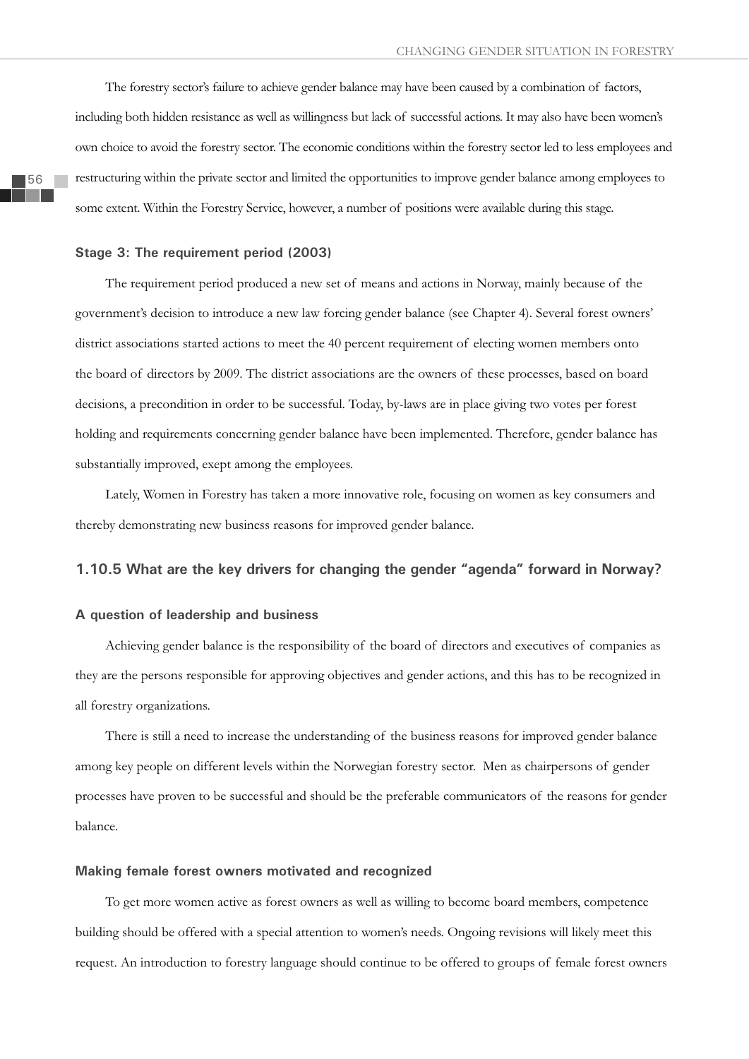The forestry sector's failure to achieve gender balance may have been caused by a combination of factors, including both hidden resistance as well as willingness but lack of successful actions. It may also have been women's own choice to avoid the forestry sector. The economic conditions within the forestry sector led to less employees and restructuring within the private sector and limited the opportunities to improve gender balance among employees to some extent. Within the Forestry Service, however, a number of positions were available during this stage.

#### Stage 3: The requirement period (2003)

The requirement period produced a new set of means and actions in Norway, mainly because of the government's decision to introduce a new law forcing gender balance (see Chapter 4). Several forest owners' district associations started actions to meet the 40 percent requirement of electing women members onto the board of directors by 2009. The district associations are the owners of these processes, based on board decisions, a precondition in order to be successful. Today, by-laws are in place giving two votes per forest holding and requirements concerning gender balance have been implemented. Therefore, gender balance has substantially improved, exept among the employees.

Lately, Women in Forestry has taken a more innovative role, focusing on women as key consumers and thereby demonstrating new business reasons for improved gender balance.

### 1.10.5 What are the key drivers for changing the gender "agenda" forward in Norway?

#### A question of leadership and business

Achieving gender balance is the responsibility of the board of directors and executives of companies as they are the persons responsible for approving objectives and gender actions, and this has to be recognized in all forestry organizations.

There is still a need to increase the understanding of the business reasons for improved gender balance among key people on different levels within the Norwegian forestry sector. Men as chairpersons of gender processes have proven to be successful and should be the preferable communicators of the reasons for gender balance.

#### Making female forest owners motivated and recognized

To get more women active as forest owners as well as willing to become board members, competence building should be offered with a special attention to women's needs. Ongoing revisions will likely meet this request. An introduction to forestry language should continue to be offered to groups of female forest owners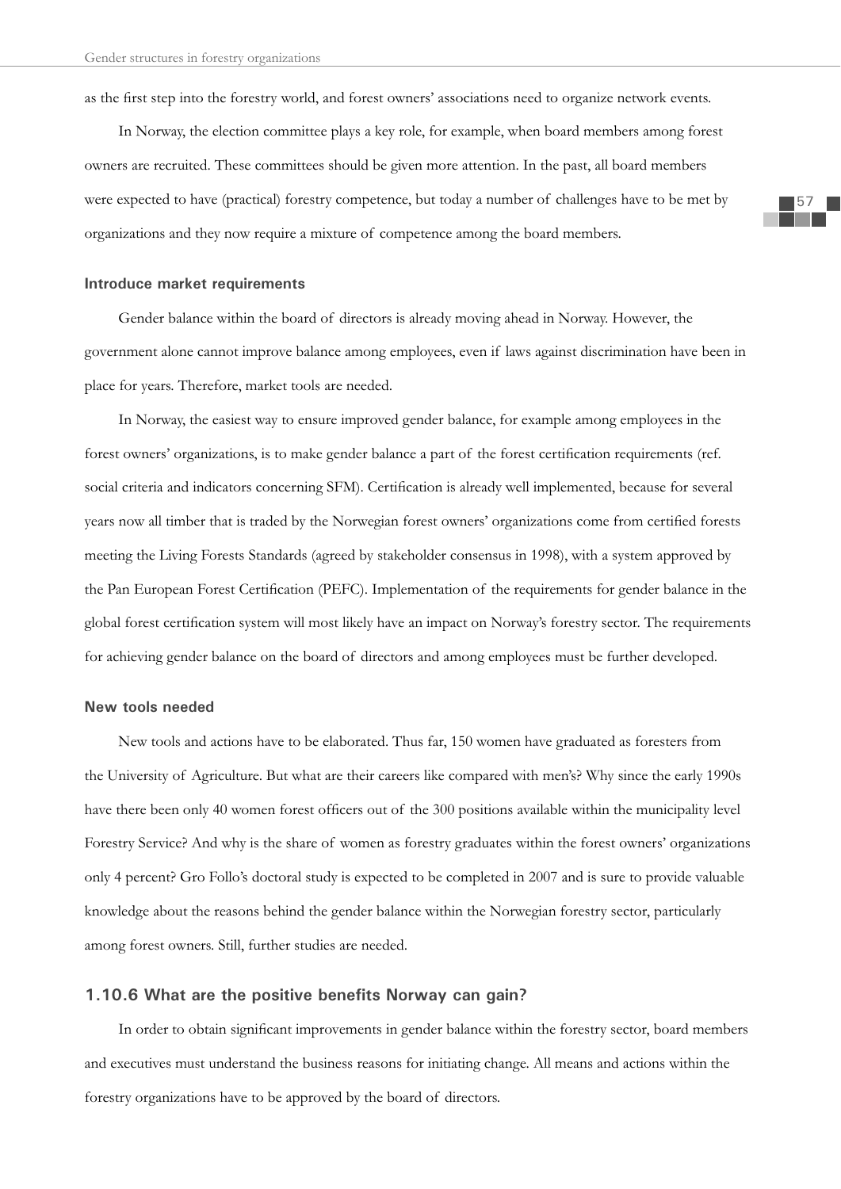as the first step into the forestry world, and forest owners' associations need to organize network events.

In Norway, the election committee plays a key role, for example, when board members among forest owners are recruited. These committees should be given more attention. In the past, all board members were expected to have (practical) forestry competence, but today a number of challenges have to be met by organizations and they now require a mixture of competence among the board members.

#### Introduce market requirements

Gender balance within the board of directors is already moving ahead in Norway. However, the government alone cannot improve balance among employees, even if laws against discrimination have been in place for years. Therefore, market tools are needed.

In Norway, the easiest way to ensure improved gender balance, for example among employees in the forest owners' organizations, is to make gender balance a part of the forest certification requirements (ref. social criteria and indicators concerning SFM). Certification is already well implemented, because for several years now all timber that is traded by the Norwegian forest owners' organizations come from certified forests meeting the Living Forests Standards (agreed by stakeholder consensus in 1998), with a system approved by the Pan European Forest Certification (PEFC). Implementation of the requirements for gender balance in the global forest certification system will most likely have an impact on Norway's forestry sector. The requirements for achieving gender balance on the board of directors and among employees must be further developed.

#### New tools needed

New tools and actions have to be elaborated. Thus far, 150 women have graduated as foresters from the University of Agriculture. But what are their careers like compared with men's? Why since the early 1990s have there been only 40 women forest officers out of the 300 positions available within the municipality level Forestry Service? And why is the share of women as forestry graduates within the forest owners' organizations only 4 percent? Gro Follo's doctoral study is expected to be completed in 2007 and is sure to provide valuable knowledge about the reasons behind the gender balance within the Norwegian forestry sector, particularly among forest owners. Still, further studies are needed.

### 1.10.6 What are the positive benefits Norway can gain?

In order to obtain significant improvements in gender balance within the forestry sector, board members and executives must understand the business reasons for initiating change. All means and actions within the forestry organizations have to be approved by the board of directors.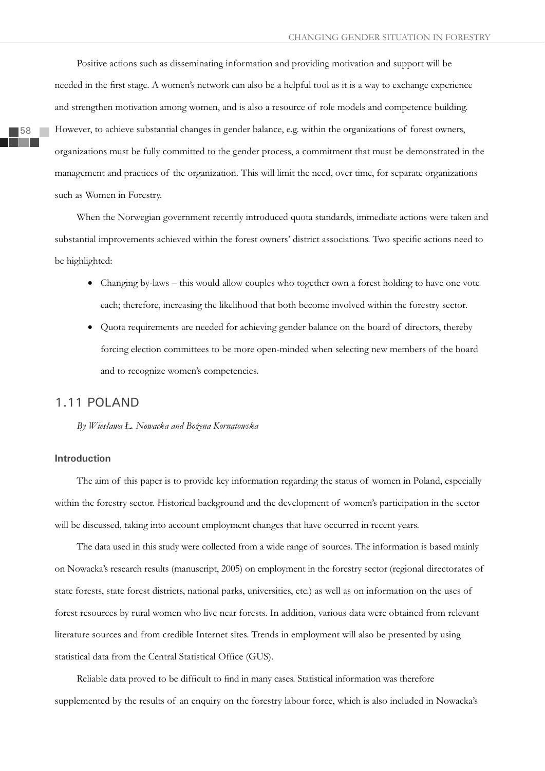Positive actions such as disseminating information and providing motivation and support will be needed in the first stage. A women's network can also be a helpful tool as it is a way to exchange experience and strengthen motivation among women, and is also a resource of role models and competence building. However, to achieve substantial changes in gender balance, e.g. within the organizations of forest owners, organizations must be fully committed to the gender process, a commitment that must be demonstrated in the management and practices of the organization. This will limit the need, over time, for separate organizations such as Women in Forestry.

When the Norwegian government recently introduced quota standards, immediate actions were taken and substantial improvements achieved within the forest owners' district associations. Two specific actions need to be highlighted:

- Changing by-laws – this would allow couples who together own a forest holding to have one vote each; therefore, increasing the likelihood that both become involved within the forestry sector.
- Quota requirements are needed for achieving gender balance on the board of directors, thereby forcing election committees to be more open-minded when selecting new members of the board and to recognize women's competencies.

## 1.11 POLAND

*By Wiesława Ł. Nowacka and Bożena Kornatowska*

### Introduction

The aim of this paper is to provide key information regarding the status of women in Poland, especially within the forestry sector. Historical background and the development of women's participation in the sector will be discussed, taking into account employment changes that have occurred in recent years.

The data used in this study were collected from a wide range of sources. The information is based mainly on Nowacka's research results (manuscript, 2005) on employment in the forestry sector (regional directorates of state forests, state forest districts, national parks, universities, etc.) as well as on information on the uses of forest resources by rural women who live near forests. In addition, various data were obtained from relevant literature sources and from credible Internet sites. Trends in employment will also be presented by using statistical data from the Central Statistical Office (GUS).

Reliable data proved to be difficult to find in many cases. Statistical information was therefore supplemented by the results of an enquiry on the forestry labour force, which is also included in Nowacka's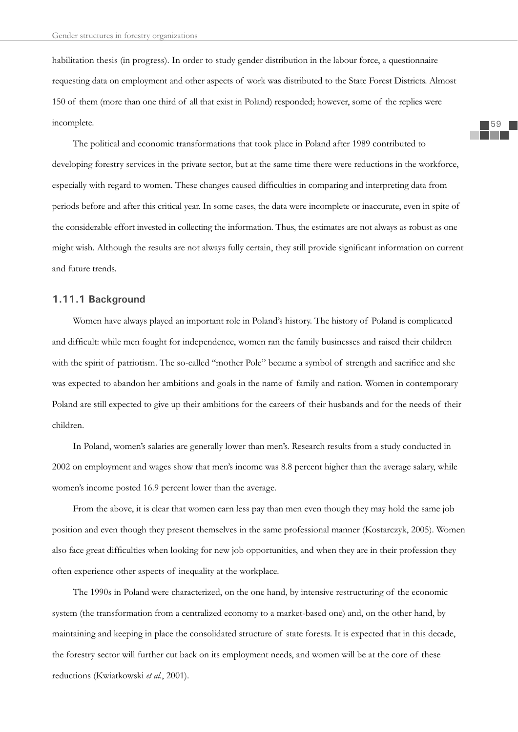habilitation thesis (in progress). In order to study gender distribution in the labour force, a questionnaire requesting data on employment and other aspects of work was distributed to the State Forest Districts. Almost 150 of them (more than one third of all that exist in Poland) responded; however, some of the replies were incomplete.

The political and economic transformations that took place in Poland after 1989 contributed to developing forestry services in the private sector, but at the same time there were reductions in the workforce, especially with regard to women. These changes caused difficulties in comparing and interpreting data from periods before and after this critical year. In some cases, the data were incomplete or inaccurate, even in spite of the considerable effort invested in collecting the information. Thus, the estimates are not always as robust as one might wish. Although the results are not always fully certain, they still provide significant information on current and future trends.

### 1.11.1 Background

Women have always played an important role in Poland's history. The history of Poland is complicated and difficult: while men fought for independence, women ran the family businesses and raised their children with the spirit of patriotism. The so-called "mother Pole" became a symbol of strength and sacrifice and she was expected to abandon her ambitions and goals in the name of family and nation. Women in contemporary Poland are still expected to give up their ambitions for the careers of their husbands and for the needs of their children.

In Poland, women's salaries are generally lower than men's. Research results from a study conducted in 2002 on employment and wages show that men's income was 8.8 percent higher than the average salary, while women's income posted 16.9 percent lower than the average.

From the above, it is clear that women earn less pay than men even though they may hold the same job position and even though they present themselves in the same professional manner (Kostarczyk, 2005). Women also face great difficulties when looking for new job opportunities, and when they are in their profession they often experience other aspects of inequality at the workplace.

The 1990s in Poland were characterized, on the one hand, by intensive restructuring of the economic system (the transformation from a centralized economy to a market-based one) and, on the other hand, by maintaining and keeping in place the consolidated structure of state forests. It is expected that in this decade, the forestry sector will further cut back on its employment needs, and women will be at the core of these reductions (Kwiatkowski *et al.*, 2001).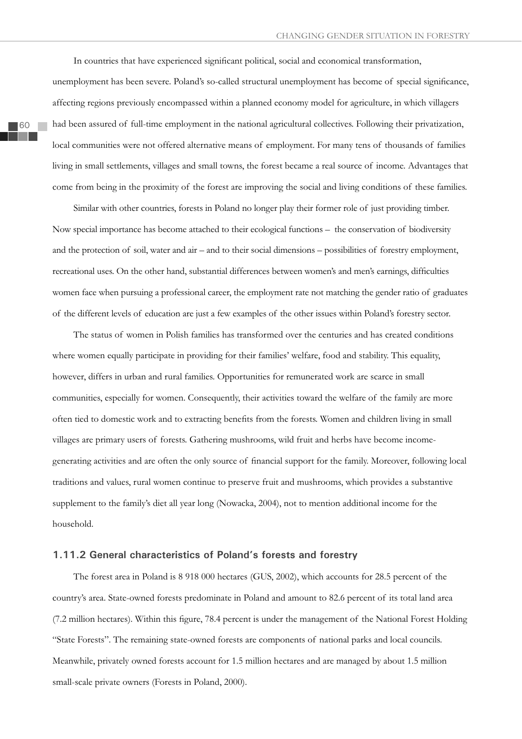In countries that have experienced significant political, social and economical transformation, unemployment has been severe. Poland's so-called structural unemployment has become of special significance, affecting regions previously encompassed within a planned economy model for agriculture, in which villagers had been assured of full-time employment in the national agricultural collectives. Following their privatization, local communities were not offered alternative means of employment. For many tens of thousands of families living in small settlements, villages and small towns, the forest became a real source of income. Advantages that come from being in the proximity of the forest are improving the social and living conditions of these families.

Similar with other countries, forests in Poland no longer play their former role of just providing timber. Now special importance has become attached to their ecological functions – the conservation of biodiversity and the protection of soil, water and air – and to their social dimensions – possibilities of forestry employment, recreational uses. On the other hand, substantial differences between women's and men's earnings, difficulties women face when pursuing a professional career, the employment rate not matching the gender ratio of graduates of the different levels of education are just a few examples of the other issues within Poland's forestry sector.

The status of women in Polish families has transformed over the centuries and has created conditions where women equally participate in providing for their families' welfare, food and stability. This equality, however, differs in urban and rural families. Opportunities for remunerated work are scarce in small communities, especially for women. Consequently, their activities toward the welfare of the family are more often tied to domestic work and to extracting benefits from the forests. Women and children living in small villages are primary users of forests. Gathering mushrooms, wild fruit and herbs have become income-generating activities and are often the only source of financial support for the family. Moreover, following local traditions and values, rural women continue to preserve fruit and mushrooms, which provides a substantive supplement to the family's diet all year long (Nowacka, 2004), not to mention additional income for the household.

### 1.11.2 General characteristics of Poland's forests and forestry

The forest area in Poland is 8 918 000 hectares (GUS, 2002), which accounts for 28.5 percent of the country's area. State-owned forests predominate in Poland and amount to 82.6 percent of its total land area (7.2 million hectares). Within this figure, 78.4 percent is under the management of the National Forest Holding "State Forests". The remaining state-owned forests are components of national parks and local councils. Meanwhile, privately owned forests account for 1.5 million hectares and are managed by about 1.5 million small-scale private owners (Forests in Poland, 2000).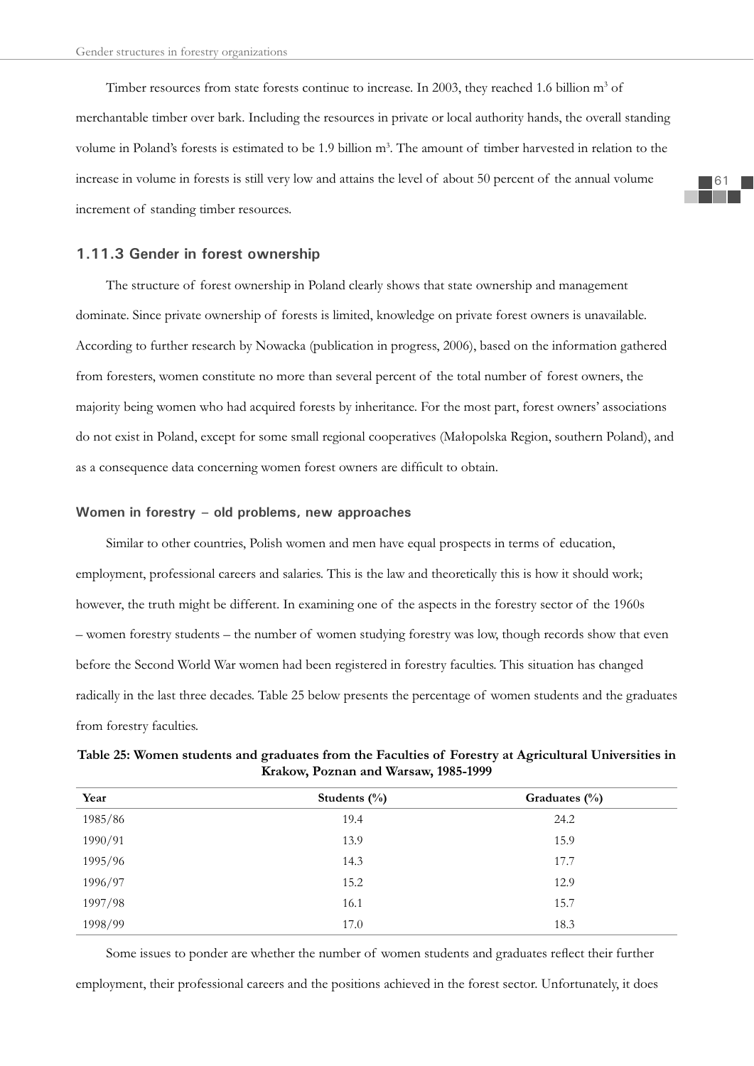Timber resources from state forests continue to increase. In 2003, they reached 1.6 billion $m^3$ of merchantable timber over bark. Including the resources in private or local authority hands, the overall standing volume in Poland's forests is estimated to be 1.9 billion $m^3$. The amount of timber harvested in relation to the increase in volume in forests is still very low and attains the level of about 50 percent of the annual volume increment of standing timber resources.

### 1.11.3 Gender in forest ownership

The structure of forest ownership in Poland clearly shows that state ownership and management dominate. Since private ownership of forests is limited, knowledge on private forest owners is unavailable. According to further research by Nowacka (publication in progress, 2006), based on the information gathered from foresters, women constitute no more than several percent of the total number of forest owners, the majority being women who had acquired forests by inheritance. For the most part, forest owners' associations do not exist in Poland, except for some small regional cooperatives (Małopolska Region, southern Poland), and as a consequence data concerning women forest owners are difficult to obtain.

#### Women in forestry – old problems, new approaches

Similar to other countries, Polish women and men have equal prospects in terms of education, employment, professional careers and salaries. This is the law and theoretically this is how it should work; however, the truth might be different. In examining one of the aspects in the forestry sector of the 1960s – women forestry students – the number of women studying forestry was low, though records show that even before the Second World War women had been registered in forestry faculties. This situation has changed radically in the last three decades. Table 25 below presents the percentage of women students and the graduates from forestry faculties.

**Table 25: Women students and graduates from the Faculties of Forestry at Agricultural Universities in Krakow, Poznan and Warsaw, 1985-1999**

| Year | Students (%) | Graduates (%) |
|---|---|---|
| 1985/86 | 19.4 | 24.2 |
| 1990/91 | 13.9 | 15.9 |
| 1995/96 | 14.3 | 17.7 |
| 1996/97 | 15.2 | 12.9 |
| 1997/98 | 16.1 | 15.7 |
| 1998/99 | 17.0 | 18.3 |

Some issues to ponder are whether the number of women students and graduates reflect their further employment, their professional careers and the positions achieved in the forest sector. Unfortunately, it does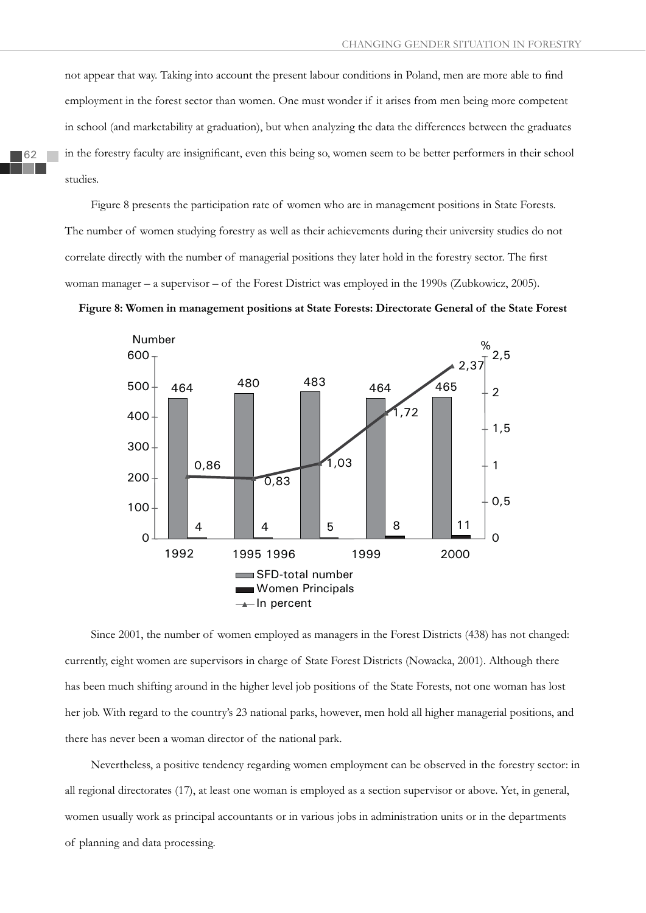not appear that way. Taking into account the present labour conditions in Poland, men are more able to find employment in the forest sector than women. One must wonder if it arises from men being more competent in school (and marketability at graduation), but when analyzing the data the differences between the graduates in the forestry faculty are insignificant, even this being so, women seem to be better performers in their school studies.

Figure 8 presents the participation rate of women who are in management positions in State Forests. The number of women studying forestry as well as their achievements during their university studies do not correlate directly with the number of managerial positions they later hold in the forestry sector. The first woman manager – a supervisor – of the Forest District was employed in the 1990s (Zubkowicz, 2005).

**Figure 8: Women in management positions at State Forests: Directorate General of the State Forest**

| Year | SFD-total number | Women Principals | In percent |
|---|---|---|---|
| 1992 | 464 | 4 | 0,86 |
| 1995 1996 | 480 | 4 | 0,83 |
| | 483 | 5 | 1,03 |
| 1999 | 464 | 8 | 1,72 |
| 2000 | 465 | 11 | 2,37 |

Since 2001, the number of women employed as managers in the Forest Districts (438) has not changed: currently, eight women are supervisors in charge of State Forest Districts (Nowacka, 2001). Although there has been much shifting around in the higher level job positions of the State Forests, not one woman has lost her job. With regard to the country's 23 national parks, however, men hold all higher managerial positions, and there has never been a woman director of the national park.

Nevertheless, a positive tendency regarding women employment can be observed in the forestry sector: in all regional directorates (17), at least one woman is employed as a section supervisor or above. Yet, in general, women usually work as principal accountants or in various jobs in administration units or in the departments of planning and data processing.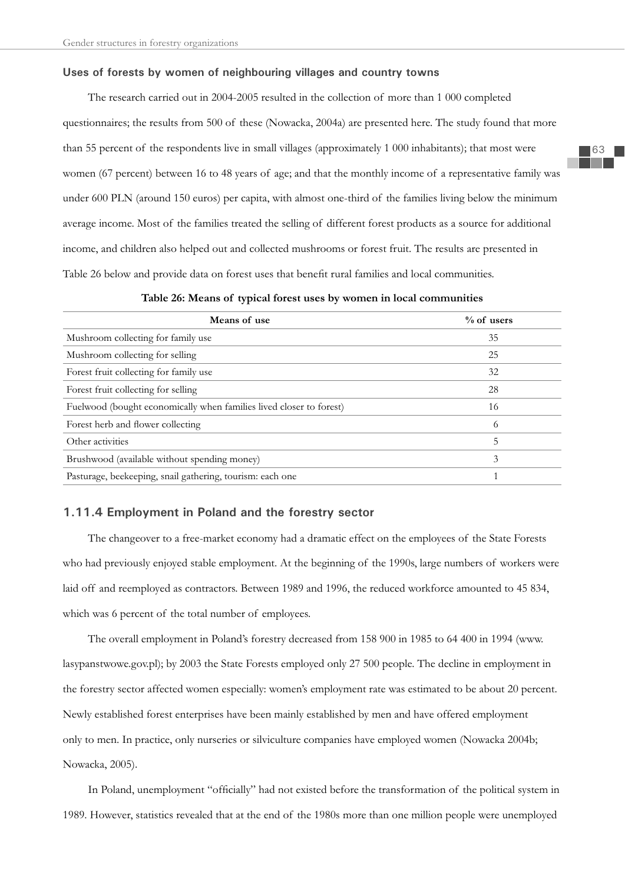### Uses of forests by women of neighbouring villages and country towns

The research carried out in 2004-2005 resulted in the collection of more than 1 000 completed questionnaires; the results from 500 of these (Nowacka, 2004a) are presented here. The study found that more than 55 percent of the respondents live in small villages (approximately 1 000 inhabitants); that most were women (67 percent) between 16 to 48 years of age; and that the monthly income of a representative family was under 600 PLN (around 150 euros) per capita, with almost one-third of the families living below the minimum average income. Most of the families treated the selling of different forest products as a source for additional income, and children also helped out and collected mushrooms or forest fruit. The results are presented in Table 26 below and provide data on forest uses that benefit rural families and local communities.

**Table 26: Means of typical forest uses by women in local communities**

| Means of use | % of users |
|---|---|
| Mushroom collecting for family use | 35 |
| Mushroom collecting for selling | 25 |
| Forest fruit collecting for family use | 32 |
| Forest fruit collecting for selling | 28 |
| Fuelwood (bought economically when families lived closer to forest) | 16 |
| Forest herb and flower collecting | 6 |
| Other activities | 5 |
| Brushwood (available without spending money) | 3 |
| Pasturage, beekeeping, snail gathering, tourism: each one | 1 |

### 1.11.4 Employment in Poland and the forestry sector

The changeover to a free-market economy had a dramatic effect on the employees of the State Forests who had previously enjoyed stable employment. At the beginning of the 1990s, large numbers of workers were laid off and reemployed as contractors. Between 1989 and 1996, the reduced workforce amounted to 45 834, which was 6 percent of the total number of employees.

The overall employment in Poland's forestry decreased from 158 900 in 1985 to 64 400 in 1994 (www.lasypanstwowe.gov.pl); by 2003 the State Forests employed only 27 500 people. The decline in employment in the forestry sector affected women especially: women's employment rate was estimated to be about 20 percent. Newly established forest enterprises have been mainly established by men and have offered employment only to men. In practice, only nurseries or silviculture companies have employed women (Nowacka 2004b; Nowacka, 2005).

In Poland, unemployment "officially" had not existed before the transformation of the political system in 1989. However, statistics revealed that at the end of the 1980s more than one million people were unemployed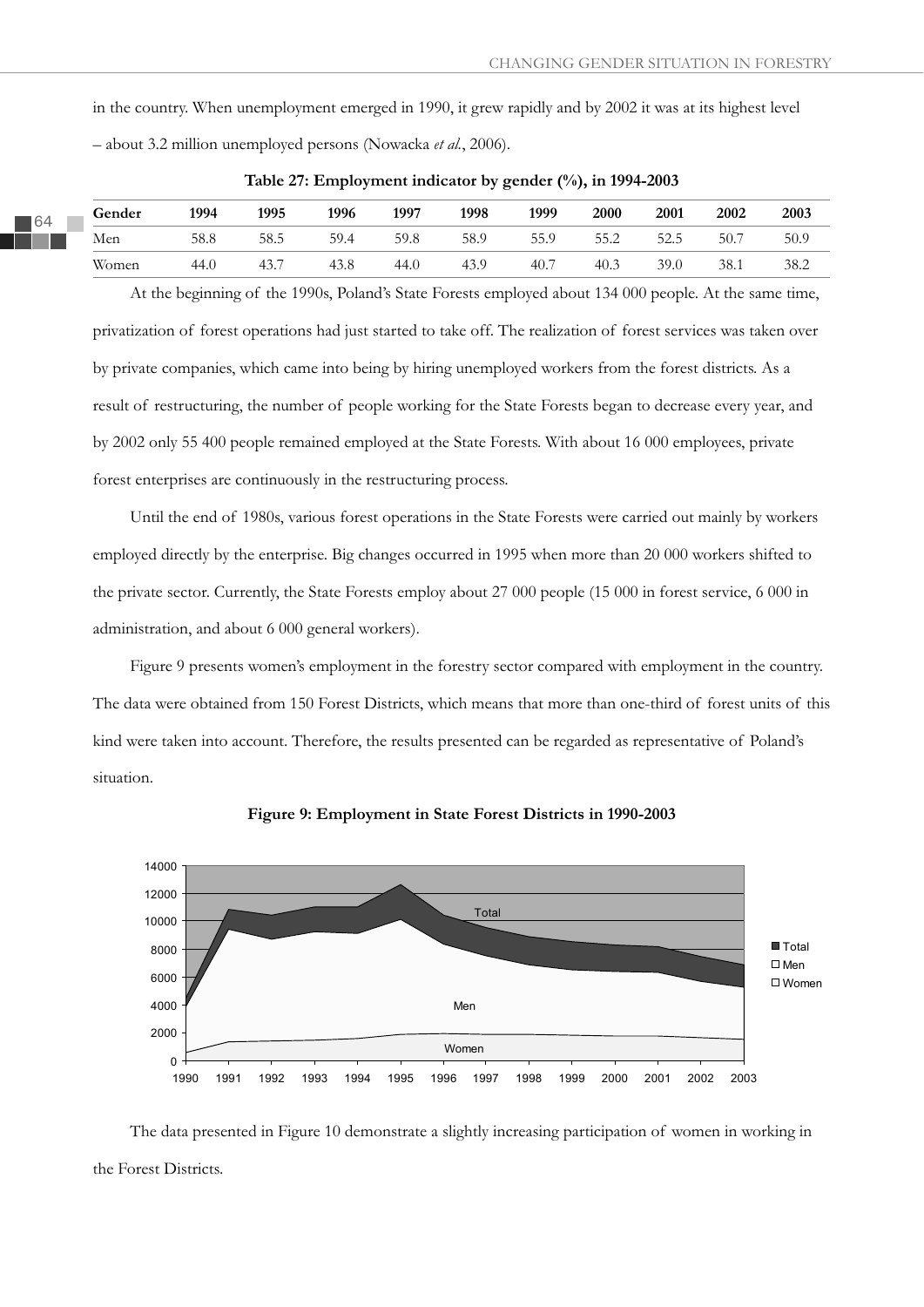in the country. When unemployment emerged in 1990, it grew rapidly and by 2002 it was at its highest level – about 3.2 million unemployed persons (Nowacka *et al.*, 2006).

**Table 27: Employment indicator by gender (%), in 1994-2003**

| Gender | 1994 | 1995 | 1996 | 1997 | 1998 | 1999 | 2000 | 2001 | 2002 | 2003 |
|---|---|---|---|---|---|---|---|---|---|---|
| Men | 58.8 | 58.5 | 59.4 | 59.8 | 58.9 | 55.9 | 55.2 | 52.5 | 50.7 | 50.9 |
| Women | 44.0 | 43.7 | 43.8 | 44.0 | 43.9 | 40.7 | 40.3 | 39.0 | 38.1 | 38.2 |

At the beginning of the 1990s, Poland's State Forests employed about 134 000 people. At the same time, privatization of forest operations had just started to take off. The realization of forest services was taken over by private companies, which came into being by hiring unemployed workers from the forest districts. As a result of restructuring, the number of people working for the State Forests began to decrease every year, and by 2002 only 55 400 people remained employed at the State Forests. With about 16 000 employees, private forest enterprises are continuously in the restructuring process.

Until the end of 1980s, various forest operations in the State Forests were carried out mainly by workers employed directly by the enterprise. Big changes occurred in 1995 when more than 20 000 workers shifted to the private sector. Currently, the State Forests employ about 27 000 people (15 000 in forest service, 6 000 in administration, and about 6 000 general workers).

Figure 9 presents women's employment in the forestry sector compared with employment in the country. The data were obtained from 150 Forest Districts, which means that more than one-third of forest units of this kind were taken into account. Therefore, the results presented can be regarded as representative of Poland's situation.

**Figure 9: Employment in State Forest Districts in 1990-2003**

The data presented in Figure 10 demonstrate a slightly increasing participation of women in working in the Forest Districts.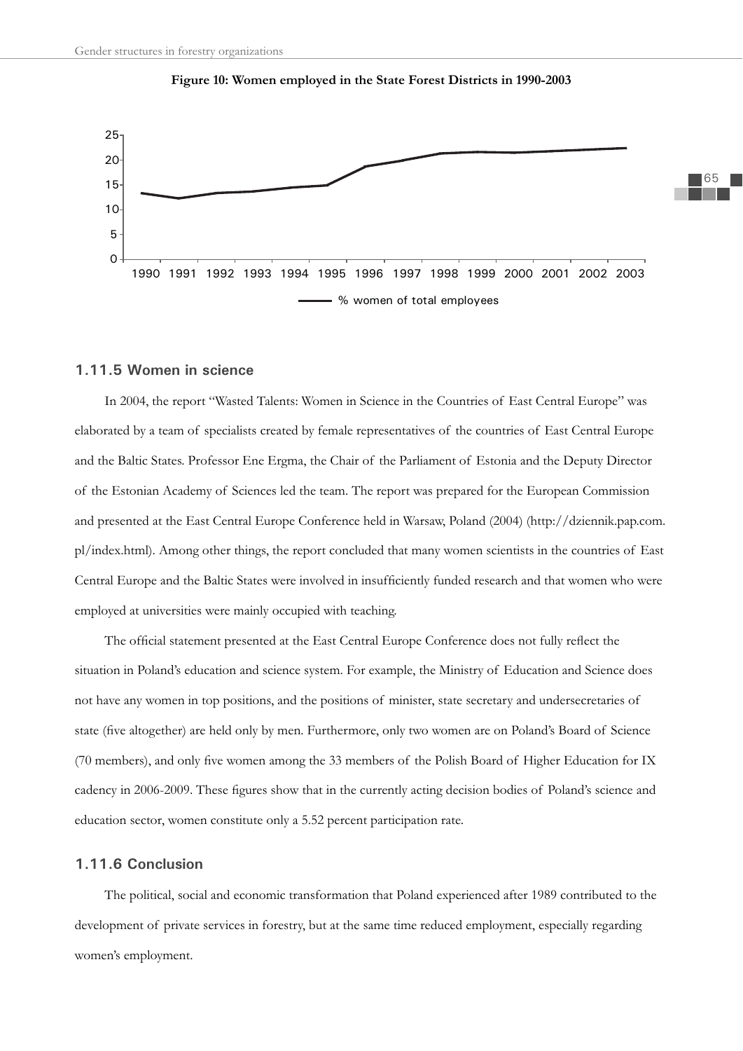**Figure 10: Women employed in the State Forest Districts in 1990-2003**

## 1.11.5 Women in science

In 2004, the report "Wasted Talents: Women in Science in the Countries of East Central Europe" was elaborated by a team of specialists created by female representatives of the countries of East Central Europe and the Baltic States. Professor Ene Ergma, the Chair of the Parliament of Estonia and the Deputy Director of the Estonian Academy of Sciences led the team. The report was prepared for the European Commission and presented at the East Central Europe Conference held in Warsaw, Poland (2004) (http://dziennik.pap.com.pl/index.html). Among other things, the report concluded that many women scientists in the countries of East Central Europe and the Baltic States were involved in insufficiently funded research and that women who were employed at universities were mainly occupied with teaching.

The official statement presented at the East Central Europe Conference does not fully reflect the situation in Poland's education and science system. For example, the Ministry of Education and Science does not have any women in top positions, and the positions of minister, state secretary and undersecretaries of state (five altogether) are held only by men. Furthermore, only two women are on Poland's Board of Science (70 members), and only five women among the 33 members of the Polish Board of Higher Education for IX cadency in 2006-2009. These figures show that in the currently acting decision bodies of Poland's science and education sector, women constitute only a 5.52 percent participation rate.

## 1.11.6 Conclusion

The political, social and economic transformation that Poland experienced after 1989 contributed to the development of private services in forestry, but at the same time reduced employment, especially regarding women's employment.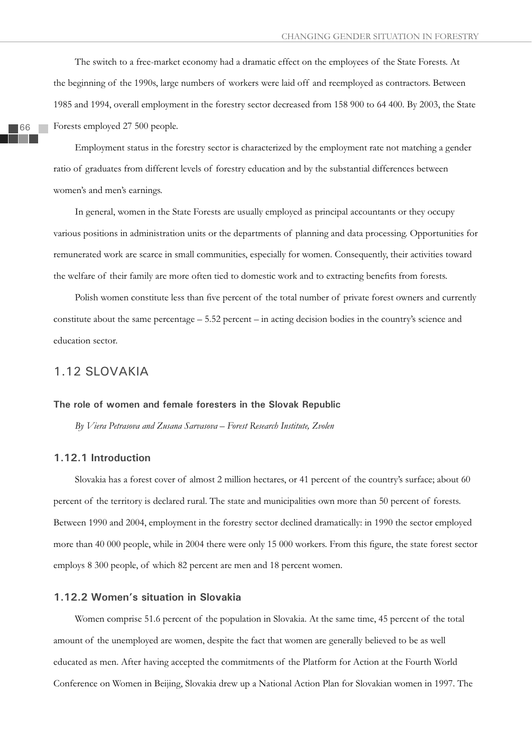The switch to a free-market economy had a dramatic effect on the employees of the State Forests. At the beginning of the 1990s, large numbers of workers were laid off and reemployed as contractors. Between 1985 and 1994, overall employment in the forestry sector decreased from 158 900 to 64 400. By 2003, the State Forests employed 27 500 people.

Employment status in the forestry sector is characterized by the employment rate not matching a gender ratio of graduates from different levels of forestry education and by the substantial differences between women's and men's earnings.

In general, women in the State Forests are usually employed as principal accountants or they occupy various positions in administration units or the departments of planning and data processing. Opportunities for remunerated work are scarce in small communities, especially for women. Consequently, their activities toward the welfare of their family are more often tied to domestic work and to extracting benefits from forests.

Polish women constitute less than five percent of the total number of private forest owners and currently constitute about the same percentage – 5.52 percent – in acting decision bodies in the country's science and education sector.

## 1.12 SLOVAKIA

**The role of women and female foresters in the Slovak Republic**

*By Viera Petrasova and Zusana Sarvasova – Forest Research Institute, Zvolen*

### 1.12.1 Introduction

Slovakia has a forest cover of almost 2 million hectares, or 41 percent of the country's surface; about 60 percent of the territory is declared rural. The state and municipalities own more than 50 percent of forests. Between 1990 and 2004, employment in the forestry sector declined dramatically: in 1990 the sector employed more than 40 000 people, while in 2004 there were only 15 000 workers. From this figure, the state forest sector employs 8 300 people, of which 82 percent are men and 18 percent women.

### 1.12.2 Women's situation in Slovakia

Women comprise 51.6 percent of the population in Slovakia. At the same time, 45 percent of the total amount of the unemployed are women, despite the fact that women are generally believed to be as well educated as men. After having accepted the commitments of the Platform for Action at the Fourth World Conference on Women in Beijing, Slovakia drew up a National Action Plan for Slovakian women in 1997. The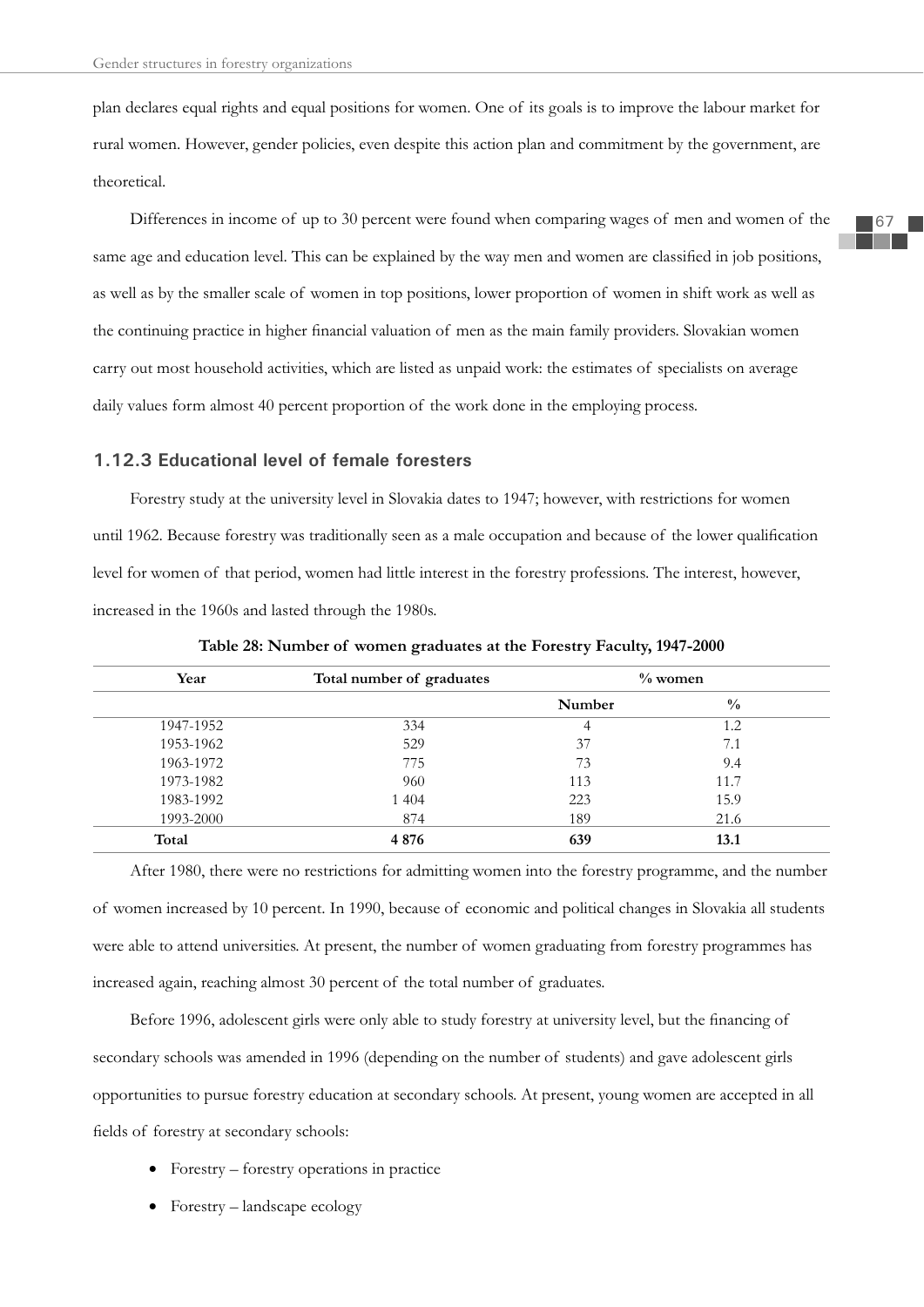plan declares equal rights and equal positions for women. One of its goals is to improve the labour market for rural women. However, gender policies, even despite this action plan and commitment by the government, are theoretical.

Differences in income of up to 30 percent were found when comparing wages of men and women of the same age and education level. This can be explained by the way men and women are classified in job positions, as well as by the smaller scale of women in top positions, lower proportion of women in shift work as well as the continuing practice in higher financial valuation of men as the main family providers. Slovakian women carry out most household activities, which are listed as unpaid work: the estimates of specialists on average daily values form almost 40 percent proportion of the work done in the employing process.

### 1.12.3 Educational level of female foresters

Forestry study at the university level in Slovakia dates to 1947; however, with restrictions for women until 1962. Because forestry was traditionally seen as a male occupation and because of the lower qualification level for women of that period, women had little interest in the forestry professions. The interest, however, increased in the 1960s and lasted through the 1980s.

**Table 28: Number of women graduates at the Forestry Faculty, 1947-2000**

| Year | Total number of graduates | % women | |
|---|---|---|---|
| | | Number | % |
| 1947-1952 | 334 | 4 | 1.2 |
| 1953-1962 | 529 | 37 | 7.1 |
| 1963-1972 | 775 | 73 | 9.4 |
| 1973-1982 | 960 | 113 | 11.7 |
| 1983-1992 | 1 404 | 223 | 15.9 |
| 1993-2000 | 874 | 189 | 21.6 |
| **Total** | **4 876** | **639** | **13.1** |

After 1980, there were no restrictions for admitting women into the forestry programme, and the number of women increased by 10 percent. In 1990, because of economic and political changes in Slovakia all students were able to attend universities. At present, the number of women graduating from forestry programmes has increased again, reaching almost 30 percent of the total number of graduates.

Before 1996, adolescent girls were only able to study forestry at university level, but the financing of secondary schools was amended in 1996 (depending on the number of students) and gave adolescent girls opportunities to pursue forestry education at secondary schools. At present, young women are accepted in all fields of forestry at secondary schools:

- Forestry – forestry operations in practice
- Forestry – landscape ecology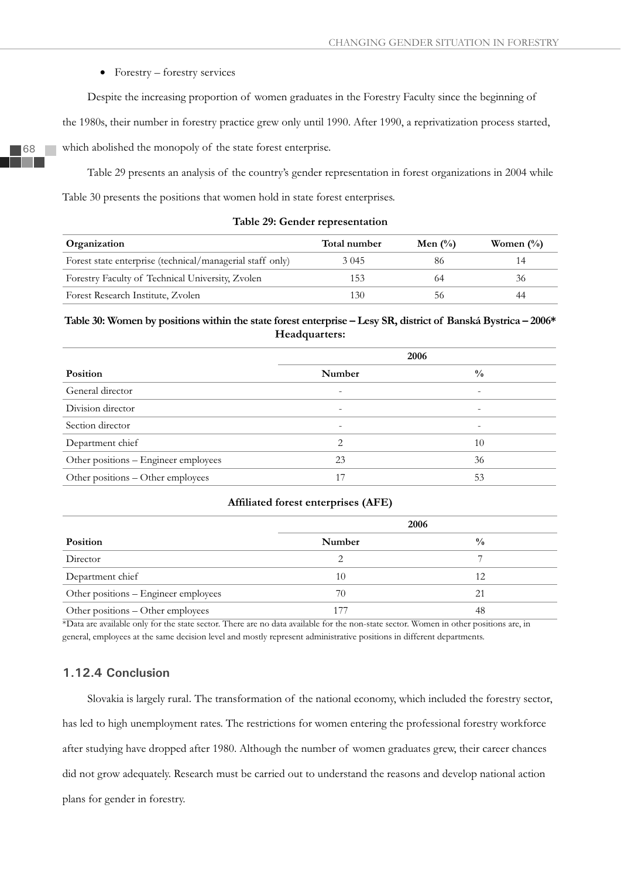- Forestry – forestry services

Despite the increasing proportion of women graduates in the Forestry Faculty since the beginning of the 1980s, their number in forestry practice grew only until 1990. After 1990, a reprivatization process started, which abolished the monopoly of the state forest enterprise.

Table 29 presents an analysis of the country's gender representation in forest organizations in 2004 while Table 30 presents the positions that women hold in state forest enterprises.

**Table 29: Gender representation**

| Organization | Total number | Men (%) | Women (%) |
|---|---|---|---|
| Forest state enterprise (technical/managerial staff only) | 3 045 | 86 | 14 |
| Forestry Faculty of Technical University, Zvolen | 153 | 64 | 36 |
| Forest Research Institute, Zvolen | 130 | 56 | 44 |

**Table 30: Women by positions within the state forest enterprise – Lesy SR, district of Banská Bystrica – 2006\***
**Headquarters:**

| | 2006 | |
|---|---|---|
| **Position** | **Number** | **%** |
| General director | - | - |
| Division director | - | - |
| Section director | - | - |
| Department chief | 2 | 10 |
| Other positions – Engineer employees | 23 | 36 |
| Other positions – Other employees | 17 | 53 |

**Affiliated forest enterprises (AFE)**

| | 2006 | |
|---|---|---|
| **Position** | **Number** | **%** |
| Director | 2 | 7 |
| Department chief | 10 | 12 |
| Other positions – Engineer employees | 70 | 21 |
| Other positions – Other employees | 177 | 48 |

*Data are available only for the state sector. There are no data available for the non-state sector. Women in other positions are, in general, employees at the same decision level and mostly represent administrative positions in different departments.

### 1.12.4 Conclusion

Slovakia is largely rural. The transformation of the national economy, which included the forestry sector, has led to high unemployment rates. The restrictions for women entering the professional forestry workforce after studying have dropped after 1980. Although the number of women graduates grew, their career chances did not grow adequately. Research must be carried out to understand the reasons and develop national action plans for gender in forestry.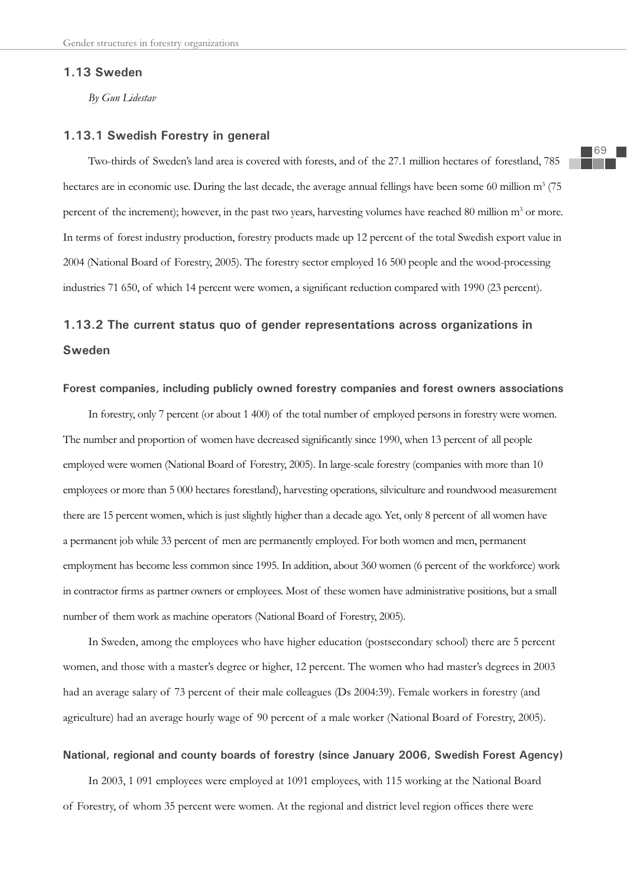## 1.13 Sweden

*By Gun Lidestav*

### 1.13.1 Swedish Forestry in general

Two-thirds of Sweden's land area is covered with forests, and of the 27.1 million hectares of forestland, 785 hectares are in economic use. During the last decade, the average annual fellings have been some 60 million $m^3$ (75 percent of the increment); however, in the past two years, harvesting volumes have reached 80 million $m^3$ or more. In terms of forest industry production, forestry products made up 12 percent of the total Swedish export value in 2004 (National Board of Forestry, 2005). The forestry sector employed 16 500 people and the wood-processing industries 71 650, of which 14 percent were women, a significant reduction compared with 1990 (23 percent).

### 1.13.2 The current status quo of gender representations across organizations in Sweden

#### Forest companies, including publicly owned forestry companies and forest owners associations

In forestry, only 7 percent (or about 1 400) of the total number of employed persons in forestry were women. The number and proportion of women have decreased significantly since 1990, when 13 percent of all people employed were women (National Board of Forestry, 2005). In large-scale forestry (companies with more than 10 employees or more than 5 000 hectares forestland), harvesting operations, silviculture and roundwood measurement there are 15 percent women, which is just slightly higher than a decade ago. Yet, only 8 percent of all women have a permanent job while 33 percent of men are permanently employed. For both women and men, permanent employment has become less common since 1995. In addition, about 360 women (6 percent of the workforce) work in contractor firms as partner owners or employees. Most of these women have administrative positions, but a small number of them work as machine operators (National Board of Forestry, 2005).

In Sweden, among the employees who have higher education (postsecondary school) there are 5 percent women, and those with a master's degree or higher, 12 percent. The women who had master's degrees in 2003 had an average salary of 73 percent of their male colleagues (Ds 2004:39). Female workers in forestry (and agriculture) had an average hourly wage of 90 percent of a male worker (National Board of Forestry, 2005).

#### National, regional and county boards of forestry (since January 2006, Swedish Forest Agency)

In 2003, 1 091 employees were employed at 1091 employees, with 115 working at the National Board of Forestry, of whom 35 percent were women. At the regional and district level region offices there were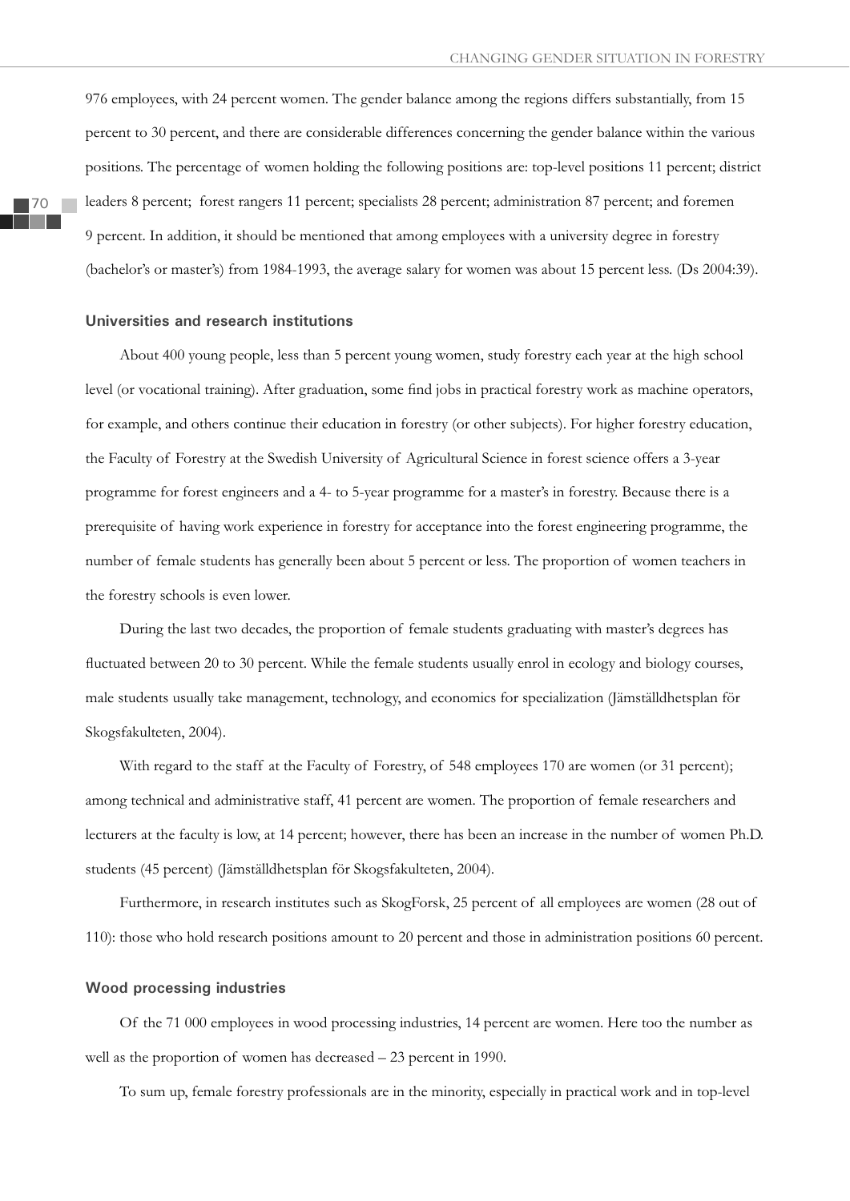976 employees, with 24 percent women. The gender balance among the regions differs substantially, from 15 percent to 30 percent, and there are considerable differences concerning the gender balance within the various positions. The percentage of women holding the following positions are: top-level positions 11 percent; district leaders 8 percent; forest rangers 11 percent; specialists 28 percent; administration 87 percent; and foremen 9 percent. In addition, it should be mentioned that among employees with a university degree in forestry (bachelor's or master's) from 1984-1993, the average salary for women was about 15 percent less. (Ds 2004:39).

### Universities and research institutions

About 400 young people, less than 5 percent young women, study forestry each year at the high school level (or vocational training). After graduation, some find jobs in practical forestry work as machine operators, for example, and others continue their education in forestry (or other subjects). For higher forestry education, the Faculty of Forestry at the Swedish University of Agricultural Science in forest science offers a 3-year programme for forest engineers and a 4- to 5-year programme for a master's in forestry. Because there is a prerequisite of having work experience in forestry for acceptance into the forest engineering programme, the number of female students has generally been about 5 percent or less. The proportion of women teachers in the forestry schools is even lower.

During the last two decades, the proportion of female students graduating with master's degrees has fluctuated between 20 to 30 percent. While the female students usually enrol in ecology and biology courses, male students usually take management, technology, and economics for specialization (Jämställdhetsplan för Skogsfakulteten, 2004).

With regard to the staff at the Faculty of Forestry, of 548 employees 170 are women (or 31 percent); among technical and administrative staff, 41 percent are women. The proportion of female researchers and lecturers at the faculty is low, at 14 percent; however, there has been an increase in the number of women Ph.D. students (45 percent) (Jämställdhetsplan för Skogsfakulteten, 2004).

Furthermore, in research institutes such as SkogForsk, 25 percent of all employees are women (28 out of 110): those who hold research positions amount to 20 percent and those in administration positions 60 percent.

### Wood processing industries

Of the 71 000 employees in wood processing industries, 14 percent are women. Here too the number as well as the proportion of women has decreased – 23 percent in 1990.

To sum up, female forestry professionals are in the minority, especially in practical work and in top-level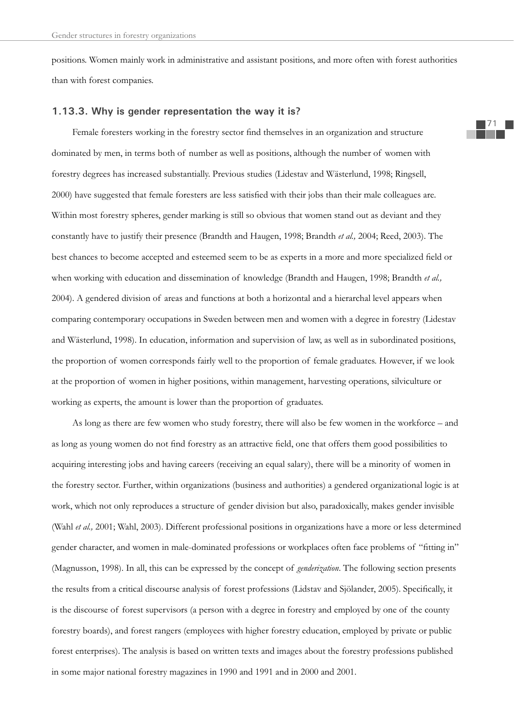positions. Women mainly work in administrative and assistant positions, and more often with forest authorities than with forest companies.

### 1.13.3. Why is gender representation the way it is?

Female foresters working in the forestry sector find themselves in an organization and structure dominated by men, in terms both of number as well as positions, although the number of women with forestry degrees has increased substantially. Previous studies (Lidestav and Wästerlund, 1998; Ringsell, 2000) have suggested that female foresters are less satisfied with their jobs than their male colleagues are. Within most forestry spheres, gender marking is still so obvious that women stand out as deviant and they constantly have to justify their presence (Brandth and Haugen, 1998; Brandth *et al.,* 2004; Reed, 2003). The best chances to become accepted and esteemed seem to be as experts in a more and more specialized field or when working with education and dissemination of knowledge (Brandth and Haugen, 1998; Brandth *et al.,* 2004). A gendered division of areas and functions at both a horizontal and a hierarchal level appears when comparing contemporary occupations in Sweden between men and women with a degree in forestry (Lidestav and Wästerlund, 1998). In education, information and supervision of law, as well as in subordinated positions, the proportion of women corresponds fairly well to the proportion of female graduates. However, if we look at the proportion of women in higher positions, within management, harvesting operations, silviculture or working as experts, the amount is lower than the proportion of graduates.

As long as there are few women who study forestry, there will also be few women in the workforce – and as long as young women do not find forestry as an attractive field, one that offers them good possibilities to acquiring interesting jobs and having careers (receiving an equal salary), there will be a minority of women in the forestry sector. Further, within organizations (business and authorities) a gendered organizational logic is at work, which not only reproduces a structure of gender division but also, paradoxically, makes gender invisible (Wahl *et al.,* 2001; Wahl, 2003). Different professional positions in organizations have a more or less determined gender character, and women in male-dominated professions or workplaces often face problems of "fitting in" (Magnusson, 1998). In all, this can be expressed by the concept of *genderization*. The following section presents the results from a critical discourse analysis of forest professions (Lidstav and Sjölander, 2005). Specifically, it is the discourse of forest supervisors (a person with a degree in forestry and employed by one of the county forestry boards), and forest rangers (employees with higher forestry education, employed by private or public forest enterprises). The analysis is based on written texts and images about the forestry professions published in some major national forestry magazines in 1990 and 1991 and in 2000 and 2001.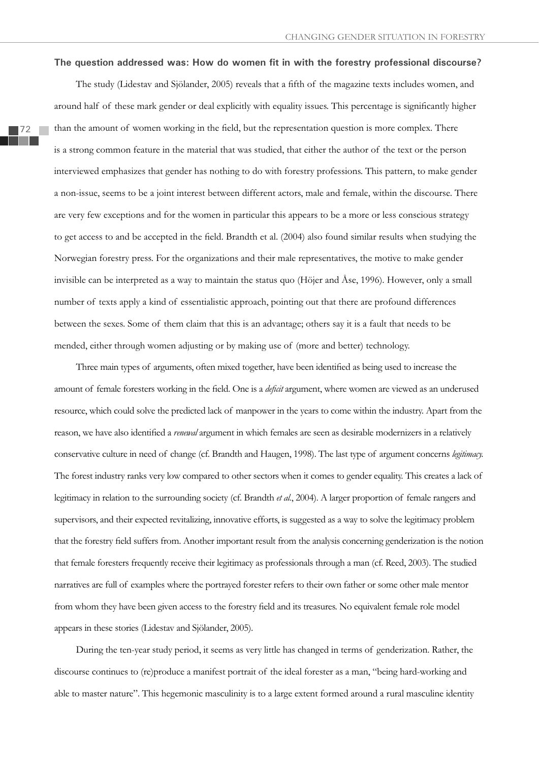**The question addressed was: How do women fit in with the forestry professional discourse?**

The study (Lidestav and Sjölander, 2005) reveals that a fifth of the magazine texts includes women, and around half of these mark gender or deal explicitly with equality issues. This percentage is significantly higher than the amount of women working in the field, but the representation question is more complex. There is a strong common feature in the material that was studied, that either the author of the text or the person interviewed emphasizes that gender has nothing to do with forestry professions. This pattern, to make gender a non-issue, seems to be a joint interest between different actors, male and female, within the discourse. There are very few exceptions and for the women in particular this appears to be a more or less conscious strategy to get access to and be accepted in the field. Brandth et al. (2004) also found similar results when studying the Norwegian forestry press. For the organizations and their male representatives, the motive to make gender invisible can be interpreted as a way to maintain the status quo (Höjer and Åse, 1996). However, only a small number of texts apply a kind of essentialistic approach, pointing out that there are profound differences between the sexes. Some of them claim that this is an advantage; others say it is a fault that needs to be mended, either through women adjusting or by making use of (more and better) technology.

Three main types of arguments, often mixed together, have been identified as being used to increase the amount of female foresters working in the field. One is a *deficit* argument, where women are viewed as an underused resource, which could solve the predicted lack of manpower in the years to come within the industry. Apart from the reason, we have also identified a *renewal* argument in which females are seen as desirable modernizers in a relatively conservative culture in need of change (cf. Brandth and Haugen, 1998). The last type of argument concerns *legitimacy*. The forest industry ranks very low compared to other sectors when it comes to gender equality. This creates a lack of legitimacy in relation to the surrounding society (cf. Brandth *et al.*, 2004). A larger proportion of female rangers and supervisors, and their expected revitalizing, innovative efforts, is suggested as a way to solve the legitimacy problem that the forestry field suffers from. Another important result from the analysis concerning genderization is the notion that female foresters frequently receive their legitimacy as professionals through a man (cf. Reed, 2003). The studied narratives are full of examples where the portrayed forester refers to their own father or some other male mentor from whom they have been given access to the forestry field and its treasures. No equivalent female role model appears in these stories (Lidestav and Sjölander, 2005).

During the ten-year study period, it seems as very little has changed in terms of genderization. Rather, the discourse continues to (re)produce a manifest portrait of the ideal forester as a man, "being hard-working and able to master nature". This hegemonic masculinity is to a large extent formed around a rural masculine identity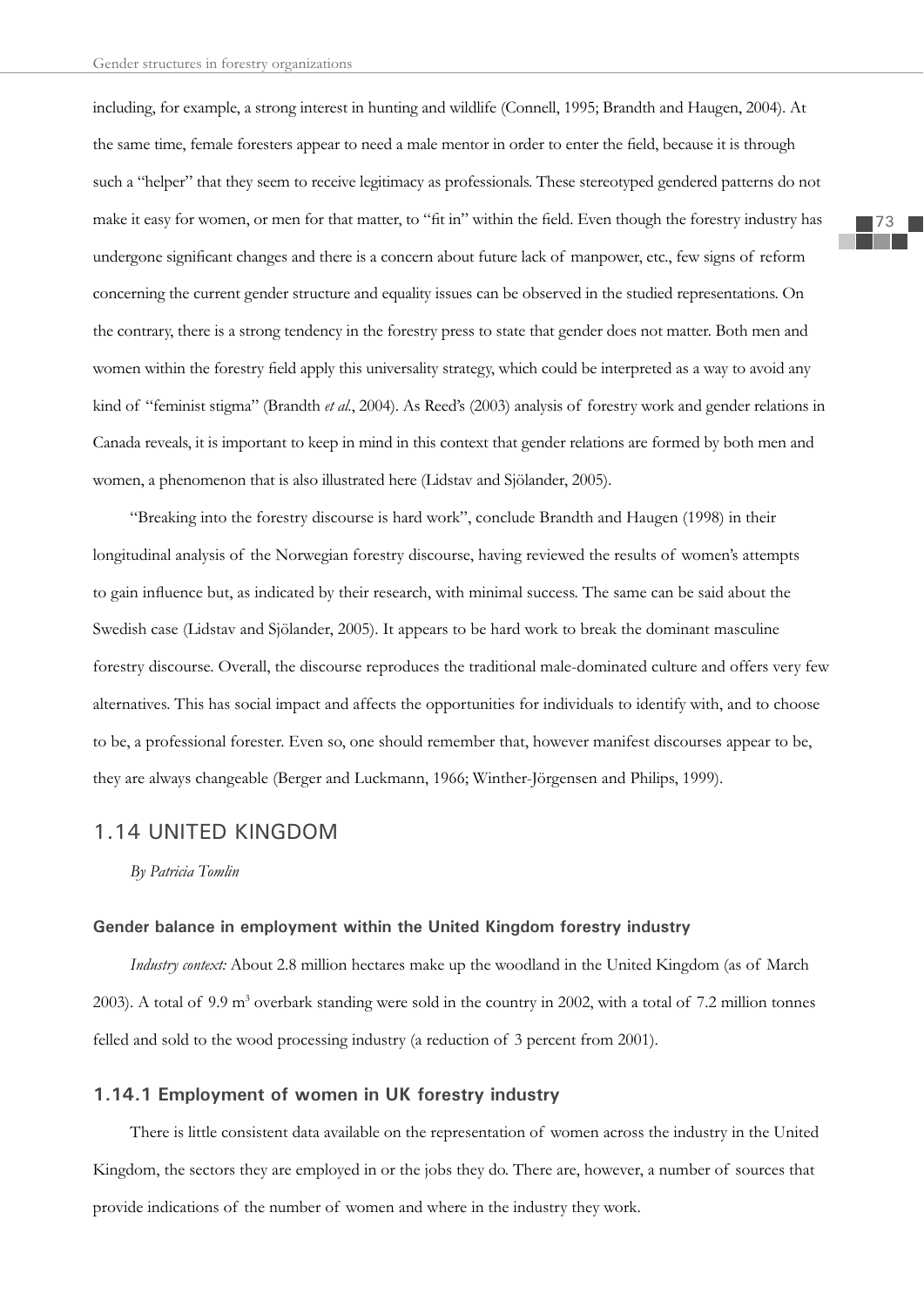including, for example, a strong interest in hunting and wildlife (Connell, 1995; Brandth and Haugen, 2004). At the same time, female foresters appear to need a male mentor in order to enter the field, because it is through such a "helper" that they seem to receive legitimacy as professionals. These stereotyped gendered patterns do not make it easy for women, or men for that matter, to "fit in" within the field. Even though the forestry industry has undergone significant changes and there is a concern about future lack of manpower, etc., few signs of reform concerning the current gender structure and equality issues can be observed in the studied representations. On the contrary, there is a strong tendency in the forestry press to state that gender does not matter. Both men and women within the forestry field apply this universality strategy, which could be interpreted as a way to avoid any kind of "feminist stigma" (Brandth *et al.*, 2004). As Reed's (2003) analysis of forestry work and gender relations in Canada reveals, it is important to keep in mind in this context that gender relations are formed by both men and women, a phenomenon that is also illustrated here (Lidstav and Sjölander, 2005).

"Breaking into the forestry discourse is hard work", conclude Brandth and Haugen (1998) in their longitudinal analysis of the Norwegian forestry discourse, having reviewed the results of women's attempts to gain influence but, as indicated by their research, with minimal success. The same can be said about the Swedish case (Lidstav and Sjölander, 2005). It appears to be hard work to break the dominant masculine forestry discourse. Overall, the discourse reproduces the traditional male-dominated culture and offers very few alternatives. This has social impact and affects the opportunities for individuals to identify with, and to choose to be, a professional forester. Even so, one should remember that, however manifest discourses appear to be, they are always changeable (Berger and Luckmann, 1966; Winther-Jörgensen and Philips, 1999).

## 1.14 UNITED KINGDOM

*By Patricia Tomlin*

### Gender balance in employment within the United Kingdom forestry industry

*Industry context:* About 2.8 million hectares make up the woodland in the United Kingdom (as of March 2003). A total of 9.9 $m^3$ overbark standing were sold in the country in 2002, with a total of 7.2 million tonnes felled and sold to the wood processing industry (a reduction of 3 percent from 2001).

### 1.14.1 Employment of women in UK forestry industry

There is little consistent data available on the representation of women across the industry in the United Kingdom, the sectors they are employed in or the jobs they do. There are, however, a number of sources that provide indications of the number of women and where in the industry they work.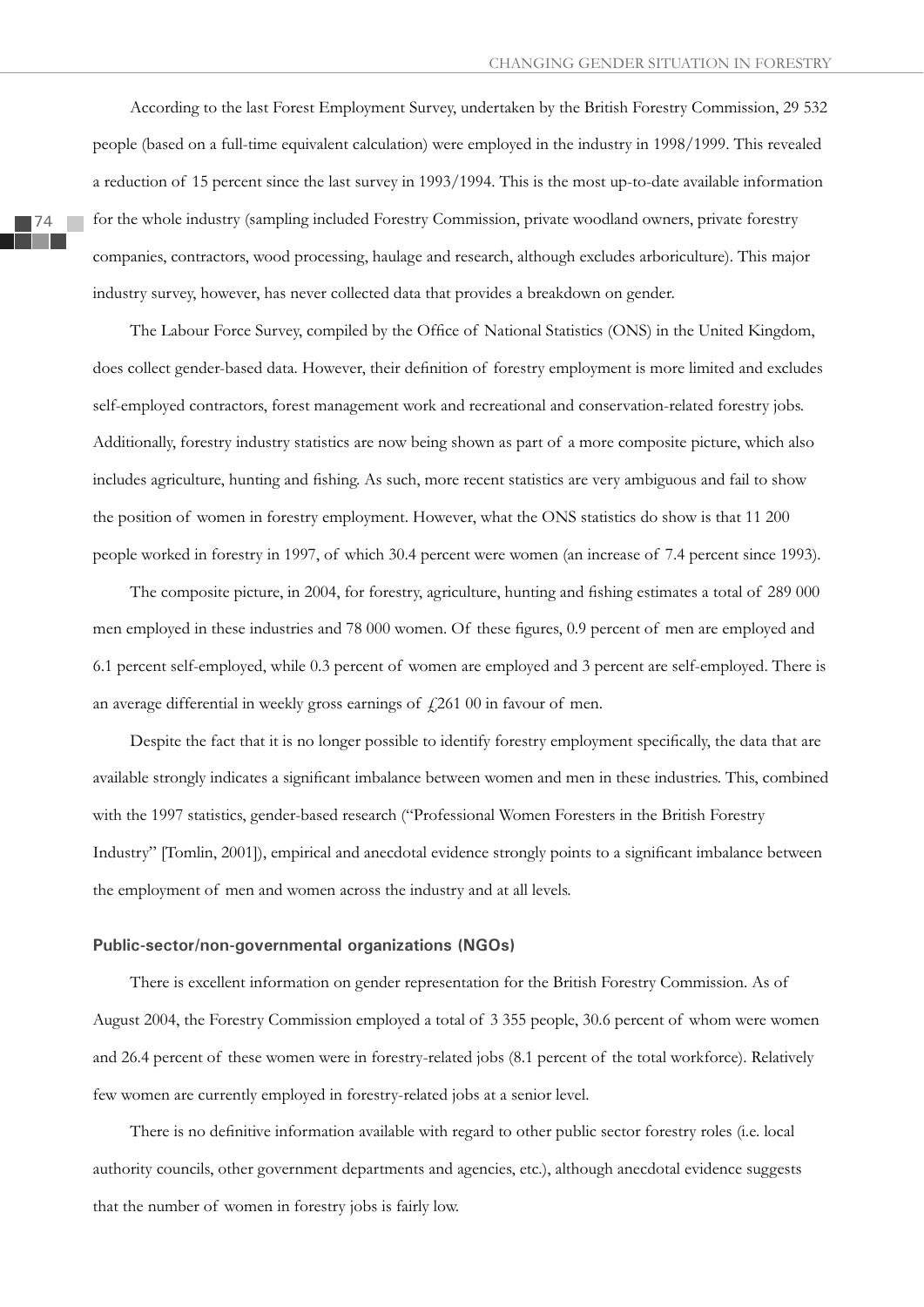According to the last Forest Employment Survey, undertaken by the British Forestry Commission, 29 532 people (based on a full-time equivalent calculation) were employed in the industry in 1998/1999. This revealed a reduction of 15 percent since the last survey in 1993/1994. This is the most up-to-date available information for the whole industry (sampling included Forestry Commission, private woodland owners, private forestry companies, contractors, wood processing, haulage and research, although excludes arboriculture). This major industry survey, however, has never collected data that provides a breakdown on gender.

The Labour Force Survey, compiled by the Office of National Statistics (ONS) in the United Kingdom, does collect gender-based data. However, their definition of forestry employment is more limited and excludes self-employed contractors, forest management work and recreational and conservation-related forestry jobs. Additionally, forestry industry statistics are now being shown as part of a more composite picture, which also includes agriculture, hunting and fishing. As such, more recent statistics are very ambiguous and fail to show the position of women in forestry employment. However, what the ONS statistics do show is that 11 200 people worked in forestry in 1997, of which 30.4 percent were women (an increase of 7.4 percent since 1993).

The composite picture, in 2004, for forestry, agriculture, hunting and fishing estimates a total of 289 000 men employed in these industries and 78 000 women. Of these figures, 0.9 percent of men are employed and 6.1 percent self-employed, while 0.3 percent of women are employed and 3 percent are self-employed. There is an average differential in weekly gross earnings of £261 00 in favour of men.

Despite the fact that it is no longer possible to identify forestry employment specifically, the data that are available strongly indicates a significant imbalance between women and men in these industries. This, combined with the 1997 statistics, gender-based research ("Professional Women Foresters in the British Forestry Industry" [Tomlin, 2001]), empirical and anecdotal evidence strongly points to a significant imbalance between the employment of men and women across the industry and at all levels.

#### Public-sector/non-governmental organizations (NGOs)

There is excellent information on gender representation for the British Forestry Commission. As of August 2004, the Forestry Commission employed a total of 3 355 people, 30.6 percent of whom were women and 26.4 percent of these women were in forestry-related jobs (8.1 percent of the total workforce). Relatively few women are currently employed in forestry-related jobs at a senior level.

There is no definitive information available with regard to other public sector forestry roles (i.e. local authority councils, other government departments and agencies, etc.), although anecdotal evidence suggests that the number of women in forestry jobs is fairly low.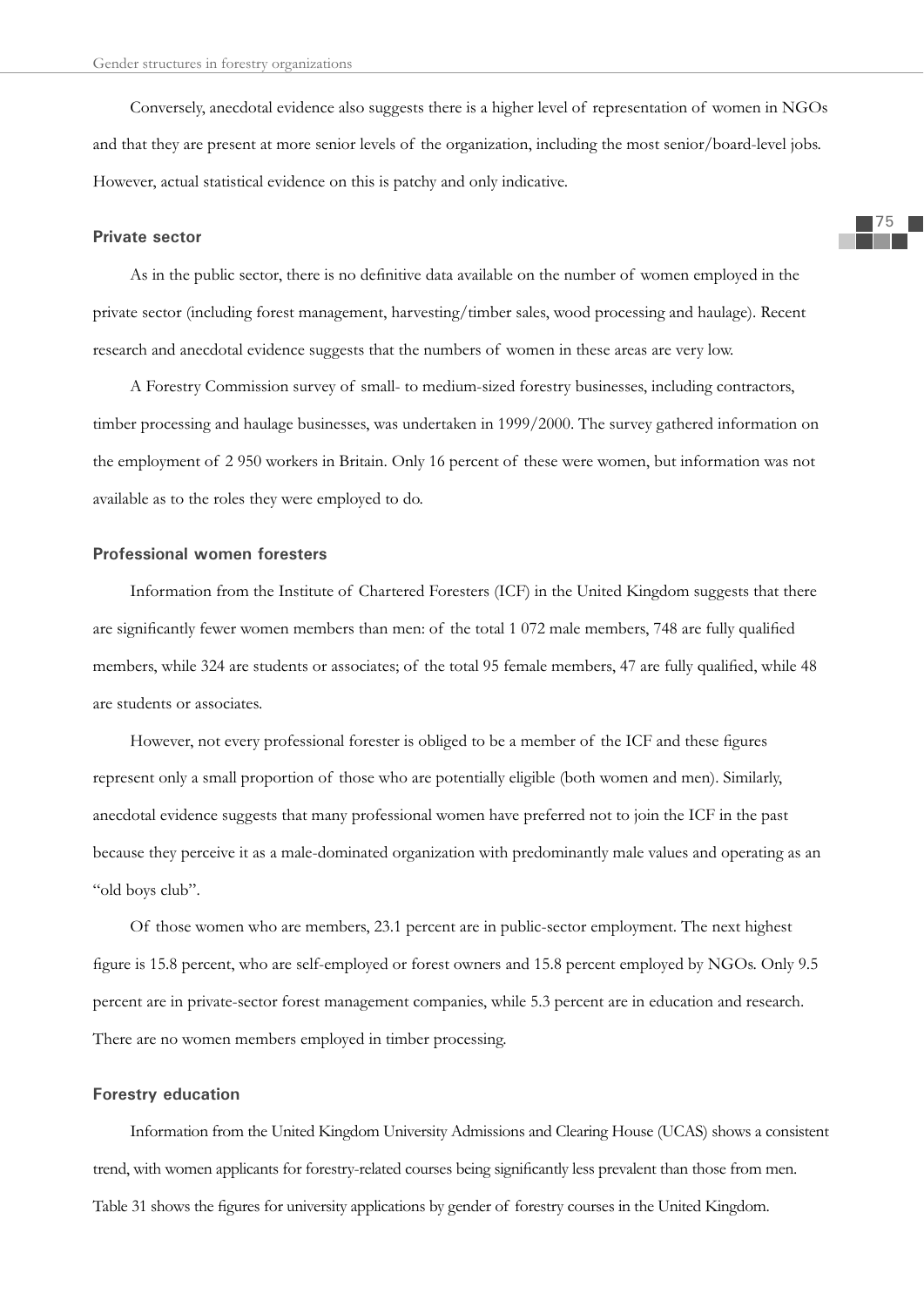Conversely, anecdotal evidence also suggests there is a higher level of representation of women in NGOs and that they are present at more senior levels of the organization, including the most senior/board-level jobs. However, actual statistical evidence on this is patchy and only indicative.

### Private sector

As in the public sector, there is no definitive data available on the number of women employed in the private sector (including forest management, harvesting/timber sales, wood processing and haulage). Recent research and anecdotal evidence suggests that the numbers of women in these areas are very low.

A Forestry Commission survey of small- to medium-sized forestry businesses, including contractors, timber processing and haulage businesses, was undertaken in 1999/2000. The survey gathered information on the employment of 2 950 workers in Britain. Only 16 percent of these were women, but information was not available as to the roles they were employed to do.

### Professional women foresters

Information from the Institute of Chartered Foresters (ICF) in the United Kingdom suggests that there are significantly fewer women members than men: of the total 1 072 male members, 748 are fully qualified members, while 324 are students or associates; of the total 95 female members, 47 are fully qualified, while 48 are students or associates.

However, not every professional forester is obliged to be a member of the ICF and these figures represent only a small proportion of those who are potentially eligible (both women and men). Similarly, anecdotal evidence suggests that many professional women have preferred not to join the ICF in the past because they perceive it as a male-dominated organization with predominantly male values and operating as an "old boys club".

Of those women who are members, 23.1 percent are in public-sector employment. The next highest figure is 15.8 percent, who are self-employed or forest owners and 15.8 percent employed by NGOs. Only 9.5 percent are in private-sector forest management companies, while 5.3 percent are in education and research. There are no women members employed in timber processing.

### Forestry education

Information from the United Kingdom University Admissions and Clearing House (UCAS) shows a consistent trend, with women applicants for forestry-related courses being significantly less prevalent than those from men. Table 31 shows the figures for university applications by gender of forestry courses in the United Kingdom.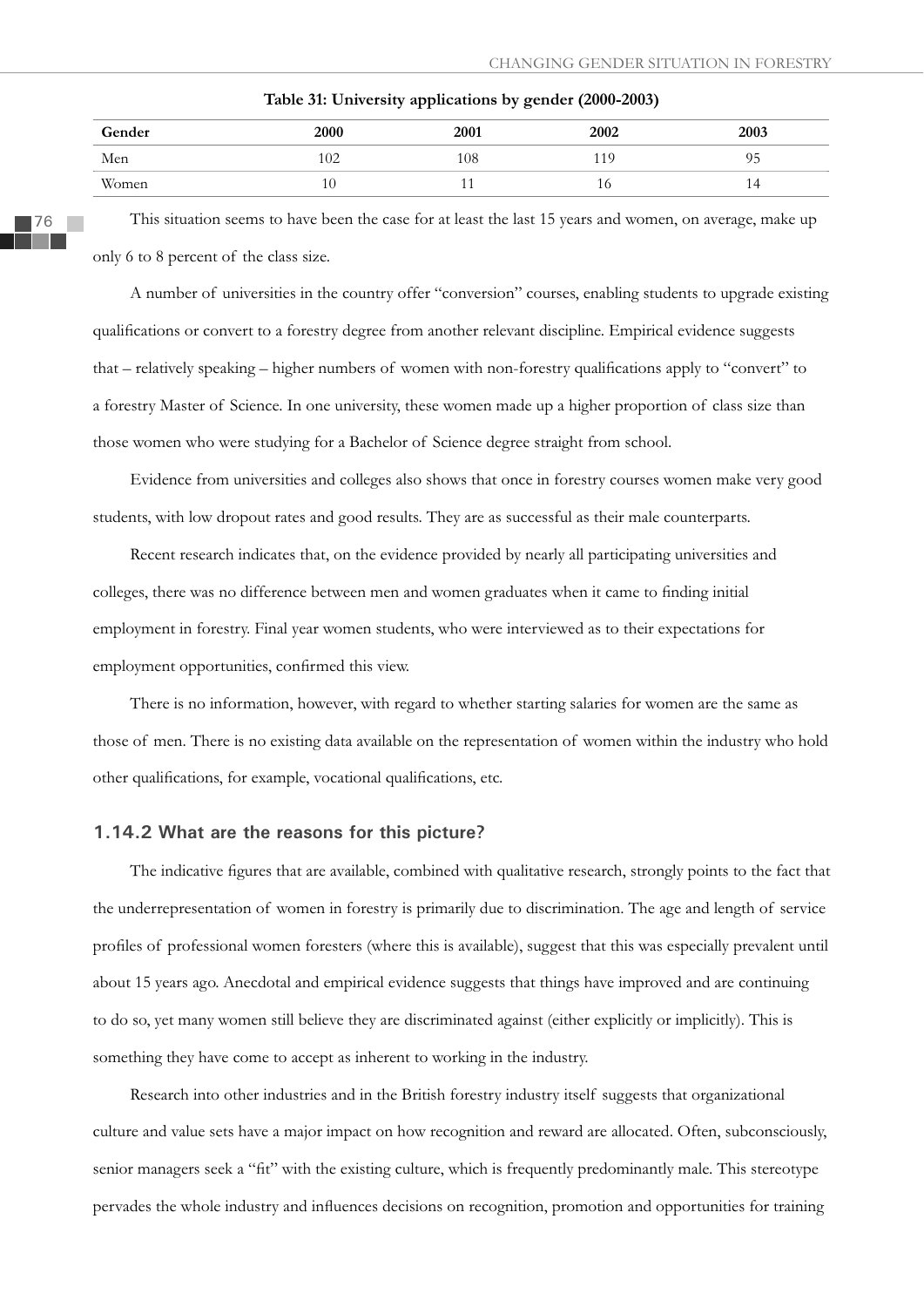**Table 31: University applications by gender (2000-2003)**

| Gender | 2000 | 2001 | 2002 | 2003 |
|---|---|---|---|---|
| Men | 102 | 108 | 119 | 95 |
| Women | 10 | 11 | 16 | 14 |

This situation seems to have been the case for at least the last 15 years and women, on average, make up only 6 to 8 percent of the class size.

A number of universities in the country offer "conversion" courses, enabling students to upgrade existing qualifications or convert to a forestry degree from another relevant discipline. Empirical evidence suggests that – relatively speaking – higher numbers of women with non-forestry qualifications apply to "convert" to a forestry Master of Science. In one university, these women made up a higher proportion of class size than those women who were studying for a Bachelor of Science degree straight from school.

Evidence from universities and colleges also shows that once in forestry courses women make very good students, with low dropout rates and good results. They are as successful as their male counterparts.

Recent research indicates that, on the evidence provided by nearly all participating universities and colleges, there was no difference between men and women graduates when it came to finding initial employment in forestry. Final year women students, who were interviewed as to their expectations for employment opportunities, confirmed this view.

There is no information, however, with regard to whether starting salaries for women are the same as those of men. There is no existing data available on the representation of women within the industry who hold other qualifications, for example, vocational qualifications, etc.

### 1.14.2 What are the reasons for this picture?

The indicative figures that are available, combined with qualitative research, strongly points to the fact that the underrepresentation of women in forestry is primarily due to discrimination. The age and length of service profiles of professional women foresters (where this is available), suggest that this was especially prevalent until about 15 years ago. Anecdotal and empirical evidence suggests that things have improved and are continuing to do so, yet many women still believe they are discriminated against (either explicitly or implicitly). This is something they have come to accept as inherent to working in the industry.

Research into other industries and in the British forestry industry itself suggests that organizational culture and value sets have a major impact on how recognition and reward are allocated. Often, subconsciously, senior managers seek a "fit" with the existing culture, which is frequently predominantly male. This stereotype pervades the whole industry and influences decisions on recognition, promotion and opportunities for training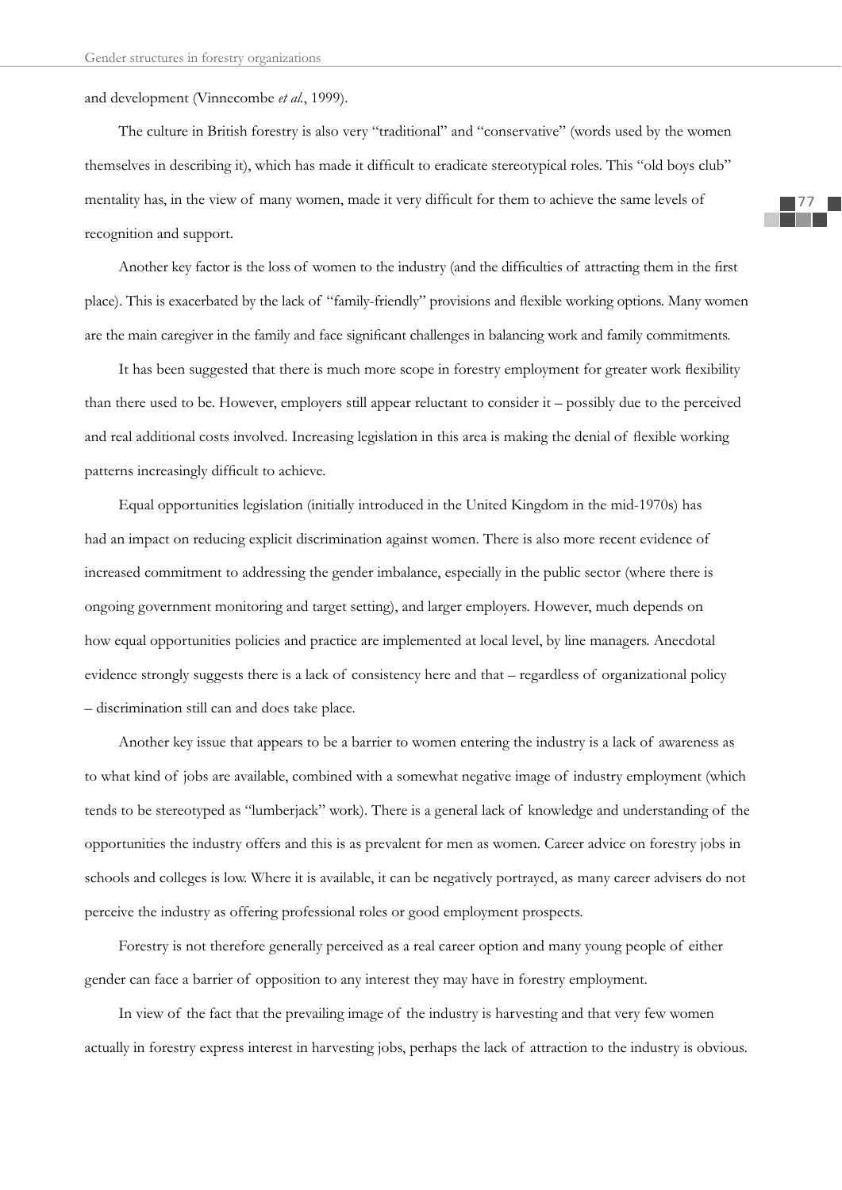and development (Vinnecombe *et al.*, 1999).

The culture in British forestry is also very "traditional" and "conservative" (words used by the women themselves in describing it), which has made it difficult to eradicate stereotypical roles. This "old boys club" mentality has, in the view of many women, made it very difficult for them to achieve the same levels of recognition and support.

Another key factor is the loss of women to the industry (and the difficulties of attracting them in the first place). This is exacerbated by the lack of "family-friendly" provisions and flexible working options. Many women are the main caregiver in the family and face significant challenges in balancing work and family commitments.

It has been suggested that there is much more scope in forestry employment for greater work flexibility than there used to be. However, employers still appear reluctant to consider it – possibly due to the perceived and real additional costs involved. Increasing legislation in this area is making the denial of flexible working patterns increasingly difficult to achieve.

Equal opportunities legislation (initially introduced in the United Kingdom in the mid-1970s) has had an impact on reducing explicit discrimination against women. There is also more recent evidence of increased commitment to addressing the gender imbalance, especially in the public sector (where there is ongoing government monitoring and target setting), and larger employers. However, much depends on how equal opportunities policies and practice are implemented at local level, by line managers. Anecdotal evidence strongly suggests there is a lack of consistency here and that – regardless of organizational policy – discrimination still can and does take place.

Another key issue that appears to be a barrier to women entering the industry is a lack of awareness as to what kind of jobs are available, combined with a somewhat negative image of industry employment (which tends to be stereotyped as "lumberjack" work). There is a general lack of knowledge and understanding of the opportunities the industry offers and this is as prevalent for men as women. Career advice on forestry jobs in schools and colleges is low. Where it is available, it can be negatively portrayed, as many career advisers do not perceive the industry as offering professional roles or good employment prospects.

Forestry is not therefore generally perceived as a real career option and many young people of either gender can face a barrier of opposition to any interest they may have in forestry employment.

In view of the fact that the prevailing image of the industry is harvesting and that very few women actually in forestry express interest in harvesting jobs, perhaps the lack of attraction to the industry is obvious.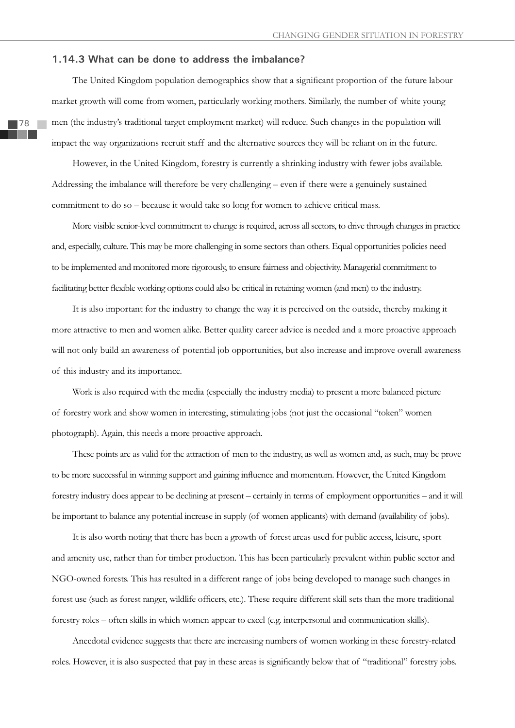### 1.14.3 What can be done to address the imbalance?

The United Kingdom population demographics show that a significant proportion of the future labour market growth will come from women, particularly working mothers. Similarly, the number of white young men (the industry's traditional target employment market) will reduce. Such changes in the population will impact the way organizations recruit staff and the alternative sources they will be reliant on in the future.

However, in the United Kingdom, forestry is currently a shrinking industry with fewer jobs available. Addressing the imbalance will therefore be very challenging – even if there were a genuinely sustained commitment to do so – because it would take so long for women to achieve critical mass.

More visible senior-level commitment to change is required, across all sectors, to drive through changes in practice and, especially, culture. This may be more challenging in some sectors than others. Equal opportunities policies need to be implemented and monitored more rigorously, to ensure fairness and objectivity. Managerial commitment to facilitating better flexible working options could also be critical in retaining women (and men) to the industry.

It is also important for the industry to change the way it is perceived on the outside, thereby making it more attractive to men and women alike. Better quality career advice is needed and a more proactive approach will not only build an awareness of potential job opportunities, but also increase and improve overall awareness of this industry and its importance.

Work is also required with the media (especially the industry media) to present a more balanced picture of forestry work and show women in interesting, stimulating jobs (not just the occasional "token" women photograph). Again, this needs a more proactive approach.

These points are as valid for the attraction of men to the industry, as well as women and, as such, may be prove to be more successful in winning support and gaining influence and momentum. However, the United Kingdom forestry industry does appear to be declining at present – certainly in terms of employment opportunities – and it will be important to balance any potential increase in supply (of women applicants) with demand (availability of jobs).

It is also worth noting that there has been a growth of forest areas used for public access, leisure, sport and amenity use, rather than for timber production. This has been particularly prevalent within public sector and NGO-owned forests. This has resulted in a different range of jobs being developed to manage such changes in forest use (such as forest ranger, wildlife officers, etc.). These require different skill sets than the more traditional forestry roles – often skills in which women appear to excel (e.g. interpersonal and communication skills).

Anecdotal evidence suggests that there are increasing numbers of women working in these forestry-related roles. However, it is also suspected that pay in these areas is significantly below that of "traditional" forestry jobs.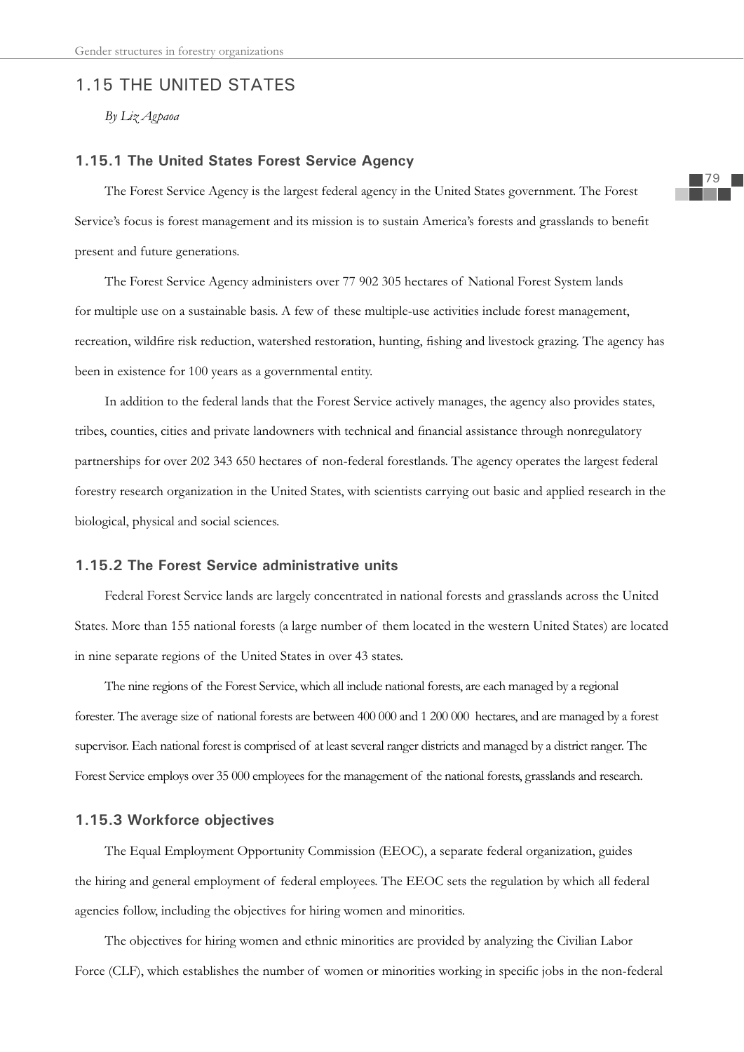## 1.15 THE UNITED STATES

*By Liz Agpaoa*

### 1.15.1 The United States Forest Service Agency

The Forest Service Agency is the largest federal agency in the United States government. The Forest Service's focus is forest management and its mission is to sustain America's forests and grasslands to benefit present and future generations.

The Forest Service Agency administers over 77 902 305 hectares of National Forest System lands for multiple use on a sustainable basis. A few of these multiple-use activities include forest management, recreation, wildfire risk reduction, watershed restoration, hunting, fishing and livestock grazing. The agency has been in existence for 100 years as a governmental entity.

In addition to the federal lands that the Forest Service actively manages, the agency also provides states, tribes, counties, cities and private landowners with technical and financial assistance through nonregulatory partnerships for over 202 343 650 hectares of non-federal forestlands. The agency operates the largest federal forestry research organization in the United States, with scientists carrying out basic and applied research in the biological, physical and social sciences.

### 1.15.2 The Forest Service administrative units

Federal Forest Service lands are largely concentrated in national forests and grasslands across the United States. More than 155 national forests (a large number of them located in the western United States) are located in nine separate regions of the United States in over 43 states.

The nine regions of the Forest Service, which all include national forests, are each managed by a regional forester. The average size of national forests are between 400 000 and 1 200 000 hectares, and are managed by a forest supervisor. Each national forest is comprised of at least several ranger districts and managed by a district ranger. The Forest Service employs over 35 000 employees for the management of the national forests, grasslands and research.

### 1.15.3 Workforce objectives

The Equal Employment Opportunity Commission (EEOC), a separate federal organization, guides the hiring and general employment of federal employees. The EEOC sets the regulation by which all federal agencies follow, including the objectives for hiring women and minorities.

The objectives for hiring women and ethnic minorities are provided by analyzing the Civilian Labor Force (CLF), which establishes the number of women or minorities working in specific jobs in the non-federal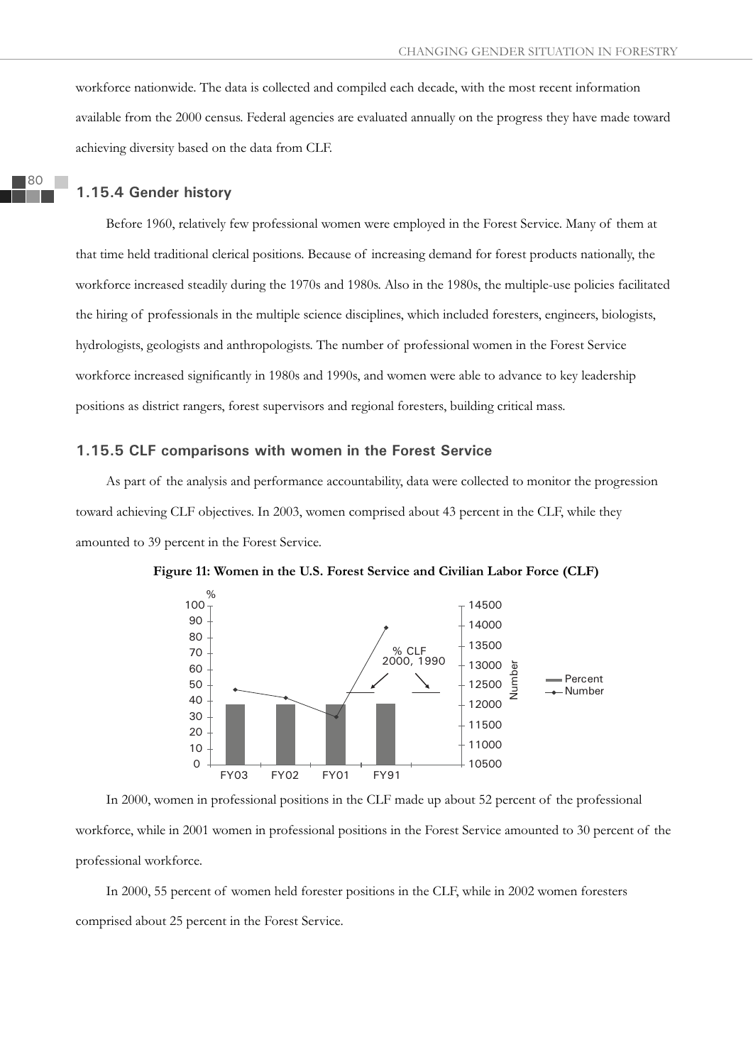workforce nationwide. The data is collected and compiled each decade, with the most recent information available from the 2000 census. Federal agencies are evaluated annually on the progress they have made toward achieving diversity based on the data from CLF.

### 1.15.4 Gender history

Before 1960, relatively few professional women were employed in the Forest Service. Many of them at that time held traditional clerical positions. Because of increasing demand for forest products nationally, the workforce increased steadily during the 1970s and 1980s. Also in the 1980s, the multiple-use policies facilitated the hiring of professionals in the multiple science disciplines, which included foresters, engineers, biologists, hydrologists, geologists and anthropologists. The number of professional women in the Forest Service workforce increased significantly in 1980s and 1990s, and women were able to advance to key leadership positions as district rangers, forest supervisors and regional foresters, building critical mass.

### 1.15.5 CLF comparisons with women in the Forest Service

As part of the analysis and performance accountability, data were collected to monitor the progression toward achieving CLF objectives. In 2003, women comprised about 43 percent in the CLF, while they amounted to 39 percent in the Forest Service.

**Figure 11: Women in the U.S. Forest Service and Civilian Labor Force (CLF)**

In 2000, women in professional positions in the CLF made up about 52 percent of the professional workforce, while in 2001 women in professional positions in the Forest Service amounted to 30 percent of the professional workforce.

In 2000, 55 percent of women held forester positions in the CLF, while in 2002 women foresters comprised about 25 percent in the Forest Service.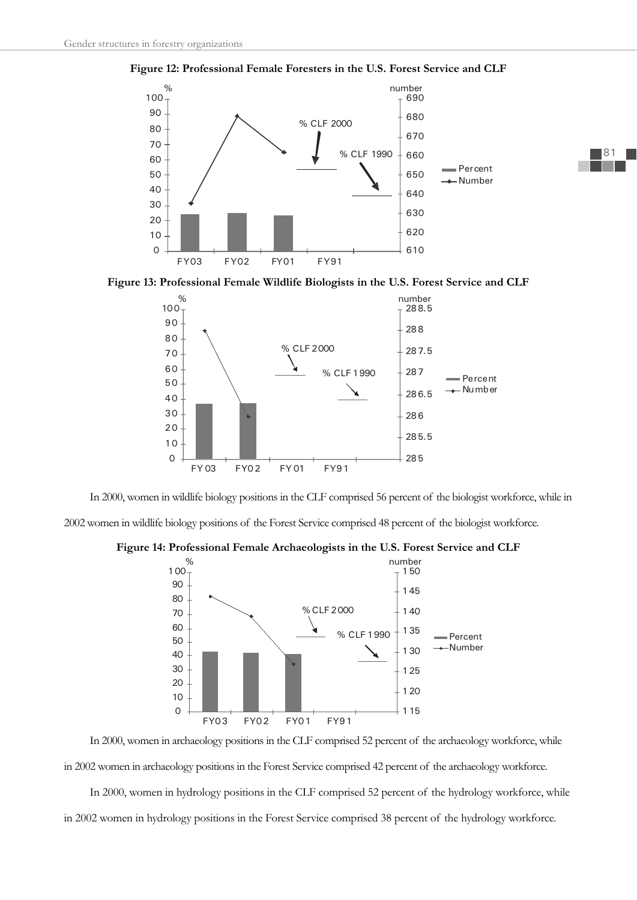**Figure 12: Professional Female Foresters in the U.S. Forest Service and CLF**

**Figure 13: Professional Female Wildlife Biologists in the U.S. Forest Service and CLF**

In 2000, women in wildlife biology positions in the CLF comprised 56 percent of the biologist workforce, while in 2002 women in wildlife biology positions of the Forest Service comprised 48 percent of the biologist workforce.

**Figure 14: Professional Female Archaeologists in the U.S. Forest Service and CLF**

In 2000, women in archaeology positions in the CLF comprised 52 percent of the archaeology workforce, while in 2002 women in archaeology positions in the Forest Service comprised 42 percent of the archaeology workforce.

In 2000, women in hydrology positions in the CLF comprised 52 percent of the hydrology workforce, while in 2002 women in hydrology positions in the Forest Service comprised 38 percent of the hydrology workforce.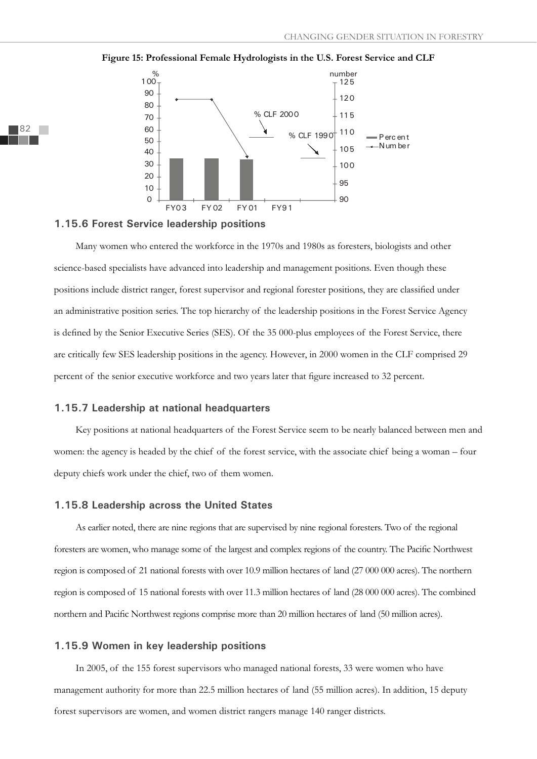**Figure 15: Professional Female Hydrologists in the U.S. Forest Service and CLF**

## 1.15.6 Forest Service leadership positions

Many women who entered the workforce in the 1970s and 1980s as foresters, biologists and other science-based specialists have advanced into leadership and management positions. Even though these positions include district ranger, forest supervisor and regional forester positions, they are classified under an administrative position series. The top hierarchy of the leadership positions in the Forest Service Agency is defined by the Senior Executive Series (SES). Of the 35 000-plus employees of the Forest Service, there are critically few SES leadership positions in the agency. However, in 2000 women in the CLF comprised 29 percent of the senior executive workforce and two years later that figure increased to 32 percent.

## 1.15.7 Leadership at national headquarters

Key positions at national headquarters of the Forest Service seem to be nearly balanced between men and women: the agency is headed by the chief of the forest service, with the associate chief being a woman – four deputy chiefs work under the chief, two of them women.

## 1.15.8 Leadership across the United States

As earlier noted, there are nine regions that are supervised by nine regional foresters. Two of the regional foresters are women, who manage some of the largest and complex regions of the country. The Pacific Northwest region is composed of 21 national forests with over 10.9 million hectares of land (27 000 000 acres). The northern region is composed of 15 national forests with over 11.3 million hectares of land (28 000 000 acres). The combined northern and Pacific Northwest regions comprise more than 20 million hectares of land (50 million acres).

## 1.15.9 Women in key leadership positions

In 2005, of the 155 forest supervisors who managed national forests, 33 were women who have management authority for more than 22.5 million hectares of land (55 million acres). In addition, 15 deputy forest supervisors are women, and women district rangers manage 140 ranger districts.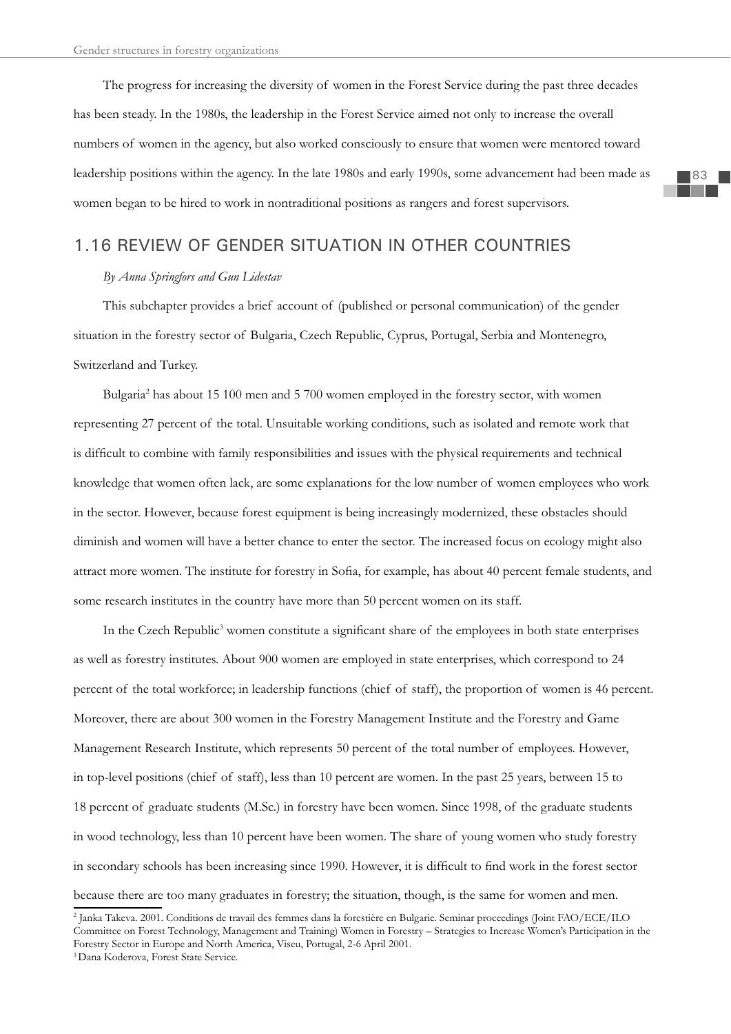The progress for increasing the diversity of women in the Forest Service during the past three decades has been steady. In the 1980s, the leadership in the Forest Service aimed not only to increase the overall numbers of women in the agency, but also worked consciously to ensure that women were mentored toward leadership positions within the agency. In the late 1980s and early 1990s, some advancement had been made as women began to be hired to work in nontraditional positions as rangers and forest supervisors.

## 1.16 REVIEW OF GENDER SITUATION IN OTHER COUNTRIES

*By Anna Springfors and Gun Lidestav*

This subchapter provides a brief account of (published or personal communication) of the gender situation in the forestry sector of Bulgaria, Czech Republic, Cyprus, Portugal, Serbia and Montenegro, Switzerland and Turkey.

Bulgaria[2] has about 15 100 men and 5 700 women employed in the forestry sector, with women representing 27 percent of the total. Unsuitable working conditions, such as isolated and remote work that is difficult to combine with family responsibilities and issues with the physical requirements and technical knowledge that women often lack, are some explanations for the low number of women employees who work in the sector. However, because forest equipment is being increasingly modernized, these obstacles should diminish and women will have a better chance to enter the sector. The increased focus on ecology might also attract more women. The institute for forestry in Sofia, for example, has about 40 percent female students, and some research institutes in the country have more than 50 percent women on its staff.

In the Czech Republic[3] women constitute a significant share of the employees in both state enterprises as well as forestry institutes. About 900 women are employed in state enterprises, which correspond to 24 percent of the total workforce; in leadership functions (chief of staff), the proportion of women is 46 percent. Moreover, there are about 300 women in the Forestry Management Institute and the Forestry and Game Management Research Institute, which represents 50 percent of the total number of employees. However, in top-level positions (chief of staff), less than 10 percent are women. In the past 25 years, between 15 to 18 percent of graduate students (M.Sc.) in forestry have been women. Since 1998, of the graduate students in wood technology, less than 10 percent have been women. The share of young women who study forestry in secondary schools has been increasing since 1990. However, it is difficult to find work in the forest sector because there are too many graduates in forestry; the situation, though, is the same for women and men.

---

[2] Janka Takeva. 2001. Conditions de travail des femmes dans la forestière en Bulgarie. Seminar proceedings (Joint FAO/ECE/ILO Committee on Forest Technology, Management and Training) Women in Forestry – Strategies to Increase Women's Participation in the Forestry Sector in Europe and North America, Viseu, Portugal, 2-6 April 2001.

[3] Dana Koderova, Forest State Service.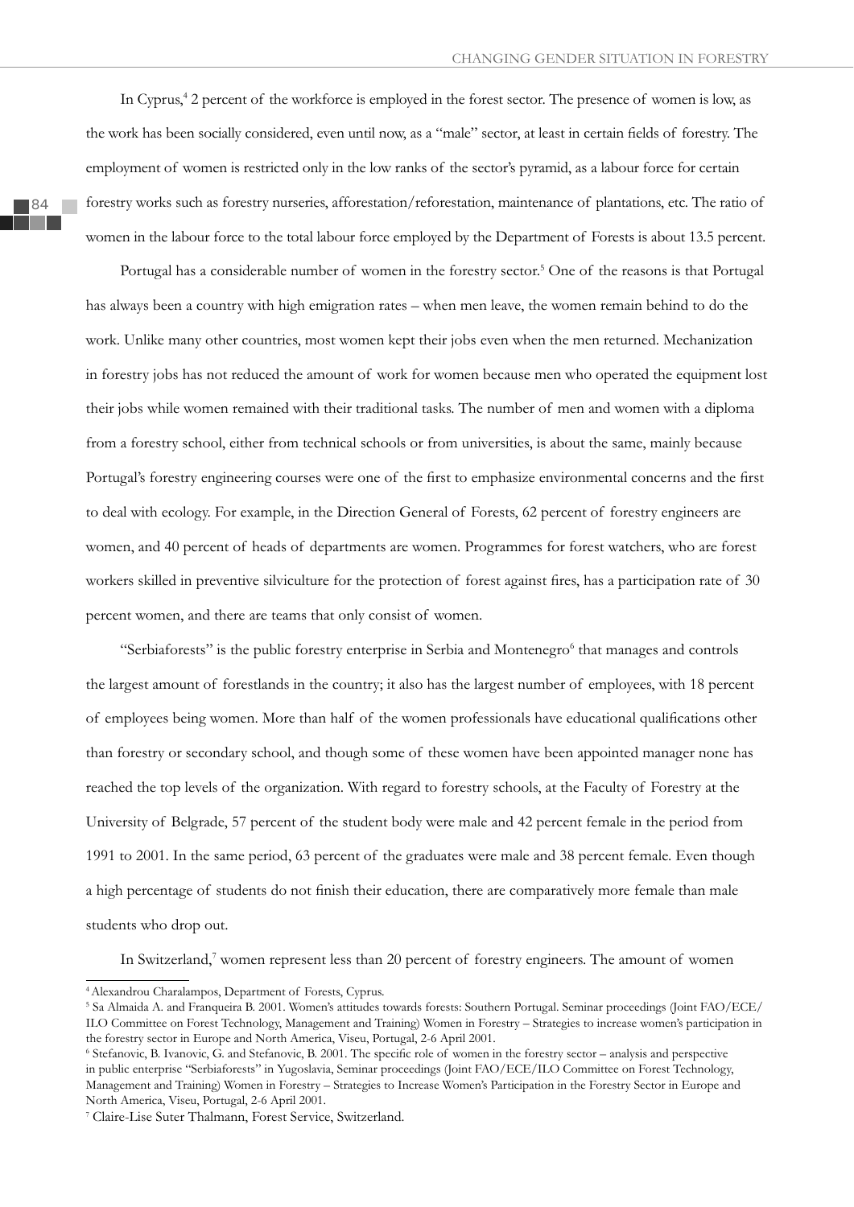In Cyprus,[4] 2 percent of the workforce is employed in the forest sector. The presence of women is low, as the work has been socially considered, even until now, as a "male" sector, at least in certain fields of forestry. The employment of women is restricted only in the low ranks of the sector's pyramid, as a labour force for certain forestry works such as forestry nurseries, afforestation/reforestation, maintenance of plantations, etc. The ratio of women in the labour force to the total labour force employed by the Department of Forests is about 13.5 percent.

Portugal has a considerable number of women in the forestry sector.[5] One of the reasons is that Portugal has always been a country with high emigration rates – when men leave, the women remain behind to do the work. Unlike many other countries, most women kept their jobs even when the men returned. Mechanization in forestry jobs has not reduced the amount of work for women because men who operated the equipment lost their jobs while women remained with their traditional tasks. The number of men and women with a diploma from a forestry school, either from technical schools or from universities, is about the same, mainly because Portugal's forestry engineering courses were one of the first to emphasize environmental concerns and the first to deal with ecology. For example, in the Direction General of Forests, 62 percent of forestry engineers are women, and 40 percent of heads of departments are women. Programmes for forest watchers, who are forest workers skilled in preventive silviculture for the protection of forest against fires, has a participation rate of 30 percent women, and there are teams that only consist of women.

"Serbiaforests" is the public forestry enterprise in Serbia and Montenegro[6] that manages and controls the largest amount of forestlands in the country; it also has the largest number of employees, with 18 percent of employees being women. More than half of the women professionals have educational qualifications other than forestry or secondary school, and though some of these women have been appointed manager none has reached the top levels of the organization. With regard to forestry schools, at the Faculty of Forestry at the University of Belgrade, 57 percent of the student body were male and 42 percent female in the period from 1991 to 2001. In the same period, 63 percent of the graduates were male and 38 percent female. Even though a high percentage of students do not finish their education, there are comparatively more female than male students who drop out.

In Switzerland,[7] women represent less than 20 percent of forestry engineers. The amount of women

---

[4] Alexandrou Charalampos, Department of Forests, Cyprus.

[5] Sa Almaida A. and Franqueira B. 2001. Women's attitudes towards forests: Southern Portugal. Seminar proceedings (Joint FAO/ECE/ILO Committee on Forest Technology, Management and Training) Women in Forestry – Strategies to increase women's participation in the forestry sector in Europe and North America, Viseu, Portugal, 2-6 April 2001.

[6] Stefanovic, B. Ivanovic, G. and Stefanovic, B. 2001. The specific role of women in the forestry sector – analysis and perspective in public enterprise "Serbiaforests" in Yugoslavia, Seminar proceedings (Joint FAO/ECE/ILO Committee on Forest Technology, Management and Training) Women in Forestry – Strategies to Increase Women's Participation in the Forestry Sector in Europe and North America, Viseu, Portugal, 2-6 April 2001.

[7] Claire-Lise Suter Thalmann, Forest Service, Switzerland.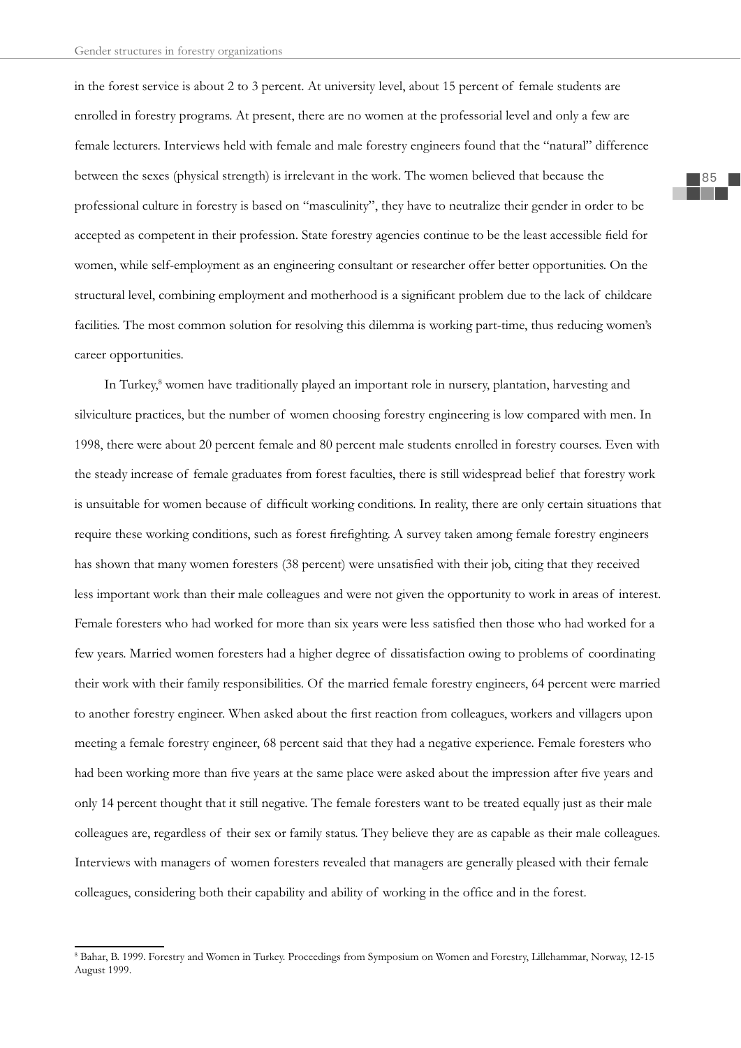in the forest service is about 2 to 3 percent. At university level, about 15 percent of female students are enrolled in forestry programs. At present, there are no women at the professorial level and only a few are female lecturers. Interviews held with female and male forestry engineers found that the "natural" difference between the sexes (physical strength) is irrelevant in the work. The women believed that because the professional culture in forestry is based on "masculinity", they have to neutralize their gender in order to be accepted as competent in their profession. State forestry agencies continue to be the least accessible field for women, while self-employment as an engineering consultant or researcher offer better opportunities. On the structural level, combining employment and motherhood is a significant problem due to the lack of childcare facilities. The most common solution for resolving this dilemma is working part-time, thus reducing women's career opportunities.

In Turkey,[8] women have traditionally played an important role in nursery, plantation, harvesting and silviculture practices, but the number of women choosing forestry engineering is low compared with men. In 1998, there were about 20 percent female and 80 percent male students enrolled in forestry courses. Even with the steady increase of female graduates from forest faculties, there is still widespread belief that forestry work is unsuitable for women because of difficult working conditions. In reality, there are only certain situations that require these working conditions, such as forest firefighting. A survey taken among female forestry engineers has shown that many women foresters (38 percent) were unsatisfied with their job, citing that they received less important work than their male colleagues and were not given the opportunity to work in areas of interest. Female foresters who had worked for more than six years were less satisfied then those who had worked for a few years. Married women foresters had a higher degree of dissatisfaction owing to problems of coordinating their work with their family responsibilities. Of the married female forestry engineers, 64 percent were married to another forestry engineer. When asked about the first reaction from colleagues, workers and villagers upon meeting a female forestry engineer, 68 percent said that they had a negative experience. Female foresters who had been working more than five years at the same place were asked about the impression after five years and only 14 percent thought that it still negative. The female foresters want to be treated equally just as their male colleagues are, regardless of their sex or family status. They believe they are as capable as their male colleagues. Interviews with managers of women foresters revealed that managers are generally pleased with their female colleagues, considering both their capability and ability of working in the office and in the forest.

[8] Bahar, B. 1999. Forestry and Women in Turkey. Proceedings from Symposium on Women and Forestry, Lillehammar, Norway, 12-15 August 1999.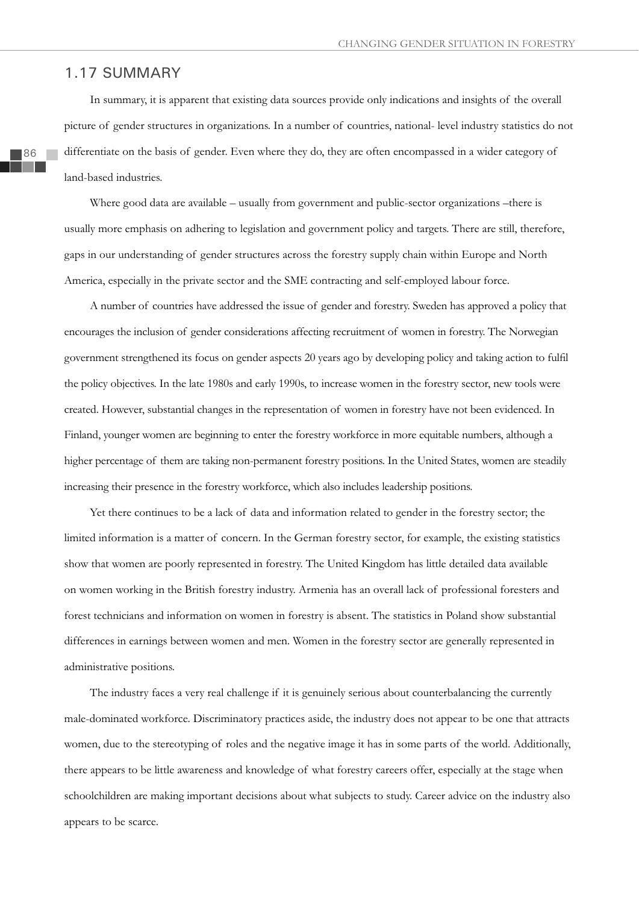## 1.17 SUMMARY

In summary, it is apparent that existing data sources provide only indications and insights of the overall picture of gender structures in organizations. In a number of countries, national- level industry statistics do not differentiate on the basis of gender. Even where they do, they are often encompassed in a wider category of land-based industries.

Where good data are available – usually from government and public-sector organizations –there is usually more emphasis on adhering to legislation and government policy and targets. There are still, therefore, gaps in our understanding of gender structures across the forestry supply chain within Europe and North America, especially in the private sector and the SME contracting and self-employed labour force.

A number of countries have addressed the issue of gender and forestry. Sweden has approved a policy that encourages the inclusion of gender considerations affecting recruitment of women in forestry. The Norwegian government strengthened its focus on gender aspects 20 years ago by developing policy and taking action to fulfil the policy objectives. In the late 1980s and early 1990s, to increase women in the forestry sector, new tools were created. However, substantial changes in the representation of women in forestry have not been evidenced. In Finland, younger women are beginning to enter the forestry workforce in more equitable numbers, although a higher percentage of them are taking non-permanent forestry positions. In the United States, women are steadily increasing their presence in the forestry workforce, which also includes leadership positions.

Yet there continues to be a lack of data and information related to gender in the forestry sector; the limited information is a matter of concern. In the German forestry sector, for example, the existing statistics show that women are poorly represented in forestry. The United Kingdom has little detailed data available on women working in the British forestry industry. Armenia has an overall lack of professional foresters and forest technicians and information on women in forestry is absent. The statistics in Poland show substantial differences in earnings between women and men. Women in the forestry sector are generally represented in administrative positions.

The industry faces a very real challenge if it is genuinely serious about counterbalancing the currently male-dominated workforce. Discriminatory practices aside, the industry does not appear to be one that attracts women, due to the stereotyping of roles and the negative image it has in some parts of the world. Additionally, there appears to be little awareness and knowledge of what forestry careers offer, especially at the stage when schoolchildren are making important decisions about what subjects to study. Career advice on the industry also appears to be scarce.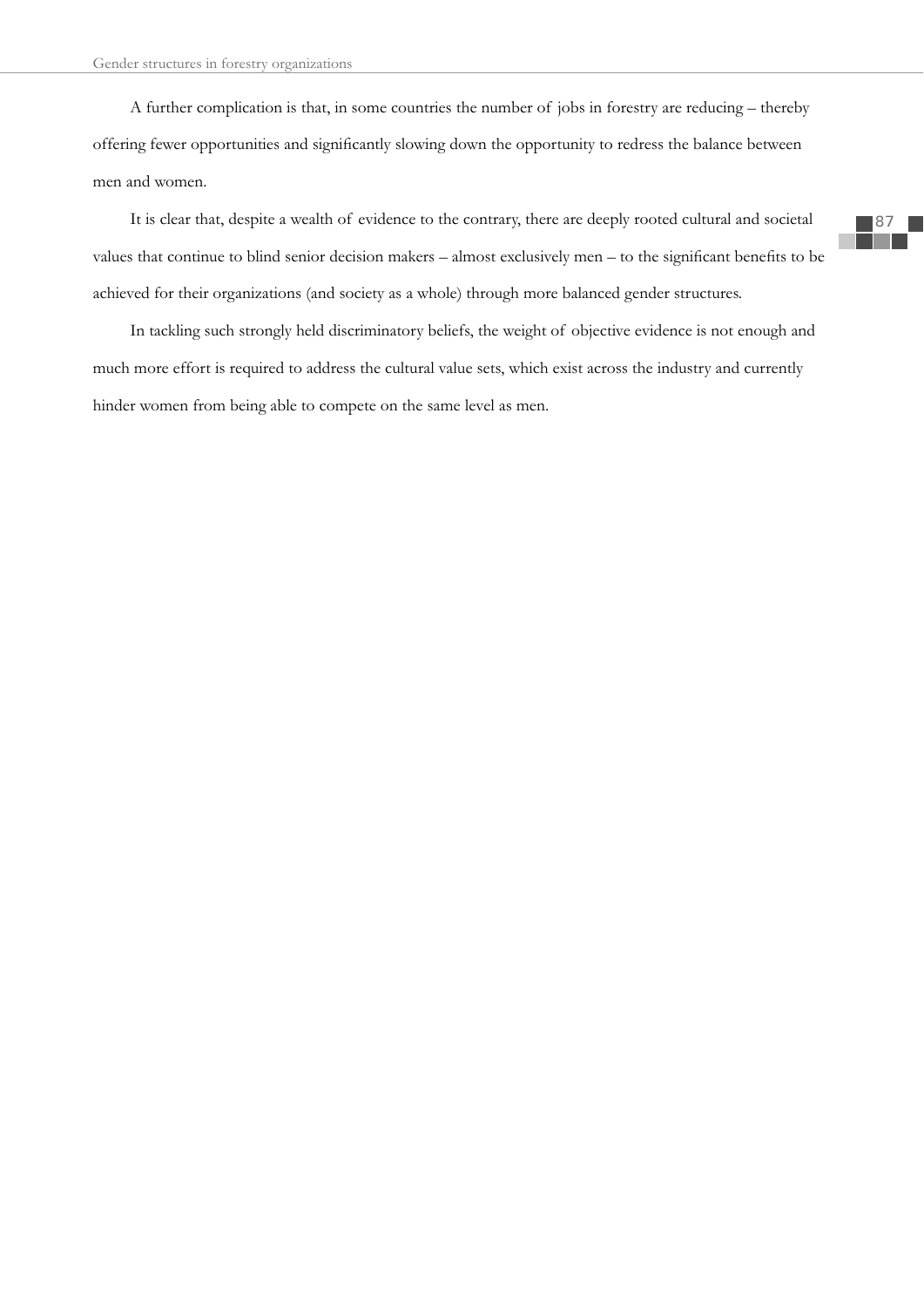A further complication is that, in some countries the number of jobs in forestry are reducing – thereby offering fewer opportunities and significantly slowing down the opportunity to redress the balance between men and women.

It is clear that, despite a wealth of evidence to the contrary, there are deeply rooted cultural and societal values that continue to blind senior decision makers – almost exclusively men – to the significant benefits to be achieved for their organizations (and society as a whole) through more balanced gender structures.

In tackling such strongly held discriminatory beliefs, the weight of objective evidence is not enough and much more effort is required to address the cultural value sets, which exist across the industry and currently hinder women from being able to compete on the same level as men.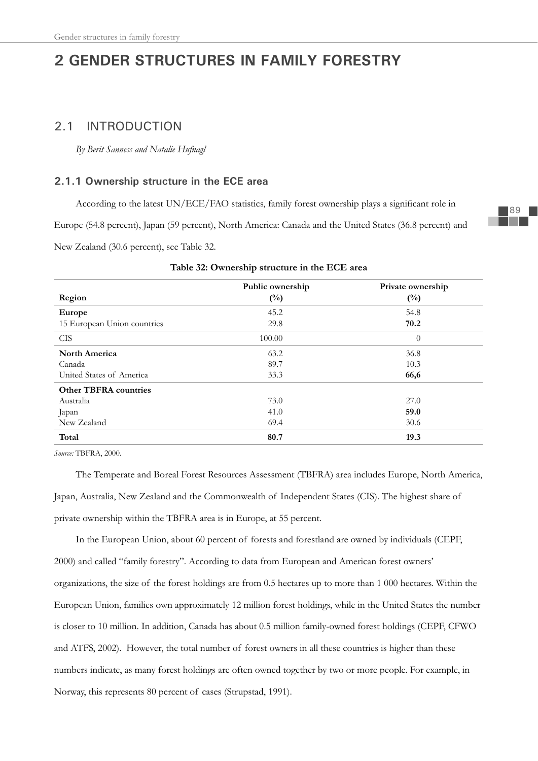# 2 GENDER STRUCTURES IN FAMILY FORESTRY

## 2.1 INTRODUCTION

*By Berit Sanness and Natalie Hufnagl*

### 2.1.1 Ownership structure in the ECE area

According to the latest UN/ECE/FAO statistics, family forest ownership plays a significant role in Europe (54.8 percent), Japan (59 percent), North America: Canada and the United States (36.8 percent) and New Zealand (30.6 percent), see Table 32.

**Table 32: Ownership structure in the ECE area**

| Region | Public ownership (%) | Private ownership (%) |
|---|---|---|
| **Europe** | 45.2 | 54.8 |
| 15 European Union countries | 29.8 | **70.2** |
| CIS | 100.00 | 0 |
| **North America** | 63.2 | 36.8 |
| Canada | 89.7 | 10.3 |
| United States of America | 33.3 | **66,6** |
| **Other TBFRA countries** | | |
| Australia | 73.0 | 27.0 |
| Japan | 41.0 | **59.0** |
| New Zealand | 69.4 | 30.6 |
| **Total** | **80.7** | **19.3** |

*Source:* TBFRA, 2000.

The Temperate and Boreal Forest Resources Assessment (TBFRA) area includes Europe, North America, Japan, Australia, New Zealand and the Commonwealth of Independent States (CIS). The highest share of private ownership within the TBFRA area is in Europe, at 55 percent.

In the European Union, about 60 percent of forests and forestland are owned by individuals (CEPF, 2000) and called "family forestry". According to data from European and American forest owners' organizations, the size of the forest holdings are from 0.5 hectares up to more than 1 000 hectares. Within the European Union, families own approximately 12 million forest holdings, while in the United States the number is closer to 10 million. In addition, Canada has about 0.5 million family-owned forest holdings (CEPF, CFWO and ATFS, 2002). However, the total number of forest owners in all these countries is higher than these numbers indicate, as many forest holdings are often owned together by two or more people. For example, in Norway, this represents 80 percent of cases (Strupstad, 1991).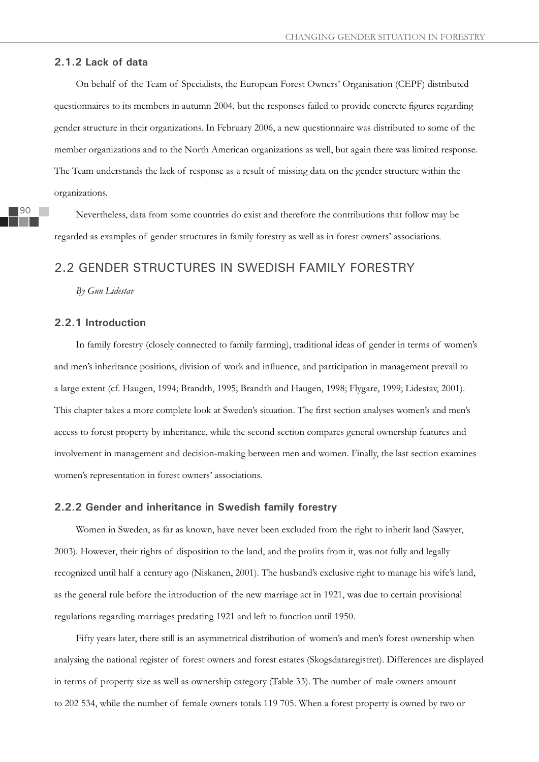### 2.1.2 Lack of data

On behalf of the Team of Specialists, the European Forest Owners' Organisation (CEPF) distributed questionnaires to its members in autumn 2004, but the responses failed to provide concrete figures regarding gender structure in their organizations. In February 2006, a new questionnaire was distributed to some of the member organizations and to the North American organizations as well, but again there was limited response. The Team understands the lack of response as a result of missing data on the gender structure within the organizations.

Nevertheless, data from some countries do exist and therefore the contributions that follow may be regarded as examples of gender structures in family forestry as well as in forest owners' associations.

## 2.2 GENDER STRUCTURES IN SWEDISH FAMILY FORESTRY

*By Gun Lidestav*

### 2.2.1 Introduction

In family forestry (closely connected to family farming), traditional ideas of gender in terms of women's and men's inheritance positions, division of work and influence, and participation in management prevail to a large extent (cf. Haugen, 1994; Brandth, 1995; Brandth and Haugen, 1998; Flygare, 1999; Lidestav, 2001). This chapter takes a more complete look at Sweden's situation. The first section analyses women's and men's access to forest property by inheritance, while the second section compares general ownership features and involvement in management and decision-making between men and women. Finally, the last section examines women's representation in forest owners' associations.

### 2.2.2 Gender and inheritance in Swedish family forestry

Women in Sweden, as far as known, have never been excluded from the right to inherit land (Sawyer, 2003). However, their rights of disposition to the land, and the profits from it, was not fully and legally recognized until half a century ago (Niskanen, 2001). The husband's exclusive right to manage his wife's land, as the general rule before the introduction of the new marriage act in 1921, was due to certain provisional regulations regarding marriages predating 1921 and left to function until 1950.

Fifty years later, there still is an asymmetrical distribution of women's and men's forest ownership when analysing the national register of forest owners and forest estates (Skogsdataregistret). Differences are displayed in terms of property size as well as ownership category (Table 33). The number of male owners amount to 202 534, while the number of female owners totals 119 705. When a forest property is owned by two or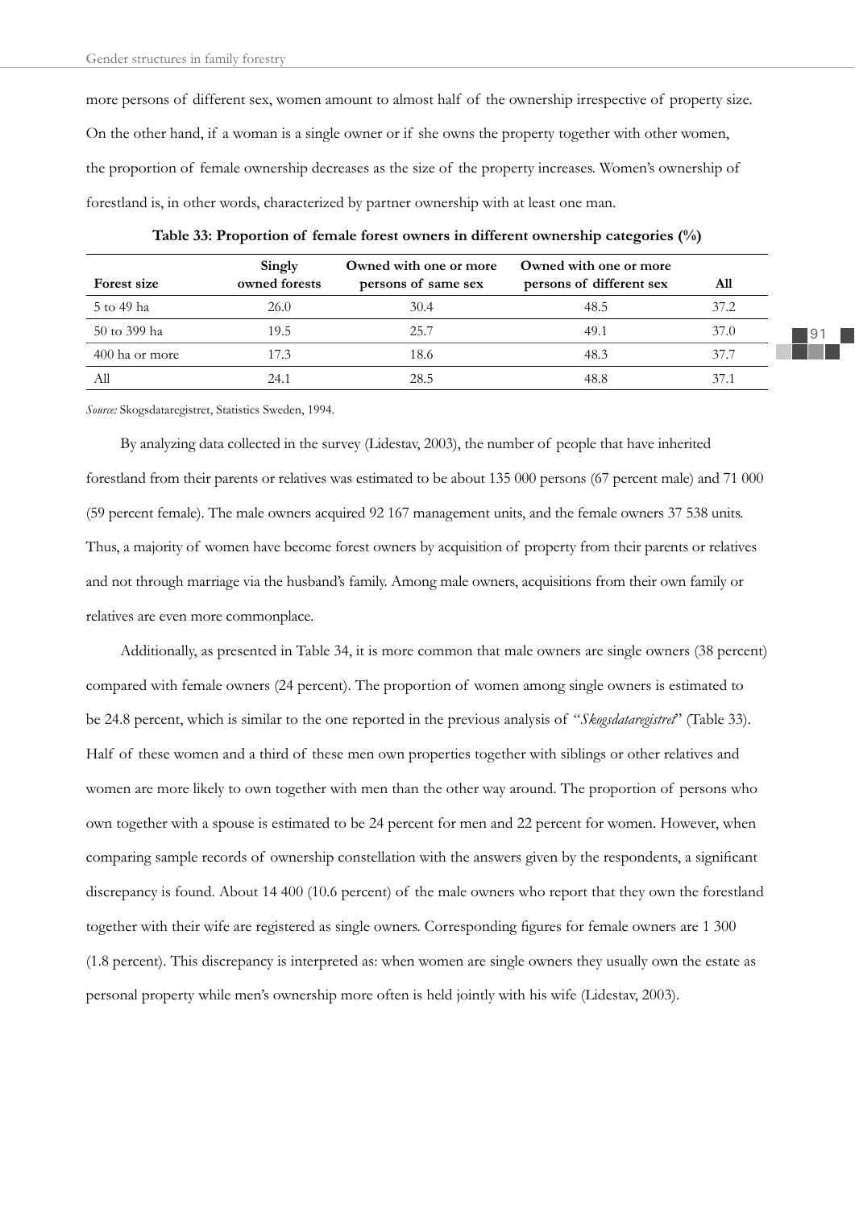more persons of different sex, women amount to almost half of the ownership irrespective of property size. On the other hand, if a woman is a single owner or if she owns the property together with other women, the proportion of female ownership decreases as the size of the property increases. Women's ownership of forestland is, in other words, characterized by partner ownership with at least one man.

**Table 33: Proportion of female forest owners in different ownership categories (%)**

| Forest size | Singly owned forests | Owned with one or more persons of same sex | Owned with one or more persons of different sex | All |
|---|---|---|---|---|
| 5 to 49 ha | 26.0 | 30.4 | 48.5 | 37.2 |
| 50 to 399 ha | 19.5 | 25.7 | 49.1 | 37.0 |
| 400 ha or more | 17.3 | 18.6 | 48.3 | 37.7 |
| All | 24.1 | 28.5 | 48.8 | 37.1 |

*Source:* Skogsdataregistret, Statistics Sweden, 1994.

By analyzing data collected in the survey (Lidestav, 2003), the number of people that have inherited forestland from their parents or relatives was estimated to be about 135 000 persons (67 percent male) and 71 000 (59 percent female). The male owners acquired 92 167 management units, and the female owners 37 538 units. Thus, a majority of women have become forest owners by acquisition of property from their parents or relatives and not through marriage via the husband's family. Among male owners, acquisitions from their own family or relatives are even more commonplace.

Additionally, as presented in Table 34, it is more common that male owners are single owners (38 percent) compared with female owners (24 percent). The proportion of women among single owners is estimated to be 24.8 percent, which is similar to the one reported in the previous analysis of "*Skogsdataregistret*" (Table 33). Half of these women and a third of these men own properties together with siblings or other relatives and women are more likely to own together with men than the other way around. The proportion of persons who own together with a spouse is estimated to be 24 percent for men and 22 percent for women. However, when comparing sample records of ownership constellation with the answers given by the respondents, a significant discrepancy is found. About 14 400 (10.6 percent) of the male owners who report that they own the forestland together with their wife are registered as single owners. Corresponding figures for female owners are 1 300 (1.8 percent). This discrepancy is interpreted as: when women are single owners they usually own the estate as personal property while men's ownership more often is held jointly with his wife (Lidestav, 2003).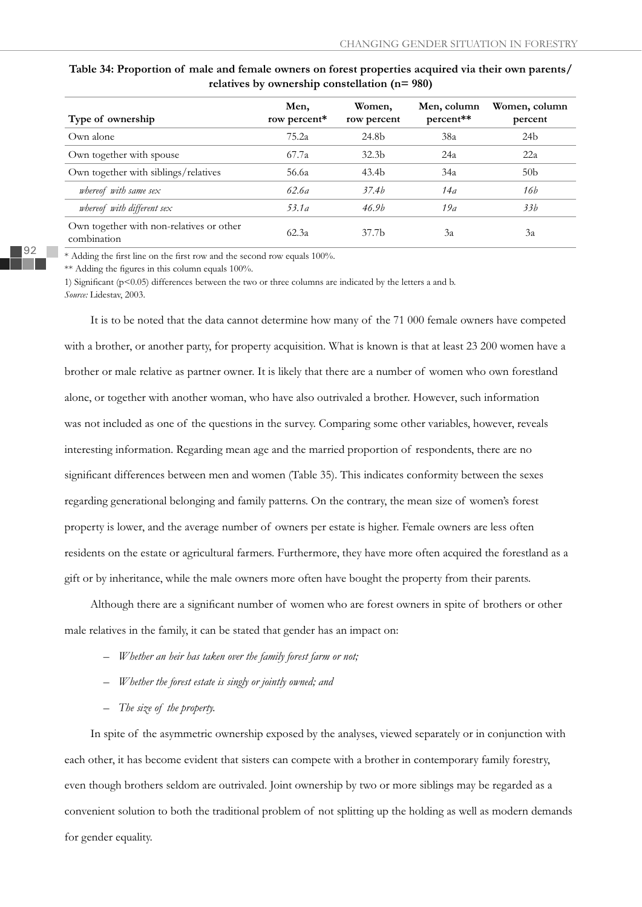**Table 34: Proportion of male and female owners on forest properties acquired via their own parents/ relatives by ownership constellation (n= 980)**

| Type of ownership | Men, row percent* | Women, row percent | Men, column percent** | Women, column percent |
|---|---|---|---|---|
| Own alone | 75.2a | 24.8b | 38a | 24b |
| Own together with spouse | 67.7a | 32.3b | 24a | 22a |
| Own together with siblings/relatives | 56.6a | 43.4b | 34a | 50b |
| *whereof with same sex* | *62.6a* | *37.4b* | *14a* | *16b* |
| *whereof with different sex* | *53.1a* | *46.9b* | *19a* | *33b* |
| Own together with non-relatives or other combination | 62.3a | 37.7b | 3a | 3a |

\* Adding the first line on the first row and the second row equals 100%.

** Adding the figures in this column equals 100%.

1) Significant ($p<0.05$) differences between the two or three columns are indicated by the letters a and b.

*Source:* Lidestav, 2003.

It is to be noted that the data cannot determine how many of the 71 000 female owners have competed with a brother, or another party, for property acquisition. What is known is that at least 23 200 women have a brother or male relative as partner owner. It is likely that there are a number of women who own forestland alone, or together with another woman, who have also outrivaled a brother. However, such information was not included as one of the questions in the survey. Comparing some other variables, however, reveals interesting information. Regarding mean age and the married proportion of respondents, there are no significant differences between men and women (Table 35). This indicates conformity between the sexes regarding generational belonging and family patterns. On the contrary, the mean size of women's forest property is lower, and the average number of owners per estate is higher. Female owners are less often residents on the estate or agricultural farmers. Furthermore, they have more often acquired the forestland as a gift or by inheritance, while the male owners more often have bought the property from their parents.

Although there are a significant number of women who are forest owners in spite of brothers or other male relatives in the family, it can be stated that gender has an impact on:

- *Whether an heir has taken over the family forest farm or not;*
- *Whether the forest estate is singly or jointly owned; and*
- *The size of the property.*

In spite of the asymmetric ownership exposed by the analyses, viewed separately or in conjunction with each other, it has become evident that sisters can compete with a brother in contemporary family forestry, even though brothers seldom are outrivaled. Joint ownership by two or more siblings may be regarded as a convenient solution to both the traditional problem of not splitting up the holding as well as modern demands for gender equality.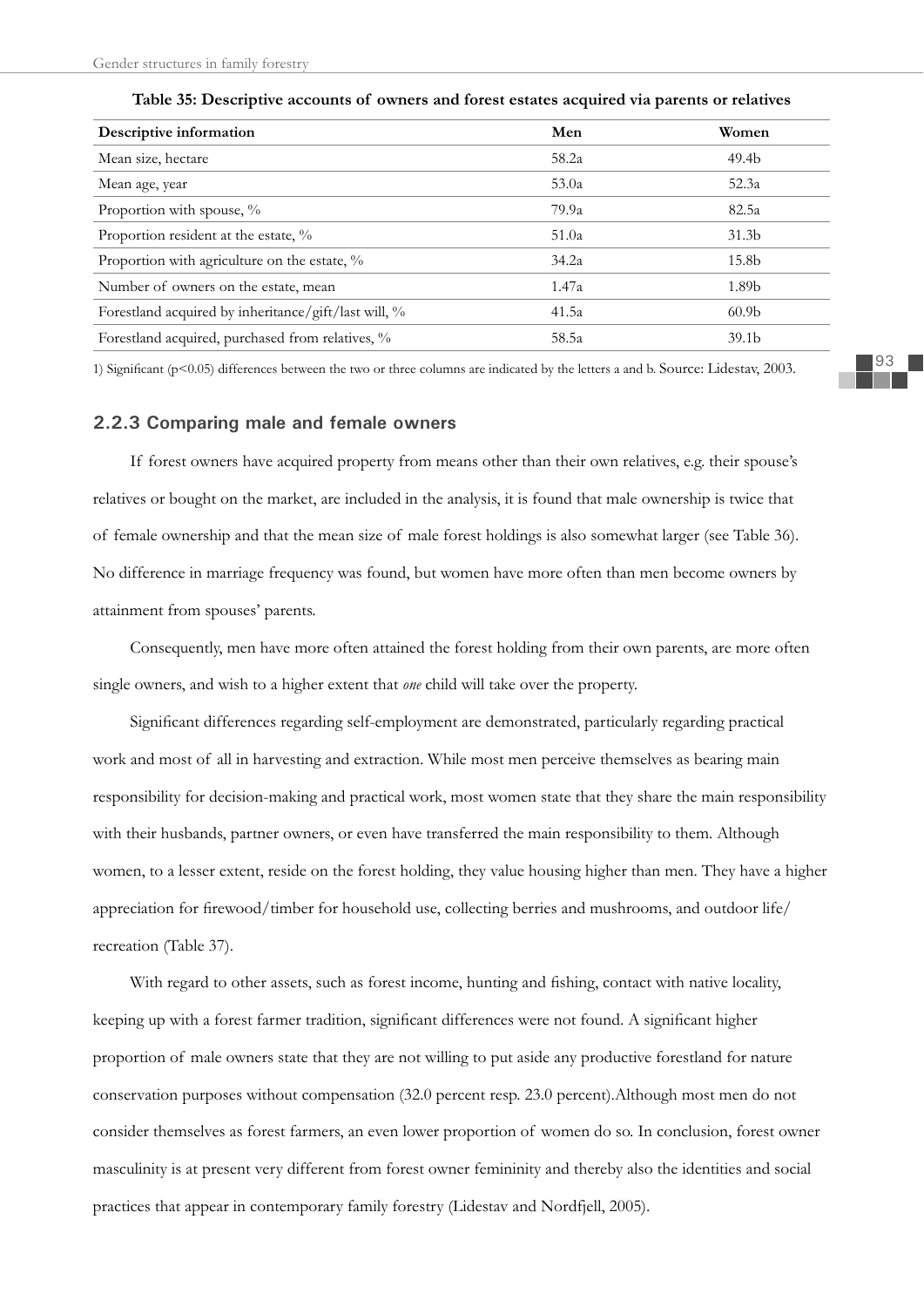**Table 35: Descriptive accounts of owners and forest estates acquired via parents or relatives**

| Descriptive information | Men | Women |
|---|---|---|
| Mean size, hectare | 58.2a | 49.4b |
| Mean age, year | 53.0a | 52.3a |
| Proportion with spouse, % | 79.9a | 82.5a |
| Proportion resident at the estate, % | 51.0a | 31.3b |
| Proportion with agriculture on the estate, % | 34.2a | 15.8b |
| Number of owners on the estate, mean | 1.47a | 1.89b |
| Forestland acquired by inheritance/gift/last will, % | 41.5a | 60.9b |
| Forestland acquired, purchased from relatives, % | 58.5a | 39.1b |

1) Significant ($p<0.05$) differences between the two or three columns are indicated by the letters a and b. Source: Lidestav, 2003.

### 2.2.3 Comparing male and female owners

If forest owners have acquired property from means other than their own relatives, e.g. their spouse's relatives or bought on the market, are included in the analysis, it is found that male ownership is twice that of female ownership and that the mean size of male forest holdings is also somewhat larger (see Table 36). No difference in marriage frequency was found, but women have more often than men become owners by attainment from spouses' parents.

Consequently, men have more often attained the forest holding from their own parents, are more often single owners, and wish to a higher extent that *one* child will take over the property.

Significant differences regarding self-employment are demonstrated, particularly regarding practical work and most of all in harvesting and extraction. While most men perceive themselves as bearing main responsibility for decision-making and practical work, most women state that they share the main responsibility with their husbands, partner owners, or even have transferred the main responsibility to them. Although women, to a lesser extent, reside on the forest holding, they value housing higher than men. They have a higher appreciation for firewood/timber for household use, collecting berries and mushrooms, and outdoor life/recreation (Table 37).

With regard to other assets, such as forest income, hunting and fishing, contact with native locality, keeping up with a forest farmer tradition, significant differences were not found. A significant higher proportion of male owners state that they are not willing to put aside any productive forestland for nature conservation purposes without compensation (32.0 percent resp. 23.0 percent).Although most men do not consider themselves as forest farmers, an even lower proportion of women do so. In conclusion, forest owner masculinity is at present very different from forest owner femininity and thereby also the identities and social practices that appear in contemporary family forestry (Lidestav and Nordfjell, 2005).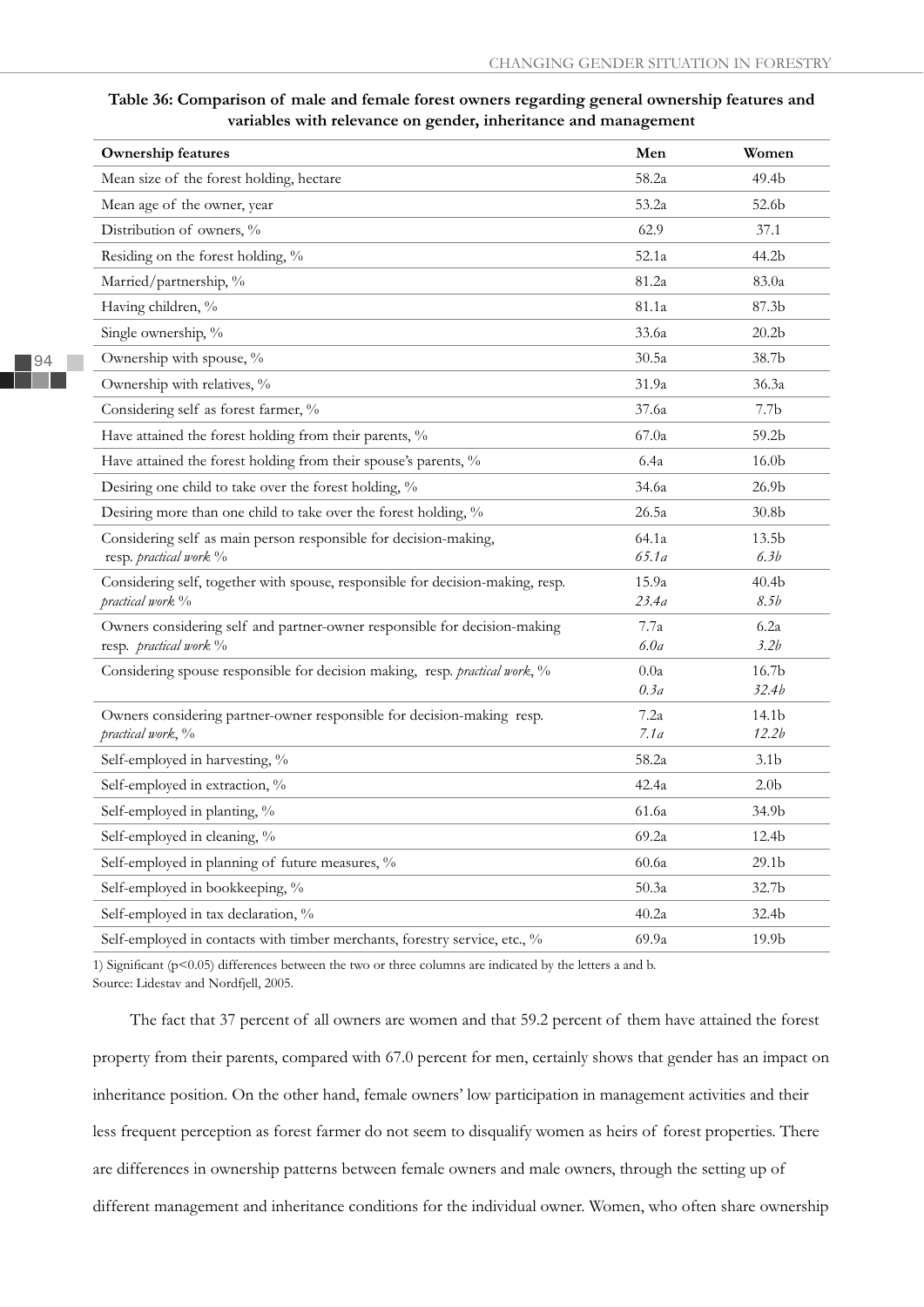**Table 36: Comparison of male and female forest owners regarding general ownership features and variables with relevance on gender, inheritance and management**

| Ownership features | Men | Women |
|---|---|---|
| Mean size of the forest holding, hectare | 58.2a | 49.4b |
| Mean age of the owner, year | 53.2a | 52.6b |
| Distribution of owners, % | 62.9 | 37.1 |
| Residing on the forest holding, % | 52.1a | 44.2b |
| Married/partnership, % | 81.2a | 83.0a |
| Having children, % | 81.1a | 87.3b |
| Single ownership, % | 33.6a | 20.2b |
| Ownership with spouse, % | 30.5a | 38.7b |
| Ownership with relatives, % | 31.9a | 36.3a |
| Considering self as forest farmer, % | 37.6a | 7.7b |
| Have attained the forest holding from their parents, % | 67.0a | 59.2b |
| Have attained the forest holding from their spouse's parents, % | 6.4a | 16.0b |
| Desiring one child to take over the forest holding, % | 34.6a | 26.9b |
| Desiring more than one child to take over the forest holding, % | 26.5a | 30.8b |
| Considering self as main person responsible for decision-making, resp. *practical work* % | 64.1a *65.1a* | 13.5b *6.3b* |
| Considering self, together with spouse, responsible for decision-making, resp. *practical work* % | 15.9a *23.4a* | 40.4b *8.5b* |
| Owners considering self and partner-owner responsible for decision-making resp. *practical work* % | 7.7a *6.0a* | 6.2a *3.2b* |
| Considering spouse responsible for decision making, resp. *practical work*, % | 0.0a *0.3a* | 16.7b *32.4b* |
| Owners considering partner-owner responsible for decision-making resp. *practical work*, % | 7.2a *7.1a* | 14.1b *12.2b* |
| Self-employed in harvesting, % | 58.2a | 3.1b |
| Self-employed in extraction, % | 42.4a | 2.0b |
| Self-employed in planting, % | 61.6a | 34.9b |
| Self-employed in cleaning, % | 69.2a | 12.4b |
| Self-employed in planning of future measures, % | 60.6a | 29.1b |
| Self-employed in bookkeeping, % | 50.3a | 32.7b |
| Self-employed in tax declaration, % | 40.2a | 32.4b |
| Self-employed in contacts with timber merchants, forestry service, etc., % | 69.9a | 19.9b |

1) Significant ($p<0.05$) differences between the two or three columns are indicated by the letters a and b.
Source: Lidestav and Nordfjell, 2005.

The fact that 37 percent of all owners are women and that 59.2 percent of them have attained the forest property from their parents, compared with 67.0 percent for men, certainly shows that gender has an impact on inheritance position. On the other hand, female owners' low participation in management activities and their less frequent perception as forest farmer do not seem to disqualify women as heirs of forest properties. There are differences in ownership patterns between female owners and male owners, through the setting up of different management and inheritance conditions for the individual owner. Women, who often share ownership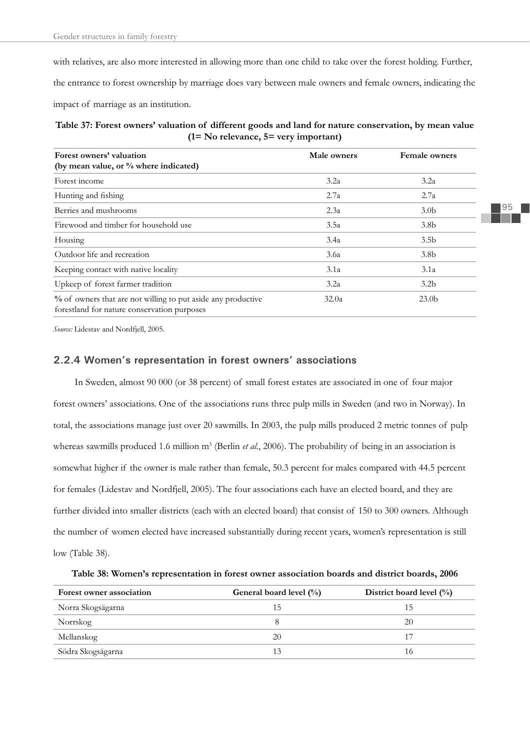with relatives, are also more interested in allowing more than one child to take over the forest holding. Further, the entrance to forest ownership by marriage does vary between male owners and female owners, indicating the impact of marriage as an institution.

**Table 37: Forest owners' valuation of different goods and land for nature conservation, by mean value (1= No relevance, 5= very important)**

| Forest owners' valuation (by mean value, or % where indicated) | Male owners | Female owners |
|---|---|---|
| Forest income | 3.2a | 3.2a |
| Hunting and fishing | 2.7a | 2.7a |
| Berries and mushrooms | 2.3a | 3.0b |
| Firewood and timber for household use | 3.5a | 3.8b |
| Housing | 3.4a | 3.5b |
| Outdoor life and recreation | 3.6a | 3.8b |
| Keeping contact with native locality | 3.1a | 3.1a |
| Upkeep of forest farmer tradition | 3.2a | 3.2b |
| % of owners that are not willing to put aside any productive forestland for nature conservation purposes | 32.0a | 23.0b |

*Source:* Lidestav and Nordfjell, 2005.

### 2.2.4 Women's representation in forest owners' associations

In Sweden, almost 90 000 (or 38 percent) of small forest estates are associated in one of four major forest owners' associations. One of the associations runs three pulp mills in Sweden (and two in Norway). In total, the associations manage just over 20 sawmills. In 2003, the pulp mills produced 2 metric tonnes of pulp whereas sawmills produced 1.6 million m³ (Berlin *et al.*, 2006). The probability of being in an association is somewhat higher if the owner is male rather than female, 50.3 percent for males compared with 44.5 percent for females (Lidestav and Nordfjell, 2005). The four associations each have an elected board, and they are further divided into smaller districts (each with an elected board) that consist of 150 to 300 owners. Although the number of women elected have increased substantially during recent years, women's representation is still low (Table 38).

**Table 38: Women's representation in forest owner association boards and district boards, 2006**

| Forest owner association | General board level (%) | District board level (%) |
|---|---|---|
| Norra Skogsägarna | 15 | 15 |
| Norrskog | 8 | 20 |
| Mellanskog | 20 | 17 |
| Södra Skogsägarna | 13 | 16 |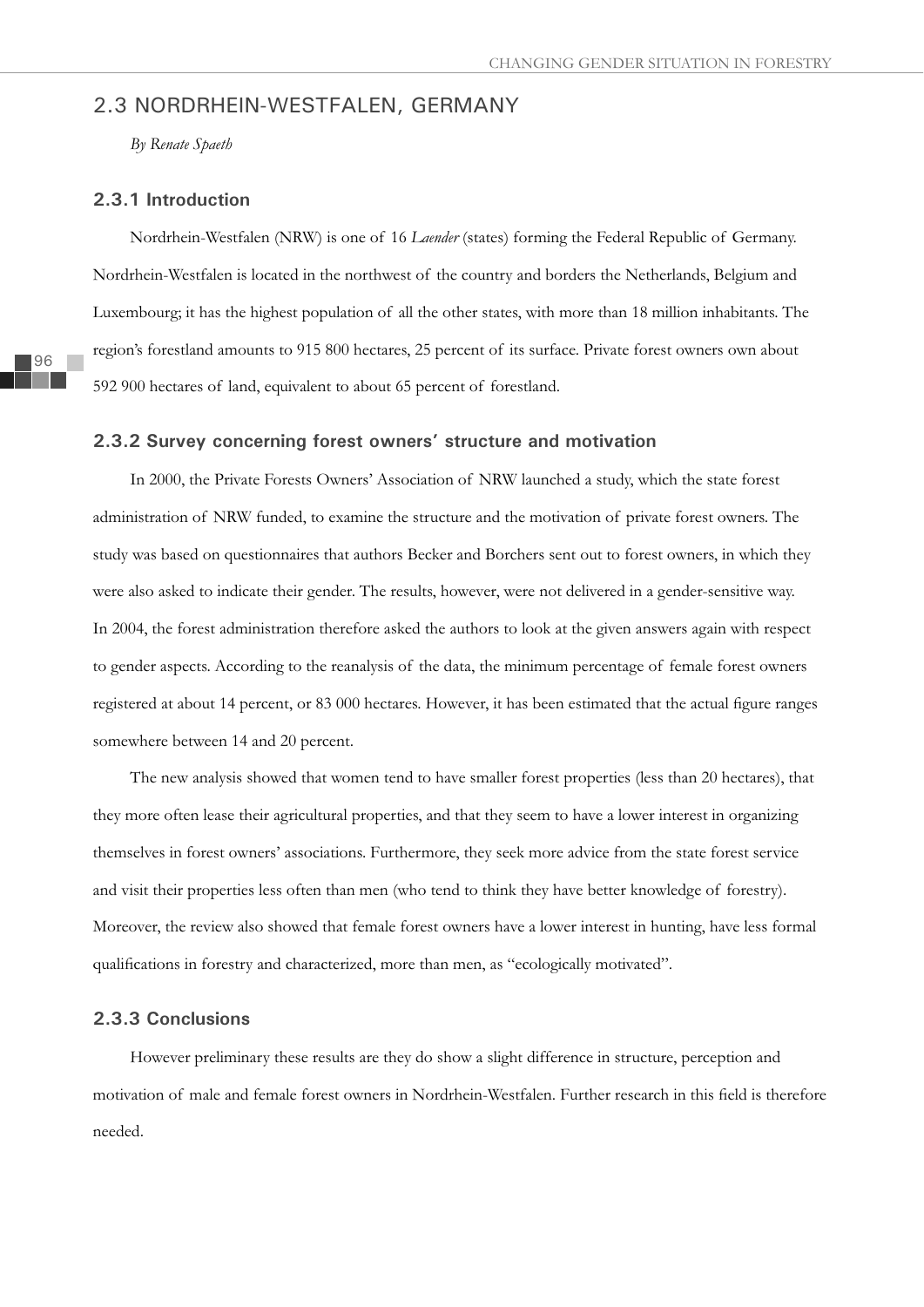## 2.3 NORDRHEIN-WESTFALEN, GERMANY

*By Renate Spaeth*

### 2.3.1 Introduction

Nordrhein-Westfalen (NRW) is one of 16 *Laender* (states) forming the Federal Republic of Germany. Nordrhein-Westfalen is located in the northwest of the country and borders the Netherlands, Belgium and Luxembourg; it has the highest population of all the other states, with more than 18 million inhabitants. The region's forestland amounts to 915 800 hectares, 25 percent of its surface. Private forest owners own about 592 900 hectares of land, equivalent to about 65 percent of forestland.

### 2.3.2 Survey concerning forest owners' structure and motivation

In 2000, the Private Forests Owners' Association of NRW launched a study, which the state forest administration of NRW funded, to examine the structure and the motivation of private forest owners. The study was based on questionnaires that authors Becker and Borchers sent out to forest owners, in which they were also asked to indicate their gender. The results, however, were not delivered in a gender-sensitive way. In 2004, the forest administration therefore asked the authors to look at the given answers again with respect to gender aspects. According to the reanalysis of the data, the minimum percentage of female forest owners registered at about 14 percent, or 83 000 hectares. However, it has been estimated that the actual figure ranges somewhere between 14 and 20 percent.

The new analysis showed that women tend to have smaller forest properties (less than 20 hectares), that they more often lease their agricultural properties, and that they seem to have a lower interest in organizing themselves in forest owners' associations. Furthermore, they seek more advice from the state forest service and visit their properties less often than men (who tend to think they have better knowledge of forestry). Moreover, the review also showed that female forest owners have a lower interest in hunting, have less formal qualifications in forestry and characterized, more than men, as "ecologically motivated".

### 2.3.3 Conclusions

However preliminary these results are they do show a slight difference in structure, perception and motivation of male and female forest owners in Nordrhein-Westfalen. Further research in this field is therefore needed.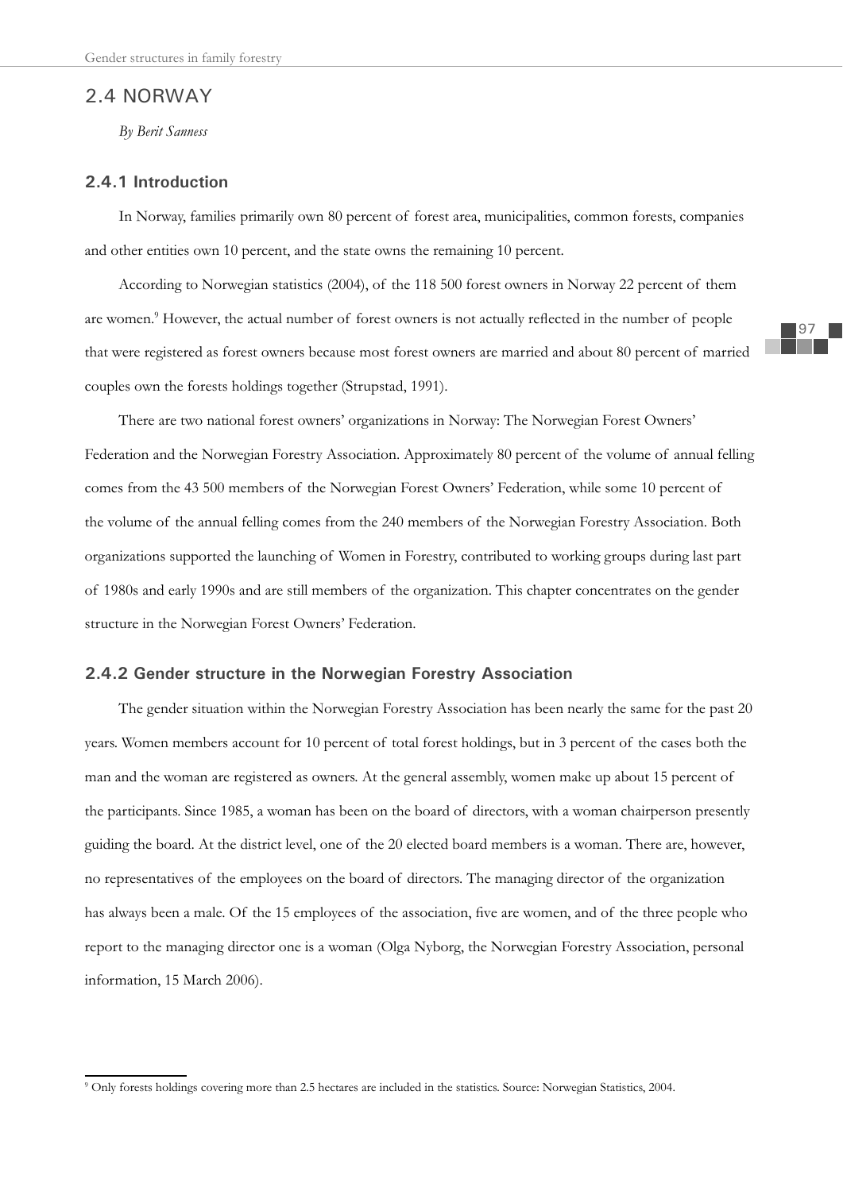## 2.4 NORWAY

*By Berit Sanness*

### 2.4.1 Introduction

In Norway, families primarily own 80 percent of forest area, municipalities, common forests, companies and other entities own 10 percent, and the state owns the remaining 10 percent.

According to Norwegian statistics (2004), of the 118 500 forest owners in Norway 22 percent of them are women.[9] However, the actual number of forest owners is not actually reflected in the number of people that were registered as forest owners because most forest owners are married and about 80 percent of married couples own the forests holdings together (Strupstad, 1991).

There are two national forest owners' organizations in Norway: The Norwegian Forest Owners' Federation and the Norwegian Forestry Association. Approximately 80 percent of the volume of annual felling comes from the 43 500 members of the Norwegian Forest Owners' Federation, while some 10 percent of the volume of the annual felling comes from the 240 members of the Norwegian Forestry Association. Both organizations supported the launching of Women in Forestry, contributed to working groups during last part of 1980s and early 1990s and are still members of the organization. This chapter concentrates on the gender structure in the Norwegian Forest Owners' Federation.

### 2.4.2 Gender structure in the Norwegian Forestry Association

The gender situation within the Norwegian Forestry Association has been nearly the same for the past 20 years. Women members account for 10 percent of total forest holdings, but in 3 percent of the cases both the man and the woman are registered as owners. At the general assembly, women make up about 15 percent of the participants. Since 1985, a woman has been on the board of directors, with a woman chairperson presently guiding the board. At the district level, one of the 20 elected board members is a woman. There are, however, no representatives of the employees on the board of directors. The managing director of the organization has always been a male. Of the 15 employees of the association, five are women, and of the three people who report to the managing director one is a woman (Olga Nyborg, the Norwegian Forestry Association, personal information, 15 March 2006).

---

[9] Only forests holdings covering more than 2.5 hectares are included in the statistics. Source: Norwegian Statistics, 2004.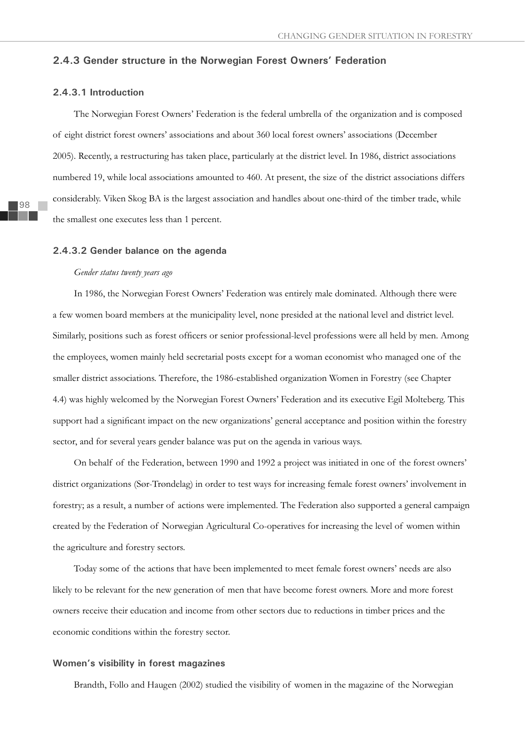### 2.4.3 Gender structure in the Norwegian Forest Owners' Federation

#### 2.4.3.1 Introduction

The Norwegian Forest Owners' Federation is the federal umbrella of the organization and is composed of eight district forest owners' associations and about 360 local forest owners' associations (December 2005). Recently, a restructuring has taken place, particularly at the district level. In 1986, district associations numbered 19, while local associations amounted to 460. At present, the size of the district associations differs considerably. Viken Skog BA is the largest association and handles about one-third of the timber trade, while the smallest one executes less than 1 percent.

#### 2.4.3.2 Gender balance on the agenda

*Gender status twenty years ago*

In 1986, the Norwegian Forest Owners' Federation was entirely male dominated. Although there were a few women board members at the municipality level, none presided at the national level and district level. Similarly, positions such as forest officers or senior professional-level professions were all held by men. Among the employees, women mainly held secretarial posts except for a woman economist who managed one of the smaller district associations. Therefore, the 1986-established organization Women in Forestry (see Chapter 4.4) was highly welcomed by the Norwegian Forest Owners' Federation and its executive Egil Molteberg. This support had a significant impact on the new organizations' general acceptance and position within the forestry sector, and for several years gender balance was put on the agenda in various ways.

On behalf of the Federation, between 1990 and 1992 a project was initiated in one of the forest owners' district organizations (Sør-Trøndelag) in order to test ways for increasing female forest owners' involvement in forestry; as a result, a number of actions were implemented. The Federation also supported a general campaign created by the Federation of Norwegian Agricultural Co-operatives for increasing the level of women within the agriculture and forestry sectors.

Today some of the actions that have been implemented to meet female forest owners' needs are also likely to be relevant for the new generation of men that have become forest owners. More and more forest owners receive their education and income from other sectors due to reductions in timber prices and the economic conditions within the forestry sector.

#### Women's visibility in forest magazines

Brandth, Follo and Haugen (2002) studied the visibility of women in the magazine of the Norwegian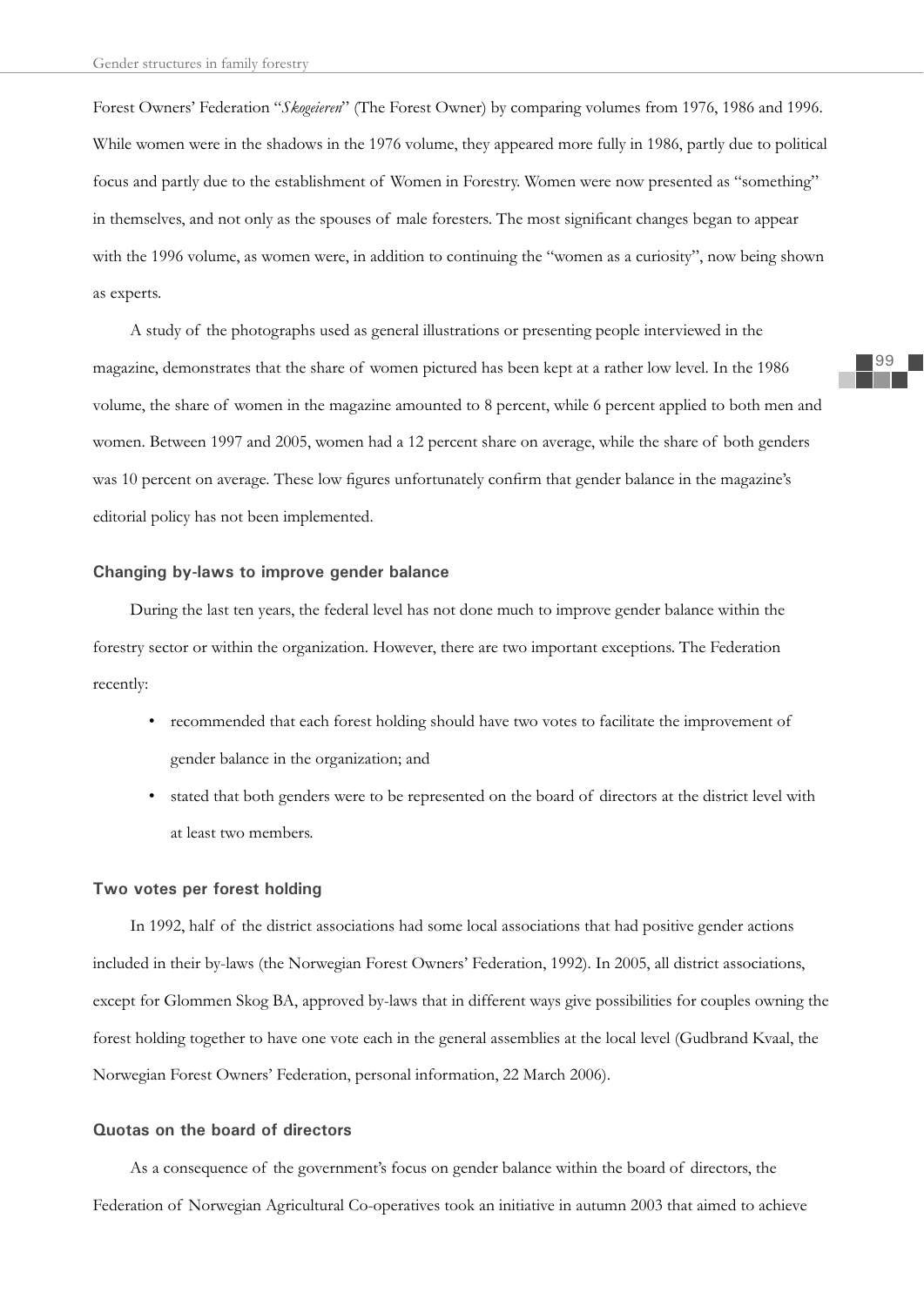Forest Owners' Federation "*Skogeieren*" (The Forest Owner) by comparing volumes from 1976, 1986 and 1996. While women were in the shadows in the 1976 volume, they appeared more fully in 1986, partly due to political focus and partly due to the establishment of Women in Forestry. Women were now presented as "something" in themselves, and not only as the spouses of male foresters. The most significant changes began to appear with the 1996 volume, as women were, in addition to continuing the "women as a curiosity", now being shown as experts.

A study of the photographs used as general illustrations or presenting people interviewed in the magazine, demonstrates that the share of women pictured has been kept at a rather low level. In the 1986 volume, the share of women in the magazine amounted to 8 percent, while 6 percent applied to both men and women. Between 1997 and 2005, women had a 12 percent share on average, while the share of both genders was 10 percent on average. These low figures unfortunately confirm that gender balance in the magazine's editorial policy has not been implemented.

### Changing by-laws to improve gender balance

During the last ten years, the federal level has not done much to improve gender balance within the forestry sector or within the organization. However, there are two important exceptions. The Federation recently:

- recommended that each forest holding should have two votes to facilitate the improvement of gender balance in the organization; and
- stated that both genders were to be represented on the board of directors at the district level with at least two members.

### Two votes per forest holding

In 1992, half of the district associations had some local associations that had positive gender actions included in their by-laws (the Norwegian Forest Owners' Federation, 1992). In 2005, all district associations, except for Glommen Skog BA, approved by-laws that in different ways give possibilities for couples owning the forest holding together to have one vote each in the general assemblies at the local level (Gudbrand Kvaal, the Norwegian Forest Owners' Federation, personal information, 22 March 2006).

### Quotas on the board of directors

As a consequence of the government's focus on gender balance within the board of directors, the Federation of Norwegian Agricultural Co-operatives took an initiative in autumn 2003 that aimed to achieve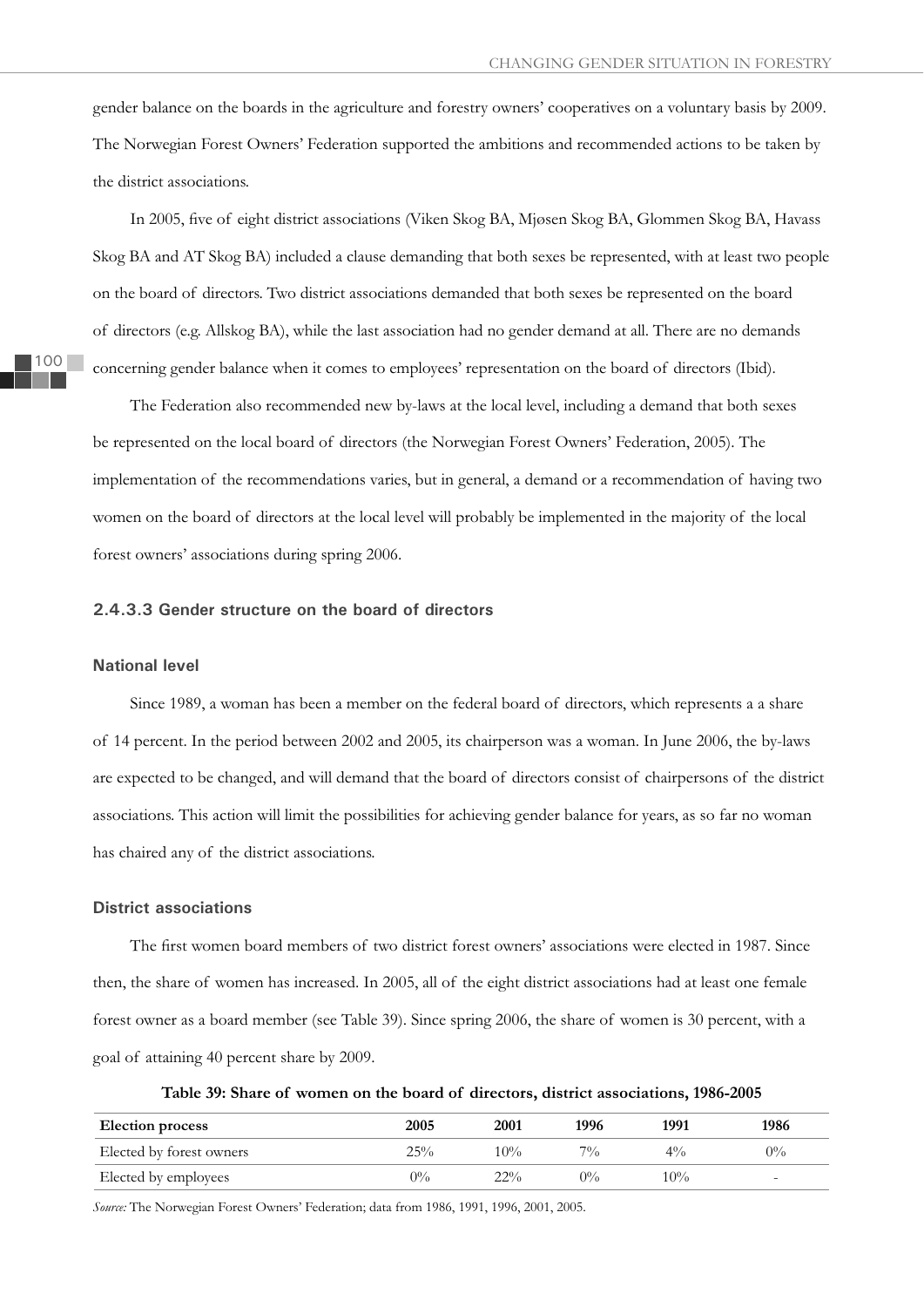gender balance on the boards in the agriculture and forestry owners' cooperatives on a voluntary basis by 2009. The Norwegian Forest Owners' Federation supported the ambitions and recommended actions to be taken by the district associations.

In 2005, five of eight district associations (Viken Skog BA, Mjøsen Skog BA, Glommen Skog BA, Havass Skog BA and AT Skog BA) included a clause demanding that both sexes be represented, with at least two people on the board of directors. Two district associations demanded that both sexes be represented on the board of directors (e.g. Allskog BA), while the last association had no gender demand at all. There are no demands concerning gender balance when it comes to employees' representation on the board of directors (Ibid).

The Federation also recommended new by-laws at the local level, including a demand that both sexes be represented on the local board of directors (the Norwegian Forest Owners' Federation, 2005). The implementation of the recommendations varies, but in general, a demand or a recommendation of having two women on the board of directors at the local level will probably be implemented in the majority of the local forest owners' associations during spring 2006.

#### 2.4.3.3 Gender structure on the board of directors

**National level**

Since 1989, a woman has been a member on the federal board of directors, which represents a a share of 14 percent. In the period between 2002 and 2005, its chairperson was a woman. In June 2006, the by-laws are expected to be changed, and will demand that the board of directors consist of chairpersons of the district associations. This action will limit the possibilities for achieving gender balance for years, as so far no woman has chaired any of the district associations.

**District associations**

The first women board members of two district forest owners' associations were elected in 1987. Since then, the share of women has increased. In 2005, all of the eight district associations had at least one female forest owner as a board member (see Table 39). Since spring 2006, the share of women is 30 percent, with a goal of attaining 40 percent share by 2009.

**Table 39: Share of women on the board of directors, district associations, 1986-2005**

| Election process | 2005 | 2001 | 1996 | 1991 | 1986 |
|---|---|---|---|---|---|
| Elected by forest owners | 25% | 10% | 7% | 4% | 0% |
| Elected by employees | 0% | 22% | 0% | 10% | - |

*Source:* The Norwegian Forest Owners' Federation; data from 1986, 1991, 1996, 2001, 2005.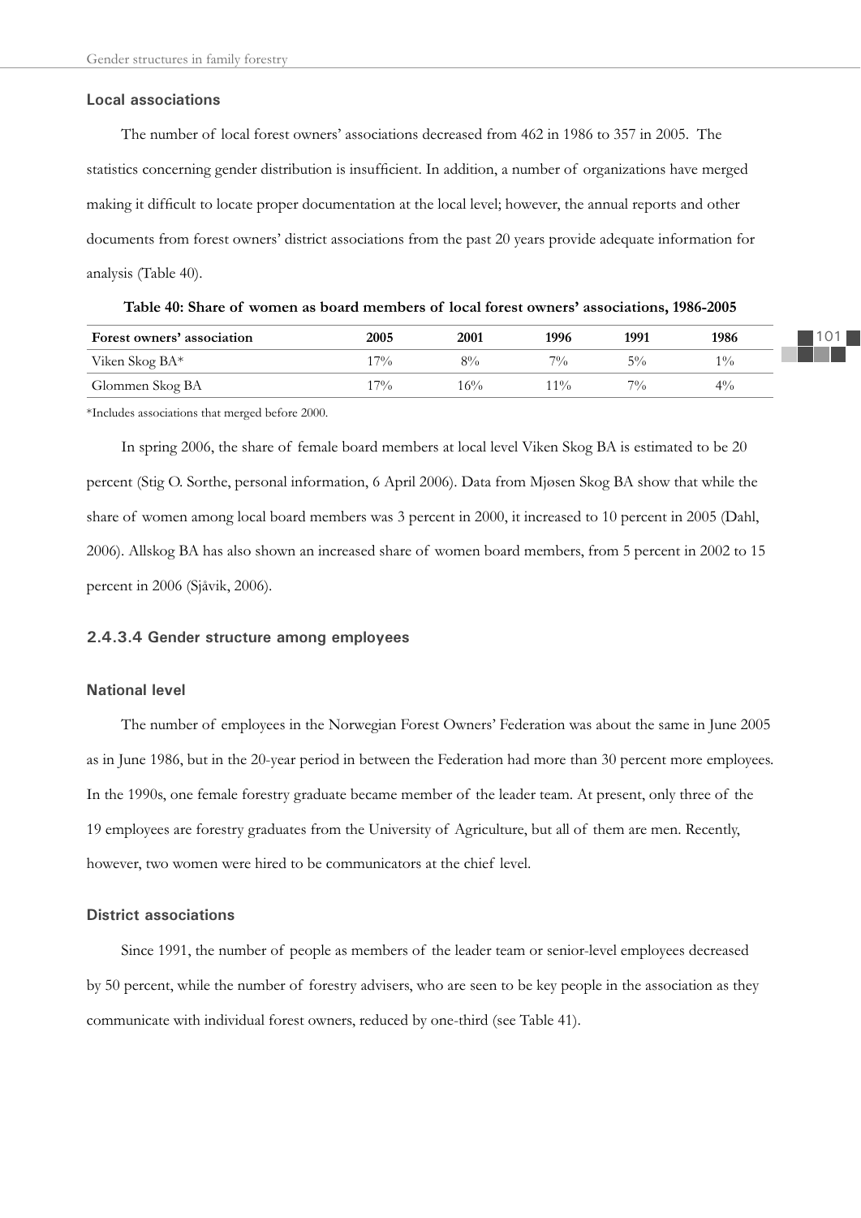### Local associations

The number of local forest owners' associations decreased from 462 in 1986 to 357 in 2005. The statistics concerning gender distribution is insufficient. In addition, a number of organizations have merged making it difficult to locate proper documentation at the local level; however, the annual reports and other documents from forest owners' district associations from the past 20 years provide adequate information for analysis (Table 40).

**Table 40: Share of women as board members of local forest owners' associations, 1986-2005**

| Forest owners' association | 2005 | 2001 | 1996 | 1991 | 1986 |
|---|---|---|---|---|---|
| Viken Skog BA* | 17% | 8% | 7% | 5% | 1% |
| Glommen Skog BA | 17% | 16% | 11% | 7% | 4% |

*Includes associations that merged before 2000.

In spring 2006, the share of female board members at local level Viken Skog BA is estimated to be 20 percent (Stig O. Sorthe, personal information, 6 April 2006). Data from Mjøsen Skog BA show that while the share of women among local board members was 3 percent in 2000, it increased to 10 percent in 2005 (Dahl, 2006). Allskog BA has also shown an increased share of women board members, from 5 percent in 2002 to 15 percent in 2006 (Sjåvik, 2006).

## 2.4.3.4 Gender structure among employees

### National level

The number of employees in the Norwegian Forest Owners' Federation was about the same in June 2005 as in June 1986, but in the 20-year period in between the Federation had more than 30 percent more employees. In the 1990s, one female forestry graduate became member of the leader team. At present, only three of the 19 employees are forestry graduates from the University of Agriculture, but all of them are men. Recently, however, two women were hired to be communicators at the chief level.

### District associations

Since 1991, the number of people as members of the leader team or senior-level employees decreased by 50 percent, while the number of forestry advisers, who are seen to be key people in the association as they communicate with individual forest owners, reduced by one-third (see Table 41).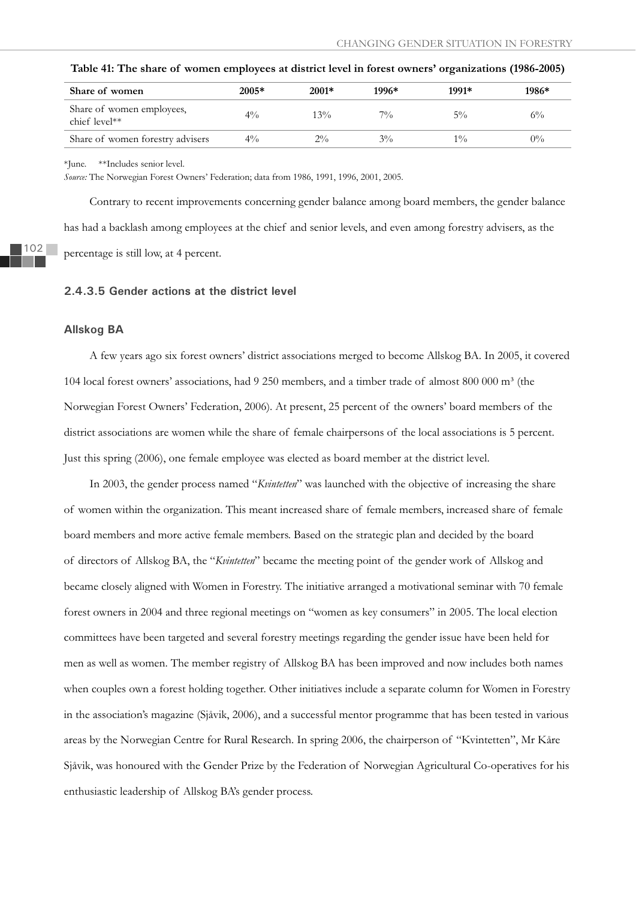**Table 41: The share of women employees at district level in forest owners' organizations (1986-2005)**

| Share of women | 2005* | 2001* | 1996* | 1991* | 1986* |
|---|---|---|---|---|---|
| Share of women employees, chief level** | 4% | 13% | 7% | 5% | 6% |
| Share of women forestry advisers | 4% | 2% | 3% | 1% | 0% |

*June. **Includes senior level.

*Source:* The Norwegian Forest Owners' Federation; data from 1986, 1991, 1996, 2001, 2005.

Contrary to recent improvements concerning gender balance among board members, the gender balance has had a backlash among employees at the chief and senior levels, and even among forestry advisers, as the percentage is still low, at 4 percent.

### 2.4.3.5 Gender actions at the district level

#### Allskog BA

A few years ago six forest owners' district associations merged to become Allskog BA. In 2005, it covered 104 local forest owners' associations, had 9 250 members, and a timber trade of almost 800 000 m³ (the Norwegian Forest Owners' Federation, 2006). At present, 25 percent of the owners' board members of the district associations are women while the share of female chairpersons of the local associations is 5 percent. Just this spring (2006), one female employee was elected as board member at the district level.

In 2003, the gender process named "*Kvintetten*" was launched with the objective of increasing the share of women within the organization. This meant increased share of female members, increased share of female board members and more active female members. Based on the strategic plan and decided by the board of directors of Allskog BA, the "*Kvintetten*" became the meeting point of the gender work of Allskog and became closely aligned with Women in Forestry. The initiative arranged a motivational seminar with 70 female forest owners in 2004 and three regional meetings on "women as key consumers" in 2005. The local election committees have been targeted and several forestry meetings regarding the gender issue have been held for men as well as women. The member registry of Allskog BA has been improved and now includes both names when couples own a forest holding together. Other initiatives include a separate column for Women in Forestry in the association's magazine (Sjåvik, 2006), and a successful mentor programme that has been tested in various areas by the Norwegian Centre for Rural Research. In spring 2006, the chairperson of "Kvintetten", Mr Kåre Sjåvik, was honoured with the Gender Prize by the Federation of Norwegian Agricultural Co-operatives for his enthusiastic leadership of Allskog BA's gender process.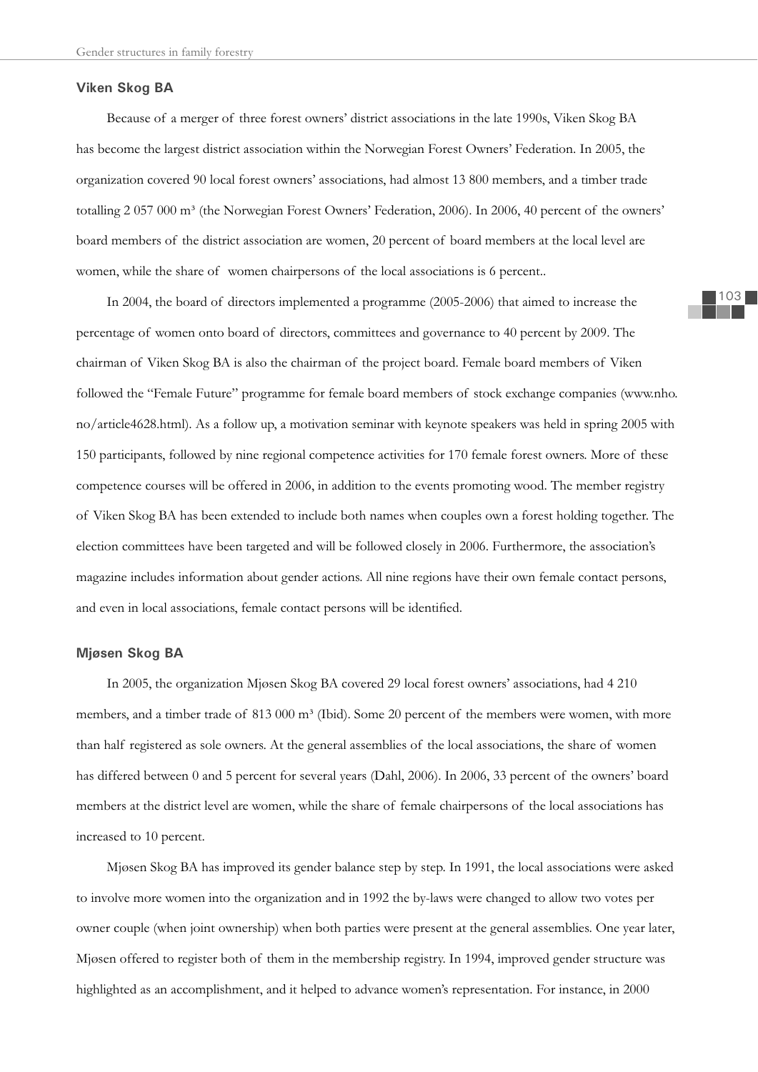### Viken Skog BA

Because of a merger of three forest owners' district associations in the late 1990s, Viken Skog BA has become the largest district association within the Norwegian Forest Owners' Federation. In 2005, the organization covered 90 local forest owners' associations, had almost 13 800 members, and a timber trade totalling 2 057 000 m³ (the Norwegian Forest Owners' Federation, 2006). In 2006, 40 percent of the owners' board members of the district association are women, 20 percent of board members at the local level are women, while the share of women chairpersons of the local associations is 6 percent..

In 2004, the board of directors implemented a programme (2005-2006) that aimed to increase the percentage of women onto board of directors, committees and governance to 40 percent by 2009. The chairman of Viken Skog BA is also the chairman of the project board. Female board members of Viken followed the "Female Future" programme for female board members of stock exchange companies (www.nho.no/article4628.html). As a follow up, a motivation seminar with keynote speakers was held in spring 2005 with 150 participants, followed by nine regional competence activities for 170 female forest owners. More of these competence courses will be offered in 2006, in addition to the events promoting wood. The member registry of Viken Skog BA has been extended to include both names when couples own a forest holding together. The election committees have been targeted and will be followed closely in 2006. Furthermore, the association's magazine includes information about gender actions. All nine regions have their own female contact persons, and even in local associations, female contact persons will be identified.

### Mjøsen Skog BA

In 2005, the organization Mjøsen Skog BA covered 29 local forest owners' associations, had 4 210 members, and a timber trade of 813 000 m³ (Ibid). Some 20 percent of the members were women, with more than half registered as sole owners. At the general assemblies of the local associations, the share of women has differed between 0 and 5 percent for several years (Dahl, 2006). In 2006, 33 percent of the owners' board members at the district level are women, while the share of female chairpersons of the local associations has increased to 10 percent.

Mjøsen Skog BA has improved its gender balance step by step. In 1991, the local associations were asked to involve more women into the organization and in 1992 the by-laws were changed to allow two votes per owner couple (when joint ownership) when both parties were present at the general assemblies. One year later, Mjøsen offered to register both of them in the membership registry. In 1994, improved gender structure was highlighted as an accomplishment, and it helped to advance women's representation. For instance, in 2000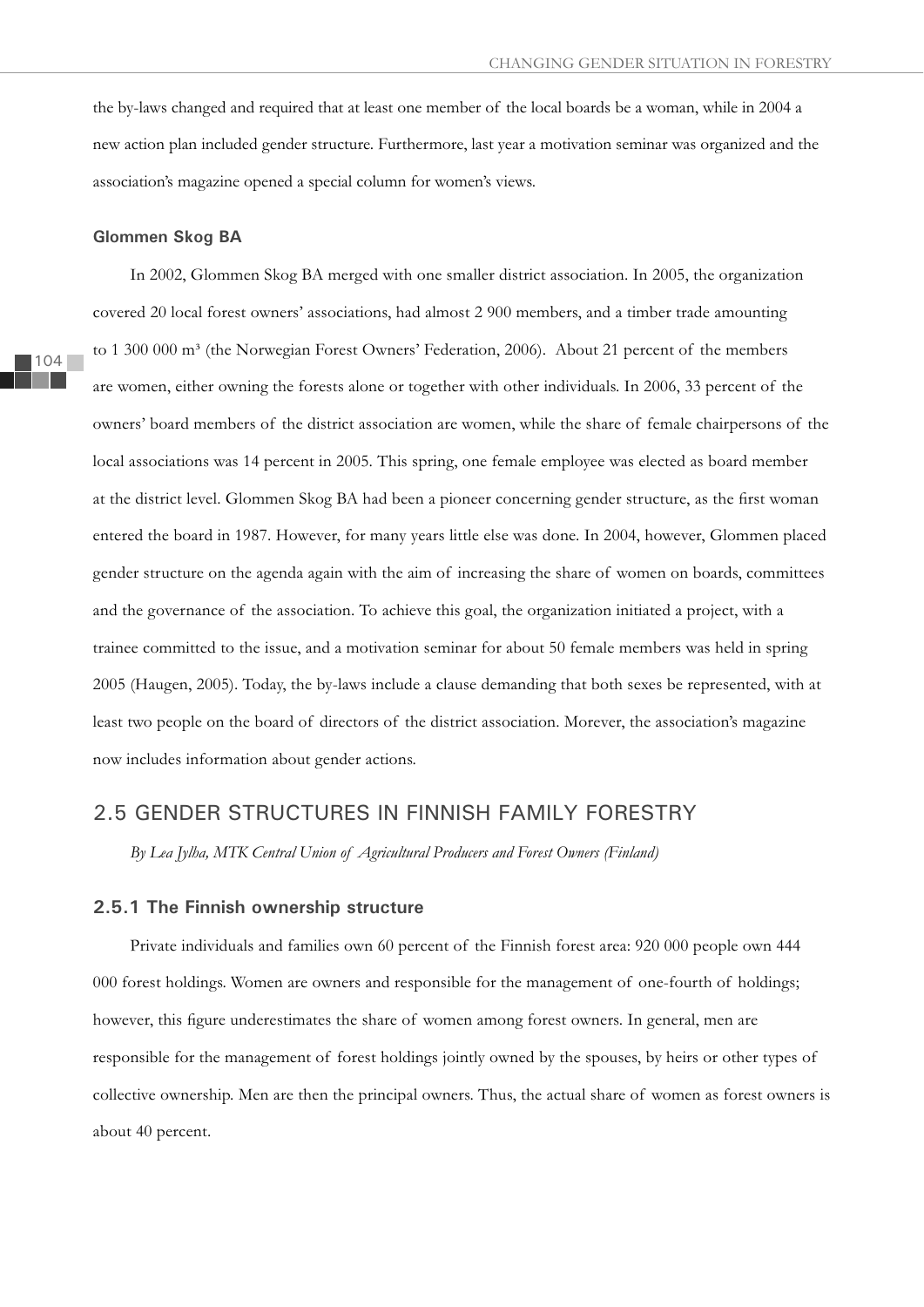the by-laws changed and required that at least one member of the local boards be a woman, while in 2004 a new action plan included gender structure. Furthermore, last year a motivation seminar was organized and the association's magazine opened a special column for women's views.

**Glommen Skog BA**

In 2002, Glommen Skog BA merged with one smaller district association. In 2005, the organization covered 20 local forest owners' associations, had almost 2 900 members, and a timber trade amounting to 1 300 000 m³ (the Norwegian Forest Owners' Federation, 2006). About 21 percent of the members are women, either owning the forests alone or together with other individuals. In 2006, 33 percent of the owners' board members of the district association are women, while the share of female chairpersons of the local associations was 14 percent in 2005. This spring, one female employee was elected as board member at the district level. Glommen Skog BA had been a pioneer concerning gender structure, as the first woman entered the board in 1987. However, for many years little else was done. In 2004, however, Glommen placed gender structure on the agenda again with the aim of increasing the share of women on boards, committees and the governance of the association. To achieve this goal, the organization initiated a project, with a trainee committed to the issue, and a motivation seminar for about 50 female members was held in spring 2005 (Haugen, 2005). Today, the by-laws include a clause demanding that both sexes be represented, with at least two people on the board of directors of the district association. Morever, the association's magazine now includes information about gender actions.

## 2.5 GENDER STRUCTURES IN FINNISH FAMILY FORESTRY

*By Lea Jylha, MTK Central Union of Agricultural Producers and Forest Owners (Finland)*

### 2.5.1 The Finnish ownership structure

Private individuals and families own 60 percent of the Finnish forest area: 920 000 people own 444 000 forest holdings. Women are owners and responsible for the management of one-fourth of holdings; however, this figure underestimates the share of women among forest owners. In general, men are responsible for the management of forest holdings jointly owned by the spouses, by heirs or other types of collective ownership. Men are then the principal owners. Thus, the actual share of women as forest owners is about 40 percent.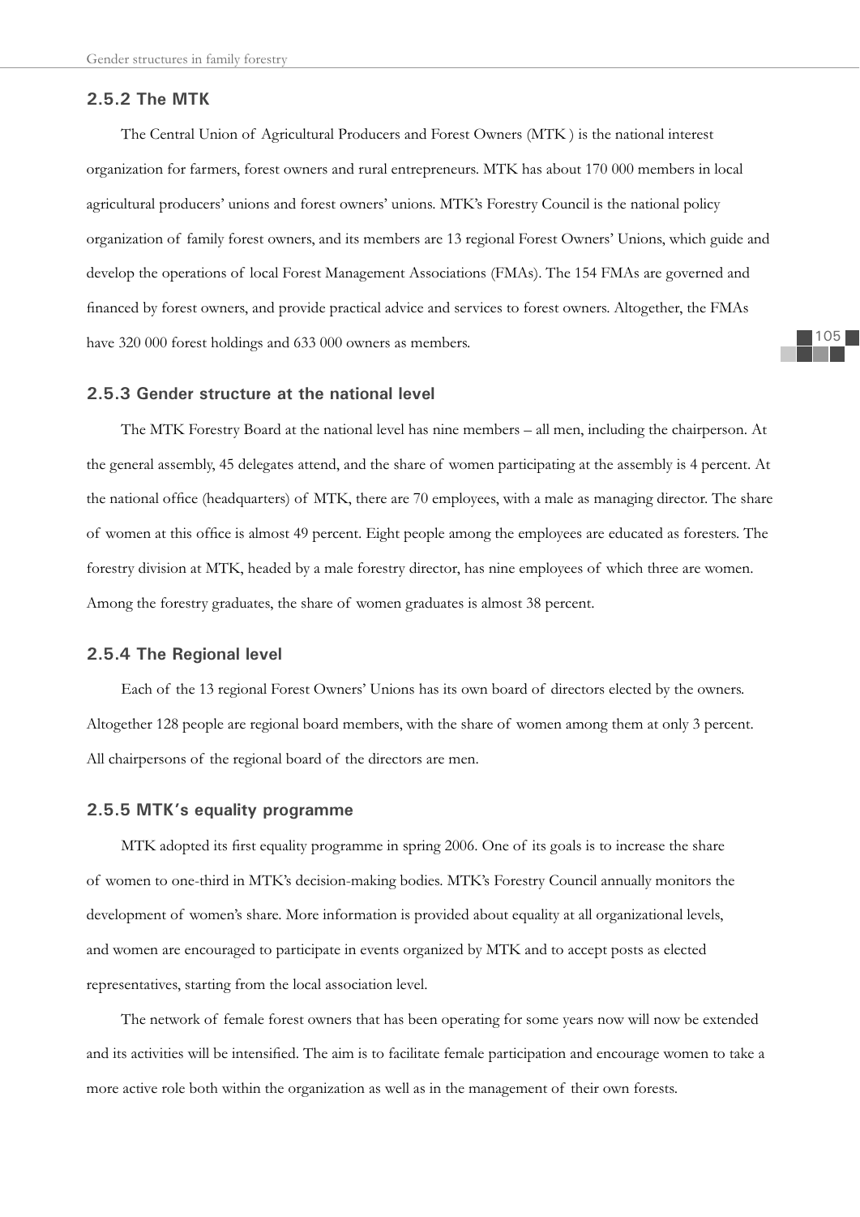### 2.5.2 The MTK

The Central Union of Agricultural Producers and Forest Owners (MTK ) is the national interest organization for farmers, forest owners and rural entrepreneurs. MTK has about 170 000 members in local agricultural producers' unions and forest owners' unions. MTK's Forestry Council is the national policy organization of family forest owners, and its members are 13 regional Forest Owners' Unions, which guide and develop the operations of local Forest Management Associations (FMAs). The 154 FMAs are governed and financed by forest owners, and provide practical advice and services to forest owners. Altogether, the FMAs have 320 000 forest holdings and 633 000 owners as members.

### 2.5.3 Gender structure at the national level

The MTK Forestry Board at the national level has nine members – all men, including the chairperson. At the general assembly, 45 delegates attend, and the share of women participating at the assembly is 4 percent. At the national office (headquarters) of MTK, there are 70 employees, with a male as managing director. The share of women at this office is almost 49 percent. Eight people among the employees are educated as foresters. The forestry division at MTK, headed by a male forestry director, has nine employees of which three are women. Among the forestry graduates, the share of women graduates is almost 38 percent.

### 2.5.4 The Regional level

Each of the 13 regional Forest Owners' Unions has its own board of directors elected by the owners. Altogether 128 people are regional board members, with the share of women among them at only 3 percent. All chairpersons of the regional board of the directors are men.

### 2.5.5 MTK's equality programme

MTK adopted its first equality programme in spring 2006. One of its goals is to increase the share of women to one-third in MTK's decision-making bodies. MTK's Forestry Council annually monitors the development of women's share. More information is provided about equality at all organizational levels, and women are encouraged to participate in events organized by MTK and to accept posts as elected representatives, starting from the local association level.

The network of female forest owners that has been operating for some years now will now be extended and its activities will be intensified. The aim is to facilitate female participation and encourage women to take a more active role both within the organization as well as in the management of their own forests.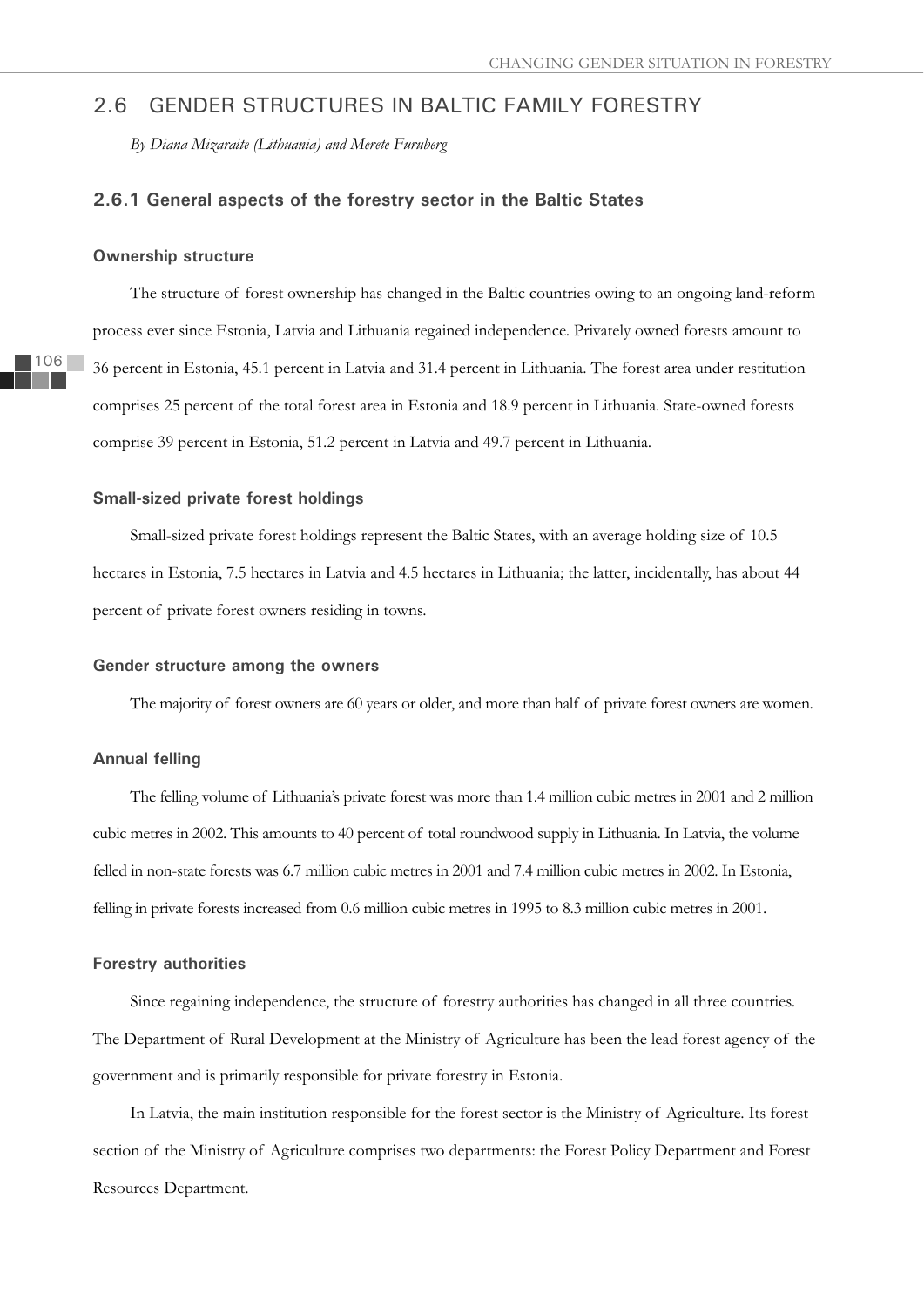## 2.6 GENDER STRUCTURES IN BALTIC FAMILY FORESTRY

*By Diana Mizaraite (Lithuania) and Merete Furuberg*

### 2.6.1 General aspects of the forestry sector in the Baltic States

#### Ownership structure

The structure of forest ownership has changed in the Baltic countries owing to an ongoing land-reform process ever since Estonia, Latvia and Lithuania regained independence. Privately owned forests amount to 36 percent in Estonia, 45.1 percent in Latvia and 31.4 percent in Lithuania. The forest area under restitution comprises 25 percent of the total forest area in Estonia and 18.9 percent in Lithuania. State-owned forests comprise 39 percent in Estonia, 51.2 percent in Latvia and 49.7 percent in Lithuania.

#### Small-sized private forest holdings

Small-sized private forest holdings represent the Baltic States, with an average holding size of 10.5 hectares in Estonia, 7.5 hectares in Latvia and 4.5 hectares in Lithuania; the latter, incidentally, has about 44 percent of private forest owners residing in towns.

#### Gender structure among the owners

The majority of forest owners are 60 years or older, and more than half of private forest owners are women.

#### Annual felling

The felling volume of Lithuania's private forest was more than 1.4 million cubic metres in 2001 and 2 million cubic metres in 2002. This amounts to 40 percent of total roundwood supply in Lithuania. In Latvia, the volume felled in non-state forests was 6.7 million cubic metres in 2001 and 7.4 million cubic metres in 2002. In Estonia, felling in private forests increased from 0.6 million cubic metres in 1995 to 8.3 million cubic metres in 2001.

#### Forestry authorities

Since regaining independence, the structure of forestry authorities has changed in all three countries. The Department of Rural Development at the Ministry of Agriculture has been the lead forest agency of the government and is primarily responsible for private forestry in Estonia.

In Latvia, the main institution responsible for the forest sector is the Ministry of Agriculture. Its forest section of the Ministry of Agriculture comprises two departments: the Forest Policy Department and Forest Resources Department.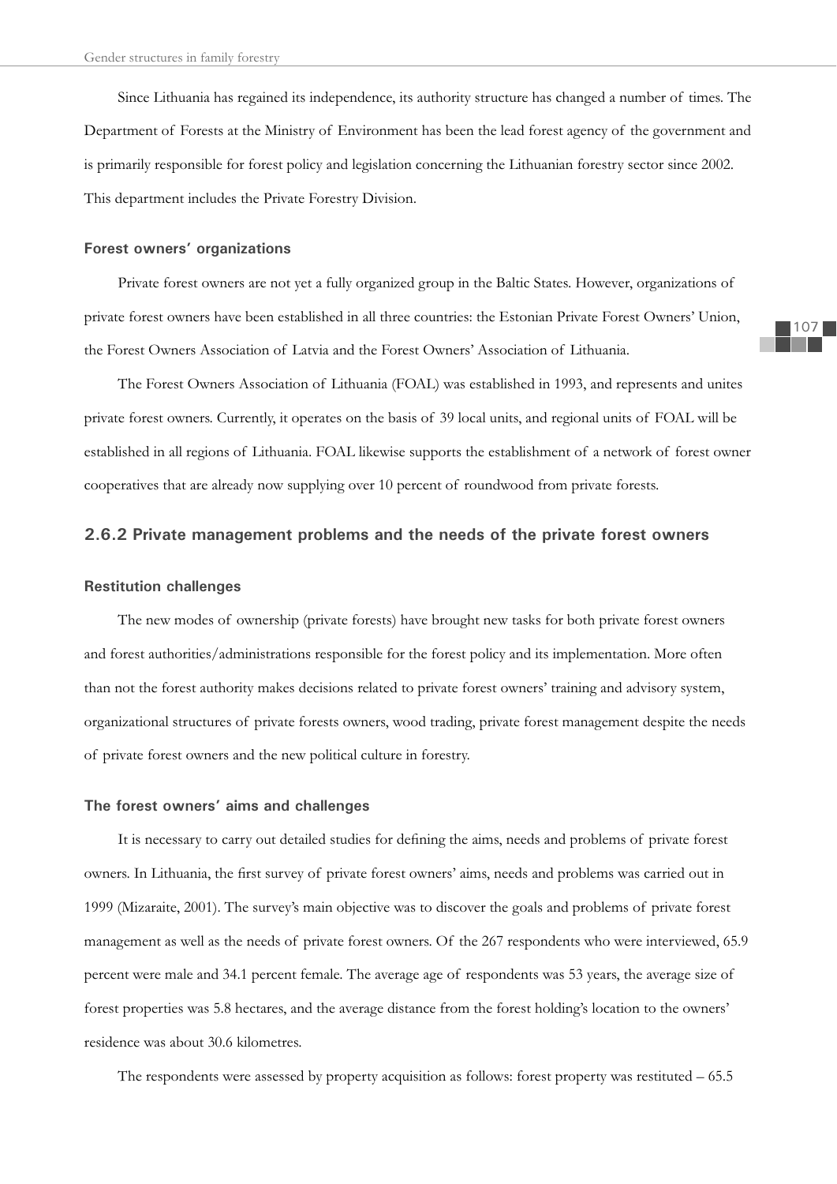Since Lithuania has regained its independence, its authority structure has changed a number of times. The Department of Forests at the Ministry of Environment has been the lead forest agency of the government and is primarily responsible for forest policy and legislation concerning the Lithuanian forestry sector since 2002. This department includes the Private Forestry Division.

#### Forest owners' organizations

Private forest owners are not yet a fully organized group in the Baltic States. However, organizations of private forest owners have been established in all three countries: the Estonian Private Forest Owners' Union, the Forest Owners Association of Latvia and the Forest Owners' Association of Lithuania.

The Forest Owners Association of Lithuania (FOAL) was established in 1993, and represents and unites private forest owners. Currently, it operates on the basis of 39 local units, and regional units of FOAL will be established in all regions of Lithuania. FOAL likewise supports the establishment of a network of forest owner cooperatives that are already now supplying over 10 percent of roundwood from private forests.

### 2.6.2 Private management problems and the needs of the private forest owners

#### Restitution challenges

The new modes of ownership (private forests) have brought new tasks for both private forest owners and forest authorities/administrations responsible for the forest policy and its implementation. More often than not the forest authority makes decisions related to private forest owners' training and advisory system, organizational structures of private forests owners, wood trading, private forest management despite the needs of private forest owners and the new political culture in forestry.

#### The forest owners' aims and challenges

It is necessary to carry out detailed studies for defining the aims, needs and problems of private forest owners. In Lithuania, the first survey of private forest owners' aims, needs and problems was carried out in 1999 (Mizaraite, 2001). The survey's main objective was to discover the goals and problems of private forest management as well as the needs of private forest owners. Of the 267 respondents who were interviewed, 65.9 percent were male and 34.1 percent female. The average age of respondents was 53 years, the average size of forest properties was 5.8 hectares, and the average distance from the forest holding's location to the owners' residence was about 30.6 kilometres.

The respondents were assessed by property acquisition as follows: forest property was restituted – 65.5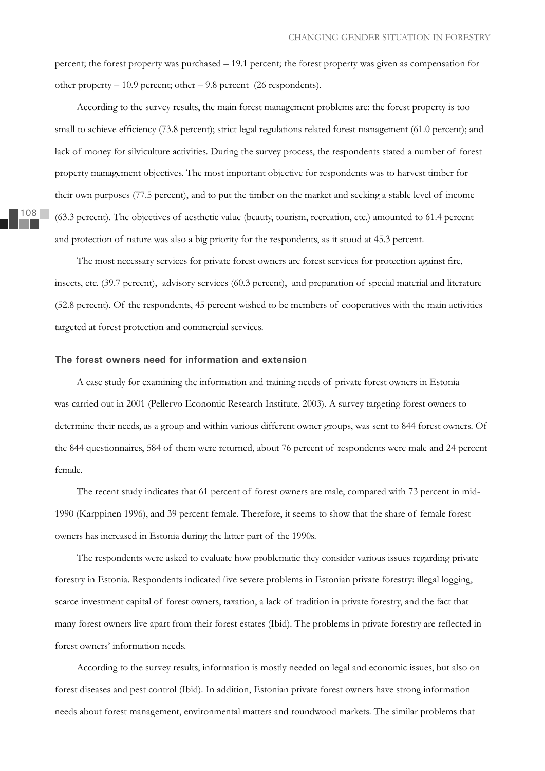percent; the forest property was purchased – 19.1 percent; the forest property was given as compensation for other property – 10.9 percent; other – 9.8 percent  (26 respondents).

According to the survey results, the main forest management problems are: the forest property is too small to achieve efficiency (73.8 percent); strict legal regulations related forest management (61.0 percent); and lack of money for silviculture activities. During the survey process, the respondents stated a number of forest property management objectives. The most important objective for respondents was to harvest timber for their own purposes (77.5 percent), and to put the timber on the market and seeking a stable level of income (63.3 percent). The objectives of aesthetic value (beauty, tourism, recreation, etc.) amounted to 61.4 percent and protection of nature was also a big priority for the respondents, as it stood at 45.3 percent.

The most necessary services for private forest owners are forest services for protection against fire, insects, etc. (39.7 percent),  advisory services (60.3 percent),  and preparation of special material and literature (52.8 percent). Of the respondents, 45 percent wished to be members of cooperatives with the main activities targeted at forest protection and commercial services.

### The forest owners need for information and extension

A case study for examining the information and training needs of private forest owners in Estonia was carried out in 2001 (Pellervo Economic Research Institute, 2003). A survey targeting forest owners to determine their needs, as a group and within various different owner groups, was sent to 844 forest owners. Of the 844 questionnaires, 584 of them were returned, about 76 percent of respondents were male and 24 percent female.

The recent study indicates that 61 percent of forest owners are male, compared with 73 percent in mid-1990 (Karppinen 1996), and 39 percent female. Therefore, it seems to show that the share of female forest owners has increased in Estonia during the latter part of the 1990s.

The respondents were asked to evaluate how problematic they consider various issues regarding private forestry in Estonia. Respondents indicated five severe problems in Estonian private forestry: illegal logging, scarce investment capital of forest owners, taxation, a lack of tradition in private forestry, and the fact that many forest owners live apart from their forest estates (Ibid). The problems in private forestry are reflected in forest owners' information needs.

According to the survey results, information is mostly needed on legal and economic issues, but also on forest diseases and pest control (Ibid). In addition, Estonian private forest owners have strong information needs about forest management, environmental matters and roundwood markets. The similar problems that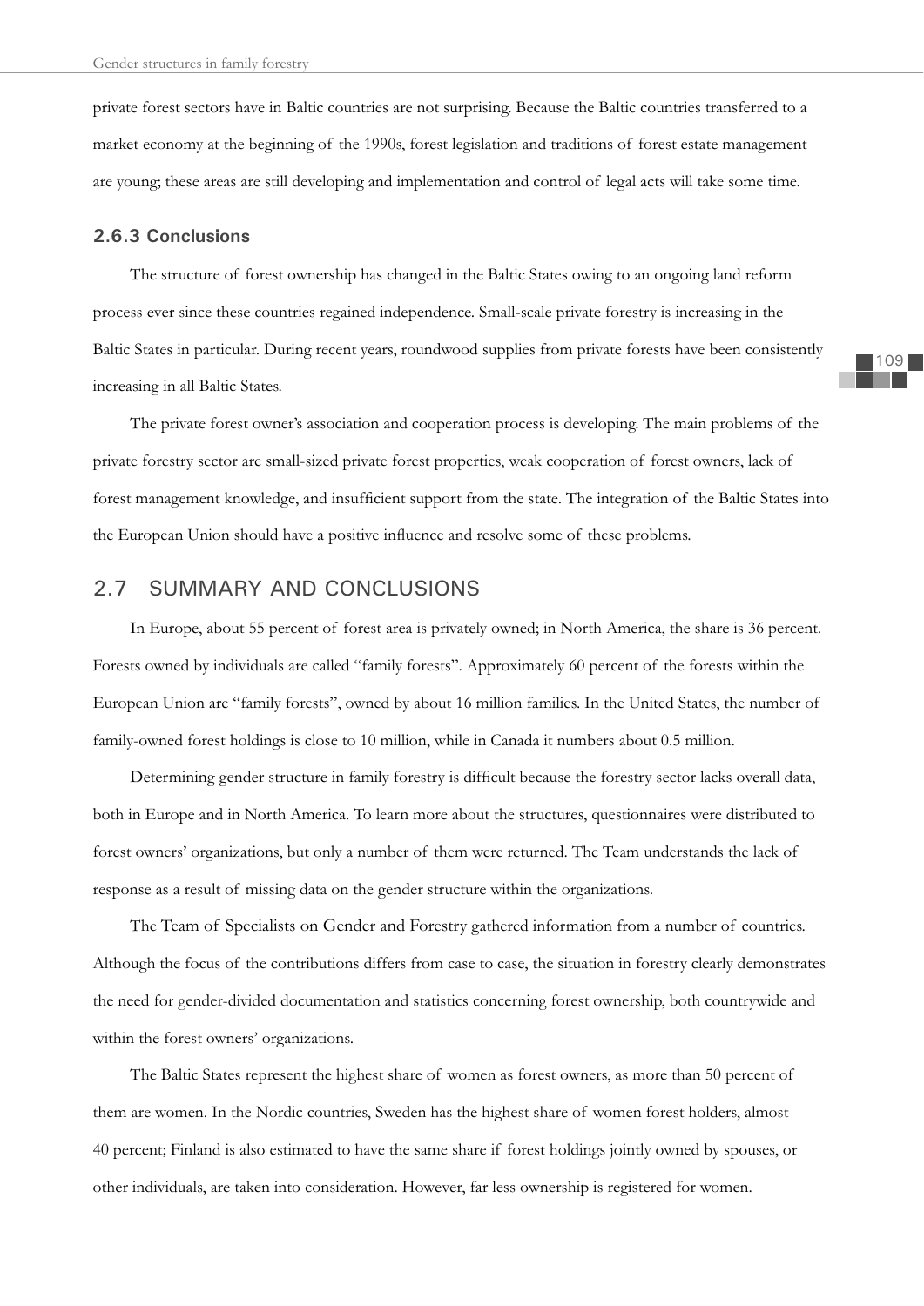private forest sectors have in Baltic countries are not surprising. Because the Baltic countries transferred to a market economy at the beginning of the 1990s, forest legislation and traditions of forest estate management are young; these areas are still developing and implementation and control of legal acts will take some time.

### 2.6.3 Conclusions

The structure of forest ownership has changed in the Baltic States owing to an ongoing land reform process ever since these countries regained independence. Small-scale private forestry is increasing in the Baltic States in particular. During recent years, roundwood supplies from private forests have been consistently increasing in all Baltic States.

The private forest owner's association and cooperation process is developing. The main problems of the private forestry sector are small-sized private forest properties, weak cooperation of forest owners, lack of forest management knowledge, and insufficient support from the state. The integration of the Baltic States into the European Union should have a positive influence and resolve some of these problems.

## 2.7 SUMMARY AND CONCLUSIONS

In Europe, about 55 percent of forest area is privately owned; in North America, the share is 36 percent. Forests owned by individuals are called "family forests". Approximately 60 percent of the forests within the European Union are "family forests", owned by about 16 million families. In the United States, the number of family-owned forest holdings is close to 10 million, while in Canada it numbers about 0.5 million.

Determining gender structure in family forestry is difficult because the forestry sector lacks overall data, both in Europe and in North America. To learn more about the structures, questionnaires were distributed to forest owners' organizations, but only a number of them were returned. The Team understands the lack of response as a result of missing data on the gender structure within the organizations.

The Team of Specialists on Gender and Forestry gathered information from a number of countries. Although the focus of the contributions differs from case to case, the situation in forestry clearly demonstrates the need for gender-divided documentation and statistics concerning forest ownership, both countrywide and within the forest owners' organizations.

The Baltic States represent the highest share of women as forest owners, as more than 50 percent of them are women. In the Nordic countries, Sweden has the highest share of women forest holders, almost 40 percent; Finland is also estimated to have the same share if forest holdings jointly owned by spouses, or other individuals, are taken into consideration. However, far less ownership is registered for women.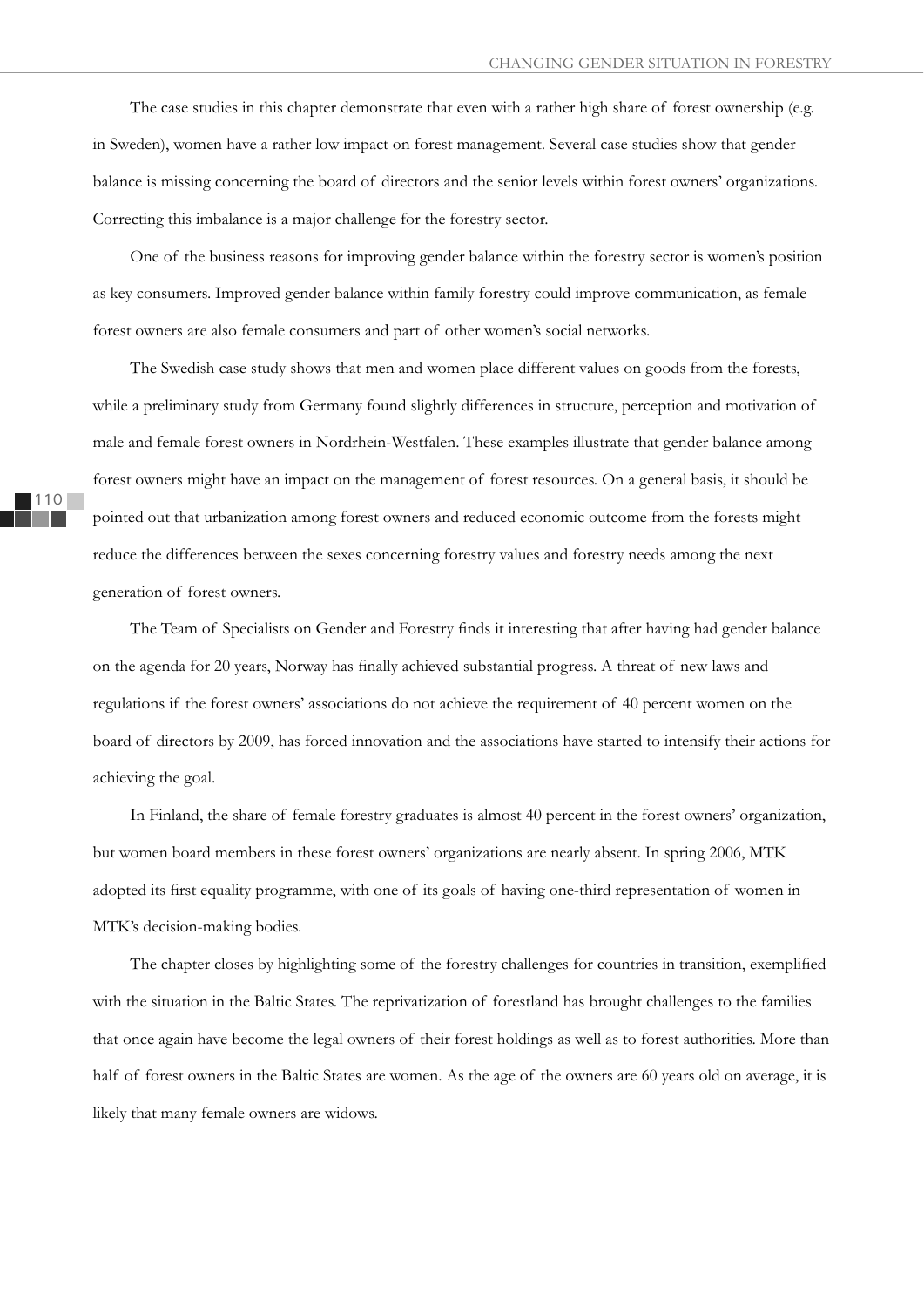The case studies in this chapter demonstrate that even with a rather high share of forest ownership (e.g. in Sweden), women have a rather low impact on forest management. Several case studies show that gender balance is missing concerning the board of directors and the senior levels within forest owners' organizations. Correcting this imbalance is a major challenge for the forestry sector.

One of the business reasons for improving gender balance within the forestry sector is women's position as key consumers. Improved gender balance within family forestry could improve communication, as female forest owners are also female consumers and part of other women's social networks.

The Swedish case study shows that men and women place different values on goods from the forests, while a preliminary study from Germany found slightly differences in structure, perception and motivation of male and female forest owners in Nordrhein-Westfalen. These examples illustrate that gender balance among forest owners might have an impact on the management of forest resources. On a general basis, it should be pointed out that urbanization among forest owners and reduced economic outcome from the forests might reduce the differences between the sexes concerning forestry values and forestry needs among the next generation of forest owners.

The Team of Specialists on Gender and Forestry finds it interesting that after having had gender balance on the agenda for 20 years, Norway has finally achieved substantial progress. A threat of new laws and regulations if the forest owners' associations do not achieve the requirement of 40 percent women on the board of directors by 2009, has forced innovation and the associations have started to intensify their actions for achieving the goal.

In Finland, the share of female forestry graduates is almost 40 percent in the forest owners' organization, but women board members in these forest owners' organizations are nearly absent. In spring 2006, MTK adopted its first equality programme, with one of its goals of having one-third representation of women in MTK's decision-making bodies.

The chapter closes by highlighting some of the forestry challenges for countries in transition, exemplified with the situation in the Baltic States. The reprivatization of forestland has brought challenges to the families that once again have become the legal owners of their forest holdings as well as to forest authorities. More than half of forest owners in the Baltic States are women. As the age of the owners are 60 years old on average, it is likely that many female owners are widows.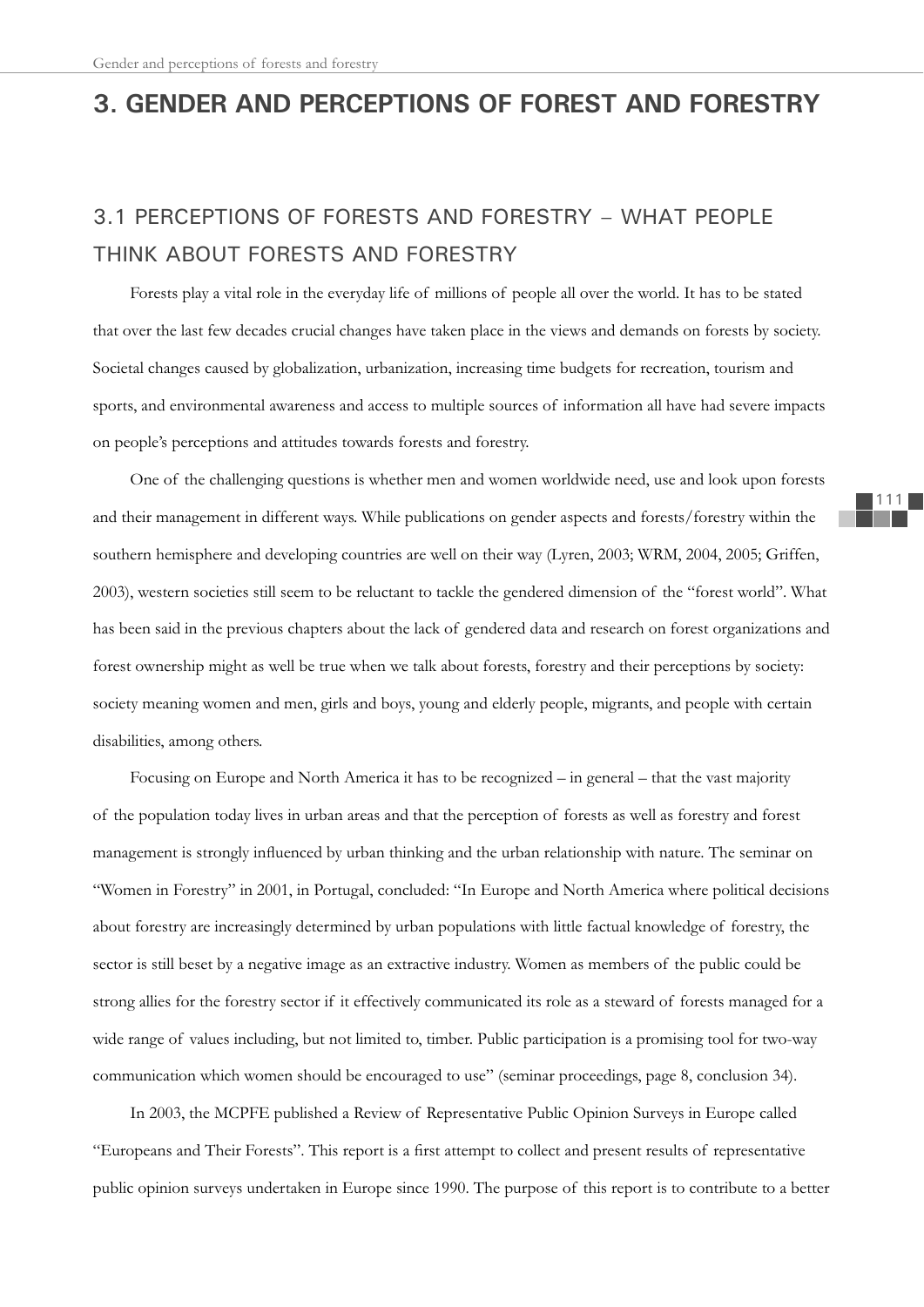# 3. GENDER AND PERCEPTIONS OF FOREST AND FORESTRY

## 3.1 PERCEPTIONS OF FORESTS AND FORESTRY – WHAT PEOPLE THINK ABOUT FORESTS AND FORESTRY

Forests play a vital role in the everyday life of millions of people all over the world. It has to be stated that over the last few decades crucial changes have taken place in the views and demands on forests by society. Societal changes caused by globalization, urbanization, increasing time budgets for recreation, tourism and sports, and environmental awareness and access to multiple sources of information all have had severe impacts on people's perceptions and attitudes towards forests and forestry.

One of the challenging questions is whether men and women worldwide need, use and look upon forests and their management in different ways. While publications on gender aspects and forests/forestry within the southern hemisphere and developing countries are well on their way (Lyren, 2003; WRM, 2004, 2005; Griffen, 2003), western societies still seem to be reluctant to tackle the gendered dimension of the "forest world". What has been said in the previous chapters about the lack of gendered data and research on forest organizations and forest ownership might as well be true when we talk about forests, forestry and their perceptions by society: society meaning women and men, girls and boys, young and elderly people, migrants, and people with certain disabilities, among others.

Focusing on Europe and North America it has to be recognized – in general – that the vast majority of the population today lives in urban areas and that the perception of forests as well as forestry and forest management is strongly influenced by urban thinking and the urban relationship with nature. The seminar on "Women in Forestry" in 2001, in Portugal, concluded: "In Europe and North America where political decisions about forestry are increasingly determined by urban populations with little factual knowledge of forestry, the sector is still beset by a negative image as an extractive industry. Women as members of the public could be strong allies for the forestry sector if it effectively communicated its role as a steward of forests managed for a wide range of values including, but not limited to, timber. Public participation is a promising tool for two-way communication which women should be encouraged to use" (seminar proceedings, page 8, conclusion 34).

In 2003, the MCPFE published a Review of Representative Public Opinion Surveys in Europe called "Europeans and Their Forests". This report is a first attempt to collect and present results of representative public opinion surveys undertaken in Europe since 1990. The purpose of this report is to contribute to a better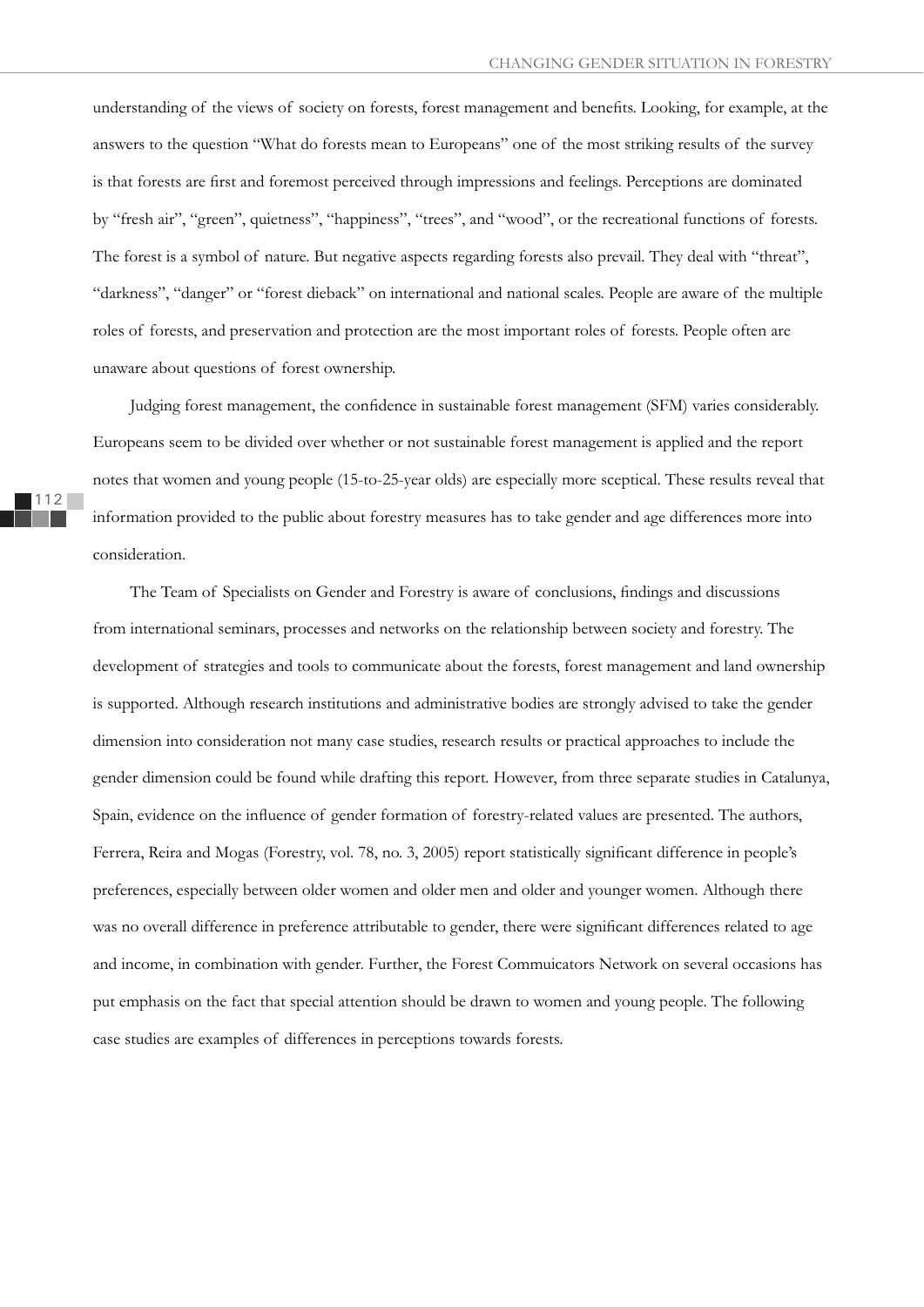understanding of the views of society on forests, forest management and benefits. Looking, for example, at the answers to the question "What do forests mean to Europeans" one of the most striking results of the survey is that forests are first and foremost perceived through impressions and feelings. Perceptions are dominated by "fresh air", "green", quietness", "happiness", "trees", and "wood", or the recreational functions of forests. The forest is a symbol of nature. But negative aspects regarding forests also prevail. They deal with "threat", "darkness", "danger" or "forest dieback" on international and national scales. People are aware of the multiple roles of forests, and preservation and protection are the most important roles of forests. People often are unaware about questions of forest ownership.

Judging forest management, the confidence in sustainable forest management (SFM) varies considerably. Europeans seem to be divided over whether or not sustainable forest management is applied and the report notes that women and young people (15-to-25-year olds) are especially more sceptical. These results reveal that information provided to the public about forestry measures has to take gender and age differences more into consideration.

The Team of Specialists on Gender and Forestry is aware of conclusions, findings and discussions from international seminars, processes and networks on the relationship between society and forestry. The development of strategies and tools to communicate about the forests, forest management and land ownership is supported. Although research institutions and administrative bodies are strongly advised to take the gender dimension into consideration not many case studies, research results or practical approaches to include the gender dimension could be found while drafting this report. However, from three separate studies in Catalunya, Spain, evidence on the influence of gender formation of forestry-related values are presented. The authors, Ferrera, Reira and Mogas (Forestry, vol. 78, no. 3, 2005) report statistically significant difference in people's preferences, especially between older women and older men and older and younger women. Although there was no overall difference in preference attributable to gender, there were significant differences related to age and income, in combination with gender. Further, the Forest Commuicators Network on several occasions has put emphasis on the fact that special attention should be drawn to women and young people. The following case studies are examples of differences in perceptions towards forests.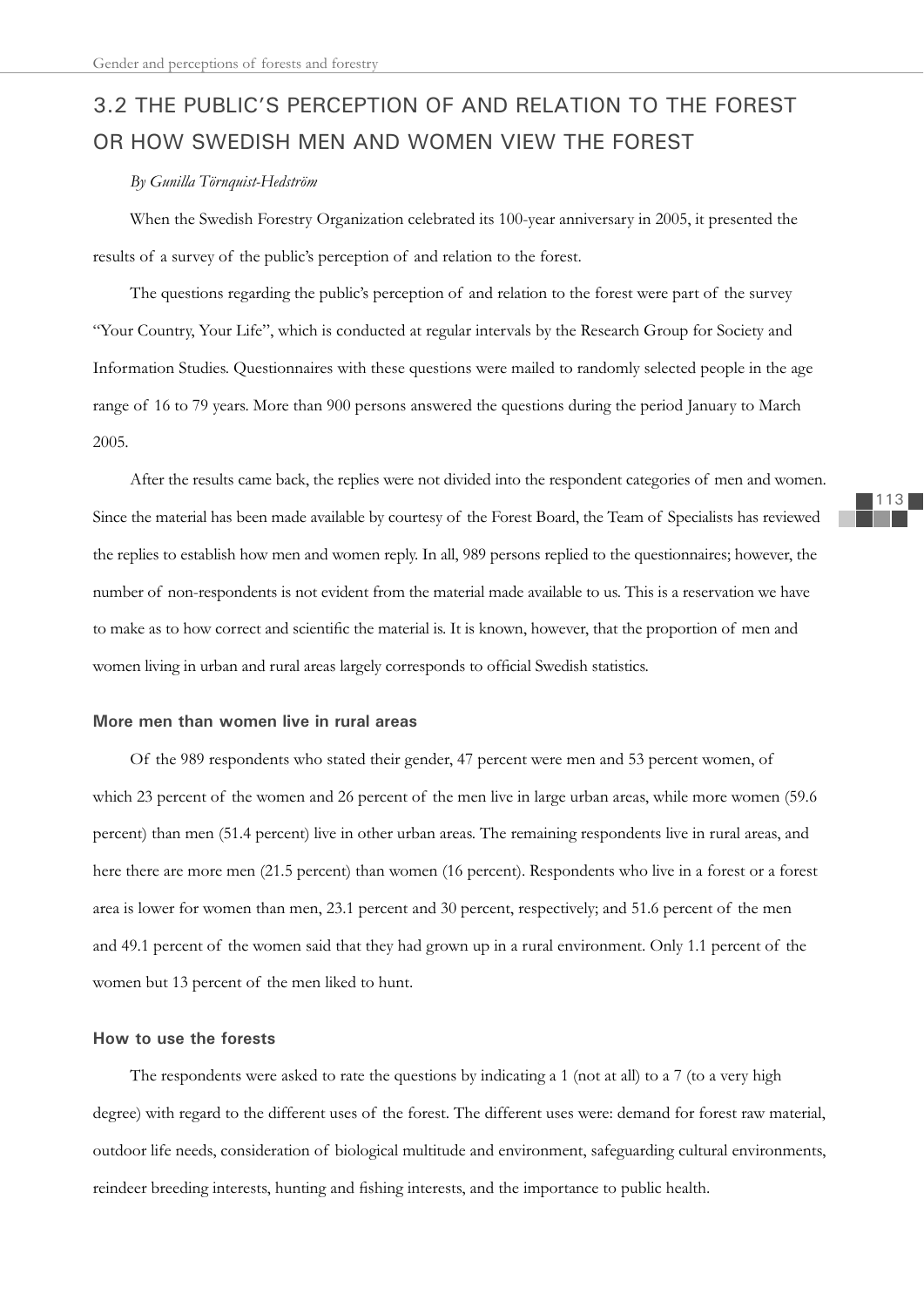## 3.2 THE PUBLIC'S PERCEPTION OF AND RELATION TO THE FOREST OR HOW SWEDISH MEN AND WOMEN VIEW THE FOREST

*By Gunilla Törnquist-Hedström*

When the Swedish Forestry Organization celebrated its 100-year anniversary in 2005, it presented the results of a survey of the public's perception of and relation to the forest.

The questions regarding the public's perception of and relation to the forest were part of the survey "Your Country, Your Life", which is conducted at regular intervals by the Research Group for Society and Information Studies. Questionnaires with these questions were mailed to randomly selected people in the age range of 16 to 79 years. More than 900 persons answered the questions during the period January to March 2005.

After the results came back, the replies were not divided into the respondent categories of men and women. Since the material has been made available by courtesy of the Forest Board, the Team of Specialists has reviewed the replies to establish how men and women reply. In all, 989 persons replied to the questionnaires; however, the number of non-respondents is not evident from the material made available to us. This is a reservation we have to make as to how correct and scientific the material is. It is known, however, that the proportion of men and women living in urban and rural areas largely corresponds to official Swedish statistics.

### More men than women live in rural areas

Of the 989 respondents who stated their gender, 47 percent were men and 53 percent women, of which 23 percent of the women and 26 percent of the men live in large urban areas, while more women (59.6 percent) than men (51.4 percent) live in other urban areas. The remaining respondents live in rural areas, and here there are more men (21.5 percent) than women (16 percent). Respondents who live in a forest or a forest area is lower for women than men, 23.1 percent and 30 percent, respectively; and 51.6 percent of the men and 49.1 percent of the women said that they had grown up in a rural environment. Only 1.1 percent of the women but 13 percent of the men liked to hunt.

### How to use the forests

The respondents were asked to rate the questions by indicating a 1 (not at all) to a 7 (to a very high degree) with regard to the different uses of the forest. The different uses were: demand for forest raw material, outdoor life needs, consideration of biological multitude and environment, safeguarding cultural environments, reindeer breeding interests, hunting and fishing interests, and the importance to public health.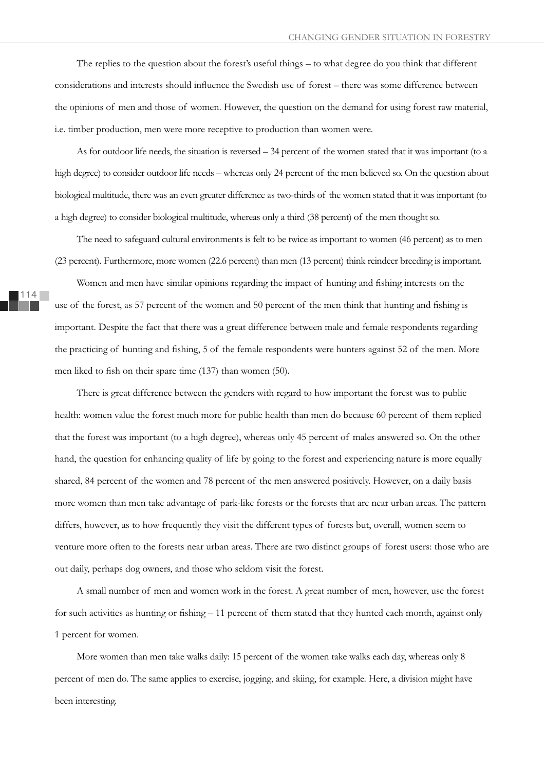The replies to the question about the forest's useful things – to what degree do you think that different considerations and interests should influence the Swedish use of forest – there was some difference between the opinions of men and those of women. However, the question on the demand for using forest raw material, i.e. timber production, men were more receptive to production than women were.

As for outdoor life needs, the situation is reversed – 34 percent of the women stated that it was important (to a high degree) to consider outdoor life needs – whereas only 24 percent of the men believed so. On the question about biological multitude, there was an even greater difference as two-thirds of the women stated that it was important (to a high degree) to consider biological multitude, whereas only a third (38 percent) of the men thought so.

The need to safeguard cultural environments is felt to be twice as important to women (46 percent) as to men (23 percent). Furthermore, more women (22.6 percent) than men (13 percent) think reindeer breeding is important.

Women and men have similar opinions regarding the impact of hunting and fishing interests on the use of the forest, as 57 percent of the women and 50 percent of the men think that hunting and fishing is important. Despite the fact that there was a great difference between male and female respondents regarding the practicing of hunting and fishing, 5 of the female respondents were hunters against 52 of the men. More men liked to fish on their spare time (137) than women (50).

There is great difference between the genders with regard to how important the forest was to public health: women value the forest much more for public health than men do because 60 percent of them replied that the forest was important (to a high degree), whereas only 45 percent of males answered so. On the other hand, the question for enhancing quality of life by going to the forest and experiencing nature is more equally shared, 84 percent of the women and 78 percent of the men answered positively. However, on a daily basis more women than men take advantage of park-like forests or the forests that are near urban areas. The pattern differs, however, as to how frequently they visit the different types of forests but, overall, women seem to venture more often to the forests near urban areas. There are two distinct groups of forest users: those who are out daily, perhaps dog owners, and those who seldom visit the forest.

A small number of men and women work in the forest. A great number of men, however, use the forest for such activities as hunting or fishing – 11 percent of them stated that they hunted each month, against only 1 percent for women.

More women than men take walks daily: 15 percent of the women take walks each day, whereas only 8 percent of men do. The same applies to exercise, jogging, and skiing, for example. Here, a division might have been interesting.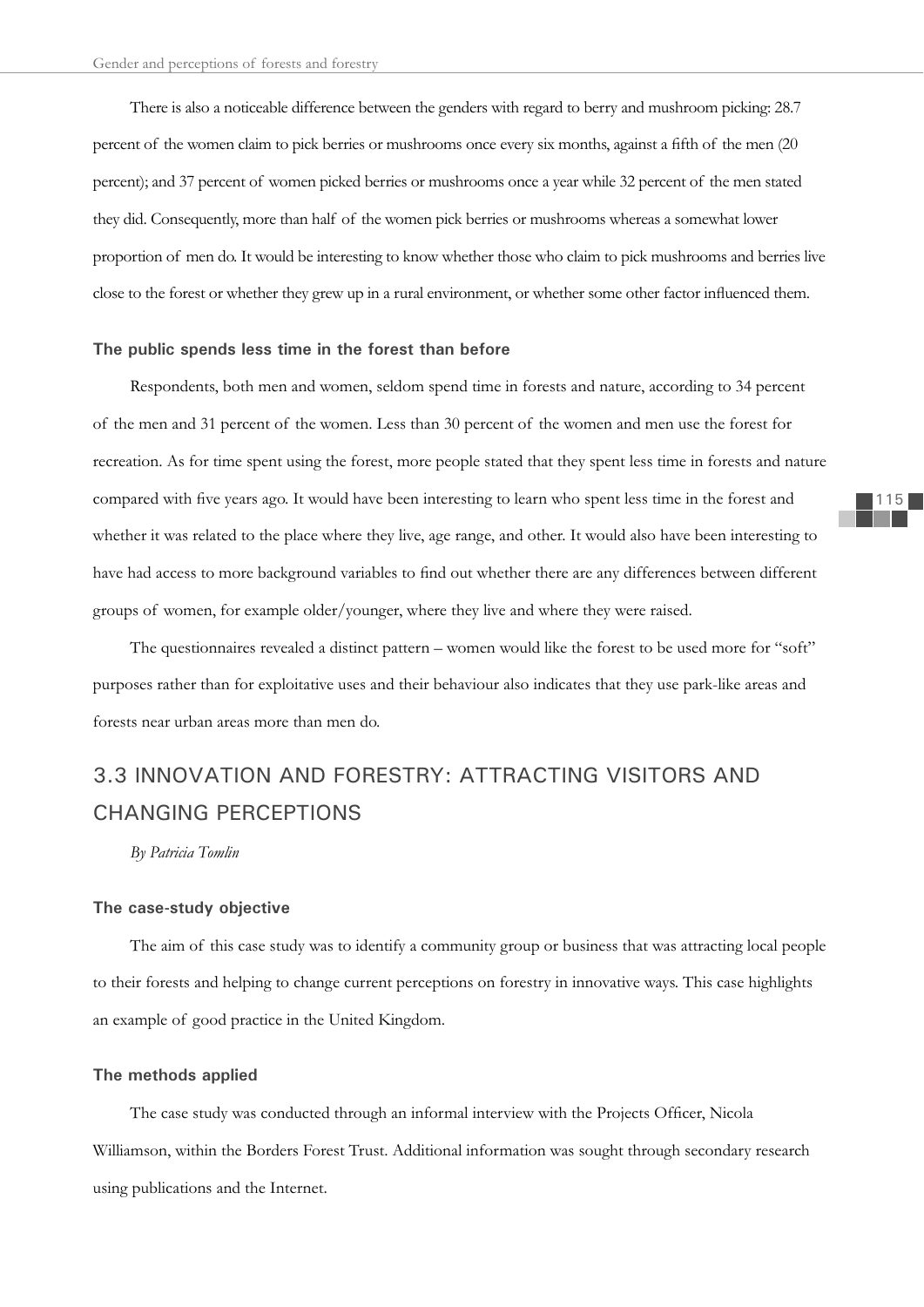There is also a noticeable difference between the genders with regard to berry and mushroom picking: 28.7 percent of the women claim to pick berries or mushrooms once every six months, against a fifth of the men (20 percent); and 37 percent of women picked berries or mushrooms once a year while 32 percent of the men stated they did. Consequently, more than half of the women pick berries or mushrooms whereas a somewhat lower proportion of men do. It would be interesting to know whether those who claim to pick mushrooms and berries live close to the forest or whether they grew up in a rural environment, or whether some other factor influenced them.

#### The public spends less time in the forest than before

Respondents, both men and women, seldom spend time in forests and nature, according to 34 percent of the men and 31 percent of the women. Less than 30 percent of the women and men use the forest for recreation. As for time spent using the forest, more people stated that they spent less time in forests and nature compared with five years ago. It would have been interesting to learn who spent less time in the forest and whether it was related to the place where they live, age range, and other. It would also have been interesting to have had access to more background variables to find out whether there are any differences between different groups of women, for example older/younger, where they live and where they were raised.

The questionnaires revealed a distinct pattern – women would like the forest to be used more for "soft" purposes rather than for exploitative uses and their behaviour also indicates that they use park-like areas and forests near urban areas more than men do.

## 3.3 INNOVATION AND FORESTRY: ATTRACTING VISITORS AND CHANGING PERCEPTIONS

*By Patricia Tomlin*

#### The case-study objective

The aim of this case study was to identify a community group or business that was attracting local people to their forests and helping to change current perceptions on forestry in innovative ways. This case highlights an example of good practice in the United Kingdom.

#### The methods applied

The case study was conducted through an informal interview with the Projects Officer, Nicola Williamson, within the Borders Forest Trust. Additional information was sought through secondary research using publications and the Internet.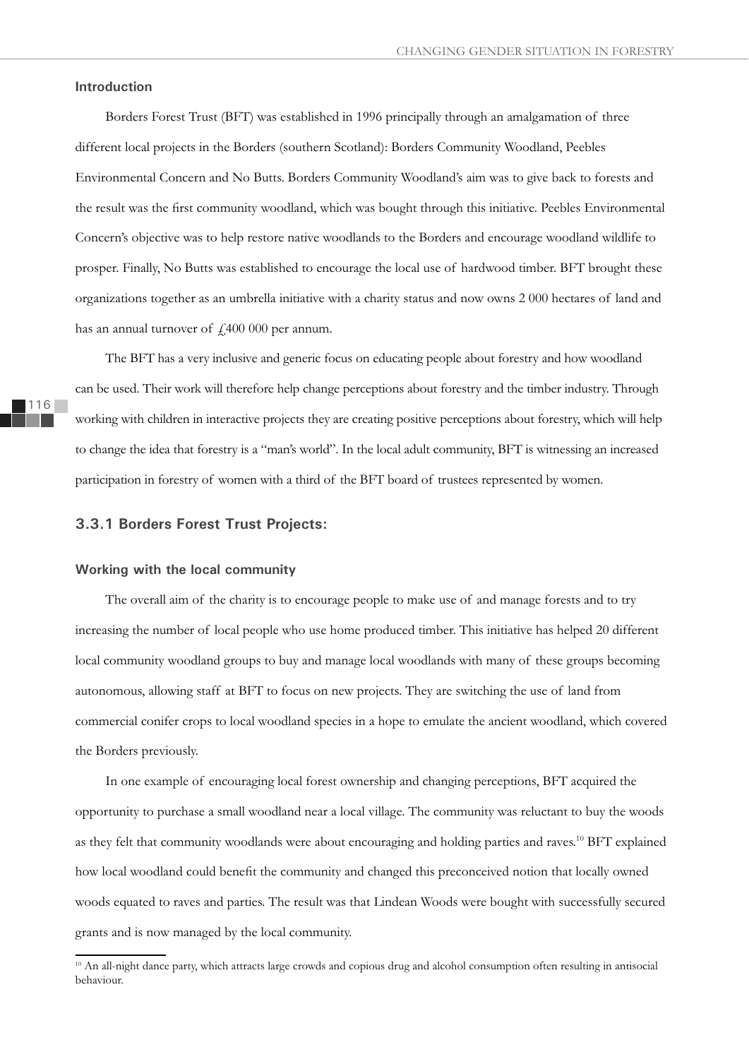**Introduction**

Borders Forest Trust (BFT) was established in 1996 principally through an amalgamation of three different local projects in the Borders (southern Scotland): Borders Community Woodland, Peebles Environmental Concern and No Butts. Borders Community Woodland's aim was to give back to forests and the result was the first community woodland, which was bought through this initiative. Peebles Environmental Concern's objective was to help restore native woodlands to the Borders and encourage woodland wildlife to prosper. Finally, No Butts was established to encourage the local use of hardwood timber. BFT brought these organizations together as an umbrella initiative with a charity status and now owns 2 000 hectares of land and has an annual turnover of £400 000 per annum.

The BFT has a very inclusive and generic focus on educating people about forestry and how woodland can be used. Their work will therefore help change perceptions about forestry and the timber industry. Through working with children in interactive projects they are creating positive perceptions about forestry, which will help to change the idea that forestry is a "man's world". In the local adult community, BFT is witnessing an increased participation in forestry of women with a third of the BFT board of trustees represented by women.

### 3.3.1 Borders Forest Trust Projects:

**Working with the local community**

The overall aim of the charity is to encourage people to make use of and manage forests and to try increasing the number of local people who use home produced timber. This initiative has helped 20 different local community woodland groups to buy and manage local woodlands with many of these groups becoming autonomous, allowing staff at BFT to focus on new projects. They are switching the use of land from commercial conifer crops to local woodland species in a hope to emulate the ancient woodland, which covered the Borders previously.

In one example of encouraging local forest ownership and changing perceptions, BFT acquired the opportunity to purchase a small woodland near a local village. The community was reluctant to buy the woods as they felt that community woodlands were about encouraging and holding parties and raves.[10] BFT explained how local woodland could benefit the community and changed this preconceived notion that locally owned woods equated to raves and parties. The result was that Lindean Woods were bought with successfully secured grants and is now managed by the local community.

[10] An all-night dance party, which attracts large crowds and copious drug and alcohol consumption often resulting in antisocial behaviour.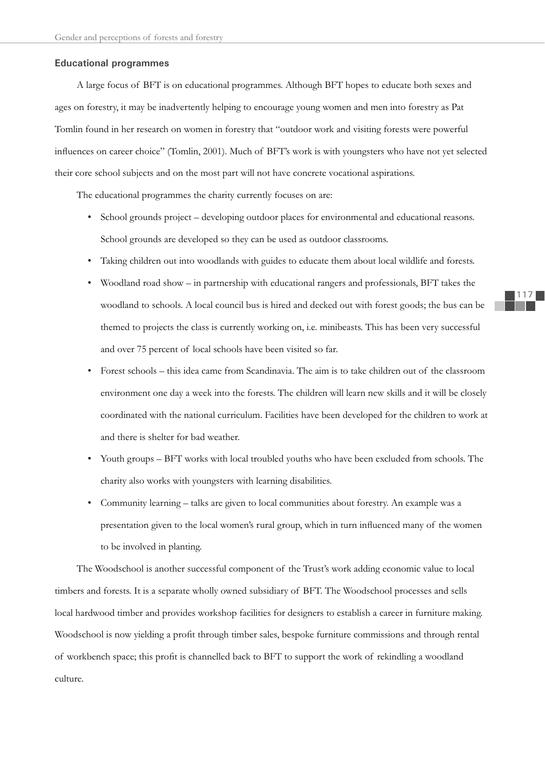### Educational programmes

A large focus of BFT is on educational programmes. Although BFT hopes to educate both sexes and ages on forestry, it may be inadvertently helping to encourage young women and men into forestry as Pat Tomlin found in her research on women in forestry that "outdoor work and visiting forests were powerful influences on career choice" (Tomlin, 2001). Much of BFT's work is with youngsters who have not yet selected their core school subjects and on the most part will not have concrete vocational aspirations.

The educational programmes the charity currently focuses on are:

- School grounds project – developing outdoor places for environmental and educational reasons. School grounds are developed so they can be used as outdoor classrooms.
- Taking children out into woodlands with guides to educate them about local wildlife and forests.
- Woodland road show – in partnership with educational rangers and professionals, BFT takes the woodland to schools. A local council bus is hired and decked out with forest goods; the bus can be themed to projects the class is currently working on, i.e. minibeasts. This has been very successful and over 75 percent of local schools have been visited so far.
- Forest schools – this idea came from Scandinavia. The aim is to take children out of the classroom environment one day a week into the forests. The children will learn new skills and it will be closely coordinated with the national curriculum. Facilities have been developed for the children to work at and there is shelter for bad weather.
- Youth groups – BFT works with local troubled youths who have been excluded from schools. The charity also works with youngsters with learning disabilities.
- Community learning – talks are given to local communities about forestry. An example was a presentation given to the local women's rural group, which in turn influenced many of the women to be involved in planting.

The Woodschool is another successful component of the Trust's work adding economic value to local timbers and forests. It is a separate wholly owned subsidiary of BFT. The Woodschool processes and sells local hardwood timber and provides workshop facilities for designers to establish a career in furniture making. Woodschool is now yielding a profit through timber sales, bespoke furniture commissions and through rental of workbench space; this profit is channelled back to BFT to support the work of rekindling a woodland culture.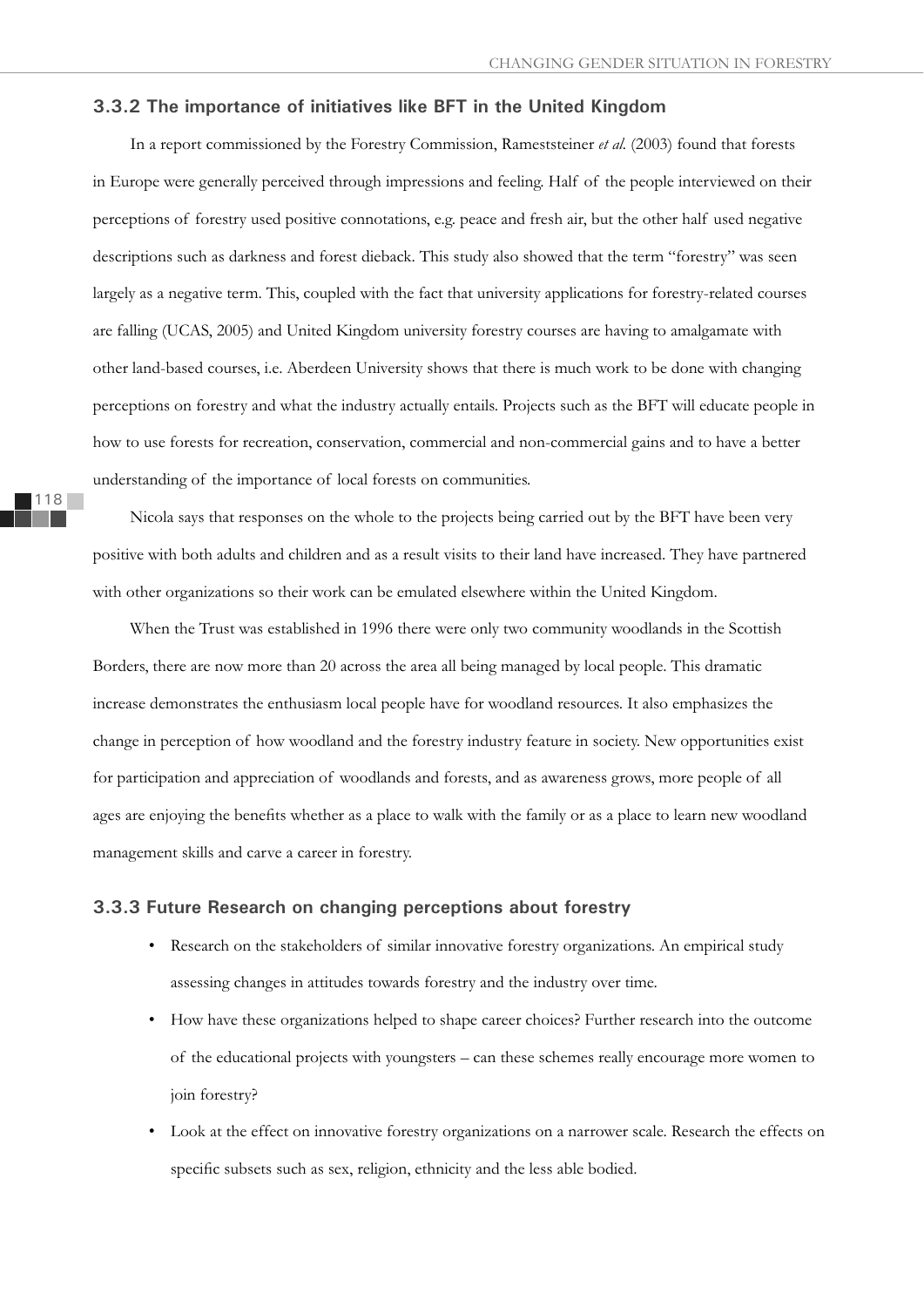### 3.3.2 The importance of initiatives like BFT in the United Kingdom

In a report commissioned by the Forestry Commission, Rametsteiner *et al.* (2003) found that forests in Europe were generally perceived through impressions and feeling. Half of the people interviewed on their perceptions of forestry used positive connotations, e.g. peace and fresh air, but the other half used negative descriptions such as darkness and forest dieback. This study also showed that the term "forestry" was seen largely as a negative term. This, coupled with the fact that university applications for forestry-related courses are falling (UCAS, 2005) and United Kingdom university forestry courses are having to amalgamate with other land-based courses, i.e. Aberdeen University shows that there is much work to be done with changing perceptions on forestry and what the industry actually entails. Projects such as the BFT will educate people in how to use forests for recreation, conservation, commercial and non-commercial gains and to have a better understanding of the importance of local forests on communities.

Nicola says that responses on the whole to the projects being carried out by the BFT have been very positive with both adults and children and as a result visits to their land have increased. They have partnered with other organizations so their work can be emulated elsewhere within the United Kingdom.

When the Trust was established in 1996 there were only two community woodlands in the Scottish Borders, there are now more than 20 across the area all being managed by local people. This dramatic increase demonstrates the enthusiasm local people have for woodland resources. It also emphasizes the change in perception of how woodland and the forestry industry feature in society. New opportunities exist for participation and appreciation of woodlands and forests, and as awareness grows, more people of all ages are enjoying the benefits whether as a place to walk with the family or as a place to learn new woodland management skills and carve a career in forestry.

### 3.3.3 Future Research on changing perceptions about forestry

- Research on the stakeholders of similar innovative forestry organizations. An empirical study assessing changes in attitudes towards forestry and the industry over time.
- How have these organizations helped to shape career choices? Further research into the outcome of the educational projects with youngsters – can these schemes really encourage more women to join forestry?
- Look at the effect on innovative forestry organizations on a narrower scale. Research the effects on specific subsets such as sex, religion, ethnicity and the less able bodied.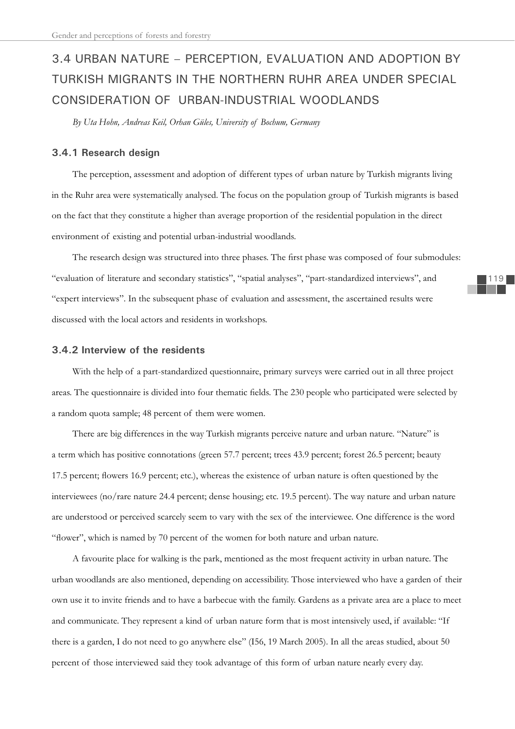## 3.4 URBAN NATURE – PERCEPTION, EVALUATION AND ADOPTION BY TURKISH MIGRANTS IN THE NORTHERN RUHR AREA UNDER SPECIAL CONSIDERATION OF URBAN-INDUSTRIAL WOODLANDS

*By Uta Hohn, Andreas Keil, Orhan Güles, University of Bochum, Germany*

### 3.4.1 Research design

The perception, assessment and adoption of different types of urban nature by Turkish migrants living in the Ruhr area were systematically analysed. The focus on the population group of Turkish migrants is based on the fact that they constitute a higher than average proportion of the residential population in the direct environment of existing and potential urban-industrial woodlands.

The research design was structured into three phases. The first phase was composed of four submodules: "evaluation of literature and secondary statistics", "spatial analyses", "part-standardized interviews", and "expert interviews". In the subsequent phase of evaluation and assessment, the ascertained results were discussed with the local actors and residents in workshops.

### 3.4.2 Interview of the residents

With the help of a part-standardized questionnaire, primary surveys were carried out in all three project areas. The questionnaire is divided into four thematic fields. The 230 people who participated were selected by a random quota sample; 48 percent of them were women.

There are big differences in the way Turkish migrants perceive nature and urban nature. "Nature" is a term which has positive connotations (green 57.7 percent; trees 43.9 percent; forest 26.5 percent; beauty 17.5 percent; flowers 16.9 percent; etc.), whereas the existence of urban nature is often questioned by the interviewees (no/rare nature 24.4 percent; dense housing; etc. 19.5 percent). The way nature and urban nature are understood or perceived scarcely seem to vary with the sex of the interviewee. One difference is the word "flower", which is named by 70 percent of the women for both nature and urban nature.

A favourite place for walking is the park, mentioned as the most frequent activity in urban nature. The urban woodlands are also mentioned, depending on accessibility. Those interviewed who have a garden of their own use it to invite friends and to have a barbecue with the family. Gardens as a private area are a place to meet and communicate. They represent a kind of urban nature form that is most intensively used, if available: "If there is a garden, I do not need to go anywhere else" (I56, 19 March 2005). In all the areas studied, about 50 percent of those interviewed said they took advantage of this form of urban nature nearly every day.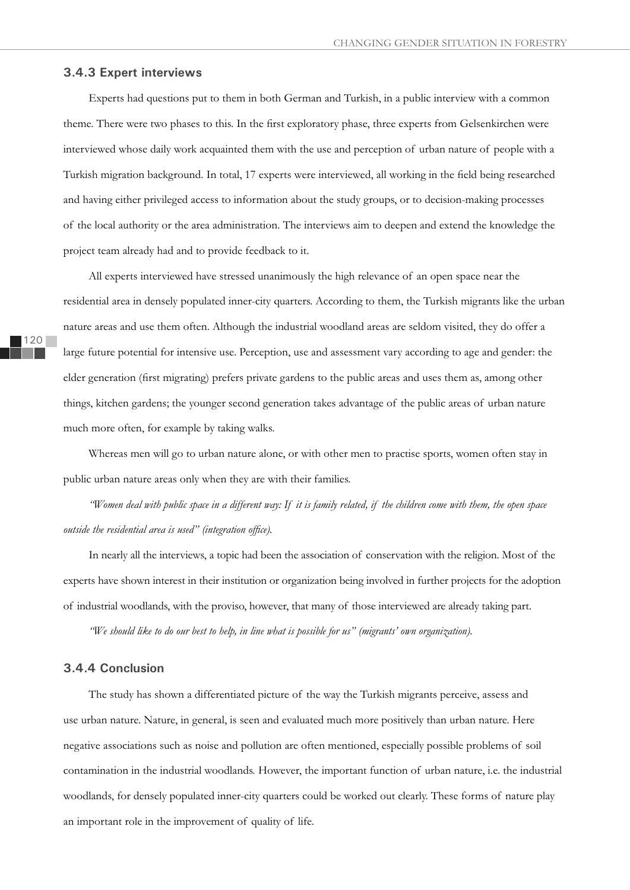### 3.4.3 Expert interviews

Experts had questions put to them in both German and Turkish, in a public interview with a common theme. There were two phases to this. In the first exploratory phase, three experts from Gelsenkirchen were interviewed whose daily work acquainted them with the use and perception of urban nature of people with a Turkish migration background. In total, 17 experts were interviewed, all working in the field being researched and having either privileged access to information about the study groups, or to decision-making processes of the local authority or the area administration. The interviews aim to deepen and extend the knowledge the project team already had and to provide feedback to it.

All experts interviewed have stressed unanimously the high relevance of an open space near the residential area in densely populated inner-city quarters. According to them, the Turkish migrants like the urban nature areas and use them often. Although the industrial woodland areas are seldom visited, they do offer a large future potential for intensive use. Perception, use and assessment vary according to age and gender: the elder generation (first migrating) prefers private gardens to the public areas and uses them as, among other things, kitchen gardens; the younger second generation takes advantage of the public areas of urban nature much more often, for example by taking walks.

Whereas men will go to urban nature alone, or with other men to practise sports, women often stay in public urban nature areas only when they are with their families.

*"Women deal with public space in a different way: If it is family related, if the children come with them, the open space outside the residential area is used" (integration office).*

In nearly all the interviews, a topic had been the association of conservation with the religion. Most of the experts have shown interest in their institution or organization being involved in further projects for the adoption of industrial woodlands, with the proviso, however, that many of those interviewed are already taking part.

*"We should like to do our best to help, in line what is possible for us" (migrants' own organization).*

### 3.4.4 Conclusion

The study has shown a differentiated picture of the way the Turkish migrants perceive, assess and use urban nature. Nature, in general, is seen and evaluated much more positively than urban nature. Here negative associations such as noise and pollution are often mentioned, especially possible problems of soil contamination in the industrial woodlands. However, the important function of urban nature, i.e. the industrial woodlands, for densely populated inner-city quarters could be worked out clearly. These forms of nature play an important role in the improvement of quality of life.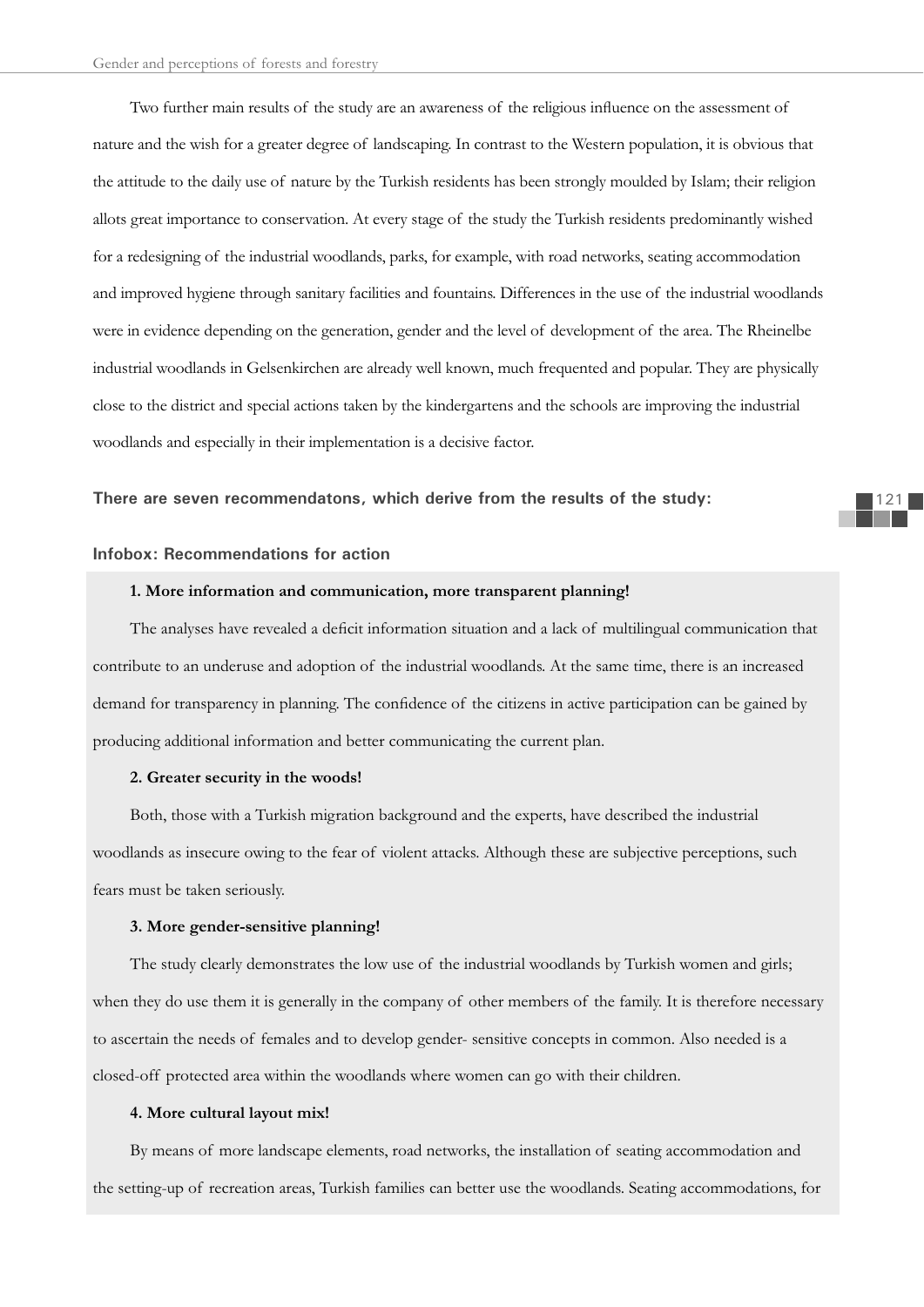Two further main results of the study are an awareness of the religious influence on the assessment of nature and the wish for a greater degree of landscaping. In contrast to the Western population, it is obvious that the attitude to the daily use of nature by the Turkish residents has been strongly moulded by Islam; their religion allots great importance to conservation. At every stage of the study the Turkish residents predominantly wished for a redesigning of the industrial woodlands, parks, for example, with road networks, seating accommodation and improved hygiene through sanitary facilities and fountains. Differences in the use of the industrial woodlands were in evidence depending on the generation, gender and the level of development of the area. The Rheinelbe industrial woodlands in Gelsenkirchen are already well known, much frequented and popular. They are physically close to the district and special actions taken by the kindergartens and the schools are improving the industrial woodlands and especially in their implementation is a decisive factor.

**There are seven recommendatons, which derive from the results of the study:**

**Infobox: Recommendations for action**

**1. More information and communication, more transparent planning!**

The analyses have revealed a deficit information situation and a lack of multilingual communication that contribute to an underuse and adoption of the industrial woodlands. At the same time, there is an increased demand for transparency in planning. The confidence of the citizens in active participation can be gained by producing additional information and better communicating the current plan.

**2. Greater security in the woods!**

Both, those with a Turkish migration background and the experts, have described the industrial woodlands as insecure owing to the fear of violent attacks. Although these are subjective perceptions, such fears must be taken seriously.

**3. More gender-sensitive planning!**

The study clearly demonstrates the low use of the industrial woodlands by Turkish women and girls; when they do use them it is generally in the company of other members of the family. It is therefore necessary to ascertain the needs of females and to develop gender- sensitive concepts in common. Also needed is a closed-off protected area within the woodlands where women can go with their children.

**4. More cultural layout mix!**

By means of more landscape elements, road networks, the installation of seating accommodation and the setting-up of recreation areas, Turkish families can better use the woodlands. Seating accommodations, for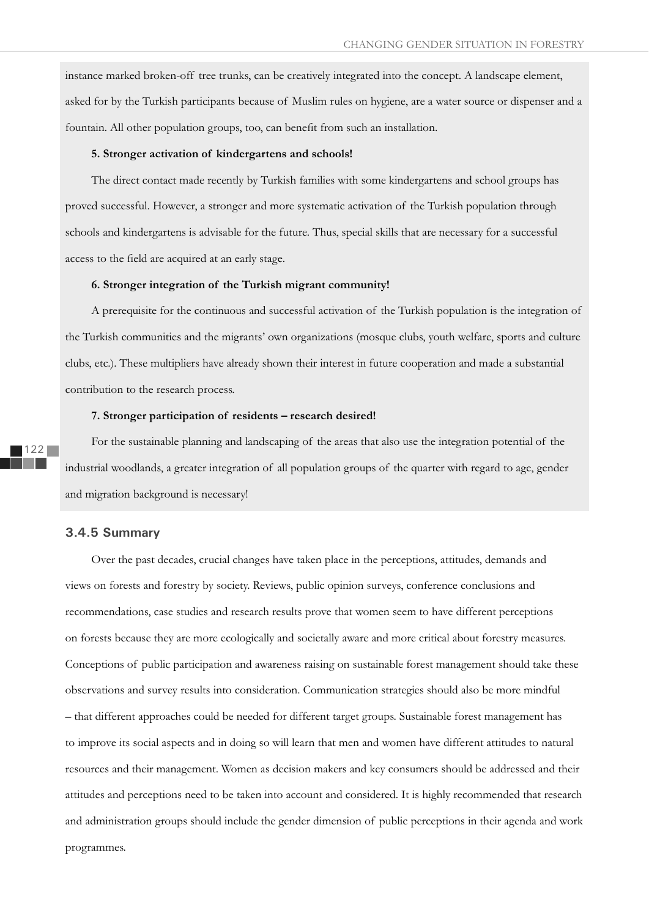instance marked broken-off tree trunks, can be creatively integrated into the concept. A landscape element, asked for by the Turkish participants because of Muslim rules on hygiene, are a water source or dispenser and a fountain. All other population groups, too, can benefit from such an installation.

**5. Stronger activation of kindergartens and schools!**

The direct contact made recently by Turkish families with some kindergartens and school groups has proved successful. However, a stronger and more systematic activation of the Turkish population through schools and kindergartens is advisable for the future. Thus, special skills that are necessary for a successful access to the field are acquired at an early stage.

**6. Stronger integration of the Turkish migrant community!**

A prerequisite for the continuous and successful activation of the Turkish population is the integration of the Turkish communities and the migrants' own organizations (mosque clubs, youth welfare, sports and culture clubs, etc.). These multipliers have already shown their interest in future cooperation and made a substantial contribution to the research process.

**7. Stronger participation of residents – research desired!**

For the sustainable planning and landscaping of the areas that also use the integration potential of the industrial woodlands, a greater integration of all population groups of the quarter with regard to age, gender and migration background is necessary!

### 3.4.5 Summary

Over the past decades, crucial changes have taken place in the perceptions, attitudes, demands and views on forests and forestry by society. Reviews, public opinion surveys, conference conclusions and recommendations, case studies and research results prove that women seem to have different perceptions on forests because they are more ecologically and societally aware and more critical about forestry measures. Conceptions of public participation and awareness raising on sustainable forest management should take these observations and survey results into consideration. Communication strategies should also be more mindful – that different approaches could be needed for different target groups. Sustainable forest management has to improve its social aspects and in doing so will learn that men and women have different attitudes to natural resources and their management. Women as decision makers and key consumers should be addressed and their attitudes and perceptions need to be taken into account and considered. It is highly recommended that research and administration groups should include the gender dimension of public perceptions in their agenda and work programmes.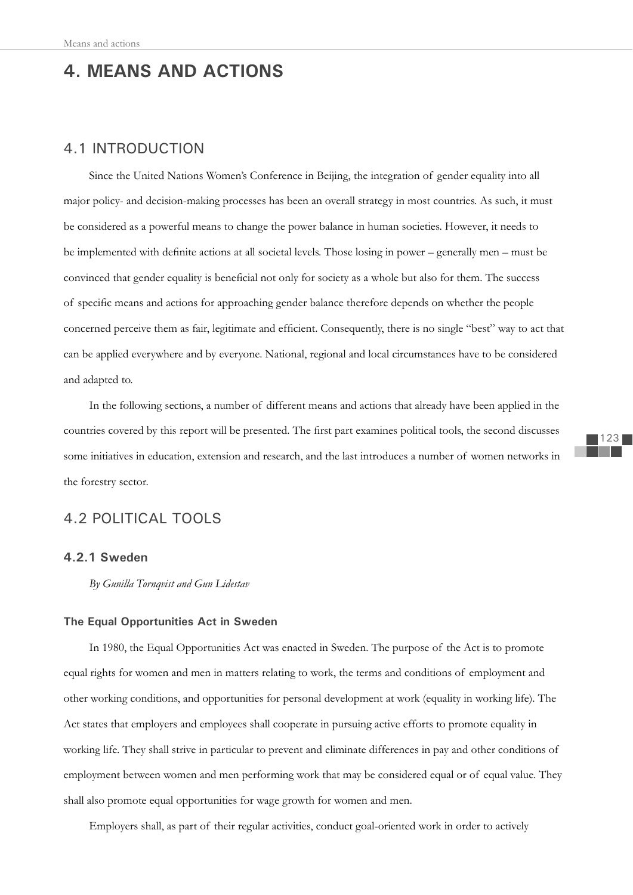# 4. MEANS AND ACTIONS

## 4.1 INTRODUCTION

Since the United Nations Women's Conference in Beijing, the integration of gender equality into all major policy- and decision-making processes has been an overall strategy in most countries. As such, it must be considered as a powerful means to change the power balance in human societies. However, it needs to be implemented with definite actions at all societal levels. Those losing in power – generally men – must be convinced that gender equality is beneficial not only for society as a whole but also for them. The success of specific means and actions for approaching gender balance therefore depends on whether the people concerned perceive them as fair, legitimate and efficient. Consequently, there is no single "best" way to act that can be applied everywhere and by everyone. National, regional and local circumstances have to be considered and adapted to.

In the following sections, a number of different means and actions that already have been applied in the countries covered by this report will be presented. The first part examines political tools, the second discusses some initiatives in education, extension and research, and the last introduces a number of women networks in the forestry sector.

## 4.2 POLITICAL TOOLS

### 4.2.1 Sweden

*By Gunilla Tornqvist and Gun Lidestav*

#### The Equal Opportunities Act in Sweden

In 1980, the Equal Opportunities Act was enacted in Sweden. The purpose of the Act is to promote equal rights for women and men in matters relating to work, the terms and conditions of employment and other working conditions, and opportunities for personal development at work (equality in working life). The Act states that employers and employees shall cooperate in pursuing active efforts to promote equality in working life. They shall strive in particular to prevent and eliminate differences in pay and other conditions of employment between women and men performing work that may be considered equal or of equal value. They shall also promote equal opportunities for wage growth for women and men.

Employers shall, as part of their regular activities, conduct goal-oriented work in order to actively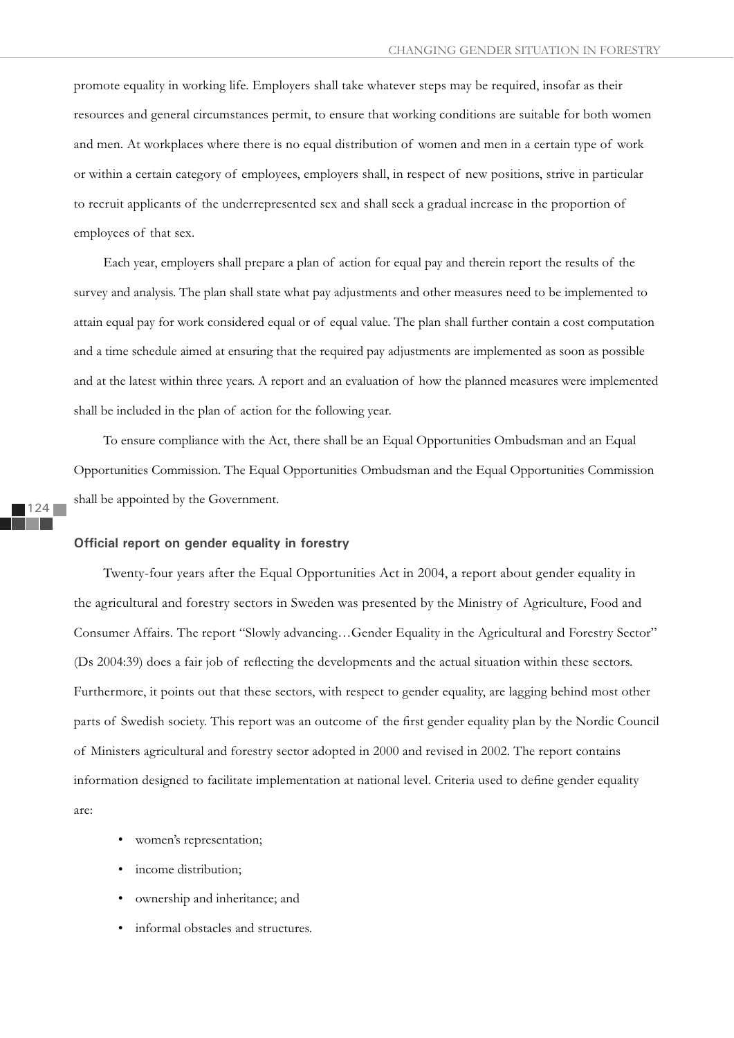promote equality in working life. Employers shall take whatever steps may be required, insofar as their resources and general circumstances permit, to ensure that working conditions are suitable for both women and men. At workplaces where there is no equal distribution of women and men in a certain type of work or within a certain category of employees, employers shall, in respect of new positions, strive in particular to recruit applicants of the underrepresented sex and shall seek a gradual increase in the proportion of employees of that sex.

Each year, employers shall prepare a plan of action for equal pay and therein report the results of the survey and analysis. The plan shall state what pay adjustments and other measures need to be implemented to attain equal pay for work considered equal or of equal value. The plan shall further contain a cost computation and a time schedule aimed at ensuring that the required pay adjustments are implemented as soon as possible and at the latest within three years. A report and an evaluation of how the planned measures were implemented shall be included in the plan of action for the following year.

To ensure compliance with the Act, there shall be an Equal Opportunities Ombudsman and an Equal Opportunities Commission. The Equal Opportunities Ombudsman and the Equal Opportunities Commission shall be appointed by the Government.

### Official report on gender equality in forestry

Twenty-four years after the Equal Opportunities Act in 2004, a report about gender equality in the agricultural and forestry sectors in Sweden was presented by the Ministry of Agriculture, Food and Consumer Affairs. The report "Slowly advancing…Gender Equality in the Agricultural and Forestry Sector" (Ds 2004:39) does a fair job of reflecting the developments and the actual situation within these sectors. Furthermore, it points out that these sectors, with respect to gender equality, are lagging behind most other parts of Swedish society. This report was an outcome of the first gender equality plan by the Nordic Council of Ministers agricultural and forestry sector adopted in 2000 and revised in 2002. The report contains information designed to facilitate implementation at national level. Criteria used to define gender equality are:

- women's representation;
- income distribution;
- ownership and inheritance; and
- informal obstacles and structures.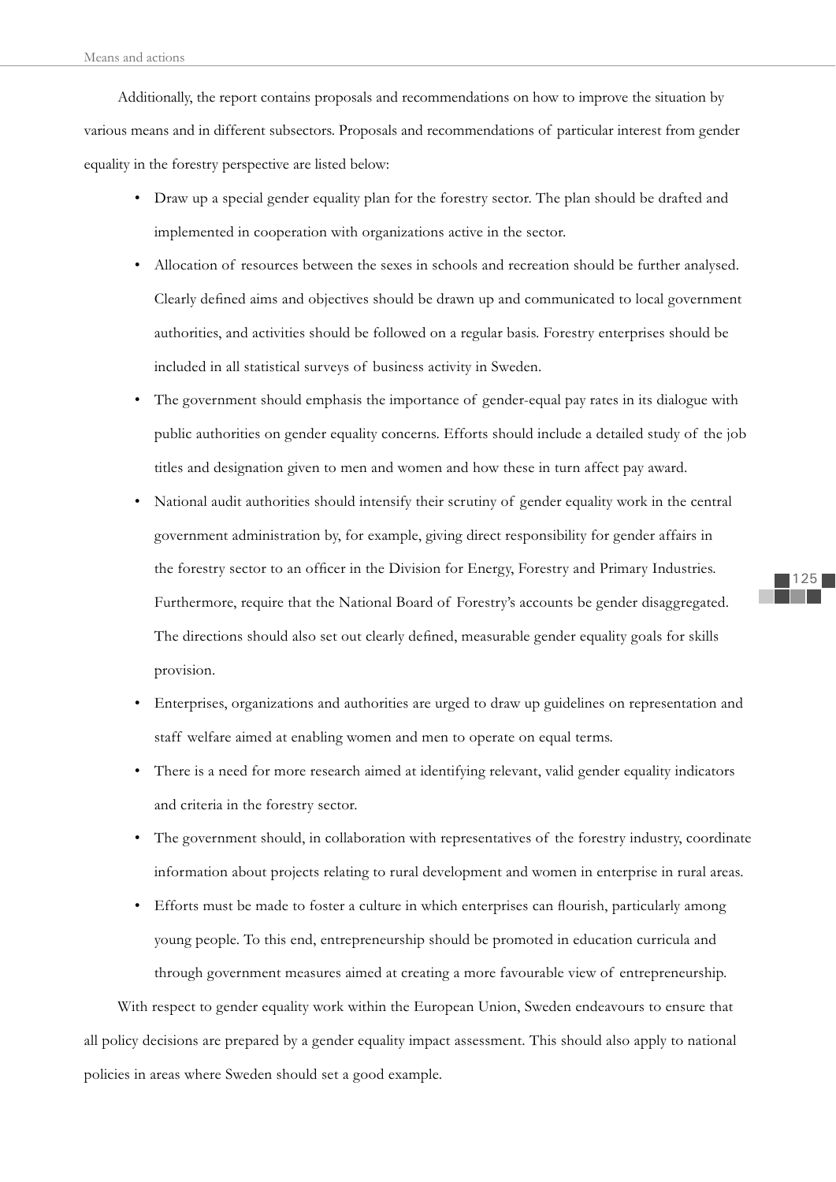Additionally, the report contains proposals and recommendations on how to improve the situation by various means and in different subsectors. Proposals and recommendations of particular interest from gender equality in the forestry perspective are listed below:

- Draw up a special gender equality plan for the forestry sector. The plan should be drafted and implemented in cooperation with organizations active in the sector.
- Allocation of resources between the sexes in schools and recreation should be further analysed. Clearly defined aims and objectives should be drawn up and communicated to local government authorities, and activities should be followed on a regular basis. Forestry enterprises should be included in all statistical surveys of business activity in Sweden.
- The government should emphasis the importance of gender-equal pay rates in its dialogue with public authorities on gender equality concerns. Efforts should include a detailed study of the job titles and designation given to men and women and how these in turn affect pay award.
- National audit authorities should intensify their scrutiny of gender equality work in the central government administration by, for example, giving direct responsibility for gender affairs in the forestry sector to an officer in the Division for Energy, Forestry and Primary Industries. Furthermore, require that the National Board of Forestry's accounts be gender disaggregated. The directions should also set out clearly defined, measurable gender equality goals for skills provision.
- Enterprises, organizations and authorities are urged to draw up guidelines on representation and staff welfare aimed at enabling women and men to operate on equal terms.
- There is a need for more research aimed at identifying relevant, valid gender equality indicators and criteria in the forestry sector.
- The government should, in collaboration with representatives of the forestry industry, coordinate information about projects relating to rural development and women in enterprise in rural areas.
- Efforts must be made to foster a culture in which enterprises can flourish, particularly among young people. To this end, entrepreneurship should be promoted in education curricula and through government measures aimed at creating a more favourable view of entrepreneurship.

With respect to gender equality work within the European Union, Sweden endeavours to ensure that all policy decisions are prepared by a gender equality impact assessment. This should also apply to national policies in areas where Sweden should set a good example.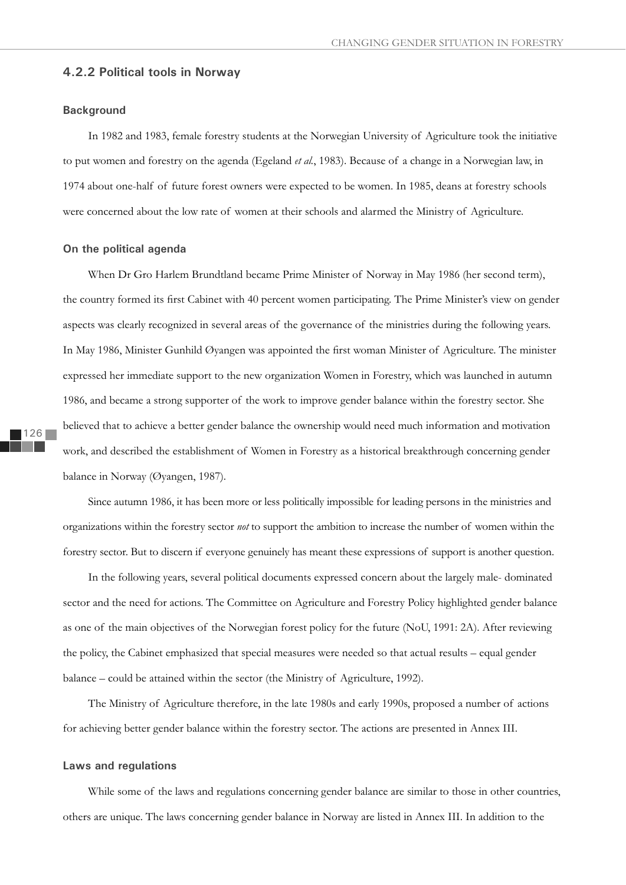### 4.2.2 Political tools in Norway

#### Background

In 1982 and 1983, female forestry students at the Norwegian University of Agriculture took the initiative to put women and forestry on the agenda (Egeland *et al.*, 1983). Because of a change in a Norwegian law, in 1974 about one-half of future forest owners were expected to be women. In 1985, deans at forestry schools were concerned about the low rate of women at their schools and alarmed the Ministry of Agriculture.

#### On the political agenda

When Dr Gro Harlem Brundtland became Prime Minister of Norway in May 1986 (her second term), the country formed its first Cabinet with 40 percent women participating. The Prime Minister's view on gender aspects was clearly recognized in several areas of the governance of the ministries during the following years. In May 1986, Minister Gunhild Øyangen was appointed the first woman Minister of Agriculture. The minister expressed her immediate support to the new organization Women in Forestry, which was launched in autumn 1986, and became a strong supporter of the work to improve gender balance within the forestry sector. She believed that to achieve a better gender balance the ownership would need much information and motivation work, and described the establishment of Women in Forestry as a historical breakthrough concerning gender balance in Norway (Øyangen, 1987).

Since autumn 1986, it has been more or less politically impossible for leading persons in the ministries and organizations within the forestry sector *not* to support the ambition to increase the number of women within the forestry sector. But to discern if everyone genuinely has meant these expressions of support is another question.

In the following years, several political documents expressed concern about the largely male- dominated sector and the need for actions. The Committee on Agriculture and Forestry Policy highlighted gender balance as one of the main objectives of the Norwegian forest policy for the future (NoU, 1991: 2A). After reviewing the policy, the Cabinet emphasized that special measures were needed so that actual results – equal gender balance – could be attained within the sector (the Ministry of Agriculture, 1992).

The Ministry of Agriculture therefore, in the late 1980s and early 1990s, proposed a number of actions for achieving better gender balance within the forestry sector. The actions are presented in Annex III.

#### Laws and regulations

While some of the laws and regulations concerning gender balance are similar to those in other countries, others are unique. The laws concerning gender balance in Norway are listed in Annex III. In addition to the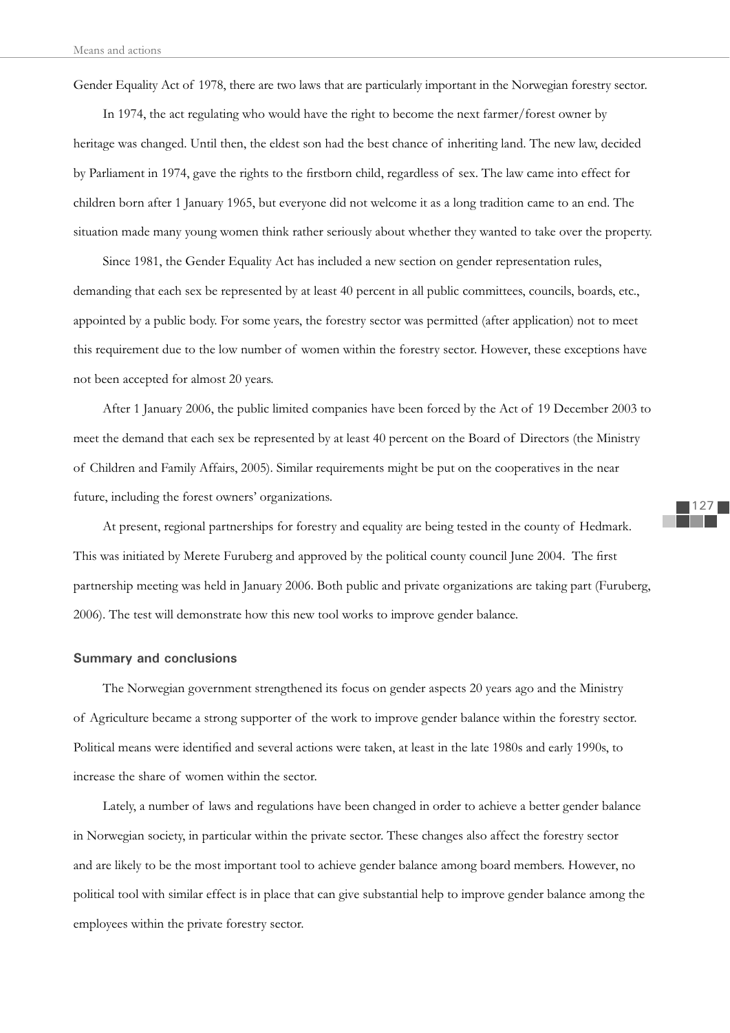Gender Equality Act of 1978, there are two laws that are particularly important in the Norwegian forestry sector.

In 1974, the act regulating who would have the right to become the next farmer/forest owner by heritage was changed. Until then, the eldest son had the best chance of inheriting land. The new law, decided by Parliament in 1974, gave the rights to the firstborn child, regardless of sex. The law came into effect for children born after 1 January 1965, but everyone did not welcome it as a long tradition came to an end. The situation made many young women think rather seriously about whether they wanted to take over the property.

Since 1981, the Gender Equality Act has included a new section on gender representation rules, demanding that each sex be represented by at least 40 percent in all public committees, councils, boards, etc., appointed by a public body. For some years, the forestry sector was permitted (after application) not to meet this requirement due to the low number of women within the forestry sector. However, these exceptions have not been accepted for almost 20 years.

After 1 January 2006, the public limited companies have been forced by the Act of 19 December 2003 to meet the demand that each sex be represented by at least 40 percent on the Board of Directors (the Ministry of Children and Family Affairs, 2005). Similar requirements might be put on the cooperatives in the near future, including the forest owners' organizations.

At present, regional partnerships for forestry and equality are being tested in the county of Hedmark. This was initiated by Merete Furuberg and approved by the political county council June 2004. The first partnership meeting was held in January 2006. Both public and private organizations are taking part (Furuberg, 2006). The test will demonstrate how this new tool works to improve gender balance.

### Summary and conclusions

The Norwegian government strengthened its focus on gender aspects 20 years ago and the Ministry of Agriculture became a strong supporter of the work to improve gender balance within the forestry sector. Political means were identified and several actions were taken, at least in the late 1980s and early 1990s, to increase the share of women within the sector.

Lately, a number of laws and regulations have been changed in order to achieve a better gender balance in Norwegian society, in particular within the private sector. These changes also affect the forestry sector and are likely to be the most important tool to achieve gender balance among board members. However, no political tool with similar effect is in place that can give substantial help to improve gender balance among the employees within the private forestry sector.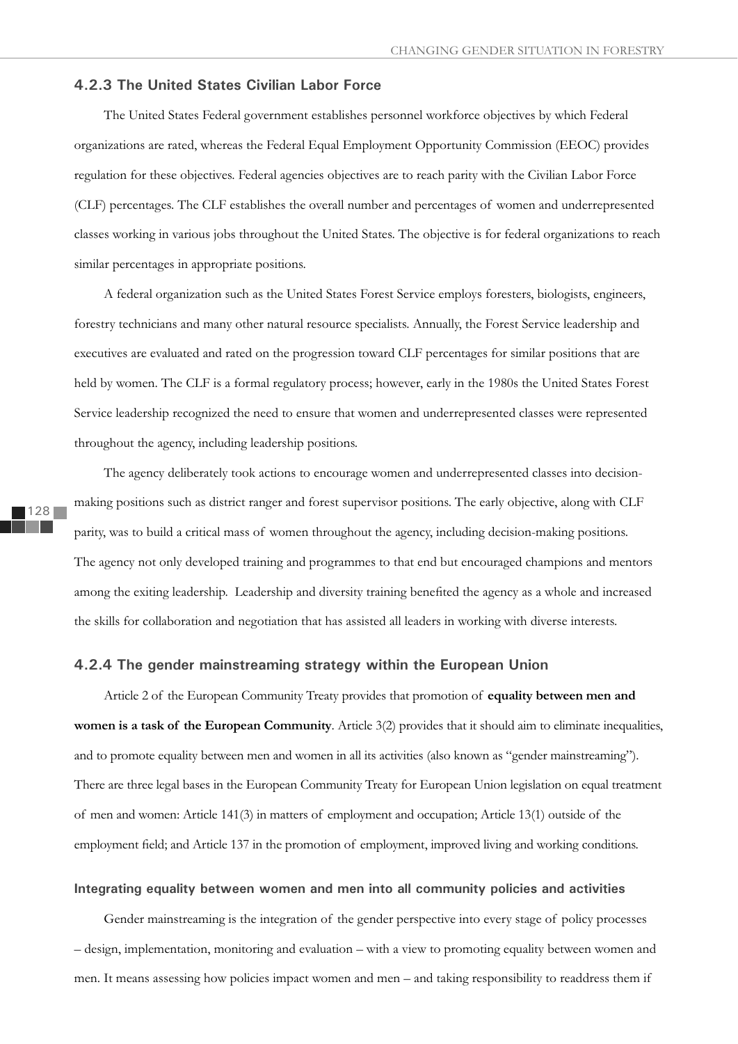### 4.2.3 The United States Civilian Labor Force

The United States Federal government establishes personnel workforce objectives by which Federal organizations are rated, whereas the Federal Equal Employment Opportunity Commission (EEOC) provides regulation for these objectives. Federal agencies objectives are to reach parity with the Civilian Labor Force (CLF) percentages. The CLF establishes the overall number and percentages of women and underrepresented classes working in various jobs throughout the United States. The objective is for federal organizations to reach similar percentages in appropriate positions.

A federal organization such as the United States Forest Service employs foresters, biologists, engineers, forestry technicians and many other natural resource specialists. Annually, the Forest Service leadership and executives are evaluated and rated on the progression toward CLF percentages for similar positions that are held by women. The CLF is a formal regulatory process; however, early in the 1980s the United States Forest Service leadership recognized the need to ensure that women and underrepresented classes were represented throughout the agency, including leadership positions.

The agency deliberately took actions to encourage women and underrepresented classes into decision-making positions such as district ranger and forest supervisor positions. The early objective, along with CLF parity, was to build a critical mass of women throughout the agency, including decision-making positions. The agency not only developed training and programmes to that end but encouraged champions and mentors among the exiting leadership. Leadership and diversity training benefited the agency as a whole and increased the skills for collaboration and negotiation that has assisted all leaders in working with diverse interests.

### 4.2.4 The gender mainstreaming strategy within the European Union

Article 2 of the European Community Treaty provides that promotion of **equality between men and women is a task of the European Community**. Article 3(2) provides that it should aim to eliminate inequalities, and to promote equality between men and women in all its activities (also known as "gender mainstreaming"). There are three legal bases in the European Community Treaty for European Union legislation on equal treatment of men and women: Article 141(3) in matters of employment and occupation; Article 13(1) outside of the employment field; and Article 137 in the promotion of employment, improved living and working conditions.

#### Integrating equality between women and men into all community policies and activities

Gender mainstreaming is the integration of the gender perspective into every stage of policy processes – design, implementation, monitoring and evaluation – with a view to promoting equality between women and men. It means assessing how policies impact women and men – and taking responsibility to readdress them if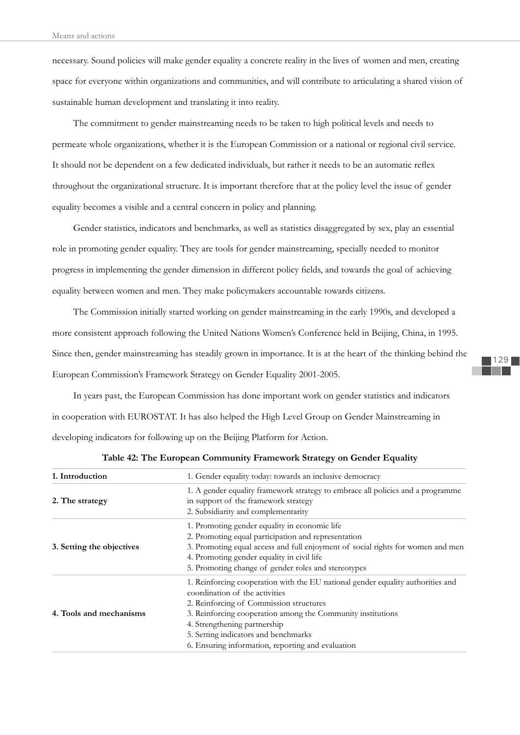necessary. Sound policies will make gender equality a concrete reality in the lives of women and men, creating space for everyone within organizations and communities, and will contribute to articulating a shared vision of sustainable human development and translating it into reality.

The commitment to gender mainstreaming needs to be taken to high political levels and needs to permeate whole organizations, whether it is the European Commission or a national or regional civil service. It should not be dependent on a few dedicated individuals, but rather it needs to be an automatic reflex throughout the organizational structure. It is important therefore that at the policy level the issue of gender equality becomes a visible and a central concern in policy and planning.

Gender statistics, indicators and benchmarks, as well as statistics disaggregated by sex, play an essential role in promoting gender equality. They are tools for gender mainstreaming, specially needed to monitor progress in implementing the gender dimension in different policy fields, and towards the goal of achieving equality between women and men. They make policymakers accountable towards citizens.

The Commission initially started working on gender mainstreaming in the early 1990s, and developed a more consistent approach following the United Nations Women's Conference held in Beijing, China, in 1995. Since then, gender mainstreaming has steadily grown in importance. It is at the heart of the thinking behind the European Commission's Framework Strategy on Gender Equality 2001-2005.

In years past, the European Commission has done important work on gender statistics and indicators in cooperation with EUROSTAT. It has also helped the High Level Group on Gender Mainstreaming in developing indicators for following up on the Beijing Platform for Action.

**Table 42: The European Community Framework Strategy on Gender Equality**

| | |
|---|---|
| **1. Introduction** | 1. Gender equality today: towards an inclusive democracy |
| **2. The strategy** | 1. A gender equality framework strategy to embrace all policies and a programme in support of the framework strategy<br>2. Subsidiarity and complementarity |
| **3. Setting the objectives** | 1. Promoting gender equality in economic life<br>2. Promoting equal participation and representation<br>3. Promoting equal access and full enjoyment of social rights for women and men<br>4. Promoting gender equality in civil life<br>5. Promoting change of gender roles and stereotypes |
| **4. Tools and mechanisms** | 1. Reinforcing cooperation with the EU national gender equality authorities and coordination of the activities<br>2. Reinforcing of Commission structures<br>3. Reinforcing cooperation among the Community institutions<br>4. Strengthening partnership<br>5. Setting indicators and benchmarks<br>6. Ensuring information, reporting and evaluation |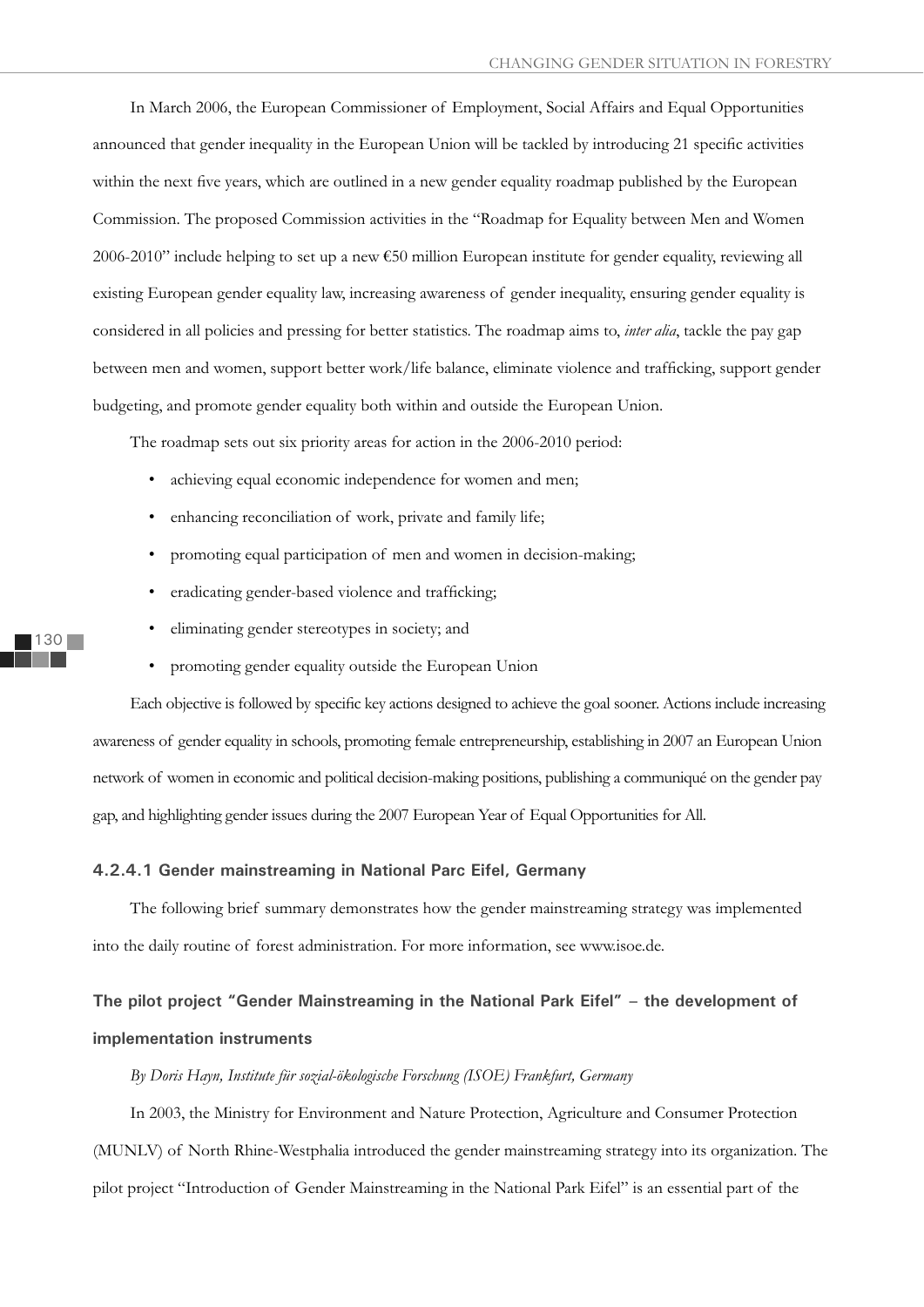In March 2006, the European Commissioner of Employment, Social Affairs and Equal Opportunities announced that gender inequality in the European Union will be tackled by introducing 21 specific activities within the next five years, which are outlined in a new gender equality roadmap published by the European Commission. The proposed Commission activities in the "Roadmap for Equality between Men and Women 2006-2010" include helping to set up a new €50 million European institute for gender equality, reviewing all existing European gender equality law, increasing awareness of gender inequality, ensuring gender equality is considered in all policies and pressing for better statistics. The roadmap aims to, *inter alia*, tackle the pay gap between men and women, support better work/life balance, eliminate violence and trafficking, support gender budgeting, and promote gender equality both within and outside the European Union.

The roadmap sets out six priority areas for action in the 2006-2010 period:

- achieving equal economic independence for women and men;
- enhancing reconciliation of work, private and family life;
- promoting equal participation of men and women in decision-making;
- eradicating gender-based violence and trafficking;
- eliminating gender stereotypes in society; and
- promoting gender equality outside the European Union

Each objective is followed by specific key actions designed to achieve the goal sooner. Actions include increasing awareness of gender equality in schools, promoting female entrepreneurship, establishing in 2007 an European Union network of women in economic and political decision-making positions, publishing a communiqué on the gender pay gap, and highlighting gender issues during the 2007 European Year of Equal Opportunities for All.

#### 4.2.4.1 Gender mainstreaming in National Parc Eifel, Germany

The following brief summary demonstrates how the gender mainstreaming strategy was implemented into the daily routine of forest administration. For more information, see www.isoe.de.

**The pilot project "Gender Mainstreaming in the National Park Eifel" – the development of implementation instruments**

*By Doris Hayn, Institute für sozial-ökologische Forschung (ISOE) Frankfurt, Germany*

In 2003, the Ministry for Environment and Nature Protection, Agriculture and Consumer Protection (MUNLV) of North Rhine-Westphalia introduced the gender mainstreaming strategy into its organization. The pilot project "Introduction of Gender Mainstreaming in the National Park Eifel" is an essential part of the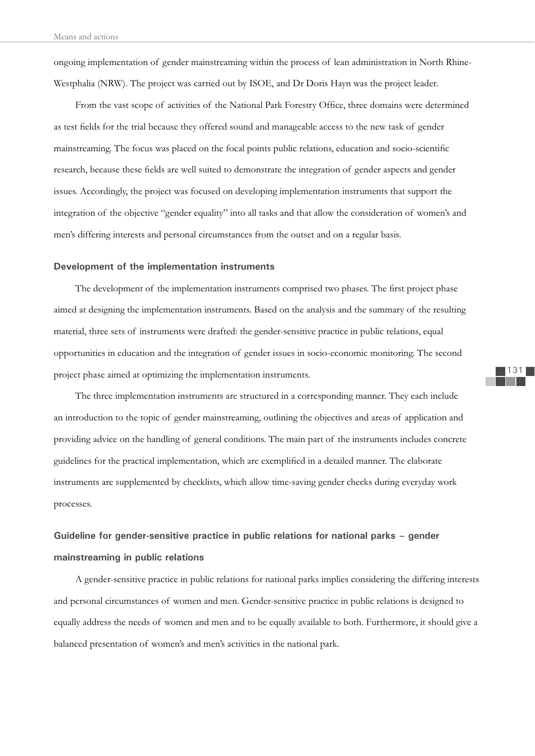ongoing implementation of gender mainstreaming within the process of lean administration in North Rhine-Westphalia (NRW). The project was carried out by ISOE, and Dr Doris Hayn was the project leader.

From the vast scope of activities of the National Park Forestry Office, three domains were determined as test fields for the trial because they offered sound and manageable access to the new task of gender mainstreaming. The focus was placed on the focal points public relations, education and socio-scientific research, because these fields are well suited to demonstrate the integration of gender aspects and gender issues. Accordingly, the project was focused on developing implementation instruments that support the integration of the objective "gender equality" into all tasks and that allow the consideration of women's and men's differing interests and personal circumstances from the outset and on a regular basis.

### Development of the implementation instruments

The development of the implementation instruments comprised two phases. The first project phase aimed at designing the implementation instruments. Based on the analysis and the summary of the resulting material, three sets of instruments were drafted: the gender-sensitive practice in public relations, equal opportunities in education and the integration of gender issues in socio-economic monitoring. The second project phase aimed at optimizing the implementation instruments.

The three implementation instruments are structured in a corresponding manner. They each include an introduction to the topic of gender mainstreaming, outlining the objectives and areas of application and providing advice on the handling of general conditions. The main part of the instruments includes concrete guidelines for the practical implementation, which are exemplified in a detailed manner. The elaborate instruments are supplemented by checklists, which allow time-saving gender checks during everyday work processes.

### Guideline for gender-sensitive practice in public relations for national parks – gender mainstreaming in public relations

A gender-sensitive practice in public relations for national parks implies considering the differing interests and personal circumstances of women and men. Gender-sensitive practice in public relations is designed to equally address the needs of women and men and to be equally available to both. Furthermore, it should give a balanced presentation of women's and men's activities in the national park.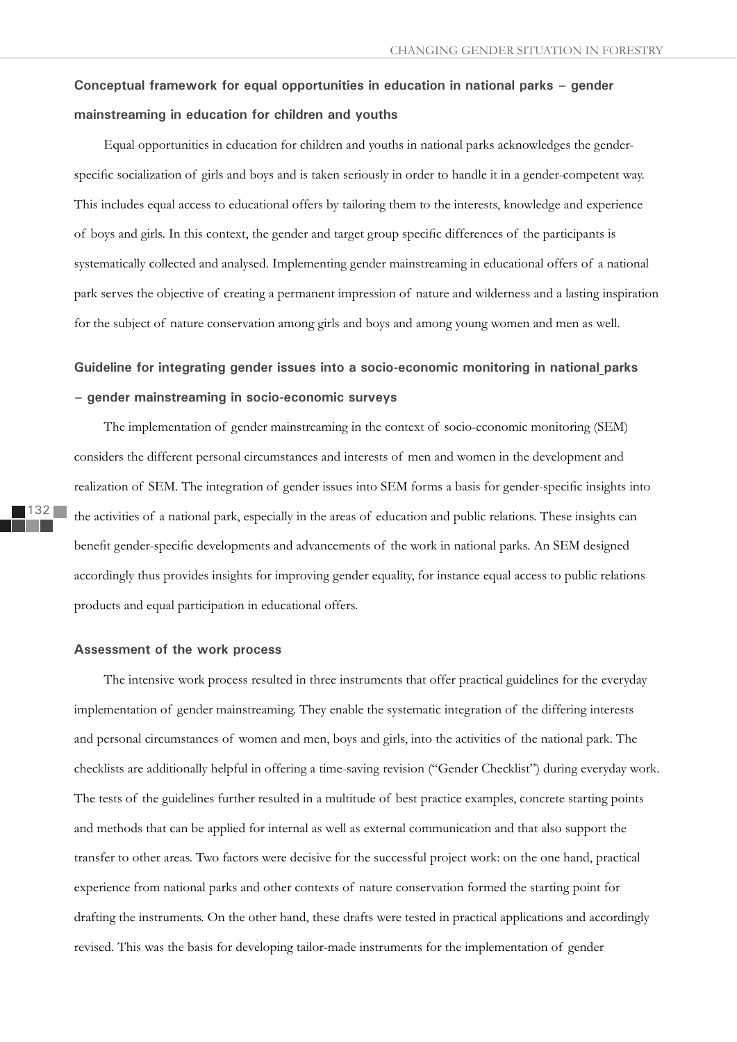### Conceptual framework for equal opportunities in education in national parks – gender mainstreaming in education for children and youths

Equal opportunities in education for children and youths in national parks acknowledges the gender-specific socialization of girls and boys and is taken seriously in order to handle it in a gender-competent way. This includes equal access to educational offers by tailoring them to the interests, knowledge and experience of boys and girls. In this context, the gender and target group specific differences of the participants is systematically collected and analysed. Implementing gender mainstreaming in educational offers of a national park serves the objective of creating a permanent impression of nature and wilderness and a lasting inspiration for the subject of nature conservation among girls and boys and among young women and men as well.

### Guideline for integrating gender issues into a socio-economic monitoring in national parks – gender mainstreaming in socio-economic surveys

The implementation of gender mainstreaming in the context of socio-economic monitoring (SEM) considers the different personal circumstances and interests of men and women in the development and realization of SEM. The integration of gender issues into SEM forms a basis for gender-specific insights into the activities of a national park, especially in the areas of education and public relations. These insights can benefit gender-specific developments and advancements of the work in national parks. An SEM designed accordingly thus provides insights for improving gender equality, for instance equal access to public relations products and equal participation in educational offers.

### Assessment of the work process

The intensive work process resulted in three instruments that offer practical guidelines for the everyday implementation of gender mainstreaming. They enable the systematic integration of the differing interests and personal circumstances of women and men, boys and girls, into the activities of the national park. The checklists are additionally helpful in offering a time-saving revision ("Gender Checklist") during everyday work. The tests of the guidelines further resulted in a multitude of best practice examples, concrete starting points and methods that can be applied for internal as well as external communication and that also support the transfer to other areas. Two factors were decisive for the successful project work: on the one hand, practical experience from national parks and other contexts of nature conservation formed the starting point for drafting the instruments. On the other hand, these drafts were tested in practical applications and accordingly revised. This was the basis for developing tailor-made instruments for the implementation of gender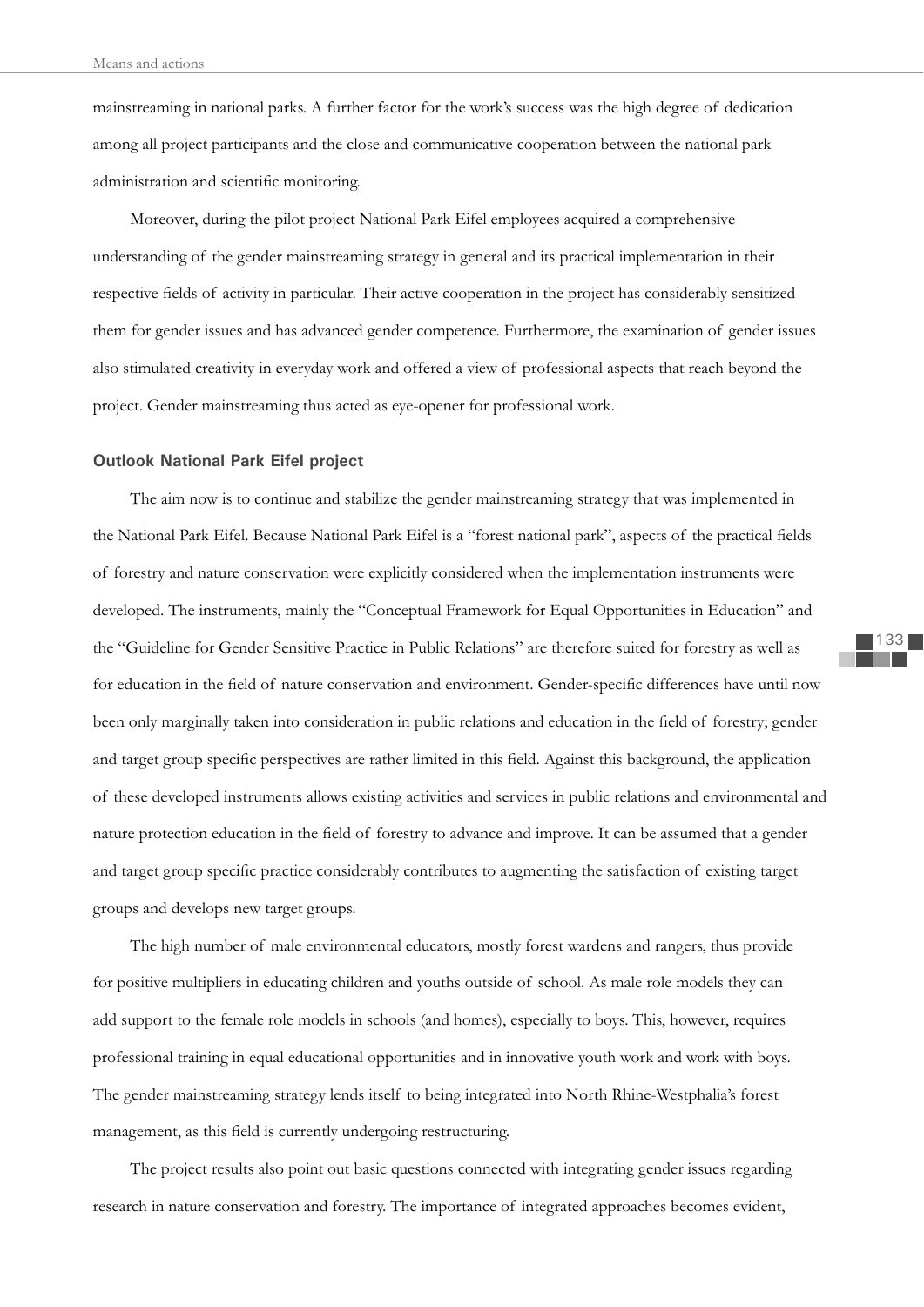mainstreaming in national parks. A further factor for the work's success was the high degree of dedication among all project participants and the close and communicative cooperation between the national park administration and scientific monitoring.

Moreover, during the pilot project National Park Eifel employees acquired a comprehensive understanding of the gender mainstreaming strategy in general and its practical implementation in their respective fields of activity in particular. Their active cooperation in the project has considerably sensitized them for gender issues and has advanced gender competence. Furthermore, the examination of gender issues also stimulated creativity in everyday work and offered a view of professional aspects that reach beyond the project. Gender mainstreaming thus acted as eye-opener for professional work.

### Outlook National Park Eifel project

The aim now is to continue and stabilize the gender mainstreaming strategy that was implemented in the National Park Eifel. Because National Park Eifel is a "forest national park", aspects of the practical fields of forestry and nature conservation were explicitly considered when the implementation instruments were developed. The instruments, mainly the "Conceptual Framework for Equal Opportunities in Education" and the "Guideline for Gender Sensitive Practice in Public Relations" are therefore suited for forestry as well as for education in the field of nature conservation and environment. Gender-specific differences have until now been only marginally taken into consideration in public relations and education in the field of forestry; gender and target group specific perspectives are rather limited in this field. Against this background, the application of these developed instruments allows existing activities and services in public relations and environmental and nature protection education in the field of forestry to advance and improve. It can be assumed that a gender and target group specific practice considerably contributes to augmenting the satisfaction of existing target groups and develops new target groups.

The high number of male environmental educators, mostly forest wardens and rangers, thus provide for positive multipliers in educating children and youths outside of school. As male role models they can add support to the female role models in schools (and homes), especially to boys. This, however, requires professional training in equal educational opportunities and in innovative youth work and work with boys. The gender mainstreaming strategy lends itself to being integrated into North Rhine-Westphalia's forest management, as this field is currently undergoing restructuring.

The project results also point out basic questions connected with integrating gender issues regarding research in nature conservation and forestry. The importance of integrated approaches becomes evident,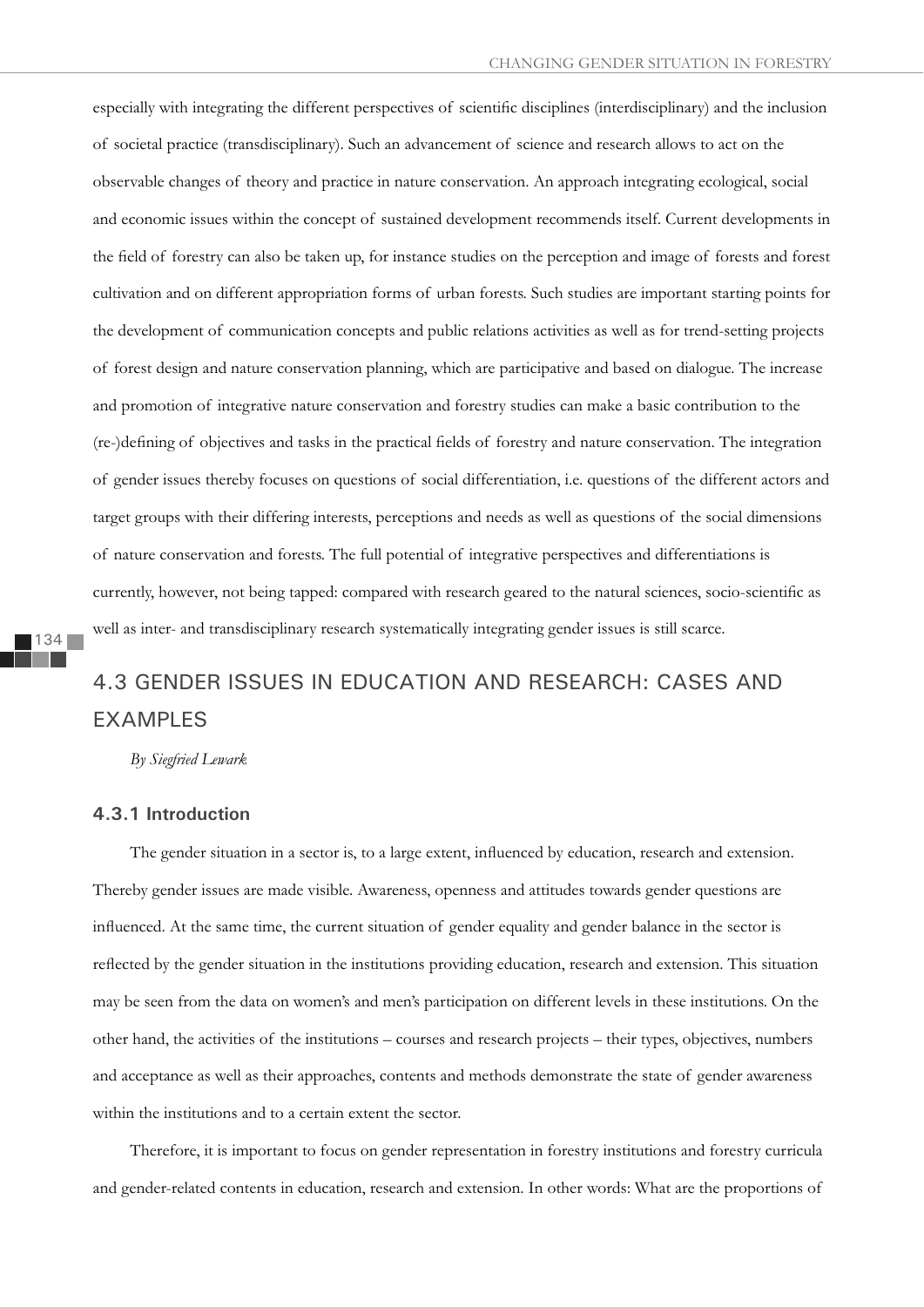especially with integrating the different perspectives of scientific disciplines (interdisciplinary) and the inclusion of societal practice (transdisciplinary). Such an advancement of science and research allows to act on the observable changes of theory and practice in nature conservation. An approach integrating ecological, social and economic issues within the concept of sustained development recommends itself. Current developments in the field of forestry can also be taken up, for instance studies on the perception and image of forests and forest cultivation and on different appropriation forms of urban forests. Such studies are important starting points for the development of communication concepts and public relations activities as well as for trend-setting projects of forest design and nature conservation planning, which are participative and based on dialogue. The increase and promotion of integrative nature conservation and forestry studies can make a basic contribution to the (re-)defining of objectives and tasks in the practical fields of forestry and nature conservation. The integration of gender issues thereby focuses on questions of social differentiation, i.e. questions of the different actors and target groups with their differing interests, perceptions and needs as well as questions of the social dimensions of nature conservation and forests. The full potential of integrative perspectives and differentiations is currently, however, not being tapped: compared with research geared to the natural sciences, socio-scientific as well as inter- and transdisciplinary research systematically integrating gender issues is still scarce.

## 4.3 GENDER ISSUES IN EDUCATION AND RESEARCH: CASES AND EXAMPLES

*By Siegfried Lewark*

### 4.3.1 Introduction

The gender situation in a sector is, to a large extent, influenced by education, research and extension. Thereby gender issues are made visible. Awareness, openness and attitudes towards gender questions are influenced. At the same time, the current situation of gender equality and gender balance in the sector is reflected by the gender situation in the institutions providing education, research and extension. This situation may be seen from the data on women's and men's participation on different levels in these institutions. On the other hand, the activities of the institutions – courses and research projects – their types, objectives, numbers and acceptance as well as their approaches, contents and methods demonstrate the state of gender awareness within the institutions and to a certain extent the sector.

Therefore, it is important to focus on gender representation in forestry institutions and forestry curricula and gender-related contents in education, research and extension. In other words: What are the proportions of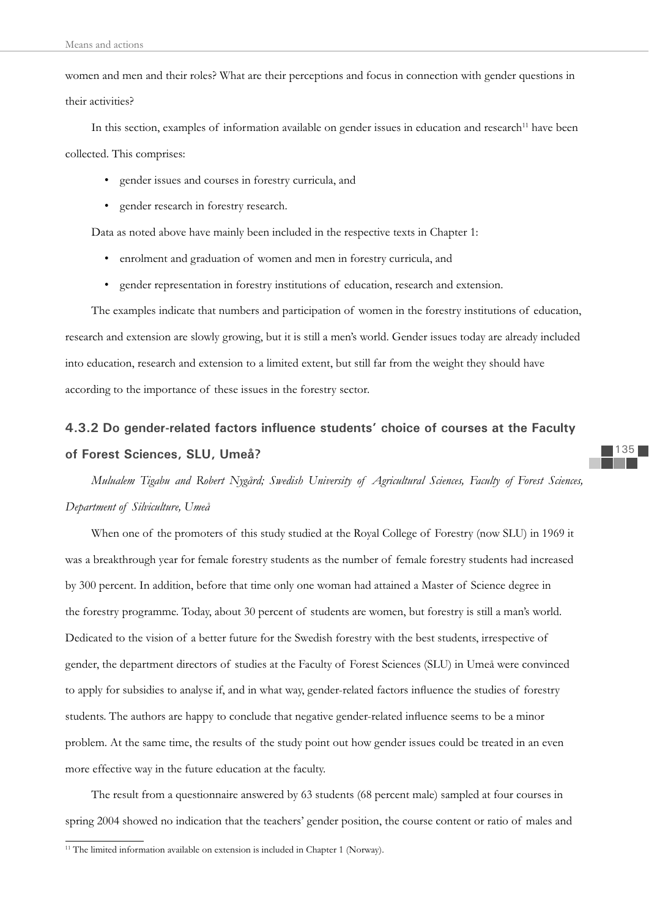women and men and their roles? What are their perceptions and focus in connection with gender questions in their activities?

In this section, examples of information available on gender issues in education and research[11] have been collected. This comprises:

- gender issues and courses in forestry curricula, and
- gender research in forestry research.

Data as noted above have mainly been included in the respective texts in Chapter 1:

- enrolment and graduation of women and men in forestry curricula, and
- gender representation in forestry institutions of education, research and extension.

The examples indicate that numbers and participation of women in the forestry institutions of education, research and extension are slowly growing, but it is still a men's world. Gender issues today are already included into education, research and extension to a limited extent, but still far from the weight they should have according to the importance of these issues in the forestry sector.

### 4.3.2 Do gender-related factors influence students' choice of courses at the Faculty of Forest Sciences, SLU, Umeå?

*Mulualem Tigabu and Robert Nygård; Swedish University of Agricultural Sciences, Faculty of Forest Sciences, Department of Silviculture, Umeå*

When one of the promoters of this study studied at the Royal College of Forestry (now SLU) in 1969 it was a breakthrough year for female forestry students as the number of female forestry students had increased by 300 percent. In addition, before that time only one woman had attained a Master of Science degree in the forestry programme. Today, about 30 percent of students are women, but forestry is still a man's world. Dedicated to the vision of a better future for the Swedish forestry with the best students, irrespective of gender, the department directors of studies at the Faculty of Forest Sciences (SLU) in Umeå were convinced to apply for subsidies to analyse if, and in what way, gender-related factors influence the studies of forestry students. The authors are happy to conclude that negative gender-related influence seems to be a minor problem. At the same time, the results of the study point out how gender issues could be treated in an even more effective way in the future education at the faculty.

The result from a questionnaire answered by 63 students (68 percent male) sampled at four courses in spring 2004 showed no indication that the teachers' gender position, the course content or ratio of males and

[11] The limited information available on extension is included in Chapter 1 (Norway).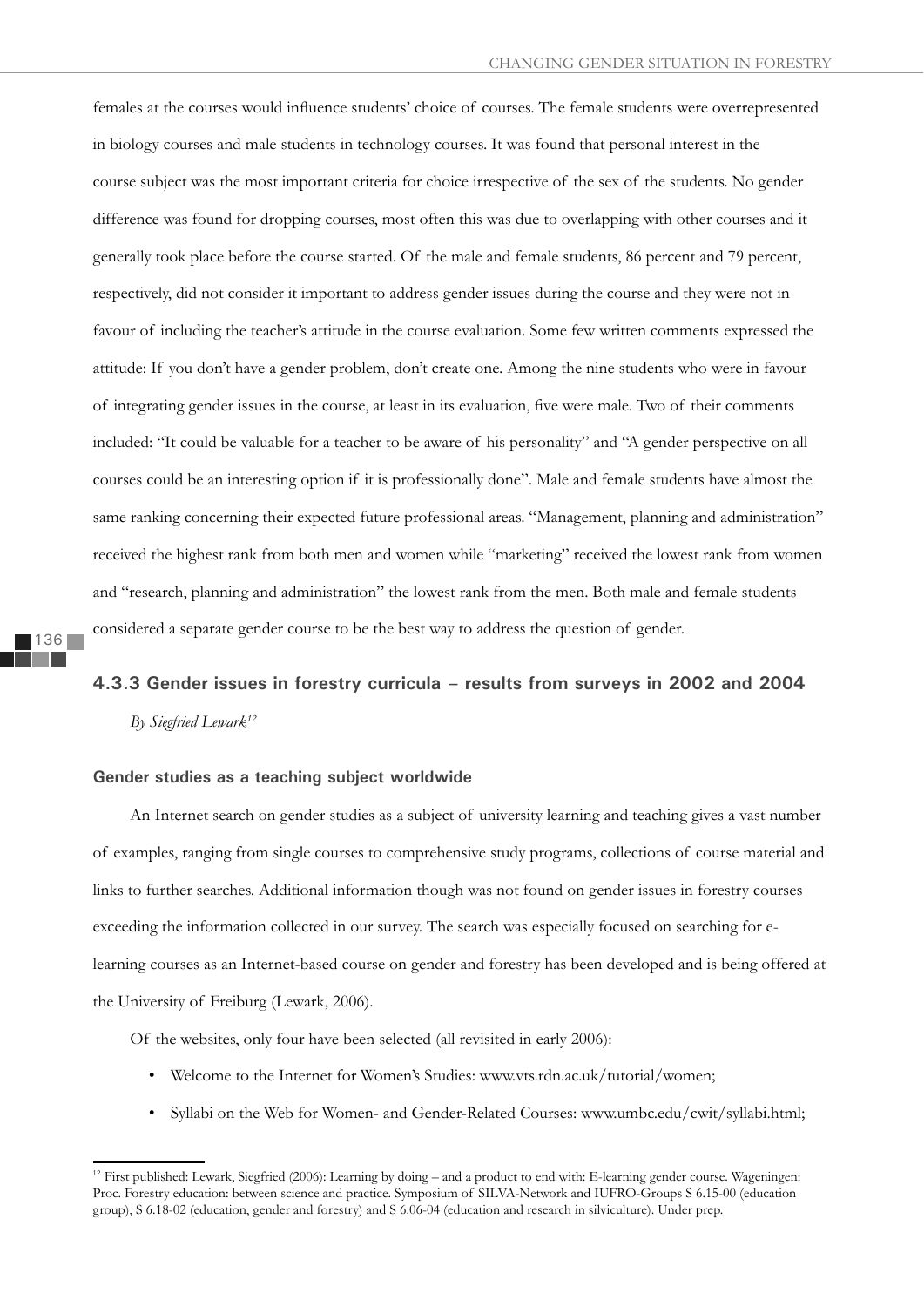females at the courses would influence students' choice of courses. The female students were overrepresented in biology courses and male students in technology courses. It was found that personal interest in the course subject was the most important criteria for choice irrespective of the sex of the students. No gender difference was found for dropping courses, most often this was due to overlapping with other courses and it generally took place before the course started. Of the male and female students, 86 percent and 79 percent, respectively, did not consider it important to address gender issues during the course and they were not in favour of including the teacher's attitude in the course evaluation. Some few written comments expressed the attitude: If you don't have a gender problem, don't create one. Among the nine students who were in favour of integrating gender issues in the course, at least in its evaluation, five were male. Two of their comments included: "It could be valuable for a teacher to be aware of his personality" and "A gender perspective on all courses could be an interesting option if it is professionally done". Male and female students have almost the same ranking concerning their expected future professional areas. "Management, planning and administration" received the highest rank from both men and women while "marketing" received the lowest rank from women and "research, planning and administration" the lowest rank from the men. Both male and female students considered a separate gender course to be the best way to address the question of gender.

### 4.3.3 Gender issues in forestry curricula – results from surveys in 2002 and 2004

*By Siegfried Lewark*[12]

#### Gender studies as a teaching subject worldwide

An Internet search on gender studies as a subject of university learning and teaching gives a vast number of examples, ranging from single courses to comprehensive study programs, collections of course material and links to further searches. Additional information though was not found on gender issues in forestry courses exceeding the information collected in our survey. The search was especially focused on searching for e-learning courses as an Internet-based course on gender and forestry has been developed and is being offered at the University of Freiburg (Lewark, 2006).

Of the websites, only four have been selected (all revisited in early 2006):

- Welcome to the Internet for Women's Studies: www.vts.rdn.ac.uk/tutorial/women;
- Syllabi on the Web for Women- and Gender-Related Courses: www.umbc.edu/cwit/syllabi.html;

---

[12] First published: Lewark, Siegfried (2006): Learning by doing – and a product to end with: E-learning gender course. Wageningen: Proc. Forestry education: between science and practice. Symposium of SILVA-Network and IUFRO-Groups S 6.15-00 (education group), S 6.18-02 (education, gender and forestry) and S 6.06-04 (education and research in silviculture). Under prep.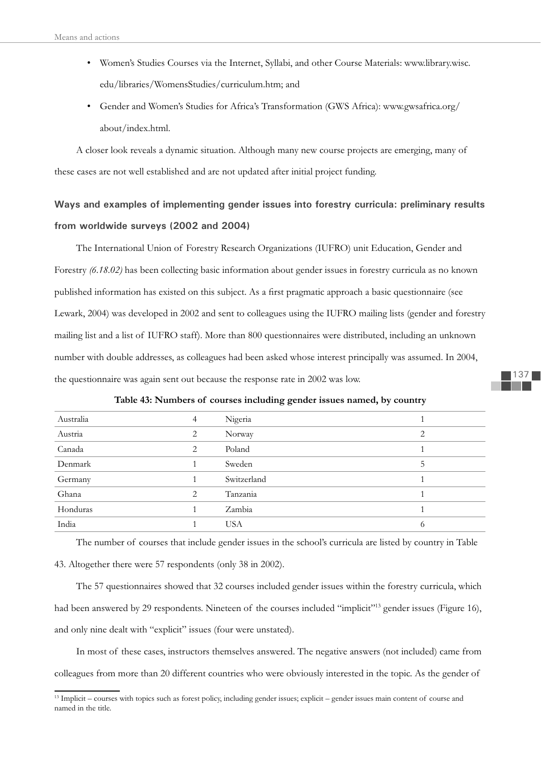- Women's Studies Courses via the Internet, Syllabi, and other Course Materials: www.library.wisc.edu/libraries/WomensStudies/curriculum.htm; and
- Gender and Women's Studies for Africa's Transformation (GWS Africa): www.gwsafrica.org/about/index.html.

A closer look reveals a dynamic situation. Although many new course projects are emerging, many of these cases are not well established and are not updated after initial project funding.

### Ways and examples of implementing gender issues into forestry curricula: preliminary results from worldwide surveys (2002 and 2004)

The International Union of Forestry Research Organizations (IUFRO) unit Education, Gender and Forestry *(6.18.02)* has been collecting basic information about gender issues in forestry curricula as no known published information has existed on this subject. As a first pragmatic approach a basic questionnaire (see Lewark, 2004) was developed in 2002 and sent to colleagues using the IUFRO mailing lists (gender and forestry mailing list and a list of IUFRO staff). More than 800 questionnaires were distributed, including an unknown number with double addresses, as colleagues had been asked whose interest principally was assumed. In 2004, the questionnaire was again sent out because the response rate in 2002 was low.

**Table 43: Numbers of courses including gender issues named, by country**

| | | | |
|---|---|---|---|
| Australia | 4 | Nigeria | 1 |
| Austria | 2 | Norway | 2 |
| Canada | 2 | Poland | 1 |
| Denmark | 1 | Sweden | 5 |
| Germany | 1 | Switzerland | 1 |
| Ghana | 2 | Tanzania | 1 |
| Honduras | 1 | Zambia | 1 |
| India | 1 | USA | 6 |

The number of courses that include gender issues in the school's curricula are listed by country in Table 43. Altogether there were 57 respondents (only 38 in 2002).

The 57 questionnaires showed that 32 courses included gender issues within the forestry curricula, which had been answered by 29 respondents. Nineteen of the courses included "implicit"[13] gender issues (Figure 16), and only nine dealt with "explicit" issues (four were unstated).

In most of these cases, instructors themselves answered. The negative answers (not included) came from colleagues from more than 20 different countries who were obviously interested in the topic. As the gender of

[13] Implicit – courses with topics such as forest policy, including gender issues; explicit – gender issues main content of course and named in the title.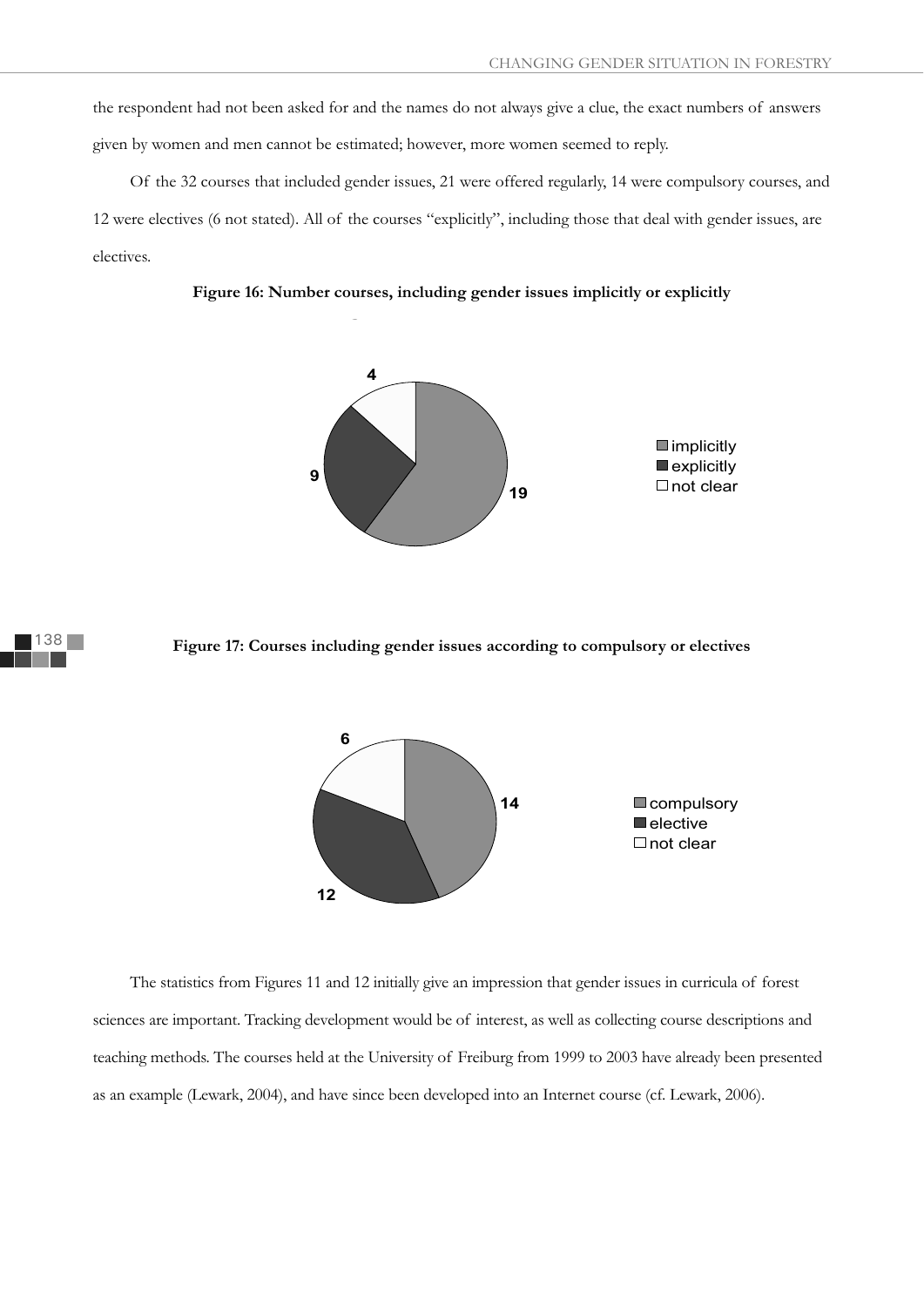the respondent had not been asked for and the names do not always give a clue, the exact numbers of answers given by women and men cannot be estimated; however, more women seemed to reply.

Of the 32 courses that included gender issues, 21 were offered regularly, 14 were compulsory courses, and 12 were electives (6 not stated). All of the courses "explicitly", including those that deal with gender issues, are electives.

**Figure 16: Number courses, including gender issues implicitly or explicitly**

| Category | Number |
|---|---|
| implicitly | 19 |
| explicitly | 9 |
| not clear | 4 |

**Figure 17: Courses including gender issues according to compulsory or electives**

| Category | Number |
|---|---|
| compulsory | 14 |
| elective | 12 |
| not clear | 6 |

The statistics from Figures 11 and 12 initially give an impression that gender issues in curricula of forest sciences are important. Tracking development would be of interest, as well as collecting course descriptions and teaching methods. The courses held at the University of Freiburg from 1999 to 2003 have already been presented as an example (Lewark, 2004), and have since been developed into an Internet course (cf. Lewark, 2006).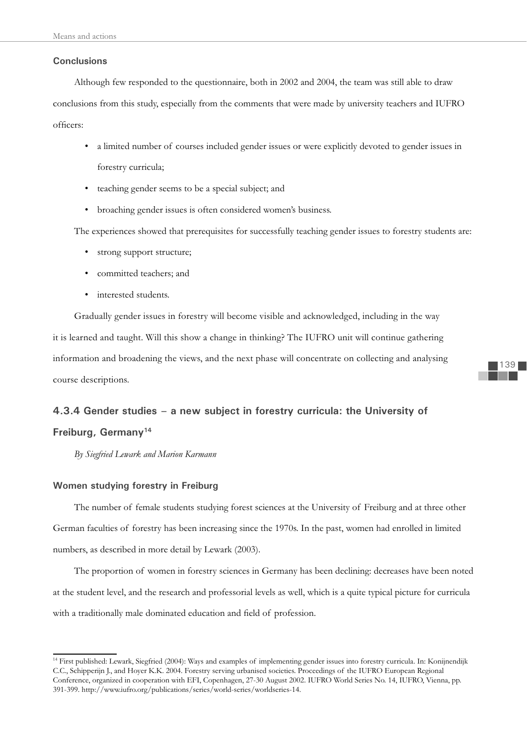### Conclusions

Although few responded to the questionnaire, both in 2002 and 2004, the team was still able to draw conclusions from this study, especially from the comments that were made by university teachers and IUFRO officers:

- a limited number of courses included gender issues or were explicitly devoted to gender issues in forestry curricula;
- teaching gender seems to be a special subject; and
- broaching gender issues is often considered women's business.

The experiences showed that prerequisites for successfully teaching gender issues to forestry students are:

- strong support structure;
- committed teachers; and
- interested students.

Gradually gender issues in forestry will become visible and acknowledged, including in the way it is learned and taught. Will this show a change in thinking? The IUFRO unit will continue gathering information and broadening the views, and the next phase will concentrate on collecting and analysing course descriptions.

## 4.3.4 Gender studies – a new subject in forestry curricula: the University of Freiburg, Germany[14]

*By Siegfried Lewark and Marion Karmann*

### Women studying forestry in Freiburg

The number of female students studying forest sciences at the University of Freiburg and at three other German faculties of forestry has been increasing since the 1970s. In the past, women had enrolled in limited numbers, as described in more detail by Lewark (2003).

The proportion of women in forestry sciences in Germany has been declining: decreases have been noted at the student level, and the research and professorial levels as well, which is a quite typical picture for curricula with a traditionally male dominated education and field of profession.

---

[14] First published: Lewark, Siegfried (2004): Ways and examples of implementing gender issues into forestry curricula. In: Konijnendijk C.C., Schipperijn J., and Hoyer K.K. 2004. Forestry serving urbanised societies. Proceedings of the IUFRO European Regional Conference, organized in cooperation with EFI, Copenhagen, 27-30 August 2002. IUFRO World Series No. 14, IUFRO, Vienna, pp. 391-399. http://www.iufro.org/publications/series/world-series/worldseries-14.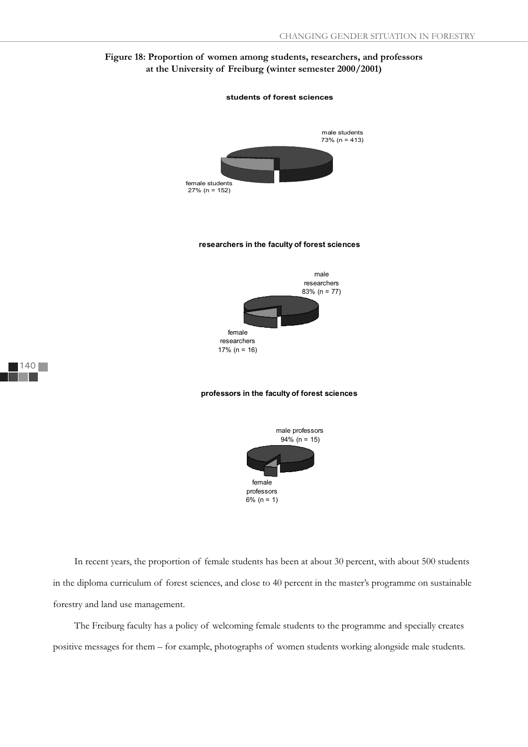**Figure 18: Proportion of women among students, researchers, and professors at the University of Freiburg (winter semester 2000/2001)**

**students of forest sciences**

male students 73% (n = 413)

female students 27% (n = 152)

**researchers in the faculty of forest sciences**

male researchers 83% (n = 77)

female researchers 17% (n = 16)

**professors in the faculty of forest sciences**

male professors 94% (n = 15)

female professors 6% (n = 1)

In recent years, the proportion of female students has been at about 30 percent, with about 500 students in the diploma curriculum of forest sciences, and close to 40 percent in the master's programme on sustainable forestry and land use management.

The Freiburg faculty has a policy of welcoming female students to the programme and specially creates positive messages for them – for example, photographs of women students working alongside male students.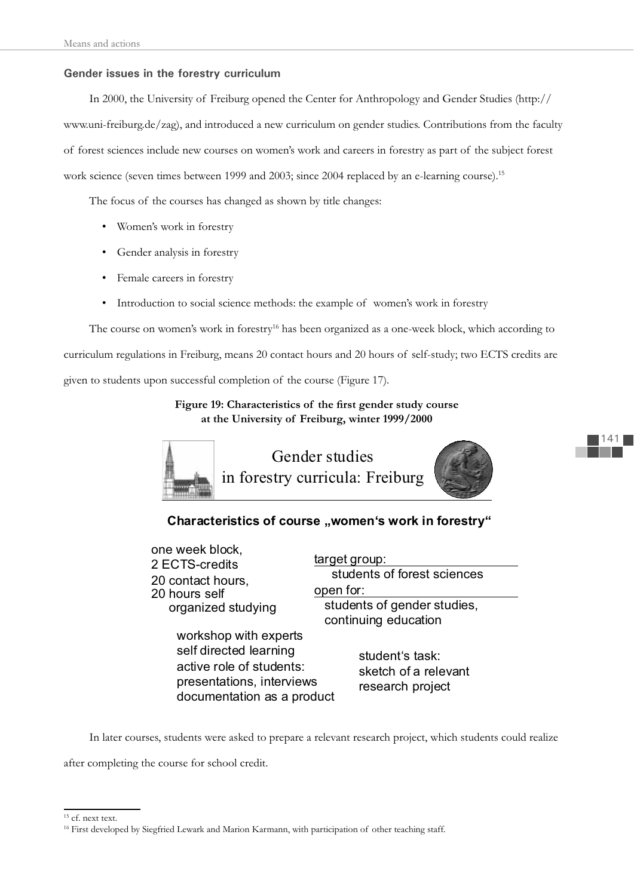### Gender issues in the forestry curriculum

In 2000, the University of Freiburg opened the Center for Anthropology and Gender Studies (http://www.uni-freiburg.de/zag), and introduced a new curriculum on gender studies. Contributions from the faculty of forest sciences include new courses on women's work and careers in forestry as part of the subject forest work science (seven times between 1999 and 2003; since 2004 replaced by an e-learning course).[15]

The focus of the courses has changed as shown by title changes:

- Women's work in forestry
- Gender analysis in forestry
- Female careers in forestry
- Introduction to social science methods: the example of women's work in forestry

The course on women's work in forestry[16] has been organized as a one-week block, which according to curriculum regulations in Freiburg, means 20 contact hours and 20 hours of self-study; two ECTS credits are given to students upon successful completion of the course (Figure 17).

**Figure 19: Characteristics of the first gender study course at the University of Freiburg, winter 1999/2000**

Gender studies in forestry curricula: Freiburg

**Characteristics of course „women's work in forestry"**

one week block,
2 ECTS-credits
20 contact hours,
20 hours self organized studying

target group:
students of forest sciences
open for:
students of gender studies, continuing education

workshop with experts
self directed learning
active role of students: presentations, interviews
documentation as a product

student's task:
sketch of a relevant research project

In later courses, students were asked to prepare a relevant research project, which students could realize after completing the course for school credit.

---

[15] cf. next text.

[16] First developed by Siegfried Lewark and Marion Karmann, with participation of other teaching staff.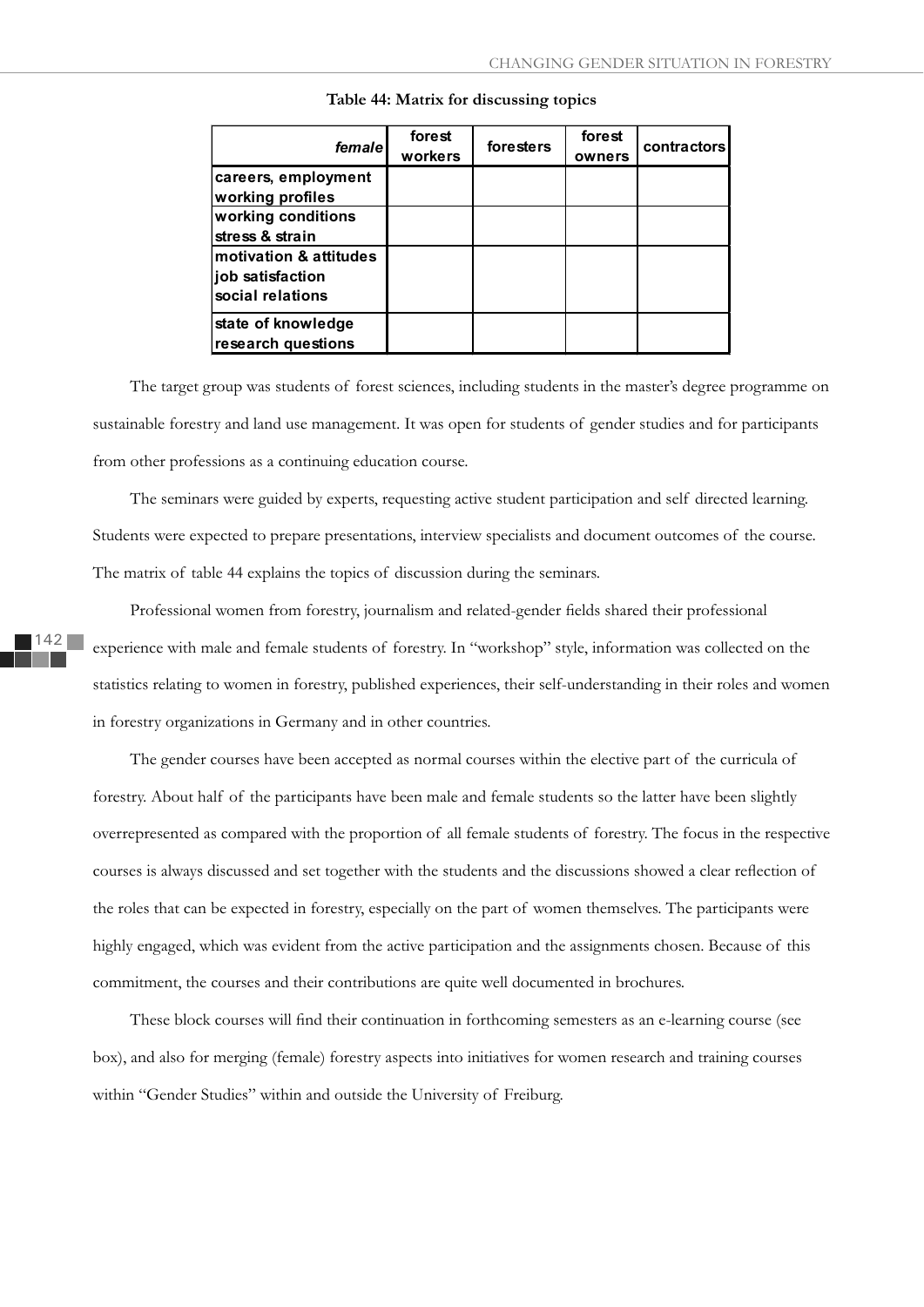**Table 44: Matrix for discussing topics**

| *female* | forest workers | foresters | forest owners | contractors |
|---|---|---|---|---|
| careers, employment working profiles | | | | |
| working conditions stress & strain | | | | |
| motivation & attitudes job satisfaction social relations | | | | |
| state of knowledge research questions | | | | |

The target group was students of forest sciences, including students in the master's degree programme on sustainable forestry and land use management. It was open for students of gender studies and for participants from other professions as a continuing education course.

The seminars were guided by experts, requesting active student participation and self directed learning. Students were expected to prepare presentations, interview specialists and document outcomes of the course. The matrix of table 44 explains the topics of discussion during the seminars.

Professional women from forestry, journalism and related-gender fields shared their professional experience with male and female students of forestry. In "workshop" style, information was collected on the statistics relating to women in forestry, published experiences, their self-understanding in their roles and women in forestry organizations in Germany and in other countries.

The gender courses have been accepted as normal courses within the elective part of the curricula of forestry. About half of the participants have been male and female students so the latter have been slightly overrepresented as compared with the proportion of all female students of forestry. The focus in the respective courses is always discussed and set together with the students and the discussions showed a clear reflection of the roles that can be expected in forestry, especially on the part of women themselves. The participants were highly engaged, which was evident from the active participation and the assignments chosen. Because of this commitment, the courses and their contributions are quite well documented in brochures.

These block courses will find their continuation in forthcoming semesters as an e-learning course (see box), and also for merging (female) forestry aspects into initiatives for women research and training courses within "Gender Studies" within and outside the University of Freiburg.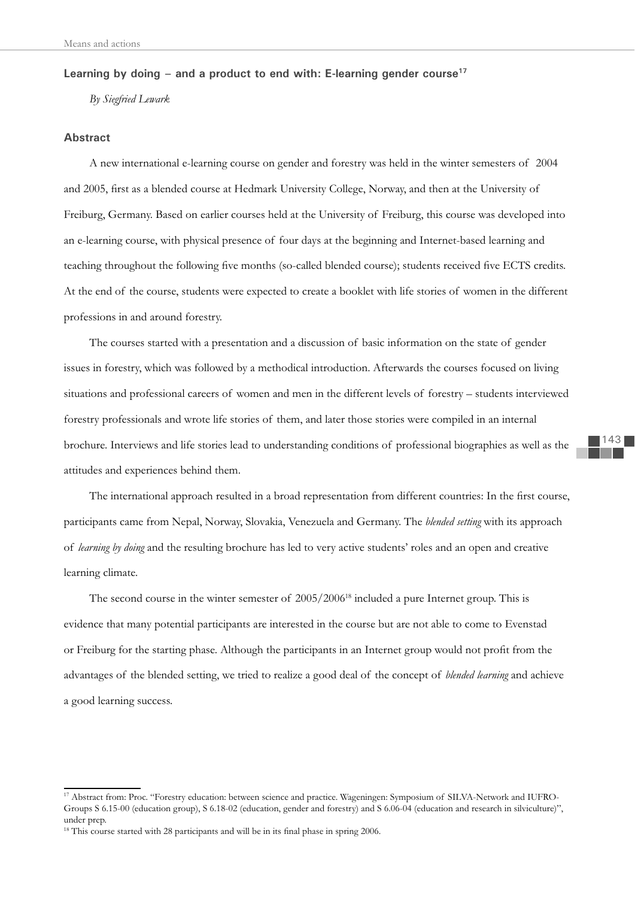### Learning by doing – and a product to end with: E-learning gender course[17]

*By Siegfried Lewark*

#### Abstract

A new international e-learning course on gender and forestry was held in the winter semesters of 2004 and 2005, first as a blended course at Hedmark University College, Norway, and then at the University of Freiburg, Germany. Based on earlier courses held at the University of Freiburg, this course was developed into an e-learning course, with physical presence of four days at the beginning and Internet-based learning and teaching throughout the following five months (so-called blended course); students received five ECTS credits. At the end of the course, students were expected to create a booklet with life stories of women in the different professions in and around forestry.

The courses started with a presentation and a discussion of basic information on the state of gender issues in forestry, which was followed by a methodical introduction. Afterwards the courses focused on living situations and professional careers of women and men in the different levels of forestry – students interviewed forestry professionals and wrote life stories of them, and later those stories were compiled in an internal brochure. Interviews and life stories lead to understanding conditions of professional biographies as well as the attitudes and experiences behind them.

The international approach resulted in a broad representation from different countries: In the first course, participants came from Nepal, Norway, Slovakia, Venezuela and Germany. The *blended setting* with its approach of *learning by doing* and the resulting brochure has led to very active students' roles and an open and creative learning climate.

The second course in the winter semester of 2005/2006[18] included a pure Internet group. This is evidence that many potential participants are interested in the course but are not able to come to Evenstad or Freiburg for the starting phase. Although the participants in an Internet group would not profit from the advantages of the blended setting, we tried to realize a good deal of the concept of *blended learning* and achieve a good learning success.

---

[17] Abstract from: Proc. "Forestry education: between science and practice. Wageningen: Symposium of SILVA-Network and IUFRO-Groups S 6.15-00 (education group), S 6.18-02 (education, gender and forestry) and S 6.06-04 (education and research in silviculture)", under prep.

[18] This course started with 28 participants and will be in its final phase in spring 2006.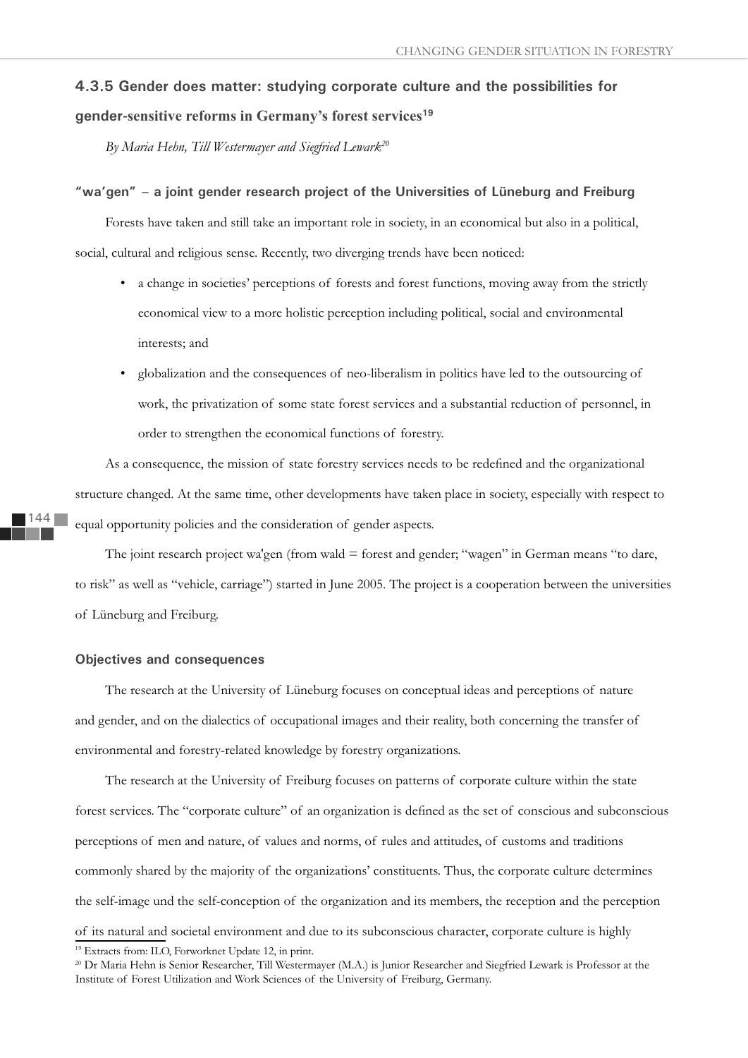### 4.3.5 Gender does matter: studying corporate culture and the possibilities for gender-sensitive reforms in Germany's forest services[19]

*By Maria Hehn, Till Westermayer and Siegfried Lewark[20]*

#### "wa'gen" – a joint gender research project of the Universities of Lüneburg and Freiburg

Forests have taken and still take an important role in society, in an economical but also in a political, social, cultural and religious sense. Recently, two diverging trends have been noticed:

- a change in societies' perceptions of forests and forest functions, moving away from the strictly economical view to a more holistic perception including political, social and environmental interests; and
- globalization and the consequences of neo-liberalism in politics have led to the outsourcing of work, the privatization of some state forest services and a substantial reduction of personnel, in order to strengthen the economical functions of forestry.

As a consequence, the mission of state forestry services needs to be redefined and the organizational structure changed. At the same time, other developments have taken place in society, especially with respect to equal opportunity policies and the consideration of gender aspects.

The joint research project wa'gen (from wald = forest and gender; "wagen" in German means "to dare, to risk" as well as "vehicle, carriage") started in June 2005. The project is a cooperation between the universities of Lüneburg and Freiburg.

#### Objectives and consequences

The research at the University of Lüneburg focuses on conceptual ideas and perceptions of nature and gender, and on the dialectics of occupational images and their reality, both concerning the transfer of environmental and forestry-related knowledge by forestry organizations.

The research at the University of Freiburg focuses on patterns of corporate culture within the state forest services. The "corporate culture" of an organization is defined as the set of conscious and subconscious perceptions of men and nature, of values and norms, of rules and attitudes, of customs and traditions commonly shared by the majority of the organizations' constituents. Thus, the corporate culture determines the self-image und the self-conception of the organization and its members, the reception and the perception of its natural and societal environment and due to its subconscious character, corporate culture is highly

[19] Extracts from: ILO, Forworknet Update 12, in print.

[20] Dr Maria Hehn is Senior Researcher, Till Westermayer (M.A.) is Junior Researcher and Siegfried Lewark is Professor at the Institute of Forest Utilization and Work Sciences of the University of Freiburg, Germany.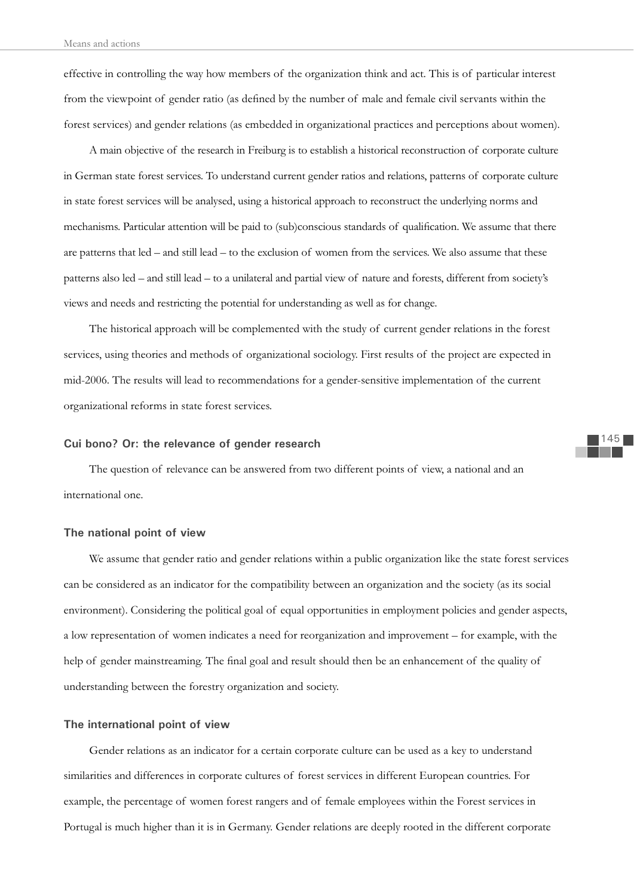effective in controlling the way how members of the organization think and act. This is of particular interest from the viewpoint of gender ratio (as defined by the number of male and female civil servants within the forest services) and gender relations (as embedded in organizational practices and perceptions about women).

A main objective of the research in Freiburg is to establish a historical reconstruction of corporate culture in German state forest services. To understand current gender ratios and relations, patterns of corporate culture in state forest services will be analysed, using a historical approach to reconstruct the underlying norms and mechanisms. Particular attention will be paid to (sub)conscious standards of qualification. We assume that there are patterns that led – and still lead – to the exclusion of women from the services. We also assume that these patterns also led – and still lead – to a unilateral and partial view of nature and forests, different from society's views and needs and restricting the potential for understanding as well as for change.

The historical approach will be complemented with the study of current gender relations in the forest services, using theories and methods of organizational sociology. First results of the project are expected in mid-2006. The results will lead to recommendations for a gender-sensitive implementation of the current organizational reforms in state forest services.

### Cui bono? Or: the relevance of gender research

The question of relevance can be answered from two different points of view, a national and an international one.

### The national point of view

We assume that gender ratio and gender relations within a public organization like the state forest services can be considered as an indicator for the compatibility between an organization and the society (as its social environment). Considering the political goal of equal opportunities in employment policies and gender aspects, a low representation of women indicates a need for reorganization and improvement – for example, with the help of gender mainstreaming. The final goal and result should then be an enhancement of the quality of understanding between the forestry organization and society.

### The international point of view

Gender relations as an indicator for a certain corporate culture can be used as a key to understand similarities and differences in corporate cultures of forest services in different European countries. For example, the percentage of women forest rangers and of female employees within the Forest services in Portugal is much higher than it is in Germany. Gender relations are deeply rooted in the different corporate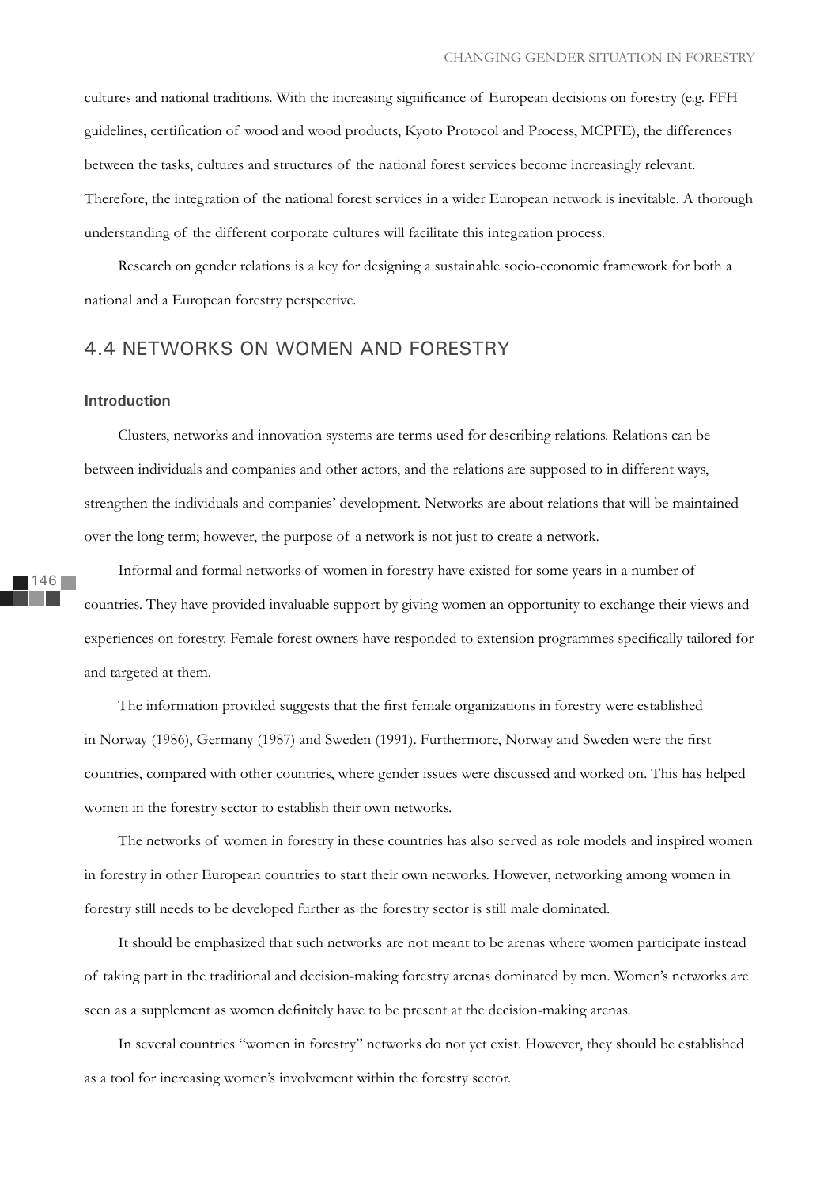cultures and national traditions. With the increasing significance of European decisions on forestry (e.g. FFH guidelines, certification of wood and wood products, Kyoto Protocol and Process, MCPFE), the differences between the tasks, cultures and structures of the national forest services become increasingly relevant. Therefore, the integration of the national forest services in a wider European network is inevitable. A thorough understanding of the different corporate cultures will facilitate this integration process.

Research on gender relations is a key for designing a sustainable socio-economic framework for both a national and a European forestry perspective.

## 4.4 NETWORKS ON WOMEN AND FORESTRY

### Introduction

Clusters, networks and innovation systems are terms used for describing relations. Relations can be between individuals and companies and other actors, and the relations are supposed to in different ways, strengthen the individuals and companies' development. Networks are about relations that will be maintained over the long term; however, the purpose of a network is not just to create a network.

Informal and formal networks of women in forestry have existed for some years in a number of countries. They have provided invaluable support by giving women an opportunity to exchange their views and experiences on forestry. Female forest owners have responded to extension programmes specifically tailored for and targeted at them.

The information provided suggests that the first female organizations in forestry were established in Norway (1986), Germany (1987) and Sweden (1991). Furthermore, Norway and Sweden were the first countries, compared with other countries, where gender issues were discussed and worked on. This has helped women in the forestry sector to establish their own networks.

The networks of women in forestry in these countries has also served as role models and inspired women in forestry in other European countries to start their own networks. However, networking among women in forestry still needs to be developed further as the forestry sector is still male dominated.

It should be emphasized that such networks are not meant to be arenas where women participate instead of taking part in the traditional and decision-making forestry arenas dominated by men. Women's networks are seen as a supplement as women definitely have to be present at the decision-making arenas.

In several countries "women in forestry" networks do not yet exist. However, they should be established as a tool for increasing women's involvement within the forestry sector.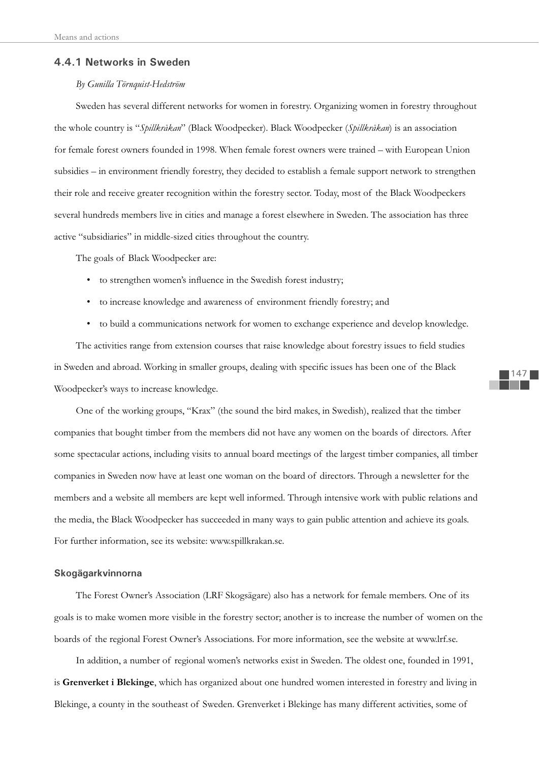### 4.4.1 Networks in Sweden

*By Gunilla Törnquist-Hedström*

Sweden has several different networks for women in forestry. Organizing women in forestry throughout the whole country is "*Spillkråkan*" (Black Woodpecker). Black Woodpecker (*Spillkråkan*) is an association for female forest owners founded in 1998. When female forest owners were trained – with European Union subsidies – in environment friendly forestry, they decided to establish a female support network to strengthen their role and receive greater recognition within the forestry sector. Today, most of the Black Woodpeckers several hundreds members live in cities and manage a forest elsewhere in Sweden. The association has three active "subsidiaries" in middle-sized cities throughout the country.

The goals of Black Woodpecker are:

- to strengthen women's influence in the Swedish forest industry;
- to increase knowledge and awareness of environment friendly forestry; and
- to build a communications network for women to exchange experience and develop knowledge.

The activities range from extension courses that raise knowledge about forestry issues to field studies in Sweden and abroad. Working in smaller groups, dealing with specific issues has been one of the Black Woodpecker's ways to increase knowledge.

One of the working groups, "Krax" (the sound the bird makes, in Swedish), realized that the timber companies that bought timber from the members did not have any women on the boards of directors. After some spectacular actions, including visits to annual board meetings of the largest timber companies, all timber companies in Sweden now have at least one woman on the board of directors. Through a newsletter for the members and a website all members are kept well informed. Through intensive work with public relations and the media, the Black Woodpecker has succeeded in many ways to gain public attention and achieve its goals. For further information, see its website: www.spillkrakan.se.

#### Skogägarkvinnorna

The Forest Owner's Association (LRF Skogsägare) also has a network for female members. One of its goals is to make women more visible in the forestry sector; another is to increase the number of women on the boards of the regional Forest Owner's Associations. For more information, see the website at www.lrf.se.

In addition, a number of regional women's networks exist in Sweden. The oldest one, founded in 1991, is **Grenverket i Blekinge**, which has organized about one hundred women interested in forestry and living in Blekinge, a county in the southeast of Sweden. Grenverket i Blekinge has many different activities, some of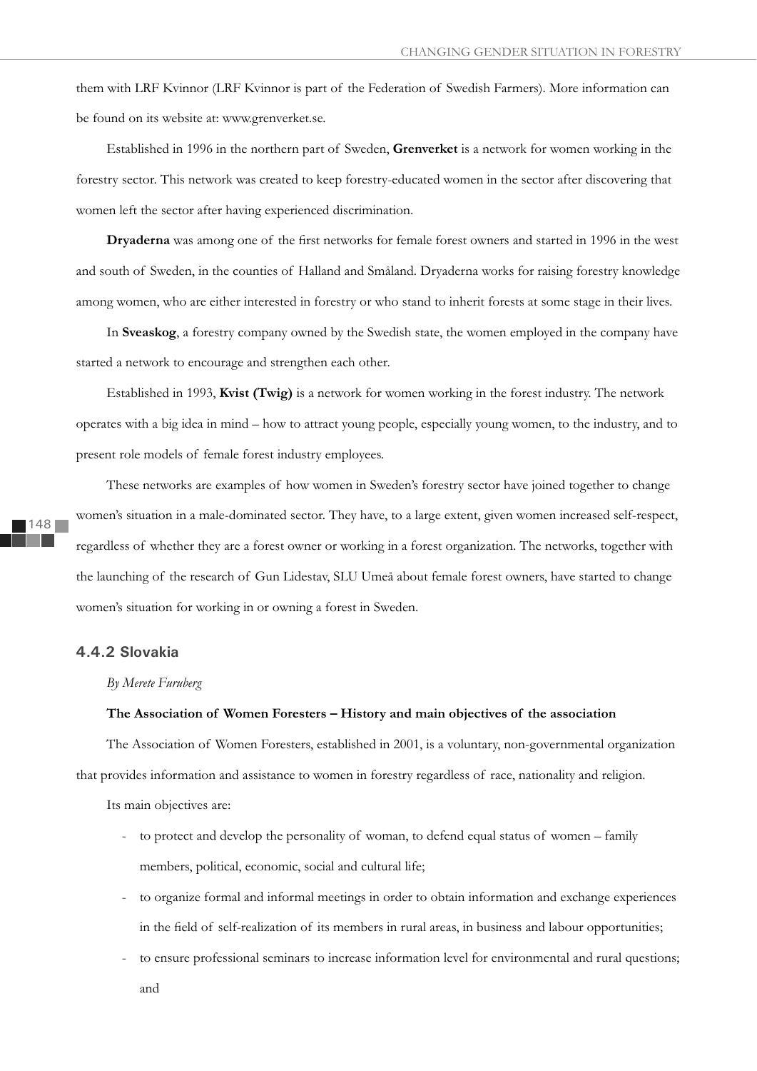them with LRF Kvinnor (LRF Kvinnor is part of the Federation of Swedish Farmers). More information can be found on its website at: www.grenverket.se.

Established in 1996 in the northern part of Sweden, **Grenverket** is a network for women working in the forestry sector. This network was created to keep forestry-educated women in the sector after discovering that women left the sector after having experienced discrimination.

**Dryaderna** was among one of the first networks for female forest owners and started in 1996 in the west and south of Sweden, in the counties of Halland and Småland. Dryaderna works for raising forestry knowledge among women, who are either interested in forestry or who stand to inherit forests at some stage in their lives.

In **Sveaskog**, a forestry company owned by the Swedish state, the women employed in the company have started a network to encourage and strengthen each other.

Established in 1993, **Kvist (Twig)** is a network for women working in the forest industry. The network operates with a big idea in mind – how to attract young people, especially young women, to the industry, and to present role models of female forest industry employees.

These networks are examples of how women in Sweden's forestry sector have joined together to change women's situation in a male-dominated sector. They have, to a large extent, given women increased self-respect, regardless of whether they are a forest owner or working in a forest organization. The networks, together with the launching of the research of Gun Lidestav, SLU Umeå about female forest owners, have started to change women's situation for working in or owning a forest in Sweden.

### 4.4.2 Slovakia

*By Merete Furuberg*

**The Association of Women Foresters – History and main objectives of the association**

The Association of Women Foresters, established in 2001, is a voluntary, non-governmental organization that provides information and assistance to women in forestry regardless of race, nationality and religion.

Its main objectives are:

- to protect and develop the personality of woman, to defend equal status of women – family members, political, economic, social and cultural life;
- to organize formal and informal meetings in order to obtain information and exchange experiences in the field of self-realization of its members in rural areas, in business and labour opportunities;
- to ensure professional seminars to increase information level for environmental and rural questions; and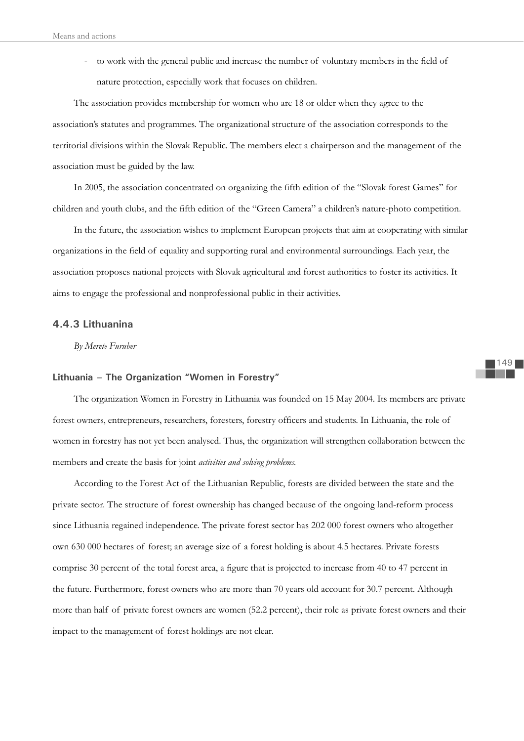- to work with the general public and increase the number of voluntary members in the field of nature protection, especially work that focuses on children.

The association provides membership for women who are 18 or older when they agree to the association's statutes and programmes. The organizational structure of the association corresponds to the territorial divisions within the Slovak Republic. The members elect a chairperson and the management of the association must be guided by the law.

In 2005, the association concentrated on organizing the fifth edition of the "Slovak forest Games" for children and youth clubs, and the fifth edition of the "Green Camera" a children's nature-photo competition.

In the future, the association wishes to implement European projects that aim at cooperating with similar organizations in the field of equality and supporting rural and environmental surroundings. Each year, the association proposes national projects with Slovak agricultural and forest authorities to foster its activities. It aims to engage the professional and nonprofessional public in their activities.

### 4.4.3 Lithuanina

*By Merete Furuber*

#### Lithuania – The Organization "Women in Forestry"

The organization Women in Forestry in Lithuania was founded on 15 May 2004. Its members are private forest owners, entrepreneurs, researchers, foresters, forestry officers and students. In Lithuania, the role of women in forestry has not yet been analysed. Thus, the organization will strengthen collaboration between the members and create the basis for joint *activities and solving problems*.

According to the Forest Act of the Lithuanian Republic, forests are divided between the state and the private sector. The structure of forest ownership has changed because of the ongoing land-reform process since Lithuania regained independence. The private forest sector has 202 000 forest owners who altogether own 630 000 hectares of forest; an average size of a forest holding is about 4.5 hectares. Private forests comprise 30 percent of the total forest area, a figure that is projected to increase from 40 to 47 percent in the future. Furthermore, forest owners who are more than 70 years old account for 30.7 percent. Although more than half of private forest owners are women (52.2 percent), their role as private forest owners and their impact to the management of forest holdings are not clear.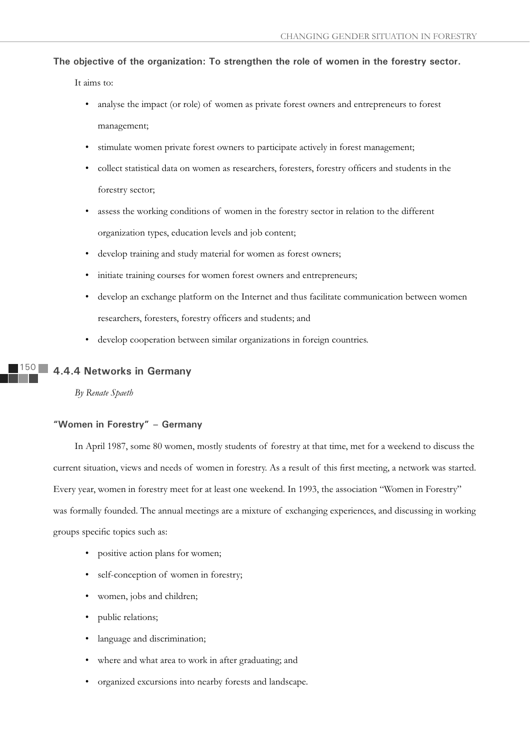**The objective of the organization: To strengthen the role of women in the forestry sector.**

It aims to:

- analyse the impact (or role) of women as private forest owners and entrepreneurs to forest management;
- stimulate women private forest owners to participate actively in forest management;
- collect statistical data on women as researchers, foresters, forestry officers and students in the forestry sector;
- assess the working conditions of women in the forestry sector in relation to the different organization types, education levels and job content;
- develop training and study material for women as forest owners;
- initiate training courses for women forest owners and entrepreneurs;
- develop an exchange platform on the Internet and thus facilitate communication between women researchers, foresters, forestry officers and students; and
- develop cooperation between similar organizations in foreign countries.

### 4.4.4 Networks in Germany

*By Renate Spaeth*

#### "Women in Forestry" – Germany

In April 1987, some 80 women, mostly students of forestry at that time, met for a weekend to discuss the current situation, views and needs of women in forestry. As a result of this first meeting, a network was started. Every year, women in forestry meet for at least one weekend. In 1993, the association "Women in Forestry" was formally founded. The annual meetings are a mixture of exchanging experiences, and discussing in working groups specific topics such as:

- positive action plans for women;
- self-conception of women in forestry;
- women, jobs and children;
- public relations;
- language and discrimination;
- where and what area to work in after graduating; and
- organized excursions into nearby forests and landscape.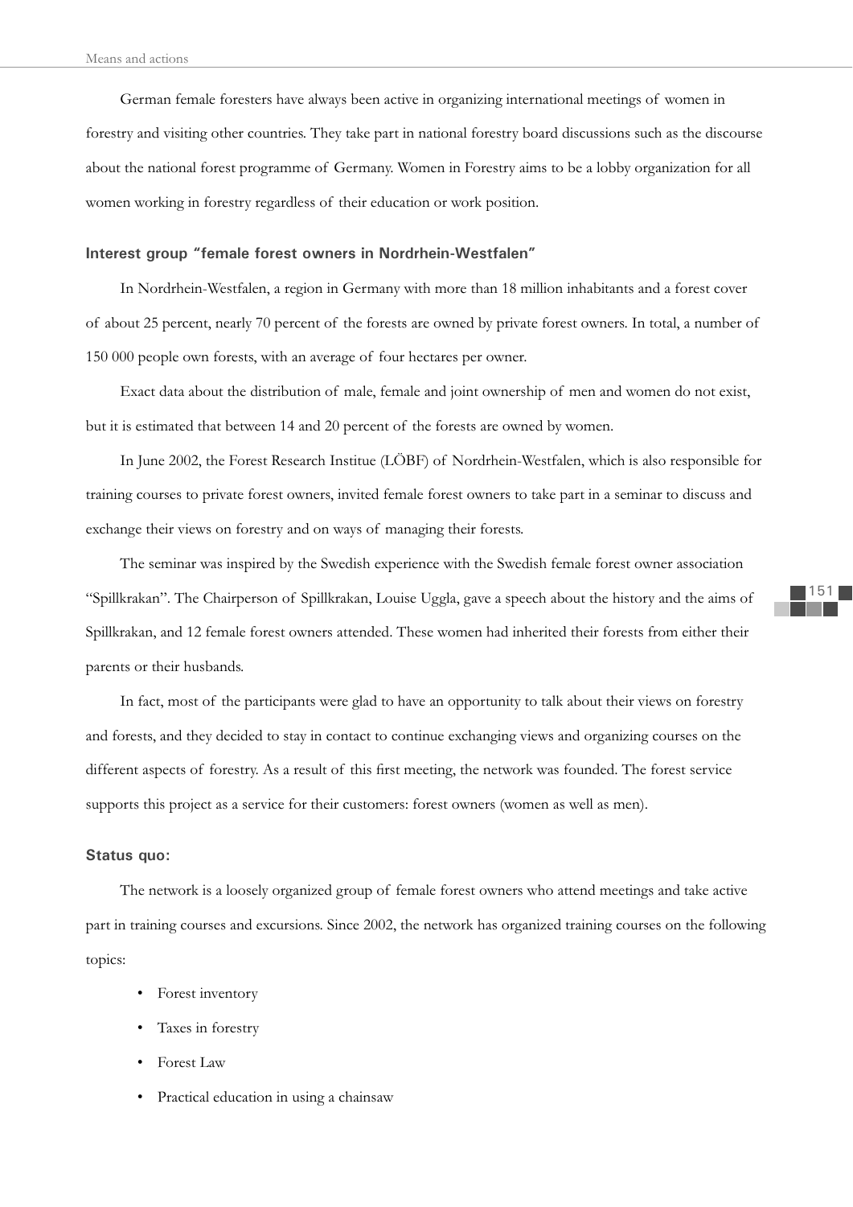German female foresters have always been active in organizing international meetings of women in forestry and visiting other countries. They take part in national forestry board discussions such as the discourse about the national forest programme of Germany. Women in Forestry aims to be a lobby organization for all women working in forestry regardless of their education or work position.

### Interest group "female forest owners in Nordrhein-Westfalen"

In Nordrhein-Westfalen, a region in Germany with more than 18 million inhabitants and a forest cover of about 25 percent, nearly 70 percent of the forests are owned by private forest owners. In total, a number of 150 000 people own forests, with an average of four hectares per owner.

Exact data about the distribution of male, female and joint ownership of men and women do not exist, but it is estimated that between 14 and 20 percent of the forests are owned by women.

In June 2002, the Forest Research Institue (LÖBF) of Nordrhein-Westfalen, which is also responsible for training courses to private forest owners, invited female forest owners to take part in a seminar to discuss and exchange their views on forestry and on ways of managing their forests.

The seminar was inspired by the Swedish experience with the Swedish female forest owner association "Spillkrakan". The Chairperson of Spillkrakan, Louise Uggla, gave a speech about the history and the aims of Spillkrakan, and 12 female forest owners attended. These women had inherited their forests from either their parents or their husbands.

In fact, most of the participants were glad to have an opportunity to talk about their views on forestry and forests, and they decided to stay in contact to continue exchanging views and organizing courses on the different aspects of forestry. As a result of this first meeting, the network was founded. The forest service supports this project as a service for their customers: forest owners (women as well as men).

### Status quo:

The network is a loosely organized group of female forest owners who attend meetings and take active part in training courses and excursions. Since 2002, the network has organized training courses on the following topics:

- Forest inventory
- Taxes in forestry
- Forest Law
- Practical education in using a chainsaw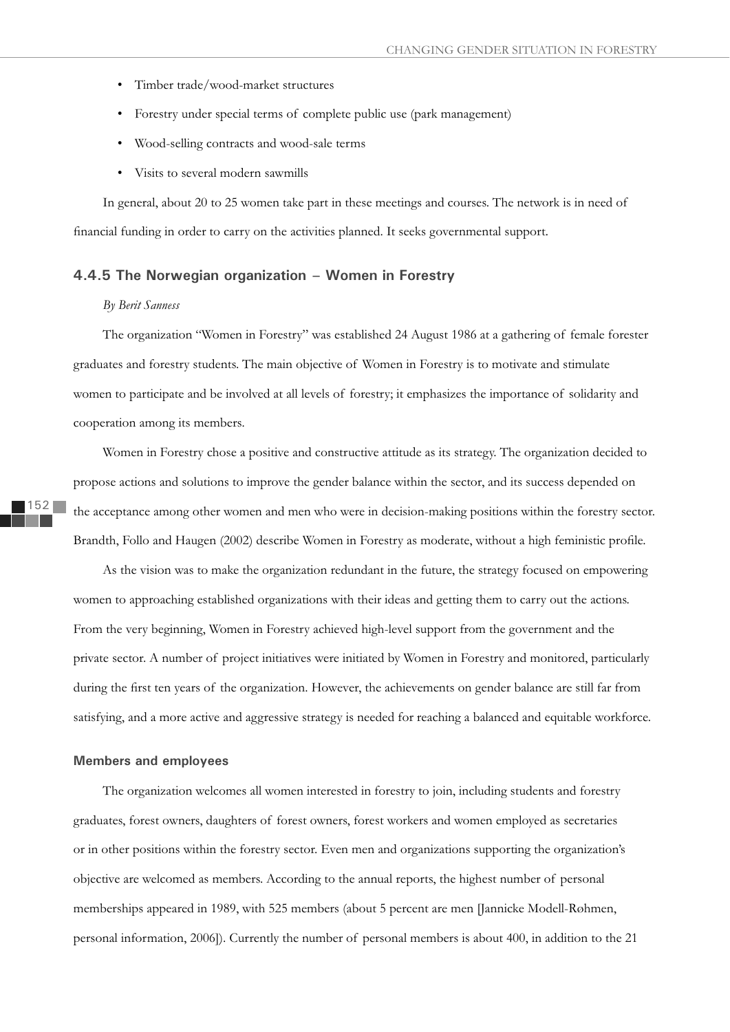- Timber trade/wood-market structures
- Forestry under special terms of complete public use (park management)
- Wood-selling contracts and wood-sale terms
- Visits to several modern sawmills

In general, about 20 to 25 women take part in these meetings and courses. The network is in need of financial funding in order to carry on the activities planned. It seeks governmental support.

### 4.4.5 The Norwegian organization – Women in Forestry

*By Berit Sanness*

The organization "Women in Forestry" was established 24 August 1986 at a gathering of female forester graduates and forestry students. The main objective of Women in Forestry is to motivate and stimulate women to participate and be involved at all levels of forestry; it emphasizes the importance of solidarity and cooperation among its members.

Women in Forestry chose a positive and constructive attitude as its strategy. The organization decided to propose actions and solutions to improve the gender balance within the sector, and its success depended on the acceptance among other women and men who were in decision-making positions within the forestry sector. Brandth, Follo and Haugen (2002) describe Women in Forestry as moderate, without a high feministic profile.

As the vision was to make the organization redundant in the future, the strategy focused on empowering women to approaching established organizations with their ideas and getting them to carry out the actions. From the very beginning, Women in Forestry achieved high-level support from the government and the private sector. A number of project initiatives were initiated by Women in Forestry and monitored, particularly during the first ten years of the organization. However, the achievements on gender balance are still far from satisfying, and a more active and aggressive strategy is needed for reaching a balanced and equitable workforce.

#### Members and employees

The organization welcomes all women interested in forestry to join, including students and forestry graduates, forest owners, daughters of forest owners, forest workers and women employed as secretaries or in other positions within the forestry sector. Even men and organizations supporting the organization's objective are welcomed as members. According to the annual reports, the highest number of personal memberships appeared in 1989, with 525 members (about 5 percent are men [Jannicke Modell-Røhmen, personal information, 2006]). Currently the number of personal members is about 400, in addition to the 21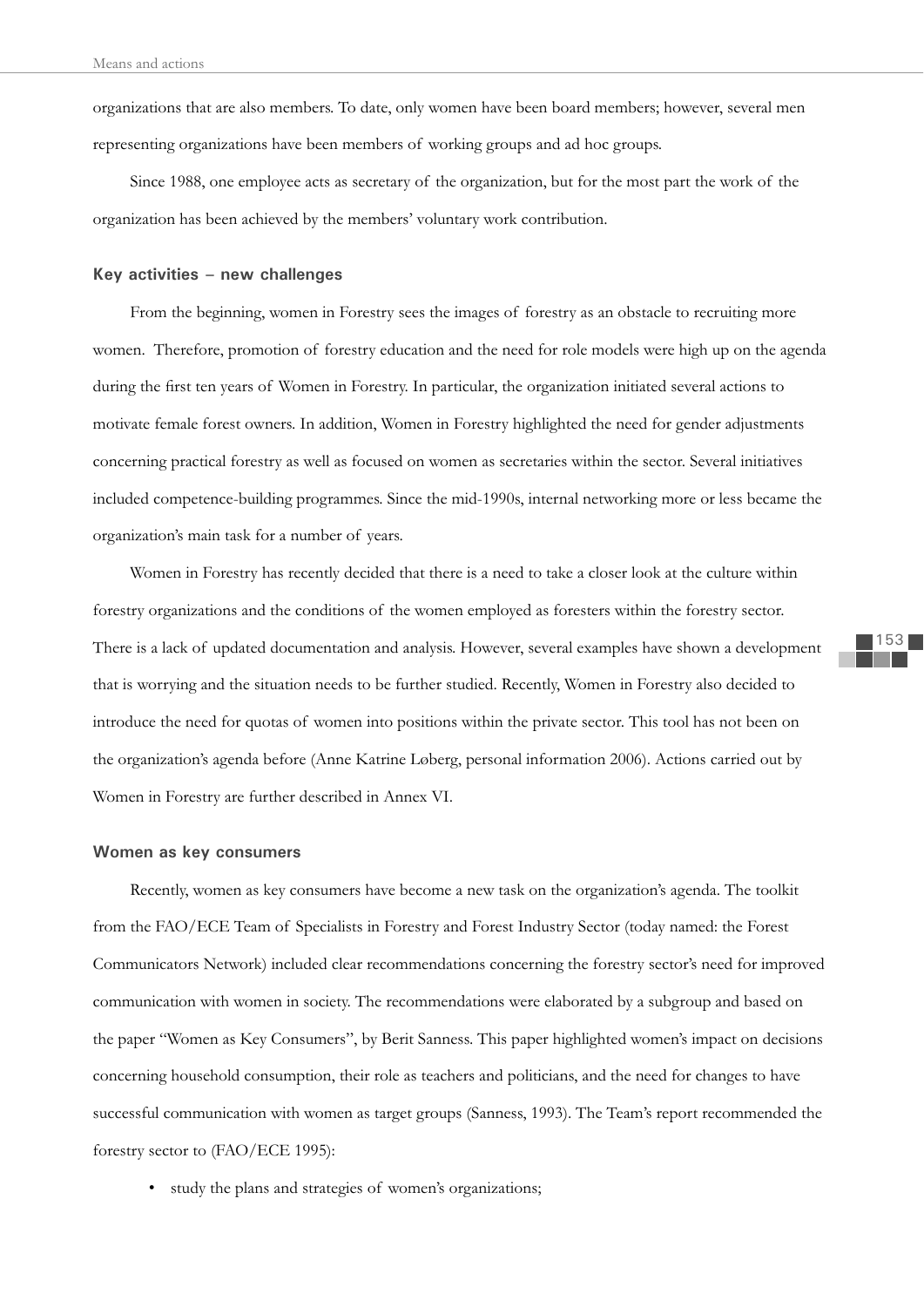organizations that are also members. To date, only women have been board members; however, several men representing organizations have been members of working groups and ad hoc groups.

Since 1988, one employee acts as secretary of the organization, but for the most part the work of the organization has been achieved by the members' voluntary work contribution.

### Key activities – new challenges

From the beginning, women in Forestry sees the images of forestry as an obstacle to recruiting more women. Therefore, promotion of forestry education and the need for role models were high up on the agenda during the first ten years of Women in Forestry. In particular, the organization initiated several actions to motivate female forest owners. In addition, Women in Forestry highlighted the need for gender adjustments concerning practical forestry as well as focused on women as secretaries within the sector. Several initiatives included competence-building programmes. Since the mid-1990s, internal networking more or less became the organization's main task for a number of years.

Women in Forestry has recently decided that there is a need to take a closer look at the culture within forestry organizations and the conditions of the women employed as foresters within the forestry sector. There is a lack of updated documentation and analysis. However, several examples have shown a development that is worrying and the situation needs to be further studied. Recently, Women in Forestry also decided to introduce the need for quotas of women into positions within the private sector. This tool has not been on the organization's agenda before (Anne Katrine Løberg, personal information 2006). Actions carried out by Women in Forestry are further described in Annex VI.

### Women as key consumers

Recently, women as key consumers have become a new task on the organization's agenda. The toolkit from the FAO/ECE Team of Specialists in Forestry and Forest Industry Sector (today named: the Forest Communicators Network) included clear recommendations concerning the forestry sector's need for improved communication with women in society. The recommendations were elaborated by a subgroup and based on the paper "Women as Key Consumers", by Berit Sanness. This paper highlighted women's impact on decisions concerning household consumption, their role as teachers and politicians, and the need for changes to have successful communication with women as target groups (Sanness, 1993). The Team's report recommended the forestry sector to (FAO/ECE 1995):

- study the plans and strategies of women's organizations;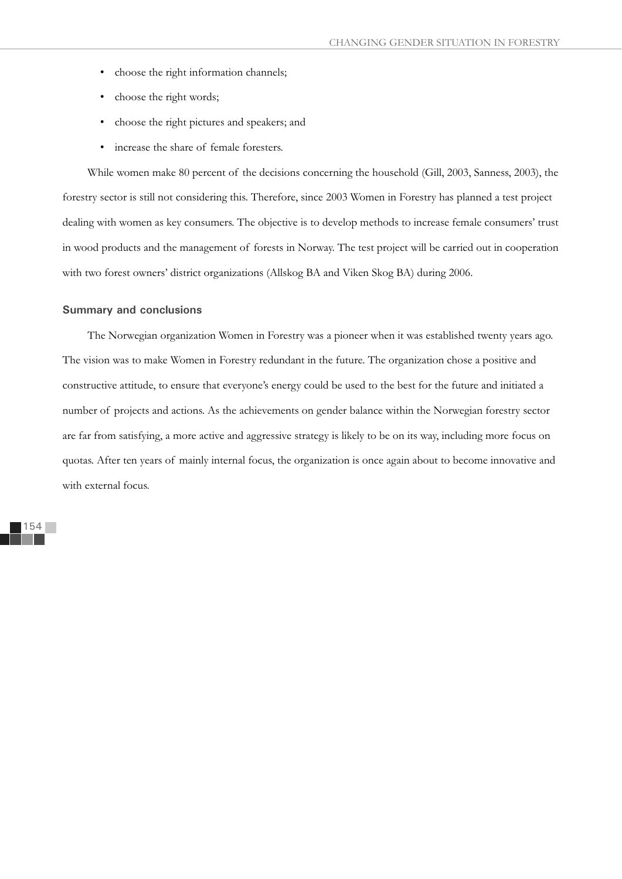- choose the right information channels;
- choose the right words;
- choose the right pictures and speakers; and
- increase the share of female foresters.

While women make 80 percent of the decisions concerning the household (Gill, 2003, Sanness, 2003), the forestry sector is still not considering this. Therefore, since 2003 Women in Forestry has planned a test project dealing with women as key consumers. The objective is to develop methods to increase female consumers' trust in wood products and the management of forests in Norway. The test project will be carried out in cooperation with two forest owners' district organizations (Allskog BA and Viken Skog BA) during 2006.

### Summary and conclusions

The Norwegian organization Women in Forestry was a pioneer when it was established twenty years ago. The vision was to make Women in Forestry redundant in the future. The organization chose a positive and constructive attitude, to ensure that everyone's energy could be used to the best for the future and initiated a number of projects and actions. As the achievements on gender balance within the Norwegian forestry sector are far from satisfying, a more active and aggressive strategy is likely to be on its way, including more focus on quotas. After ten years of mainly internal focus, the organization is once again about to become innovative and with external focus.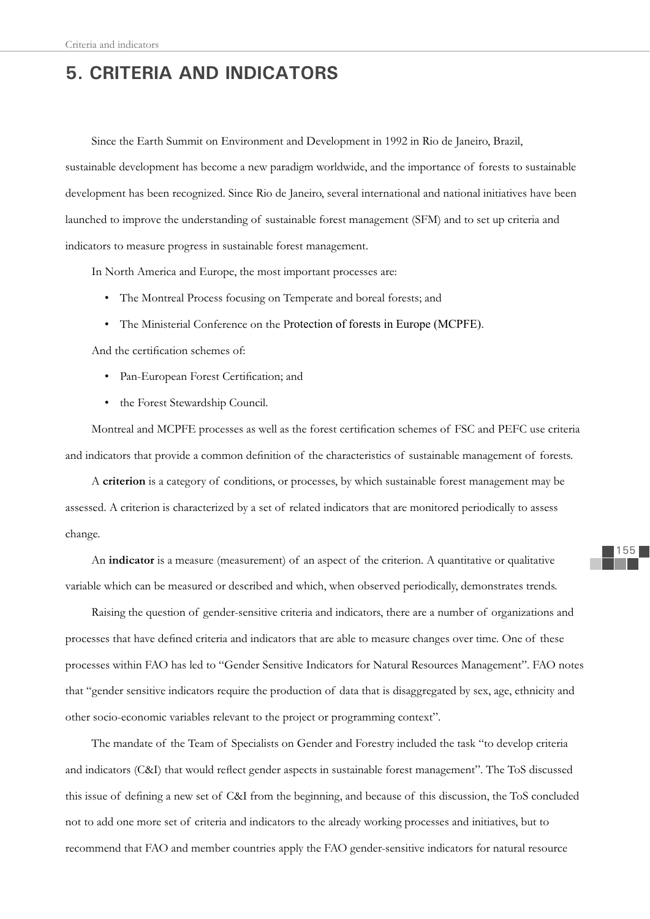# 5. CRITERIA AND INDICATORS

Since the Earth Summit on Environment and Development in 1992 in Rio de Janeiro, Brazil, sustainable development has become a new paradigm worldwide, and the importance of forests to sustainable development has been recognized. Since Rio de Janeiro, several international and national initiatives have been launched to improve the understanding of sustainable forest management (SFM) and to set up criteria and indicators to measure progress in sustainable forest management.

In North America and Europe, the most important processes are:

- The Montreal Process focusing on Temperate and boreal forests; and
- The Ministerial Conference on the Protection of forests in Europe (MCPFE).

And the certification schemes of:

- Pan-European Forest Certification; and
- the Forest Stewardship Council.

Montreal and MCPFE processes as well as the forest certification schemes of FSC and PEFC use criteria and indicators that provide a common definition of the characteristics of sustainable management of forests.

A **criterion** is a category of conditions, or processes, by which sustainable forest management may be assessed. A criterion is characterized by a set of related indicators that are monitored periodically to assess change.

An **indicator** is a measure (measurement) of an aspect of the criterion. A quantitative or qualitative variable which can be measured or described and which, when observed periodically, demonstrates trends.

Raising the question of gender-sensitive criteria and indicators, there are a number of organizations and processes that have defined criteria and indicators that are able to measure changes over time. One of these processes within FAO has led to "Gender Sensitive Indicators for Natural Resources Management". FAO notes that "gender sensitive indicators require the production of data that is disaggregated by sex, age, ethnicity and other socio-economic variables relevant to the project or programming context".

The mandate of the Team of Specialists on Gender and Forestry included the task "to develop criteria and indicators (C&I) that would reflect gender aspects in sustainable forest management". The ToS discussed this issue of defining a new set of C&I from the beginning, and because of this discussion, the ToS concluded not to add one more set of criteria and indicators to the already working processes and initiatives, but to recommend that FAO and member countries apply the FAO gender-sensitive indicators for natural resource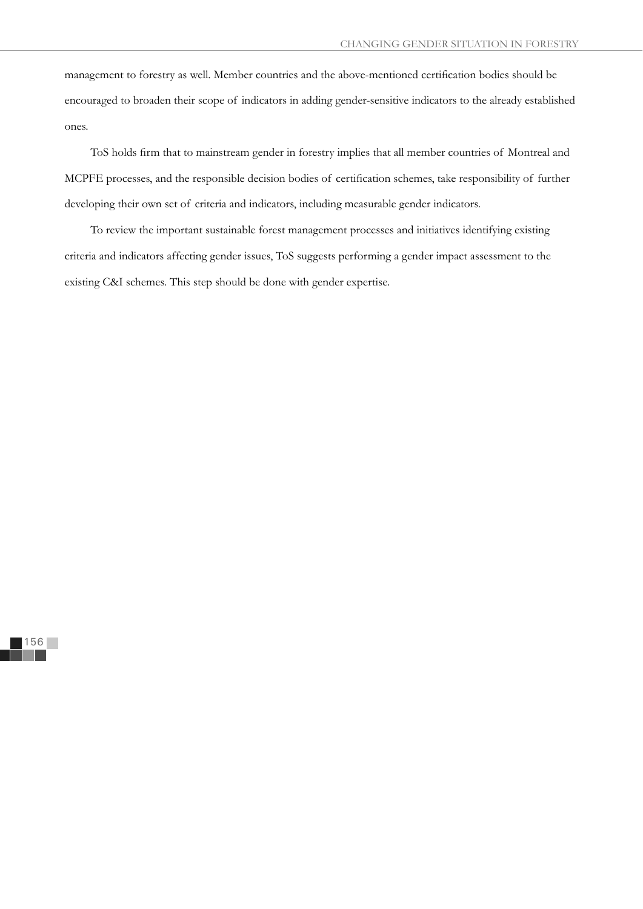management to forestry as well. Member countries and the above-mentioned certification bodies should be encouraged to broaden their scope of indicators in adding gender-sensitive indicators to the already established ones.

ToS holds firm that to mainstream gender in forestry implies that all member countries of Montreal and MCPFE processes, and the responsible decision bodies of certification schemes, take responsibility of further developing their own set of criteria and indicators, including measurable gender indicators.

To review the important sustainable forest management processes and initiatives identifying existing criteria and indicators affecting gender issues, ToS suggests performing a gender impact assessment to the existing C&I schemes. This step should be done with gender expertise.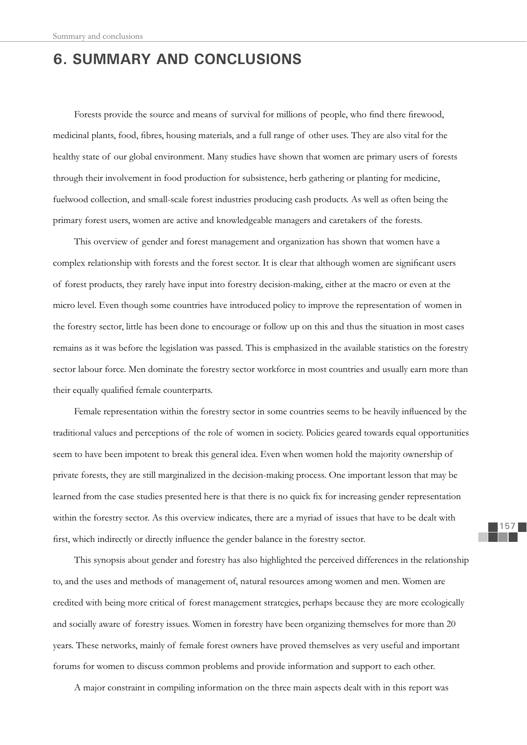# 6. SUMMARY AND CONCLUSIONS

Forests provide the source and means of survival for millions of people, who find there firewood, medicinal plants, food, fibres, housing materials, and a full range of other uses. They are also vital for the healthy state of our global environment. Many studies have shown that women are primary users of forests through their involvement in food production for subsistence, herb gathering or planting for medicine, fuelwood collection, and small-scale forest industries producing cash products. As well as often being the primary forest users, women are active and knowledgeable managers and caretakers of the forests.

This overview of gender and forest management and organization has shown that women have a complex relationship with forests and the forest sector. It is clear that although women are significant users of forest products, they rarely have input into forestry decision-making, either at the macro or even at the micro level. Even though some countries have introduced policy to improve the representation of women in the forestry sector, little has been done to encourage or follow up on this and thus the situation in most cases remains as it was before the legislation was passed. This is emphasized in the available statistics on the forestry sector labour force. Men dominate the forestry sector workforce in most countries and usually earn more than their equally qualified female counterparts.

Female representation within the forestry sector in some countries seems to be heavily influenced by the traditional values and perceptions of the role of women in society. Policies geared towards equal opportunities seem to have been impotent to break this general idea. Even when women hold the majority ownership of private forests, they are still marginalized in the decision-making process. One important lesson that may be learned from the case studies presented here is that there is no quick fix for increasing gender representation within the forestry sector. As this overview indicates, there are a myriad of issues that have to be dealt with first, which indirectly or directly influence the gender balance in the forestry sector.

This synopsis about gender and forestry has also highlighted the perceived differences in the relationship to, and the uses and methods of management of, natural resources among women and men. Women are credited with being more critical of forest management strategies, perhaps because they are more ecologically and socially aware of forestry issues. Women in forestry have been organizing themselves for more than 20 years. These networks, mainly of female forest owners have proved themselves as very useful and important forums for women to discuss common problems and provide information and support to each other.

A major constraint in compiling information on the three main aspects dealt with in this report was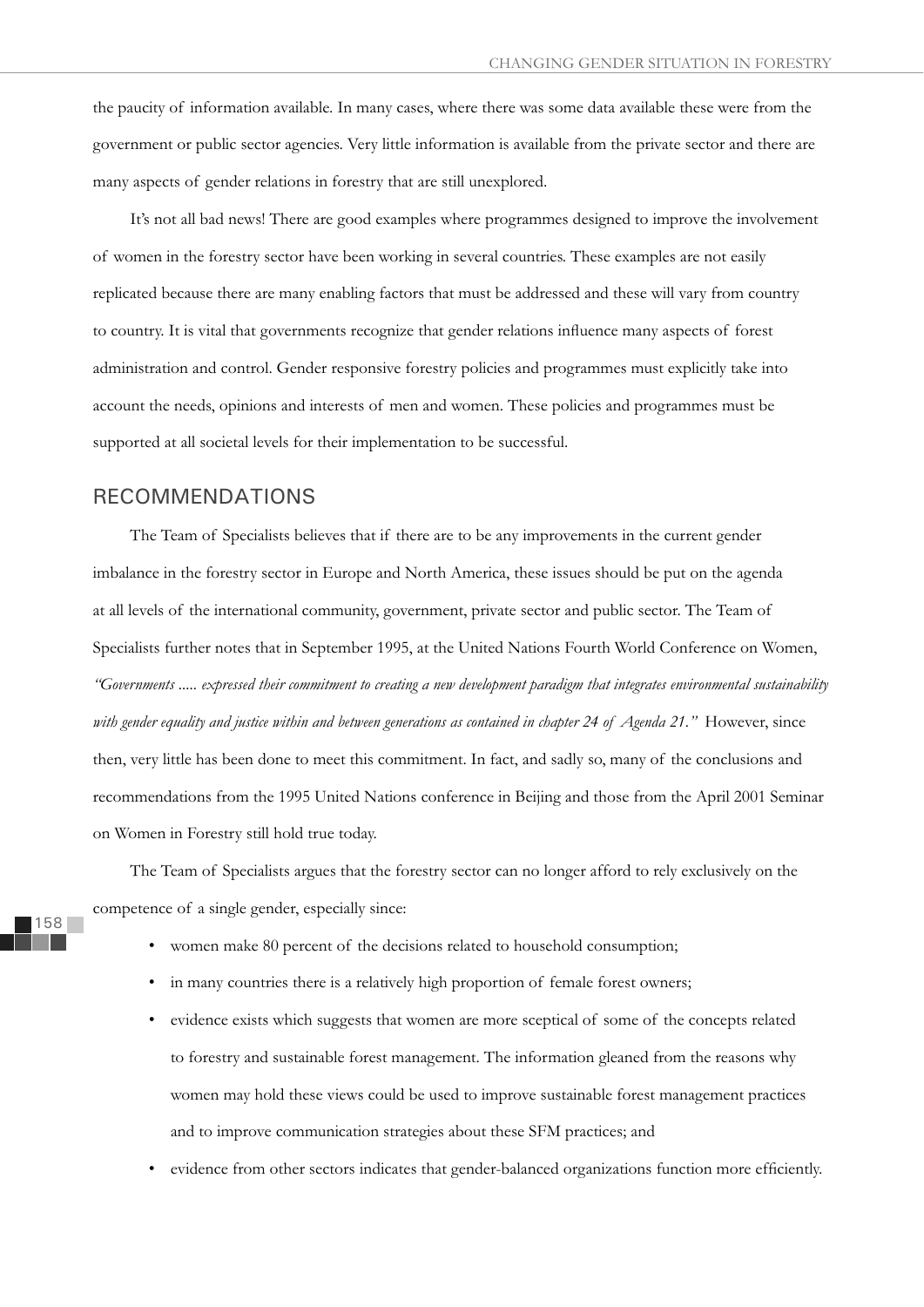the paucity of information available. In many cases, where there was some data available these were from the government or public sector agencies. Very little information is available from the private sector and there are many aspects of gender relations in forestry that are still unexplored.

It's not all bad news! There are good examples where programmes designed to improve the involvement of women in the forestry sector have been working in several countries. These examples are not easily replicated because there are many enabling factors that must be addressed and these will vary from country to country. It is vital that governments recognize that gender relations influence many aspects of forest administration and control. Gender responsive forestry policies and programmes must explicitly take into account the needs, opinions and interests of men and women. These policies and programmes must be supported at all societal levels for their implementation to be successful.

## RECOMMENDATIONS

The Team of Specialists believes that if there are to be any improvements in the current gender imbalance in the forestry sector in Europe and North America, these issues should be put on the agenda at all levels of the international community, government, private sector and public sector. The Team of Specialists further notes that in September 1995, at the United Nations Fourth World Conference on Women, *"Governments ..... expressed their commitment to creating a new development paradigm that integrates environmental sustainability with gender equality and justice within and between generations as contained in chapter 24 of Agenda 21."* However, since then, very little has been done to meet this commitment. In fact, and sadly so, many of the conclusions and recommendations from the 1995 United Nations conference in Beijing and those from the April 2001 Seminar on Women in Forestry still hold true today.

The Team of Specialists argues that the forestry sector can no longer afford to rely exclusively on the competence of a single gender, especially since:

- women make 80 percent of the decisions related to household consumption;
- in many countries there is a relatively high proportion of female forest owners;
- evidence exists which suggests that women are more sceptical of some of the concepts related to forestry and sustainable forest management. The information gleaned from the reasons why women may hold these views could be used to improve sustainable forest management practices and to improve communication strategies about these SFM practices; and
- evidence from other sectors indicates that gender-balanced organizations function more efficiently.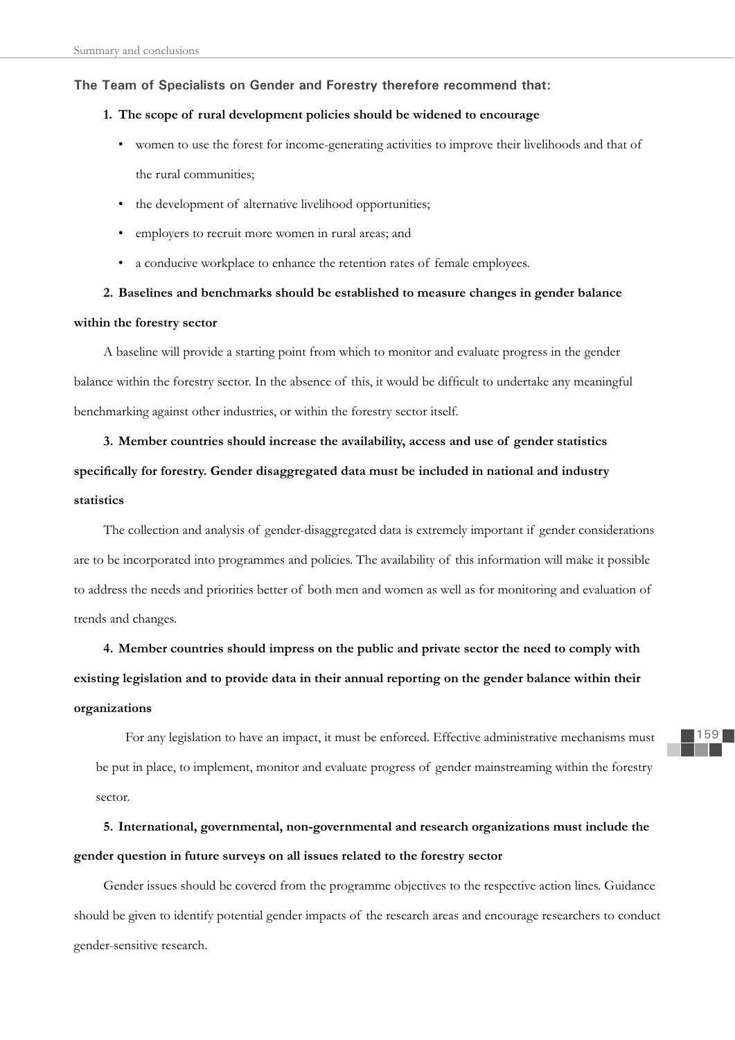**The Team of Specialists on Gender and Forestry therefore recommend that:**

**1. The scope of rural development policies should be widened to encourage**

- women to use the forest for income-generating activities to improve their livelihoods and that of the rural communities;
- the development of alternative livelihood opportunities;
- employers to recruit more women in rural areas; and
- a conducive workplace to enhance the retention rates of female employees.

**2. Baselines and benchmarks should be established to measure changes in gender balance within the forestry sector**

A baseline will provide a starting point from which to monitor and evaluate progress in the gender balance within the forestry sector. In the absence of this, it would be difficult to undertake any meaningful benchmarking against other industries, or within the forestry sector itself.

**3. Member countries should increase the availability, access and use of gender statistics specifically for forestry. Gender disaggregated data must be included in national and industry statistics**

The collection and analysis of gender-disaggregated data is extremely important if gender considerations are to be incorporated into programmes and policies. The availability of this information will make it possible to address the needs and priorities better of both men and women as well as for monitoring and evaluation of trends and changes.

**4. Member countries should impress on the public and private sector the need to comply with existing legislation and to provide data in their annual reporting on the gender balance within their organizations**

For any legislation to have an impact, it must be enforced. Effective administrative mechanisms must be put in place, to implement, monitor and evaluate progress of gender mainstreaming within the forestry sector.

**5. International, governmental, non-governmental and research organizations must include the gender question in future surveys on all issues related to the forestry sector**

Gender issues should be covered from the programme objectives to the respective action lines. Guidance should be given to identify potential gender impacts of the research areas and encourage researchers to conduct gender-sensitive research.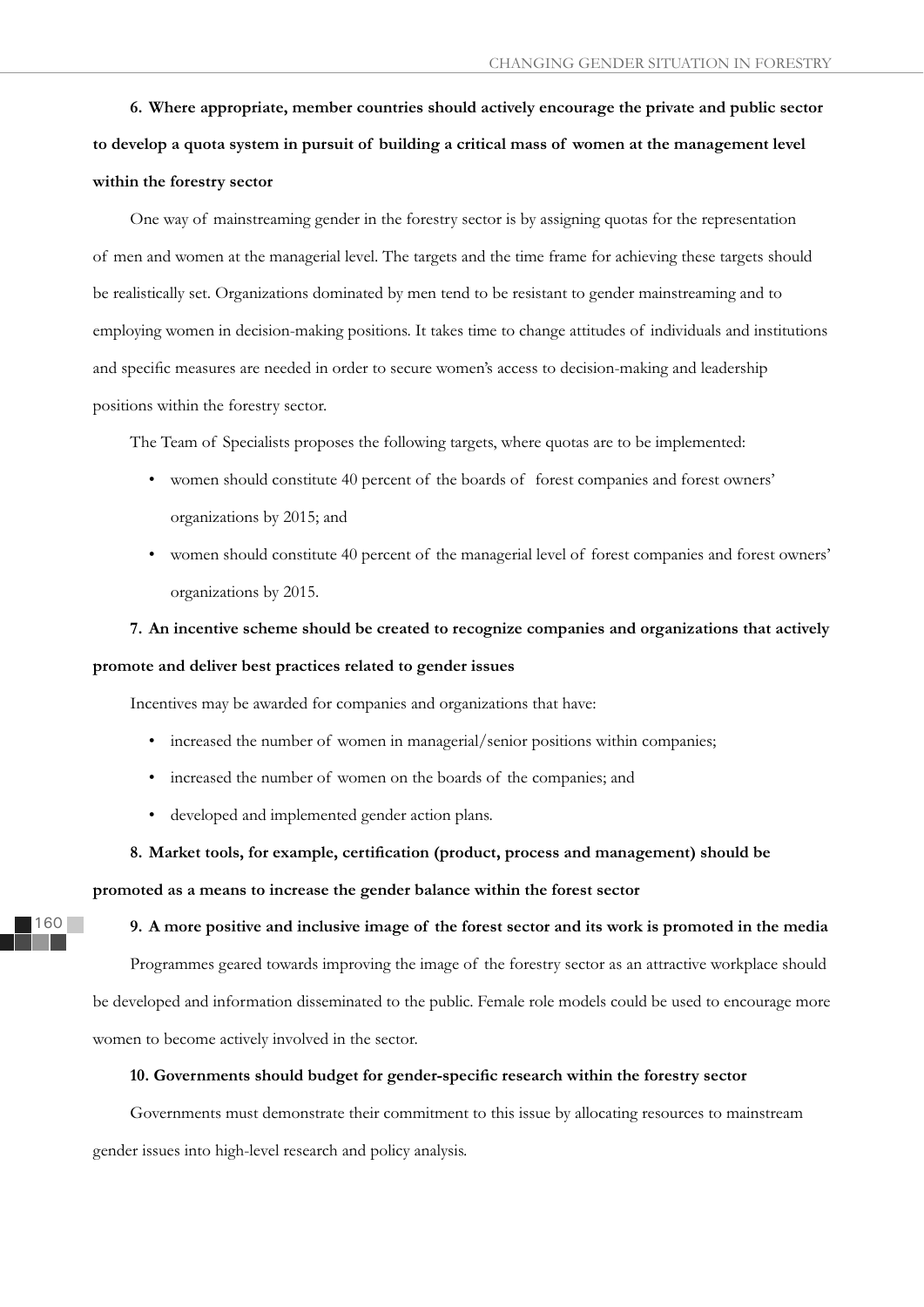**6. Where appropriate, member countries should actively encourage the private and public sector to develop a quota system in pursuit of building a critical mass of women at the management level within the forestry sector**

One way of mainstreaming gender in the forestry sector is by assigning quotas for the representation of men and women at the managerial level. The targets and the time frame for achieving these targets should be realistically set. Organizations dominated by men tend to be resistant to gender mainstreaming and to employing women in decision-making positions. It takes time to change attitudes of individuals and institutions and specific measures are needed in order to secure women's access to decision-making and leadership positions within the forestry sector.

The Team of Specialists proposes the following targets, where quotas are to be implemented:

- women should constitute 40 percent of the boards of forest companies and forest owners' organizations by 2015; and
- women should constitute 40 percent of the managerial level of forest companies and forest owners' organizations by 2015.

**7. An incentive scheme should be created to recognize companies and organizations that actively promote and deliver best practices related to gender issues**

Incentives may be awarded for companies and organizations that have:

- increased the number of women in managerial/senior positions within companies;
- increased the number of women on the boards of the companies; and
- developed and implemented gender action plans.

**8. Market tools, for example, certification (product, process and management) should be promoted as a means to increase the gender balance within the forest sector**

**9. A more positive and inclusive image of the forest sector and its work is promoted in the media**

Programmes geared towards improving the image of the forestry sector as an attractive workplace should be developed and information disseminated to the public. Female role models could be used to encourage more women to become actively involved in the sector.

**10. Governments should budget for gender-specific research within the forestry sector**

Governments must demonstrate their commitment to this issue by allocating resources to mainstream gender issues into high-level research and policy analysis.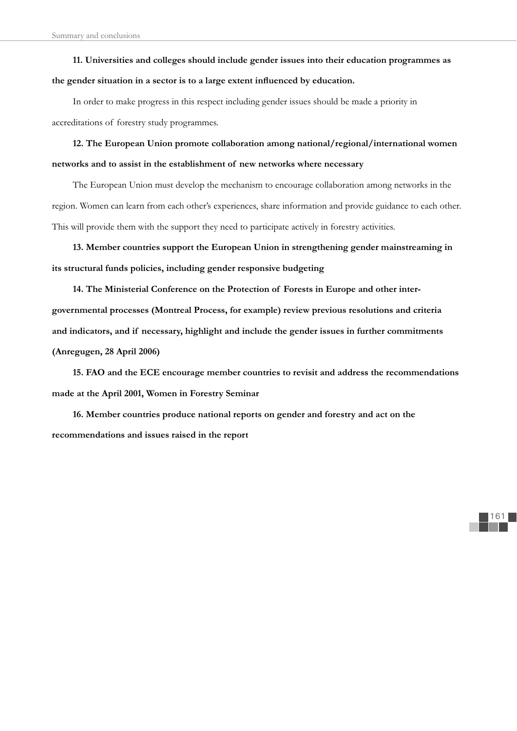**11. Universities and colleges should include gender issues into their education programmes as the gender situation in a sector is to a large extent influenced by education.**

In order to make progress in this respect including gender issues should be made a priority in accreditations of forestry study programmes.

**12. The European Union promote collaboration among national/regional/international women networks and to assist in the establishment of new networks where necessary**

The European Union must develop the mechanism to encourage collaboration among networks in the region. Women can learn from each other's experiences, share information and provide guidance to each other. This will provide them with the support they need to participate actively in forestry activities.

**13. Member countries support the European Union in strengthening gender mainstreaming in its structural funds policies, including gender responsive budgeting**

**14. The Ministerial Conference on the Protection of Forests in Europe and other inter-governmental processes (Montreal Process, for example) review previous resolutions and criteria and indicators, and if necessary, highlight and include the gender issues in further commitments (Anregugen, 28 April 2006)**

**15. FAO and the ECE encourage member countries to revisit and address the recommendations made at the April 2001, Women in Forestry Seminar**

**16. Member countries produce national reports on gender and forestry and act on the recommendations and issues raised in the report**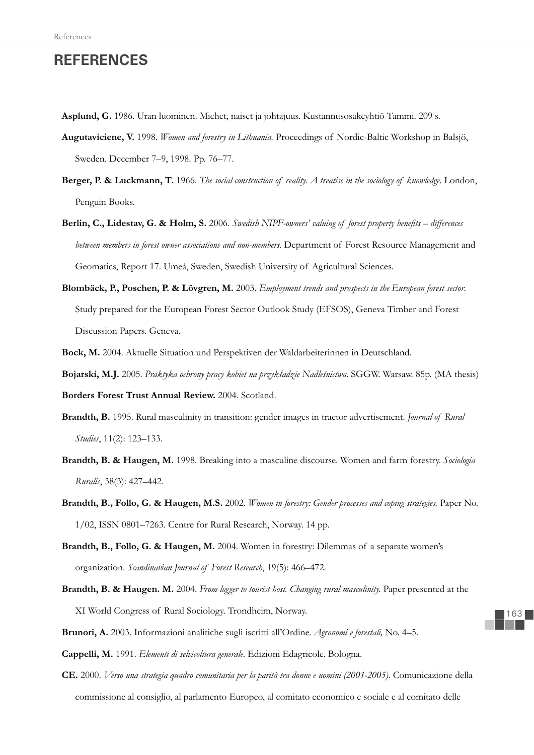# REFERENCES

**Asplund, G.** 1986. Uran luominen. Miehet, naiset ja johtajuus. Kustannusosakeyhtiö Tammi. 209 s.

**Augutaviciene, V.** 1998. *Women and forestry in Lithuania*. Proceedings of Nordic-Baltic Workshop in Balsjö, Sweden. December 7–9, 1998. Pp. 76–77.

**Berger, P. & Luckmann, T.** 1966. *The social construction of reality. A treatise in the sociology of knowledge*. London, Penguin Books.

**Berlin, C., Lidestav, G. & Holm, S.** 2006. *Swedish NIPF-owners' valuing of forest property benefits – differences between members in forest owner associations and non-members*. Department of Forest Resource Management and Geomatics, Report 17. Umeå, Sweden, Swedish University of Agricultural Sciences.

**Blombäck, P., Poschen, P. & Lövgren, M.** 2003. *Employment trends and prospects in the European forest sector*. Study prepared for the European Forest Sector Outlook Study (EFSOS), Geneva Timber and Forest Discussion Papers. Geneva.

**Bock, M.** 2004. Aktuelle Situation und Perspektiven der Waldarbeiterinnen in Deutschland.

**Bojarski, M.J.** 2005. *Praktyka ochrony pracy kobiet na przykładzie Nadleśnictwa*. SGGW. Warsaw. 85p. (MA thesis)

**Borders Forest Trust Annual Review.** 2004. Scotland.

**Brandth, B.** 1995. Rural masculinity in transition: gender images in tractor advertisement. *Journal of Rural Studies*, 11(2): 123–133.

**Brandth, B. & Haugen, M.** 1998. Breaking into a masculine discourse. Women and farm forestry. *Sociologia Ruralis*, 38(3): 427–442.

**Brandth, B., Follo, G. & Haugen, M.S.** 2002. *Women in forestry: Gender processes and coping strategies*. Paper No. 1/02, ISSN 0801–7263. Centre for Rural Research, Norway. 14 pp.

**Brandth, B., Follo, G. & Haugen, M.** 2004. Women in forestry: Dilemmas of a separate women's organization. *Scandinavian Journal of Forest Research*, 19(5): 466–472.

**Brandth, B. & Haugen. M.** 2004. *From logger to tourist host. Changing rural masculinity.* Paper presented at the XI World Congress of Rural Sociology. Trondheim, Norway.

**Brunori, A.** 2003. Informazioni analitiche sugli iscritti all'Ordine. *Agronomi e forestali,* No. 4–5.

**Cappelli, M.** 1991. *Elementi di selvicoltura generale*. Edizioni Edagricole. Bologna.

**CE.** 2000. *Verso una strategia quadro comunitaria per la parità tra donne e uomini (2001-2005).* Comunicazione della commissione al consiglio, al parlamento Europeo, al comitato economico e sociale e al comitato delle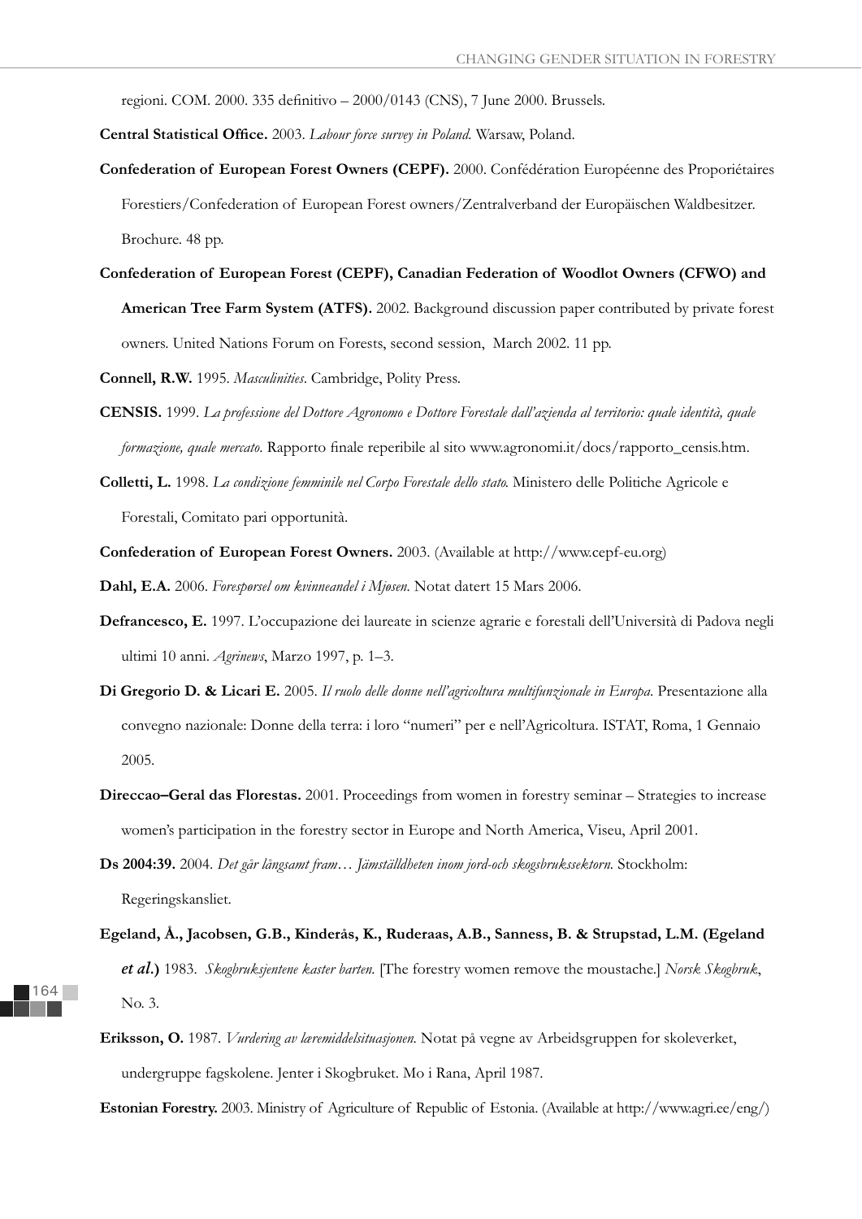regioni. COM. 2000. 335 definitivo – 2000/0143 (CNS), 7 June 2000. Brussels.

**Central Statistical Office.** 2003. *Labour force survey in Poland.* Warsaw, Poland.

**Confederation of European Forest Owners (CEPF).** 2000. Confédération Européenne des Proporiétaires Forestiers/Confederation of European Forest owners/Zentralverband der Europäischen Waldbesitzer. Brochure. 48 pp.

**Confederation of European Forest (CEPF), Canadian Federation of Woodlot Owners (CFWO) and American Tree Farm System (ATFS).** 2002. Background discussion paper contributed by private forest owners. United Nations Forum on Forests, second session, March 2002. 11 pp.

**Connell, R.W.** 1995. *Masculinities*. Cambridge, Polity Press.

**CENSIS.** 1999. *La professione del Dottore Agronomo e Dottore Forestale dall'azienda al territorio: quale identità, quale formazione, quale mercato*. Rapporto finale reperibile al sito www.agronomi.it/docs/rapporto_censis.htm.

**Colletti, L.** 1998. *La condizione femminile nel Corpo Forestale dello stato.* Ministero delle Politiche Agricole e Forestali, Comitato pari opportunità.

**Confederation of European Forest Owners.** 2003. (Available at http://www.cepf-eu.org)

**Dahl, E.A.** 2006. *Forespørsel om kvinneandel i Mjøsen.* Notat datert 15 Mars 2006.

**Defrancesco, E.** 1997. L'occupazione dei laureate in scienze agrarie e forestali dell'Università di Padova negli ultimi 10 anni. *Agrinews*, Marzo 1997, p. 1–3.

**Di Gregorio D. & Licari E.** 2005. *Il ruolo delle donne nell'agricoltura multifunzionale in Europa.* Presentazione alla convegno nazionale: Donne della terra: i loro "numeri" per e nell'Agricoltura. ISTAT, Roma, 1 Gennaio 2005.

**Direccao–Geral das Florestas.** 2001. Proceedings from women in forestry seminar – Strategies to increase women's participation in the forestry sector in Europe and North America, Viseu, April 2001.

**Ds 2004:39.** 2004. *Det går långsamt fram… Jämställdheten inom jord-och skogsbrukssektorn.* Stockholm: Regeringskansliet.

**Egeland, Å., Jacobsen, G.B., Kinderås, K., Ruderaas, A.B., Sanness, B. & Strupstad, L.M. (Egeland *et al.*)** 1983. *Skogbruksjentene kaster barten.* [The forestry women remove the moustache.] *Norsk Skogbruk*, No. 3.

**Eriksson, O.** 1987. *Vurdering av læremiddelsituasjonen.* Notat på vegne av Arbeidsgruppen for skoleverket, undergruppe fagskolene. Jenter i Skogbruket. Mo i Rana, April 1987.

**Estonian Forestry.** 2003. Ministry of Agriculture of Republic of Estonia. (Available at http://www.agri.ee/eng/)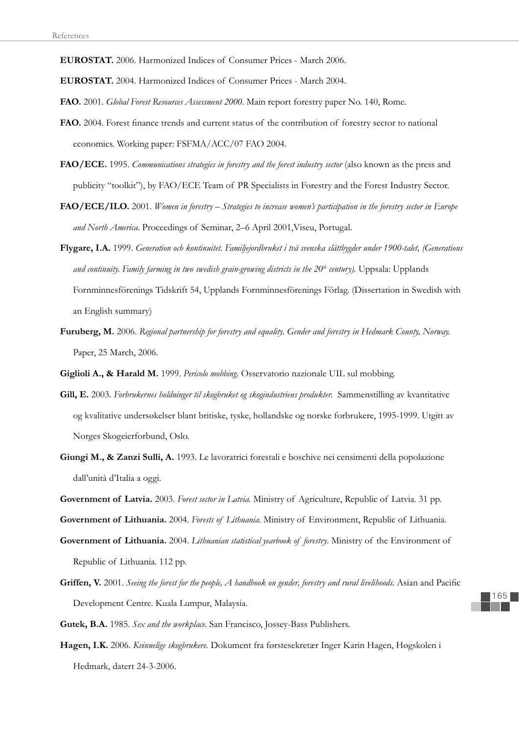**EUROSTAT.** 2006. Harmonized Indices of Consumer Prices - March 2006.

**EUROSTAT.** 2004. Harmonized Indices of Consumer Prices - March 2004.

**FAO.** 2001. *Global Forest Resources Assessment 2000*. Main report forestry paper No. 140, Rome.

**FAO.** 2004. Forest finance trends and current status of the contribution of forestry sector to national economics. Working paper: FSFMA/ACC/07 FAO 2004.

**FAO/ECE.** 1995. *Communications strategies in forestry and the forest industry sector* (also known as the press and publicity "toolkit"), by FAO/ECE Team of PR Specialists in Forestry and the Forest Industry Sector.

**FAO/ECE/ILO.** 2001. *Women in forestry – Strategies to increase women's participation in the forestry sector in Europe and North America.* Proceedings of Seminar, 2–6 April 2001,Viseu, Portugal.

**Flygare, I.A.** 1999. *Generation och kontinuitet. Familjejordbruket i två svenska slättbygder under 1900-talet, (Generations and continuity. Family farming in two swedish grain-growing districts in the 20th century).* Uppsala: Upplands Fornminnesförenings Tidskrift 54, Upplands Fornminnesförenings Förlag. (Dissertation in Swedish with an English summary)

**Furuberg, M.** 2006. *Regional partnership for forestry and equality. Gender and forestry in Hedmark County, Norway.* Paper, 25 March, 2006.

**Giglioli A., & Harald M.** 1999. *Pericolo mobbing.* Osservatorio nazionale UIL sul mobbing.

**Gill, E.** 2003. *Forbrukernes holdninger til skogbruket og skogindustriens produkter.* Sammenstilling av kvantitative og kvalitative undersøkelser blant britiske, tyske, hollandske og norske forbrukere, 1995-1999. Utgitt av Norges Skogeierforbund, Oslo.

**Giungi M., & Zanzi Sulli, A.** 1993. Le lavoratrici forestali e boschive nei censimenti della popolazione dall'unità d'Italia a oggi.

**Government of Latvia.** 2003. *Forest sector in Latvia.* Ministry of Agriculture, Republic of Latvia. 31 pp.

**Government of Lithuania.** 2004. *Forests of Lithuania.* Ministry of Environment, Republic of Lithuania.

**Government of Lithuania.** 2004. *Lithuanian statistical yearbook of forestry*. Ministry of the Environment of Republic of Lithuania. 112 pp.

**Griffen, V.** 2001. *Seeing the forest for the people, A handbook on gender, forestry and rural livelihoods.* Asian and Pacific Development Centre. Kuala Lumpur, Malaysia.

**Gutek, B.A.** 1985. *Sex and the workplace*. San Francisco, Jossey-Bass Publishers.

**Hagen, I.K.** 2006. *Kvinnelige skogbrukere.* Dokument fra førstesekretær Inger Karin Hagen, Høgskolen i Hedmark, datert 24-3-2006.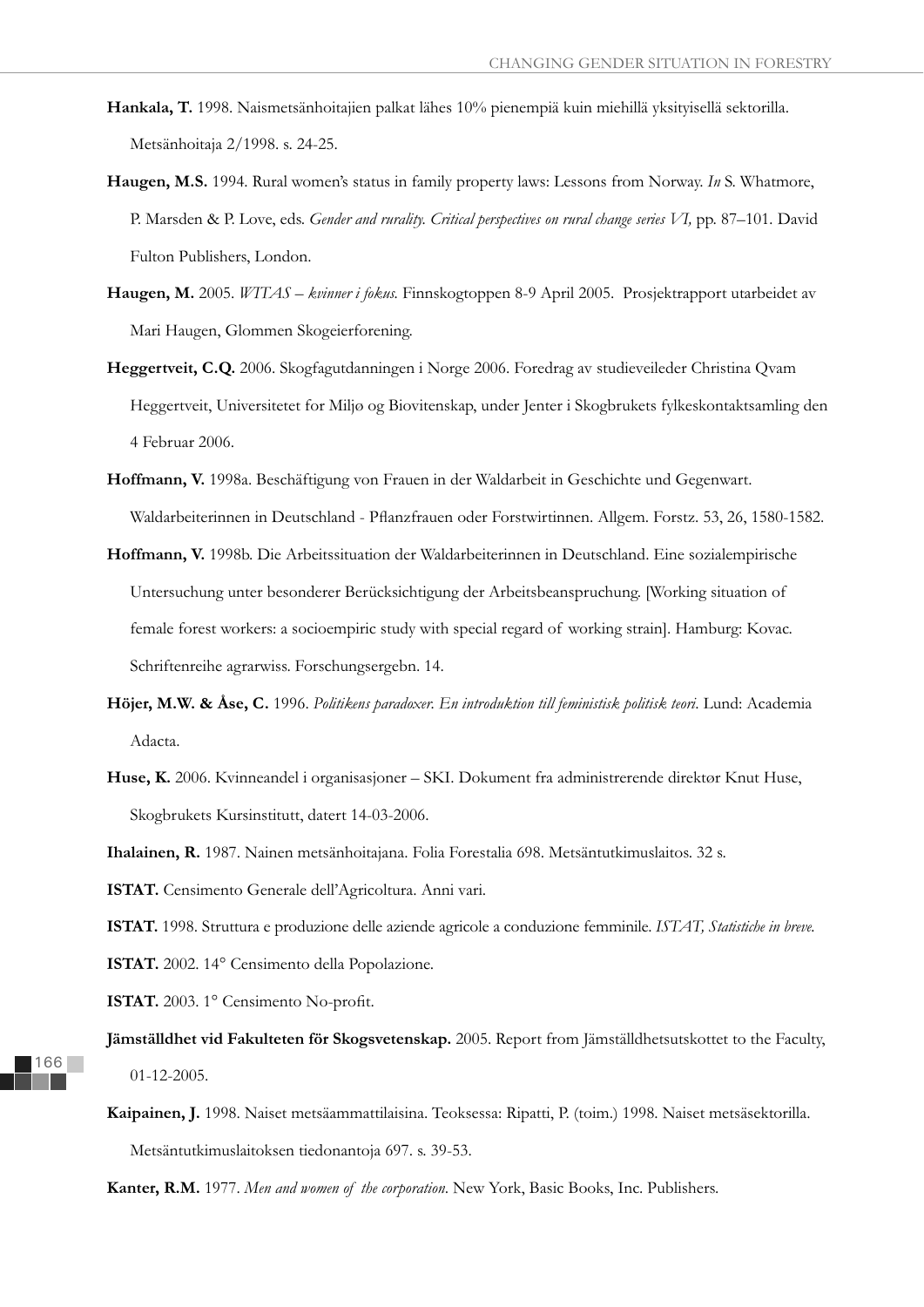**Hankala, T.** 1998. Naismetsänhoitajien palkat lähes 10% pienempiä kuin miehillä yksityisellä sektorilla. Metsänhoitaja 2/1998. s. 24-25.

**Haugen, M.S.** 1994. Rural women's status in family property laws: Lessons from Norway. *In* S. Whatmore, P. Marsden & P. Love, eds. *Gender and rurality. Critical perspectives on rural change series VI,* pp. 87–101. David Fulton Publishers, London.

**Haugen, M.** 2005. *WITAS – kvinner i fokus.* Finnskogtoppen 8-9 April 2005. Prosjektrapport utarbeidet av Mari Haugen, Glommen Skogeierforening.

**Heggertveit, C.Q.** 2006. Skogfagutdanningen i Norge 2006. Foredrag av studieveileder Christina Qvam Heggertveit, Universitetet for Miljø og Biovitenskap, under Jenter i Skogbrukets fylkeskontaktsamling den 4 Februar 2006.

**Hoffmann, V.** 1998a. Beschäftigung von Frauen in der Waldarbeit in Geschichte und Gegenwart. Waldarbeiterinnen in Deutschland - Pflanzfrauen oder Forstwirtinnen. Allgem. Forstz. 53, 26, 1580-1582.

**Hoffmann, V.** 1998b. Die Arbeitssituation der Waldarbeiterinnen in Deutschland. Eine sozialempirische Untersuchung unter besonderer Berücksichtigung der Arbeitsbeanspruchung. [Working situation of female forest workers: a socioempiric study with special regard of working strain]. Hamburg: Kovac. Schriftenreihe agrarwiss. Forschungsergebn. 14.

**Höjer, M.W. & Åse, C.** 1996. *Politikens paradoxer. En introduktion till feministisk politisk teori*. Lund: Academia Adacta.

**Huse, K.** 2006. Kvinneandel i organisasjoner – SKI. Dokument fra administrerende direktør Knut Huse, Skogbrukets Kursinstitutt, datert 14-03-2006.

**Ihalainen, R.** 1987. Nainen metsänhoitajana. Folia Forestalia 698. Metsäntutkimuslaitos. 32 s.

**ISTAT.** Censimento Generale dell'Agricoltura. Anni vari.

**ISTAT.** 1998. Struttura e produzione delle aziende agricole a conduzione femminile. *ISTAT, Statistiche in breve.*

**ISTAT.** 2002. 14° Censimento della Popolazione.

**ISTAT.** 2003. 1° Censimento No-profit.

**Jämställdhet vid Fakulteten för Skogsvetenskap.** 2005. Report from Jämställdhetsutskottet to the Faculty, 01-12-2005.

**Kaipainen, J.** 1998. Naiset metsäammattilaisina. Teoksessa: Ripatti, P. (toim.) 1998. Naiset metsäsektorilla. Metsäntutkimuslaitoksen tiedonantoja 697. s. 39-53.

**Kanter, R.M.** 1977. *Men and women of the corporation*. New York, Basic Books, Inc. Publishers.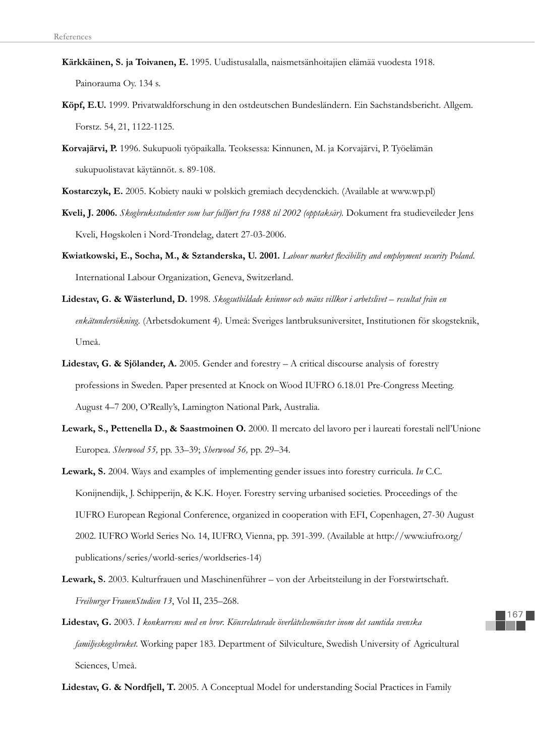**Kärkkäinen, S. ja Toivanen, E.** 1995. Uudistusalalla, naismetsänhoitajien elämää vuodesta 1918. Painorauma Oy. 134 s.

**Köpf, E.U.** 1999. Privatwaldforschung in den ostdeutschen Bundesländern. Ein Sachstandsbericht. Allgem. Forstz. 54, 21, 1122-1125.

**Korvajärvi, P.** 1996. Sukupuoli työpaikalla. Teoksessa: Kinnunen, M. ja Korvajärvi, P. Työelämän sukupuolistavat käytännöt. s. 89-108.

**Kostarczyk, E.** 2005. Kobiety nauki w polskich gremiach decydenckich. (Available at www.wp.pl)

**Kveli, J. 2006.** *Skogbruksstudenter som har fullført fra 1988 til 2002 (opptaksår).* Dokument fra studieveileder Jens Kveli, Høgskolen i Nord-Trøndelag, datert 27-03-2006.

**Kwiatkowski, E., Socha, M., & Sztanderska, U. 2001.** *Labour market flexibility and employment security Poland.* International Labour Organization, Geneva, Switzerland.

**Lidestav, G. & Wästerlund, D.** 1998. *Skogsutbildade kvinnor och mäns villkor i arbetslivet – resultat från en enkätundersökning.* (Arbetsdokument 4). Umeå: Sveriges lantbruksuniversitet, Institutionen för skogsteknik, Umeå.

**Lidestav, G. & Sjölander, A.** 2005. Gender and forestry – A critical discourse analysis of forestry professions in Sweden. Paper presented at Knock on Wood IUFRO 6.18.01 Pre-Congress Meeting. August 4–7 200, O'Really's, Lamington National Park, Australia.

**Lewark, S., Pettenella D., & Saastmoinen O.** 2000. Il mercato del lavoro per i laureati forestali nell'Unione Europea. *Sherwood 55,* pp. 33–39; *Sherwood 56,* pp. 29–34.

**Lewark, S.** 2004. Ways and examples of implementing gender issues into forestry curricula. *In* C.C. Konijnendijk, J. Schipperijn, & K.K. Hoyer. Forestry serving urbanised societies. Proceedings of the IUFRO European Regional Conference, organized in cooperation with EFI, Copenhagen, 27-30 August 2002. IUFRO World Series No. 14, IUFRO, Vienna, pp. 391-399. (Available at http://www.iufro.org/publications/series/world-series/worldseries-14)

**Lewark, S.** 2003. Kulturfrauen und Maschinenführer – von der Arbeitsteilung in der Forstwirtschaft. *Freiburger FrauenStudien 13*, Vol II, 235–268.

**Lidestav, G.** 2003. *I konkurrens med en bror. Könsrelaterade överlåtelsemönster inom det samtida svenska familjeskogsbruket.* Working paper 183. Department of Silviculture, Swedish University of Agricultural Sciences, Umeå.

**Lidestav, G. & Nordfjell, T.** 2005. A Conceptual Model for understanding Social Practices in Family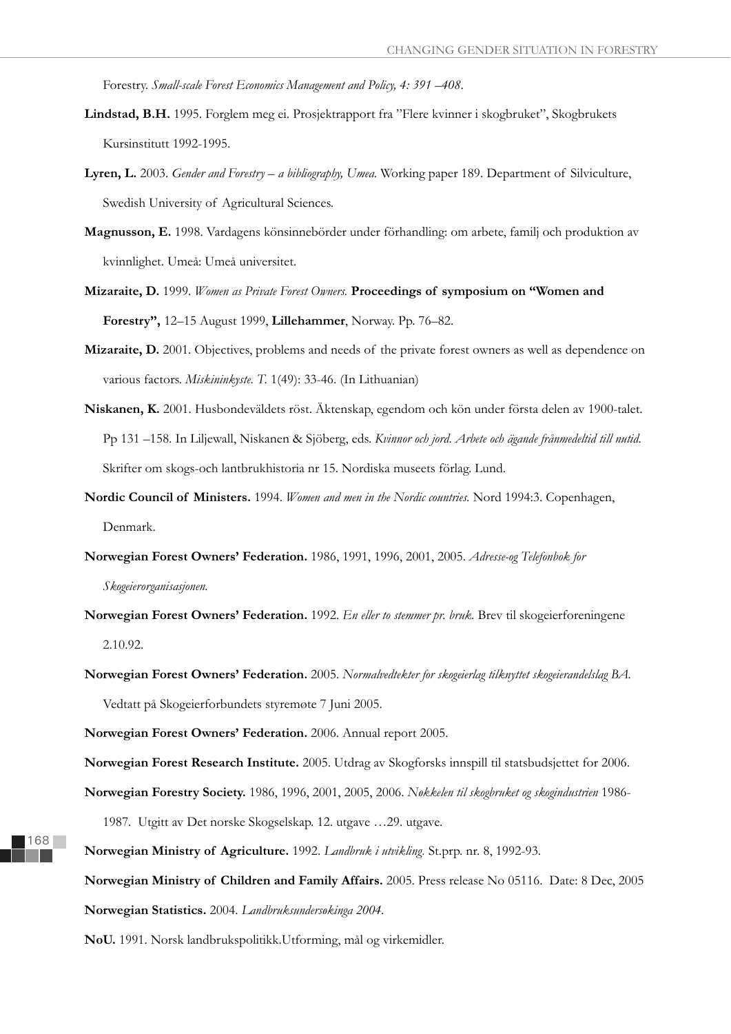Forestry. *Small-scale Forest Economics Management and Policy, 4: 391 –408*.

**Lindstad, B.H.** 1995. Forglem meg ei. Prosjektrapport fra "Flere kvinner i skogbruket", Skogbrukets Kursinstitutt 1992-1995.

**Lyren, L.** 2003. *Gender and Forestry – a bibliography, Umea.* Working paper 189. Department of Silviculture, Swedish University of Agricultural Sciences.

**Magnusson, E.** 1998. Vardagens könsinnebörder under förhandling: om arbete, familj och produktion av kvinnlighet. Umeå: Umeå universitet.

**Mizaraite, D.** 1999. *Women as Private Forest Owners.* **Proceedings of symposium on "Women and Forestry",** 12–15 August 1999, **Lillehammer**, Norway. Pp. 76–82.

**Mizaraite, D.** 2001. Objectives, problems and needs of the private forest owners as well as dependence on various factors. *Miskininkyste. T.* 1(49): 33-46. (In Lithuanian)

**Niskanen, K.** 2001. Husbondeväldets röst. Äktenskap, egendom och kön under första delen av 1900-talet. Pp 131 –158. In Liljewall, Niskanen & Sjöberg, eds. *Kvinnor och jord. Arbete och ägande frånmedeltid till nutid.* Skrifter om skogs-och lantbrukhistoria nr 15. Nordiska museets förlag. Lund.

**Nordic Council of Ministers.** 1994. *Women and men in the Nordic countries.* Nord 1994:3. Copenhagen, Denmark.

**Norwegian Forest Owners' Federation.** 1986, 1991, 1996, 2001, 2005. *Adresse-og Telefonbok for Skogeierorganisasjonen.*

**Norwegian Forest Owners' Federation.** 1992. *En eller to stemmer pr. bruk.* Brev til skogeierforeningene 2.10.92.

**Norwegian Forest Owners' Federation.** 2005. *Normalvedtekter for skogeierlag tilknyttet skogeierandelslag BA.* Vedtatt på Skogeierforbundets styremøte 7 Juni 2005.

**Norwegian Forest Owners' Federation.** 2006. Annual report 2005.

**Norwegian Forest Research Institute.** 2005. Utdrag av Skogforsks innspill til statsbudsjettet for 2006.

**Norwegian Forestry Society.** 1986, 1996, 2001, 2005, 2006. *Nøkkelen til skogbruket og skogindustrien* 1986-1987. Utgitt av Det norske Skogselskap. 12. utgave …29. utgave.

**Norwegian Ministry of Agriculture.** 1992. *Landbruk i utvikling*. St.prp. nr. 8, 1992-93.

**Norwegian Ministry of Children and Family Affairs.** 2005. Press release No 05116. Date: 8 Dec, 2005

**Norwegian Statistics.** 2004. *Landbruksundersøkinga 2004*.

**NoU.** 1991. Norsk landbrukspolitikk.Utforming, mål og virkemidler.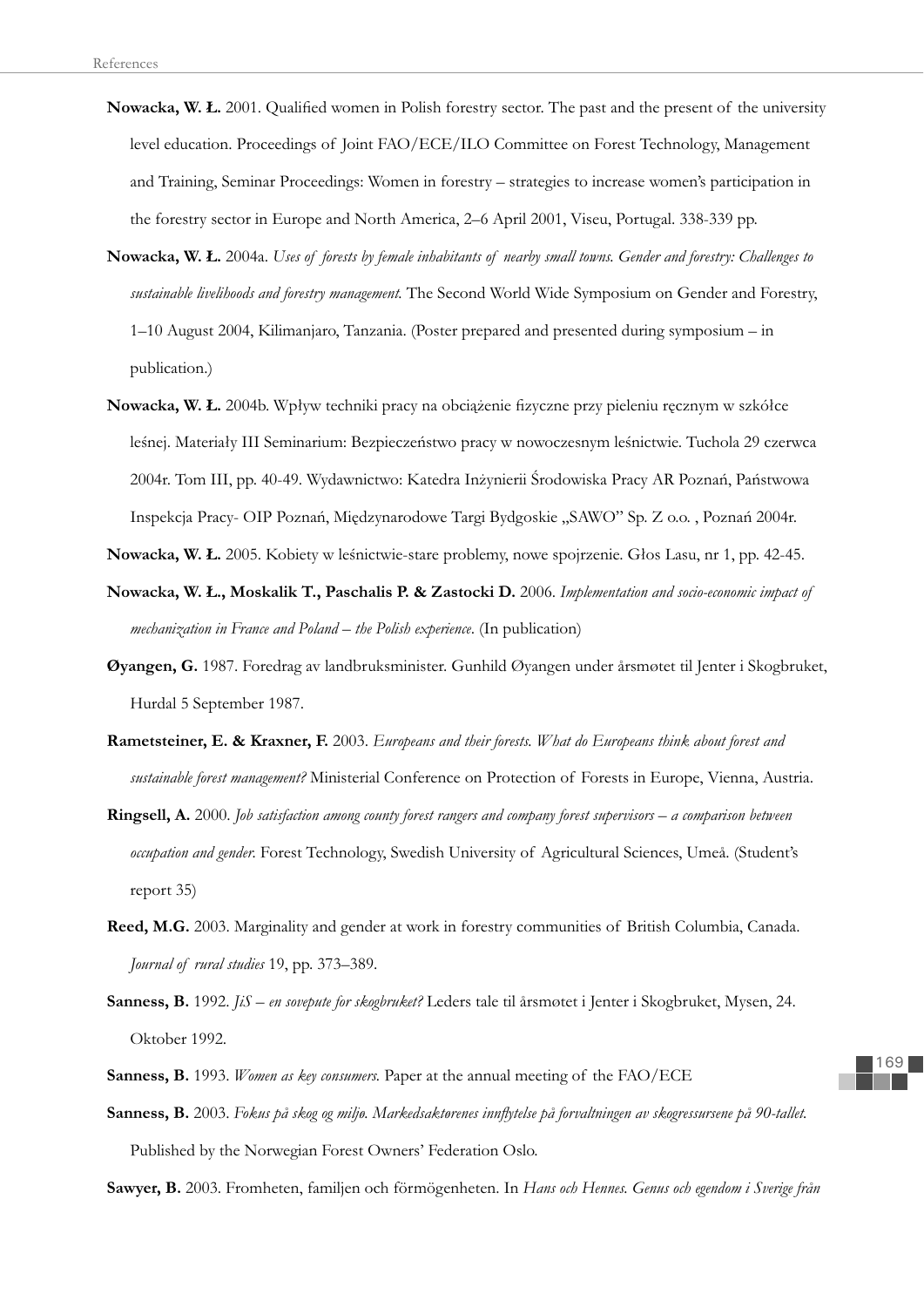**Nowacka, W. Ł.** 2001. Qualified women in Polish forestry sector. The past and the present of the university level education. Proceedings of Joint FAO/ECE/ILO Committee on Forest Technology, Management and Training, Seminar Proceedings: Women in forestry – strategies to increase women's participation in the forestry sector in Europe and North America, 2–6 April 2001, Viseu, Portugal. 338-339 pp.

**Nowacka, W. Ł.** 2004a. *Uses of forests by female inhabitants of nearby small towns. Gender and forestry: Challenges to sustainable livelihoods and forestry management.* The Second World Wide Symposium on Gender and Forestry, 1–10 August 2004, Kilimanjaro, Tanzania. (Poster prepared and presented during symposium – in publication.)

**Nowacka, W. Ł.** 2004b. Wpływ techniki pracy na obciążenie fizyczne przy pieleniu ręcznym w szkółce leśnej. Materiały III Seminarium: Bezpieczeństwo pracy w nowoczesnym leśnictwie. Tuchola 29 czerwca 2004r. Tom III, pp. 40-49. Wydawnictwo: Katedra Inżynierii Środowiska Pracy AR Poznań, Państwowa Inspekcja Pracy- OIP Poznań, Międzynarodowe Targi Bydgoskie „SAWO" Sp. Z o.o. , Poznań 2004r.

**Nowacka, W. Ł.** 2005. Kobiety w leśnictwie-stare problemy, nowe spojrzenie. Głos Lasu, nr 1, pp. 42-45.

**Nowacka, W. Ł., Moskalik T., Paschalis P. & Zastocki D.** 2006. *Implementation and socio-economic impact of mechanization in France and Poland – the Polish experience*. (In publication)

**Øyangen, G.** 1987. Foredrag av landbruksminister. Gunhild Øyangen under årsmøtet til Jenter i Skogbruket, Hurdal 5 September 1987.

**Rametsteiner, E. & Kraxner, F.** 2003. *Europeans and their forests. What do Europeans think about forest and sustainable forest management?* Ministerial Conference on Protection of Forests in Europe, Vienna, Austria.

**Ringsell, A.** 2000. *Job satisfaction among county forest rangers and company forest supervisors – a comparison between occupation and gender*. Forest Technology, Swedish University of Agricultural Sciences, Umeå. (Student's report 35)

**Reed, M.G.** 2003. Marginality and gender at work in forestry communities of British Columbia, Canada. *Journal of rural studies* 19, pp. 373–389.

**Sanness, B.** 1992. *JiS – en sovepute for skogbruket?* Leders tale til årsmøtet i Jenter i Skogbruket, Mysen, 24. Oktober 1992.

**Sanness, B.** 1993. *Women as key consumers.* Paper at the annual meeting of the FAO/ECE

**Sanness, B.** 2003. *Fokus på skog og miljø. Markedsaktørenes innflytelse på forvaltningen av skogressursene på 90-tallet.* Published by the Norwegian Forest Owners' Federation Oslo.

**Sawyer, B.** 2003. Fromheten, familjen och förmögenheten. In *Hans och Hennes. Genus och egendom i Sverige från*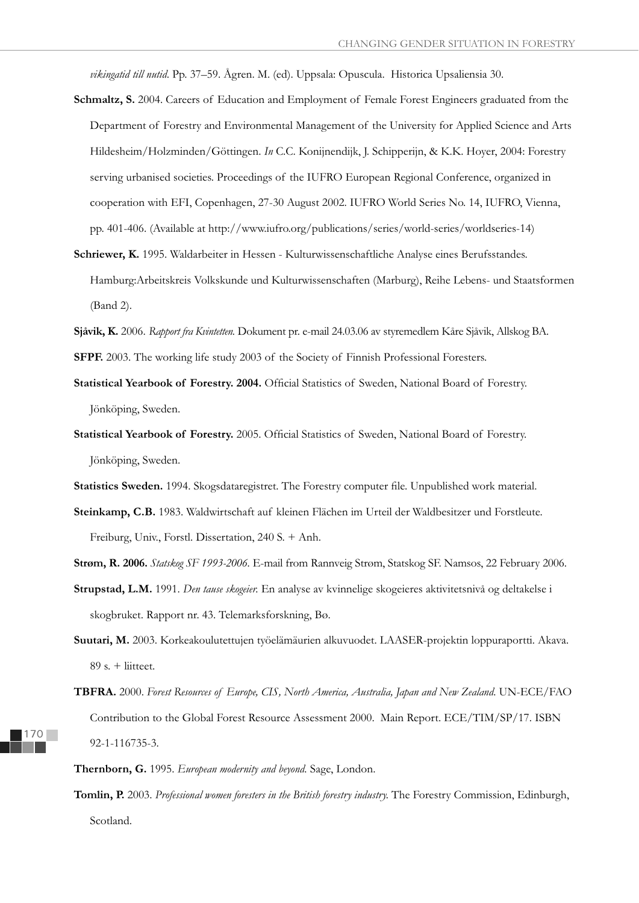*vikingatid till nutid*. Pp. 37–59. Ågren. M. (ed). Uppsala: Opuscula. Historica Upsaliensia 30.

**Schmaltz, S.** 2004. Careers of Education and Employment of Female Forest Engineers graduated from the Department of Forestry and Environmental Management of the University for Applied Science and Arts Hildesheim/Holzminden/Göttingen. *In* C.C. Konijnendijk, J. Schipperijn, & K.K. Hoyer, 2004: Forestry serving urbanised societies. Proceedings of the IUFRO European Regional Conference, organized in cooperation with EFI, Copenhagen, 27-30 August 2002. IUFRO World Series No. 14, IUFRO, Vienna, pp. 401-406. (Available at http://www.iufro.org/publications/series/world-series/worldseries-14)

**Schriewer, K.** 1995. Waldarbeiter in Hessen - Kulturwissenschaftliche Analyse eines Berufsstandes. Hamburg:Arbeitskreis Volkskunde und Kulturwissenschaften (Marburg), Reihe Lebens- und Staatsformen (Band 2).

**Sjåvik, K.** 2006. *Rapport fra Kvintetten.* Dokument pr. e-mail 24.03.06 av styremedlem Kåre Sjåvik, Allskog BA.

**SFPF.** 2003. The working life study 2003 of the Society of Finnish Professional Foresters.

**Statistical Yearbook of Forestry. 2004.** Official Statistics of Sweden, National Board of Forestry. Jönköping, Sweden.

**Statistical Yearbook of Forestry.** 2005. Official Statistics of Sweden, National Board of Forestry. Jönköping, Sweden.

**Statistics Sweden.** 1994. Skogsdataregistret. The Forestry computer file. Unpublished work material.

**Steinkamp, C.B.** 1983. Waldwirtschaft auf kleinen Flächen im Urteil der Waldbesitzer und Forstleute. Freiburg, Univ., Forstl. Dissertation, 240 S. + Anh.

**Strøm, R. 2006.** *Statskog SF 1993-2006.* E-mail from Rannveig Strøm, Statskog SF. Namsos, 22 February 2006.

**Strupstad, L.M.** 1991. *Den tause skogeier.* En analyse av kvinnelige skogeieres aktivitetsnivå og deltakelse i skogbruket. Rapport nr. 43. Telemarksforskning, Bø.

**Suutari, M.** 2003. Korkeakoulutettujen työelämäurien alkuvuodet. LAASER-projektin loppuraportti. Akava. 89 s. + liitteet.

**TBFRA.** 2000. *Forest Resources of Europe, CIS, North America, Australia, Japan and New Zealand.* UN-ECE/FAO Contribution to the Global Forest Resource Assessment 2000. Main Report. ECE/TIM/SP/17. ISBN 92-1-116735-3.

**Thernborn, G.** 1995. *European modernity and beyond.* Sage, London.

**Tomlin, P.** 2003. *Professional women foresters in the British forestry industry.* The Forestry Commission, Edinburgh, Scotland.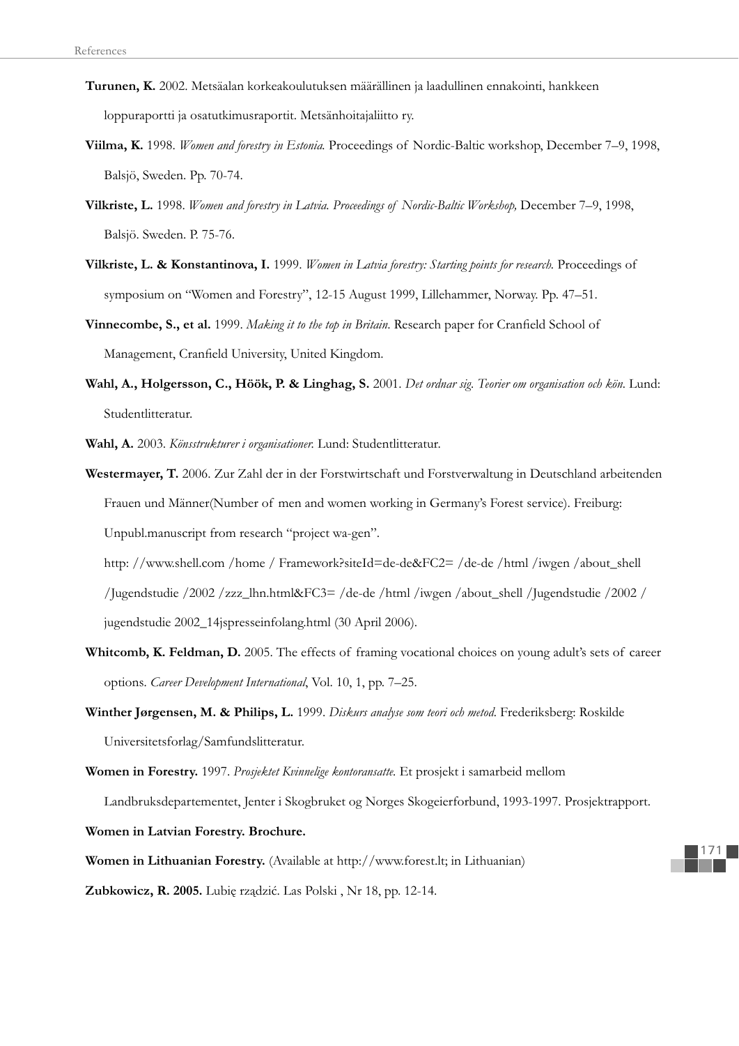**Turunen, K.** 2002. Metsäalan korkeakoulutuksen määrällinen ja laadullinen ennakointi, hankkeen loppuraportti ja osatutkimusraportit. Metsänhoitajaliitto ry.

**Viilma, K.** 1998. *Women and forestry in Estonia.* Proceedings of Nordic-Baltic workshop, December 7–9, 1998, Balsjö, Sweden. Pp. 70-74.

**Vilkriste, L.** 1998. *Women and forestry in Latvia. Proceedings of Nordic-Baltic Workshop,* December 7–9, 1998, Balsjö. Sweden. P. 75-76.

**Vilkriste, L. & Konstantinova, I.** 1999. *Women in Latvia forestry: Starting points for research.* Proceedings of symposium on "Women and Forestry", 12-15 August 1999, Lillehammer, Norway. Pp. 47–51.

**Vinnecombe, S., et al.** 1999. *Making it to the top in Britain.* Research paper for Cranfield School of Management, Cranfield University, United Kingdom.

**Wahl, A., Holgersson, C., Höök, P. & Linghag, S.** 2001. *Det ordnar sig. Teorier om organisation och kön.* Lund: Studentlitteratur.

**Wahl, A.** 2003. *Könsstrukturer i organisationer.* Lund: Studentlitteratur.

**Westermayer, T.** 2006. Zur Zahl der in der Forstwirtschaft und Forstverwaltung in Deutschland arbeitenden Frauen und Männer(Number of men and women working in Germany's Forest service). Freiburg: Unpubl.manuscript from research "project wa-gen".
http: //www.shell.com /home / Framework?siteId=de-de&FC2= /de-de /html /iwgen /about_shell /Jugendstudie /2002 /zzz_lhn.html&FC3= /de-de /html /iwgen /about_shell /Jugendstudie /2002 / jugendstudie 2002_14jspresseinfolang.html (30 April 2006).

**Whitcomb, K. Feldman, D.** 2005. The effects of framing vocational choices on young adult's sets of career options. *Career Development International*, Vol. 10, 1, pp. 7–25.

**Winther Jørgensen, M. & Philips, L.** 1999. *Diskurs analyse som teori och metod.* Frederiksberg: Roskilde Universitetsforlag/Samfundslitteratur.

**Women in Forestry.** 1997. *Prosjektet Kvinnelige kontoransatte.* Et prosjekt i samarbeid mellom Landbruksdepartementet, Jenter i Skogbruket og Norges Skogeierforbund, 1993-1997. Prosjektrapport.

**Women in Latvian Forestry. Brochure.**

**Women in Lithuanian Forestry.** (Available at http://www.forest.lt; in Lithuanian)

**Zubkowicz, R. 2005.** Lubię rządzić. Las Polski , Nr 18, pp. 12-14.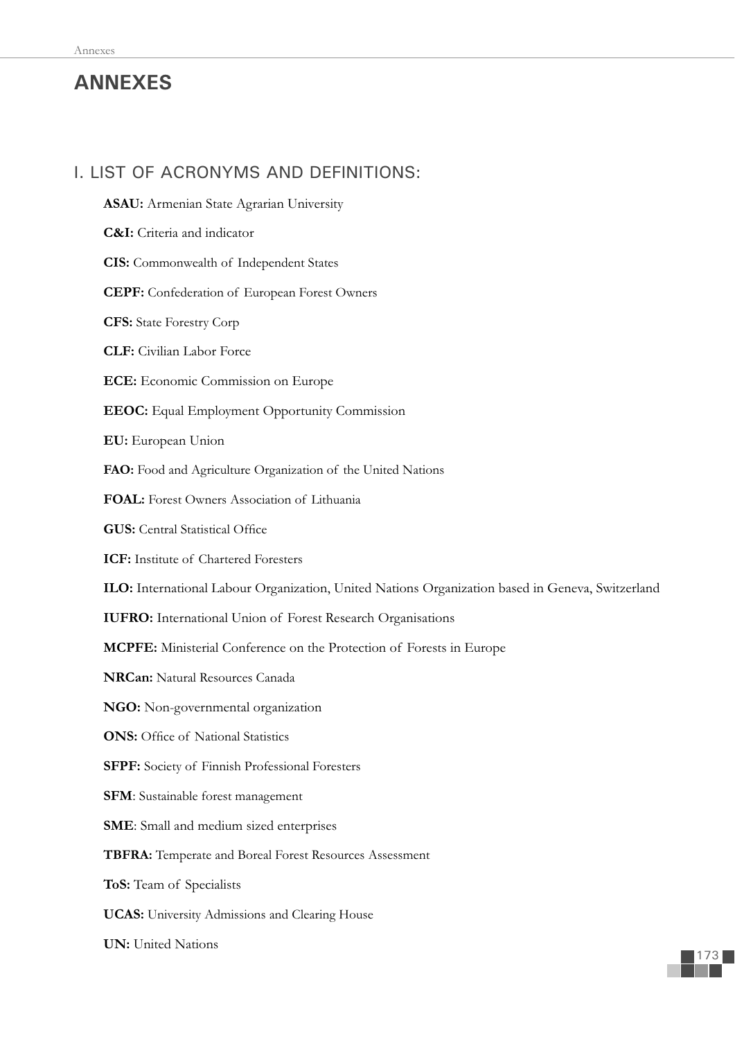# ANNEXES

## I. LIST OF ACRONYMS AND DEFINITIONS:

**ASAU:** Armenian State Agrarian University

**C&I:** Criteria and indicator

**CIS:** Commonwealth of Independent States

**CEPF:** Confederation of European Forest Owners

**CFS:** State Forestry Corp

**CLF:** Civilian Labor Force

**ECE:** Economic Commission on Europe

**EEOC:** Equal Employment Opportunity Commission

**EU:** European Union

**FAO:** Food and Agriculture Organization of the United Nations

**FOAL:** Forest Owners Association of Lithuania

**GUS:** Central Statistical Office

**ICF:** Institute of Chartered Foresters

**ILO:** International Labour Organization, United Nations Organization based in Geneva, Switzerland

**IUFRO:** International Union of Forest Research Organisations

**MCPFE:** Ministerial Conference on the Protection of Forests in Europe

**NRCan:** Natural Resources Canada

**NGO:** Non-governmental organization

**ONS:** Office of National Statistics

**SFPF:** Society of Finnish Professional Foresters

**SFM**: Sustainable forest management

**SME**: Small and medium sized enterprises

**TBFRA:** Temperate and Boreal Forest Resources Assessment

**ToS:** Team of Specialists

**UCAS:** University Admissions and Clearing House

**UN:** United Nations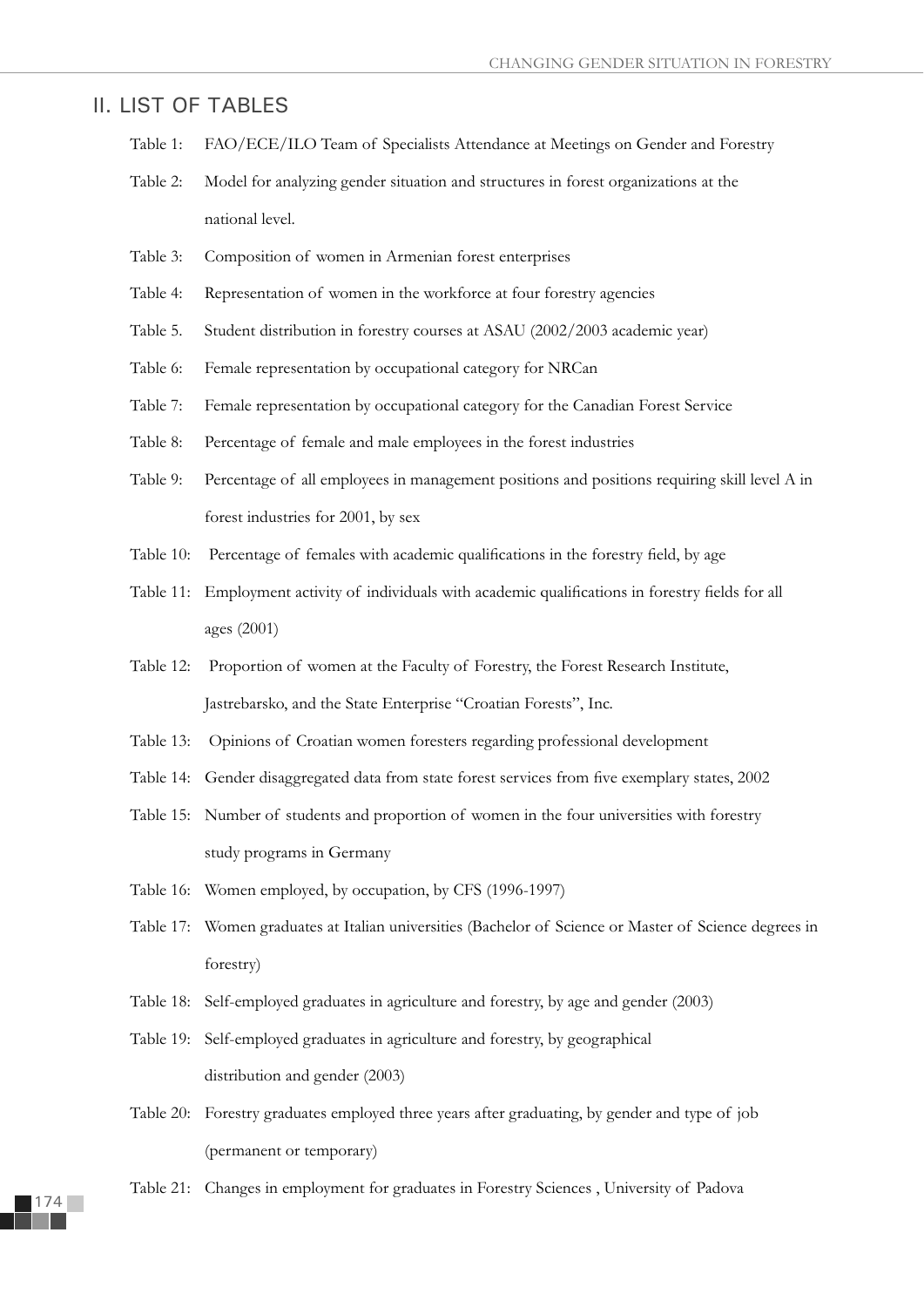## II. LIST OF TABLES

Table 1: FAO/ECE/ILO Team of Specialists Attendance at Meetings on Gender and Forestry

Table 2: Model for analyzing gender situation and structures in forest organizations at the national level.

Table 3: Composition of women in Armenian forest enterprises

Table 4: Representation of women in the workforce at four forestry agencies

Table 5. Student distribution in forestry courses at ASAU (2002/2003 academic year)

Table 6: Female representation by occupational category for NRCan

Table 7: Female representation by occupational category for the Canadian Forest Service

Table 8: Percentage of female and male employees in the forest industries

Table 9: Percentage of all employees in management positions and positions requiring skill level A in forest industries for 2001, by sex

Table 10: Percentage of females with academic qualifications in the forestry field, by age

Table 11: Employment activity of individuals with academic qualifications in forestry fields for all ages (2001)

Table 12: Proportion of women at the Faculty of Forestry, the Forest Research Institute, Jastrebarsko, and the State Enterprise "Croatian Forests", Inc.

Table 13: Opinions of Croatian women foresters regarding professional development

Table 14: Gender disaggregated data from state forest services from five exemplary states, 2002

Table 15: Number of students and proportion of women in the four universities with forestry study programs in Germany

Table 16: Women employed, by occupation, by CFS (1996-1997)

Table 17: Women graduates at Italian universities (Bachelor of Science or Master of Science degrees in forestry)

Table 18: Self-employed graduates in agriculture and forestry, by age and gender (2003)

Table 19: Self-employed graduates in agriculture and forestry, by geographical distribution and gender (2003)

Table 20: Forestry graduates employed three years after graduating, by gender and type of job (permanent or temporary)

Table 21: Changes in employment for graduates in Forestry Sciences , University of Padova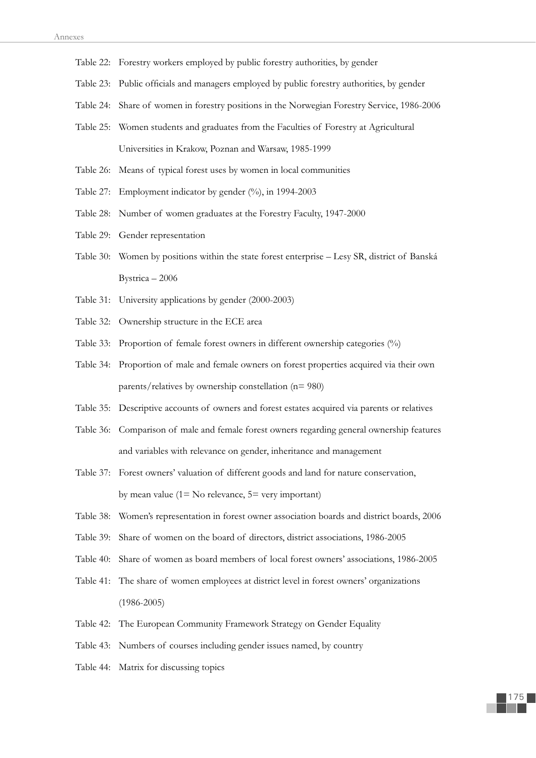Table 22: Forestry workers employed by public forestry authorities, by gender

Table 23: Public officials and managers employed by public forestry authorities, by gender

Table 24: Share of women in forestry positions in the Norwegian Forestry Service, 1986-2006

Table 25: Women students and graduates from the Faculties of Forestry at Agricultural Universities in Krakow, Poznan and Warsaw, 1985-1999

Table 26: Means of typical forest uses by women in local communities

Table 27: Employment indicator by gender (%), in 1994-2003

Table 28: Number of women graduates at the Forestry Faculty, 1947-2000

Table 29: Gender representation

Table 30: Women by positions within the state forest enterprise – Lesy SR, district of Banská Bystrica – 2006

Table 31: University applications by gender (2000-2003)

Table 32: Ownership structure in the ECE area

Table 33: Proportion of female forest owners in different ownership categories (%)

Table 34: Proportion of male and female owners on forest properties acquired via their own parents/relatives by ownership constellation (n= 980)

Table 35: Descriptive accounts of owners and forest estates acquired via parents or relatives

Table 36: Comparison of male and female forest owners regarding general ownership features and variables with relevance on gender, inheritance and management

Table 37: Forest owners' valuation of different goods and land for nature conservation, by mean value (1= No relevance, 5= very important)

Table 38: Women's representation in forest owner association boards and district boards, 2006

Table 39: Share of women on the board of directors, district associations, 1986-2005

Table 40: Share of women as board members of local forest owners' associations, 1986-2005

Table 41: The share of women employees at district level in forest owners' organizations (1986-2005)

Table 42: The European Community Framework Strategy on Gender Equality

Table 43: Numbers of courses including gender issues named, by country

Table 44: Matrix for discussing topics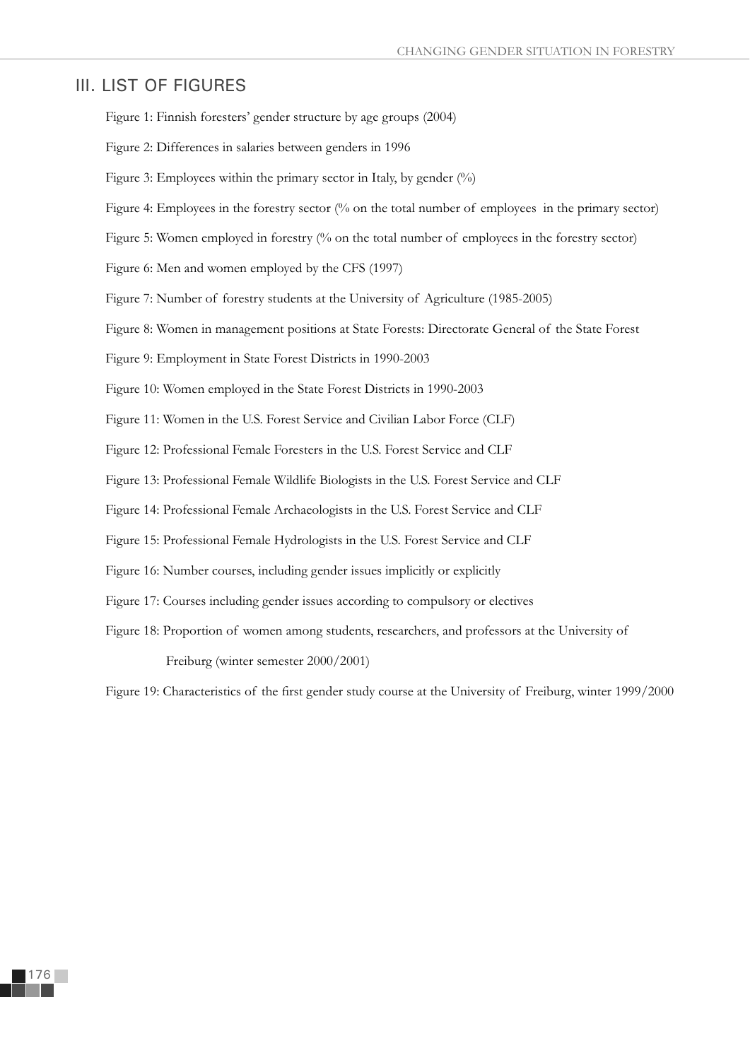## III. LIST OF FIGURES

Figure 1: Finnish foresters' gender structure by age groups (2004)

Figure 2: Differences in salaries between genders in 1996

Figure 3: Employees within the primary sector in Italy, by gender (%)

Figure 4: Employees in the forestry sector (% on the total number of employees in the primary sector)

Figure 5: Women employed in forestry (% on the total number of employees in the forestry sector)

Figure 6: Men and women employed by the CFS (1997)

Figure 7: Number of forestry students at the University of Agriculture (1985-2005)

Figure 8: Women in management positions at State Forests: Directorate General of the State Forest

Figure 9: Employment in State Forest Districts in 1990-2003

Figure 10: Women employed in the State Forest Districts in 1990-2003

Figure 11: Women in the U.S. Forest Service and Civilian Labor Force (CLF)

Figure 12: Professional Female Foresters in the U.S. Forest Service and CLF

Figure 13: Professional Female Wildlife Biologists in the U.S. Forest Service and CLF

Figure 14: Professional Female Archaeologists in the U.S. Forest Service and CLF

Figure 15: Professional Female Hydrologists in the U.S. Forest Service and CLF

Figure 16: Number courses, including gender issues implicitly or explicitly

Figure 17: Courses including gender issues according to compulsory or electives

Figure 18: Proportion of women among students, researchers, and professors at the University of Freiburg (winter semester 2000/2001)

Figure 19: Characteristics of the first gender study course at the University of Freiburg, winter 1999/2000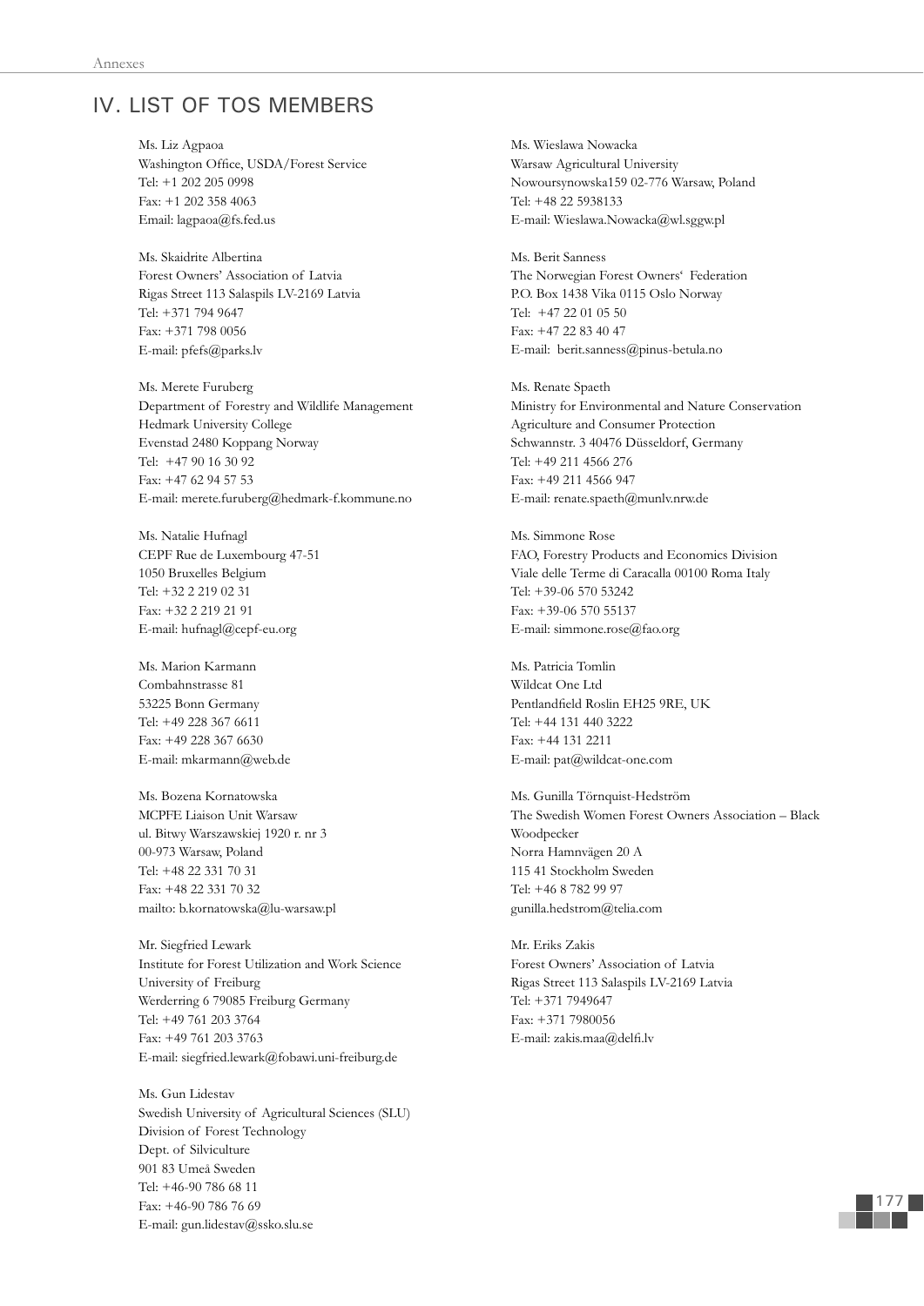## IV. LIST OF TOS MEMBERS

Ms. Liz Agpaoa
Washington Office, USDA/Forest Service
Tel: +1 202 205 0998
Fax: +1 202 358 4063
Email: lagpaoa@fs.fed.us

Ms. Skaidrite Albertina
Forest Owners' Association of Latvia
Rigas Street 113 Salaspils LV-2169 Latvia
Tel: +371 794 9647
Fax: +371 798 0056
E-mail: pfefs@parks.lv

Ms. Merete Furuberg
Department of Forestry and Wildlife Management
Hedmark University College
Evenstad 2480 Koppang Norway
Tel: +47 90 16 30 92
Fax: +47 62 94 57 53
E-mail: merete.furuberg@hedmark-f.kommune.no

Ms. Natalie Hufnagl
CEPF Rue de Luxembourg 47-51
1050 Bruxelles Belgium
Tel: +32 2 219 02 31
Fax: +32 2 219 21 91
E-mail: hufnagl@cepf-eu.org

Ms. Marion Karmann
Combahnstrasse 81
53225 Bonn Germany
Tel: +49 228 367 6611
Fax: +49 228 367 6630
E-mail: mkarmann@web.de

Ms. Bozena Kornatowska
MCPFE Liaison Unit Warsaw
ul. Bitwy Warszawskiej 1920 r. nr 3
00-973 Warsaw, Poland
Tel: +48 22 331 70 31
Fax: +48 22 331 70 32
mailto: b.kornatowska@lu-warsaw.pl

Mr. Siegfried Lewark
Institute for Forest Utilization and Work Science
University of Freiburg
Werderring 6 79085 Freiburg Germany
Tel: +49 761 203 3764
Fax: +49 761 203 3763
E-mail: siegfried.lewark@fobawi.uni-freiburg.de

Ms. Gun Lidestav
Swedish University of Agricultural Sciences (SLU)
Division of Forest Technology
Dept. of Silviculture
901 83 Umeå Sweden
Tel: +46-90 786 68 11
Fax: +46-90 786 76 69
E-mail: gun.lidestav@ssko.slu.se

Ms. Wieslawa Nowacka
Warsaw Agricultural University
Nowoursynowska159 02-776 Warsaw, Poland
Tel: +48 22 5938133
E-mail: Wieslawa.Nowacka@wl.sggw.pl

Ms. Berit Sanness
The Norwegian Forest Owners' Federation
P.O. Box 1438 Vika 0115 Oslo Norway
Tel: +47 22 01 05 50
Fax: +47 22 83 40 47
E-mail: berit.sanness@pinus-betula.no

Ms. Renate Spaeth
Ministry for Environmental and Nature Conservation
Agriculture and Consumer Protection
Schwannstr. 3 40476 Düsseldorf, Germany
Tel: +49 211 4566 276
Fax: +49 211 4566 947
E-mail: renate.spaeth@munlv.nrw.de

Ms. Simmone Rose
FAO, Forestry Products and Economics Division
Viale delle Terme di Caracalla 00100 Roma Italy
Tel: +39-06 570 53242
Fax: +39-06 570 55137
E-mail: simmone.rose@fao.org

Ms. Patricia Tomlin
Wildcat One Ltd
Pentlandfield Roslin EH25 9RE, UK
Tel: +44 131 440 3222
Fax: +44 131 2211
E-mail: pat@wildcat-one.com

Ms. Gunilla Törnquist-Hedström
The Swedish Women Forest Owners Association – Black Woodpecker
Norra Hamnvägen 20 A
115 41 Stockholm Sweden
Tel: +46 8 782 99 97
gunilla.hedstrom@telia.com

Mr. Eriks Zakis
Forest Owners' Association of Latvia
Rigas Street 113 Salaspils LV-2169 Latvia
Tel: +371 7949647
Fax: +371 7980056
E-mail: zakis.maa@delfi.lv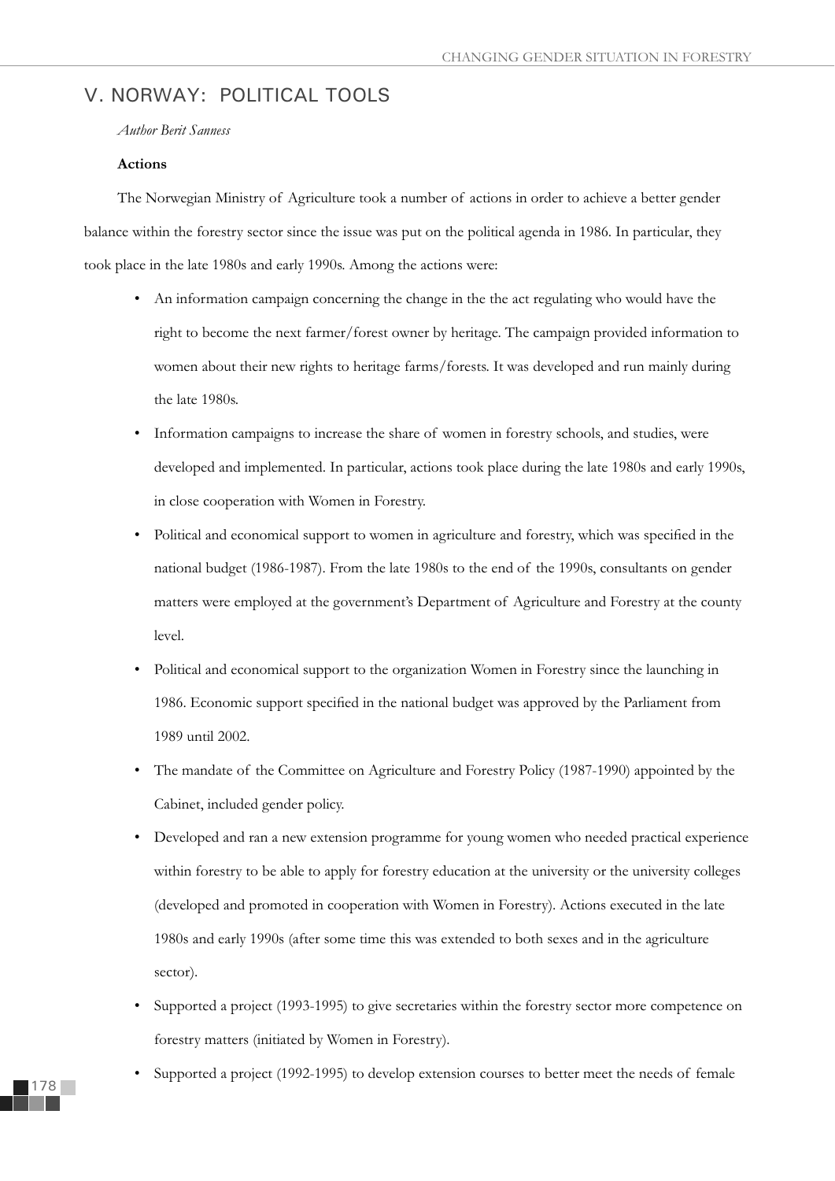## V. NORWAY: POLITICAL TOOLS

*Author Berit Sanness*

**Actions**

The Norwegian Ministry of Agriculture took a number of actions in order to achieve a better gender balance within the forestry sector since the issue was put on the political agenda in 1986. In particular, they took place in the late 1980s and early 1990s. Among the actions were:

- An information campaign concerning the change in the the act regulating who would have the right to become the next farmer/forest owner by heritage. The campaign provided information to women about their new rights to heritage farms/forests. It was developed and run mainly during the late 1980s.
- Information campaigns to increase the share of women in forestry schools, and studies, were developed and implemented. In particular, actions took place during the late 1980s and early 1990s, in close cooperation with Women in Forestry.
- Political and economical support to women in agriculture and forestry, which was specified in the national budget (1986-1987). From the late 1980s to the end of the 1990s, consultants on gender matters were employed at the government's Department of Agriculture and Forestry at the county level.
- Political and economical support to the organization Women in Forestry since the launching in 1986. Economic support specified in the national budget was approved by the Parliament from 1989 until 2002.
- The mandate of the Committee on Agriculture and Forestry Policy (1987-1990) appointed by the Cabinet, included gender policy.
- Developed and ran a new extension programme for young women who needed practical experience within forestry to be able to apply for forestry education at the university or the university colleges (developed and promoted in cooperation with Women in Forestry). Actions executed in the late 1980s and early 1990s (after some time this was extended to both sexes and in the agriculture sector).
- Supported a project (1993-1995) to give secretaries within the forestry sector more competence on forestry matters (initiated by Women in Forestry).
- Supported a project (1992-1995) to develop extension courses to better meet the needs of female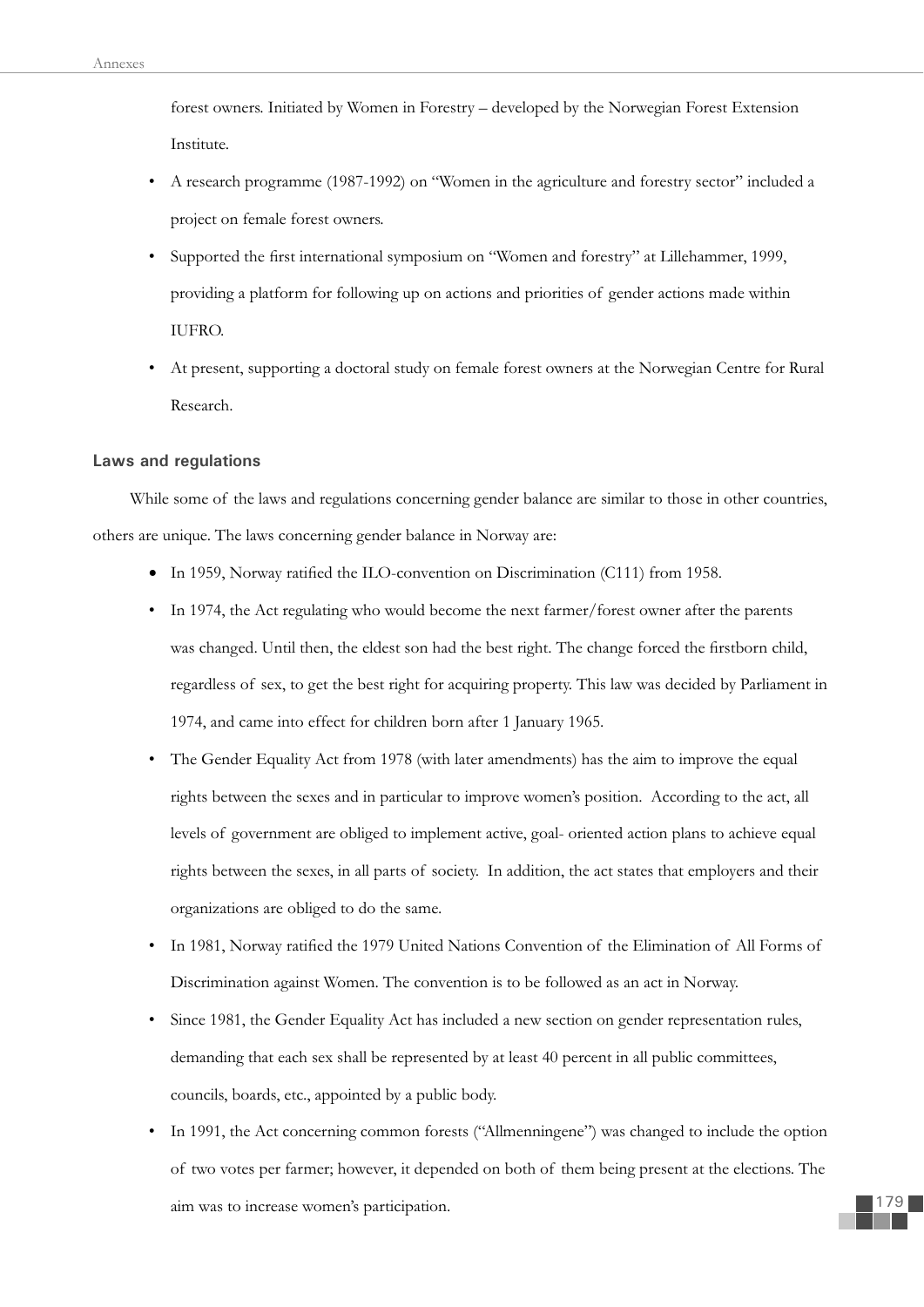forest owners. Initiated by Women in Forestry – developed by the Norwegian Forest Extension Institute.

- A research programme (1987-1992) on "Women in the agriculture and forestry sector" included a project on female forest owners.
- Supported the first international symposium on "Women and forestry" at Lillehammer, 1999, providing a platform for following up on actions and priorities of gender actions made within IUFRO.
- At present, supporting a doctoral study on female forest owners at the Norwegian Centre for Rural Research.

### Laws and regulations

While some of the laws and regulations concerning gender balance are similar to those in other countries, others are unique. The laws concerning gender balance in Norway are:

- In 1959, Norway ratified the ILO-convention on Discrimination (C111) from 1958.
- In 1974, the Act regulating who would become the next farmer/forest owner after the parents was changed. Until then, the eldest son had the best right. The change forced the firstborn child, regardless of sex, to get the best right for acquiring property. This law was decided by Parliament in 1974, and came into effect for children born after 1 January 1965.
- The Gender Equality Act from 1978 (with later amendments) has the aim to improve the equal rights between the sexes and in particular to improve women's position. According to the act, all levels of government are obliged to implement active, goal- oriented action plans to achieve equal rights between the sexes, in all parts of society. In addition, the act states that employers and their organizations are obliged to do the same.
- In 1981, Norway ratified the 1979 United Nations Convention of the Elimination of All Forms of Discrimination against Women. The convention is to be followed as an act in Norway.
- Since 1981, the Gender Equality Act has included a new section on gender representation rules, demanding that each sex shall be represented by at least 40 percent in all public committees, councils, boards, etc., appointed by a public body.
- In 1991, the Act concerning common forests ("Allmenningene") was changed to include the option of two votes per farmer; however, it depended on both of them being present at the elections. The aim was to increase women's participation.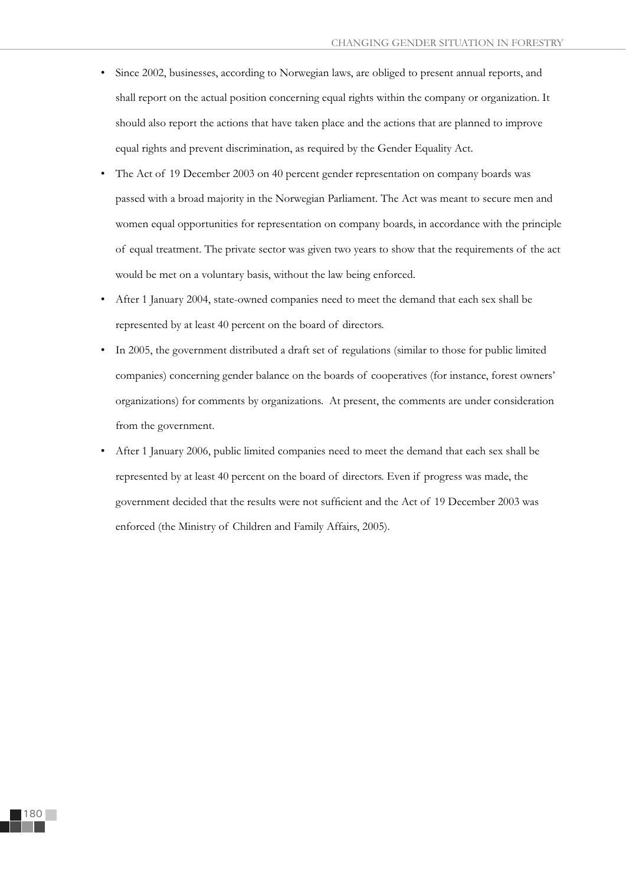- Since 2002, businesses, according to Norwegian laws, are obliged to present annual reports, and shall report on the actual position concerning equal rights within the company or organization. It should also report the actions that have taken place and the actions that are planned to improve equal rights and prevent discrimination, as required by the Gender Equality Act.
- The Act of 19 December 2003 on 40 percent gender representation on company boards was passed with a broad majority in the Norwegian Parliament. The Act was meant to secure men and women equal opportunities for representation on company boards, in accordance with the principle of equal treatment. The private sector was given two years to show that the requirements of the act would be met on a voluntary basis, without the law being enforced.
- After 1 January 2004, state-owned companies need to meet the demand that each sex shall be represented by at least 40 percent on the board of directors.
- In 2005, the government distributed a draft set of regulations (similar to those for public limited companies) concerning gender balance on the boards of cooperatives (for instance, forest owners' organizations) for comments by organizations. At present, the comments are under consideration from the government.
- After 1 January 2006, public limited companies need to meet the demand that each sex shall be represented by at least 40 percent on the board of directors. Even if progress was made, the government decided that the results were not sufficient and the Act of 19 December 2003 was enforced (the Ministry of Children and Family Affairs, 2005).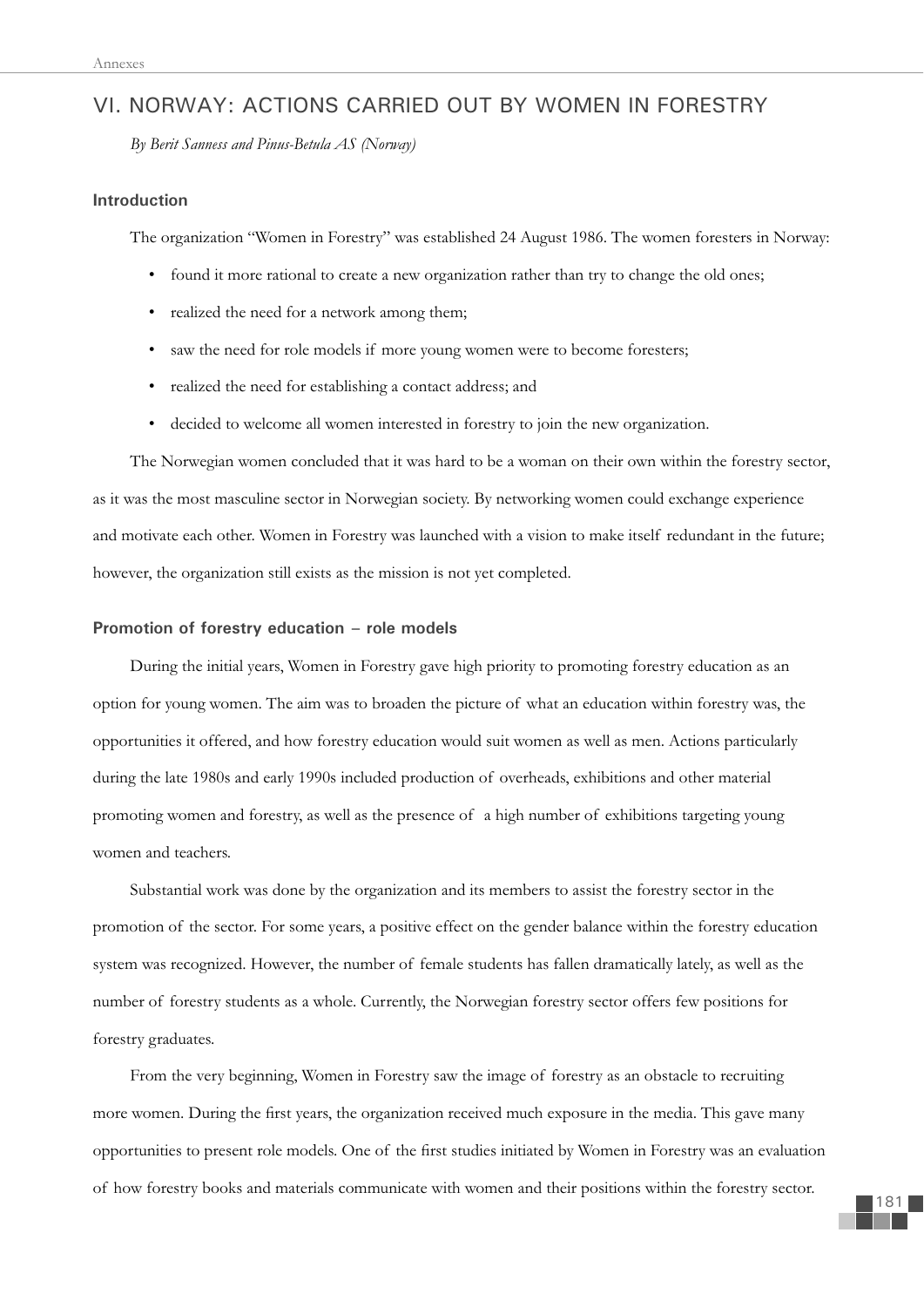## VI. NORWAY: ACTIONS CARRIED OUT BY WOMEN IN FORESTRY

*By Berit Sanness and Pinus-Betula AS (Norway)*

### Introduction

The organization "Women in Forestry" was established 24 August 1986. The women foresters in Norway:

- found it more rational to create a new organization rather than try to change the old ones;
- realized the need for a network among them;
- saw the need for role models if more young women were to become foresters;
- realized the need for establishing a contact address; and
- decided to welcome all women interested in forestry to join the new organization.

The Norwegian women concluded that it was hard to be a woman on their own within the forestry sector, as it was the most masculine sector in Norwegian society. By networking women could exchange experience and motivate each other. Women in Forestry was launched with a vision to make itself redundant in the future; however, the organization still exists as the mission is not yet completed.

### Promotion of forestry education – role models

During the initial years, Women in Forestry gave high priority to promoting forestry education as an option for young women. The aim was to broaden the picture of what an education within forestry was, the opportunities it offered, and how forestry education would suit women as well as men. Actions particularly during the late 1980s and early 1990s included production of overheads, exhibitions and other material promoting women and forestry, as well as the presence of a high number of exhibitions targeting young women and teachers.

Substantial work was done by the organization and its members to assist the forestry sector in the promotion of the sector. For some years, a positive effect on the gender balance within the forestry education system was recognized. However, the number of female students has fallen dramatically lately, as well as the number of forestry students as a whole. Currently, the Norwegian forestry sector offers few positions for forestry graduates.

From the very beginning, Women in Forestry saw the image of forestry as an obstacle to recruiting more women. During the first years, the organization received much exposure in the media. This gave many opportunities to present role models. One of the first studies initiated by Women in Forestry was an evaluation of how forestry books and materials communicate with women and their positions within the forestry sector.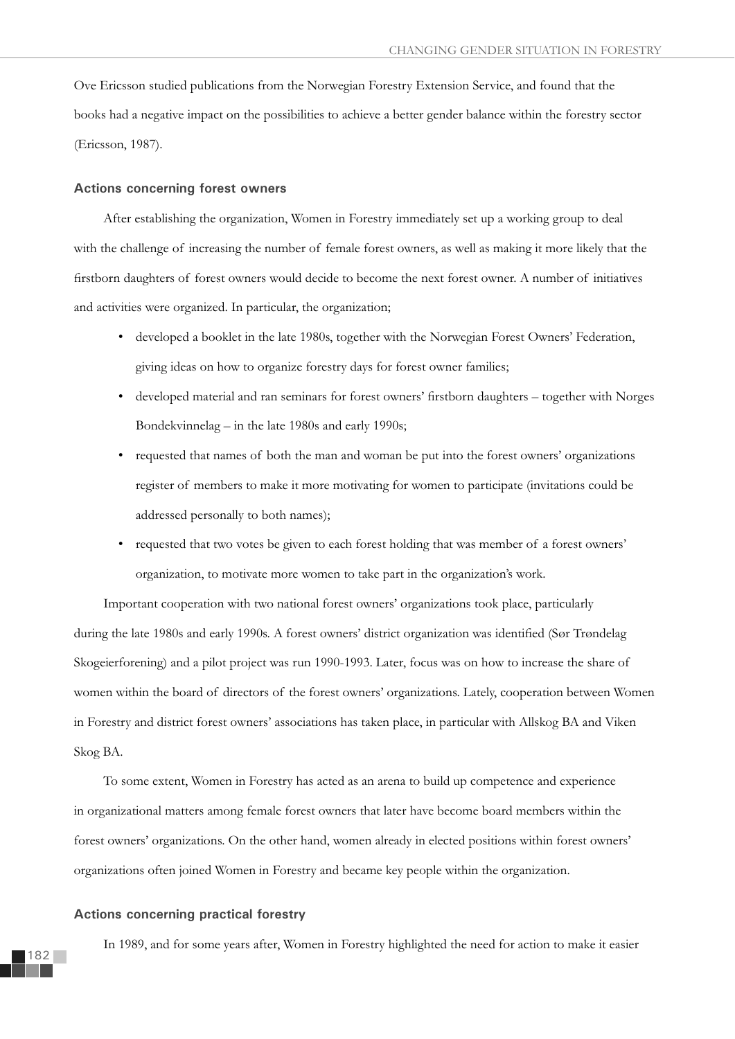Ove Ericsson studied publications from the Norwegian Forestry Extension Service, and found that the books had a negative impact on the possibilities to achieve a better gender balance within the forestry sector (Ericsson, 1987).

### Actions concerning forest owners

After establishing the organization, Women in Forestry immediately set up a working group to deal with the challenge of increasing the number of female forest owners, as well as making it more likely that the firstborn daughters of forest owners would decide to become the next forest owner. A number of initiatives and activities were organized. In particular, the organization;

- developed a booklet in the late 1980s, together with the Norwegian Forest Owners' Federation, giving ideas on how to organize forestry days for forest owner families;
- developed material and ran seminars for forest owners' firstborn daughters – together with Norges Bondekvinnelag – in the late 1980s and early 1990s;
- requested that names of both the man and woman be put into the forest owners' organizations register of members to make it more motivating for women to participate (invitations could be addressed personally to both names);
- requested that two votes be given to each forest holding that was member of a forest owners' organization, to motivate more women to take part in the organization's work.

Important cooperation with two national forest owners' organizations took place, particularly during the late 1980s and early 1990s. A forest owners' district organization was identified (Sør Trøndelag Skogeierforening) and a pilot project was run 1990-1993. Later, focus was on how to increase the share of women within the board of directors of the forest owners' organizations. Lately, cooperation between Women in Forestry and district forest owners' associations has taken place, in particular with Allskog BA and Viken Skog BA.

To some extent, Women in Forestry has acted as an arena to build up competence and experience in organizational matters among female forest owners that later have become board members within the forest owners' organizations. On the other hand, women already in elected positions within forest owners' organizations often joined Women in Forestry and became key people within the organization.

### Actions concerning practical forestry

In 1989, and for some years after, Women in Forestry highlighted the need for action to make it easier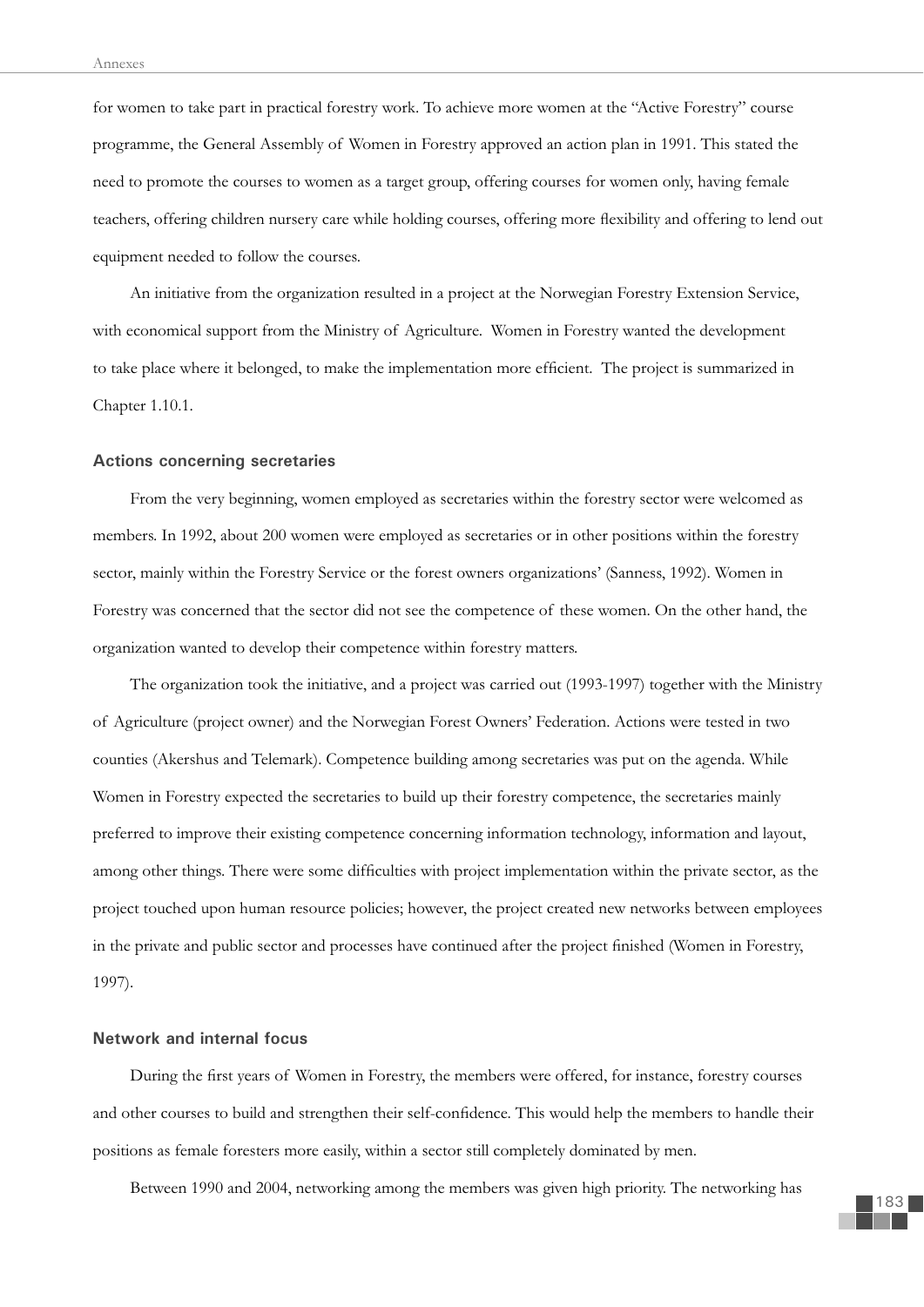for women to take part in practical forestry work. To achieve more women at the "Active Forestry" course programme, the General Assembly of Women in Forestry approved an action plan in 1991. This stated the need to promote the courses to women as a target group, offering courses for women only, having female teachers, offering children nursery care while holding courses, offering more flexibility and offering to lend out equipment needed to follow the courses.

An initiative from the organization resulted in a project at the Norwegian Forestry Extension Service, with economical support from the Ministry of Agriculture. Women in Forestry wanted the development to take place where it belonged, to make the implementation more efficient. The project is summarized in Chapter 1.10.1.

### Actions concerning secretaries

From the very beginning, women employed as secretaries within the forestry sector were welcomed as members. In 1992, about 200 women were employed as secretaries or in other positions within the forestry sector, mainly within the Forestry Service or the forest owners organizations' (Sanness, 1992). Women in Forestry was concerned that the sector did not see the competence of these women. On the other hand, the organization wanted to develop their competence within forestry matters.

The organization took the initiative, and a project was carried out (1993-1997) together with the Ministry of Agriculture (project owner) and the Norwegian Forest Owners' Federation. Actions were tested in two counties (Akershus and Telemark). Competence building among secretaries was put on the agenda. While Women in Forestry expected the secretaries to build up their forestry competence, the secretaries mainly preferred to improve their existing competence concerning information technology, information and layout, among other things. There were some difficulties with project implementation within the private sector, as the project touched upon human resource policies; however, the project created new networks between employees in the private and public sector and processes have continued after the project finished (Women in Forestry, 1997).

### Network and internal focus

During the first years of Women in Forestry, the members were offered, for instance, forestry courses and other courses to build and strengthen their self-confidence. This would help the members to handle their positions as female foresters more easily, within a sector still completely dominated by men.

Between 1990 and 2004, networking among the members was given high priority. The networking has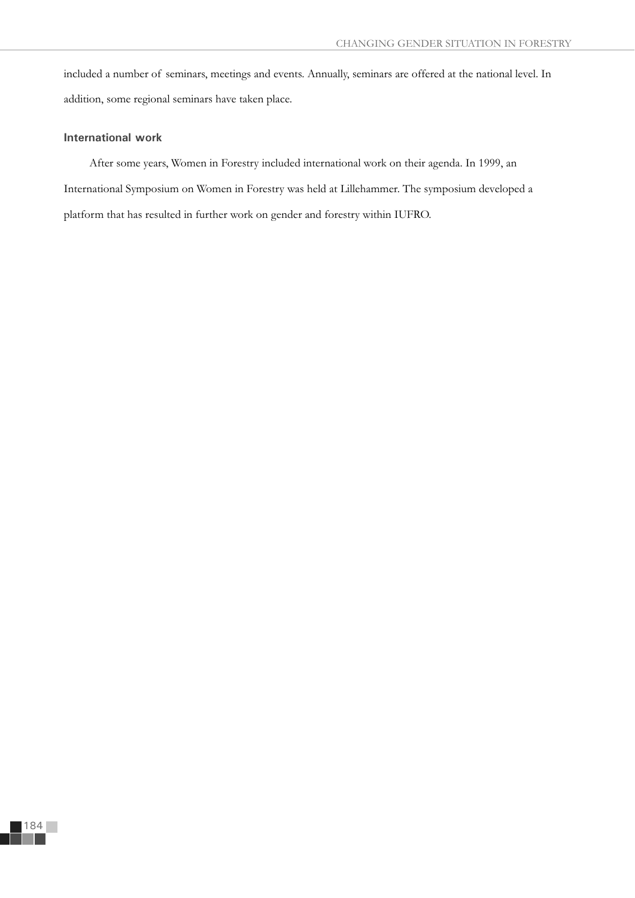included a number of seminars, meetings and events. Annually, seminars are offered at the national level. In addition, some regional seminars have taken place.

### International work

After some years, Women in Forestry included international work on their agenda. In 1999, an International Symposium on Women in Forestry was held at Lillehammer. The symposium developed a platform that has resulted in further work on gender and forestry within IUFRO.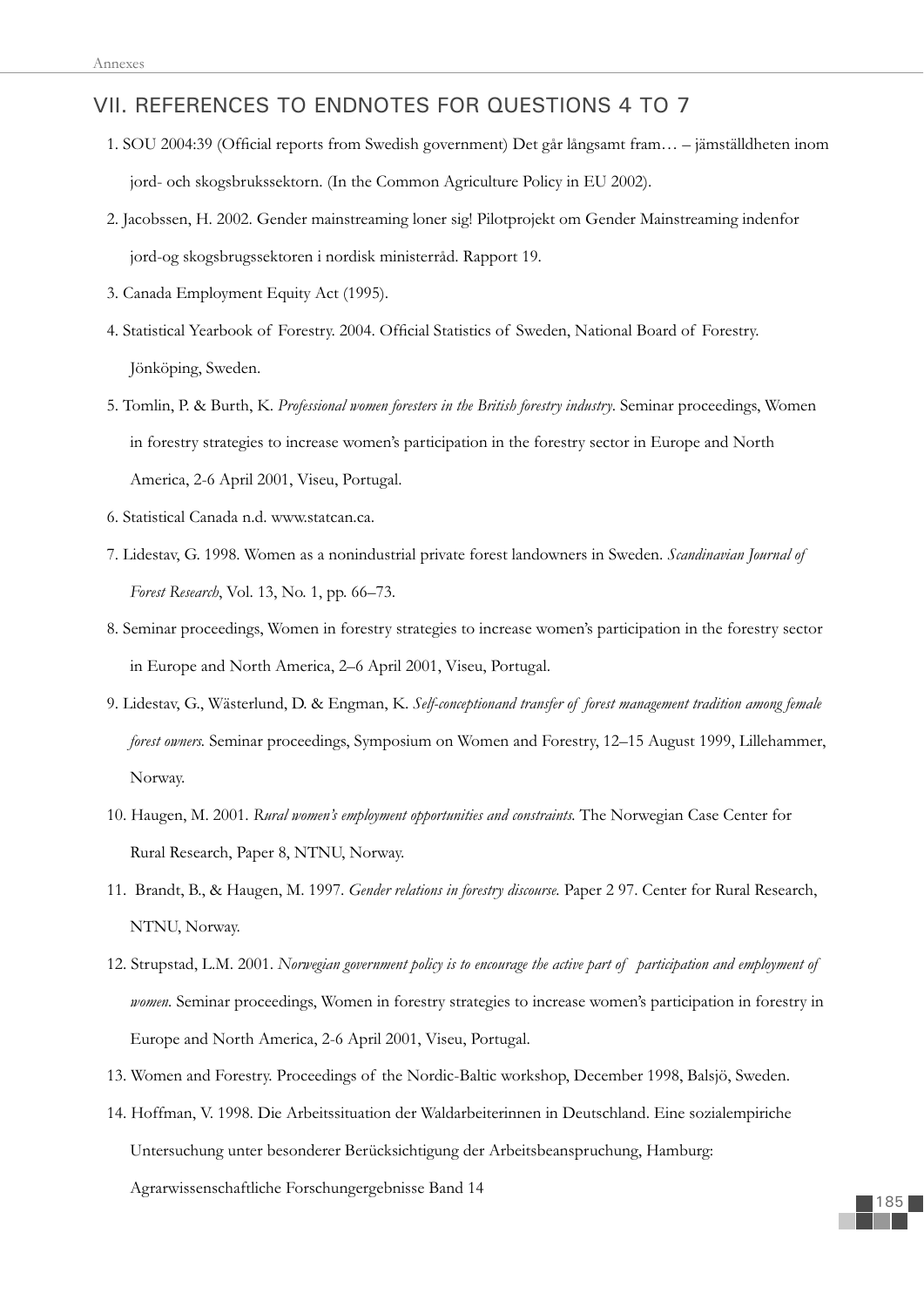## VII. REFERENCES TO ENDNOTES FOR QUESTIONS 4 TO 7

1. SOU 2004:39 (Official reports from Swedish government) Det går långsamt fram… – jämställdheten inom jord- och skogsbrukssektorn. (In the Common Agriculture Policy in EU 2002).
2. Jacobssen, H. 2002. Gender mainstreaming loner sig! Pilotprojekt om Gender Mainstreaming indenfor jord-og skogsbrugssektoren i nordisk ministerråd. Rapport 19.
3. Canada Employment Equity Act (1995).
4. Statistical Yearbook of Forestry. 2004. Official Statistics of Sweden, National Board of Forestry. Jönköping, Sweden.
5. Tomlin, P. & Burth, K. *Professional women foresters in the British forestry industry*. Seminar proceedings, Women in forestry strategies to increase women's participation in the forestry sector in Europe and North America, 2-6 April 2001, Viseu, Portugal.
6. Statistical Canada n.d. www.statcan.ca.
7. Lidestav, G. 1998. Women as a nonindustrial private forest landowners in Sweden. *Scandinavian Journal of Forest Research*, Vol. 13, No. 1, pp. 66–73.
8. Seminar proceedings, Women in forestry strategies to increase women's participation in the forestry sector in Europe and North America, 2–6 April 2001, Viseu, Portugal.
9. Lidestav, G., Wästerlund, D. & Engman, K. *Self-conceptionand transfer of forest management tradition among female forest owners.* Seminar proceedings, Symposium on Women and Forestry, 12–15 August 1999, Lillehammer, Norway.
10. Haugen, M. 2001. *Rural women's employment opportunities and constraints.* The Norwegian Case Center for Rural Research, Paper 8, NTNU, Norway.
11. Brandt, B., & Haugen, M. 1997. *Gender relations in forestry discourse.* Paper 2 97. Center for Rural Research, NTNU, Norway.
12. Strupstad, L.M. 2001. *Norwegian government policy is to encourage the active part of participation and employment of women.* Seminar proceedings, Women in forestry strategies to increase women's participation in forestry in Europe and North America, 2-6 April 2001, Viseu, Portugal.
13. Women and Forestry. Proceedings of the Nordic-Baltic workshop, December 1998, Balsjö, Sweden.
14. Hoffman, V. 1998. Die Arbeitssituation der Waldarbeiterinnen in Deutschland. Eine sozialempiriche Untersuchung unter besonderer Berücksichtigung der Arbeitsbeanspruchung, Hamburg: Agrarwissenschaftliche Forschungergebnisse Band 14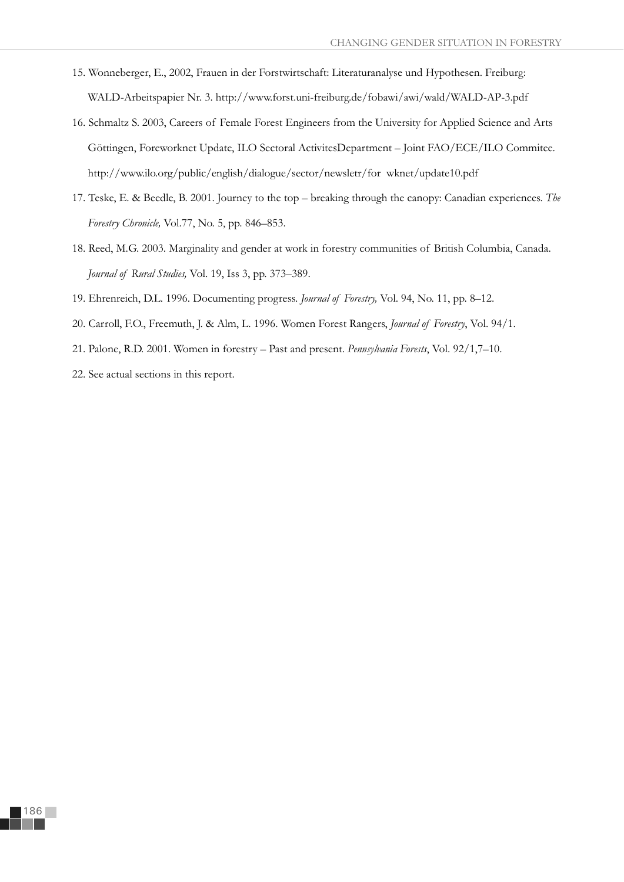15. Wonneberger, E., 2002, Frauen in der Forstwirtschaft: Literaturanalyse und Hypothesen. Freiburg: WALD-Arbeitspapier Nr. 3. http://www.forst.uni-freiburg.de/fobawi/awi/wald/WALD-AP-3.pdf

16. Schmaltz S. 2003, Careers of Female Forest Engineers from the University for Applied Science and Arts Göttingen, Foreworknet Update, ILO Sectoral ActivitesDepartment – Joint FAO/ECE/ILO Commitee. http://www.ilo.org/public/english/dialogue/sector/newsletr/for wknet/update10.pdf

17. Teske, E. & Beedle, B. 2001. Journey to the top – breaking through the canopy: Canadian experiences. *The Forestry Chronicle,* Vol.77, No. 5, pp. 846–853.

18. Reed, M.G. 2003. Marginality and gender at work in forestry communities of British Columbia, Canada. *Journal of Rural Studies,* Vol. 19, Iss 3, pp. 373–389.

19. Ehrenreich, D.L. 1996. Documenting progress. *Journal of Forestry,* Vol. 94, No. 11, pp. 8–12.

20. Carroll, F.O., Freemuth, J. & Alm, L. 1996. Women Forest Rangers, *Journal of Forestry*, Vol. 94/1.

21. Palone, R.D. 2001. Women in forestry – Past and present. *Pennsylvania Forests*, Vol. 92/1,7–10.

22. See actual sections in this report.